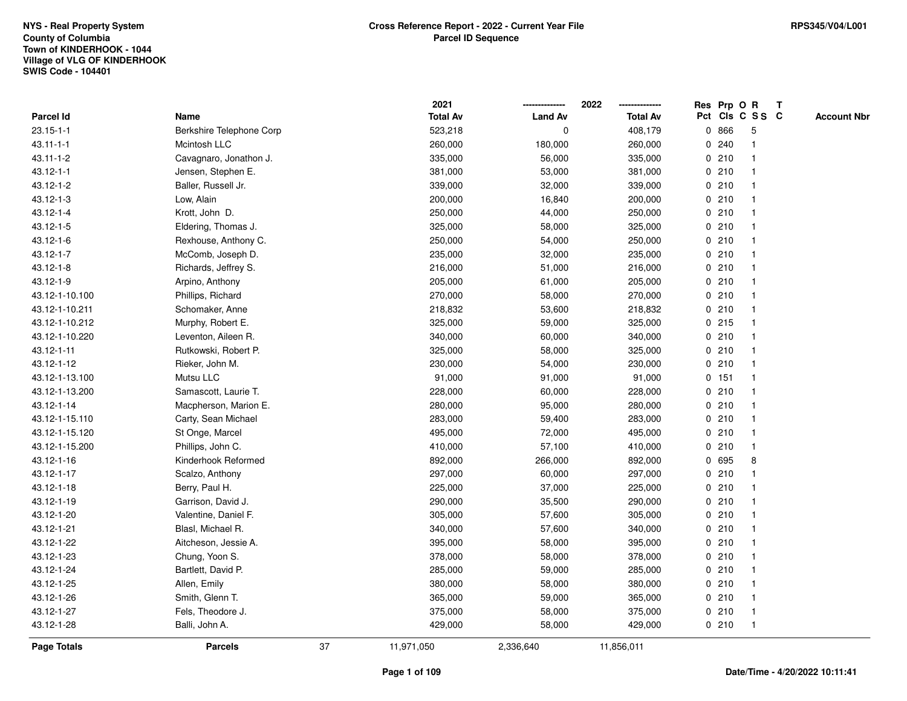NYS - Real Property System
County of Columbia
Town of KINDERHOOK - 1044
Village of VLG OF KINDERHOOK
SWIS Code - 104401

**Cross Reference Report - 2022 - Current Year File**
**Parcel ID Sequence**

RPS345/V04/L001

| Parcel Id | Name | 2021 Total Av | 2022 Land Av | 2022 Total Av | Res Pct | Prp Cls | O C | R S S | T C | Account Nbr |
|---|---|---|---|---|---|---|---|---|---|---|
| 23.15-1-1 | Berkshire Telephone Corp | 523,218 | 0 | 408,179 | 0 | 866 | | 5 | | |
| 43.11-1-1 | Mcintosh LLC | 260,000 | 180,000 | 260,000 | 0 | 240 | | 1 | | |
| 43.11-1-2 | Cavagnaro, Jonathon J. | 335,000 | 56,000 | 335,000 | 0 | 210 | | 1 | | |
| 43.12-1-1 | Jensen, Stephen E. | 381,000 | 53,000 | 381,000 | 0 | 210 | | 1 | | |
| 43.12-1-2 | Baller, Russell Jr. | 339,000 | 32,000 | 339,000 | 0 | 210 | | 1 | | |
| 43.12-1-3 | Low, Alain | 200,000 | 16,840 | 200,000 | 0 | 210 | | 1 | | |
| 43.12-1-4 | Krott, John D. | 250,000 | 44,000 | 250,000 | 0 | 210 | | 1 | | |
| 43.12-1-5 | Eldering, Thomas J. | 325,000 | 58,000 | 325,000 | 0 | 210 | | 1 | | |
| 43.12-1-6 | Rexhouse, Anthony C. | 250,000 | 54,000 | 250,000 | 0 | 210 | | 1 | | |
| 43.12-1-7 | McComb, Joseph D. | 235,000 | 32,000 | 235,000 | 0 | 210 | | 1 | | |
| 43.12-1-8 | Richards, Jeffrey S. | 216,000 | 51,000 | 216,000 | 0 | 210 | | 1 | | |
| 43.12-1-9 | Arpino, Anthony | 205,000 | 61,000 | 205,000 | 0 | 210 | | 1 | | |
| 43.12-1-10.100 | Phillips, Richard | 270,000 | 58,000 | 270,000 | 0 | 210 | | 1 | | |
| 43.12-1-10.211 | Schomaker, Anne | 218,832 | 53,600 | 218,832 | 0 | 210 | | 1 | | |
| 43.12-1-10.212 | Murphy, Robert E. | 325,000 | 59,000 | 325,000 | 0 | 215 | | 1 | | |
| 43.12-1-10.220 | Leventon, Aileen R. | 340,000 | 60,000 | 340,000 | 0 | 210 | | 1 | | |
| 43.12-1-11 | Rutkowski, Robert P. | 325,000 | 58,000 | 325,000 | 0 | 210 | | 1 | | |
| 43.12-1-12 | Rieker, John M. | 230,000 | 54,000 | 230,000 | 0 | 210 | | 1 | | |
| 43.12-1-13.100 | Mutsu LLC | 91,000 | 91,000 | 91,000 | 0 | 151 | | 1 | | |
| 43.12-1-13.200 | Samascott, Laurie T. | 228,000 | 60,000 | 228,000 | 0 | 210 | | 1 | | |
| 43.12-1-14 | Macpherson, Marion E. | 280,000 | 95,000 | 280,000 | 0 | 210 | | 1 | | |
| 43.12-1-15.110 | Carty, Sean Michael | 283,000 | 59,400 | 283,000 | 0 | 210 | | 1 | | |
| 43.12-1-15.120 | St Onge, Marcel | 495,000 | 72,000 | 495,000 | 0 | 210 | | 1 | | |
| 43.12-1-15.200 | Phillips, John C. | 410,000 | 57,100 | 410,000 | 0 | 210 | | 1 | | |
| 43.12-1-16 | Kinderhook Reformed | 892,000 | 266,000 | 892,000 | 0 | 695 | | 8 | | |
| 43.12-1-17 | Scalzo, Anthony | 297,000 | 60,000 | 297,000 | 0 | 210 | | 1 | | |
| 43.12-1-18 | Berry, Paul H. | 225,000 | 37,000 | 225,000 | 0 | 210 | | 1 | | |
| 43.12-1-19 | Garrison, David J. | 290,000 | 35,500 | 290,000 | 0 | 210 | | 1 | | |
| 43.12-1-20 | Valentine, Daniel F. | 305,000 | 57,600 | 305,000 | 0 | 210 | | 1 | | |
| 43.12-1-21 | Blasl, Michael R. | 340,000 | 57,600 | 340,000 | 0 | 210 | | 1 | | |
| 43.12-1-22 | Aitcheson, Jessie A. | 395,000 | 58,000 | 395,000 | 0 | 210 | | 1 | | |
| 43.12-1-23 | Chung, Yoon S. | 378,000 | 58,000 | 378,000 | 0 | 210 | | 1 | | |
| 43.12-1-24 | Bartlett, David P. | 285,000 | 59,000 | 285,000 | 0 | 210 | | 1 | | |
| 43.12-1-25 | Allen, Emily | 380,000 | 58,000 | 380,000 | 0 | 210 | | 1 | | |
| 43.12-1-26 | Smith, Glenn T. | 365,000 | 59,000 | 365,000 | 0 | 210 | | 1 | | |
| 43.12-1-27 | Fels, Theodore J. | 375,000 | 58,000 | 375,000 | 0 | 210 | | 1 | | |
| 43.12-1-28 | Balli, John A. | 429,000 | 58,000 | 429,000 | 0 | 210 | | 1 | | |
| **Page Totals** | **Parcels** 37 | 11,971,050 | 2,336,640 | 11,856,011 | | | | | | |

**Date/Time - 4/20/2022 10:11:41**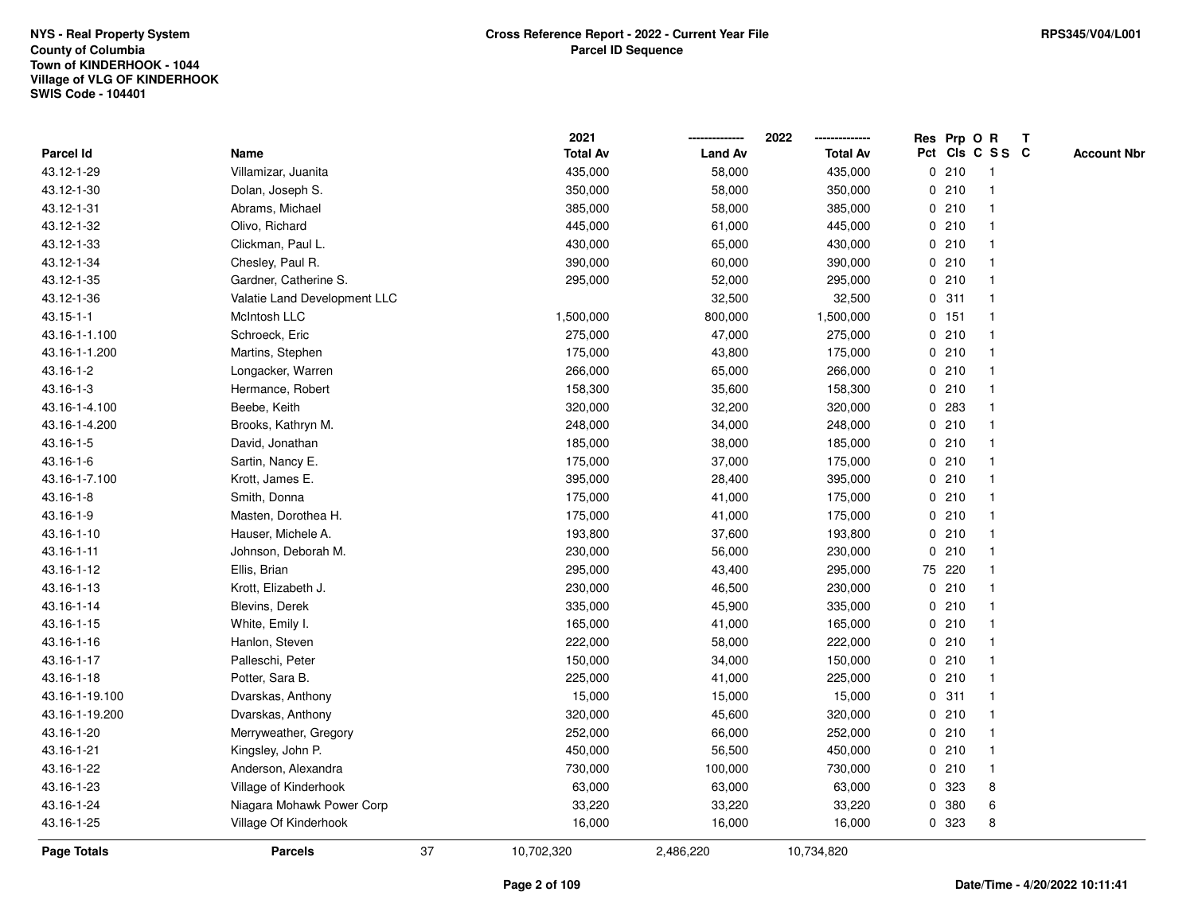**NYS - Real Property System**
**County of Columbia**
**Town of KINDERHOOK - 1044**
**Village of VLG OF KINDERHOOK**
**SWIS Code - 104401**

**Cross Reference Report - 2022 - Current Year File**
**Parcel ID Sequence**

**RPS345/V04/L001**

| Parcel Id | Name | 2021 Total Av | 2022 Land Av | 2022 Total Av | Res Pct | Prp Cls | O C | R S S | T C | Account Nbr |
|---|---|---|---|---|---|---|---|---|---|---|
| 43.12-1-29 | Villamizar, Juanita | 435,000 | 58,000 | 435,000 | 0 | 210 | | 1 | | |
| 43.12-1-30 | Dolan, Joseph S. | 350,000 | 58,000 | 350,000 | 0 | 210 | | 1 | | |
| 43.12-1-31 | Abrams, Michael | 385,000 | 58,000 | 385,000 | 0 | 210 | | 1 | | |
| 43.12-1-32 | Olivo, Richard | 445,000 | 61,000 | 445,000 | 0 | 210 | | 1 | | |
| 43.12-1-33 | Clickman, Paul L. | 430,000 | 65,000 | 430,000 | 0 | 210 | | 1 | | |
| 43.12-1-34 | Chesley, Paul R. | 390,000 | 60,000 | 390,000 | 0 | 210 | | 1 | | |
| 43.12-1-35 | Gardner, Catherine S. | 295,000 | 52,000 | 295,000 | 0 | 210 | | 1 | | |
| 43.12-1-36 | Valatie Land Development LLC | | 32,500 | 32,500 | 0 | 311 | | 1 | | |
| 43.15-1-1 | McIntosh LLC | 1,500,000 | 800,000 | 1,500,000 | 0 | 151 | | 1 | | |
| 43.16-1-1.100 | Schroeck, Eric | 275,000 | 47,000 | 275,000 | 0 | 210 | | 1 | | |
| 43.16-1-1.200 | Martins, Stephen | 175,000 | 43,800 | 175,000 | 0 | 210 | | 1 | | |
| 43.16-1-2 | Longacker, Warren | 266,000 | 65,000 | 266,000 | 0 | 210 | | 1 | | |
| 43.16-1-3 | Hermance, Robert | 158,300 | 35,600 | 158,300 | 0 | 210 | | 1 | | |
| 43.16-1-4.100 | Beebe, Keith | 320,000 | 32,200 | 320,000 | 0 | 283 | | 1 | | |
| 43.16-1-4.200 | Brooks, Kathryn M. | 248,000 | 34,000 | 248,000 | 0 | 210 | | 1 | | |
| 43.16-1-5 | David, Jonathan | 185,000 | 38,000 | 185,000 | 0 | 210 | | 1 | | |
| 43.16-1-6 | Sartin, Nancy E. | 175,000 | 37,000 | 175,000 | 0 | 210 | | 1 | | |
| 43.16-1-7.100 | Krott, James E. | 395,000 | 28,400 | 395,000 | 0 | 210 | | 1 | | |
| 43.16-1-8 | Smith, Donna | 175,000 | 41,000 | 175,000 | 0 | 210 | | 1 | | |
| 43.16-1-9 | Masten, Dorothea H. | 175,000 | 41,000 | 175,000 | 0 | 210 | | 1 | | |
| 43.16-1-10 | Hauser, Michele A. | 193,800 | 37,600 | 193,800 | 0 | 210 | | 1 | | |
| 43.16-1-11 | Johnson, Deborah M. | 230,000 | 56,000 | 230,000 | 0 | 210 | | 1 | | |
| 43.16-1-12 | Ellis, Brian | 295,000 | 43,400 | 295,000 | 75 | 220 | | 1 | | |
| 43.16-1-13 | Krott, Elizabeth J. | 230,000 | 46,500 | 230,000 | 0 | 210 | | 1 | | |
| 43.16-1-14 | Blevins, Derek | 335,000 | 45,900 | 335,000 | 0 | 210 | | 1 | | |
| 43.16-1-15 | White, Emily I. | 165,000 | 41,000 | 165,000 | 0 | 210 | | 1 | | |
| 43.16-1-16 | Hanlon, Steven | 222,000 | 58,000 | 222,000 | 0 | 210 | | 1 | | |
| 43.16-1-17 | Palleschi, Peter | 150,000 | 34,000 | 150,000 | 0 | 210 | | 1 | | |
| 43.16-1-18 | Potter, Sara B. | 225,000 | 41,000 | 225,000 | 0 | 210 | | 1 | | |
| 43.16-1-19.100 | Dvarskas, Anthony | 15,000 | 15,000 | 15,000 | 0 | 311 | | 1 | | |
| 43.16-1-19.200 | Dvarskas, Anthony | 320,000 | 45,600 | 320,000 | 0 | 210 | | 1 | | |
| 43.16-1-20 | Merryweather, Gregory | 252,000 | 66,000 | 252,000 | 0 | 210 | | 1 | | |
| 43.16-1-21 | Kingsley, John P. | 450,000 | 56,500 | 450,000 | 0 | 210 | | 1 | | |
| 43.16-1-22 | Anderson, Alexandra | 730,000 | 100,000 | 730,000 | 0 | 210 | | 1 | | |
| 43.16-1-23 | Village of Kinderhook | 63,000 | 63,000 | 63,000 | 0 | 323 | | 8 | | |
| 43.16-1-24 | Niagara Mohawk Power Corp | 33,220 | 33,220 | 33,220 | 0 | 380 | | 6 | | |
| 43.16-1-25 | Village Of Kinderhook | 16,000 | 16,000 | 16,000 | 0 | 323 | | 8 | | |
| **Page Totals** | **Parcels** 37 | 10,702,320 | 2,486,220 | 10,734,820 | | | | | | |

**Date/Time - 4/20/2022 10:11:41**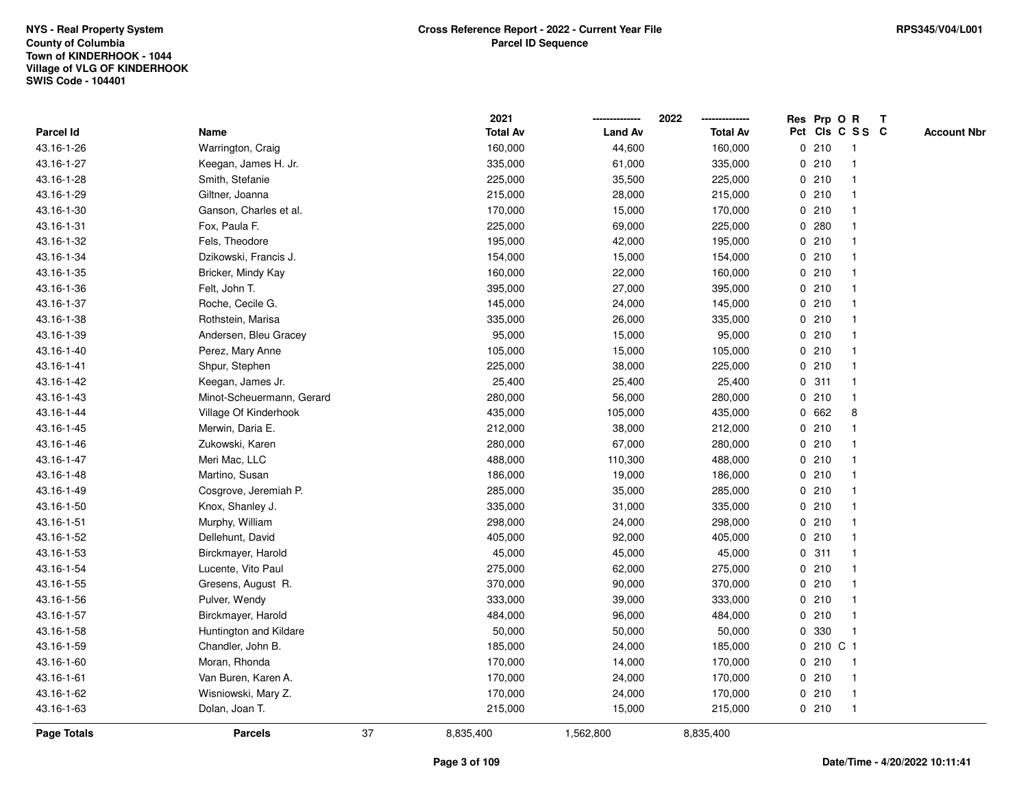NYS - Real Property System
County of Columbia
Town of KINDERHOOK - 1044
Village of VLG OF KINDERHOOK
SWIS Code - 104401

**Cross Reference Report - 2022 - Current Year File**
**Parcel ID Sequence**

RPS345/V04/L001

| Parcel Id | Name | 2021 Total Av | 2022 Land Av | 2022 Total Av | Res Pct | Prp Cls | O C | R S S | T C | Account Nbr |
|---|---|---|---|---|---|---|---|---|---|---|
| 43.16-1-26 | Warrington, Craig | 160,000 | 44,600 | 160,000 | 0 | 210 | | 1 | | |
| 43.16-1-27 | Keegan, James H. Jr. | 335,000 | 61,000 | 335,000 | 0 | 210 | | 1 | | |
| 43.16-1-28 | Smith, Stefanie | 225,000 | 35,500 | 225,000 | 0 | 210 | | 1 | | |
| 43.16-1-29 | Giltner, Joanna | 215,000 | 28,000 | 215,000 | 0 | 210 | | 1 | | |
| 43.16-1-30 | Ganson, Charles et al. | 170,000 | 15,000 | 170,000 | 0 | 210 | | 1 | | |
| 43.16-1-31 | Fox, Paula F. | 225,000 | 69,000 | 225,000 | 0 | 280 | | 1 | | |
| 43.16-1-32 | Fels, Theodore | 195,000 | 42,000 | 195,000 | 0 | 210 | | 1 | | |
| 43.16-1-34 | Dzikowski, Francis J. | 154,000 | 15,000 | 154,000 | 0 | 210 | | 1 | | |
| 43.16-1-35 | Bricker, Mindy Kay | 160,000 | 22,000 | 160,000 | 0 | 210 | | 1 | | |
| 43.16-1-36 | Felt, John T. | 395,000 | 27,000 | 395,000 | 0 | 210 | | 1 | | |
| 43.16-1-37 | Roche, Cecile G. | 145,000 | 24,000 | 145,000 | 0 | 210 | | 1 | | |
| 43.16-1-38 | Rothstein, Marisa | 335,000 | 26,000 | 335,000 | 0 | 210 | | 1 | | |
| 43.16-1-39 | Andersen, Bleu Gracey | 95,000 | 15,000 | 95,000 | 0 | 210 | | 1 | | |
| 43.16-1-40 | Perez, Mary Anne | 105,000 | 15,000 | 105,000 | 0 | 210 | | 1 | | |
| 43.16-1-41 | Shpur, Stephen | 225,000 | 38,000 | 225,000 | 0 | 210 | | 1 | | |
| 43.16-1-42 | Keegan, James Jr. | 25,400 | 25,400 | 25,400 | 0 | 311 | | 1 | | |
| 43.16-1-43 | Minot-Scheuermann, Gerard | 280,000 | 56,000 | 280,000 | 0 | 210 | | 1 | | |
| 43.16-1-44 | Village Of Kinderhook | 435,000 | 105,000 | 435,000 | 0 | 662 | | 8 | | |
| 43.16-1-45 | Merwin, Daria E. | 212,000 | 38,000 | 212,000 | 0 | 210 | | 1 | | |
| 43.16-1-46 | Zukowski, Karen | 280,000 | 67,000 | 280,000 | 0 | 210 | | 1 | | |
| 43.16-1-47 | Meri Mac, LLC | 488,000 | 110,300 | 488,000 | 0 | 210 | | 1 | | |
| 43.16-1-48 | Martino, Susan | 186,000 | 19,000 | 186,000 | 0 | 210 | | 1 | | |
| 43.16-1-49 | Cosgrove, Jeremiah P. | 285,000 | 35,000 | 285,000 | 0 | 210 | | 1 | | |
| 43.16-1-50 | Knox, Shanley J. | 335,000 | 31,000 | 335,000 | 0 | 210 | | 1 | | |
| 43.16-1-51 | Murphy, William | 298,000 | 24,000 | 298,000 | 0 | 210 | | 1 | | |
| 43.16-1-52 | Dellehunt, David | 405,000 | 92,000 | 405,000 | 0 | 210 | | 1 | | |
| 43.16-1-53 | Birckmayer, Harold | 45,000 | 45,000 | 45,000 | 0 | 311 | | 1 | | |
| 43.16-1-54 | Lucente, Vito Paul | 275,000 | 62,000 | 275,000 | 0 | 210 | | 1 | | |
| 43.16-1-55 | Gresens, August R. | 370,000 | 90,000 | 370,000 | 0 | 210 | | 1 | | |
| 43.16-1-56 | Pulver, Wendy | 333,000 | 39,000 | 333,000 | 0 | 210 | | 1 | | |
| 43.16-1-57 | Birckmayer, Harold | 484,000 | 96,000 | 484,000 | 0 | 210 | | 1 | | |
| 43.16-1-58 | Huntington and Kildare | 50,000 | 50,000 | 50,000 | 0 | 330 | | 1 | | |
| 43.16-1-59 | Chandler, John B. | 185,000 | 24,000 | 185,000 | 0 | 210 | C | 1 | | |
| 43.16-1-60 | Moran, Rhonda | 170,000 | 14,000 | 170,000 | 0 | 210 | | 1 | | |
| 43.16-1-61 | Van Buren, Karen A. | 170,000 | 24,000 | 170,000 | 0 | 210 | | 1 | | |
| 43.16-1-62 | Wisniowski, Mary Z. | 170,000 | 24,000 | 170,000 | 0 | 210 | | 1 | | |
| 43.16-1-63 | Dolan, Joan T. | 215,000 | 15,000 | 215,000 | 0 | 210 | | 1 | | |
| **Page Totals** | **Parcels** 37 | 8,835,400 | 1,562,800 | 8,835,400 | | | | | | |

Date/Time - 4/20/2022 10:11:41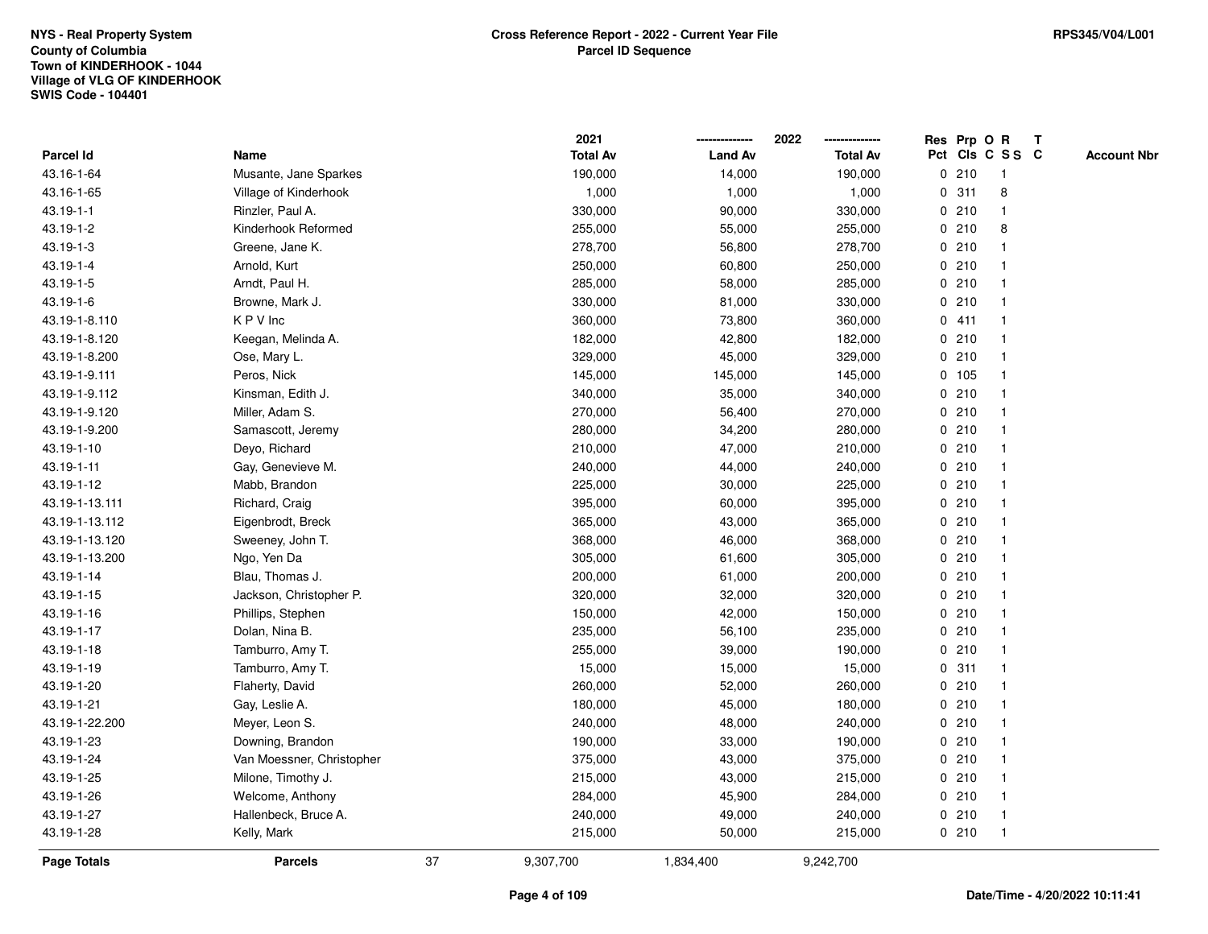NYS - Real Property System
County of Columbia
Town of KINDERHOOK - 1044
Village of VLG OF KINDERHOOK
SWIS Code - 104401

**Cross Reference Report - 2022 - Current Year File**
**Parcel ID Sequence**

RPS345/V04/L001

| Parcel Id | Name | 2021 Total Av | 2022 Land Av | 2022 Total Av | Res Pct | Prp Cls | O C | R SS | T C | Account Nbr |
|---|---|---|---|---|---|---|---|---|---|---|
| 43.16-1-64 | Musante, Jane Sparkes | 190,000 | 14,000 | 190,000 | 0 | 210 | | 1 | | |
| 43.16-1-65 | Village of Kinderhook | 1,000 | 1,000 | 1,000 | 0 | 311 | | 8 | | |
| 43.19-1-1 | Rinzler, Paul A. | 330,000 | 90,000 | 330,000 | 0 | 210 | | 1 | | |
| 43.19-1-2 | Kinderhook Reformed | 255,000 | 55,000 | 255,000 | 0 | 210 | | 8 | | |
| 43.19-1-3 | Greene, Jane K. | 278,700 | 56,800 | 278,700 | 0 | 210 | | 1 | | |
| 43.19-1-4 | Arnold, Kurt | 250,000 | 60,800 | 250,000 | 0 | 210 | | 1 | | |
| 43.19-1-5 | Arndt, Paul H. | 285,000 | 58,000 | 285,000 | 0 | 210 | | 1 | | |
| 43.19-1-6 | Browne, Mark J. | 330,000 | 81,000 | 330,000 | 0 | 210 | | 1 | | |
| 43.19-1-8.110 | K P V Inc | 360,000 | 73,800 | 360,000 | 0 | 411 | | 1 | | |
| 43.19-1-8.120 | Keegan, Melinda A. | 182,000 | 42,800 | 182,000 | 0 | 210 | | 1 | | |
| 43.19-1-8.200 | Ose, Mary L. | 329,000 | 45,000 | 329,000 | 0 | 210 | | 1 | | |
| 43.19-1-9.111 | Peros, Nick | 145,000 | 145,000 | 145,000 | 0 | 105 | | 1 | | |
| 43.19-1-9.112 | Kinsman, Edith J. | 340,000 | 35,000 | 340,000 | 0 | 210 | | 1 | | |
| 43.19-1-9.120 | Miller, Adam S. | 270,000 | 56,400 | 270,000 | 0 | 210 | | 1 | | |
| 43.19-1-9.200 | Samascott, Jeremy | 280,000 | 34,200 | 280,000 | 0 | 210 | | 1 | | |
| 43.19-1-10 | Deyo, Richard | 210,000 | 47,000 | 210,000 | 0 | 210 | | 1 | | |
| 43.19-1-11 | Gay, Genevieve M. | 240,000 | 44,000 | 240,000 | 0 | 210 | | 1 | | |
| 43.19-1-12 | Mabb, Brandon | 225,000 | 30,000 | 225,000 | 0 | 210 | | 1 | | |
| 43.19-1-13.111 | Richard, Craig | 395,000 | 60,000 | 395,000 | 0 | 210 | | 1 | | |
| 43.19-1-13.112 | Eigenbrodt, Breck | 365,000 | 43,000 | 365,000 | 0 | 210 | | 1 | | |
| 43.19-1-13.120 | Sweeney, John T. | 368,000 | 46,000 | 368,000 | 0 | 210 | | 1 | | |
| 43.19-1-13.200 | Ngo, Yen Da | 305,000 | 61,600 | 305,000 | 0 | 210 | | 1 | | |
| 43.19-1-14 | Blau, Thomas J. | 200,000 | 61,000 | 200,000 | 0 | 210 | | 1 | | |
| 43.19-1-15 | Jackson, Christopher P. | 320,000 | 32,000 | 320,000 | 0 | 210 | | 1 | | |
| 43.19-1-16 | Phillips, Stephen | 150,000 | 42,000 | 150,000 | 0 | 210 | | 1 | | |
| 43.19-1-17 | Dolan, Nina B. | 235,000 | 56,100 | 235,000 | 0 | 210 | | 1 | | |
| 43.19-1-18 | Tamburro, Amy T. | 255,000 | 39,000 | 190,000 | 0 | 210 | | 1 | | |
| 43.19-1-19 | Tamburro, Amy T. | 15,000 | 15,000 | 15,000 | 0 | 311 | | 1 | | |
| 43.19-1-20 | Flaherty, David | 260,000 | 52,000 | 260,000 | 0 | 210 | | 1 | | |
| 43.19-1-21 | Gay, Leslie A. | 180,000 | 45,000 | 180,000 | 0 | 210 | | 1 | | |
| 43.19-1-22.200 | Meyer, Leon S. | 240,000 | 48,000 | 240,000 | 0 | 210 | | 1 | | |
| 43.19-1-23 | Downing, Brandon | 190,000 | 33,000 | 190,000 | 0 | 210 | | 1 | | |
| 43.19-1-24 | Van Moessner, Christopher | 375,000 | 43,000 | 375,000 | 0 | 210 | | 1 | | |
| 43.19-1-25 | Milone, Timothy J. | 215,000 | 43,000 | 215,000 | 0 | 210 | | 1 | | |
| 43.19-1-26 | Welcome, Anthony | 284,000 | 45,900 | 284,000 | 0 | 210 | | 1 | | |
| 43.19-1-27 | Hallenbeck, Bruce A. | 240,000 | 49,000 | 240,000 | 0 | 210 | | 1 | | |
| 43.19-1-28 | Kelly, Mark | 215,000 | 50,000 | 215,000 | 0 | 210 | | 1 | | |
| **Page Totals** | **Parcels** 37 | 9,307,700 | 1,834,400 | 9,242,700 | | | | | | |

**Date/Time - 4/20/2022 10:11:41**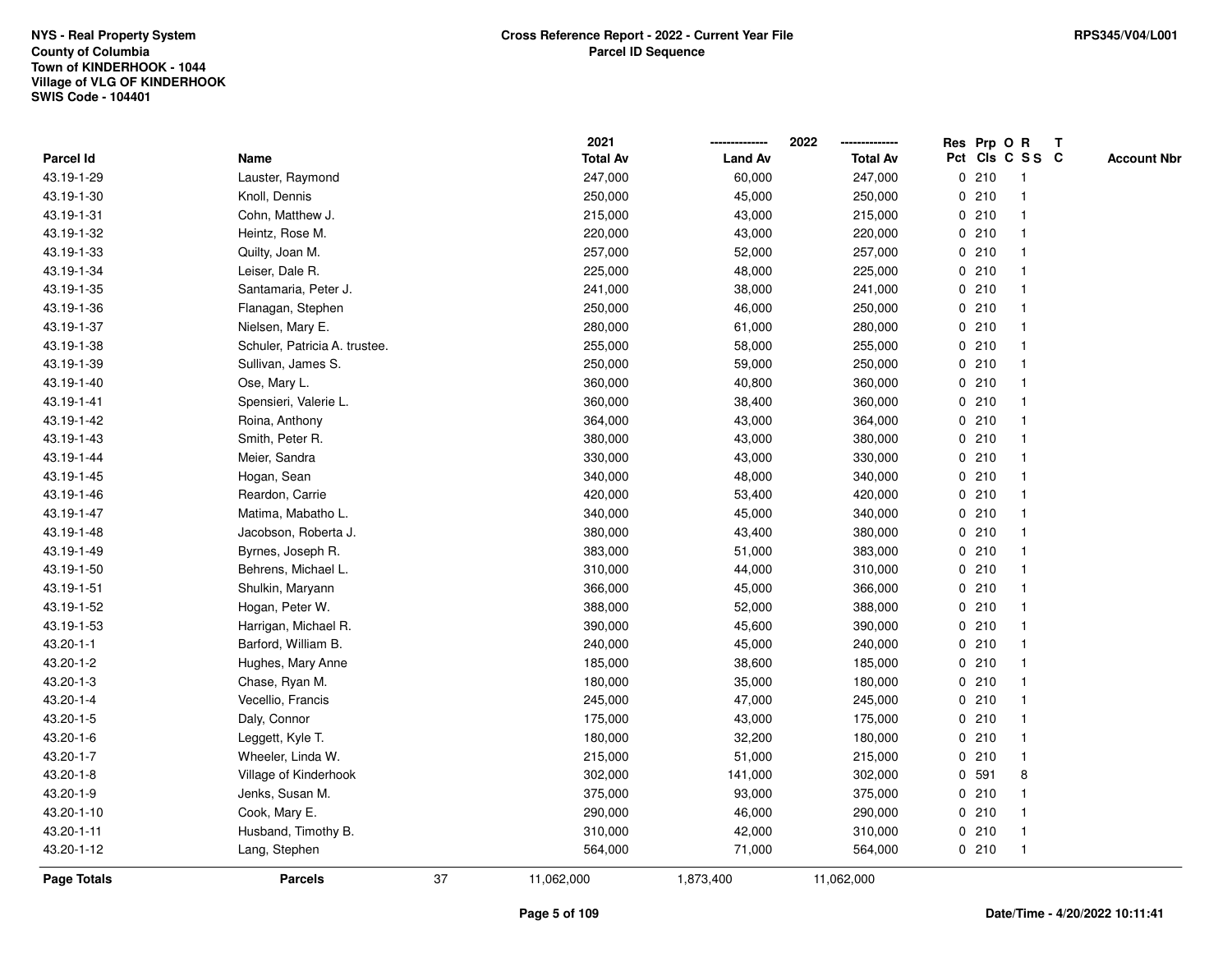**NYS - Real Property System**
**County of Columbia**
**Town of KINDERHOOK - 1044**
**Village of VLG OF KINDERHOOK**
**SWIS Code - 104401**

**Cross Reference Report - 2022 - Current Year File**
**Parcel ID Sequence**

**RPS345/V04/L001**

| Parcel Id | Name | 2021 Total Av | 2022 Land Av | 2022 Total Av | Res Pct | Prp Cls | O C | R SS | T C | Account Nbr |
|---|---|---|---|---|---|---|---|---|---|---|
| 43.19-1-29 | Lauster, Raymond | 247,000 | 60,000 | 247,000 | 0 | 210 | | 1 | | |
| 43.19-1-30 | Knoll, Dennis | 250,000 | 45,000 | 250,000 | 0 | 210 | | 1 | | |
| 43.19-1-31 | Cohn, Matthew J. | 215,000 | 43,000 | 215,000 | 0 | 210 | | 1 | | |
| 43.19-1-32 | Heintz, Rose M. | 220,000 | 43,000 | 220,000 | 0 | 210 | | 1 | | |
| 43.19-1-33 | Quilty, Joan M. | 257,000 | 52,000 | 257,000 | 0 | 210 | | 1 | | |
| 43.19-1-34 | Leiser, Dale R. | 225,000 | 48,000 | 225,000 | 0 | 210 | | 1 | | |
| 43.19-1-35 | Santamaria, Peter J. | 241,000 | 38,000 | 241,000 | 0 | 210 | | 1 | | |
| 43.19-1-36 | Flanagan, Stephen | 250,000 | 46,000 | 250,000 | 0 | 210 | | 1 | | |
| 43.19-1-37 | Nielsen, Mary E. | 280,000 | 61,000 | 280,000 | 0 | 210 | | 1 | | |
| 43.19-1-38 | Schuler, Patricia A. trustee. | 255,000 | 58,000 | 255,000 | 0 | 210 | | 1 | | |
| 43.19-1-39 | Sullivan, James S. | 250,000 | 59,000 | 250,000 | 0 | 210 | | 1 | | |
| 43.19-1-40 | Ose, Mary L. | 360,000 | 40,800 | 360,000 | 0 | 210 | | 1 | | |
| 43.19-1-41 | Spensieri, Valerie L. | 360,000 | 38,400 | 360,000 | 0 | 210 | | 1 | | |
| 43.19-1-42 | Roina, Anthony | 364,000 | 43,000 | 364,000 | 0 | 210 | | 1 | | |
| 43.19-1-43 | Smith, Peter R. | 380,000 | 43,000 | 380,000 | 0 | 210 | | 1 | | |
| 43.19-1-44 | Meier, Sandra | 330,000 | 43,000 | 330,000 | 0 | 210 | | 1 | | |
| 43.19-1-45 | Hogan, Sean | 340,000 | 48,000 | 340,000 | 0 | 210 | | 1 | | |
| 43.19-1-46 | Reardon, Carrie | 420,000 | 53,400 | 420,000 | 0 | 210 | | 1 | | |
| 43.19-1-47 | Matima, Mabatho L. | 340,000 | 45,000 | 340,000 | 0 | 210 | | 1 | | |
| 43.19-1-48 | Jacobson, Roberta J. | 380,000 | 43,400 | 380,000 | 0 | 210 | | 1 | | |
| 43.19-1-49 | Byrnes, Joseph R. | 383,000 | 51,000 | 383,000 | 0 | 210 | | 1 | | |
| 43.19-1-50 | Behrens, Michael L. | 310,000 | 44,000 | 310,000 | 0 | 210 | | 1 | | |
| 43.19-1-51 | Shulkin, Maryann | 366,000 | 45,000 | 366,000 | 0 | 210 | | 1 | | |
| 43.19-1-52 | Hogan, Peter W. | 388,000 | 52,000 | 388,000 | 0 | 210 | | 1 | | |
| 43.19-1-53 | Harrigan, Michael R. | 390,000 | 45,600 | 390,000 | 0 | 210 | | 1 | | |
| 43.20-1-1 | Barford, William B. | 240,000 | 45,000 | 240,000 | 0 | 210 | | 1 | | |
| 43.20-1-2 | Hughes, Mary Anne | 185,000 | 38,600 | 185,000 | 0 | 210 | | 1 | | |
| 43.20-1-3 | Chase, Ryan M. | 180,000 | 35,000 | 180,000 | 0 | 210 | | 1 | | |
| 43.20-1-4 | Vecellio, Francis | 245,000 | 47,000 | 245,000 | 0 | 210 | | 1 | | |
| 43.20-1-5 | Daly, Connor | 175,000 | 43,000 | 175,000 | 0 | 210 | | 1 | | |
| 43.20-1-6 | Leggett, Kyle T. | 180,000 | 32,200 | 180,000 | 0 | 210 | | 1 | | |
| 43.20-1-7 | Wheeler, Linda W. | 215,000 | 51,000 | 215,000 | 0 | 210 | | 1 | | |
| 43.20-1-8 | Village of Kinderhook | 302,000 | 141,000 | 302,000 | 0 | 591 | | 8 | | |
| 43.20-1-9 | Jenks, Susan M. | 375,000 | 93,000 | 375,000 | 0 | 210 | | 1 | | |
| 43.20-1-10 | Cook, Mary E. | 290,000 | 46,000 | 290,000 | 0 | 210 | | 1 | | |
| 43.20-1-11 | Husband, Timothy B. | 310,000 | 42,000 | 310,000 | 0 | 210 | | 1 | | |
| 43.20-1-12 | Lang, Stephen | 564,000 | 71,000 | 564,000 | 0 | 210 | | 1 | | |
| **Page Totals** | **Parcels** 37 | 11,062,000 | 1,873,400 | 11,062,000 | | | | | | |

**Date/Time - 4/20/2022 10:11:41**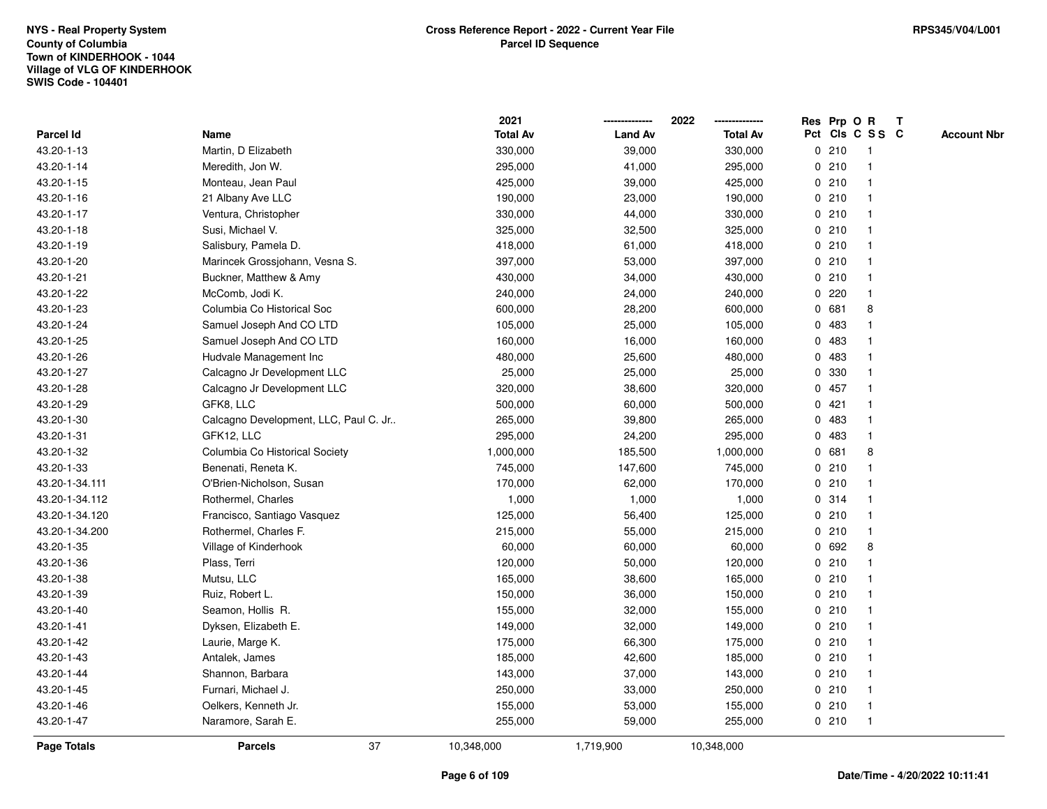NYS - Real Property System
County of Columbia
Town of KINDERHOOK - 1044
Village of VLG OF KINDERHOOK
SWIS Code - 104401

**Cross Reference Report - 2022 - Current Year File**
**Parcel ID Sequence**

RPS345/V04/L001

| Parcel Id | Name | 2021 Total Av | 2022 Land Av | 2022 Total Av | Res Pct | Prp Cls | O C | R SS | T C | Account Nbr |
|---|---|---|---|---|---|---|---|---|---|---|
| 43.20-1-13 | Martin, D Elizabeth | 330,000 | 39,000 | 330,000 | 0 | 210 | | 1 | | |
| 43.20-1-14 | Meredith, Jon W. | 295,000 | 41,000 | 295,000 | 0 | 210 | | 1 | | |
| 43.20-1-15 | Monteau, Jean Paul | 425,000 | 39,000 | 425,000 | 0 | 210 | | 1 | | |
| 43.20-1-16 | 21 Albany Ave LLC | 190,000 | 23,000 | 190,000 | 0 | 210 | | 1 | | |
| 43.20-1-17 | Ventura, Christopher | 330,000 | 44,000 | 330,000 | 0 | 210 | | 1 | | |
| 43.20-1-18 | Susi, Michael V. | 325,000 | 32,500 | 325,000 | 0 | 210 | | 1 | | |
| 43.20-1-19 | Salisbury, Pamela D. | 418,000 | 61,000 | 418,000 | 0 | 210 | | 1 | | |
| 43.20-1-20 | Marincek Grossjohann, Vesna S. | 397,000 | 53,000 | 397,000 | 0 | 210 | | 1 | | |
| 43.20-1-21 | Buckner, Matthew & Amy | 430,000 | 34,000 | 430,000 | 0 | 210 | | 1 | | |
| 43.20-1-22 | McComb, Jodi K. | 240,000 | 24,000 | 240,000 | 0 | 220 | | 1 | | |
| 43.20-1-23 | Columbia Co Historical Soc | 600,000 | 28,200 | 600,000 | 0 | 681 | | 8 | | |
| 43.20-1-24 | Samuel Joseph And CO LTD | 105,000 | 25,000 | 105,000 | 0 | 483 | | 1 | | |
| 43.20-1-25 | Samuel Joseph And CO LTD | 160,000 | 16,000 | 160,000 | 0 | 483 | | 1 | | |
| 43.20-1-26 | Hudvale Management Inc | 480,000 | 25,600 | 480,000 | 0 | 483 | | 1 | | |
| 43.20-1-27 | Calcagno Jr Development LLC | 25,000 | 25,000 | 25,000 | 0 | 330 | | 1 | | |
| 43.20-1-28 | Calcagno Jr Development LLC | 320,000 | 38,600 | 320,000 | 0 | 457 | | 1 | | |
| 43.20-1-29 | GFK8, LLC | 500,000 | 60,000 | 500,000 | 0 | 421 | | 1 | | |
| 43.20-1-30 | Calcagno Development, LLC, Paul C. Jr.. | 265,000 | 39,800 | 265,000 | 0 | 483 | | 1 | | |
| 43.20-1-31 | GFK12, LLC | 295,000 | 24,200 | 295,000 | 0 | 483 | | 1 | | |
| 43.20-1-32 | Columbia Co Historical Society | 1,000,000 | 185,500 | 1,000,000 | 0 | 681 | | 8 | | |
| 43.20-1-33 | Benenati, Reneta K. | 745,000 | 147,600 | 745,000 | 0 | 210 | | 1 | | |
| 43.20-1-34.111 | O'Brien-Nicholson, Susan | 170,000 | 62,000 | 170,000 | 0 | 210 | | 1 | | |
| 43.20-1-34.112 | Rothermel, Charles | 1,000 | 1,000 | 1,000 | 0 | 314 | | 1 | | |
| 43.20-1-34.120 | Francisco, Santiago Vasquez | 125,000 | 56,400 | 125,000 | 0 | 210 | | 1 | | |
| 43.20-1-34.200 | Rothermel, Charles F. | 215,000 | 55,000 | 215,000 | 0 | 210 | | 1 | | |
| 43.20-1-35 | Village of Kinderhook | 60,000 | 60,000 | 60,000 | 0 | 692 | | 8 | | |
| 43.20-1-36 | Plass, Terri | 120,000 | 50,000 | 120,000 | 0 | 210 | | 1 | | |
| 43.20-1-38 | Mutsu, LLC | 165,000 | 38,600 | 165,000 | 0 | 210 | | 1 | | |
| 43.20-1-39 | Ruiz, Robert L. | 150,000 | 36,000 | 150,000 | 0 | 210 | | 1 | | |
| 43.20-1-40 | Seamon, Hollis R. | 155,000 | 32,000 | 155,000 | 0 | 210 | | 1 | | |
| 43.20-1-41 | Dyksen, Elizabeth E. | 149,000 | 32,000 | 149,000 | 0 | 210 | | 1 | | |
| 43.20-1-42 | Laurie, Marge K. | 175,000 | 66,300 | 175,000 | 0 | 210 | | 1 | | |
| 43.20-1-43 | Antalek, James | 185,000 | 42,600 | 185,000 | 0 | 210 | | 1 | | |
| 43.20-1-44 | Shannon, Barbara | 143,000 | 37,000 | 143,000 | 0 | 210 | | 1 | | |
| 43.20-1-45 | Furnari, Michael J. | 250,000 | 33,000 | 250,000 | 0 | 210 | | 1 | | |
| 43.20-1-46 | Oelkers, Kenneth Jr. | 155,000 | 53,000 | 155,000 | 0 | 210 | | 1 | | |
| 43.20-1-47 | Naramore, Sarah E. | 255,000 | 59,000 | 255,000 | 0 | 210 | | 1 | | |
| **Page Totals** | **Parcels** 37 | 10,348,000 | 1,719,900 | 10,348,000 | | | | | | |

Date/Time - 4/20/2022 10:11:41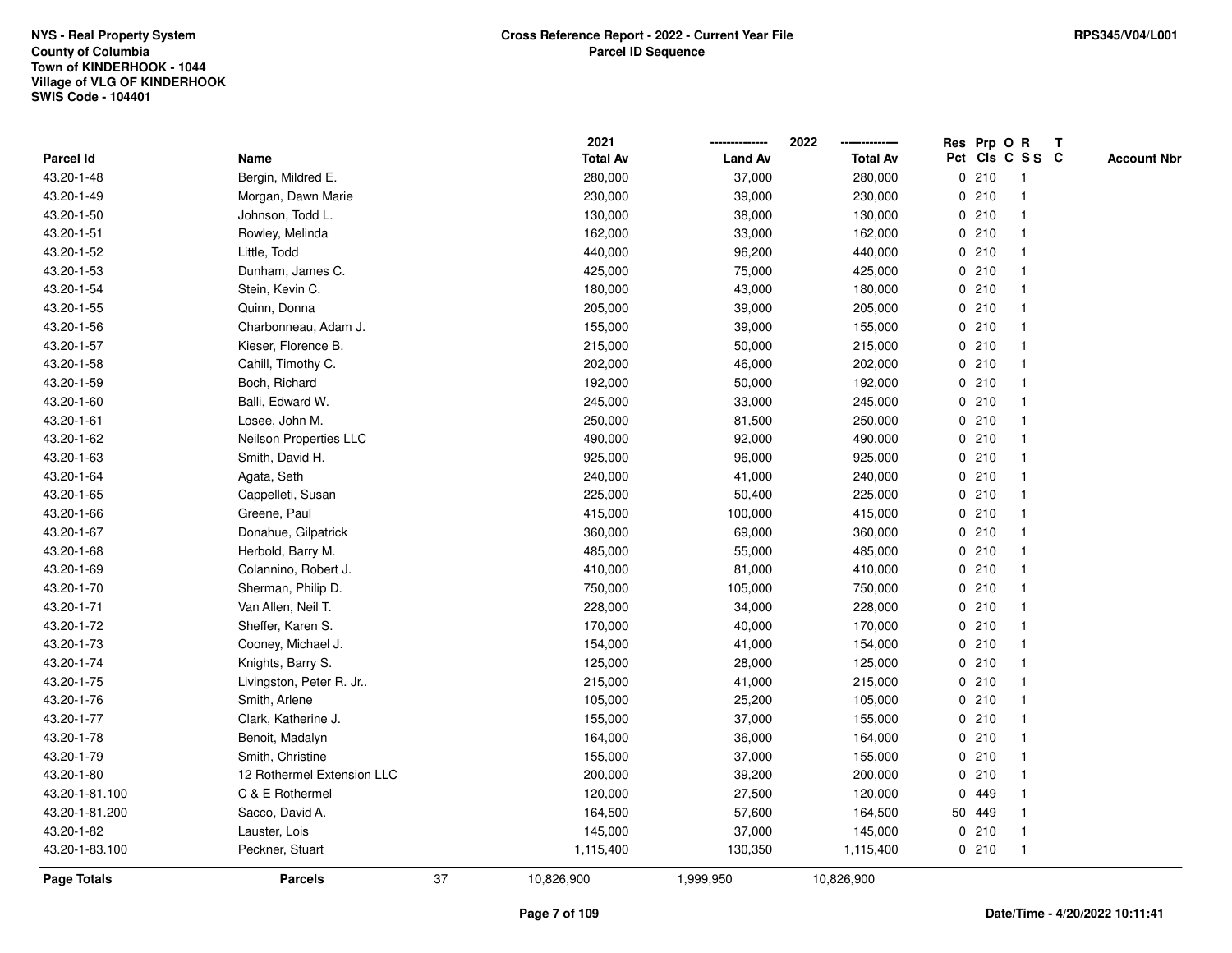NYS - Real Property System
County of Columbia
Town of KINDERHOOK - 1044
Village of VLG OF KINDERHOOK
SWIS Code - 104401

**Cross Reference Report - 2022 - Current Year File**
**Parcel ID Sequence**

RPS345/V04/L001

| Parcel Id | Name | 2021 Total Av | 2022 Land Av | 2022 Total Av | Res Pct | Prp Cls | O C | R S S | T C | Account Nbr |
|---|---|---|---|---|---|---|---|---|---|---|
| 43.20-1-48 | Bergin, Mildred E. | 280,000 | 37,000 | 280,000 | 0 | 210 | | 1 | | |
| 43.20-1-49 | Morgan, Dawn Marie | 230,000 | 39,000 | 230,000 | 0 | 210 | | 1 | | |
| 43.20-1-50 | Johnson, Todd L. | 130,000 | 38,000 | 130,000 | 0 | 210 | | 1 | | |
| 43.20-1-51 | Rowley, Melinda | 162,000 | 33,000 | 162,000 | 0 | 210 | | 1 | | |
| 43.20-1-52 | Little, Todd | 440,000 | 96,200 | 440,000 | 0 | 210 | | 1 | | |
| 43.20-1-53 | Dunham, James C. | 425,000 | 75,000 | 425,000 | 0 | 210 | | 1 | | |
| 43.20-1-54 | Stein, Kevin C. | 180,000 | 43,000 | 180,000 | 0 | 210 | | 1 | | |
| 43.20-1-55 | Quinn, Donna | 205,000 | 39,000 | 205,000 | 0 | 210 | | 1 | | |
| 43.20-1-56 | Charbonneau, Adam J. | 155,000 | 39,000 | 155,000 | 0 | 210 | | 1 | | |
| 43.20-1-57 | Kieser, Florence B. | 215,000 | 50,000 | 215,000 | 0 | 210 | | 1 | | |
| 43.20-1-58 | Cahill, Timothy C. | 202,000 | 46,000 | 202,000 | 0 | 210 | | 1 | | |
| 43.20-1-59 | Boch, Richard | 192,000 | 50,000 | 192,000 | 0 | 210 | | 1 | | |
| 43.20-1-60 | Balli, Edward W. | 245,000 | 33,000 | 245,000 | 0 | 210 | | 1 | | |
| 43.20-1-61 | Losee, John M. | 250,000 | 81,500 | 250,000 | 0 | 210 | | 1 | | |
| 43.20-1-62 | Neilson Properties LLC | 490,000 | 92,000 | 490,000 | 0 | 210 | | 1 | | |
| 43.20-1-63 | Smith, David H. | 925,000 | 96,000 | 925,000 | 0 | 210 | | 1 | | |
| 43.20-1-64 | Agata, Seth | 240,000 | 41,000 | 240,000 | 0 | 210 | | 1 | | |
| 43.20-1-65 | Cappelleti, Susan | 225,000 | 50,400 | 225,000 | 0 | 210 | | 1 | | |
| 43.20-1-66 | Greene, Paul | 415,000 | 100,000 | 415,000 | 0 | 210 | | 1 | | |
| 43.20-1-67 | Donahue, Gilpatrick | 360,000 | 69,000 | 360,000 | 0 | 210 | | 1 | | |
| 43.20-1-68 | Herbold, Barry M. | 485,000 | 55,000 | 485,000 | 0 | 210 | | 1 | | |
| 43.20-1-69 | Colannino, Robert J. | 410,000 | 81,000 | 410,000 | 0 | 210 | | 1 | | |
| 43.20-1-70 | Sherman, Philip D. | 750,000 | 105,000 | 750,000 | 0 | 210 | | 1 | | |
| 43.20-1-71 | Van Allen, Neil T. | 228,000 | 34,000 | 228,000 | 0 | 210 | | 1 | | |
| 43.20-1-72 | Sheffer, Karen S. | 170,000 | 40,000 | 170,000 | 0 | 210 | | 1 | | |
| 43.20-1-73 | Cooney, Michael J. | 154,000 | 41,000 | 154,000 | 0 | 210 | | 1 | | |
| 43.20-1-74 | Knights, Barry S. | 125,000 | 28,000 | 125,000 | 0 | 210 | | 1 | | |
| 43.20-1-75 | Livingston, Peter R. Jr.. | 215,000 | 41,000 | 215,000 | 0 | 210 | | 1 | | |
| 43.20-1-76 | Smith, Arlene | 105,000 | 25,200 | 105,000 | 0 | 210 | | 1 | | |
| 43.20-1-77 | Clark, Katherine J. | 155,000 | 37,000 | 155,000 | 0 | 210 | | 1 | | |
| 43.20-1-78 | Benoit, Madalyn | 164,000 | 36,000 | 164,000 | 0 | 210 | | 1 | | |
| 43.20-1-79 | Smith, Christine | 155,000 | 37,000 | 155,000 | 0 | 210 | | 1 | | |
| 43.20-1-80 | 12 Rothermel Extension LLC | 200,000 | 39,200 | 200,000 | 0 | 210 | | 1 | | |
| 43.20-1-81.100 | C & E Rothermel | 120,000 | 27,500 | 120,000 | 0 | 449 | | 1 | | |
| 43.20-1-81.200 | Sacco, David A. | 164,500 | 57,600 | 164,500 | 50 | 449 | | 1 | | |
| 43.20-1-82 | Lauster, Lois | 145,000 | 37,000 | 145,000 | 0 | 210 | | 1 | | |
| 43.20-1-83.100 | Peckner, Stuart | 1,115,400 | 130,350 | 1,115,400 | 0 | 210 | | 1 | | |
| **Page Totals** | **Parcels** 37 | 10,826,900 | 1,999,950 | 10,826,900 | | | | | | |

Date/Time - 4/20/2022 10:11:41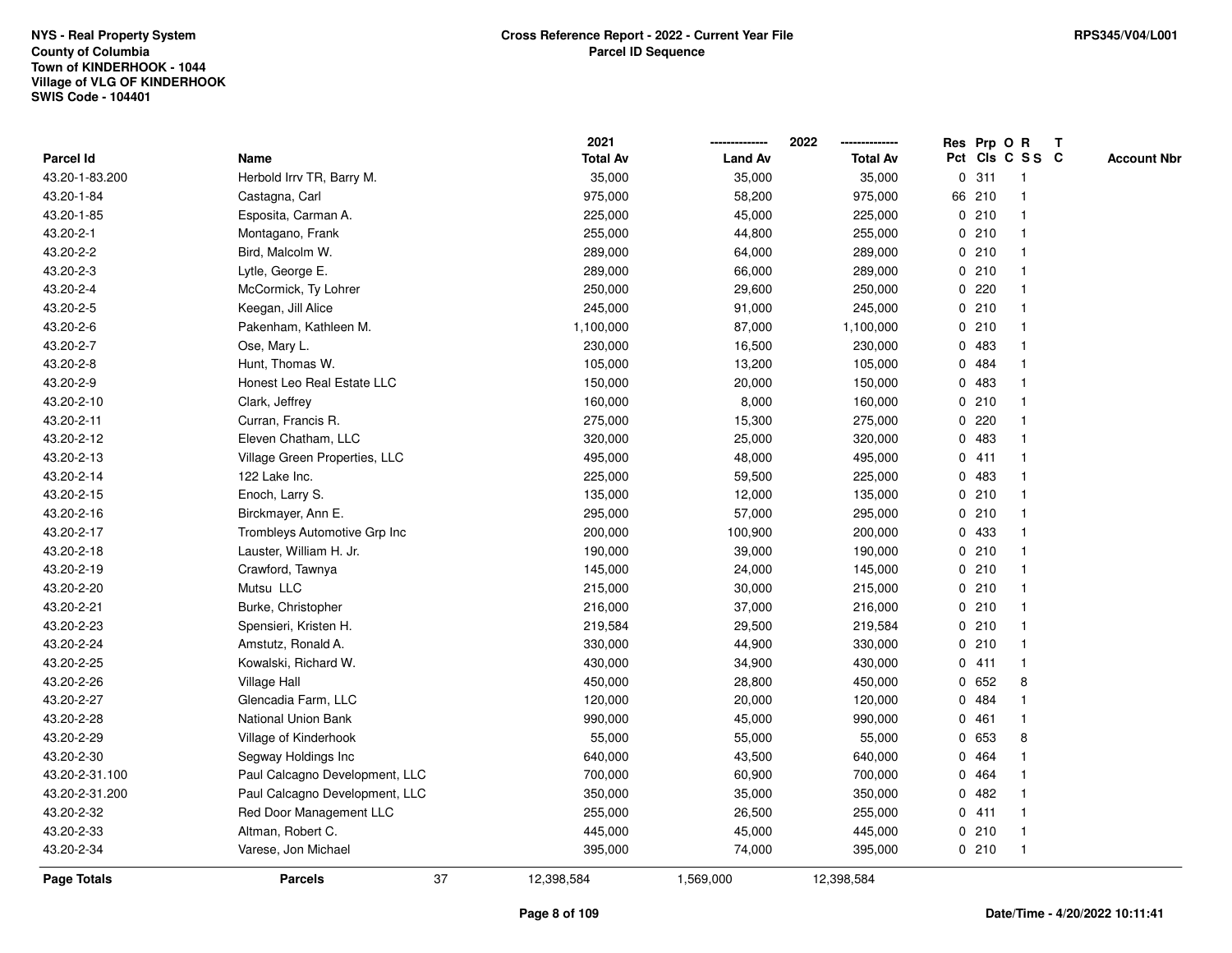NYS - Real Property System
County of Columbia
Town of KINDERHOOK - 1044
Village of VLG OF KINDERHOOK
SWIS Code - 104401

**Cross Reference Report - 2022 - Current Year File**
**Parcel ID Sequence**

RPS345/V04/L001

| Parcel Id | Name | 2021 Total Av | 2022 Land Av | 2022 Total Av | Res Pct | Prp Cls | O C | R SS | T C | Account Nbr |
|---|---|---|---|---|---|---|---|---|---|---|
| 43.20-1-83.200 | Herbold Irrv TR, Barry M. | 35,000 | 35,000 | 35,000 | 0 | 311 | | 1 | | |
| 43.20-1-84 | Castagna, Carl | 975,000 | 58,200 | 975,000 | 66 | 210 | | 1 | | |
| 43.20-1-85 | Esposita, Carman A. | 225,000 | 45,000 | 225,000 | 0 | 210 | | 1 | | |
| 43.20-2-1 | Montagano, Frank | 255,000 | 44,800 | 255,000 | 0 | 210 | | 1 | | |
| 43.20-2-2 | Bird, Malcolm W. | 289,000 | 64,000 | 289,000 | 0 | 210 | | 1 | | |
| 43.20-2-3 | Lytle, George E. | 289,000 | 66,000 | 289,000 | 0 | 210 | | 1 | | |
| 43.20-2-4 | McCormick, Ty Lohrer | 250,000 | 29,600 | 250,000 | 0 | 220 | | 1 | | |
| 43.20-2-5 | Keegan, Jill Alice | 245,000 | 91,000 | 245,000 | 0 | 210 | | 1 | | |
| 43.20-2-6 | Pakenham, Kathleen M. | 1,100,000 | 87,000 | 1,100,000 | 0 | 210 | | 1 | | |
| 43.20-2-7 | Ose, Mary L. | 230,000 | 16,500 | 230,000 | 0 | 483 | | 1 | | |
| 43.20-2-8 | Hunt, Thomas W. | 105,000 | 13,200 | 105,000 | 0 | 484 | | 1 | | |
| 43.20-2-9 | Honest Leo Real Estate LLC | 150,000 | 20,000 | 150,000 | 0 | 483 | | 1 | | |
| 43.20-2-10 | Clark, Jeffrey | 160,000 | 8,000 | 160,000 | 0 | 210 | | 1 | | |
| 43.20-2-11 | Curran, Francis R. | 275,000 | 15,300 | 275,000 | 0 | 220 | | 1 | | |
| 43.20-2-12 | Eleven Chatham, LLC | 320,000 | 25,000 | 320,000 | 0 | 483 | | 1 | | |
| 43.20-2-13 | Village Green Properties, LLC | 495,000 | 48,000 | 495,000 | 0 | 411 | | 1 | | |
| 43.20-2-14 | 122 Lake Inc. | 225,000 | 59,500 | 225,000 | 0 | 483 | | 1 | | |
| 43.20-2-15 | Enoch, Larry S. | 135,000 | 12,000 | 135,000 | 0 | 210 | | 1 | | |
| 43.20-2-16 | Birckmayer, Ann E. | 295,000 | 57,000 | 295,000 | 0 | 210 | | 1 | | |
| 43.20-2-17 | Trombleys Automotive Grp Inc | 200,000 | 100,900 | 200,000 | 0 | 433 | | 1 | | |
| 43.20-2-18 | Lauster, William H. Jr. | 190,000 | 39,000 | 190,000 | 0 | 210 | | 1 | | |
| 43.20-2-19 | Crawford, Tawnya | 145,000 | 24,000 | 145,000 | 0 | 210 | | 1 | | |
| 43.20-2-20 | Mutsu LLC | 215,000 | 30,000 | 215,000 | 0 | 210 | | 1 | | |
| 43.20-2-21 | Burke, Christopher | 216,000 | 37,000 | 216,000 | 0 | 210 | | 1 | | |
| 43.20-2-23 | Spensieri, Kristen H. | 219,584 | 29,500 | 219,584 | 0 | 210 | | 1 | | |
| 43.20-2-24 | Amstutz, Ronald A. | 330,000 | 44,900 | 330,000 | 0 | 210 | | 1 | | |
| 43.20-2-25 | Kowalski, Richard W. | 430,000 | 34,900 | 430,000 | 0 | 411 | | 1 | | |
| 43.20-2-26 | Village Hall | 450,000 | 28,800 | 450,000 | 0 | 652 | | 8 | | |
| 43.20-2-27 | Glencadia Farm, LLC | 120,000 | 20,000 | 120,000 | 0 | 484 | | 1 | | |
| 43.20-2-28 | National Union Bank | 990,000 | 45,000 | 990,000 | 0 | 461 | | 1 | | |
| 43.20-2-29 | Village of Kinderhook | 55,000 | 55,000 | 55,000 | 0 | 653 | | 8 | | |
| 43.20-2-30 | Segway Holdings Inc | 640,000 | 43,500 | 640,000 | 0 | 464 | | 1 | | |
| 43.20-2-31.100 | Paul Calcagno Development, LLC | 700,000 | 60,900 | 700,000 | 0 | 464 | | 1 | | |
| 43.20-2-31.200 | Paul Calcagno Development, LLC | 350,000 | 35,000 | 350,000 | 0 | 482 | | 1 | | |
| 43.20-2-32 | Red Door Management LLC | 255,000 | 26,500 | 255,000 | 0 | 411 | | 1 | | |
| 43.20-2-33 | Altman, Robert C. | 445,000 | 45,000 | 445,000 | 0 | 210 | | 1 | | |
| 43.20-2-34 | Varese, Jon Michael | 395,000 | 74,000 | 395,000 | 0 | 210 | | 1 | | |
| **Page Totals** | **Parcels** 37 | 12,398,584 | 1,569,000 | 12,398,584 | | | | | | |

Date/Time - 4/20/2022 10:11:41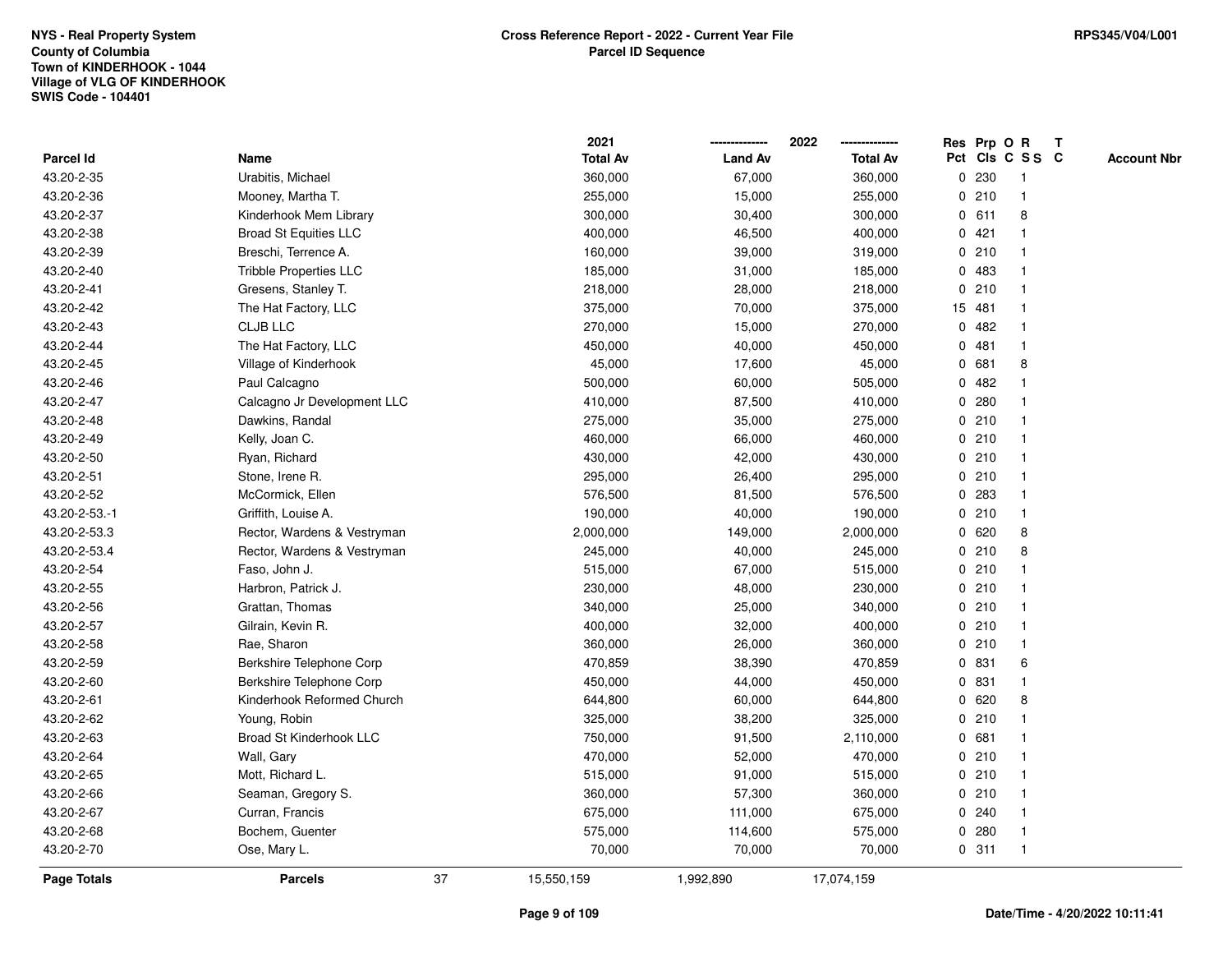NYS - Real Property System
County of Columbia
Town of KINDERHOOK - 1044
Village of VLG OF KINDERHOOK
SWIS Code - 104401

**Cross Reference Report - 2022 - Current Year File**
**Parcel ID Sequence**

RPS345/V04/L001

| Parcel Id | Name | 2021 Total Av | 2022 Land Av | 2022 Total Av | Res Pct | Prp Cls | O C | R S S | T C | Account Nbr |
|---|---|---|---|---|---|---|---|---|---|---|
| 43.20-2-35 | Urabitis, Michael | 360,000 | 67,000 | 360,000 | 0 | 230 | | 1 | | |
| 43.20-2-36 | Mooney, Martha T. | 255,000 | 15,000 | 255,000 | 0 | 210 | | 1 | | |
| 43.20-2-37 | Kinderhook Mem Library | 300,000 | 30,400 | 300,000 | 0 | 611 | | 8 | | |
| 43.20-2-38 | Broad St Equities LLC | 400,000 | 46,500 | 400,000 | 0 | 421 | | 1 | | |
| 43.20-2-39 | Breschi, Terrence A. | 160,000 | 39,000 | 319,000 | 0 | 210 | | 1 | | |
| 43.20-2-40 | Tribble Properties LLC | 185,000 | 31,000 | 185,000 | 0 | 483 | | 1 | | |
| 43.20-2-41 | Gresens, Stanley T. | 218,000 | 28,000 | 218,000 | 0 | 210 | | 1 | | |
| 43.20-2-42 | The Hat Factory, LLC | 375,000 | 70,000 | 375,000 | 15 | 481 | | 1 | | |
| 43.20-2-43 | CLJB LLC | 270,000 | 15,000 | 270,000 | 0 | 482 | | 1 | | |
| 43.20-2-44 | The Hat Factory, LLC | 450,000 | 40,000 | 450,000 | 0 | 481 | | 1 | | |
| 43.20-2-45 | Village of Kinderhook | 45,000 | 17,600 | 45,000 | 0 | 681 | | 8 | | |
| 43.20-2-46 | Paul Calcagno | 500,000 | 60,000 | 505,000 | 0 | 482 | | 1 | | |
| 43.20-2-47 | Calcagno Jr Development LLC | 410,000 | 87,500 | 410,000 | 0 | 280 | | 1 | | |
| 43.20-2-48 | Dawkins, Randal | 275,000 | 35,000 | 275,000 | 0 | 210 | | 1 | | |
| 43.20-2-49 | Kelly, Joan C. | 460,000 | 66,000 | 460,000 | 0 | 210 | | 1 | | |
| 43.20-2-50 | Ryan, Richard | 430,000 | 42,000 | 430,000 | 0 | 210 | | 1 | | |
| 43.20-2-51 | Stone, Irene R. | 295,000 | 26,400 | 295,000 | 0 | 210 | | 1 | | |
| 43.20-2-52 | McCormick, Ellen | 576,500 | 81,500 | 576,500 | 0 | 283 | | 1 | | |
| 43.20-2-53.-1 | Griffith, Louise A. | 190,000 | 40,000 | 190,000 | 0 | 210 | | 1 | | |
| 43.20-2-53.3 | Rector, Wardens & Vestryman | 2,000,000 | 149,000 | 2,000,000 | 0 | 620 | | 8 | | |
| 43.20-2-53.4 | Rector, Wardens & Vestryman | 245,000 | 40,000 | 245,000 | 0 | 210 | | 8 | | |
| 43.20-2-54 | Faso, John J. | 515,000 | 67,000 | 515,000 | 0 | 210 | | 1 | | |
| 43.20-2-55 | Harbron, Patrick J. | 230,000 | 48,000 | 230,000 | 0 | 210 | | 1 | | |
| 43.20-2-56 | Grattan, Thomas | 340,000 | 25,000 | 340,000 | 0 | 210 | | 1 | | |
| 43.20-2-57 | Gilrain, Kevin R. | 400,000 | 32,000 | 400,000 | 0 | 210 | | 1 | | |
| 43.20-2-58 | Rae, Sharon | 360,000 | 26,000 | 360,000 | 0 | 210 | | 1 | | |
| 43.20-2-59 | Berkshire Telephone Corp | 470,859 | 38,390 | 470,859 | 0 | 831 | | 6 | | |
| 43.20-2-60 | Berkshire Telephone Corp | 450,000 | 44,000 | 450,000 | 0 | 831 | | 1 | | |
| 43.20-2-61 | Kinderhook Reformed Church | 644,800 | 60,000 | 644,800 | 0 | 620 | | 8 | | |
| 43.20-2-62 | Young, Robin | 325,000 | 38,200 | 325,000 | 0 | 210 | | 1 | | |
| 43.20-2-63 | Broad St Kinderhook LLC | 750,000 | 91,500 | 2,110,000 | 0 | 681 | | 1 | | |
| 43.20-2-64 | Wall, Gary | 470,000 | 52,000 | 470,000 | 0 | 210 | | 1 | | |
| 43.20-2-65 | Mott, Richard L. | 515,000 | 91,000 | 515,000 | 0 | 210 | | 1 | | |
| 43.20-2-66 | Seaman, Gregory S. | 360,000 | 57,300 | 360,000 | 0 | 210 | | 1 | | |
| 43.20-2-67 | Curran, Francis | 675,000 | 111,000 | 675,000 | 0 | 240 | | 1 | | |
| 43.20-2-68 | Bochem, Guenter | 575,000 | 114,600 | 575,000 | 0 | 280 | | 1 | | |
| 43.20-2-70 | Ose, Mary L. | 70,000 | 70,000 | 70,000 | 0 | 311 | | 1 | | |
| **Page Totals** | **Parcels** 37 | 15,550,159 | 1,992,890 | 17,074,159 | | | | | | |

Date/Time - 4/20/2022 10:11:41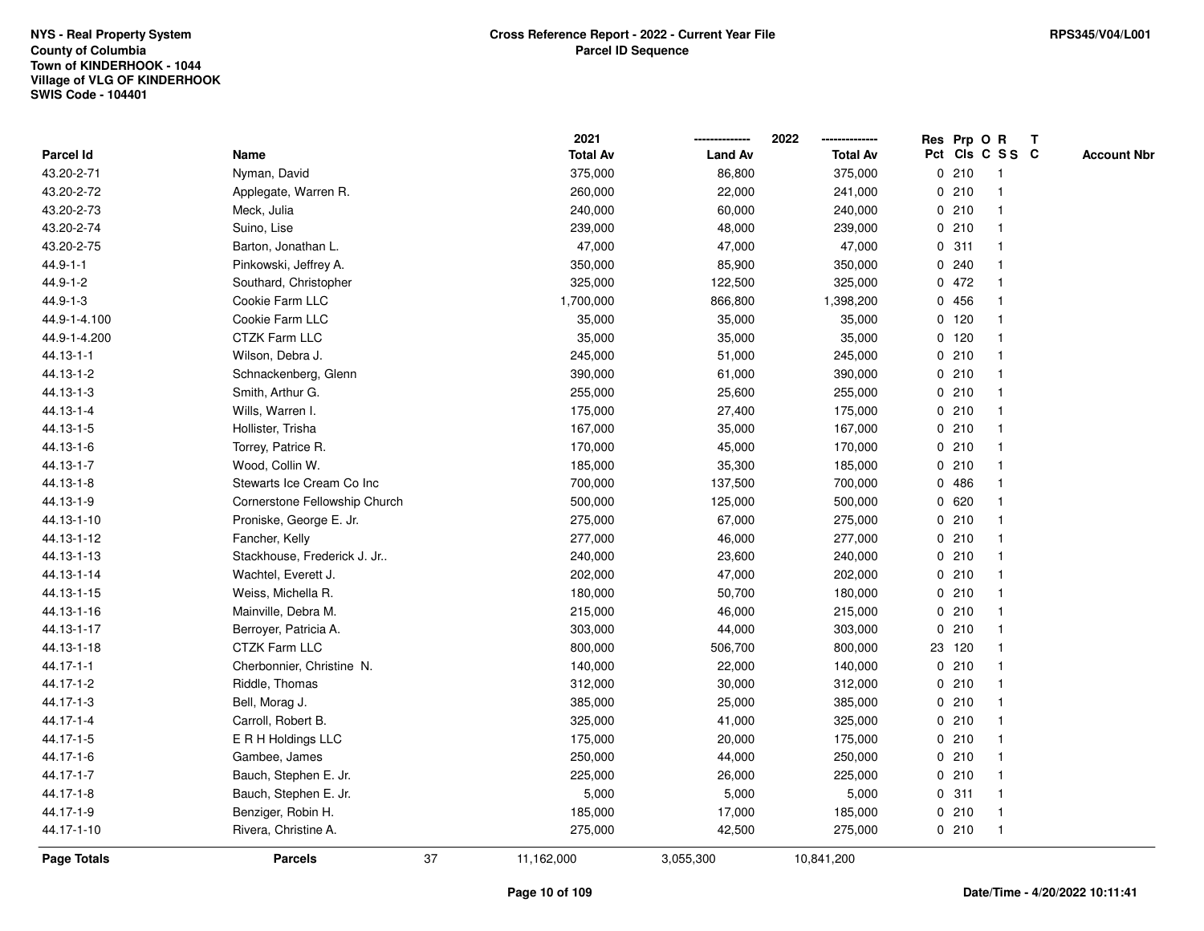NYS - Real Property System
County of Columbia
Town of KINDERHOOK - 1044
Village of VLG OF KINDERHOOK
SWIS Code - 104401

**Cross Reference Report - 2022 - Current Year File**
**Parcel ID Sequence**

RPS345/V04/L001

| Parcel Id | Name | 2021 Total Av | 2022 Land Av | 2022 Total Av | Res Pct | Prp Cls | O C | R S S | T C | Account Nbr |
|---|---|---|---|---|---|---|---|---|---|---|
| 43.20-2-71 | Nyman, David | 375,000 | 86,800 | 375,000 | 0 | 210 | | 1 | | |
| 43.20-2-72 | Applegate, Warren R. | 260,000 | 22,000 | 241,000 | 0 | 210 | | 1 | | |
| 43.20-2-73 | Meck, Julia | 240,000 | 60,000 | 240,000 | 0 | 210 | | 1 | | |
| 43.20-2-74 | Suino, Lise | 239,000 | 48,000 | 239,000 | 0 | 210 | | 1 | | |
| 43.20-2-75 | Barton, Jonathan L. | 47,000 | 47,000 | 47,000 | 0 | 311 | | 1 | | |
| 44.9-1-1 | Pinkowski, Jeffrey A. | 350,000 | 85,900 | 350,000 | 0 | 240 | | 1 | | |
| 44.9-1-2 | Southard, Christopher | 325,000 | 122,500 | 325,000 | 0 | 472 | | 1 | | |
| 44.9-1-3 | Cookie Farm LLC | 1,700,000 | 866,800 | 1,398,200 | 0 | 456 | | 1 | | |
| 44.9-1-4.100 | Cookie Farm LLC | 35,000 | 35,000 | 35,000 | 0 | 120 | | 1 | | |
| 44.9-1-4.200 | CTZK Farm LLC | 35,000 | 35,000 | 35,000 | 0 | 120 | | 1 | | |
| 44.13-1-1 | Wilson, Debra J. | 245,000 | 51,000 | 245,000 | 0 | 210 | | 1 | | |
| 44.13-1-2 | Schnackenberg, Glenn | 390,000 | 61,000 | 390,000 | 0 | 210 | | 1 | | |
| 44.13-1-3 | Smith, Arthur G. | 255,000 | 25,600 | 255,000 | 0 | 210 | | 1 | | |
| 44.13-1-4 | Wills, Warren I. | 175,000 | 27,400 | 175,000 | 0 | 210 | | 1 | | |
| 44.13-1-5 | Hollister, Trisha | 167,000 | 35,000 | 167,000 | 0 | 210 | | 1 | | |
| 44.13-1-6 | Torrey, Patrice R. | 170,000 | 45,000 | 170,000 | 0 | 210 | | 1 | | |
| 44.13-1-7 | Wood, Collin W. | 185,000 | 35,300 | 185,000 | 0 | 210 | | 1 | | |
| 44.13-1-8 | Stewarts Ice Cream Co Inc | 700,000 | 137,500 | 700,000 | 0 | 486 | | 1 | | |
| 44.13-1-9 | Cornerstone Fellowship Church | 500,000 | 125,000 | 500,000 | 0 | 620 | | 1 | | |
| 44.13-1-10 | Proniske, George E. Jr. | 275,000 | 67,000 | 275,000 | 0 | 210 | | 1 | | |
| 44.13-1-12 | Fancher, Kelly | 277,000 | 46,000 | 277,000 | 0 | 210 | | 1 | | |
| 44.13-1-13 | Stackhouse, Frederick J. Jr.. | 240,000 | 23,600 | 240,000 | 0 | 210 | | 1 | | |
| 44.13-1-14 | Wachtel, Everett J. | 202,000 | 47,000 | 202,000 | 0 | 210 | | 1 | | |
| 44.13-1-15 | Weiss, Michella R. | 180,000 | 50,700 | 180,000 | 0 | 210 | | 1 | | |
| 44.13-1-16 | Mainville, Debra M. | 215,000 | 46,000 | 215,000 | 0 | 210 | | 1 | | |
| 44.13-1-17 | Berroyer, Patricia A. | 303,000 | 44,000 | 303,000 | 0 | 210 | | 1 | | |
| 44.13-1-18 | CTZK Farm LLC | 800,000 | 506,700 | 800,000 | 23 | 120 | | 1 | | |
| 44.17-1-1 | Cherbonnier, Christine N. | 140,000 | 22,000 | 140,000 | 0 | 210 | | 1 | | |
| 44.17-1-2 | Riddle, Thomas | 312,000 | 30,000 | 312,000 | 0 | 210 | | 1 | | |
| 44.17-1-3 | Bell, Morag J. | 385,000 | 25,000 | 385,000 | 0 | 210 | | 1 | | |
| 44.17-1-4 | Carroll, Robert B. | 325,000 | 41,000 | 325,000 | 0 | 210 | | 1 | | |
| 44.17-1-5 | E R H Holdings LLC | 175,000 | 20,000 | 175,000 | 0 | 210 | | 1 | | |
| 44.17-1-6 | Gambee, James | 250,000 | 44,000 | 250,000 | 0 | 210 | | 1 | | |
| 44.17-1-7 | Bauch, Stephen E. Jr. | 225,000 | 26,000 | 225,000 | 0 | 210 | | 1 | | |
| 44.17-1-8 | Bauch, Stephen E. Jr. | 5,000 | 5,000 | 5,000 | 0 | 311 | | 1 | | |
| 44.17-1-9 | Benziger, Robin H. | 185,000 | 17,000 | 185,000 | 0 | 210 | | 1 | | |
| 44.17-1-10 | Rivera, Christine A. | 275,000 | 42,500 | 275,000 | 0 | 210 | | 1 | | |
| **Page Totals** | **Parcels** 37 | 11,162,000 | 3,055,300 | 10,841,200 | | | | | | |

Date/Time - 4/20/2022 10:11:41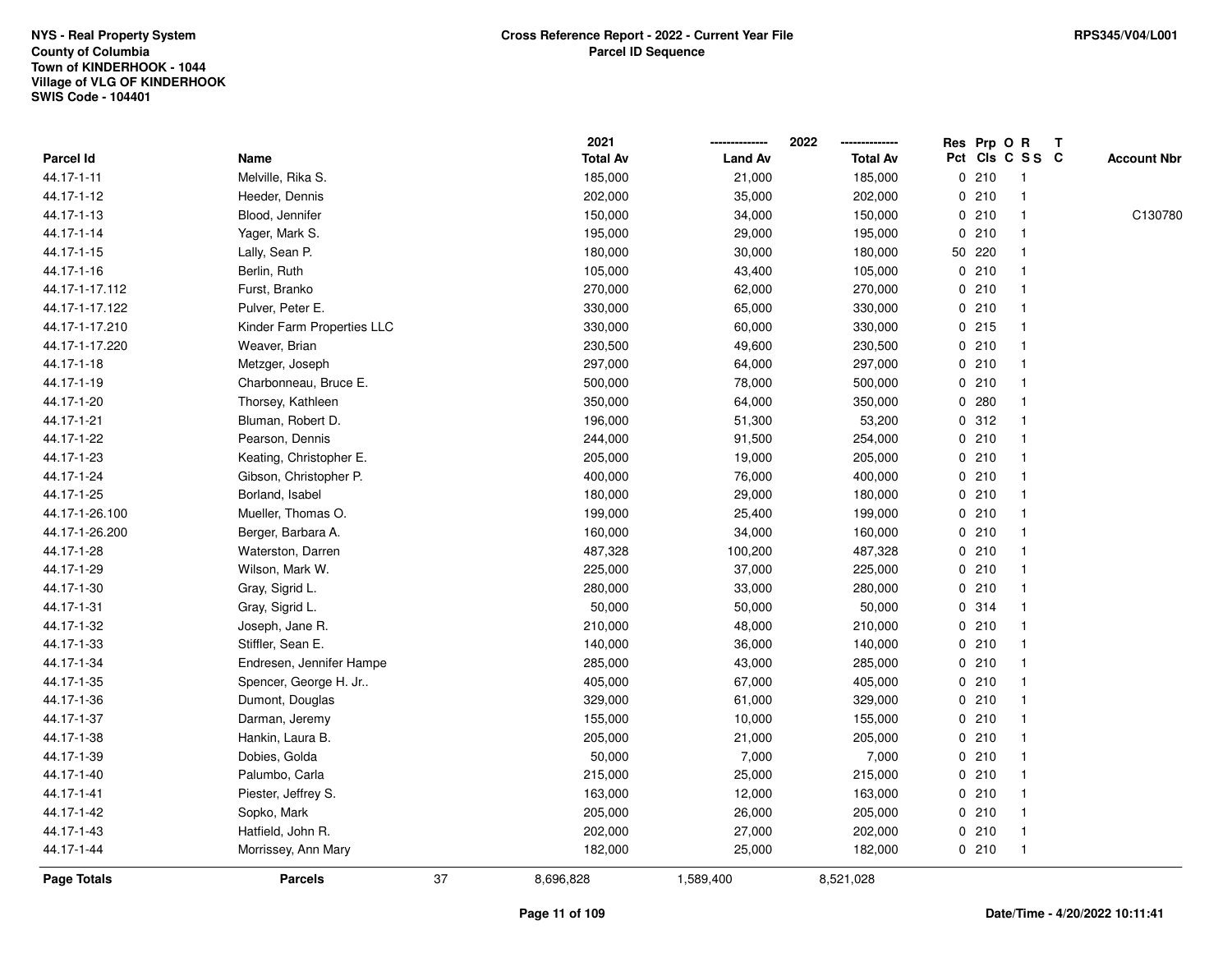NYS - Real Property System
County of Columbia
Town of KINDERHOOK - 1044
Village of VLG OF KINDERHOOK
SWIS Code - 104401

**Cross Reference Report - 2022 - Current Year File**
**Parcel ID Sequence**

RPS345/V04/L001

| Parcel Id | Name | 2021 Total Av | 2022 Land Av | 2022 Total Av | Res Pct | Prp Cls | O C | R S S | T C | Account Nbr |
|---|---|---|---|---|---|---|---|---|---|---|
| 44.17-1-11 | Melville, Rika S. | 185,000 | 21,000 | 185,000 | 0 | 210 | | 1 | | |
| 44.17-1-12 | Heeder, Dennis | 202,000 | 35,000 | 202,000 | 0 | 210 | | 1 | | |
| 44.17-1-13 | Blood, Jennifer | 150,000 | 34,000 | 150,000 | 0 | 210 | | 1 | | C130780 |
| 44.17-1-14 | Yager, Mark S. | 195,000 | 29,000 | 195,000 | 0 | 210 | | 1 | | |
| 44.17-1-15 | Lally, Sean P. | 180,000 | 30,000 | 180,000 | 50 | 220 | | 1 | | |
| 44.17-1-16 | Berlin, Ruth | 105,000 | 43,400 | 105,000 | 0 | 210 | | 1 | | |
| 44.17-1-17.112 | Furst, Branko | 270,000 | 62,000 | 270,000 | 0 | 210 | | 1 | | |
| 44.17-1-17.122 | Pulver, Peter E. | 330,000 | 65,000 | 330,000 | 0 | 210 | | 1 | | |
| 44.17-1-17.210 | Kinder Farm Properties LLC | 330,000 | 60,000 | 330,000 | 0 | 215 | | 1 | | |
| 44.17-1-17.220 | Weaver, Brian | 230,500 | 49,600 | 230,500 | 0 | 210 | | 1 | | |
| 44.17-1-18 | Metzger, Joseph | 297,000 | 64,000 | 297,000 | 0 | 210 | | 1 | | |
| 44.17-1-19 | Charbonneau, Bruce E. | 500,000 | 78,000 | 500,000 | 0 | 210 | | 1 | | |
| 44.17-1-20 | Thorsey, Kathleen | 350,000 | 64,000 | 350,000 | 0 | 280 | | 1 | | |
| 44.17-1-21 | Bluman, Robert D. | 196,000 | 51,300 | 53,200 | 0 | 312 | | 1 | | |
| 44.17-1-22 | Pearson, Dennis | 244,000 | 91,500 | 254,000 | 0 | 210 | | 1 | | |
| 44.17-1-23 | Keating, Christopher E. | 205,000 | 19,000 | 205,000 | 0 | 210 | | 1 | | |
| 44.17-1-24 | Gibson, Christopher P. | 400,000 | 76,000 | 400,000 | 0 | 210 | | 1 | | |
| 44.17-1-25 | Borland, Isabel | 180,000 | 29,000 | 180,000 | 0 | 210 | | 1 | | |
| 44.17-1-26.100 | Mueller, Thomas O. | 199,000 | 25,400 | 199,000 | 0 | 210 | | 1 | | |
| 44.17-1-26.200 | Berger, Barbara A. | 160,000 | 34,000 | 160,000 | 0 | 210 | | 1 | | |
| 44.17-1-28 | Waterston, Darren | 487,328 | 100,200 | 487,328 | 0 | 210 | | 1 | | |
| 44.17-1-29 | Wilson, Mark W. | 225,000 | 37,000 | 225,000 | 0 | 210 | | 1 | | |
| 44.17-1-30 | Gray, Sigrid L. | 280,000 | 33,000 | 280,000 | 0 | 210 | | 1 | | |
| 44.17-1-31 | Gray, Sigrid L. | 50,000 | 50,000 | 50,000 | 0 | 314 | | 1 | | |
| 44.17-1-32 | Joseph, Jane R. | 210,000 | 48,000 | 210,000 | 0 | 210 | | 1 | | |
| 44.17-1-33 | Stiffler, Sean E. | 140,000 | 36,000 | 140,000 | 0 | 210 | | 1 | | |
| 44.17-1-34 | Endresen, Jennifer Hampe | 285,000 | 43,000 | 285,000 | 0 | 210 | | 1 | | |
| 44.17-1-35 | Spencer, George H. Jr.. | 405,000 | 67,000 | 405,000 | 0 | 210 | | 1 | | |
| 44.17-1-36 | Dumont, Douglas | 329,000 | 61,000 | 329,000 | 0 | 210 | | 1 | | |
| 44.17-1-37 | Darman, Jeremy | 155,000 | 10,000 | 155,000 | 0 | 210 | | 1 | | |
| 44.17-1-38 | Hankin, Laura B. | 205,000 | 21,000 | 205,000 | 0 | 210 | | 1 | | |
| 44.17-1-39 | Dobies, Golda | 50,000 | 7,000 | 7,000 | 0 | 210 | | 1 | | |
| 44.17-1-40 | Palumbo, Carla | 215,000 | 25,000 | 215,000 | 0 | 210 | | 1 | | |
| 44.17-1-41 | Piester, Jeffrey S. | 163,000 | 12,000 | 163,000 | 0 | 210 | | 1 | | |
| 44.17-1-42 | Sopko, Mark | 205,000 | 26,000 | 205,000 | 0 | 210 | | 1 | | |
| 44.17-1-43 | Hatfield, John R. | 202,000 | 27,000 | 202,000 | 0 | 210 | | 1 | | |
| 44.17-1-44 | Morrissey, Ann Mary | 182,000 | 25,000 | 182,000 | 0 | 210 | | 1 | | |
| **Page Totals** | **Parcels** 37 | 8,696,828 | 1,589,400 | 8,521,028 | | | | | | |

Date/Time - 4/20/2022 10:11:41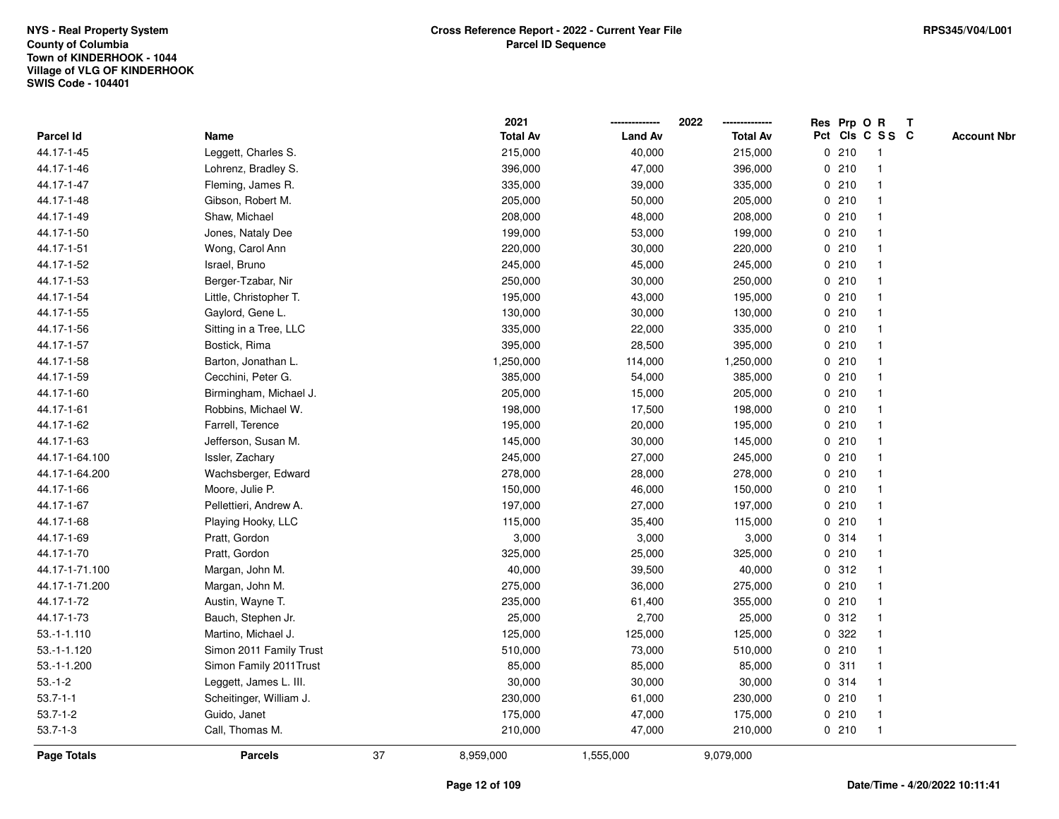NYS - Real Property System
County of Columbia
Town of KINDERHOOK - 1044
Village of VLG OF KINDERHOOK
SWIS Code - 104401

**Cross Reference Report - 2022 - Current Year File**
**Parcel ID Sequence**

RPS345/V04/L001

| Parcel Id | Name | 2021 Total Av | 2022 Land Av | 2022 Total Av | Res Pct | Prp Cls | O C | R S S | T C | Account Nbr |
|---|---|---|---|---|---|---|---|---|---|---|
| 44.17-1-45 | Leggett, Charles S. | 215,000 | 40,000 | 215,000 | 0 | 210 | | 1 | | |
| 44.17-1-46 | Lohrenz, Bradley S. | 396,000 | 47,000 | 396,000 | 0 | 210 | | 1 | | |
| 44.17-1-47 | Fleming, James R. | 335,000 | 39,000 | 335,000 | 0 | 210 | | 1 | | |
| 44.17-1-48 | Gibson, Robert M. | 205,000 | 50,000 | 205,000 | 0 | 210 | | 1 | | |
| 44.17-1-49 | Shaw, Michael | 208,000 | 48,000 | 208,000 | 0 | 210 | | 1 | | |
| 44.17-1-50 | Jones, Nataly Dee | 199,000 | 53,000 | 199,000 | 0 | 210 | | 1 | | |
| 44.17-1-51 | Wong, Carol Ann | 220,000 | 30,000 | 220,000 | 0 | 210 | | 1 | | |
| 44.17-1-52 | Israel, Bruno | 245,000 | 45,000 | 245,000 | 0 | 210 | | 1 | | |
| 44.17-1-53 | Berger-Tzabar, Nir | 250,000 | 30,000 | 250,000 | 0 | 210 | | 1 | | |
| 44.17-1-54 | Little, Christopher T. | 195,000 | 43,000 | 195,000 | 0 | 210 | | 1 | | |
| 44.17-1-55 | Gaylord, Gene L. | 130,000 | 30,000 | 130,000 | 0 | 210 | | 1 | | |
| 44.17-1-56 | Sitting in a Tree, LLC | 335,000 | 22,000 | 335,000 | 0 | 210 | | 1 | | |
| 44.17-1-57 | Bostick, Rima | 395,000 | 28,500 | 395,000 | 0 | 210 | | 1 | | |
| 44.17-1-58 | Barton, Jonathan L. | 1,250,000 | 114,000 | 1,250,000 | 0 | 210 | | 1 | | |
| 44.17-1-59 | Cecchini, Peter G. | 385,000 | 54,000 | 385,000 | 0 | 210 | | 1 | | |
| 44.17-1-60 | Birmingham, Michael J. | 205,000 | 15,000 | 205,000 | 0 | 210 | | 1 | | |
| 44.17-1-61 | Robbins, Michael W. | 198,000 | 17,500 | 198,000 | 0 | 210 | | 1 | | |
| 44.17-1-62 | Farrell, Terence | 195,000 | 20,000 | 195,000 | 0 | 210 | | 1 | | |
| 44.17-1-63 | Jefferson, Susan M. | 145,000 | 30,000 | 145,000 | 0 | 210 | | 1 | | |
| 44.17-1-64.100 | Issler, Zachary | 245,000 | 27,000 | 245,000 | 0 | 210 | | 1 | | |
| 44.17-1-64.200 | Wachsberger, Edward | 278,000 | 28,000 | 278,000 | 0 | 210 | | 1 | | |
| 44.17-1-66 | Moore, Julie P. | 150,000 | 46,000 | 150,000 | 0 | 210 | | 1 | | |
| 44.17-1-67 | Pellettieri, Andrew A. | 197,000 | 27,000 | 197,000 | 0 | 210 | | 1 | | |
| 44.17-1-68 | Playing Hooky, LLC | 115,000 | 35,400 | 115,000 | 0 | 210 | | 1 | | |
| 44.17-1-69 | Pratt, Gordon | 3,000 | 3,000 | 3,000 | 0 | 314 | | 1 | | |
| 44.17-1-70 | Pratt, Gordon | 325,000 | 25,000 | 325,000 | 0 | 210 | | 1 | | |
| 44.17-1-71.100 | Margan, John M. | 40,000 | 39,500 | 40,000 | 0 | 312 | | 1 | | |
| 44.17-1-71.200 | Margan, John M. | 275,000 | 36,000 | 275,000 | 0 | 210 | | 1 | | |
| 44.17-1-72 | Austin, Wayne T. | 235,000 | 61,400 | 355,000 | 0 | 210 | | 1 | | |
| 44.17-1-73 | Bauch, Stephen Jr. | 25,000 | 2,700 | 25,000 | 0 | 312 | | 1 | | |
| 53.-1-1.110 | Martino, Michael J. | 125,000 | 125,000 | 125,000 | 0 | 322 | | 1 | | |
| 53.-1-1.120 | Simon 2011 Family Trust | 510,000 | 73,000 | 510,000 | 0 | 210 | | 1 | | |
| 53.-1-1.200 | Simon Family 2011Trust | 85,000 | 85,000 | 85,000 | 0 | 311 | | 1 | | |
| 53.-1-2 | Leggett, James L. III. | 30,000 | 30,000 | 30,000 | 0 | 314 | | 1 | | |
| 53.7-1-1 | Scheitinger, William J. | 230,000 | 61,000 | 230,000 | 0 | 210 | | 1 | | |
| 53.7-1-2 | Guido, Janet | 175,000 | 47,000 | 175,000 | 0 | 210 | | 1 | | |
| 53.7-1-3 | Call, Thomas M. | 210,000 | 47,000 | 210,000 | 0 | 210 | | 1 | | |
| **Page Totals** | **Parcels** 37 | 8,959,000 | 1,555,000 | 9,079,000 | | | | | | |

Date/Time - 4/20/2022 10:11:41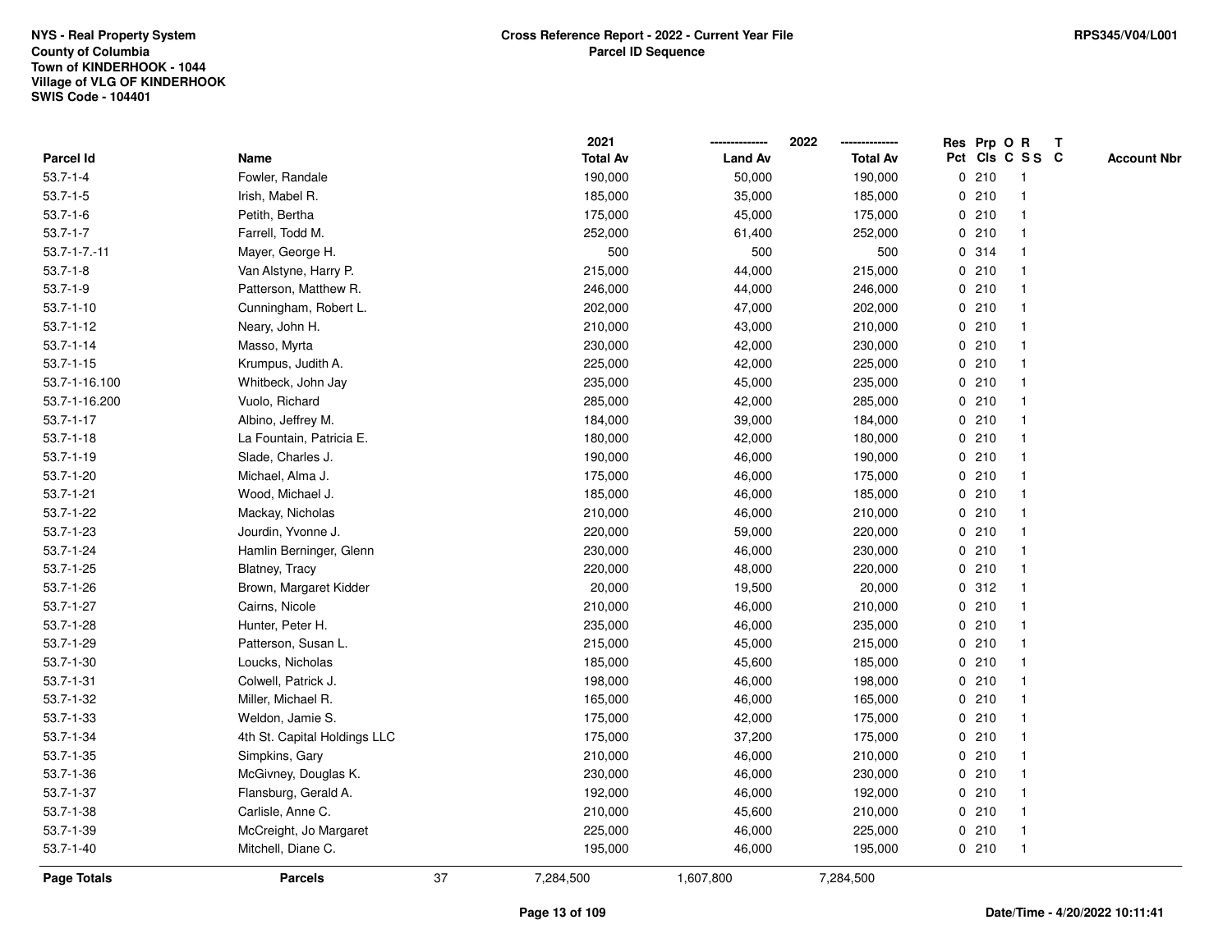NYS - Real Property System
County of Columbia
Town of KINDERHOOK - 1044
Village of VLG OF KINDERHOOK
SWIS Code - 104401

**Cross Reference Report - 2022 - Current Year File**
**Parcel ID Sequence**

RPS345/V04/L001

| Parcel Id | Name | 2021 Total Av | 2022 Land Av | 2022 Total Av | Res Pct | Prp Cls | O C | R S S | T C | Account Nbr |
|---|---|---|---|---|---|---|---|---|---|---|
| 53.7-1-4 | Fowler, Randale | 190,000 | 50,000 | 190,000 | 0 | 210 | 1 | | | |
| 53.7-1-5 | Irish, Mabel R. | 185,000 | 35,000 | 185,000 | 0 | 210 | 1 | | | |
| 53.7-1-6 | Petith, Bertha | 175,000 | 45,000 | 175,000 | 0 | 210 | 1 | | | |
| 53.7-1-7 | Farrell, Todd M. | 252,000 | 61,400 | 252,000 | 0 | 210 | 1 | | | |
| 53.7-1-7.-11 | Mayer, George H. | 500 | 500 | 500 | 0 | 314 | 1 | | | |
| 53.7-1-8 | Van Alstyne, Harry P. | 215,000 | 44,000 | 215,000 | 0 | 210 | 1 | | | |
| 53.7-1-9 | Patterson, Matthew R. | 246,000 | 44,000 | 246,000 | 0 | 210 | 1 | | | |
| 53.7-1-10 | Cunningham, Robert L. | 202,000 | 47,000 | 202,000 | 0 | 210 | 1 | | | |
| 53.7-1-12 | Neary, John H. | 210,000 | 43,000 | 210,000 | 0 | 210 | 1 | | | |
| 53.7-1-14 | Masso, Myrta | 230,000 | 42,000 | 230,000 | 0 | 210 | 1 | | | |
| 53.7-1-15 | Krumpus, Judith A. | 225,000 | 42,000 | 225,000 | 0 | 210 | 1 | | | |
| 53.7-1-16.100 | Whitbeck, John Jay | 235,000 | 45,000 | 235,000 | 0 | 210 | 1 | | | |
| 53.7-1-16.200 | Vuolo, Richard | 285,000 | 42,000 | 285,000 | 0 | 210 | 1 | | | |
| 53.7-1-17 | Albino, Jeffrey M. | 184,000 | 39,000 | 184,000 | 0 | 210 | 1 | | | |
| 53.7-1-18 | La Fountain, Patricia E. | 180,000 | 42,000 | 180,000 | 0 | 210 | 1 | | | |
| 53.7-1-19 | Slade, Charles J. | 190,000 | 46,000 | 190,000 | 0 | 210 | 1 | | | |
| 53.7-1-20 | Michael, Alma J. | 175,000 | 46,000 | 175,000 | 0 | 210 | 1 | | | |
| 53.7-1-21 | Wood, Michael J. | 185,000 | 46,000 | 185,000 | 0 | 210 | 1 | | | |
| 53.7-1-22 | Mackay, Nicholas | 210,000 | 46,000 | 210,000 | 0 | 210 | 1 | | | |
| 53.7-1-23 | Jourdin, Yvonne J. | 220,000 | 59,000 | 220,000 | 0 | 210 | 1 | | | |
| 53.7-1-24 | Hamlin Berninger, Glenn | 230,000 | 46,000 | 230,000 | 0 | 210 | 1 | | | |
| 53.7-1-25 | Blatney, Tracy | 220,000 | 48,000 | 220,000 | 0 | 210 | 1 | | | |
| 53.7-1-26 | Brown, Margaret Kidder | 20,000 | 19,500 | 20,000 | 0 | 312 | 1 | | | |
| 53.7-1-27 | Cairns, Nicole | 210,000 | 46,000 | 210,000 | 0 | 210 | 1 | | | |
| 53.7-1-28 | Hunter, Peter H. | 235,000 | 46,000 | 235,000 | 0 | 210 | 1 | | | |
| 53.7-1-29 | Patterson, Susan L. | 215,000 | 45,000 | 215,000 | 0 | 210 | 1 | | | |
| 53.7-1-30 | Loucks, Nicholas | 185,000 | 45,600 | 185,000 | 0 | 210 | 1 | | | |
| 53.7-1-31 | Colwell, Patrick J. | 198,000 | 46,000 | 198,000 | 0 | 210 | 1 | | | |
| 53.7-1-32 | Miller, Michael R. | 165,000 | 46,000 | 165,000 | 0 | 210 | 1 | | | |
| 53.7-1-33 | Weldon, Jamie S. | 175,000 | 42,000 | 175,000 | 0 | 210 | 1 | | | |
| 53.7-1-34 | 4th St. Capital Holdings LLC | 175,000 | 37,200 | 175,000 | 0 | 210 | 1 | | | |
| 53.7-1-35 | Simpkins, Gary | 210,000 | 46,000 | 210,000 | 0 | 210 | 1 | | | |
| 53.7-1-36 | McGivney, Douglas K. | 230,000 | 46,000 | 230,000 | 0 | 210 | 1 | | | |
| 53.7-1-37 | Flansburg, Gerald A. | 192,000 | 46,000 | 192,000 | 0 | 210 | 1 | | | |
| 53.7-1-38 | Carlisle, Anne C. | 210,000 | 45,600 | 210,000 | 0 | 210 | 1 | | | |
| 53.7-1-39 | McCreight, Jo Margaret | 225,000 | 46,000 | 225,000 | 0 | 210 | 1 | | | |
| 53.7-1-40 | Mitchell, Diane C. | 195,000 | 46,000 | 195,000 | 0 | 210 | 1 | | | |
| **Page Totals** | **Parcels** 37 | 7,284,500 | 1,607,800 | 7,284,500 | | | | | | |

Date/Time - 4/20/2022 10:11:41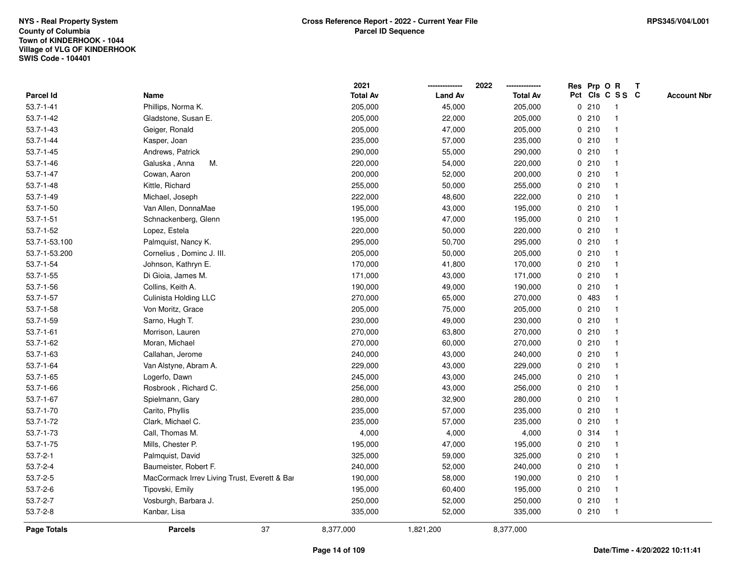NYS - Real Property System
County of Columbia
Town of KINDERHOOK - 1044
Village of VLG OF KINDERHOOK
SWIS Code - 104401

**Cross Reference Report - 2022 - Current Year File**
**Parcel ID Sequence**

RPS345/V04/L001

| Parcel Id | Name | 2021 Total Av | 2022 Land Av | 2022 Total Av | Res Pct | Prp Cls | O C | R S S | T C | Account Nbr |
|---|---|---|---|---|---|---|---|---|---|---|
| 53.7-1-41 | Phillips, Norma K. | 205,000 | 45,000 | 205,000 | 0 | 210 | | 1 | | |
| 53.7-1-42 | Gladstone, Susan E. | 205,000 | 22,000 | 205,000 | 0 | 210 | | 1 | | |
| 53.7-1-43 | Geiger, Ronald | 205,000 | 47,000 | 205,000 | 0 | 210 | | 1 | | |
| 53.7-1-44 | Kasper, Joan | 235,000 | 57,000 | 235,000 | 0 | 210 | | 1 | | |
| 53.7-1-45 | Andrews, Patrick | 290,000 | 55,000 | 290,000 | 0 | 210 | | 1 | | |
| 53.7-1-46 | Galuska , Anna M. | 220,000 | 54,000 | 220,000 | 0 | 210 | | 1 | | |
| 53.7-1-47 | Cowan, Aaron | 200,000 | 52,000 | 200,000 | 0 | 210 | | 1 | | |
| 53.7-1-48 | Kittle, Richard | 255,000 | 50,000 | 255,000 | 0 | 210 | | 1 | | |
| 53.7-1-49 | Michael, Joseph | 222,000 | 48,600 | 222,000 | 0 | 210 | | 1 | | |
| 53.7-1-50 | Van Allen, DonnaMae | 195,000 | 43,000 | 195,000 | 0 | 210 | | 1 | | |
| 53.7-1-51 | Schnackenberg, Glenn | 195,000 | 47,000 | 195,000 | 0 | 210 | | 1 | | |
| 53.7-1-52 | Lopez, Estela | 220,000 | 50,000 | 220,000 | 0 | 210 | | 1 | | |
| 53.7-1-53.100 | Palmquist, Nancy K. | 295,000 | 50,700 | 295,000 | 0 | 210 | | 1 | | |
| 53.7-1-53.200 | Cornelius , Dominc J. III. | 205,000 | 50,000 | 205,000 | 0 | 210 | | 1 | | |
| 53.7-1-54 | Johnson, Kathryn E. | 170,000 | 41,800 | 170,000 | 0 | 210 | | 1 | | |
| 53.7-1-55 | Di Gioia, James M. | 171,000 | 43,000 | 171,000 | 0 | 210 | | 1 | | |
| 53.7-1-56 | Collins, Keith A. | 190,000 | 49,000 | 190,000 | 0 | 210 | | 1 | | |
| 53.7-1-57 | Culinista Holding LLC | 270,000 | 65,000 | 270,000 | 0 | 483 | | 1 | | |
| 53.7-1-58 | Von Moritz, Grace | 205,000 | 75,000 | 205,000 | 0 | 210 | | 1 | | |
| 53.7-1-59 | Sarno, Hugh T. | 230,000 | 49,000 | 230,000 | 0 | 210 | | 1 | | |
| 53.7-1-61 | Morrison, Lauren | 270,000 | 63,800 | 270,000 | 0 | 210 | | 1 | | |
| 53.7-1-62 | Moran, Michael | 270,000 | 60,000 | 270,000 | 0 | 210 | | 1 | | |
| 53.7-1-63 | Callahan, Jerome | 240,000 | 43,000 | 240,000 | 0 | 210 | | 1 | | |
| 53.7-1-64 | Van Alstyne, Abram A. | 229,000 | 43,000 | 229,000 | 0 | 210 | | 1 | | |
| 53.7-1-65 | Logerfo, Dawn | 245,000 | 43,000 | 245,000 | 0 | 210 | | 1 | | |
| 53.7-1-66 | Rosbrook , Richard C. | 256,000 | 43,000 | 256,000 | 0 | 210 | | 1 | | |
| 53.7-1-67 | Spielmann, Gary | 280,000 | 32,900 | 280,000 | 0 | 210 | | 1 | | |
| 53.7-1-70 | Carito, Phyllis | 235,000 | 57,000 | 235,000 | 0 | 210 | | 1 | | |
| 53.7-1-72 | Clark, Michael C. | 235,000 | 57,000 | 235,000 | 0 | 210 | | 1 | | |
| 53.7-1-73 | Call, Thomas M. | 4,000 | 4,000 | 4,000 | 0 | 314 | | 1 | | |
| 53.7-1-75 | Mills, Chester P. | 195,000 | 47,000 | 195,000 | 0 | 210 | | 1 | | |
| 53.7-2-1 | Palmquist, David | 325,000 | 59,000 | 325,000 | 0 | 210 | | 1 | | |
| 53.7-2-4 | Baumeister, Robert F. | 240,000 | 52,000 | 240,000 | 0 | 210 | | 1 | | |
| 53.7-2-5 | MacCormack Irrev Living Trust, Everett & Bar | 190,000 | 58,000 | 190,000 | 0 | 210 | | 1 | | |
| 53.7-2-6 | Tipovski, Emily | 195,000 | 60,400 | 195,000 | 0 | 210 | | 1 | | |
| 53.7-2-7 | Vosburgh, Barbara J. | 250,000 | 52,000 | 250,000 | 0 | 210 | | 1 | | |
| 53.7-2-8 | Kanbar, Lisa | 335,000 | 52,000 | 335,000 | 0 | 210 | | 1 | | |
| **Page Totals** | **Parcels** 37 | 8,377,000 | 1,821,200 | 8,377,000 | | | | | | |

Date/Time - 4/20/2022 10:11:41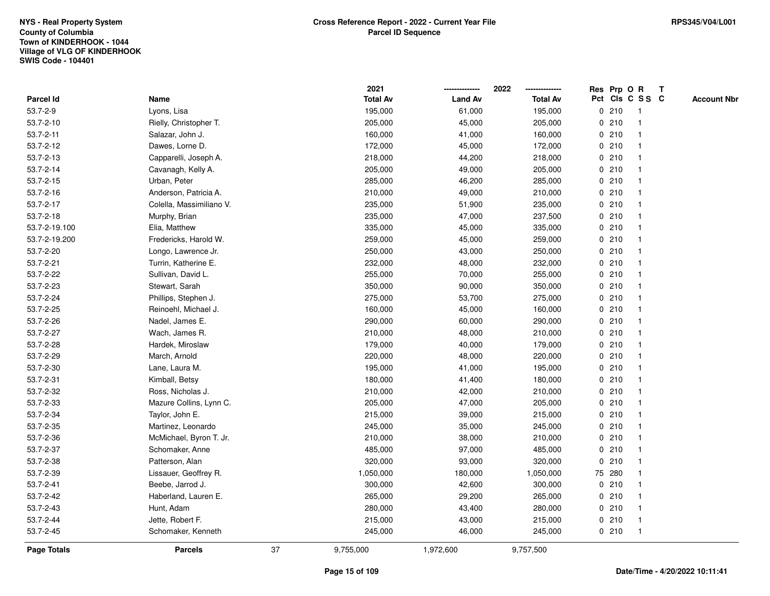NYS - Real Property System
County of Columbia
Town of KINDERHOOK - 1044
Village of VLG OF KINDERHOOK
SWIS Code - 104401

**Cross Reference Report - 2022 - Current Year File**
**Parcel ID Sequence**

RPS345/V04/L001

| Parcel Id | Name | 2021 Total Av | 2022 Land Av | 2022 Total Av | Res Pct | Prp Cls | O C | R SS | T C | Account Nbr |
|---|---|---|---|---|---|---|---|---|---|---|
| 53.7-2-9 | Lyons, Lisa | 195,000 | 61,000 | 195,000 | 0 | 210 | | 1 | | |
| 53.7-2-10 | Rielly, Christopher T. | 205,000 | 45,000 | 205,000 | 0 | 210 | | 1 | | |
| 53.7-2-11 | Salazar, John J. | 160,000 | 41,000 | 160,000 | 0 | 210 | | 1 | | |
| 53.7-2-12 | Dawes, Lorne D. | 172,000 | 45,000 | 172,000 | 0 | 210 | | 1 | | |
| 53.7-2-13 | Capparelli, Joseph A. | 218,000 | 44,200 | 218,000 | 0 | 210 | | 1 | | |
| 53.7-2-14 | Cavanagh, Kelly A. | 205,000 | 49,000 | 205,000 | 0 | 210 | | 1 | | |
| 53.7-2-15 | Urban, Peter | 285,000 | 46,200 | 285,000 | 0 | 210 | | 1 | | |
| 53.7-2-16 | Anderson, Patricia A. | 210,000 | 49,000 | 210,000 | 0 | 210 | | 1 | | |
| 53.7-2-17 | Colella, Massimiliano V. | 235,000 | 51,900 | 235,000 | 0 | 210 | | 1 | | |
| 53.7-2-18 | Murphy, Brian | 235,000 | 47,000 | 237,500 | 0 | 210 | | 1 | | |
| 53.7-2-19.100 | Elia, Matthew | 335,000 | 45,000 | 335,000 | 0 | 210 | | 1 | | |
| 53.7-2-19.200 | Fredericks, Harold W. | 259,000 | 45,000 | 259,000 | 0 | 210 | | 1 | | |
| 53.7-2-20 | Longo, Lawrence Jr. | 250,000 | 43,000 | 250,000 | 0 | 210 | | 1 | | |
| 53.7-2-21 | Turrin, Katherine E. | 232,000 | 48,000 | 232,000 | 0 | 210 | | 1 | | |
| 53.7-2-22 | Sullivan, David L. | 255,000 | 70,000 | 255,000 | 0 | 210 | | 1 | | |
| 53.7-2-23 | Stewart, Sarah | 350,000 | 90,000 | 350,000 | 0 | 210 | | 1 | | |
| 53.7-2-24 | Phillips, Stephen J. | 275,000 | 53,700 | 275,000 | 0 | 210 | | 1 | | |
| 53.7-2-25 | Reinoehl, Michael J. | 160,000 | 45,000 | 160,000 | 0 | 210 | | 1 | | |
| 53.7-2-26 | Nadel, James E. | 290,000 | 60,000 | 290,000 | 0 | 210 | | 1 | | |
| 53.7-2-27 | Wach, James R. | 210,000 | 48,000 | 210,000 | 0 | 210 | | 1 | | |
| 53.7-2-28 | Hardek, Miroslaw | 179,000 | 40,000 | 179,000 | 0 | 210 | | 1 | | |
| 53.7-2-29 | March, Arnold | 220,000 | 48,000 | 220,000 | 0 | 210 | | 1 | | |
| 53.7-2-30 | Lane, Laura M. | 195,000 | 41,000 | 195,000 | 0 | 210 | | 1 | | |
| 53.7-2-31 | Kimball, Betsy | 180,000 | 41,400 | 180,000 | 0 | 210 | | 1 | | |
| 53.7-2-32 | Ross, Nicholas J. | 210,000 | 42,000 | 210,000 | 0 | 210 | | 1 | | |
| 53.7-2-33 | Mazure Collins, Lynn C. | 205,000 | 47,000 | 205,000 | 0 | 210 | | 1 | | |
| 53.7-2-34 | Taylor, John E. | 215,000 | 39,000 | 215,000 | 0 | 210 | | 1 | | |
| 53.7-2-35 | Martinez, Leonardo | 245,000 | 35,000 | 245,000 | 0 | 210 | | 1 | | |
| 53.7-2-36 | McMichael, Byron T. Jr. | 210,000 | 38,000 | 210,000 | 0 | 210 | | 1 | | |
| 53.7-2-37 | Schomaker, Anne | 485,000 | 97,000 | 485,000 | 0 | 210 | | 1 | | |
| 53.7-2-38 | Patterson, Alan | 320,000 | 93,000 | 320,000 | 0 | 210 | | 1 | | |
| 53.7-2-39 | Lissauer, Geoffrey R. | 1,050,000 | 180,000 | 1,050,000 | 75 | 280 | | 1 | | |
| 53.7-2-41 | Beebe, Jarrod J. | 300,000 | 42,600 | 300,000 | 0 | 210 | | 1 | | |
| 53.7-2-42 | Haberland, Lauren E. | 265,000 | 29,200 | 265,000 | 0 | 210 | | 1 | | |
| 53.7-2-43 | Hunt, Adam | 280,000 | 43,400 | 280,000 | 0 | 210 | | 1 | | |
| 53.7-2-44 | Jette, Robert F. | 215,000 | 43,000 | 215,000 | 0 | 210 | | 1 | | |
| 53.7-2-45 | Schomaker, Kenneth | 245,000 | 46,000 | 245,000 | 0 | 210 | | 1 | | |
| **Page Totals** | **Parcels** 37 | 9,755,000 | 1,972,600 | 9,757,500 | | | | | | |

Date/Time - 4/20/2022 10:11:41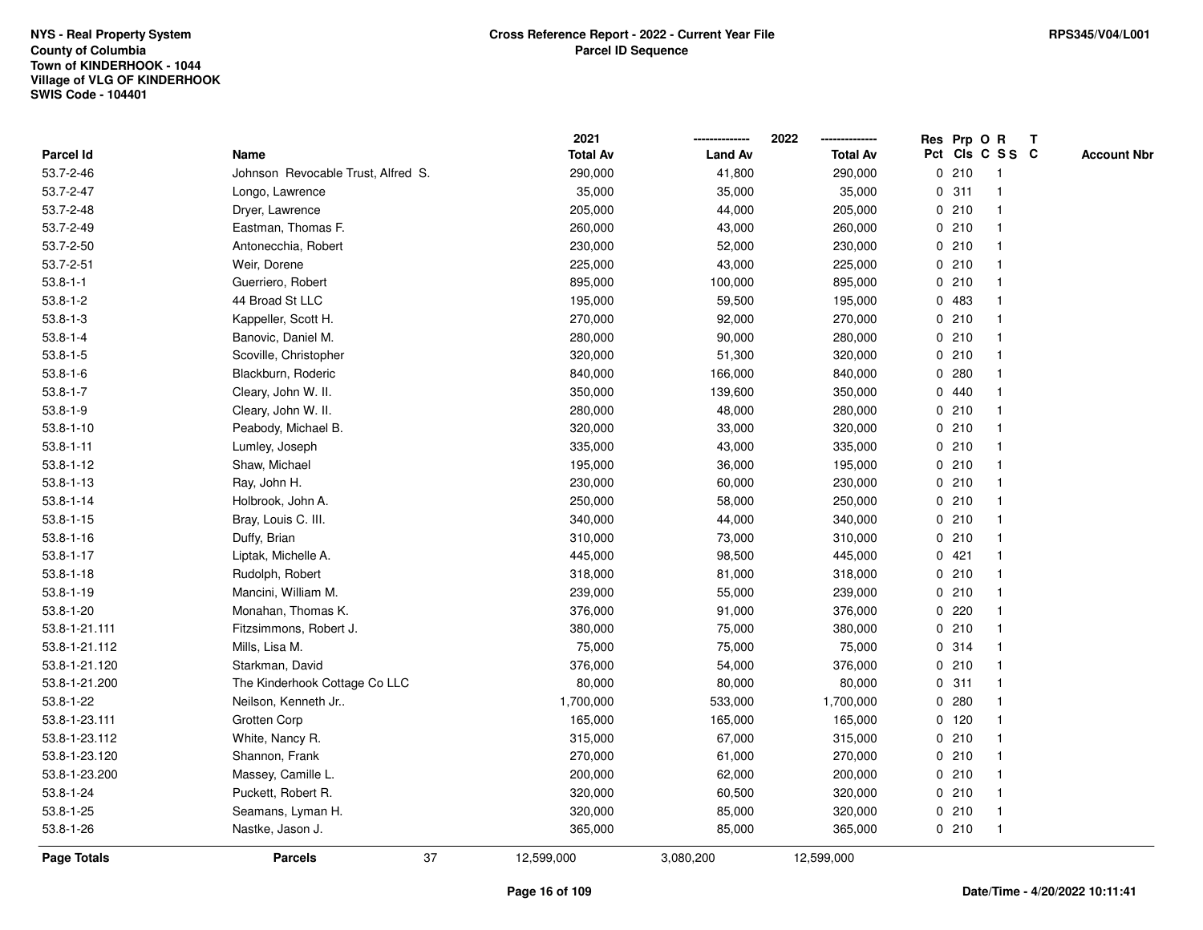NYS - Real Property System
County of Columbia
Town of KINDERHOOK - 1044
Village of VLG OF KINDERHOOK
SWIS Code - 104401

**Cross Reference Report - 2022 - Current Year File**
**Parcel ID Sequence**

RPS345/V04/L001

| Parcel Id | Name | 2021 Total Av | 2022 Land Av | 2022 Total Av | Res Pct | Prp Cls | O C | R S S | T C | Account Nbr |
|---|---|---|---|---|---|---|---|---|---|---|
| 53.7-2-46 | Johnson Revocable Trust, Alfred S. | 290,000 | 41,800 | 290,000 | 0 | 210 | | 1 | | |
| 53.7-2-47 | Longo, Lawrence | 35,000 | 35,000 | 35,000 | 0 | 311 | | 1 | | |
| 53.7-2-48 | Dryer, Lawrence | 205,000 | 44,000 | 205,000 | 0 | 210 | | 1 | | |
| 53.7-2-49 | Eastman, Thomas F. | 260,000 | 43,000 | 260,000 | 0 | 210 | | 1 | | |
| 53.7-2-50 | Antonecchia, Robert | 230,000 | 52,000 | 230,000 | 0 | 210 | | 1 | | |
| 53.7-2-51 | Weir, Dorene | 225,000 | 43,000 | 225,000 | 0 | 210 | | 1 | | |
| 53.8-1-1 | Guerriero, Robert | 895,000 | 100,000 | 895,000 | 0 | 210 | | 1 | | |
| 53.8-1-2 | 44 Broad St LLC | 195,000 | 59,500 | 195,000 | 0 | 483 | | 1 | | |
| 53.8-1-3 | Kappeller, Scott H. | 270,000 | 92,000 | 270,000 | 0 | 210 | | 1 | | |
| 53.8-1-4 | Banovic, Daniel M. | 280,000 | 90,000 | 280,000 | 0 | 210 | | 1 | | |
| 53.8-1-5 | Scoville, Christopher | 320,000 | 51,300 | 320,000 | 0 | 210 | | 1 | | |
| 53.8-1-6 | Blackburn, Roderic | 840,000 | 166,000 | 840,000 | 0 | 280 | | 1 | | |
| 53.8-1-7 | Cleary, John W. II. | 350,000 | 139,600 | 350,000 | 0 | 440 | | 1 | | |
| 53.8-1-9 | Cleary, John W. II. | 280,000 | 48,000 | 280,000 | 0 | 210 | | 1 | | |
| 53.8-1-10 | Peabody, Michael B. | 320,000 | 33,000 | 320,000 | 0 | 210 | | 1 | | |
| 53.8-1-11 | Lumley, Joseph | 335,000 | 43,000 | 335,000 | 0 | 210 | | 1 | | |
| 53.8-1-12 | Shaw, Michael | 195,000 | 36,000 | 195,000 | 0 | 210 | | 1 | | |
| 53.8-1-13 | Ray, John H. | 230,000 | 60,000 | 230,000 | 0 | 210 | | 1 | | |
| 53.8-1-14 | Holbrook, John A. | 250,000 | 58,000 | 250,000 | 0 | 210 | | 1 | | |
| 53.8-1-15 | Bray, Louis C. III. | 340,000 | 44,000 | 340,000 | 0 | 210 | | 1 | | |
| 53.8-1-16 | Duffy, Brian | 310,000 | 73,000 | 310,000 | 0 | 210 | | 1 | | |
| 53.8-1-17 | Liptak, Michelle A. | 445,000 | 98,500 | 445,000 | 0 | 421 | | 1 | | |
| 53.8-1-18 | Rudolph, Robert | 318,000 | 81,000 | 318,000 | 0 | 210 | | 1 | | |
| 53.8-1-19 | Mancini, William M. | 239,000 | 55,000 | 239,000 | 0 | 210 | | 1 | | |
| 53.8-1-20 | Monahan, Thomas K. | 376,000 | 91,000 | 376,000 | 0 | 220 | | 1 | | |
| 53.8-1-21.111 | Fitzsimmons, Robert J. | 380,000 | 75,000 | 380,000 | 0 | 210 | | 1 | | |
| 53.8-1-21.112 | Mills, Lisa M. | 75,000 | 75,000 | 75,000 | 0 | 314 | | 1 | | |
| 53.8-1-21.120 | Starkman, David | 376,000 | 54,000 | 376,000 | 0 | 210 | | 1 | | |
| 53.8-1-21.200 | The Kinderhook Cottage Co LLC | 80,000 | 80,000 | 80,000 | 0 | 311 | | 1 | | |
| 53.8-1-22 | Neilson, Kenneth Jr.. | 1,700,000 | 533,000 | 1,700,000 | 0 | 280 | | 1 | | |
| 53.8-1-23.111 | Grotten Corp | 165,000 | 165,000 | 165,000 | 0 | 120 | | 1 | | |
| 53.8-1-23.112 | White, Nancy R. | 315,000 | 67,000 | 315,000 | 0 | 210 | | 1 | | |
| 53.8-1-23.120 | Shannon, Frank | 270,000 | 61,000 | 270,000 | 0 | 210 | | 1 | | |
| 53.8-1-23.200 | Massey, Camille L. | 200,000 | 62,000 | 200,000 | 0 | 210 | | 1 | | |
| 53.8-1-24 | Puckett, Robert R. | 320,000 | 60,500 | 320,000 | 0 | 210 | | 1 | | |
| 53.8-1-25 | Seamans, Lyman H. | 320,000 | 85,000 | 320,000 | 0 | 210 | | 1 | | |
| 53.8-1-26 | Nastke, Jason J. | 365,000 | 85,000 | 365,000 | 0 | 210 | | 1 | | |
| **Page Totals** | **Parcels** 37 | 12,599,000 | 3,080,200 | 12,599,000 | | | | | | |

Date/Time - 4/20/2022 10:11:41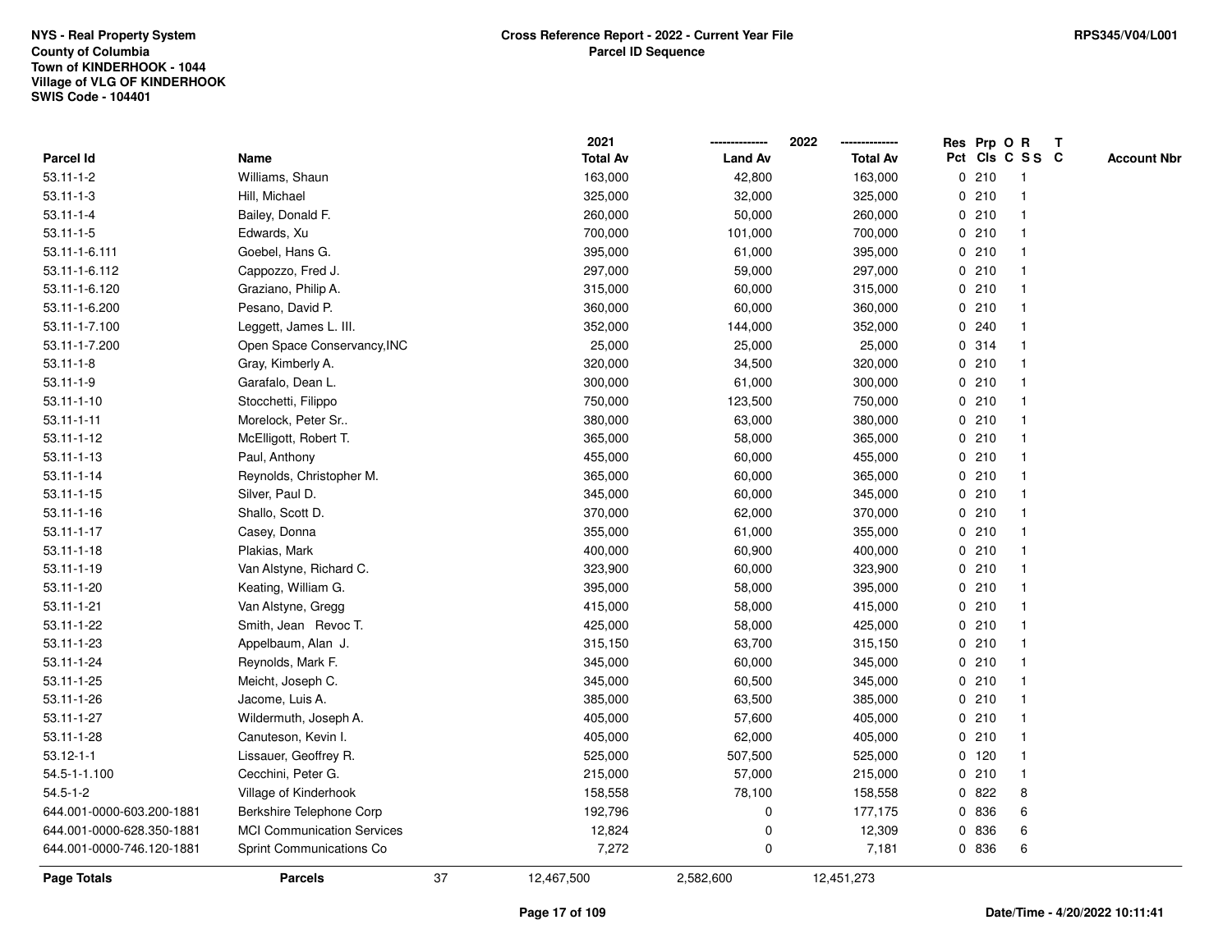NYS - Real Property System
County of Columbia
Town of KINDERHOOK - 1044
Village of VLG OF KINDERHOOK
SWIS Code - 104401

**Cross Reference Report - 2022 - Current Year File**
**Parcel ID Sequence**

RPS345/V04/L001

| Parcel Id | Name | 2021 Total Av | 2022 Land Av | 2022 Total Av | Res Pct | Prp Cls | O C | R S S | T C | Account Nbr |
|---|---|---|---|---|---|---|---|---|---|---|
| 53.11-1-2 | Williams, Shaun | 163,000 | 42,800 | 163,000 | 0 | 210 | | 1 | | |
| 53.11-1-3 | Hill, Michael | 325,000 | 32,000 | 325,000 | 0 | 210 | | 1 | | |
| 53.11-1-4 | Bailey, Donald F. | 260,000 | 50,000 | 260,000 | 0 | 210 | | 1 | | |
| 53.11-1-5 | Edwards, Xu | 700,000 | 101,000 | 700,000 | 0 | 210 | | 1 | | |
| 53.11-1-6.111 | Goebel, Hans G. | 395,000 | 61,000 | 395,000 | 0 | 210 | | 1 | | |
| 53.11-1-6.112 | Cappozzo, Fred J. | 297,000 | 59,000 | 297,000 | 0 | 210 | | 1 | | |
| 53.11-1-6.120 | Graziano, Philip A. | 315,000 | 60,000 | 315,000 | 0 | 210 | | 1 | | |
| 53.11-1-6.200 | Pesano, David P. | 360,000 | 60,000 | 360,000 | 0 | 210 | | 1 | | |
| 53.11-1-7.100 | Leggett, James L. III. | 352,000 | 144,000 | 352,000 | 0 | 240 | | 1 | | |
| 53.11-1-7.200 | Open Space Conservancy,INC | 25,000 | 25,000 | 25,000 | 0 | 314 | | 1 | | |
| 53.11-1-8 | Gray, Kimberly A. | 320,000 | 34,500 | 320,000 | 0 | 210 | | 1 | | |
| 53.11-1-9 | Garafalo, Dean L. | 300,000 | 61,000 | 300,000 | 0 | 210 | | 1 | | |
| 53.11-1-10 | Stocchetti, Filippo | 750,000 | 123,500 | 750,000 | 0 | 210 | | 1 | | |
| 53.11-1-11 | Morelock, Peter Sr.. | 380,000 | 63,000 | 380,000 | 0 | 210 | | 1 | | |
| 53.11-1-12 | McElligott, Robert T. | 365,000 | 58,000 | 365,000 | 0 | 210 | | 1 | | |
| 53.11-1-13 | Paul, Anthony | 455,000 | 60,000 | 455,000 | 0 | 210 | | 1 | | |
| 53.11-1-14 | Reynolds, Christopher M. | 365,000 | 60,000 | 365,000 | 0 | 210 | | 1 | | |
| 53.11-1-15 | Silver, Paul D. | 345,000 | 60,000 | 345,000 | 0 | 210 | | 1 | | |
| 53.11-1-16 | Shallo, Scott D. | 370,000 | 62,000 | 370,000 | 0 | 210 | | 1 | | |
| 53.11-1-17 | Casey, Donna | 355,000 | 61,000 | 355,000 | 0 | 210 | | 1 | | |
| 53.11-1-18 | Plakias, Mark | 400,000 | 60,900 | 400,000 | 0 | 210 | | 1 | | |
| 53.11-1-19 | Van Alstyne, Richard C. | 323,900 | 60,000 | 323,900 | 0 | 210 | | 1 | | |
| 53.11-1-20 | Keating, William G. | 395,000 | 58,000 | 395,000 | 0 | 210 | | 1 | | |
| 53.11-1-21 | Van Alstyne, Gregg | 415,000 | 58,000 | 415,000 | 0 | 210 | | 1 | | |
| 53.11-1-22 | Smith, Jean Revoc T. | 425,000 | 58,000 | 425,000 | 0 | 210 | | 1 | | |
| 53.11-1-23 | Appelbaum, Alan J. | 315,150 | 63,700 | 315,150 | 0 | 210 | | 1 | | |
| 53.11-1-24 | Reynolds, Mark F. | 345,000 | 60,000 | 345,000 | 0 | 210 | | 1 | | |
| 53.11-1-25 | Meicht, Joseph C. | 345,000 | 60,500 | 345,000 | 0 | 210 | | 1 | | |
| 53.11-1-26 | Jacome, Luis A. | 385,000 | 63,500 | 385,000 | 0 | 210 | | 1 | | |
| 53.11-1-27 | Wildermuth, Joseph A. | 405,000 | 57,600 | 405,000 | 0 | 210 | | 1 | | |
| 53.11-1-28 | Canuteson, Kevin I. | 405,000 | 62,000 | 405,000 | 0 | 210 | | 1 | | |
| 53.12-1-1 | Lissauer, Geoffrey R. | 525,000 | 507,500 | 525,000 | 0 | 120 | | 1 | | |
| 54.5-1-1.100 | Cecchini, Peter G. | 215,000 | 57,000 | 215,000 | 0 | 210 | | 1 | | |
| 54.5-1-2 | Village of Kinderhook | 158,558 | 78,100 | 158,558 | 0 | 822 | | 8 | | |
| 644.001-0000-603.200-1881 | Berkshire Telephone Corp | 192,796 | 0 | 177,175 | 0 | 836 | | 6 | | |
| 644.001-0000-628.350-1881 | MCI Communication Services | 12,824 | 0 | 12,309 | 0 | 836 | | 6 | | |
| 644.001-0000-746.120-1881 | Sprint Communications Co | 7,272 | 0 | 7,181 | 0 | 836 | | 6 | | |
| **Page Totals** | **Parcels** 37 | 12,467,500 | 2,582,600 | 12,451,273 | | | | | | |

Date/Time - 4/20/2022 10:11:41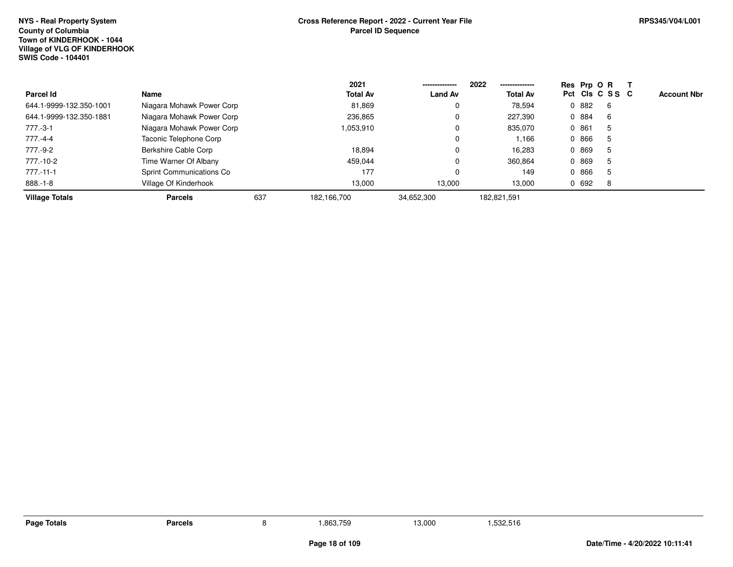NYS - Real Property System
County of Columbia
Town of KINDERHOOK - 1044
Village of VLG OF KINDERHOOK
SWIS Code - 104401

**Cross Reference Report - 2022 - Current Year File**
**Parcel ID Sequence**

RPS345/V04/L001

| Parcel Id | Name | | 2021 Total Av | 2022 Land Av | 2022 Total Av | Res Pct | Prp Cls | O C | R S S | T C | Account Nbr |
|---|---|---|---|---|---|---|---|---|---|---|---|
| 644.1-9999-132.350-1001 | Niagara Mohawk Power Corp | | 81,869 | 0 | 78,594 | 0 | 882 | | 6 | | |
| 644.1-9999-132.350-1881 | Niagara Mohawk Power Corp | | 236,865 | 0 | 227,390 | 0 | 884 | | 6 | | |
| 777.-3-1 | Niagara Mohawk Power Corp | | 1,053,910 | 0 | 835,070 | 0 | 861 | | 5 | | |
| 777.-4-4 | Taconic Telephone Corp | | | 0 | 1,166 | 0 | 866 | | 5 | | |
| 777.-9-2 | Berkshire Cable Corp | | 18,894 | 0 | 16,283 | 0 | 869 | | 5 | | |
| 777.-10-2 | Time Warner Of Albany | | 459,044 | 0 | 360,864 | 0 | 869 | | 5 | | |
| 777.-11-1 | Sprint Communications Co | | 177 | 0 | 149 | 0 | 866 | | 5 | | |
| 888.-1-8 | Village Of Kinderhook | | 13,000 | 13,000 | 13,000 | 0 | 692 | | 8 | | |
| **Village Totals** | **Parcels** | 637 | 182,166,700 | 34,652,300 | 182,821,591 | | | | | | |

| **Page Totals** | **Parcels** | 8 | 1,863,759 | 13,000 | 1,532,516 |
|---|---|---|---|---|---|

Date/Time - 4/20/2022 10:11:41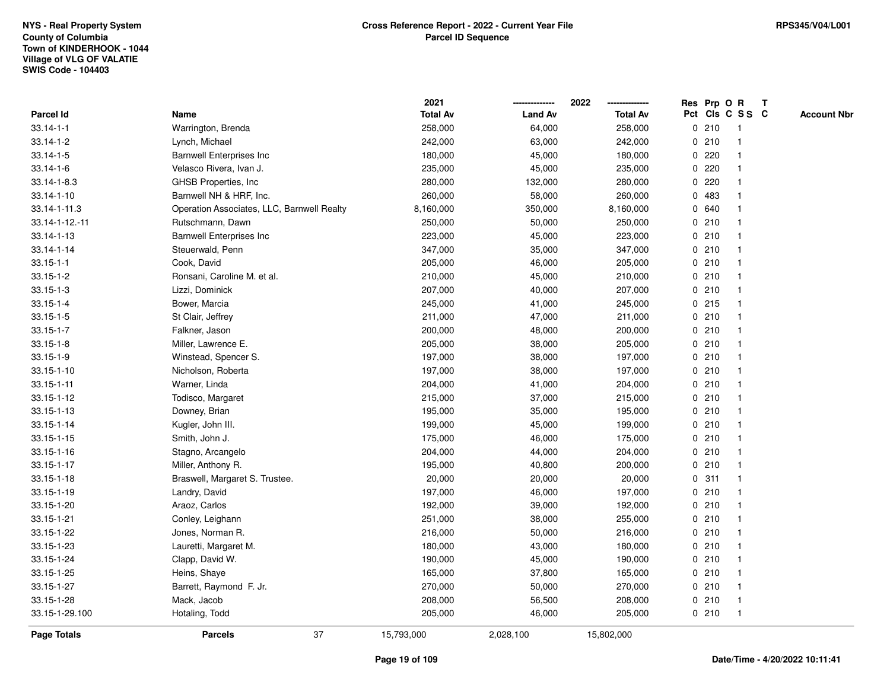NYS - Real Property System
County of Columbia
Town of KINDERHOOK - 1044
Village of VLG OF VALATIE
SWIS Code - 104403

**Cross Reference Report - 2022 - Current Year File**
**Parcel ID Sequence**

RPS345/V04/L001

| Parcel Id | Name | 2021 Total Av | 2022 Land Av | 2022 Total Av | Res Pct | Prp Cls | O C | R SS | T C | Account Nbr |
|---|---|---|---|---|---|---|---|---|---|---|
| 33.14-1-1 | Warrington, Brenda | 258,000 | 64,000 | 258,000 | 0 | 210 | | 1 | | |
| 33.14-1-2 | Lynch, Michael | 242,000 | 63,000 | 242,000 | 0 | 210 | | 1 | | |
| 33.14-1-5 | Barnwell Enterprises Inc | 180,000 | 45,000 | 180,000 | 0 | 220 | | 1 | | |
| 33.14-1-6 | Velasco Rivera, Ivan J. | 235,000 | 45,000 | 235,000 | 0 | 220 | | 1 | | |
| 33.14-1-8.3 | GHSB Properties, Inc | 280,000 | 132,000 | 280,000 | 0 | 220 | | 1 | | |
| 33.14-1-10 | Barnwell NH & HRF, Inc. | 260,000 | 58,000 | 260,000 | 0 | 483 | | 1 | | |
| 33.14-1-11.3 | Operation Associates, LLC, Barnwell Realty | 8,160,000 | 350,000 | 8,160,000 | 0 | 640 | | 1 | | |
| 33.14-1-12.-11 | Rutschmann, Dawn | 250,000 | 50,000 | 250,000 | 0 | 210 | | 1 | | |
| 33.14-1-13 | Barnwell Enterprises Inc | 223,000 | 45,000 | 223,000 | 0 | 210 | | 1 | | |
| 33.14-1-14 | Steuerwald, Penn | 347,000 | 35,000 | 347,000 | 0 | 210 | | 1 | | |
| 33.15-1-1 | Cook, David | 205,000 | 46,000 | 205,000 | 0 | 210 | | 1 | | |
| 33.15-1-2 | Ronsani, Caroline M. et al. | 210,000 | 45,000 | 210,000 | 0 | 210 | | 1 | | |
| 33.15-1-3 | Lizzi, Dominick | 207,000 | 40,000 | 207,000 | 0 | 210 | | 1 | | |
| 33.15-1-4 | Bower, Marcia | 245,000 | 41,000 | 245,000 | 0 | 215 | | 1 | | |
| 33.15-1-5 | St Clair, Jeffrey | 211,000 | 47,000 | 211,000 | 0 | 210 | | 1 | | |
| 33.15-1-7 | Falkner, Jason | 200,000 | 48,000 | 200,000 | 0 | 210 | | 1 | | |
| 33.15-1-8 | Miller, Lawrence E. | 205,000 | 38,000 | 205,000 | 0 | 210 | | 1 | | |
| 33.15-1-9 | Winstead, Spencer S. | 197,000 | 38,000 | 197,000 | 0 | 210 | | 1 | | |
| 33.15-1-10 | Nicholson, Roberta | 197,000 | 38,000 | 197,000 | 0 | 210 | | 1 | | |
| 33.15-1-11 | Warner, Linda | 204,000 | 41,000 | 204,000 | 0 | 210 | | 1 | | |
| 33.15-1-12 | Todisco, Margaret | 215,000 | 37,000 | 215,000 | 0 | 210 | | 1 | | |
| 33.15-1-13 | Downey, Brian | 195,000 | 35,000 | 195,000 | 0 | 210 | | 1 | | |
| 33.15-1-14 | Kugler, John III. | 199,000 | 45,000 | 199,000 | 0 | 210 | | 1 | | |
| 33.15-1-15 | Smith, John J. | 175,000 | 46,000 | 175,000 | 0 | 210 | | 1 | | |
| 33.15-1-16 | Stagno, Arcangelo | 204,000 | 44,000 | 204,000 | 0 | 210 | | 1 | | |
| 33.15-1-17 | Miller, Anthony R. | 195,000 | 40,800 | 200,000 | 0 | 210 | | 1 | | |
| 33.15-1-18 | Braswell, Margaret S. Trustee. | 20,000 | 20,000 | 20,000 | 0 | 311 | | 1 | | |
| 33.15-1-19 | Landry, David | 197,000 | 46,000 | 197,000 | 0 | 210 | | 1 | | |
| 33.15-1-20 | Araoz, Carlos | 192,000 | 39,000 | 192,000 | 0 | 210 | | 1 | | |
| 33.15-1-21 | Conley, Leighann | 251,000 | 38,000 | 255,000 | 0 | 210 | | 1 | | |
| 33.15-1-22 | Jones, Norman R. | 216,000 | 50,000 | 216,000 | 0 | 210 | | 1 | | |
| 33.15-1-23 | Lauretti, Margaret M. | 180,000 | 43,000 | 180,000 | 0 | 210 | | 1 | | |
| 33.15-1-24 | Clapp, David W. | 190,000 | 45,000 | 190,000 | 0 | 210 | | 1 | | |
| 33.15-1-25 | Heins, Shaye | 165,000 | 37,800 | 165,000 | 0 | 210 | | 1 | | |
| 33.15-1-27 | Barrett, Raymond F. Jr. | 270,000 | 50,000 | 270,000 | 0 | 210 | | 1 | | |
| 33.15-1-28 | Mack, Jacob | 208,000 | 56,500 | 208,000 | 0 | 210 | | 1 | | |
| 33.15-1-29.100 | Hotaling, Todd | 205,000 | 46,000 | 205,000 | 0 | 210 | | 1 | | |
| **Page Totals** | **Parcels** 37 | 15,793,000 | 2,028,100 | 15,802,000 | | | | | | |

Date/Time - 4/20/2022 10:11:41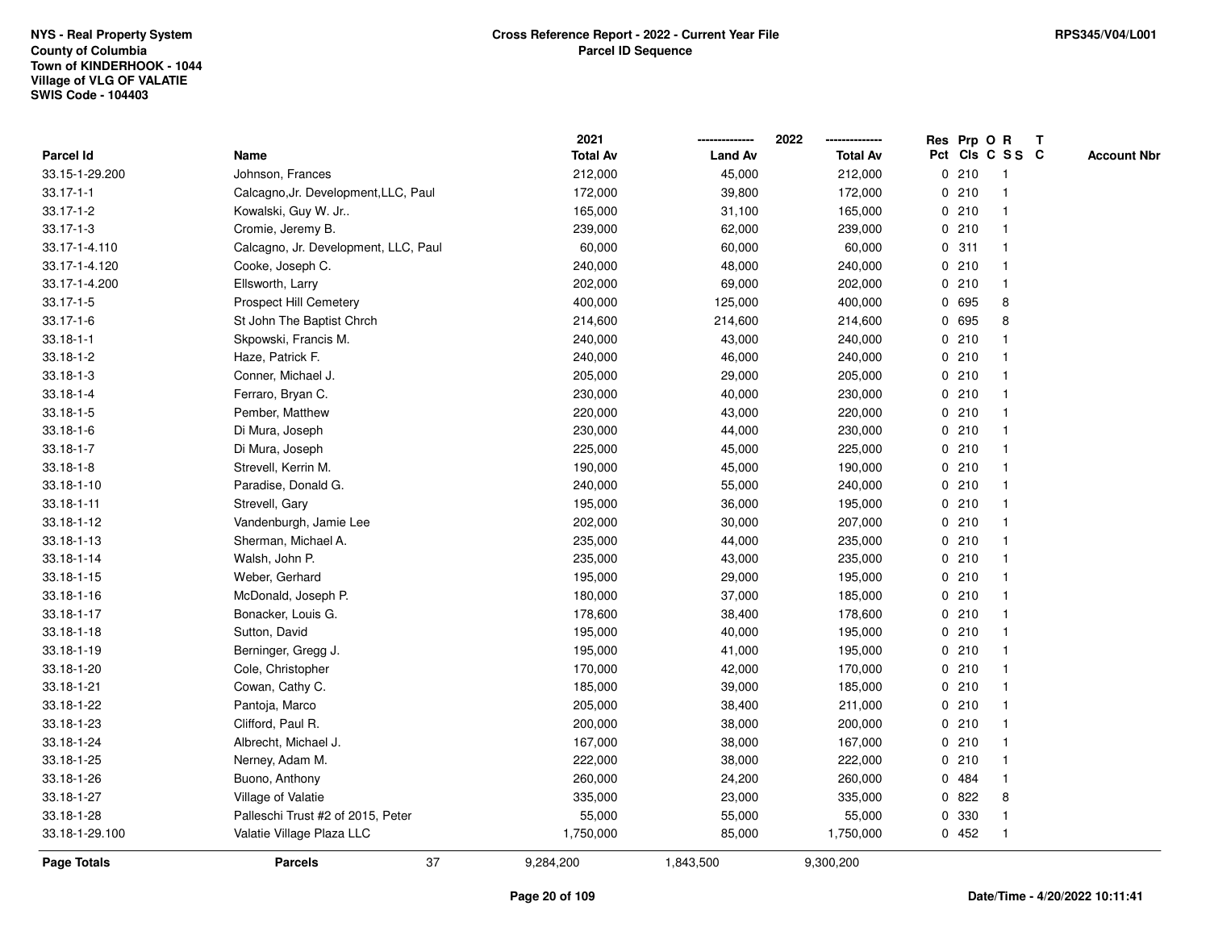NYS - Real Property System
County of Columbia
Town of KINDERHOOK - 1044
Village of VLG OF VALATIE
SWIS Code - 104403

**Cross Reference Report - 2022 - Current Year File**
**Parcel ID Sequence**

RPS345/V04/L001

| Parcel Id | Name | 2021 Total Av | 2022 Land Av | 2022 Total Av | Res Pct | Prp Cls | O C | R S S | T C | Account Nbr |
|---|---|---|---|---|---|---|---|---|---|---|
| 33.15-1-29.200 | Johnson, Frances | 212,000 | 45,000 | 212,000 | 0 | 210 | | 1 | | |
| 33.17-1-1 | Calcagno,Jr. Development,LLC, Paul | 172,000 | 39,800 | 172,000 | 0 | 210 | | 1 | | |
| 33.17-1-2 | Kowalski, Guy W. Jr.. | 165,000 | 31,100 | 165,000 | 0 | 210 | | 1 | | |
| 33.17-1-3 | Cromie, Jeremy B. | 239,000 | 62,000 | 239,000 | 0 | 210 | | 1 | | |
| 33.17-1-4.110 | Calcagno, Jr. Development, LLC, Paul | 60,000 | 60,000 | 60,000 | 0 | 311 | | 1 | | |
| 33.17-1-4.120 | Cooke, Joseph C. | 240,000 | 48,000 | 240,000 | 0 | 210 | | 1 | | |
| 33.17-1-4.200 | Ellsworth, Larry | 202,000 | 69,000 | 202,000 | 0 | 210 | | 1 | | |
| 33.17-1-5 | Prospect Hill Cemetery | 400,000 | 125,000 | 400,000 | 0 | 695 | | 8 | | |
| 33.17-1-6 | St John The Baptist Chrch | 214,600 | 214,600 | 214,600 | 0 | 695 | | 8 | | |
| 33.18-1-1 | Skpowski, Francis M. | 240,000 | 43,000 | 240,000 | 0 | 210 | | 1 | | |
| 33.18-1-2 | Haze, Patrick F. | 240,000 | 46,000 | 240,000 | 0 | 210 | | 1 | | |
| 33.18-1-3 | Conner, Michael J. | 205,000 | 29,000 | 205,000 | 0 | 210 | | 1 | | |
| 33.18-1-4 | Ferraro, Bryan C. | 230,000 | 40,000 | 230,000 | 0 | 210 | | 1 | | |
| 33.18-1-5 | Pember, Matthew | 220,000 | 43,000 | 220,000 | 0 | 210 | | 1 | | |
| 33.18-1-6 | Di Mura, Joseph | 230,000 | 44,000 | 230,000 | 0 | 210 | | 1 | | |
| 33.18-1-7 | Di Mura, Joseph | 225,000 | 45,000 | 225,000 | 0 | 210 | | 1 | | |
| 33.18-1-8 | Strevell, Kerrin M. | 190,000 | 45,000 | 190,000 | 0 | 210 | | 1 | | |
| 33.18-1-10 | Paradise, Donald G. | 240,000 | 55,000 | 240,000 | 0 | 210 | | 1 | | |
| 33.18-1-11 | Strevell, Gary | 195,000 | 36,000 | 195,000 | 0 | 210 | | 1 | | |
| 33.18-1-12 | Vandenburgh, Jamie Lee | 202,000 | 30,000 | 207,000 | 0 | 210 | | 1 | | |
| 33.18-1-13 | Sherman, Michael A. | 235,000 | 44,000 | 235,000 | 0 | 210 | | 1 | | |
| 33.18-1-14 | Walsh, John P. | 235,000 | 43,000 | 235,000 | 0 | 210 | | 1 | | |
| 33.18-1-15 | Weber, Gerhard | 195,000 | 29,000 | 195,000 | 0 | 210 | | 1 | | |
| 33.18-1-16 | McDonald, Joseph P. | 180,000 | 37,000 | 185,000 | 0 | 210 | | 1 | | |
| 33.18-1-17 | Bonacker, Louis G. | 178,600 | 38,400 | 178,600 | 0 | 210 | | 1 | | |
| 33.18-1-18 | Sutton, David | 195,000 | 40,000 | 195,000 | 0 | 210 | | 1 | | |
| 33.18-1-19 | Berninger, Gregg J. | 195,000 | 41,000 | 195,000 | 0 | 210 | | 1 | | |
| 33.18-1-20 | Cole, Christopher | 170,000 | 42,000 | 170,000 | 0 | 210 | | 1 | | |
| 33.18-1-21 | Cowan, Cathy C. | 185,000 | 39,000 | 185,000 | 0 | 210 | | 1 | | |
| 33.18-1-22 | Pantoja, Marco | 205,000 | 38,400 | 211,000 | 0 | 210 | | 1 | | |
| 33.18-1-23 | Clifford, Paul R. | 200,000 | 38,000 | 200,000 | 0 | 210 | | 1 | | |
| 33.18-1-24 | Albrecht, Michael J. | 167,000 | 38,000 | 167,000 | 0 | 210 | | 1 | | |
| 33.18-1-25 | Nerney, Adam M. | 222,000 | 38,000 | 222,000 | 0 | 210 | | 1 | | |
| 33.18-1-26 | Buono, Anthony | 260,000 | 24,200 | 260,000 | 0 | 484 | | 1 | | |
| 33.18-1-27 | Village of Valatie | 335,000 | 23,000 | 335,000 | 0 | 822 | | 8 | | |
| 33.18-1-28 | Palleschi Trust #2 of 2015, Peter | 55,000 | 55,000 | 55,000 | 0 | 330 | | 1 | | |
| 33.18-1-29.100 | Valatie Village Plaza LLC | 1,750,000 | 85,000 | 1,750,000 | 0 | 452 | | 1 | | |
| **Page Totals** | **Parcels** 37 | 9,284,200 | 1,843,500 | 9,300,200 | | | | | | |

Date/Time - 4/20/2022 10:11:41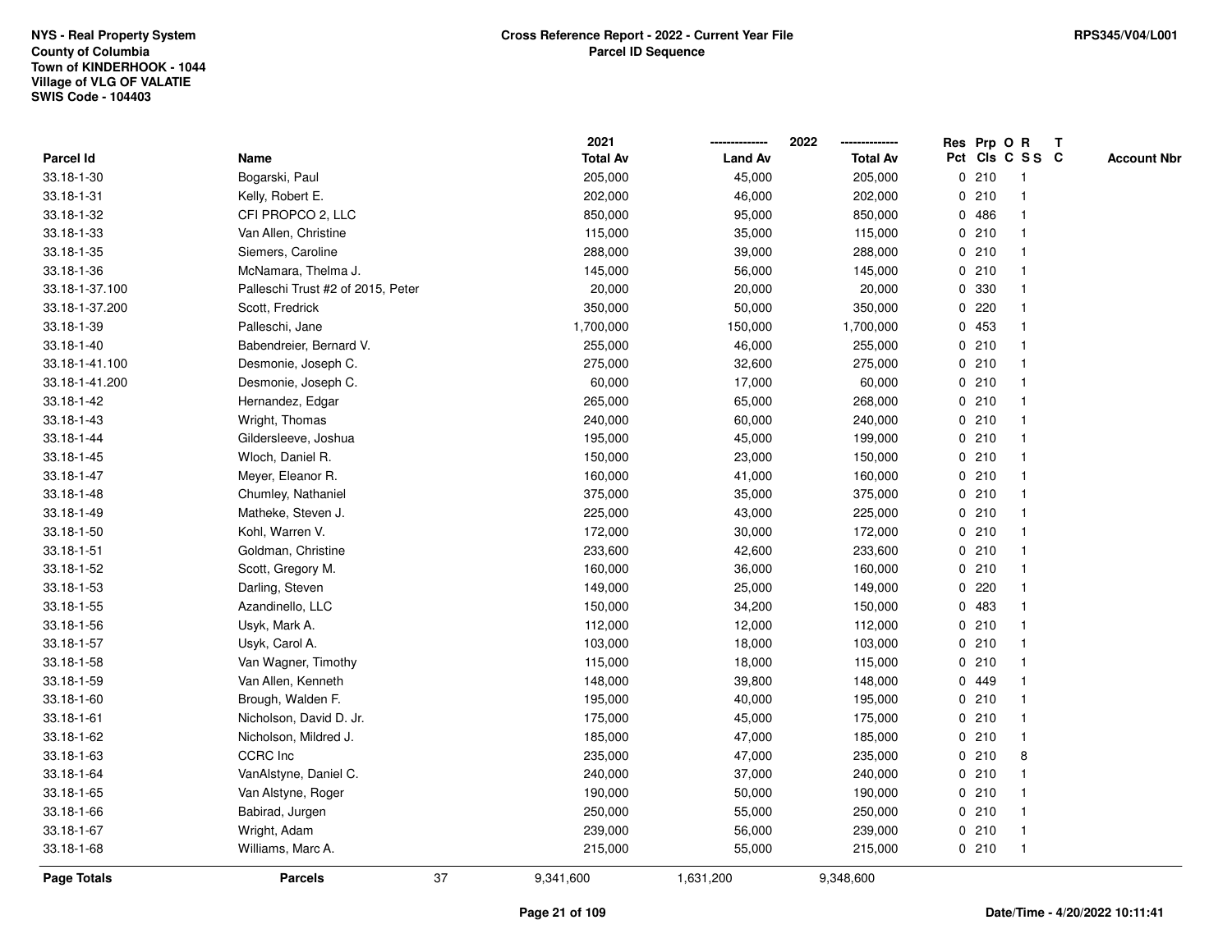NYS - Real Property System
County of Columbia
Town of KINDERHOOK - 1044
Village of VLG OF VALATIE
SWIS Code - 104403

**Cross Reference Report - 2022 - Current Year File**
**Parcel ID Sequence**

RPS345/V04/L001

| Parcel Id | Name | 2021 Total Av | 2022 Land Av | 2022 Total Av | Res Pct | Prp Cls | O C | R S S | T C | Account Nbr |
|---|---|---|---|---|---|---|---|---|---|---|
| 33.18-1-30 | Bogarski, Paul | 205,000 | 45,000 | 205,000 | 0 | 210 | | 1 | | |
| 33.18-1-31 | Kelly, Robert E. | 202,000 | 46,000 | 202,000 | 0 | 210 | | 1 | | |
| 33.18-1-32 | CFI PROPCO 2, LLC | 850,000 | 95,000 | 850,000 | 0 | 486 | | 1 | | |
| 33.18-1-33 | Van Allen, Christine | 115,000 | 35,000 | 115,000 | 0 | 210 | | 1 | | |
| 33.18-1-35 | Siemers, Caroline | 288,000 | 39,000 | 288,000 | 0 | 210 | | 1 | | |
| 33.18-1-36 | McNamara, Thelma J. | 145,000 | 56,000 | 145,000 | 0 | 210 | | 1 | | |
| 33.18-1-37.100 | Palleschi Trust #2 of 2015, Peter | 20,000 | 20,000 | 20,000 | 0 | 330 | | 1 | | |
| 33.18-1-37.200 | Scott, Fredrick | 350,000 | 50,000 | 350,000 | 0 | 220 | | 1 | | |
| 33.18-1-39 | Palleschi, Jane | 1,700,000 | 150,000 | 1,700,000 | 0 | 453 | | 1 | | |
| 33.18-1-40 | Babendreier, Bernard V. | 255,000 | 46,000 | 255,000 | 0 | 210 | | 1 | | |
| 33.18-1-41.100 | Desmonie, Joseph C. | 275,000 | 32,600 | 275,000 | 0 | 210 | | 1 | | |
| 33.18-1-41.200 | Desmonie, Joseph C. | 60,000 | 17,000 | 60,000 | 0 | 210 | | 1 | | |
| 33.18-1-42 | Hernandez, Edgar | 265,000 | 65,000 | 268,000 | 0 | 210 | | 1 | | |
| 33.18-1-43 | Wright, Thomas | 240,000 | 60,000 | 240,000 | 0 | 210 | | 1 | | |
| 33.18-1-44 | Gildersleeve, Joshua | 195,000 | 45,000 | 199,000 | 0 | 210 | | 1 | | |
| 33.18-1-45 | Wloch, Daniel R. | 150,000 | 23,000 | 150,000 | 0 | 210 | | 1 | | |
| 33.18-1-47 | Meyer, Eleanor R. | 160,000 | 41,000 | 160,000 | 0 | 210 | | 1 | | |
| 33.18-1-48 | Chumley, Nathaniel | 375,000 | 35,000 | 375,000 | 0 | 210 | | 1 | | |
| 33.18-1-49 | Matheke, Steven J. | 225,000 | 43,000 | 225,000 | 0 | 210 | | 1 | | |
| 33.18-1-50 | Kohl, Warren V. | 172,000 | 30,000 | 172,000 | 0 | 210 | | 1 | | |
| 33.18-1-51 | Goldman, Christine | 233,600 | 42,600 | 233,600 | 0 | 210 | | 1 | | |
| 33.18-1-52 | Scott, Gregory M. | 160,000 | 36,000 | 160,000 | 0 | 210 | | 1 | | |
| 33.18-1-53 | Darling, Steven | 149,000 | 25,000 | 149,000 | 0 | 220 | | 1 | | |
| 33.18-1-55 | Azandinello, LLC | 150,000 | 34,200 | 150,000 | 0 | 483 | | 1 | | |
| 33.18-1-56 | Usyk, Mark A. | 112,000 | 12,000 | 112,000 | 0 | 210 | | 1 | | |
| 33.18-1-57 | Usyk, Carol A. | 103,000 | 18,000 | 103,000 | 0 | 210 | | 1 | | |
| 33.18-1-58 | Van Wagner, Timothy | 115,000 | 18,000 | 115,000 | 0 | 210 | | 1 | | |
| 33.18-1-59 | Van Allen, Kenneth | 148,000 | 39,800 | 148,000 | 0 | 449 | | 1 | | |
| 33.18-1-60 | Brough, Walden F. | 195,000 | 40,000 | 195,000 | 0 | 210 | | 1 | | |
| 33.18-1-61 | Nicholson, David D. Jr. | 175,000 | 45,000 | 175,000 | 0 | 210 | | 1 | | |
| 33.18-1-62 | Nicholson, Mildred J. | 185,000 | 47,000 | 185,000 | 0 | 210 | | 1 | | |
| 33.18-1-63 | CCRC Inc | 235,000 | 47,000 | 235,000 | 0 | 210 | | 8 | | |
| 33.18-1-64 | VanAlstyne, Daniel C. | 240,000 | 37,000 | 240,000 | 0 | 210 | | 1 | | |
| 33.18-1-65 | Van Alstyne, Roger | 190,000 | 50,000 | 190,000 | 0 | 210 | | 1 | | |
| 33.18-1-66 | Babirad, Jurgen | 250,000 | 55,000 | 250,000 | 0 | 210 | | 1 | | |
| 33.18-1-67 | Wright, Adam | 239,000 | 56,000 | 239,000 | 0 | 210 | | 1 | | |
| 33.18-1-68 | Williams, Marc A. | 215,000 | 55,000 | 215,000 | 0 | 210 | | 1 | | |
| **Page Totals** | **Parcels** 37 | 9,341,600 | 1,631,200 | 9,348,600 | | | | | | |

Date/Time - 4/20/2022 10:11:41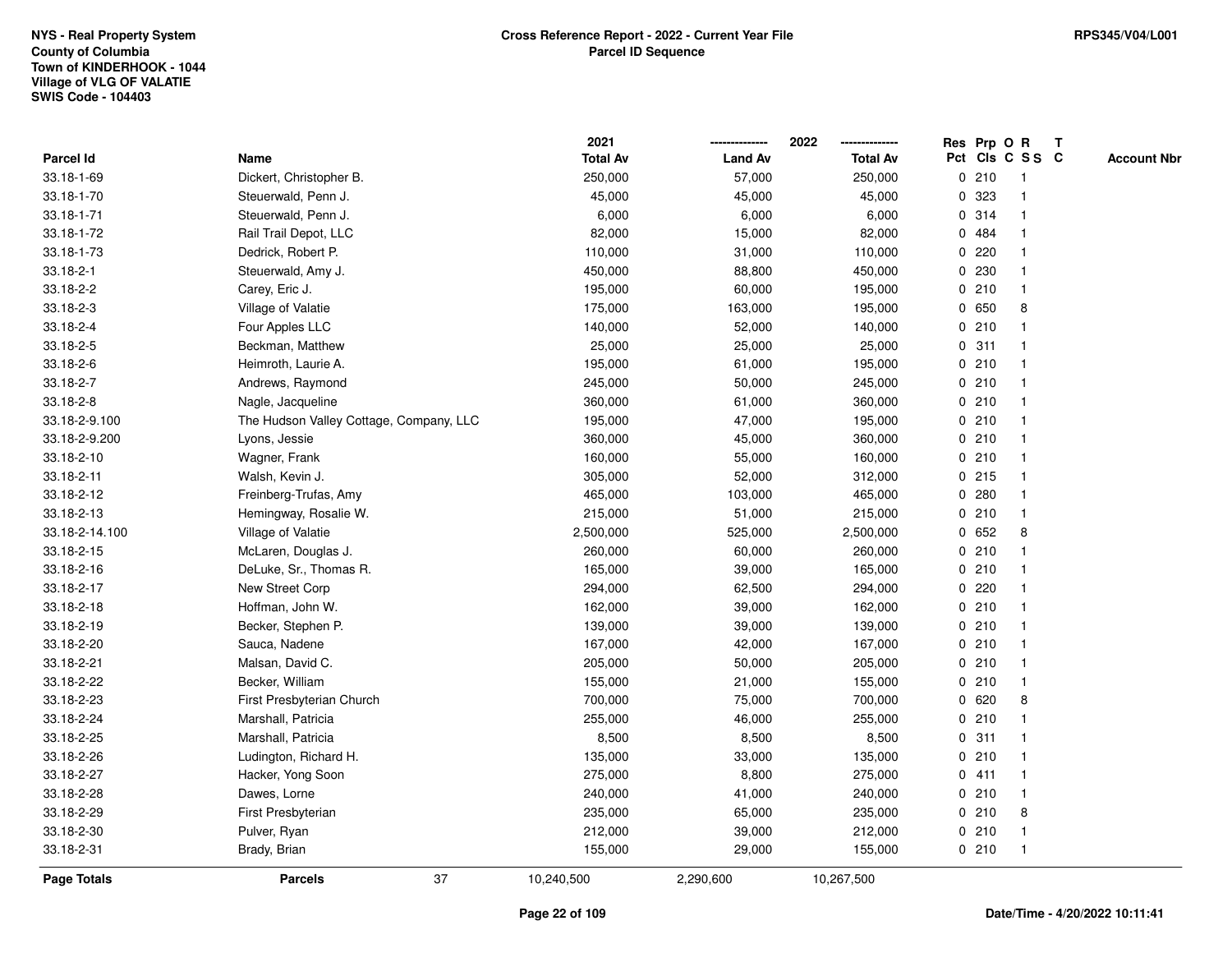NYS - Real Property System
County of Columbia
Town of KINDERHOOK - 1044
Village of VLG OF VALATIE
SWIS Code - 104403

# Cross Reference Report - 2022 - Current Year File
## Parcel ID Sequence

RPS345/V04/L001

| Parcel Id | Name | 2021 Total Av | 2022 Land Av | 2022 Total Av | Res Pct | Prp Cls | O C | R S S | T C | Account Nbr |
|---|---|---|---|---|---|---|---|---|---|---|
| 33.18-1-69 | Dickert, Christopher B. | 250,000 | 57,000 | 250,000 | 0 | 210 | | 1 | | |
| 33.18-1-70 | Steuerwald, Penn J. | 45,000 | 45,000 | 45,000 | 0 | 323 | | 1 | | |
| 33.18-1-71 | Steuerwald, Penn J. | 6,000 | 6,000 | 6,000 | 0 | 314 | | 1 | | |
| 33.18-1-72 | Rail Trail Depot, LLC | 82,000 | 15,000 | 82,000 | 0 | 484 | | 1 | | |
| 33.18-1-73 | Dedrick, Robert P. | 110,000 | 31,000 | 110,000 | 0 | 220 | | 1 | | |
| 33.18-2-1 | Steuerwald, Amy J. | 450,000 | 88,800 | 450,000 | 0 | 230 | | 1 | | |
| 33.18-2-2 | Carey, Eric J. | 195,000 | 60,000 | 195,000 | 0 | 210 | | 1 | | |
| 33.18-2-3 | Village of Valatie | 175,000 | 163,000 | 195,000 | 0 | 650 | | 8 | | |
| 33.18-2-4 | Four Apples LLC | 140,000 | 52,000 | 140,000 | 0 | 210 | | 1 | | |
| 33.18-2-5 | Beckman, Matthew | 25,000 | 25,000 | 25,000 | 0 | 311 | | 1 | | |
| 33.18-2-6 | Heimroth, Laurie A. | 195,000 | 61,000 | 195,000 | 0 | 210 | | 1 | | |
| 33.18-2-7 | Andrews, Raymond | 245,000 | 50,000 | 245,000 | 0 | 210 | | 1 | | |
| 33.18-2-8 | Nagle, Jacqueline | 360,000 | 61,000 | 360,000 | 0 | 210 | | 1 | | |
| 33.18-2-9.100 | The Hudson Valley Cottage, Company, LLC | 195,000 | 47,000 | 195,000 | 0 | 210 | | 1 | | |
| 33.18-2-9.200 | Lyons, Jessie | 360,000 | 45,000 | 360,000 | 0 | 210 | | 1 | | |
| 33.18-2-10 | Wagner, Frank | 160,000 | 55,000 | 160,000 | 0 | 210 | | 1 | | |
| 33.18-2-11 | Walsh, Kevin J. | 305,000 | 52,000 | 312,000 | 0 | 215 | | 1 | | |
| 33.18-2-12 | Freinberg-Trufas, Amy | 465,000 | 103,000 | 465,000 | 0 | 280 | | 1 | | |
| 33.18-2-13 | Hemingway, Rosalie W. | 215,000 | 51,000 | 215,000 | 0 | 210 | | 1 | | |
| 33.18-2-14.100 | Village of Valatie | 2,500,000 | 525,000 | 2,500,000 | 0 | 652 | | 8 | | |
| 33.18-2-15 | McLaren, Douglas J. | 260,000 | 60,000 | 260,000 | 0 | 210 | | 1 | | |
| 33.18-2-16 | DeLuke, Sr., Thomas R. | 165,000 | 39,000 | 165,000 | 0 | 210 | | 1 | | |
| 33.18-2-17 | New Street Corp | 294,000 | 62,500 | 294,000 | 0 | 220 | | 1 | | |
| 33.18-2-18 | Hoffman, John W. | 162,000 | 39,000 | 162,000 | 0 | 210 | | 1 | | |
| 33.18-2-19 | Becker, Stephen P. | 139,000 | 39,000 | 139,000 | 0 | 210 | | 1 | | |
| 33.18-2-20 | Sauca, Nadene | 167,000 | 42,000 | 167,000 | 0 | 210 | | 1 | | |
| 33.18-2-21 | Malsan, David C. | 205,000 | 50,000 | 205,000 | 0 | 210 | | 1 | | |
| 33.18-2-22 | Becker, William | 155,000 | 21,000 | 155,000 | 0 | 210 | | 1 | | |
| 33.18-2-23 | First Presbyterian Church | 700,000 | 75,000 | 700,000 | 0 | 620 | | 8 | | |
| 33.18-2-24 | Marshall, Patricia | 255,000 | 46,000 | 255,000 | 0 | 210 | | 1 | | |
| 33.18-2-25 | Marshall, Patricia | 8,500 | 8,500 | 8,500 | 0 | 311 | | 1 | | |
| 33.18-2-26 | Ludington, Richard H. | 135,000 | 33,000 | 135,000 | 0 | 210 | | 1 | | |
| 33.18-2-27 | Hacker, Yong Soon | 275,000 | 8,800 | 275,000 | 0 | 411 | | 1 | | |
| 33.18-2-28 | Dawes, Lorne | 240,000 | 41,000 | 240,000 | 0 | 210 | | 1 | | |
| 33.18-2-29 | First Presbyterian | 235,000 | 65,000 | 235,000 | 0 | 210 | | 8 | | |
| 33.18-2-30 | Pulver, Ryan | 212,000 | 39,000 | 212,000 | 0 | 210 | | 1 | | |
| 33.18-2-31 | Brady, Brian | 155,000 | 29,000 | 155,000 | 0 | 210 | | 1 | | |
| **Page Totals** | **Parcels** 37 | 10,240,500 | 2,290,600 | 10,267,500 | | | | | | |

Date/Time - 4/20/2022 10:11:41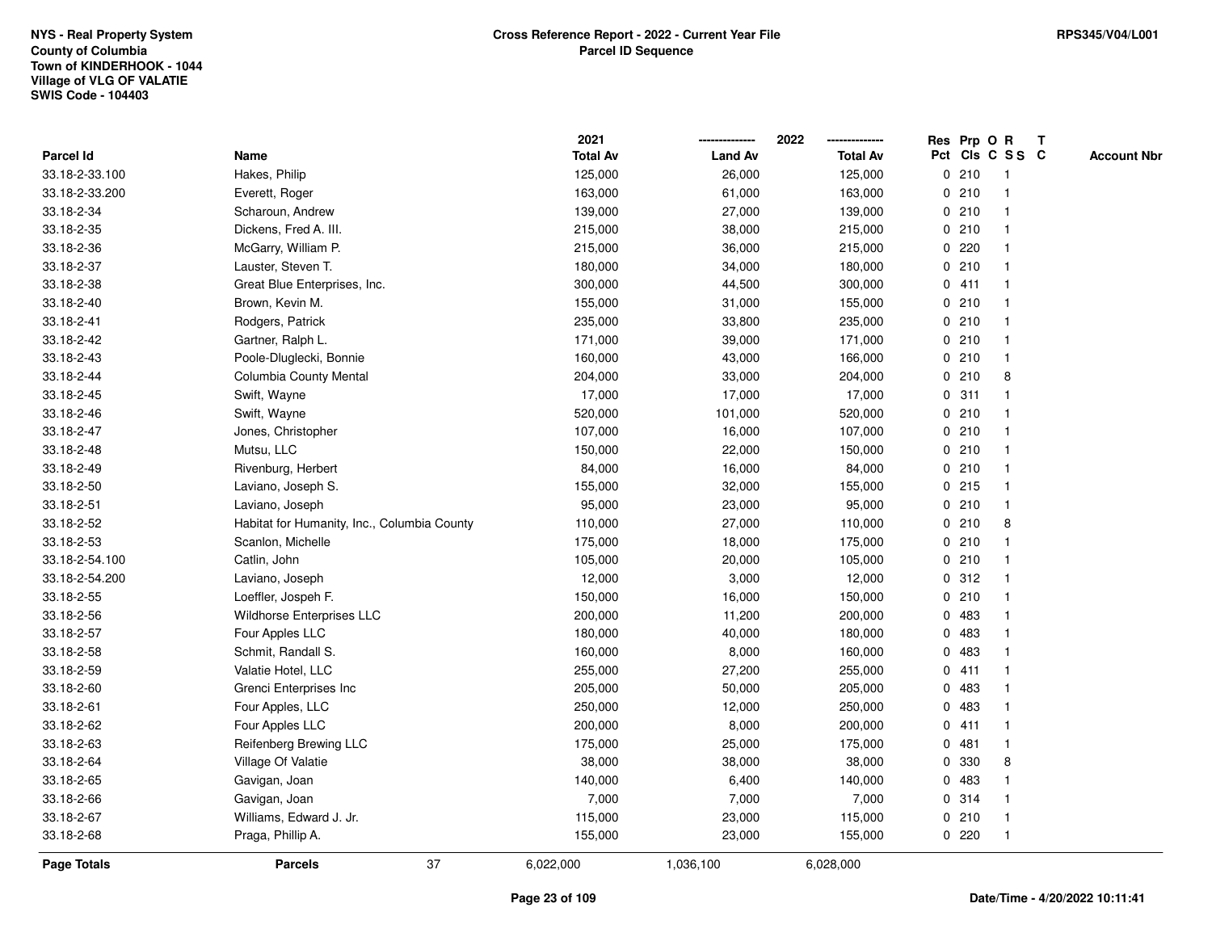NYS - Real Property System
County of Columbia
Town of KINDERHOOK - 1044
Village of VLG OF VALATIE
SWIS Code - 104403

**Cross Reference Report - 2022 - Current Year File**
**Parcel ID Sequence**

RPS345/V04/L001

| Parcel Id | Name | 2021 Total Av | 2022 Land Av | 2022 Total Av | Res Pct | Prp Cls | O C | R S S | T C | Account Nbr |
|---|---|---|---|---|---|---|---|---|---|---|
| 33.18-2-33.100 | Hakes, Philip | 125,000 | 26,000 | 125,000 | 0 | 210 | | 1 | | |
| 33.18-2-33.200 | Everett, Roger | 163,000 | 61,000 | 163,000 | 0 | 210 | | 1 | | |
| 33.18-2-34 | Scharoun, Andrew | 139,000 | 27,000 | 139,000 | 0 | 210 | | 1 | | |
| 33.18-2-35 | Dickens, Fred A. III. | 215,000 | 38,000 | 215,000 | 0 | 210 | | 1 | | |
| 33.18-2-36 | McGarry, William P. | 215,000 | 36,000 | 215,000 | 0 | 220 | | 1 | | |
| 33.18-2-37 | Lauster, Steven T. | 180,000 | 34,000 | 180,000 | 0 | 210 | | 1 | | |
| 33.18-2-38 | Great Blue Enterprises, Inc. | 300,000 | 44,500 | 300,000 | 0 | 411 | | 1 | | |
| 33.18-2-40 | Brown, Kevin M. | 155,000 | 31,000 | 155,000 | 0 | 210 | | 1 | | |
| 33.18-2-41 | Rodgers, Patrick | 235,000 | 33,800 | 235,000 | 0 | 210 | | 1 | | |
| 33.18-2-42 | Gartner, Ralph L. | 171,000 | 39,000 | 171,000 | 0 | 210 | | 1 | | |
| 33.18-2-43 | Poole-Dluglecki, Bonnie | 160,000 | 43,000 | 166,000 | 0 | 210 | | 1 | | |
| 33.18-2-44 | Columbia County Mental | 204,000 | 33,000 | 204,000 | 0 | 210 | | 8 | | |
| 33.18-2-45 | Swift, Wayne | 17,000 | 17,000 | 17,000 | 0 | 311 | | 1 | | |
| 33.18-2-46 | Swift, Wayne | 520,000 | 101,000 | 520,000 | 0 | 210 | | 1 | | |
| 33.18-2-47 | Jones, Christopher | 107,000 | 16,000 | 107,000 | 0 | 210 | | 1 | | |
| 33.18-2-48 | Mutsu, LLC | 150,000 | 22,000 | 150,000 | 0 | 210 | | 1 | | |
| 33.18-2-49 | Rivenburg, Herbert | 84,000 | 16,000 | 84,000 | 0 | 210 | | 1 | | |
| 33.18-2-50 | Laviano, Joseph S. | 155,000 | 32,000 | 155,000 | 0 | 215 | | 1 | | |
| 33.18-2-51 | Laviano, Joseph | 95,000 | 23,000 | 95,000 | 0 | 210 | | 1 | | |
| 33.18-2-52 | Habitat for Humanity, Inc., Columbia County | 110,000 | 27,000 | 110,000 | 0 | 210 | | 8 | | |
| 33.18-2-53 | Scanlon, Michelle | 175,000 | 18,000 | 175,000 | 0 | 210 | | 1 | | |
| 33.18-2-54.100 | Catlin, John | 105,000 | 20,000 | 105,000 | 0 | 210 | | 1 | | |
| 33.18-2-54.200 | Laviano, Joseph | 12,000 | 3,000 | 12,000 | 0 | 312 | | 1 | | |
| 33.18-2-55 | Loeffler, Jospeh F. | 150,000 | 16,000 | 150,000 | 0 | 210 | | 1 | | |
| 33.18-2-56 | Wildhorse Enterprises LLC | 200,000 | 11,200 | 200,000 | 0 | 483 | | 1 | | |
| 33.18-2-57 | Four Apples LLC | 180,000 | 40,000 | 180,000 | 0 | 483 | | 1 | | |
| 33.18-2-58 | Schmit, Randall S. | 160,000 | 8,000 | 160,000 | 0 | 483 | | 1 | | |
| 33.18-2-59 | Valatie Hotel, LLC | 255,000 | 27,200 | 255,000 | 0 | 411 | | 1 | | |
| 33.18-2-60 | Grenci Enterprises Inc | 205,000 | 50,000 | 205,000 | 0 | 483 | | 1 | | |
| 33.18-2-61 | Four Apples, LLC | 250,000 | 12,000 | 250,000 | 0 | 483 | | 1 | | |
| 33.18-2-62 | Four Apples LLC | 200,000 | 8,000 | 200,000 | 0 | 411 | | 1 | | |
| 33.18-2-63 | Reifenberg Brewing LLC | 175,000 | 25,000 | 175,000 | 0 | 481 | | 1 | | |
| 33.18-2-64 | Village Of Valatie | 38,000 | 38,000 | 38,000 | 0 | 330 | | 8 | | |
| 33.18-2-65 | Gavigan, Joan | 140,000 | 6,400 | 140,000 | 0 | 483 | | 1 | | |
| 33.18-2-66 | Gavigan, Joan | 7,000 | 7,000 | 7,000 | 0 | 314 | | 1 | | |
| 33.18-2-67 | Williams, Edward J. Jr. | 115,000 | 23,000 | 115,000 | 0 | 210 | | 1 | | |
| 33.18-2-68 | Praga, Phillip A. | 155,000 | 23,000 | 155,000 | 0 | 220 | | 1 | | |
| **Page Totals** | **Parcels** 37 | 6,022,000 | 1,036,100 | 6,028,000 | | | | | | |

Date/Time - 4/20/2022 10:11:41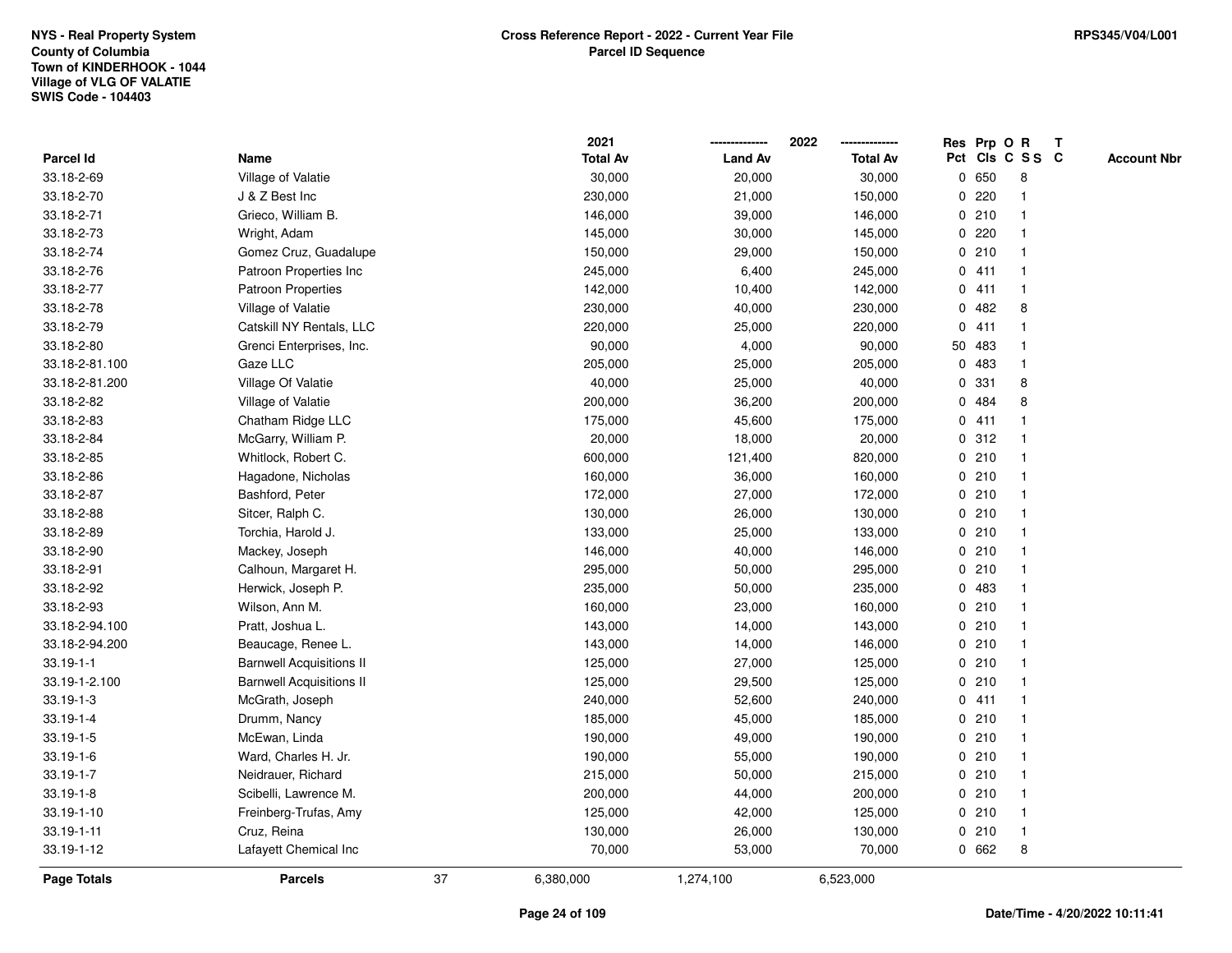NYS - Real Property System
County of Columbia
Town of KINDERHOOK - 1044
Village of VLG OF VALATIE
SWIS Code - 104403

**Cross Reference Report - 2022 - Current Year File**
**Parcel ID Sequence**

RPS345/V04/L001

| Parcel Id | Name | 2021 Total Av | 2022 Land Av | 2022 Total Av | Res Pct | Prp Cls | O C | R S S | T C | Account Nbr |
|---|---|---|---|---|---|---|---|---|---|---|
| 33.18-2-69 | Village of Valatie | 30,000 | 20,000 | 30,000 | 0 | 650 | | 8 | | |
| 33.18-2-70 | J & Z Best Inc | 230,000 | 21,000 | 150,000 | 0 | 220 | | 1 | | |
| 33.18-2-71 | Grieco, William B. | 146,000 | 39,000 | 146,000 | 0 | 210 | | 1 | | |
| 33.18-2-73 | Wright, Adam | 145,000 | 30,000 | 145,000 | 0 | 220 | | 1 | | |
| 33.18-2-74 | Gomez Cruz, Guadalupe | 150,000 | 29,000 | 150,000 | 0 | 210 | | 1 | | |
| 33.18-2-76 | Patroon Properties Inc | 245,000 | 6,400 | 245,000 | 0 | 411 | | 1 | | |
| 33.18-2-77 | Patroon Properties | 142,000 | 10,400 | 142,000 | 0 | 411 | | 1 | | |
| 33.18-2-78 | Village of Valatie | 230,000 | 40,000 | 230,000 | 0 | 482 | | 8 | | |
| 33.18-2-79 | Catskill NY Rentals, LLC | 220,000 | 25,000 | 220,000 | 0 | 411 | | 1 | | |
| 33.18-2-80 | Grenci Enterprises, Inc. | 90,000 | 4,000 | 90,000 | 50 | 483 | | 1 | | |
| 33.18-2-81.100 | Gaze LLC | 205,000 | 25,000 | 205,000 | 0 | 483 | | 1 | | |
| 33.18-2-81.200 | Village Of Valatie | 40,000 | 25,000 | 40,000 | 0 | 331 | | 8 | | |
| 33.18-2-82 | Village of Valatie | 200,000 | 36,200 | 200,000 | 0 | 484 | | 8 | | |
| 33.18-2-83 | Chatham Ridge LLC | 175,000 | 45,600 | 175,000 | 0 | 411 | | 1 | | |
| 33.18-2-84 | McGarry, William P. | 20,000 | 18,000 | 20,000 | 0 | 312 | | 1 | | |
| 33.18-2-85 | Whitlock, Robert C. | 600,000 | 121,400 | 820,000 | 0 | 210 | | 1 | | |
| 33.18-2-86 | Hagadone, Nicholas | 160,000 | 36,000 | 160,000 | 0 | 210 | | 1 | | |
| 33.18-2-87 | Bashford, Peter | 172,000 | 27,000 | 172,000 | 0 | 210 | | 1 | | |
| 33.18-2-88 | Sitcer, Ralph C. | 130,000 | 26,000 | 130,000 | 0 | 210 | | 1 | | |
| 33.18-2-89 | Torchia, Harold J. | 133,000 | 25,000 | 133,000 | 0 | 210 | | 1 | | |
| 33.18-2-90 | Mackey, Joseph | 146,000 | 40,000 | 146,000 | 0 | 210 | | 1 | | |
| 33.18-2-91 | Calhoun, Margaret H. | 295,000 | 50,000 | 295,000 | 0 | 210 | | 1 | | |
| 33.18-2-92 | Herwick, Joseph P. | 235,000 | 50,000 | 235,000 | 0 | 483 | | 1 | | |
| 33.18-2-93 | Wilson, Ann M. | 160,000 | 23,000 | 160,000 | 0 | 210 | | 1 | | |
| 33.18-2-94.100 | Pratt, Joshua L. | 143,000 | 14,000 | 143,000 | 0 | 210 | | 1 | | |
| 33.18-2-94.200 | Beaucage, Renee L. | 143,000 | 14,000 | 146,000 | 0 | 210 | | 1 | | |
| 33.19-1-1 | Barnwell Acquisitions II | 125,000 | 27,000 | 125,000 | 0 | 210 | | 1 | | |
| 33.19-1-2.100 | Barnwell Acquisitions II | 125,000 | 29,500 | 125,000 | 0 | 210 | | 1 | | |
| 33.19-1-3 | McGrath, Joseph | 240,000 | 52,600 | 240,000 | 0 | 411 | | 1 | | |
| 33.19-1-4 | Drumm, Nancy | 185,000 | 45,000 | 185,000 | 0 | 210 | | 1 | | |
| 33.19-1-5 | McEwan, Linda | 190,000 | 49,000 | 190,000 | 0 | 210 | | 1 | | |
| 33.19-1-6 | Ward, Charles H. Jr. | 190,000 | 55,000 | 190,000 | 0 | 210 | | 1 | | |
| 33.19-1-7 | Neidrauer, Richard | 215,000 | 50,000 | 215,000 | 0 | 210 | | 1 | | |
| 33.19-1-8 | Scibelli, Lawrence M. | 200,000 | 44,000 | 200,000 | 0 | 210 | | 1 | | |
| 33.19-1-10 | Freinberg-Trufas, Amy | 125,000 | 42,000 | 125,000 | 0 | 210 | | 1 | | |
| 33.19-1-11 | Cruz, Reina | 130,000 | 26,000 | 130,000 | 0 | 210 | | 1 | | |
| 33.19-1-12 | Lafayett Chemical Inc | 70,000 | 53,000 | 70,000 | 0 | 662 | | 8 | | |
| **Page Totals** | **Parcels** 37 | 6,380,000 | 1,274,100 | 6,523,000 | | | | | | |

Date/Time - 4/20/2022 10:11:41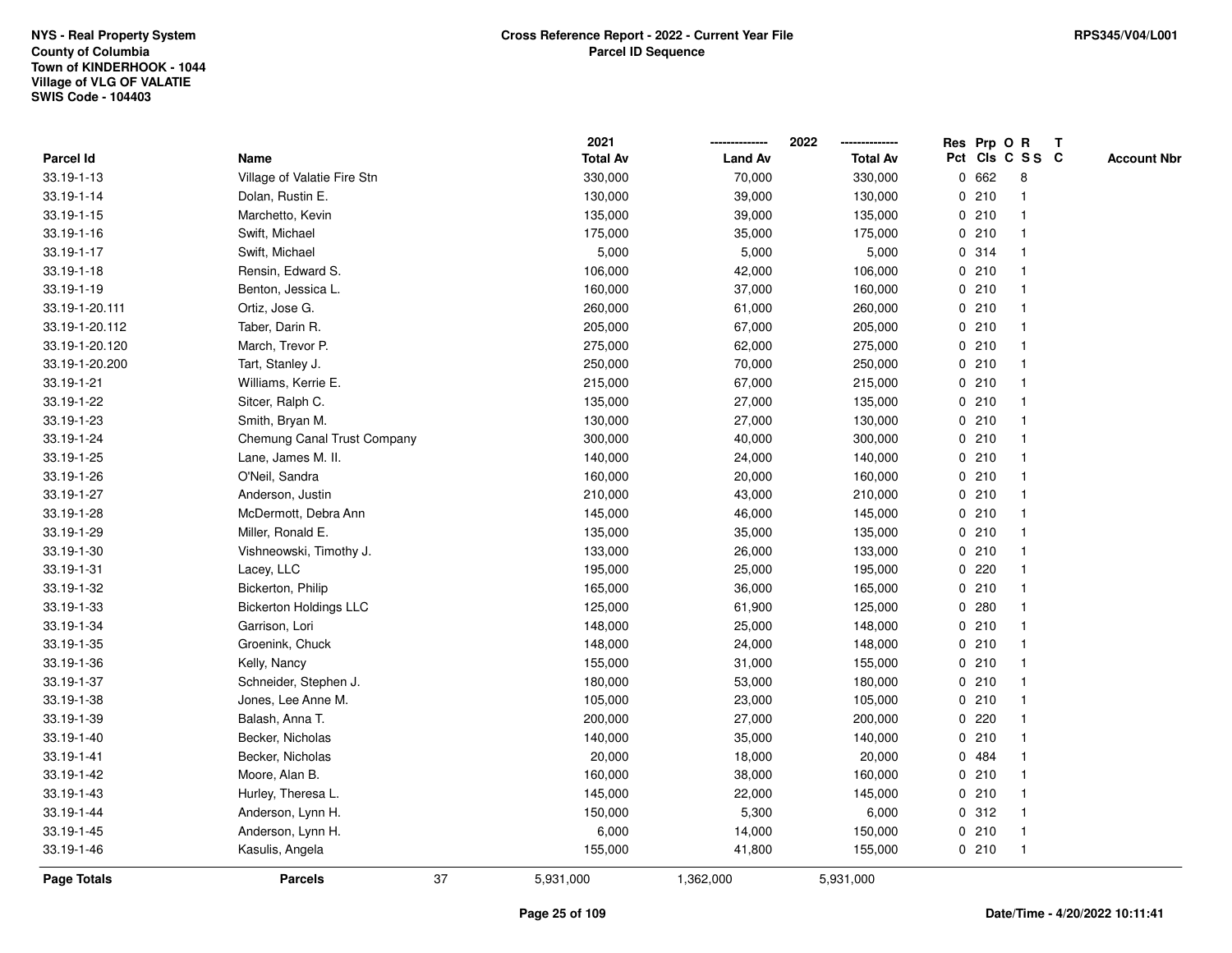NYS - Real Property System
County of Columbia
Town of KINDERHOOK - 1044
Village of VLG OF VALATIE
SWIS Code - 104403

**Cross Reference Report - 2022 - Current Year File**
**Parcel ID Sequence**

RPS345/V04/L001

| Parcel Id | Name | 2021 Total Av | 2022 Land Av | 2022 Total Av | Res Pct | Prp Cls | O C | R S S | T C | Account Nbr |
|---|---|---|---|---|---|---|---|---|---|---|
| 33.19-1-13 | Village of Valatie Fire Stn | 330,000 | 70,000 | 330,000 | 0 | 662 | | 8 | | |
| 33.19-1-14 | Dolan, Rustin E. | 130,000 | 39,000 | 130,000 | 0 | 210 | | 1 | | |
| 33.19-1-15 | Marchetto, Kevin | 135,000 | 39,000 | 135,000 | 0 | 210 | | 1 | | |
| 33.19-1-16 | Swift, Michael | 175,000 | 35,000 | 175,000 | 0 | 210 | | 1 | | |
| 33.19-1-17 | Swift, Michael | 5,000 | 5,000 | 5,000 | 0 | 314 | | 1 | | |
| 33.19-1-18 | Rensin, Edward S. | 106,000 | 42,000 | 106,000 | 0 | 210 | | 1 | | |
| 33.19-1-19 | Benton, Jessica L. | 160,000 | 37,000 | 160,000 | 0 | 210 | | 1 | | |
| 33.19-1-20.111 | Ortiz, Jose G. | 260,000 | 61,000 | 260,000 | 0 | 210 | | 1 | | |
| 33.19-1-20.112 | Taber, Darin R. | 205,000 | 67,000 | 205,000 | 0 | 210 | | 1 | | |
| 33.19-1-20.120 | March, Trevor P. | 275,000 | 62,000 | 275,000 | 0 | 210 | | 1 | | |
| 33.19-1-20.200 | Tart, Stanley J. | 250,000 | 70,000 | 250,000 | 0 | 210 | | 1 | | |
| 33.19-1-21 | Williams, Kerrie E. | 215,000 | 67,000 | 215,000 | 0 | 210 | | 1 | | |
| 33.19-1-22 | Sitcer, Ralph C. | 135,000 | 27,000 | 135,000 | 0 | 210 | | 1 | | |
| 33.19-1-23 | Smith, Bryan M. | 130,000 | 27,000 | 130,000 | 0 | 210 | | 1 | | |
| 33.19-1-24 | Chemung Canal Trust Company | 300,000 | 40,000 | 300,000 | 0 | 210 | | 1 | | |
| 33.19-1-25 | Lane, James M. II. | 140,000 | 24,000 | 140,000 | 0 | 210 | | 1 | | |
| 33.19-1-26 | O'Neil, Sandra | 160,000 | 20,000 | 160,000 | 0 | 210 | | 1 | | |
| 33.19-1-27 | Anderson, Justin | 210,000 | 43,000 | 210,000 | 0 | 210 | | 1 | | |
| 33.19-1-28 | McDermott, Debra Ann | 145,000 | 46,000 | 145,000 | 0 | 210 | | 1 | | |
| 33.19-1-29 | Miller, Ronald E. | 135,000 | 35,000 | 135,000 | 0 | 210 | | 1 | | |
| 33.19-1-30 | Vishneowski, Timothy J. | 133,000 | 26,000 | 133,000 | 0 | 210 | | 1 | | |
| 33.19-1-31 | Lacey, LLC | 195,000 | 25,000 | 195,000 | 0 | 220 | | 1 | | |
| 33.19-1-32 | Bickerton, Philip | 165,000 | 36,000 | 165,000 | 0 | 210 | | 1 | | |
| 33.19-1-33 | Bickerton Holdings LLC | 125,000 | 61,900 | 125,000 | 0 | 280 | | 1 | | |
| 33.19-1-34 | Garrison, Lori | 148,000 | 25,000 | 148,000 | 0 | 210 | | 1 | | |
| 33.19-1-35 | Groenink, Chuck | 148,000 | 24,000 | 148,000 | 0 | 210 | | 1 | | |
| 33.19-1-36 | Kelly, Nancy | 155,000 | 31,000 | 155,000 | 0 | 210 | | 1 | | |
| 33.19-1-37 | Schneider, Stephen J. | 180,000 | 53,000 | 180,000 | 0 | 210 | | 1 | | |
| 33.19-1-38 | Jones, Lee Anne M. | 105,000 | 23,000 | 105,000 | 0 | 210 | | 1 | | |
| 33.19-1-39 | Balash, Anna T. | 200,000 | 27,000 | 200,000 | 0 | 220 | | 1 | | |
| 33.19-1-40 | Becker, Nicholas | 140,000 | 35,000 | 140,000 | 0 | 210 | | 1 | | |
| 33.19-1-41 | Becker, Nicholas | 20,000 | 18,000 | 20,000 | 0 | 484 | | 1 | | |
| 33.19-1-42 | Moore, Alan B. | 160,000 | 38,000 | 160,000 | 0 | 210 | | 1 | | |
| 33.19-1-43 | Hurley, Theresa L. | 145,000 | 22,000 | 145,000 | 0 | 210 | | 1 | | |
| 33.19-1-44 | Anderson, Lynn H. | 150,000 | 5,300 | 6,000 | 0 | 312 | | 1 | | |
| 33.19-1-45 | Anderson, Lynn H. | 6,000 | 14,000 | 150,000 | 0 | 210 | | 1 | | |
| 33.19-1-46 | Kasulis, Angela | 155,000 | 41,800 | 155,000 | 0 | 210 | | 1 | | |
| **Page Totals** | **Parcels** 37 | 5,931,000 | 1,362,000 | 5,931,000 | | | | | | |

Date/Time - 4/20/2022 10:11:41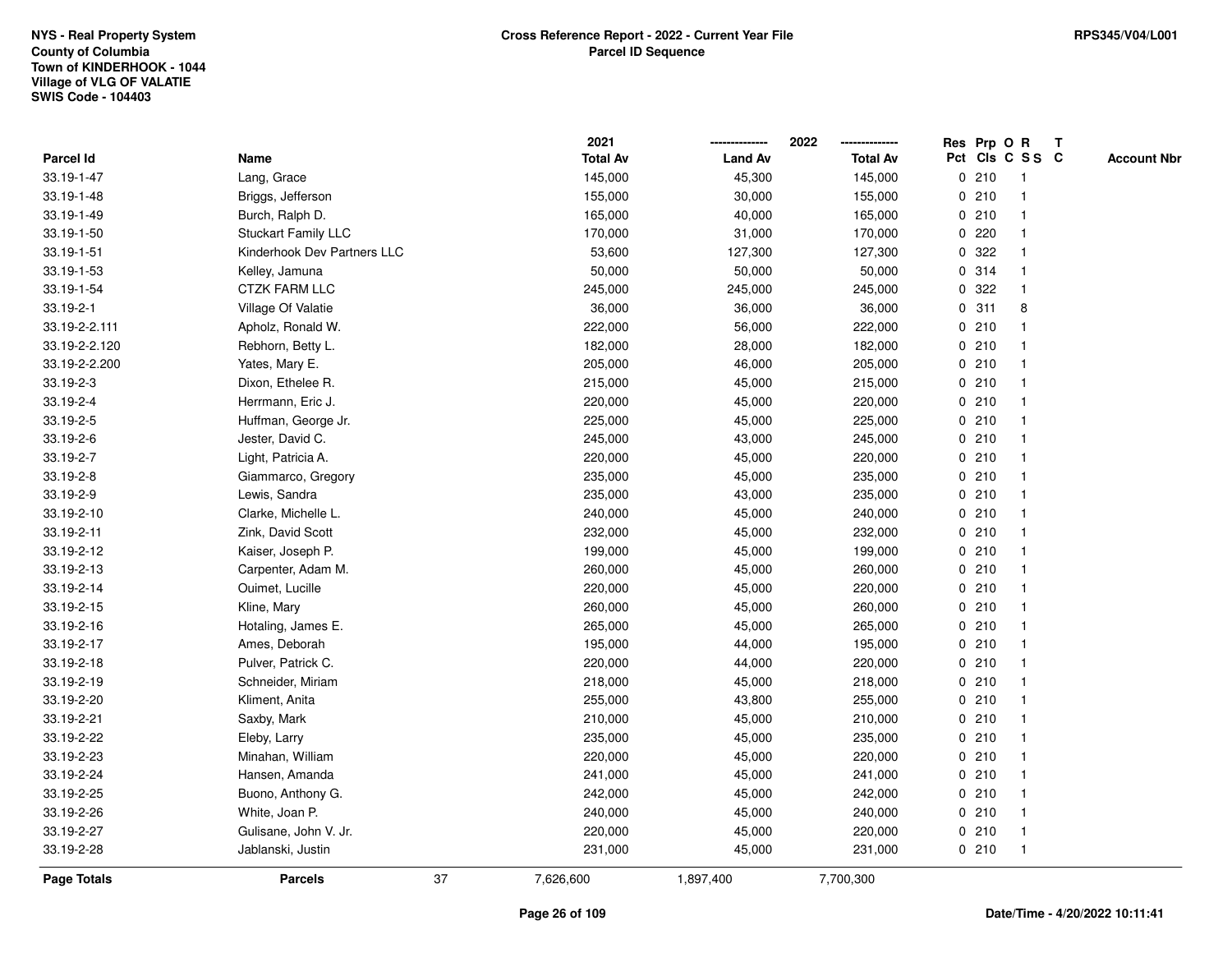NYS - Real Property System
County of Columbia
Town of KINDERHOOK - 1044
Village of VLG OF VALATIE
SWIS Code - 104403

**Cross Reference Report - 2022 - Current Year File**
**Parcel ID Sequence**

RPS345/V04/L001

| Parcel Id | Name | 2021 Total Av | 2022 Land Av | 2022 Total Av | Res Pct | Prp Cls | O C | R S S | T C | Account Nbr |
|---|---|---|---|---|---|---|---|---|---|---|
| 33.19-1-47 | Lang, Grace | 145,000 | 45,300 | 145,000 | 0 | 210 | | 1 | | |
| 33.19-1-48 | Briggs, Jefferson | 155,000 | 30,000 | 155,000 | 0 | 210 | | 1 | | |
| 33.19-1-49 | Burch, Ralph D. | 165,000 | 40,000 | 165,000 | 0 | 210 | | 1 | | |
| 33.19-1-50 | Stuckart Family LLC | 170,000 | 31,000 | 170,000 | 0 | 220 | | 1 | | |
| 33.19-1-51 | Kinderhook Dev Partners LLC | 53,600 | 127,300 | 127,300 | 0 | 322 | | 1 | | |
| 33.19-1-53 | Kelley, Jamuna | 50,000 | 50,000 | 50,000 | 0 | 314 | | 1 | | |
| 33.19-1-54 | CTZK FARM LLC | 245,000 | 245,000 | 245,000 | 0 | 322 | | 1 | | |
| 33.19-2-1 | Village Of Valatie | 36,000 | 36,000 | 36,000 | 0 | 311 | | 8 | | |
| 33.19-2-2.111 | Apholz, Ronald W. | 222,000 | 56,000 | 222,000 | 0 | 210 | | 1 | | |
| 33.19-2-2.120 | Rebhorn, Betty L. | 182,000 | 28,000 | 182,000 | 0 | 210 | | 1 | | |
| 33.19-2-2.200 | Yates, Mary E. | 205,000 | 46,000 | 205,000 | 0 | 210 | | 1 | | |
| 33.19-2-3 | Dixon, Ethelee R. | 215,000 | 45,000 | 215,000 | 0 | 210 | | 1 | | |
| 33.19-2-4 | Herrmann, Eric J. | 220,000 | 45,000 | 220,000 | 0 | 210 | | 1 | | |
| 33.19-2-5 | Huffman, George Jr. | 225,000 | 45,000 | 225,000 | 0 | 210 | | 1 | | |
| 33.19-2-6 | Jester, David C. | 245,000 | 43,000 | 245,000 | 0 | 210 | | 1 | | |
| 33.19-2-7 | Light, Patricia A. | 220,000 | 45,000 | 220,000 | 0 | 210 | | 1 | | |
| 33.19-2-8 | Giammarco, Gregory | 235,000 | 45,000 | 235,000 | 0 | 210 | | 1 | | |
| 33.19-2-9 | Lewis, Sandra | 235,000 | 43,000 | 235,000 | 0 | 210 | | 1 | | |
| 33.19-2-10 | Clarke, Michelle L. | 240,000 | 45,000 | 240,000 | 0 | 210 | | 1 | | |
| 33.19-2-11 | Zink, David Scott | 232,000 | 45,000 | 232,000 | 0 | 210 | | 1 | | |
| 33.19-2-12 | Kaiser, Joseph P. | 199,000 | 45,000 | 199,000 | 0 | 210 | | 1 | | |
| 33.19-2-13 | Carpenter, Adam M. | 260,000 | 45,000 | 260,000 | 0 | 210 | | 1 | | |
| 33.19-2-14 | Ouimet, Lucille | 220,000 | 45,000 | 220,000 | 0 | 210 | | 1 | | |
| 33.19-2-15 | Kline, Mary | 260,000 | 45,000 | 260,000 | 0 | 210 | | 1 | | |
| 33.19-2-16 | Hotaling, James E. | 265,000 | 45,000 | 265,000 | 0 | 210 | | 1 | | |
| 33.19-2-17 | Ames, Deborah | 195,000 | 44,000 | 195,000 | 0 | 210 | | 1 | | |
| 33.19-2-18 | Pulver, Patrick C. | 220,000 | 44,000 | 220,000 | 0 | 210 | | 1 | | |
| 33.19-2-19 | Schneider, Miriam | 218,000 | 45,000 | 218,000 | 0 | 210 | | 1 | | |
| 33.19-2-20 | Kliment, Anita | 255,000 | 43,800 | 255,000 | 0 | 210 | | 1 | | |
| 33.19-2-21 | Saxby, Mark | 210,000 | 45,000 | 210,000 | 0 | 210 | | 1 | | |
| 33.19-2-22 | Eleby, Larry | 235,000 | 45,000 | 235,000 | 0 | 210 | | 1 | | |
| 33.19-2-23 | Minahan, William | 220,000 | 45,000 | 220,000 | 0 | 210 | | 1 | | |
| 33.19-2-24 | Hansen, Amanda | 241,000 | 45,000 | 241,000 | 0 | 210 | | 1 | | |
| 33.19-2-25 | Buono, Anthony G. | 242,000 | 45,000 | 242,000 | 0 | 210 | | 1 | | |
| 33.19-2-26 | White, Joan P. | 240,000 | 45,000 | 240,000 | 0 | 210 | | 1 | | |
| 33.19-2-27 | Gulisane, John V. Jr. | 220,000 | 45,000 | 220,000 | 0 | 210 | | 1 | | |
| 33.19-2-28 | Jablanski, Justin | 231,000 | 45,000 | 231,000 | 0 | 210 | | 1 | | |
| **Page Totals** | **Parcels** 37 | 7,626,600 | 1,897,400 | 7,700,300 | | | | | | |

Date/Time - 4/20/2022 10:11:41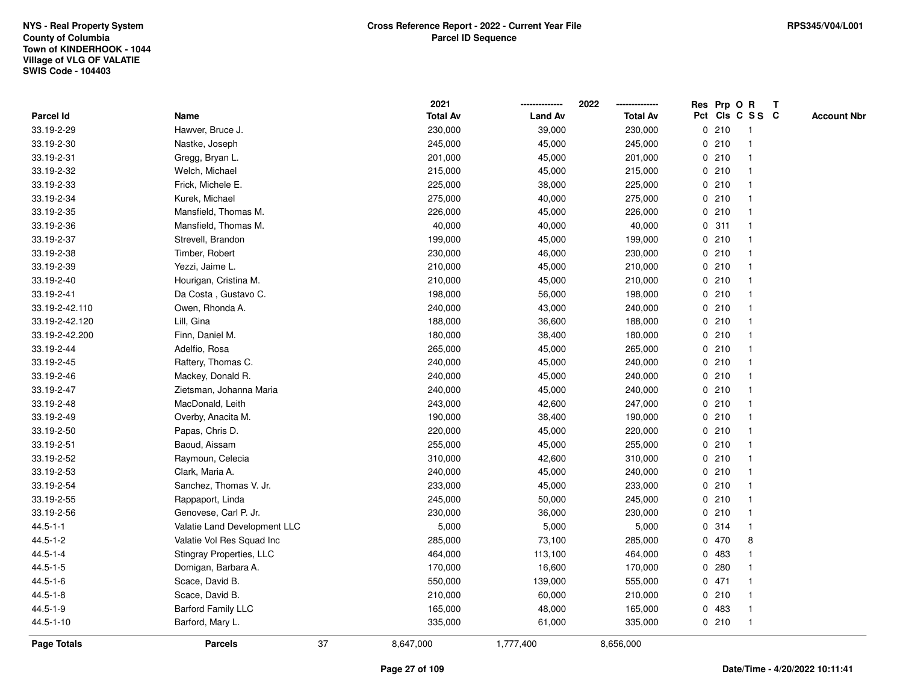NYS - Real Property System
County of Columbia
Town of KINDERHOOK - 1044
Village of VLG OF VALATIE
SWIS Code - 104403

**Cross Reference Report - 2022 - Current Year File**
**Parcel ID Sequence**

RPS345/V04/L001

| Parcel Id | Name | 2021 Total Av | 2022 Land Av | 2022 Total Av | Res Pct | Prp Cls | O C | R SS | T C | Account Nbr |
|---|---|---|---|---|---|---|---|---|---|---|
| 33.19-2-29 | Hawver, Bruce J. | 230,000 | 39,000 | 230,000 | 0 | 210 | | 1 | | |
| 33.19-2-30 | Nastke, Joseph | 245,000 | 45,000 | 245,000 | 0 | 210 | | 1 | | |
| 33.19-2-31 | Gregg, Bryan L. | 201,000 | 45,000 | 201,000 | 0 | 210 | | 1 | | |
| 33.19-2-32 | Welch, Michael | 215,000 | 45,000 | 215,000 | 0 | 210 | | 1 | | |
| 33.19-2-33 | Frick, Michele E. | 225,000 | 38,000 | 225,000 | 0 | 210 | | 1 | | |
| 33.19-2-34 | Kurek, Michael | 275,000 | 40,000 | 275,000 | 0 | 210 | | 1 | | |
| 33.19-2-35 | Mansfield, Thomas M. | 226,000 | 45,000 | 226,000 | 0 | 210 | | 1 | | |
| 33.19-2-36 | Mansfield, Thomas M. | 40,000 | 40,000 | 40,000 | 0 | 311 | | 1 | | |
| 33.19-2-37 | Strevell, Brandon | 199,000 | 45,000 | 199,000 | 0 | 210 | | 1 | | |
| 33.19-2-38 | Timber, Robert | 230,000 | 46,000 | 230,000 | 0 | 210 | | 1 | | |
| 33.19-2-39 | Yezzi, Jaime L. | 210,000 | 45,000 | 210,000 | 0 | 210 | | 1 | | |
| 33.19-2-40 | Hourigan, Cristina M. | 210,000 | 45,000 | 210,000 | 0 | 210 | | 1 | | |
| 33.19-2-41 | Da Costa , Gustavo C. | 198,000 | 56,000 | 198,000 | 0 | 210 | | 1 | | |
| 33.19-2-42.110 | Owen, Rhonda A. | 240,000 | 43,000 | 240,000 | 0 | 210 | | 1 | | |
| 33.19-2-42.120 | Lill, Gina | 188,000 | 36,600 | 188,000 | 0 | 210 | | 1 | | |
| 33.19-2-42.200 | Finn, Daniel M. | 180,000 | 38,400 | 180,000 | 0 | 210 | | 1 | | |
| 33.19-2-44 | Adelfio, Rosa | 265,000 | 45,000 | 265,000 | 0 | 210 | | 1 | | |
| 33.19-2-45 | Raftery, Thomas C. | 240,000 | 45,000 | 240,000 | 0 | 210 | | 1 | | |
| 33.19-2-46 | Mackey, Donald R. | 240,000 | 45,000 | 240,000 | 0 | 210 | | 1 | | |
| 33.19-2-47 | Zietsman, Johanna Maria | 240,000 | 45,000 | 240,000 | 0 | 210 | | 1 | | |
| 33.19-2-48 | MacDonald, Leith | 243,000 | 42,600 | 247,000 | 0 | 210 | | 1 | | |
| 33.19-2-49 | Overby, Anacita M. | 190,000 | 38,400 | 190,000 | 0 | 210 | | 1 | | |
| 33.19-2-50 | Papas, Chris D. | 220,000 | 45,000 | 220,000 | 0 | 210 | | 1 | | |
| 33.19-2-51 | Baoud, Aissam | 255,000 | 45,000 | 255,000 | 0 | 210 | | 1 | | |
| 33.19-2-52 | Raymoun, Celecia | 310,000 | 42,600 | 310,000 | 0 | 210 | | 1 | | |
| 33.19-2-53 | Clark, Maria A. | 240,000 | 45,000 | 240,000 | 0 | 210 | | 1 | | |
| 33.19-2-54 | Sanchez, Thomas V. Jr. | 233,000 | 45,000 | 233,000 | 0 | 210 | | 1 | | |
| 33.19-2-55 | Rappaport, Linda | 245,000 | 50,000 | 245,000 | 0 | 210 | | 1 | | |
| 33.19-2-56 | Genovese, Carl P. Jr. | 230,000 | 36,000 | 230,000 | 0 | 210 | | 1 | | |
| 44.5-1-1 | Valatie Land Development LLC | 5,000 | 5,000 | 5,000 | 0 | 314 | | 1 | | |
| 44.5-1-2 | Valatie Vol Res Squad Inc | 285,000 | 73,100 | 285,000 | 0 | 470 | | 8 | | |
| 44.5-1-4 | Stingray Properties, LLC | 464,000 | 113,100 | 464,000 | 0 | 483 | | 1 | | |
| 44.5-1-5 | Domigan, Barbara A. | 170,000 | 16,600 | 170,000 | 0 | 280 | | 1 | | |
| 44.5-1-6 | Scace, David B. | 550,000 | 139,000 | 555,000 | 0 | 471 | | 1 | | |
| 44.5-1-8 | Scace, David B. | 210,000 | 60,000 | 210,000 | 0 | 210 | | 1 | | |
| 44.5-1-9 | Barford Family LLC | 165,000 | 48,000 | 165,000 | 0 | 483 | | 1 | | |
| 44.5-1-10 | Barford, Mary L. | 335,000 | 61,000 | 335,000 | 0 | 210 | | 1 | | |
| **Page Totals** | **Parcels** 37 | 8,647,000 | 1,777,400 | 8,656,000 | | | | | | |

Date/Time - 4/20/2022 10:11:41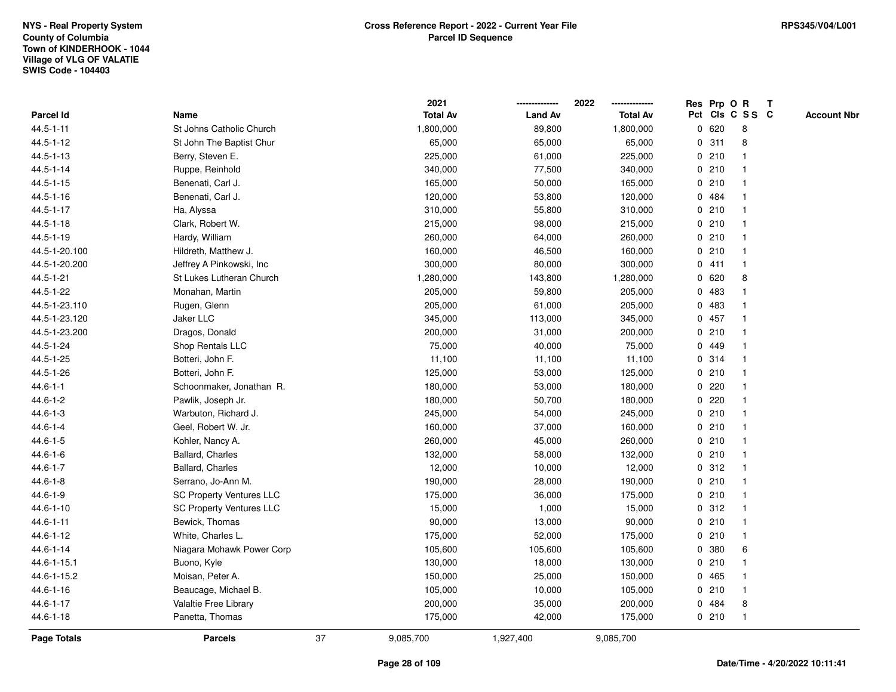NYS - Real Property System
County of Columbia
Town of KINDERHOOK - 1044
Village of VLG OF VALATIE
SWIS Code - 104403

**Cross Reference Report - 2022 - Current Year File**
**Parcel ID Sequence**

RPS345/V04/L001

| Parcel Id | Name | 2021 Total Av | 2022 Land Av | 2022 Total Av | Res Pct | Prp Cls | O C | R SS | T C | Account Nbr |
|---|---|---|---|---|---|---|---|---|---|---|
| 44.5-1-11 | St Johns Catholic Church | 1,800,000 | 89,800 | 1,800,000 | 0 | 620 | | 8 | | |
| 44.5-1-12 | St John The Baptist Chur | 65,000 | 65,000 | 65,000 | 0 | 311 | | 8 | | |
| 44.5-1-13 | Berry, Steven E. | 225,000 | 61,000 | 225,000 | 0 | 210 | | 1 | | |
| 44.5-1-14 | Ruppe, Reinhold | 340,000 | 77,500 | 340,000 | 0 | 210 | | 1 | | |
| 44.5-1-15 | Benenati, Carl J. | 165,000 | 50,000 | 165,000 | 0 | 210 | | 1 | | |
| 44.5-1-16 | Benenati, Carl J. | 120,000 | 53,800 | 120,000 | 0 | 484 | | 1 | | |
| 44.5-1-17 | Ha, Alyssa | 310,000 | 55,800 | 310,000 | 0 | 210 | | 1 | | |
| 44.5-1-18 | Clark, Robert W. | 215,000 | 98,000 | 215,000 | 0 | 210 | | 1 | | |
| 44.5-1-19 | Hardy, William | 260,000 | 64,000 | 260,000 | 0 | 210 | | 1 | | |
| 44.5-1-20.100 | Hildreth, Matthew J. | 160,000 | 46,500 | 160,000 | 0 | 210 | | 1 | | |
| 44.5-1-20.200 | Jeffrey A Pinkowski, Inc | 300,000 | 80,000 | 300,000 | 0 | 411 | | 1 | | |
| 44.5-1-21 | St Lukes Lutheran Church | 1,280,000 | 143,800 | 1,280,000 | 0 | 620 | | 8 | | |
| 44.5-1-22 | Monahan, Martin | 205,000 | 59,800 | 205,000 | 0 | 483 | | 1 | | |
| 44.5-1-23.110 | Rugen, Glenn | 205,000 | 61,000 | 205,000 | 0 | 483 | | 1 | | |
| 44.5-1-23.120 | Jaker LLC | 345,000 | 113,000 | 345,000 | 0 | 457 | | 1 | | |
| 44.5-1-23.200 | Dragos, Donald | 200,000 | 31,000 | 200,000 | 0 | 210 | | 1 | | |
| 44.5-1-24 | Shop Rentals LLC | 75,000 | 40,000 | 75,000 | 0 | 449 | | 1 | | |
| 44.5-1-25 | Botteri, John F. | 11,100 | 11,100 | 11,100 | 0 | 314 | | 1 | | |
| 44.5-1-26 | Botteri, John F. | 125,000 | 53,000 | 125,000 | 0 | 210 | | 1 | | |
| 44.6-1-1 | Schoonmaker, Jonathan R. | 180,000 | 53,000 | 180,000 | 0 | 220 | | 1 | | |
| 44.6-1-2 | Pawlik, Joseph Jr. | 180,000 | 50,700 | 180,000 | 0 | 220 | | 1 | | |
| 44.6-1-3 | Warbuton, Richard J. | 245,000 | 54,000 | 245,000 | 0 | 210 | | 1 | | |
| 44.6-1-4 | Geel, Robert W. Jr. | 160,000 | 37,000 | 160,000 | 0 | 210 | | 1 | | |
| 44.6-1-5 | Kohler, Nancy A. | 260,000 | 45,000 | 260,000 | 0 | 210 | | 1 | | |
| 44.6-1-6 | Ballard, Charles | 132,000 | 58,000 | 132,000 | 0 | 210 | | 1 | | |
| 44.6-1-7 | Ballard, Charles | 12,000 | 10,000 | 12,000 | 0 | 312 | | 1 | | |
| 44.6-1-8 | Serrano, Jo-Ann M. | 190,000 | 28,000 | 190,000 | 0 | 210 | | 1 | | |
| 44.6-1-9 | SC Property Ventures LLC | 175,000 | 36,000 | 175,000 | 0 | 210 | | 1 | | |
| 44.6-1-10 | SC Property Ventures LLC | 15,000 | 1,000 | 15,000 | 0 | 312 | | 1 | | |
| 44.6-1-11 | Bewick, Thomas | 90,000 | 13,000 | 90,000 | 0 | 210 | | 1 | | |
| 44.6-1-12 | White, Charles L. | 175,000 | 52,000 | 175,000 | 0 | 210 | | 1 | | |
| 44.6-1-14 | Niagara Mohawk Power Corp | 105,600 | 105,600 | 105,600 | 0 | 380 | | 6 | | |
| 44.6-1-15.1 | Buono, Kyle | 130,000 | 18,000 | 130,000 | 0 | 210 | | 1 | | |
| 44.6-1-15.2 | Moisan, Peter A. | 150,000 | 25,000 | 150,000 | 0 | 465 | | 1 | | |
| 44.6-1-16 | Beaucage, Michael B. | 105,000 | 10,000 | 105,000 | 0 | 210 | | 1 | | |
| 44.6-1-17 | Valaltie Free Library | 200,000 | 35,000 | 200,000 | 0 | 484 | | 8 | | |
| 44.6-1-18 | Panetta, Thomas | 175,000 | 42,000 | 175,000 | 0 | 210 | | 1 | | |
| **Page Totals** | **Parcels** 37 | 9,085,700 | 1,927,400 | 9,085,700 | | | | | | |

Date/Time - 4/20/2022 10:11:41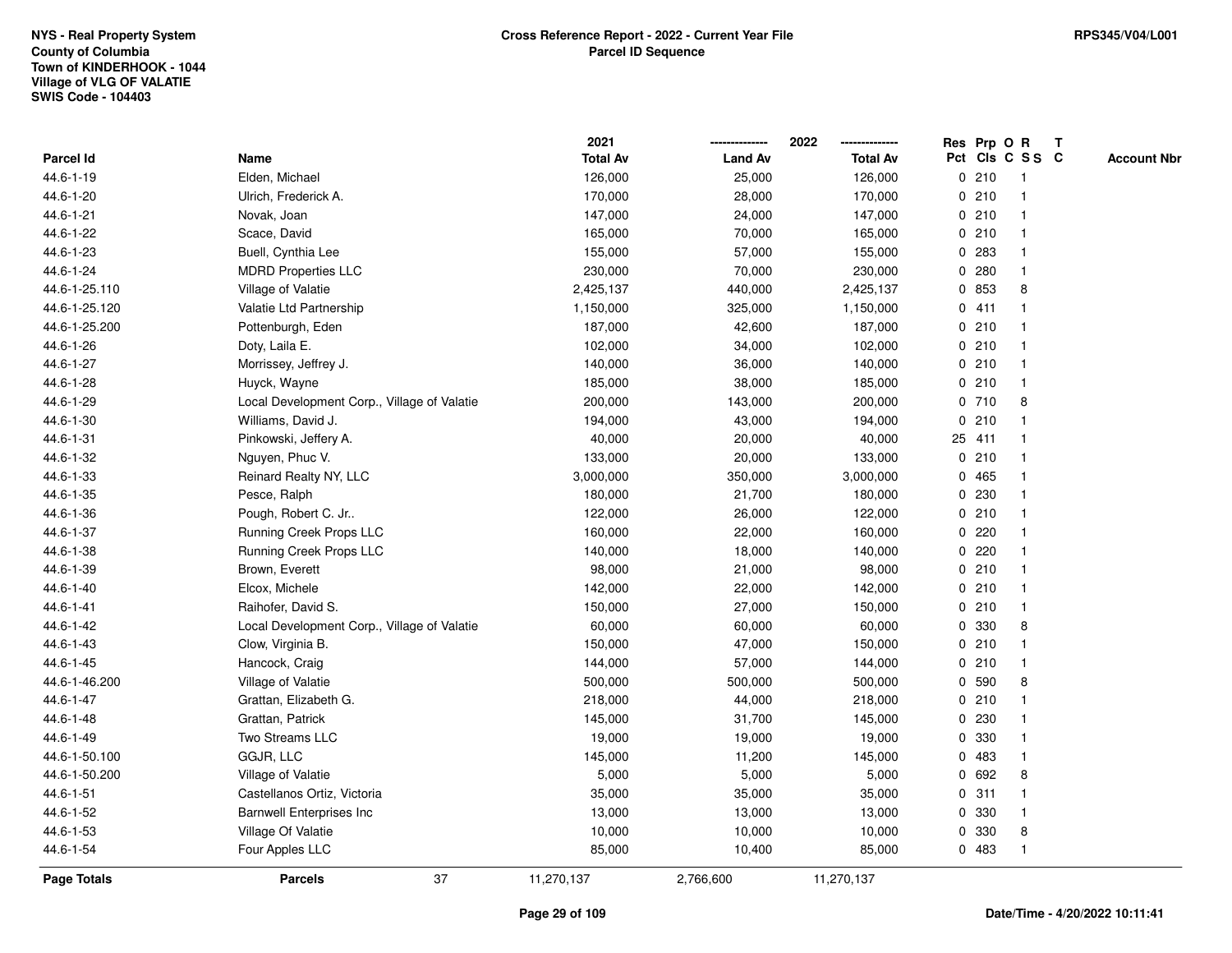NYS - Real Property System
County of Columbia
Town of KINDERHOOK - 1044
Village of VLG OF VALATIE
SWIS Code - 104403

**Cross Reference Report - 2022 - Current Year File**
**Parcel ID Sequence**

RPS345/V04/L001

| Parcel Id | Name | 2021 Total Av | 2022 Land Av | 2022 Total Av | Res Pct | Prp Cls | O C | R SS | T C | Account Nbr |
|---|---|---|---|---|---|---|---|---|---|---|
| 44.6-1-19 | Elden, Michael | 126,000 | 25,000 | 126,000 | 0 | 210 | | 1 | | |
| 44.6-1-20 | Ulrich, Frederick A. | 170,000 | 28,000 | 170,000 | 0 | 210 | | 1 | | |
| 44.6-1-21 | Novak, Joan | 147,000 | 24,000 | 147,000 | 0 | 210 | | 1 | | |
| 44.6-1-22 | Scace, David | 165,000 | 70,000 | 165,000 | 0 | 210 | | 1 | | |
| 44.6-1-23 | Buell, Cynthia Lee | 155,000 | 57,000 | 155,000 | 0 | 283 | | 1 | | |
| 44.6-1-24 | MDRD Properties LLC | 230,000 | 70,000 | 230,000 | 0 | 280 | | 1 | | |
| 44.6-1-25.110 | Village of Valatie | 2,425,137 | 440,000 | 2,425,137 | 0 | 853 | | 8 | | |
| 44.6-1-25.120 | Valatie Ltd Partnership | 1,150,000 | 325,000 | 1,150,000 | 0 | 411 | | 1 | | |
| 44.6-1-25.200 | Pottenburgh, Eden | 187,000 | 42,600 | 187,000 | 0 | 210 | | 1 | | |
| 44.6-1-26 | Doty, Laila E. | 102,000 | 34,000 | 102,000 | 0 | 210 | | 1 | | |
| 44.6-1-27 | Morrissey, Jeffrey J. | 140,000 | 36,000 | 140,000 | 0 | 210 | | 1 | | |
| 44.6-1-28 | Huyck, Wayne | 185,000 | 38,000 | 185,000 | 0 | 210 | | 1 | | |
| 44.6-1-29 | Local Development Corp., Village of Valatie | 200,000 | 143,000 | 200,000 | 0 | 710 | | 8 | | |
| 44.6-1-30 | Williams, David J. | 194,000 | 43,000 | 194,000 | 0 | 210 | | 1 | | |
| 44.6-1-31 | Pinkowski, Jeffery A. | 40,000 | 20,000 | 40,000 | 25 | 411 | | 1 | | |
| 44.6-1-32 | Nguyen, Phuc V. | 133,000 | 20,000 | 133,000 | 0 | 210 | | 1 | | |
| 44.6-1-33 | Reinard Realty NY, LLC | 3,000,000 | 350,000 | 3,000,000 | 0 | 465 | | 1 | | |
| 44.6-1-35 | Pesce, Ralph | 180,000 | 21,700 | 180,000 | 0 | 230 | | 1 | | |
| 44.6-1-36 | Pough, Robert C. Jr.. | 122,000 | 26,000 | 122,000 | 0 | 210 | | 1 | | |
| 44.6-1-37 | Running Creek Props LLC | 160,000 | 22,000 | 160,000 | 0 | 220 | | 1 | | |
| 44.6-1-38 | Running Creek Props LLC | 140,000 | 18,000 | 140,000 | 0 | 220 | | 1 | | |
| 44.6-1-39 | Brown, Everett | 98,000 | 21,000 | 98,000 | 0 | 210 | | 1 | | |
| 44.6-1-40 | Elcox, Michele | 142,000 | 22,000 | 142,000 | 0 | 210 | | 1 | | |
| 44.6-1-41 | Raihofer, David S. | 150,000 | 27,000 | 150,000 | 0 | 210 | | 1 | | |
| 44.6-1-42 | Local Development Corp., Village of Valatie | 60,000 | 60,000 | 60,000 | 0 | 330 | | 8 | | |
| 44.6-1-43 | Clow, Virginia B. | 150,000 | 47,000 | 150,000 | 0 | 210 | | 1 | | |
| 44.6-1-45 | Hancock, Craig | 144,000 | 57,000 | 144,000 | 0 | 210 | | 1 | | |
| 44.6-1-46.200 | Village of Valatie | 500,000 | 500,000 | 500,000 | 0 | 590 | | 8 | | |
| 44.6-1-47 | Grattan, Elizabeth G. | 218,000 | 44,000 | 218,000 | 0 | 210 | | 1 | | |
| 44.6-1-48 | Grattan, Patrick | 145,000 | 31,700 | 145,000 | 0 | 230 | | 1 | | |
| 44.6-1-49 | Two Streams LLC | 19,000 | 19,000 | 19,000 | 0 | 330 | | 1 | | |
| 44.6-1-50.100 | GGJR, LLC | 145,000 | 11,200 | 145,000 | 0 | 483 | | 1 | | |
| 44.6-1-50.200 | Village of Valatie | 5,000 | 5,000 | 5,000 | 0 | 692 | | 8 | | |
| 44.6-1-51 | Castellanos Ortiz, Victoria | 35,000 | 35,000 | 35,000 | 0 | 311 | | 1 | | |
| 44.6-1-52 | Barnwell Enterprises Inc | 13,000 | 13,000 | 13,000 | 0 | 330 | | 1 | | |
| 44.6-1-53 | Village Of Valatie | 10,000 | 10,000 | 10,000 | 0 | 330 | | 8 | | |
| 44.6-1-54 | Four Apples LLC | 85,000 | 10,400 | 85,000 | 0 | 483 | | 1 | | |
| **Page Totals** | **Parcels** 37 | 11,270,137 | 2,766,600 | 11,270,137 | | | | | | |

Date/Time - 4/20/2022 10:11:41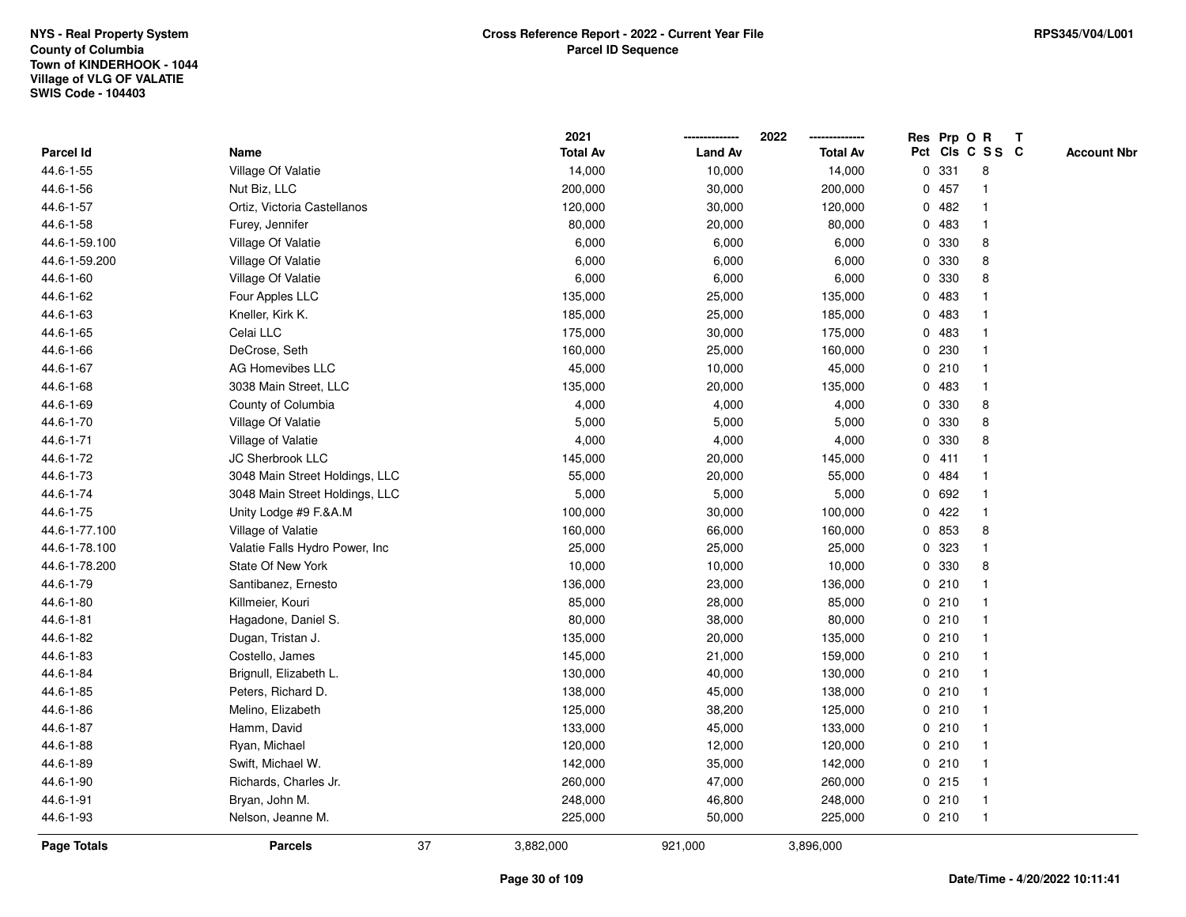NYS - Real Property System
County of Columbia
Town of KINDERHOOK - 1044
Village of VLG OF VALATIE
SWIS Code - 104403

**Cross Reference Report - 2022 - Current Year File**
**Parcel ID Sequence**

RPS345/V04/L001

| Parcel Id | Name | 2021 Total Av | 2022 Land Av | 2022 Total Av | Res Pct | Prp Cls | O C | R SS | T C | Account Nbr |
|---|---|---|---|---|---|---|---|---|---|---|
| 44.6-1-55 | Village Of Valatie | 14,000 | 10,000 | 14,000 | 0 | 331 | | 8 | | |
| 44.6-1-56 | Nut Biz, LLC | 200,000 | 30,000 | 200,000 | 0 | 457 | | 1 | | |
| 44.6-1-57 | Ortiz, Victoria Castellanos | 120,000 | 30,000 | 120,000 | 0 | 482 | | 1 | | |
| 44.6-1-58 | Furey, Jennifer | 80,000 | 20,000 | 80,000 | 0 | 483 | | 1 | | |
| 44.6-1-59.100 | Village Of Valatie | 6,000 | 6,000 | 6,000 | 0 | 330 | | 8 | | |
| 44.6-1-59.200 | Village Of Valatie | 6,000 | 6,000 | 6,000 | 0 | 330 | | 8 | | |
| 44.6-1-60 | Village Of Valatie | 6,000 | 6,000 | 6,000 | 0 | 330 | | 8 | | |
| 44.6-1-62 | Four Apples LLC | 135,000 | 25,000 | 135,000 | 0 | 483 | | 1 | | |
| 44.6-1-63 | Kneller, Kirk K. | 185,000 | 25,000 | 185,000 | 0 | 483 | | 1 | | |
| 44.6-1-65 | Celai LLC | 175,000 | 30,000 | 175,000 | 0 | 483 | | 1 | | |
| 44.6-1-66 | DeCrose, Seth | 160,000 | 25,000 | 160,000 | 0 | 230 | | 1 | | |
| 44.6-1-67 | AG Homevibes LLC | 45,000 | 10,000 | 45,000 | 0 | 210 | | 1 | | |
| 44.6-1-68 | 3038 Main Street, LLC | 135,000 | 20,000 | 135,000 | 0 | 483 | | 1 | | |
| 44.6-1-69 | County of Columbia | 4,000 | 4,000 | 4,000 | 0 | 330 | | 8 | | |
| 44.6-1-70 | Village Of Valatie | 5,000 | 5,000 | 5,000 | 0 | 330 | | 8 | | |
| 44.6-1-71 | Village of Valatie | 4,000 | 4,000 | 4,000 | 0 | 330 | | 8 | | |
| 44.6-1-72 | JC Sherbrook LLC | 145,000 | 20,000 | 145,000 | 0 | 411 | | 1 | | |
| 44.6-1-73 | 3048 Main Street Holdings, LLC | 55,000 | 20,000 | 55,000 | 0 | 484 | | 1 | | |
| 44.6-1-74 | 3048 Main Street Holdings, LLC | 5,000 | 5,000 | 5,000 | 0 | 692 | | 1 | | |
| 44.6-1-75 | Unity Lodge #9 F.&A.M | 100,000 | 30,000 | 100,000 | 0 | 422 | | 1 | | |
| 44.6-1-77.100 | Village of Valatie | 160,000 | 66,000 | 160,000 | 0 | 853 | | 8 | | |
| 44.6-1-78.100 | Valatie Falls Hydro Power, Inc | 25,000 | 25,000 | 25,000 | 0 | 323 | | 1 | | |
| 44.6-1-78.200 | State Of New York | 10,000 | 10,000 | 10,000 | 0 | 330 | | 8 | | |
| 44.6-1-79 | Santibanez, Ernesto | 136,000 | 23,000 | 136,000 | 0 | 210 | | 1 | | |
| 44.6-1-80 | Killmeier, Kouri | 85,000 | 28,000 | 85,000 | 0 | 210 | | 1 | | |
| 44.6-1-81 | Hagadone, Daniel S. | 80,000 | 38,000 | 80,000 | 0 | 210 | | 1 | | |
| 44.6-1-82 | Dugan, Tristan J. | 135,000 | 20,000 | 135,000 | 0 | 210 | | 1 | | |
| 44.6-1-83 | Costello, James | 145,000 | 21,000 | 159,000 | 0 | 210 | | 1 | | |
| 44.6-1-84 | Brignull, Elizabeth L. | 130,000 | 40,000 | 130,000 | 0 | 210 | | 1 | | |
| 44.6-1-85 | Peters, Richard D. | 138,000 | 45,000 | 138,000 | 0 | 210 | | 1 | | |
| 44.6-1-86 | Melino, Elizabeth | 125,000 | 38,200 | 125,000 | 0 | 210 | | 1 | | |
| 44.6-1-87 | Hamm, David | 133,000 | 45,000 | 133,000 | 0 | 210 | | 1 | | |
| 44.6-1-88 | Ryan, Michael | 120,000 | 12,000 | 120,000 | 0 | 210 | | 1 | | |
| 44.6-1-89 | Swift, Michael W. | 142,000 | 35,000 | 142,000 | 0 | 210 | | 1 | | |
| 44.6-1-90 | Richards, Charles Jr. | 260,000 | 47,000 | 260,000 | 0 | 215 | | 1 | | |
| 44.6-1-91 | Bryan, John M. | 248,000 | 46,800 | 248,000 | 0 | 210 | | 1 | | |
| 44.6-1-93 | Nelson, Jeanne M. | 225,000 | 50,000 | 225,000 | 0 | 210 | | 1 | | |
| **Page Totals** | **Parcels** 37 | 3,882,000 | 921,000 | 3,896,000 | | | | | | |

Date/Time - 4/20/2022 10:11:41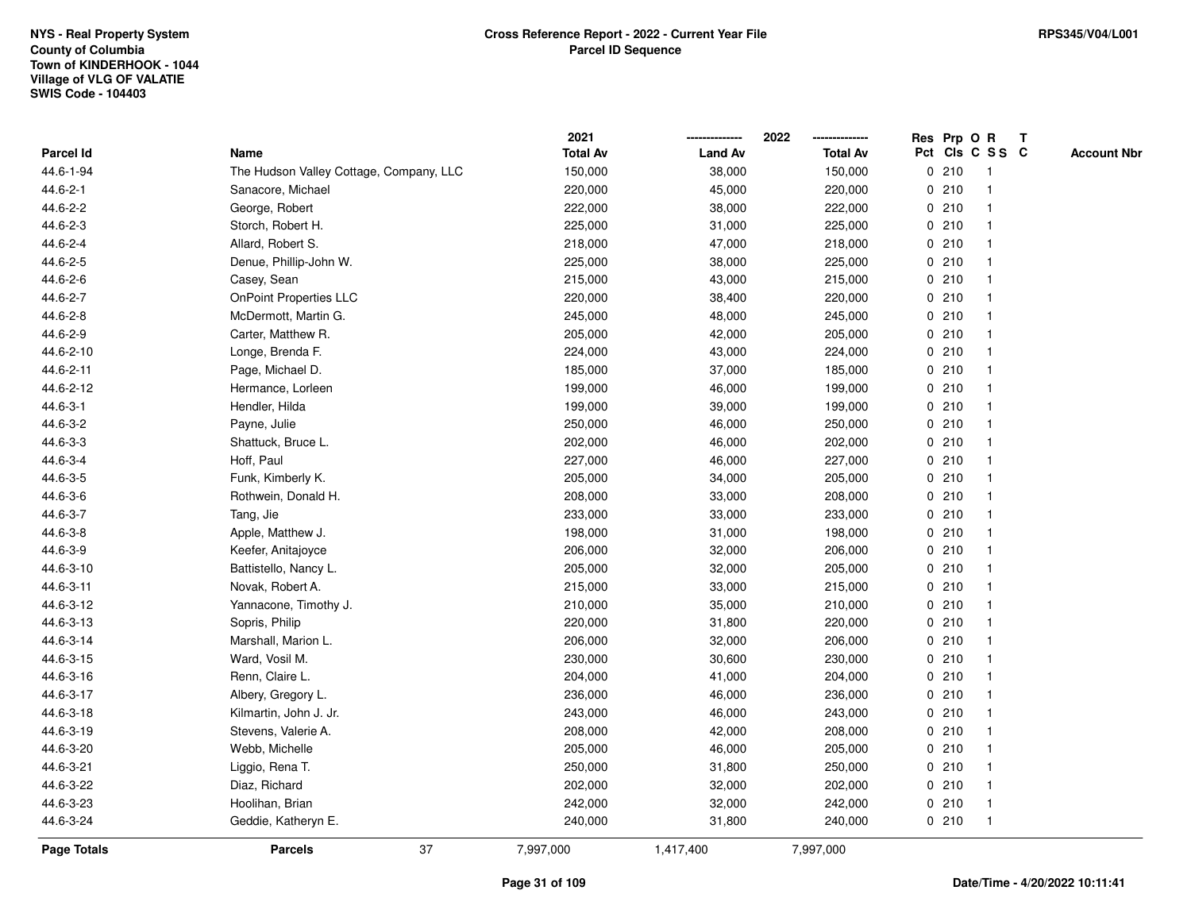NYS - Real Property System
County of Columbia
Town of KINDERHOOK - 1044
Village of VLG OF VALATIE
SWIS Code - 104403

**Cross Reference Report - 2022 - Current Year File**
**Parcel ID Sequence**

RPS345/V04/L001

| Parcel Id | Name | 2021 Total Av | 2022 Land Av | 2022 Total Av | Res Pct | Prp Cls | O C | R S S | T C | Account Nbr |
|---|---|---|---|---|---|---|---|---|---|---|
| 44.6-1-94 | The Hudson Valley Cottage, Company, LLC | 150,000 | 38,000 | 150,000 | 0 | 210 | | 1 | | |
| 44.6-2-1 | Sanacore, Michael | 220,000 | 45,000 | 220,000 | 0 | 210 | | 1 | | |
| 44.6-2-2 | George, Robert | 222,000 | 38,000 | 222,000 | 0 | 210 | | 1 | | |
| 44.6-2-3 | Storch, Robert H. | 225,000 | 31,000 | 225,000 | 0 | 210 | | 1 | | |
| 44.6-2-4 | Allard, Robert S. | 218,000 | 47,000 | 218,000 | 0 | 210 | | 1 | | |
| 44.6-2-5 | Denue, Phillip-John W. | 225,000 | 38,000 | 225,000 | 0 | 210 | | 1 | | |
| 44.6-2-6 | Casey, Sean | 215,000 | 43,000 | 215,000 | 0 | 210 | | 1 | | |
| 44.6-2-7 | OnPoint Properties LLC | 220,000 | 38,400 | 220,000 | 0 | 210 | | 1 | | |
| 44.6-2-8 | McDermott, Martin G. | 245,000 | 48,000 | 245,000 | 0 | 210 | | 1 | | |
| 44.6-2-9 | Carter, Matthew R. | 205,000 | 42,000 | 205,000 | 0 | 210 | | 1 | | |
| 44.6-2-10 | Longe, Brenda F. | 224,000 | 43,000 | 224,000 | 0 | 210 | | 1 | | |
| 44.6-2-11 | Page, Michael D. | 185,000 | 37,000 | 185,000 | 0 | 210 | | 1 | | |
| 44.6-2-12 | Hermance, Lorleen | 199,000 | 46,000 | 199,000 | 0 | 210 | | 1 | | |
| 44.6-3-1 | Hendler, Hilda | 199,000 | 39,000 | 199,000 | 0 | 210 | | 1 | | |
| 44.6-3-2 | Payne, Julie | 250,000 | 46,000 | 250,000 | 0 | 210 | | 1 | | |
| 44.6-3-3 | Shattuck, Bruce L. | 202,000 | 46,000 | 202,000 | 0 | 210 | | 1 | | |
| 44.6-3-4 | Hoff, Paul | 227,000 | 46,000 | 227,000 | 0 | 210 | | 1 | | |
| 44.6-3-5 | Funk, Kimberly K. | 205,000 | 34,000 | 205,000 | 0 | 210 | | 1 | | |
| 44.6-3-6 | Rothwein, Donald H. | 208,000 | 33,000 | 208,000 | 0 | 210 | | 1 | | |
| 44.6-3-7 | Tang, Jie | 233,000 | 33,000 | 233,000 | 0 | 210 | | 1 | | |
| 44.6-3-8 | Apple, Matthew J. | 198,000 | 31,000 | 198,000 | 0 | 210 | | 1 | | |
| 44.6-3-9 | Keefer, Anitajoyce | 206,000 | 32,000 | 206,000 | 0 | 210 | | 1 | | |
| 44.6-3-10 | Battistello, Nancy L. | 205,000 | 32,000 | 205,000 | 0 | 210 | | 1 | | |
| 44.6-3-11 | Novak, Robert A. | 215,000 | 33,000 | 215,000 | 0 | 210 | | 1 | | |
| 44.6-3-12 | Yannacone, Timothy J. | 210,000 | 35,000 | 210,000 | 0 | 210 | | 1 | | |
| 44.6-3-13 | Sopris, Philip | 220,000 | 31,800 | 220,000 | 0 | 210 | | 1 | | |
| 44.6-3-14 | Marshall, Marion L. | 206,000 | 32,000 | 206,000 | 0 | 210 | | 1 | | |
| 44.6-3-15 | Ward, Vosil M. | 230,000 | 30,600 | 230,000 | 0 | 210 | | 1 | | |
| 44.6-3-16 | Renn, Claire L. | 204,000 | 41,000 | 204,000 | 0 | 210 | | 1 | | |
| 44.6-3-17 | Albery, Gregory L. | 236,000 | 46,000 | 236,000 | 0 | 210 | | 1 | | |
| 44.6-3-18 | Kilmartin, John J. Jr. | 243,000 | 46,000 | 243,000 | 0 | 210 | | 1 | | |
| 44.6-3-19 | Stevens, Valerie A. | 208,000 | 42,000 | 208,000 | 0 | 210 | | 1 | | |
| 44.6-3-20 | Webb, Michelle | 205,000 | 46,000 | 205,000 | 0 | 210 | | 1 | | |
| 44.6-3-21 | Liggio, Rena T. | 250,000 | 31,800 | 250,000 | 0 | 210 | | 1 | | |
| 44.6-3-22 | Diaz, Richard | 202,000 | 32,000 | 202,000 | 0 | 210 | | 1 | | |
| 44.6-3-23 | Hoolihan, Brian | 242,000 | 32,000 | 242,000 | 0 | 210 | | 1 | | |
| 44.6-3-24 | Geddie, Katheryn E. | 240,000 | 31,800 | 240,000 | 0 | 210 | | 1 | | |
| **Page Totals** | **Parcels** 37 | 7,997,000 | 1,417,400 | 7,997,000 | | | | | | |

Date/Time - 4/20/2022 10:11:41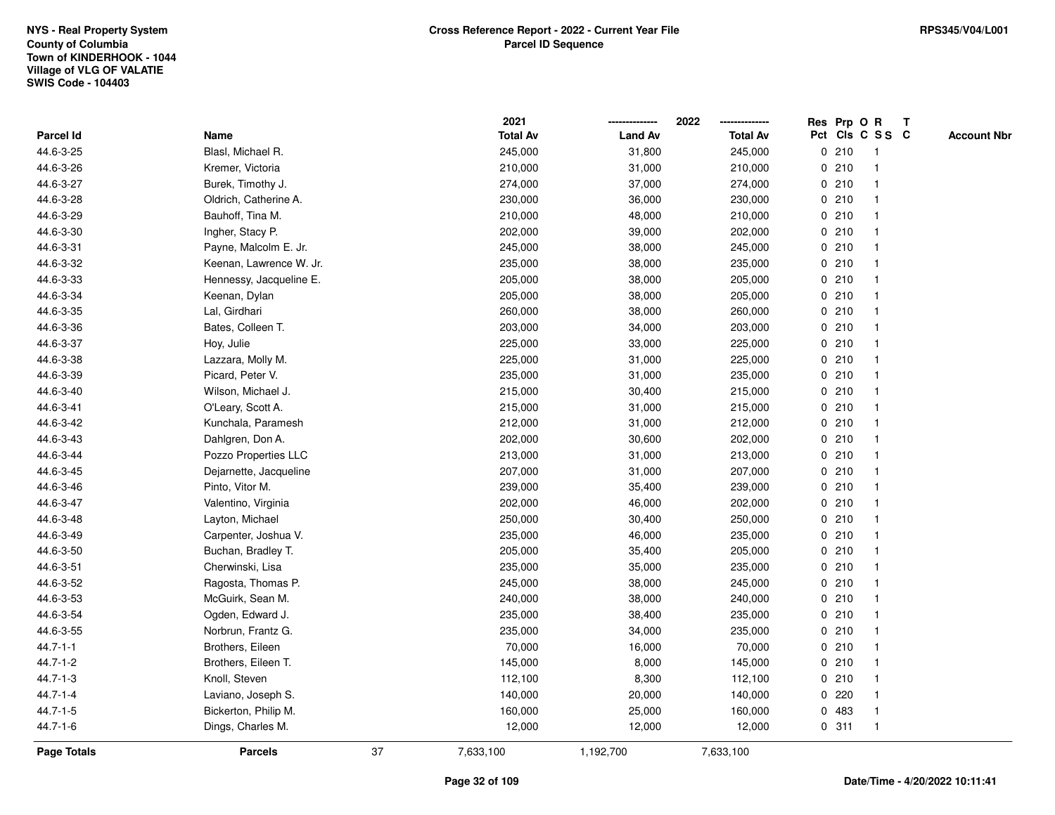NYS - Real Property System
County of Columbia
Town of KINDERHOOK - 1044
Village of VLG OF VALATIE
SWIS Code - 104403

# Cross Reference Report - 2022 - Current Year File
## Parcel ID Sequence

RPS345/V04/L001

| Parcel Id | Name | 2021 Total Av | 2022 Land Av | 2022 Total Av | Res Pct | Prp Cls | O C | R S S | T C | Account Nbr |
|---|---|---|---|---|---|---|---|---|---|---|
| 44.6-3-25 | Blasl, Michael R. | 245,000 | 31,800 | 245,000 | 0 | 210 | | 1 | | |
| 44.6-3-26 | Kremer, Victoria | 210,000 | 31,000 | 210,000 | 0 | 210 | | 1 | | |
| 44.6-3-27 | Burek, Timothy J. | 274,000 | 37,000 | 274,000 | 0 | 210 | | 1 | | |
| 44.6-3-28 | Oldrich, Catherine A. | 230,000 | 36,000 | 230,000 | 0 | 210 | | 1 | | |
| 44.6-3-29 | Bauhoff, Tina M. | 210,000 | 48,000 | 210,000 | 0 | 210 | | 1 | | |
| 44.6-3-30 | Ingher, Stacy P. | 202,000 | 39,000 | 202,000 | 0 | 210 | | 1 | | |
| 44.6-3-31 | Payne, Malcolm E. Jr. | 245,000 | 38,000 | 245,000 | 0 | 210 | | 1 | | |
| 44.6-3-32 | Keenan, Lawrence W. Jr. | 235,000 | 38,000 | 235,000 | 0 | 210 | | 1 | | |
| 44.6-3-33 | Hennessy, Jacqueline E. | 205,000 | 38,000 | 205,000 | 0 | 210 | | 1 | | |
| 44.6-3-34 | Keenan, Dylan | 205,000 | 38,000 | 205,000 | 0 | 210 | | 1 | | |
| 44.6-3-35 | Lal, Girdhari | 260,000 | 38,000 | 260,000 | 0 | 210 | | 1 | | |
| 44.6-3-36 | Bates, Colleen T. | 203,000 | 34,000 | 203,000 | 0 | 210 | | 1 | | |
| 44.6-3-37 | Hoy, Julie | 225,000 | 33,000 | 225,000 | 0 | 210 | | 1 | | |
| 44.6-3-38 | Lazzara, Molly M. | 225,000 | 31,000 | 225,000 | 0 | 210 | | 1 | | |
| 44.6-3-39 | Picard, Peter V. | 235,000 | 31,000 | 235,000 | 0 | 210 | | 1 | | |
| 44.6-3-40 | Wilson, Michael J. | 215,000 | 30,400 | 215,000 | 0 | 210 | | 1 | | |
| 44.6-3-41 | O'Leary, Scott A. | 215,000 | 31,000 | 215,000 | 0 | 210 | | 1 | | |
| 44.6-3-42 | Kunchala, Paramesh | 212,000 | 31,000 | 212,000 | 0 | 210 | | 1 | | |
| 44.6-3-43 | Dahlgren, Don A. | 202,000 | 30,600 | 202,000 | 0 | 210 | | 1 | | |
| 44.6-3-44 | Pozzo Properties LLC | 213,000 | 31,000 | 213,000 | 0 | 210 | | 1 | | |
| 44.6-3-45 | Dejarnette, Jacqueline | 207,000 | 31,000 | 207,000 | 0 | 210 | | 1 | | |
| 44.6-3-46 | Pinto, Vitor M. | 239,000 | 35,400 | 239,000 | 0 | 210 | | 1 | | |
| 44.6-3-47 | Valentino, Virginia | 202,000 | 46,000 | 202,000 | 0 | 210 | | 1 | | |
| 44.6-3-48 | Layton, Michael | 250,000 | 30,400 | 250,000 | 0 | 210 | | 1 | | |
| 44.6-3-49 | Carpenter, Joshua V. | 235,000 | 46,000 | 235,000 | 0 | 210 | | 1 | | |
| 44.6-3-50 | Buchan, Bradley T. | 205,000 | 35,400 | 205,000 | 0 | 210 | | 1 | | |
| 44.6-3-51 | Cherwinski, Lisa | 235,000 | 35,000 | 235,000 | 0 | 210 | | 1 | | |
| 44.6-3-52 | Ragosta, Thomas P. | 245,000 | 38,000 | 245,000 | 0 | 210 | | 1 | | |
| 44.6-3-53 | McGuirk, Sean M. | 240,000 | 38,000 | 240,000 | 0 | 210 | | 1 | | |
| 44.6-3-54 | Ogden, Edward J. | 235,000 | 38,400 | 235,000 | 0 | 210 | | 1 | | |
| 44.6-3-55 | Norbrun, Frantz G. | 235,000 | 34,000 | 235,000 | 0 | 210 | | 1 | | |
| 44.7-1-1 | Brothers, Eileen | 70,000 | 16,000 | 70,000 | 0 | 210 | | 1 | | |
| 44.7-1-2 | Brothers, Eileen T. | 145,000 | 8,000 | 145,000 | 0 | 210 | | 1 | | |
| 44.7-1-3 | Knoll, Steven | 112,100 | 8,300 | 112,100 | 0 | 210 | | 1 | | |
| 44.7-1-4 | Laviano, Joseph S. | 140,000 | 20,000 | 140,000 | 0 | 220 | | 1 | | |
| 44.7-1-5 | Bickerton, Philip M. | 160,000 | 25,000 | 160,000 | 0 | 483 | | 1 | | |
| 44.7-1-6 | Dings, Charles M. | 12,000 | 12,000 | 12,000 | 0 | 311 | | 1 | | |
| **Page Totals** | **Parcels** 37 | 7,633,100 | 1,192,700 | 7,633,100 | | | | | | |

Date/Time - 4/20/2022 10:11:41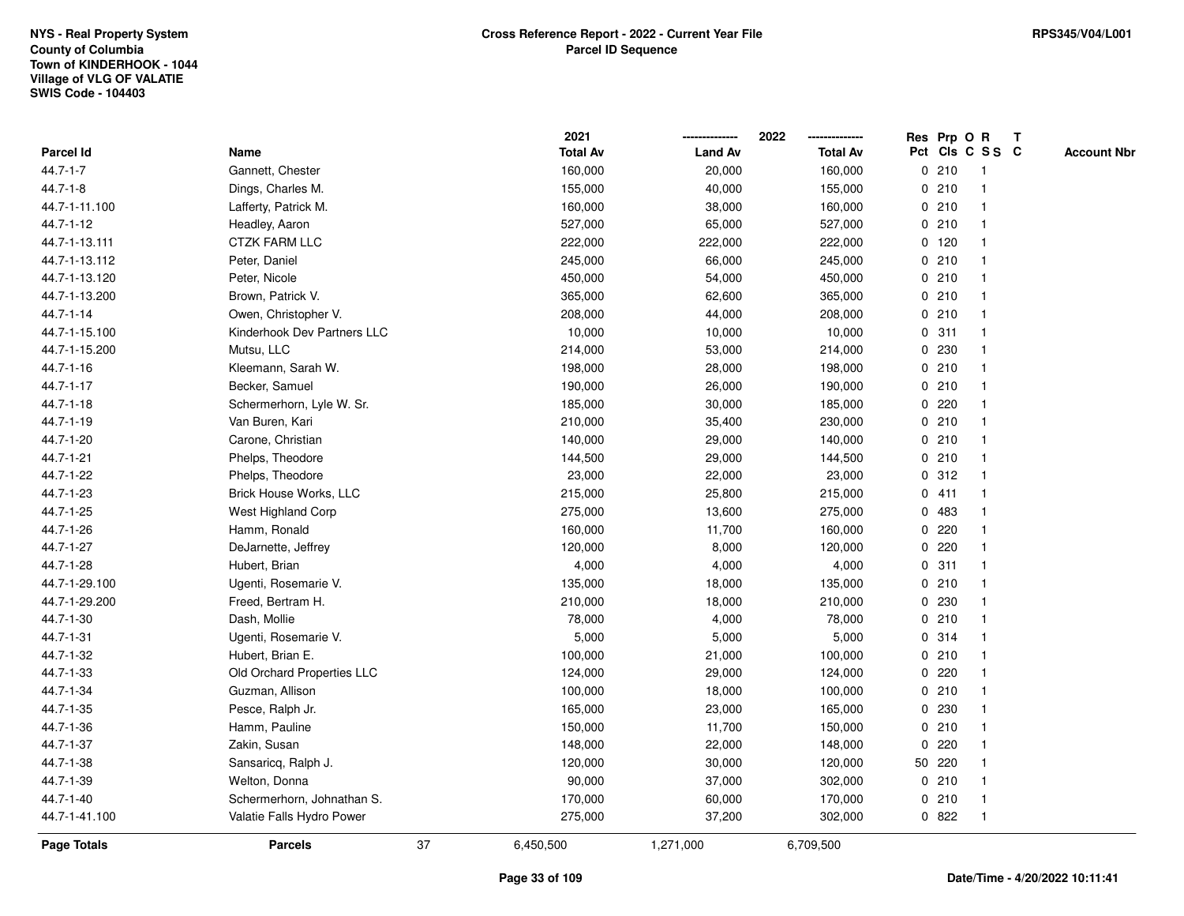NYS - Real Property System
County of Columbia
Town of KINDERHOOK - 1044
Village of VLG OF VALATIE
SWIS Code - 104403

**Cross Reference Report - 2022 - Current Year File**
**Parcel ID Sequence**

RPS345/V04/L001

| Parcel Id | Name | 2021 Total Av | 2022 Land Av | 2022 Total Av | Res Pct | Prp Cls | O C | R S S | T C | Account Nbr |
|---|---|---|---|---|---|---|---|---|---|---|
| 44.7-1-7 | Gannett, Chester | 160,000 | 20,000 | 160,000 | 0 | 210 | | 1 | | |
| 44.7-1-8 | Dings, Charles M. | 155,000 | 40,000 | 155,000 | 0 | 210 | | 1 | | |
| 44.7-1-11.100 | Lafferty, Patrick M. | 160,000 | 38,000 | 160,000 | 0 | 210 | | 1 | | |
| 44.7-1-12 | Headley, Aaron | 527,000 | 65,000 | 527,000 | 0 | 210 | | 1 | | |
| 44.7-1-13.111 | CTZK FARM LLC | 222,000 | 222,000 | 222,000 | 0 | 120 | | 1 | | |
| 44.7-1-13.112 | Peter, Daniel | 245,000 | 66,000 | 245,000 | 0 | 210 | | 1 | | |
| 44.7-1-13.120 | Peter, Nicole | 450,000 | 54,000 | 450,000 | 0 | 210 | | 1 | | |
| 44.7-1-13.200 | Brown, Patrick V. | 365,000 | 62,600 | 365,000 | 0 | 210 | | 1 | | |
| 44.7-1-14 | Owen, Christopher V. | 208,000 | 44,000 | 208,000 | 0 | 210 | | 1 | | |
| 44.7-1-15.100 | Kinderhook Dev Partners LLC | 10,000 | 10,000 | 10,000 | 0 | 311 | | 1 | | |
| 44.7-1-15.200 | Mutsu, LLC | 214,000 | 53,000 | 214,000 | 0 | 230 | | 1 | | |
| 44.7-1-16 | Kleemann, Sarah W. | 198,000 | 28,000 | 198,000 | 0 | 210 | | 1 | | |
| 44.7-1-17 | Becker, Samuel | 190,000 | 26,000 | 190,000 | 0 | 210 | | 1 | | |
| 44.7-1-18 | Schermerhorn, Lyle W. Sr. | 185,000 | 30,000 | 185,000 | 0 | 220 | | 1 | | |
| 44.7-1-19 | Van Buren, Kari | 210,000 | 35,400 | 230,000 | 0 | 210 | | 1 | | |
| 44.7-1-20 | Carone, Christian | 140,000 | 29,000 | 140,000 | 0 | 210 | | 1 | | |
| 44.7-1-21 | Phelps, Theodore | 144,500 | 29,000 | 144,500 | 0 | 210 | | 1 | | |
| 44.7-1-22 | Phelps, Theodore | 23,000 | 22,000 | 23,000 | 0 | 312 | | 1 | | |
| 44.7-1-23 | Brick House Works, LLC | 215,000 | 25,800 | 215,000 | 0 | 411 | | 1 | | |
| 44.7-1-25 | West Highland Corp | 275,000 | 13,600 | 275,000 | 0 | 483 | | 1 | | |
| 44.7-1-26 | Hamm, Ronald | 160,000 | 11,700 | 160,000 | 0 | 220 | | 1 | | |
| 44.7-1-27 | DeJarnette, Jeffrey | 120,000 | 8,000 | 120,000 | 0 | 220 | | 1 | | |
| 44.7-1-28 | Hubert, Brian | 4,000 | 4,000 | 4,000 | 0 | 311 | | 1 | | |
| 44.7-1-29.100 | Ugenti, Rosemarie V. | 135,000 | 18,000 | 135,000 | 0 | 210 | | 1 | | |
| 44.7-1-29.200 | Freed, Bertram H. | 210,000 | 18,000 | 210,000 | 0 | 230 | | 1 | | |
| 44.7-1-30 | Dash, Mollie | 78,000 | 4,000 | 78,000 | 0 | 210 | | 1 | | |
| 44.7-1-31 | Ugenti, Rosemarie V. | 5,000 | 5,000 | 5,000 | 0 | 314 | | 1 | | |
| 44.7-1-32 | Hubert, Brian E. | 100,000 | 21,000 | 100,000 | 0 | 210 | | 1 | | |
| 44.7-1-33 | Old Orchard Properties LLC | 124,000 | 29,000 | 124,000 | 0 | 220 | | 1 | | |
| 44.7-1-34 | Guzman, Allison | 100,000 | 18,000 | 100,000 | 0 | 210 | | 1 | | |
| 44.7-1-35 | Pesce, Ralph Jr. | 165,000 | 23,000 | 165,000 | 0 | 230 | | 1 | | |
| 44.7-1-36 | Hamm, Pauline | 150,000 | 11,700 | 150,000 | 0 | 210 | | 1 | | |
| 44.7-1-37 | Zakin, Susan | 148,000 | 22,000 | 148,000 | 0 | 220 | | 1 | | |
| 44.7-1-38 | Sansaricq, Ralph J. | 120,000 | 30,000 | 120,000 | 50 | 220 | | 1 | | |
| 44.7-1-39 | Welton, Donna | 90,000 | 37,000 | 302,000 | 0 | 210 | | 1 | | |
| 44.7-1-40 | Schermerhorn, Johnathan S. | 170,000 | 60,000 | 170,000 | 0 | 210 | | 1 | | |
| 44.7-1-41.100 | Valatie Falls Hydro Power | 275,000 | 37,200 | 302,000 | 0 | 822 | | 1 | | |
| **Page Totals** | **Parcels** 37 | 6,450,500 | 1,271,000 | 6,709,500 | | | | | | |

Date/Time - 4/20/2022 10:11:41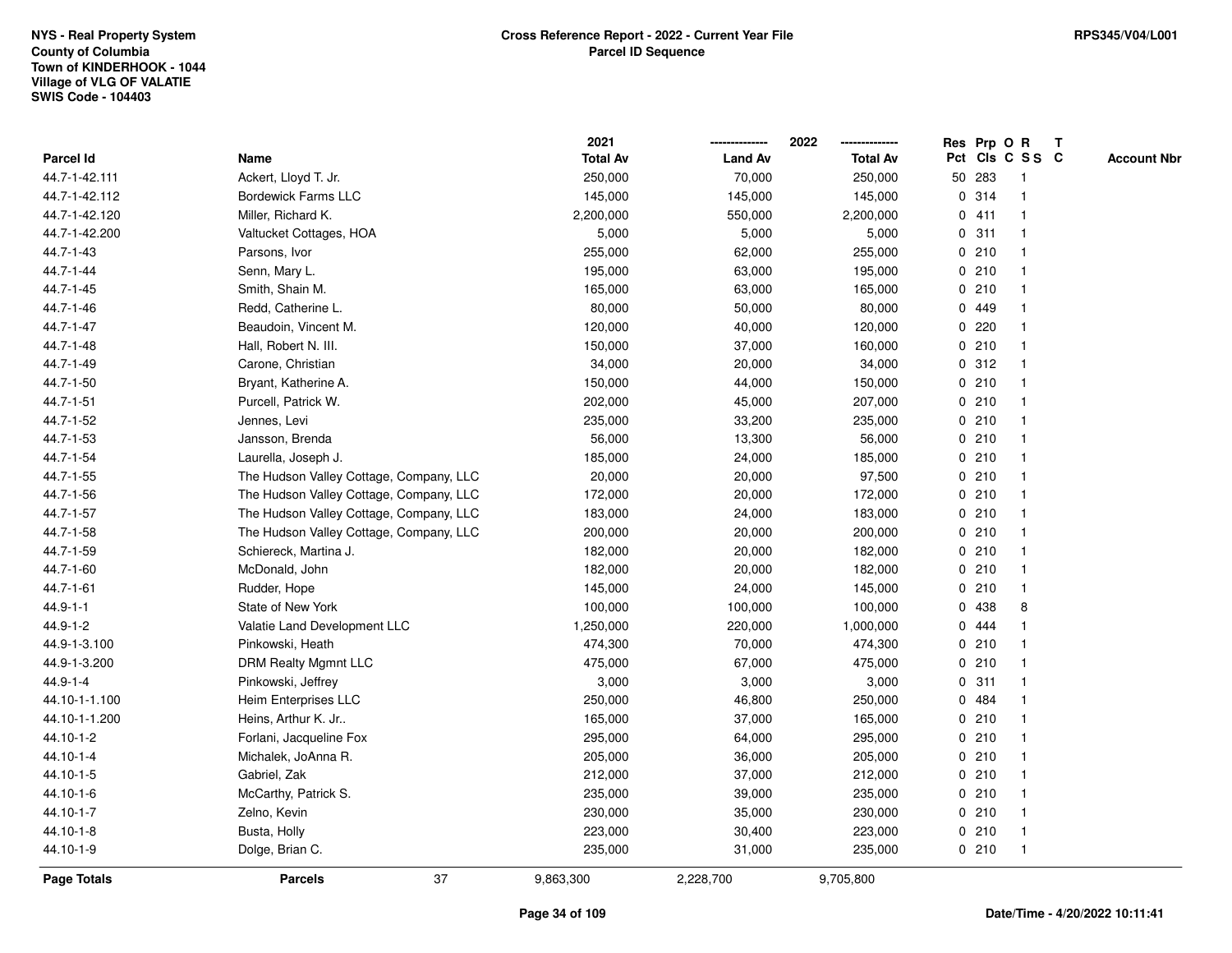NYS - Real Property System
County of Columbia
Town of KINDERHOOK - 1044
Village of VLG OF VALATIE
SWIS Code - 104403

**Cross Reference Report - 2022 - Current Year File**
**Parcel ID Sequence**

RPS345/V04/L001

| Parcel Id | Name | 2021 Total Av | 2022 Land Av | 2022 Total Av | Res Pct | Prp Cls | O C | R S S | T C | Account Nbr |
|---|---|---|---|---|---|---|---|---|---|---|
| 44.7-1-42.111 | Ackert, Lloyd T. Jr. | 250,000 | 70,000 | 250,000 | 50 | 283 | | 1 | | |
| 44.7-1-42.112 | Bordewick Farms LLC | 145,000 | 145,000 | 145,000 | 0 | 314 | | 1 | | |
| 44.7-1-42.120 | Miller, Richard K. | 2,200,000 | 550,000 | 2,200,000 | 0 | 411 | | 1 | | |
| 44.7-1-42.200 | Valtucket Cottages, HOA | 5,000 | 5,000 | 5,000 | 0 | 311 | | 1 | | |
| 44.7-1-43 | Parsons, Ivor | 255,000 | 62,000 | 255,000 | 0 | 210 | | 1 | | |
| 44.7-1-44 | Senn, Mary L. | 195,000 | 63,000 | 195,000 | 0 | 210 | | 1 | | |
| 44.7-1-45 | Smith, Shain M. | 165,000 | 63,000 | 165,000 | 0 | 210 | | 1 | | |
| 44.7-1-46 | Redd, Catherine L. | 80,000 | 50,000 | 80,000 | 0 | 449 | | 1 | | |
| 44.7-1-47 | Beaudoin, Vincent M. | 120,000 | 40,000 | 120,000 | 0 | 220 | | 1 | | |
| 44.7-1-48 | Hall, Robert N. III. | 150,000 | 37,000 | 160,000 | 0 | 210 | | 1 | | |
| 44.7-1-49 | Carone, Christian | 34,000 | 20,000 | 34,000 | 0 | 312 | | 1 | | |
| 44.7-1-50 | Bryant, Katherine A. | 150,000 | 44,000 | 150,000 | 0 | 210 | | 1 | | |
| 44.7-1-51 | Purcell, Patrick W. | 202,000 | 45,000 | 207,000 | 0 | 210 | | 1 | | |
| 44.7-1-52 | Jennes, Levi | 235,000 | 33,200 | 235,000 | 0 | 210 | | 1 | | |
| 44.7-1-53 | Jansson, Brenda | 56,000 | 13,300 | 56,000 | 0 | 210 | | 1 | | |
| 44.7-1-54 | Laurella, Joseph J. | 185,000 | 24,000 | 185,000 | 0 | 210 | | 1 | | |
| 44.7-1-55 | The Hudson Valley Cottage, Company, LLC | 20,000 | 20,000 | 97,500 | 0 | 210 | | 1 | | |
| 44.7-1-56 | The Hudson Valley Cottage, Company, LLC | 172,000 | 20,000 | 172,000 | 0 | 210 | | 1 | | |
| 44.7-1-57 | The Hudson Valley Cottage, Company, LLC | 183,000 | 24,000 | 183,000 | 0 | 210 | | 1 | | |
| 44.7-1-58 | The Hudson Valley Cottage, Company, LLC | 200,000 | 20,000 | 200,000 | 0 | 210 | | 1 | | |
| 44.7-1-59 | Schiereck, Martina J. | 182,000 | 20,000 | 182,000 | 0 | 210 | | 1 | | |
| 44.7-1-60 | McDonald, John | 182,000 | 20,000 | 182,000 | 0 | 210 | | 1 | | |
| 44.7-1-61 | Rudder, Hope | 145,000 | 24,000 | 145,000 | 0 | 210 | | 1 | | |
| 44.9-1-1 | State of New York | 100,000 | 100,000 | 100,000 | 0 | 438 | | 8 | | |
| 44.9-1-2 | Valatie Land Development LLC | 1,250,000 | 220,000 | 1,000,000 | 0 | 444 | | 1 | | |
| 44.9-1-3.100 | Pinkowski, Heath | 474,300 | 70,000 | 474,300 | 0 | 210 | | 1 | | |
| 44.9-1-3.200 | DRM Realty Mgmnt LLC | 475,000 | 67,000 | 475,000 | 0 | 210 | | 1 | | |
| 44.9-1-4 | Pinkowski, Jeffrey | 3,000 | 3,000 | 3,000 | 0 | 311 | | 1 | | |
| 44.10-1-1.100 | Heim Enterprises LLC | 250,000 | 46,800 | 250,000 | 0 | 484 | | 1 | | |
| 44.10-1-1.200 | Heins, Arthur K. Jr.. | 165,000 | 37,000 | 165,000 | 0 | 210 | | 1 | | |
| 44.10-1-2 | Forlani, Jacqueline Fox | 295,000 | 64,000 | 295,000 | 0 | 210 | | 1 | | |
| 44.10-1-4 | Michalek, JoAnna R. | 205,000 | 36,000 | 205,000 | 0 | 210 | | 1 | | |
| 44.10-1-5 | Gabriel, Zak | 212,000 | 37,000 | 212,000 | 0 | 210 | | 1 | | |
| 44.10-1-6 | McCarthy, Patrick S. | 235,000 | 39,000 | 235,000 | 0 | 210 | | 1 | | |
| 44.10-1-7 | Zelno, Kevin | 230,000 | 35,000 | 230,000 | 0 | 210 | | 1 | | |
| 44.10-1-8 | Busta, Holly | 223,000 | 30,400 | 223,000 | 0 | 210 | | 1 | | |
| 44.10-1-9 | Dolge, Brian C. | 235,000 | 31,000 | 235,000 | 0 | 210 | | 1 | | |
| **Page Totals** | **Parcels** 37 | 9,863,300 | 2,228,700 | 9,705,800 | | | | | | |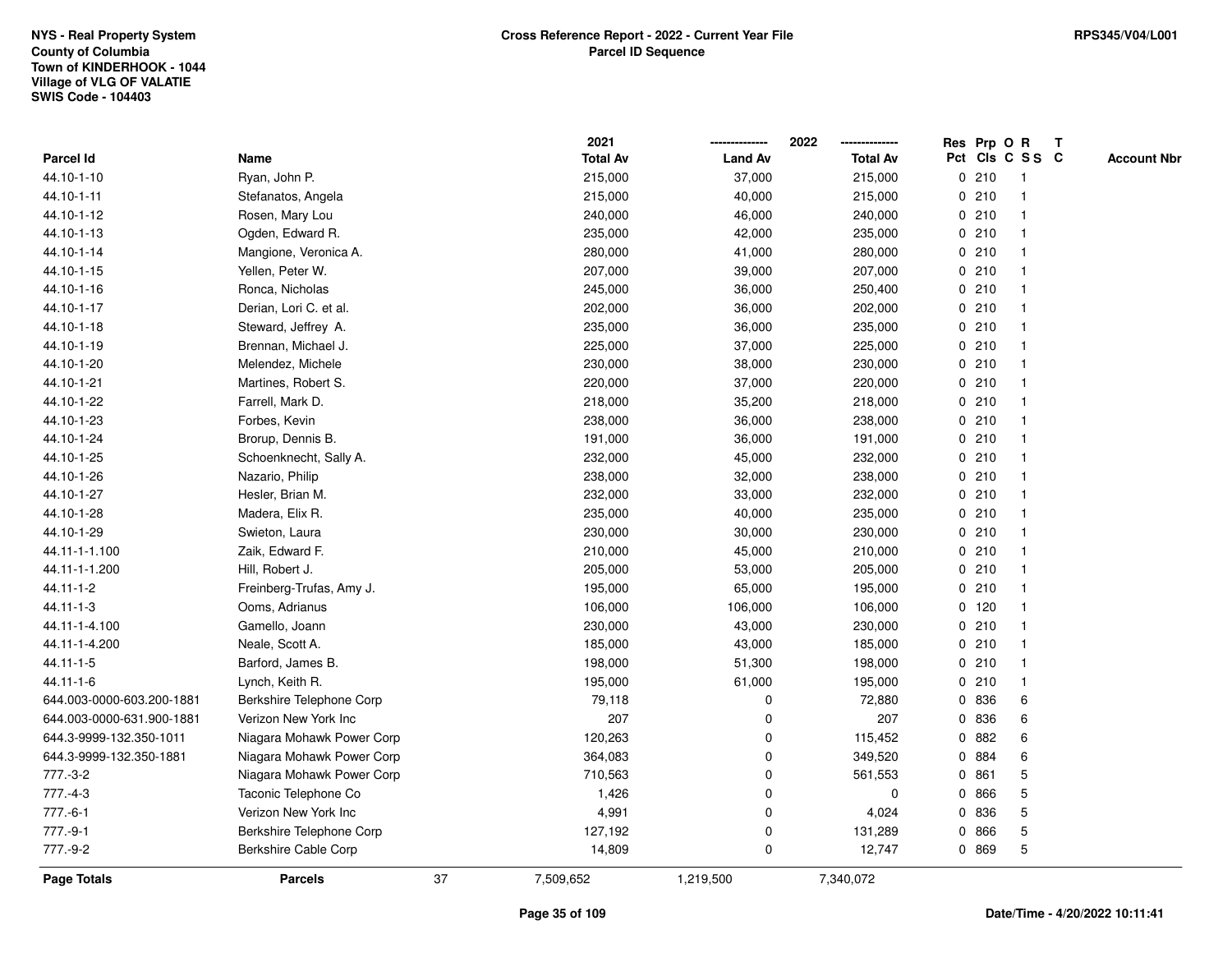NYS - Real Property System
County of Columbia
Town of KINDERHOOK - 1044
Village of VLG OF VALATIE
SWIS Code - 104403

**Cross Reference Report - 2022 - Current Year File**
**Parcel ID Sequence**

RPS345/V04/L001

| Parcel Id | Name | 2021 Total Av | 2022 Land Av | 2022 Total Av | Res Pct | Prp Cls | O C | R S S | T C | Account Nbr |
|---|---|---|---|---|---|---|---|---|---|---|
| 44.10-1-10 | Ryan, John P. | 215,000 | 37,000 | 215,000 | 0 | 210 | | 1 | | |
| 44.10-1-11 | Stefanatos, Angela | 215,000 | 40,000 | 215,000 | 0 | 210 | | 1 | | |
| 44.10-1-12 | Rosen, Mary Lou | 240,000 | 46,000 | 240,000 | 0 | 210 | | 1 | | |
| 44.10-1-13 | Ogden, Edward R. | 235,000 | 42,000 | 235,000 | 0 | 210 | | 1 | | |
| 44.10-1-14 | Mangione, Veronica A. | 280,000 | 41,000 | 280,000 | 0 | 210 | | 1 | | |
| 44.10-1-15 | Yellen, Peter W. | 207,000 | 39,000 | 207,000 | 0 | 210 | | 1 | | |
| 44.10-1-16 | Ronca, Nicholas | 245,000 | 36,000 | 250,400 | 0 | 210 | | 1 | | |
| 44.10-1-17 | Derian, Lori C. et al. | 202,000 | 36,000 | 202,000 | 0 | 210 | | 1 | | |
| 44.10-1-18 | Steward, Jeffrey A. | 235,000 | 36,000 | 235,000 | 0 | 210 | | 1 | | |
| 44.10-1-19 | Brennan, Michael J. | 225,000 | 37,000 | 225,000 | 0 | 210 | | 1 | | |
| 44.10-1-20 | Melendez, Michele | 230,000 | 38,000 | 230,000 | 0 | 210 | | 1 | | |
| 44.10-1-21 | Martines, Robert S. | 220,000 | 37,000 | 220,000 | 0 | 210 | | 1 | | |
| 44.10-1-22 | Farrell, Mark D. | 218,000 | 35,200 | 218,000 | 0 | 210 | | 1 | | |
| 44.10-1-23 | Forbes, Kevin | 238,000 | 36,000 | 238,000 | 0 | 210 | | 1 | | |
| 44.10-1-24 | Brorup, Dennis B. | 191,000 | 36,000 | 191,000 | 0 | 210 | | 1 | | |
| 44.10-1-25 | Schoenknecht, Sally A. | 232,000 | 45,000 | 232,000 | 0 | 210 | | 1 | | |
| 44.10-1-26 | Nazario, Philip | 238,000 | 32,000 | 238,000 | 0 | 210 | | 1 | | |
| 44.10-1-27 | Hesler, Brian M. | 232,000 | 33,000 | 232,000 | 0 | 210 | | 1 | | |
| 44.10-1-28 | Madera, Elix R. | 235,000 | 40,000 | 235,000 | 0 | 210 | | 1 | | |
| 44.10-1-29 | Swieton, Laura | 230,000 | 30,000 | 230,000 | 0 | 210 | | 1 | | |
| 44.11-1-1.100 | Zaik, Edward F. | 210,000 | 45,000 | 210,000 | 0 | 210 | | 1 | | |
| 44.11-1-1.200 | Hill, Robert J. | 205,000 | 53,000 | 205,000 | 0 | 210 | | 1 | | |
| 44.11-1-2 | Freinberg-Trufas, Amy J. | 195,000 | 65,000 | 195,000 | 0 | 210 | | 1 | | |
| 44.11-1-3 | Ooms, Adrianus | 106,000 | 106,000 | 106,000 | 0 | 120 | | 1 | | |
| 44.11-1-4.100 | Gamello, Joann | 230,000 | 43,000 | 230,000 | 0 | 210 | | 1 | | |
| 44.11-1-4.200 | Neale, Scott A. | 185,000 | 43,000 | 185,000 | 0 | 210 | | 1 | | |
| 44.11-1-5 | Barford, James B. | 198,000 | 51,300 | 198,000 | 0 | 210 | | 1 | | |
| 44.11-1-6 | Lynch, Keith R. | 195,000 | 61,000 | 195,000 | 0 | 210 | | 1 | | |
| 644.003-0000-603.200-1881 | Berkshire Telephone Corp | 79,118 | 0 | 72,880 | 0 | 836 | | 6 | | |
| 644.003-0000-631.900-1881 | Verizon New York Inc | 207 | 0 | 207 | 0 | 836 | | 6 | | |
| 644.3-9999-132.350-1011 | Niagara Mohawk Power Corp | 120,263 | 0 | 115,452 | 0 | 882 | | 6 | | |
| 644.3-9999-132.350-1881 | Niagara Mohawk Power Corp | 364,083 | 0 | 349,520 | 0 | 884 | | 6 | | |
| 777.-3-2 | Niagara Mohawk Power Corp | 710,563 | 0 | 561,553 | 0 | 861 | | 5 | | |
| 777.-4-3 | Taconic Telephone Co | 1,426 | 0 | 0 | 0 | 866 | | 5 | | |
| 777.-6-1 | Verizon New York Inc | 4,991 | 0 | 4,024 | 0 | 836 | | 5 | | |
| 777.-9-1 | Berkshire Telephone Corp | 127,192 | 0 | 131,289 | 0 | 866 | | 5 | | |
| 777.-9-2 | Berkshire Cable Corp | 14,809 | 0 | 12,747 | 0 | 869 | | 5 | | |
| **Page Totals** | **Parcels** 37 | 7,509,652 | 1,219,500 | 7,340,072 | | | | | | |

Date/Time - 4/20/2022 10:11:41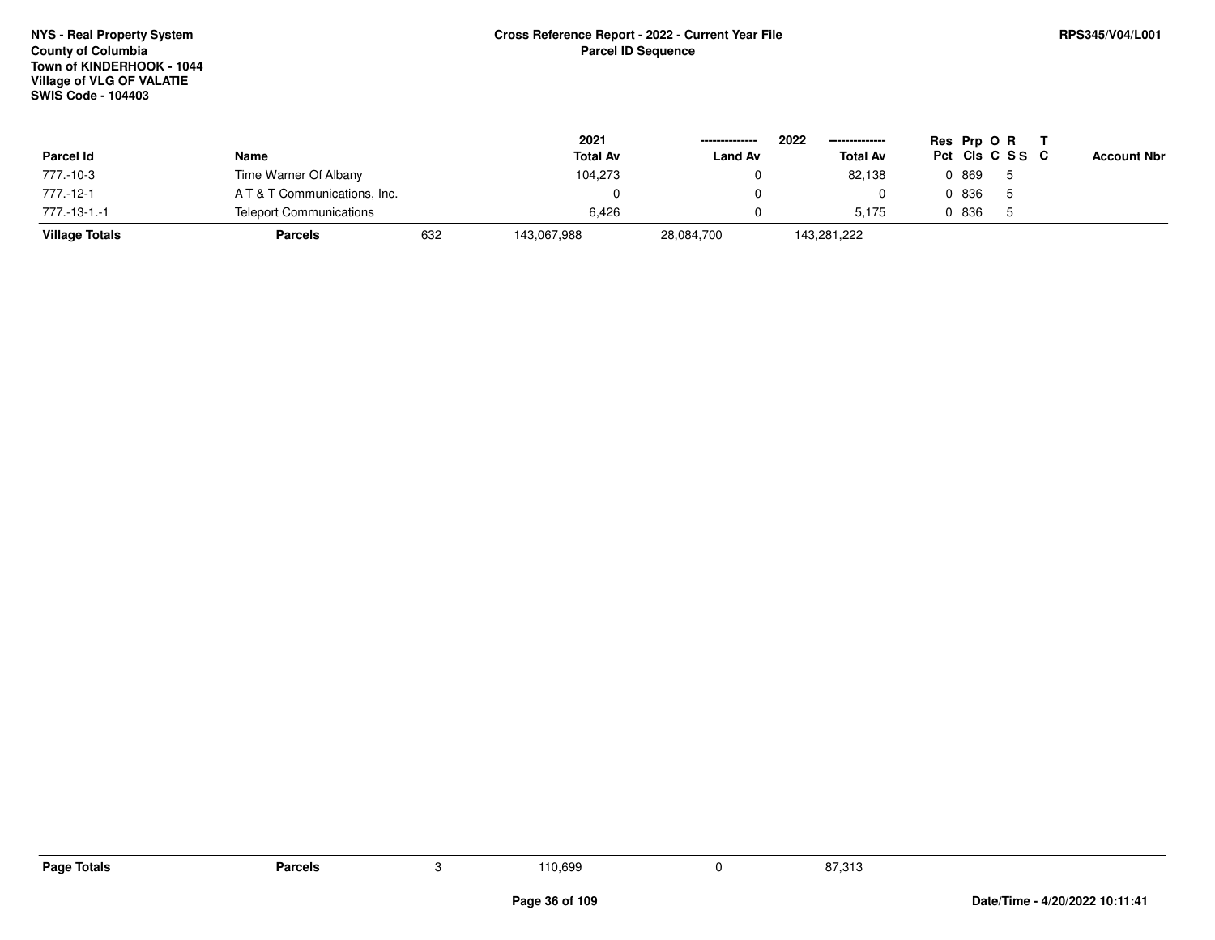NYS - Real Property System
County of Columbia
Town of KINDERHOOK - 1044
Village of VLG OF VALATIE
SWIS Code - 104403

**Cross Reference Report - 2022 - Current Year File**
**Parcel ID Sequence**

RPS345/V04/L001

| Parcel Id | Name | | 2021 Total Av | 2022 Land Av | 2022 Total Av | Res Pct | Prp Cls | O C | R S S | T C | Account Nbr |
|---|---|---|---|---|---|---|---|---|---|---|---|
| 777.-10-3 | Time Warner Of Albany | | 104,273 | 0 | 82,138 | 0 | 869 | | 5 | | |
| 777.-12-1 | A T & T Communications, Inc. | | 0 | 0 | 0 | 0 | 836 | | 5 | | |
| 777.-13-1.-1 | Teleport Communications | | 6,426 | 0 | 5,175 | 0 | 836 | | 5 | | |
| **Village Totals** | **Parcels** | 632 | 143,067,988 | 28,084,700 | 143,281,222 | | | | | | |

| **Page Totals** | **Parcels** | 3 | 110,699 | 0 | 87,313 |
|---|---|---|---|---|---|

Date/Time - 4/20/2022 10:11:41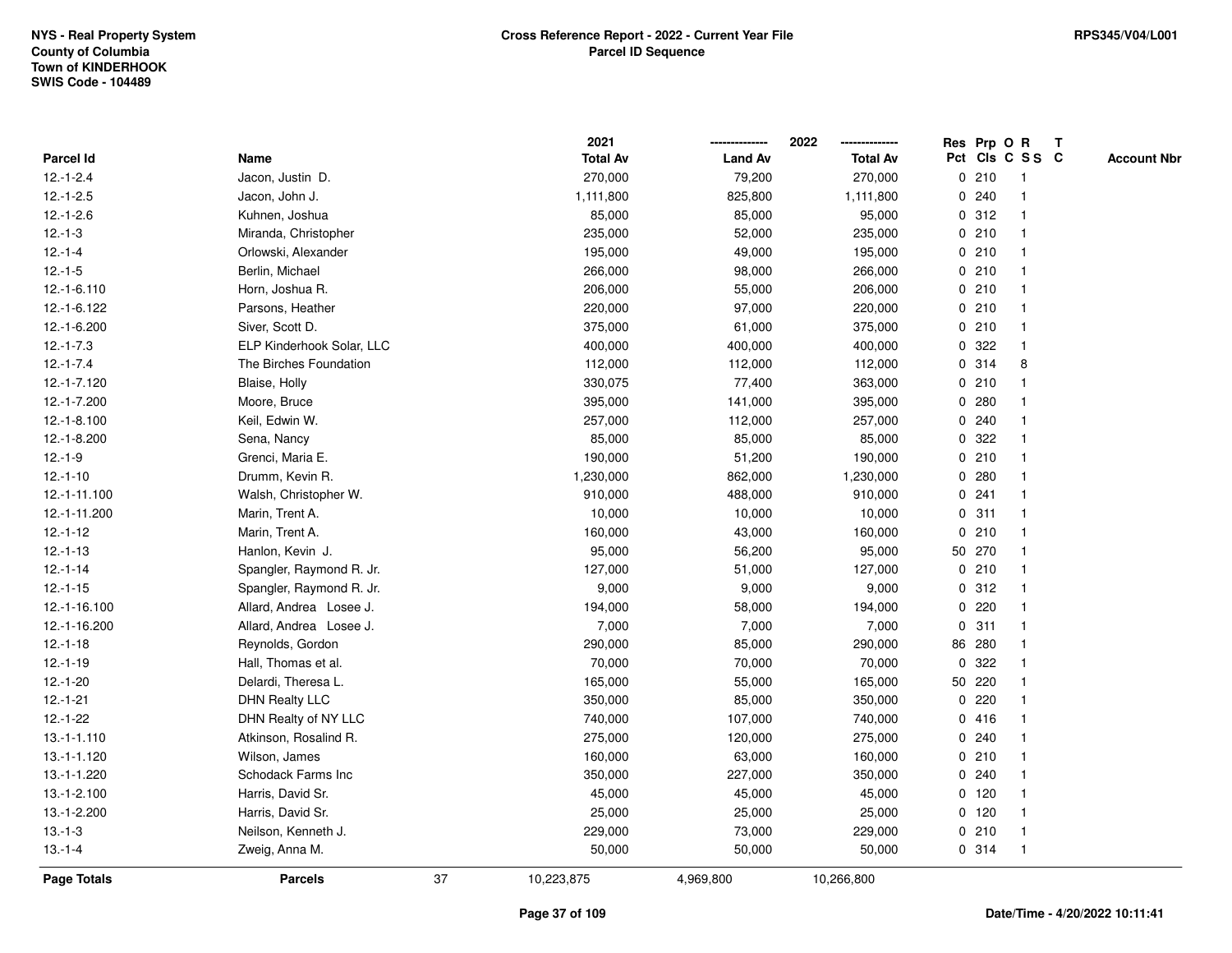NYS - Real Property System
County of Columbia
Town of KINDERHOOK
SWIS Code - 104489

# Cross Reference Report - 2022 - Current Year File
## Parcel ID Sequence

RPS345/V04/L001

| Parcel Id | Name | 2021 Total Av | 2022 Land Av | 2022 Total Av | Res Pct | Prp Cls | O C | R S S | T C | Account Nbr |
|---|---|---|---|---|---|---|---|---|---|---|
| 12.-1-2.4 | Jacon, Justin D. | 270,000 | 79,200 | 270,000 | 0 | 210 | | 1 | | |
| 12.-1-2.5 | Jacon, John J. | 1,111,800 | 825,800 | 1,111,800 | 0 | 240 | | 1 | | |
| 12.-1-2.6 | Kuhnen, Joshua | 85,000 | 85,000 | 95,000 | 0 | 312 | | 1 | | |
| 12.-1-3 | Miranda, Christopher | 235,000 | 52,000 | 235,000 | 0 | 210 | | 1 | | |
| 12.-1-4 | Orlowski, Alexander | 195,000 | 49,000 | 195,000 | 0 | 210 | | 1 | | |
| 12.-1-5 | Berlin, Michael | 266,000 | 98,000 | 266,000 | 0 | 210 | | 1 | | |
| 12.-1-6.110 | Horn, Joshua R. | 206,000 | 55,000 | 206,000 | 0 | 210 | | 1 | | |
| 12.-1-6.122 | Parsons, Heather | 220,000 | 97,000 | 220,000 | 0 | 210 | | 1 | | |
| 12.-1-6.200 | Siver, Scott D. | 375,000 | 61,000 | 375,000 | 0 | 210 | | 1 | | |
| 12.-1-7.3 | ELP Kinderhook Solar, LLC | 400,000 | 400,000 | 400,000 | 0 | 322 | | 1 | | |
| 12.-1-7.4 | The Birches Foundation | 112,000 | 112,000 | 112,000 | 0 | 314 | | 8 | | |
| 12.-1-7.120 | Blaise, Holly | 330,075 | 77,400 | 363,000 | 0 | 210 | | 1 | | |
| 12.-1-7.200 | Moore, Bruce | 395,000 | 141,000 | 395,000 | 0 | 280 | | 1 | | |
| 12.-1-8.100 | Keil, Edwin W. | 257,000 | 112,000 | 257,000 | 0 | 240 | | 1 | | |
| 12.-1-8.200 | Sena, Nancy | 85,000 | 85,000 | 85,000 | 0 | 322 | | 1 | | |
| 12.-1-9 | Grenci, Maria E. | 190,000 | 51,200 | 190,000 | 0 | 210 | | 1 | | |
| 12.-1-10 | Drumm, Kevin R. | 1,230,000 | 862,000 | 1,230,000 | 0 | 280 | | 1 | | |
| 12.-1-11.100 | Walsh, Christopher W. | 910,000 | 488,000 | 910,000 | 0 | 241 | | 1 | | |
| 12.-1-11.200 | Marin, Trent A. | 10,000 | 10,000 | 10,000 | 0 | 311 | | 1 | | |
| 12.-1-12 | Marin, Trent A. | 160,000 | 43,000 | 160,000 | 0 | 210 | | 1 | | |
| 12.-1-13 | Hanlon, Kevin J. | 95,000 | 56,200 | 95,000 | 50 | 270 | | 1 | | |
| 12.-1-14 | Spangler, Raymond R. Jr. | 127,000 | 51,000 | 127,000 | 0 | 210 | | 1 | | |
| 12.-1-15 | Spangler, Raymond R. Jr. | 9,000 | 9,000 | 9,000 | 0 | 312 | | 1 | | |
| 12.-1-16.100 | Allard, Andrea Losee J. | 194,000 | 58,000 | 194,000 | 0 | 220 | | 1 | | |
| 12.-1-16.200 | Allard, Andrea Losee J. | 7,000 | 7,000 | 7,000 | 0 | 311 | | 1 | | |
| 12.-1-18 | Reynolds, Gordon | 290,000 | 85,000 | 290,000 | 86 | 280 | | 1 | | |
| 12.-1-19 | Hall, Thomas et al. | 70,000 | 70,000 | 70,000 | 0 | 322 | | 1 | | |
| 12.-1-20 | Delardi, Theresa L. | 165,000 | 55,000 | 165,000 | 50 | 220 | | 1 | | |
| 12.-1-21 | DHN Realty LLC | 350,000 | 85,000 | 350,000 | 0 | 220 | | 1 | | |
| 12.-1-22 | DHN Realty of NY LLC | 740,000 | 107,000 | 740,000 | 0 | 416 | | 1 | | |
| 13.-1-1.110 | Atkinson, Rosalind R. | 275,000 | 120,000 | 275,000 | 0 | 240 | | 1 | | |
| 13.-1-1.120 | Wilson, James | 160,000 | 63,000 | 160,000 | 0 | 210 | | 1 | | |
| 13.-1-1.220 | Schodack Farms Inc | 350,000 | 227,000 | 350,000 | 0 | 240 | | 1 | | |
| 13.-1-2.100 | Harris, David Sr. | 45,000 | 45,000 | 45,000 | 0 | 120 | | 1 | | |
| 13.-1-2.200 | Harris, David Sr. | 25,000 | 25,000 | 25,000 | 0 | 120 | | 1 | | |
| 13.-1-3 | Neilson, Kenneth J. | 229,000 | 73,000 | 229,000 | 0 | 210 | | 1 | | |
| 13.-1-4 | Zweig, Anna M. | 50,000 | 50,000 | 50,000 | 0 | 314 | | 1 | | |
| **Page Totals** | **Parcels** 37 | 10,223,875 | 4,969,800 | 10,266,800 | | | | | | |

Date/Time - 4/20/2022 10:11:41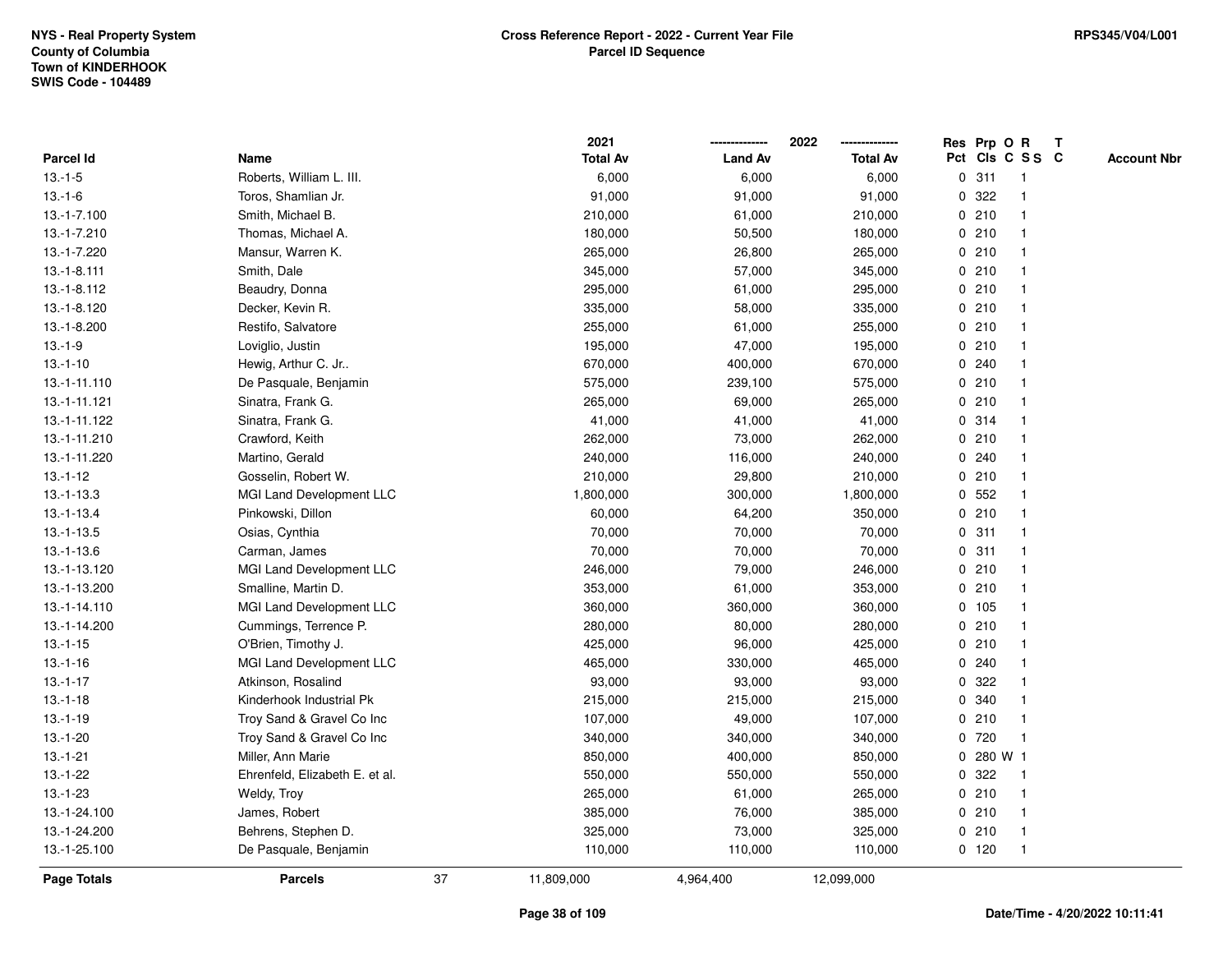NYS - Real Property System
County of Columbia
Town of KINDERHOOK
SWIS Code - 104489

**Cross Reference Report - 2022 - Current Year File**
**Parcel ID Sequence**

RPS345/V04/L001

| Parcel Id | Name | 2021 Total Av | 2022 Land Av | 2022 Total Av | Res Pct | Prp Cls | O C | R S S | T C | Account Nbr |
|---|---|---|---|---|---|---|---|---|---|---|
| 13.-1-5 | Roberts, William L. III. | 6,000 | 6,000 | 6,000 | 0 | 311 | | 1 | | |
| 13.-1-6 | Toros, Shamlian Jr. | 91,000 | 91,000 | 91,000 | 0 | 322 | | 1 | | |
| 13.-1-7.100 | Smith, Michael B. | 210,000 | 61,000 | 210,000 | 0 | 210 | | 1 | | |
| 13.-1-7.210 | Thomas, Michael A. | 180,000 | 50,500 | 180,000 | 0 | 210 | | 1 | | |
| 13.-1-7.220 | Mansur, Warren K. | 265,000 | 26,800 | 265,000 | 0 | 210 | | 1 | | |
| 13.-1-8.111 | Smith, Dale | 345,000 | 57,000 | 345,000 | 0 | 210 | | 1 | | |
| 13.-1-8.112 | Beaudry, Donna | 295,000 | 61,000 | 295,000 | 0 | 210 | | 1 | | |
| 13.-1-8.120 | Decker, Kevin R. | 335,000 | 58,000 | 335,000 | 0 | 210 | | 1 | | |
| 13.-1-8.200 | Restifo, Salvatore | 255,000 | 61,000 | 255,000 | 0 | 210 | | 1 | | |
| 13.-1-9 | Loviglio, Justin | 195,000 | 47,000 | 195,000 | 0 | 210 | | 1 | | |
| 13.-1-10 | Hewig, Arthur C. Jr.. | 670,000 | 400,000 | 670,000 | 0 | 240 | | 1 | | |
| 13.-1-11.110 | De Pasquale, Benjamin | 575,000 | 239,100 | 575,000 | 0 | 210 | | 1 | | |
| 13.-1-11.121 | Sinatra, Frank G. | 265,000 | 69,000 | 265,000 | 0 | 210 | | 1 | | |
| 13.-1-11.122 | Sinatra, Frank G. | 41,000 | 41,000 | 41,000 | 0 | 314 | | 1 | | |
| 13.-1-11.210 | Crawford, Keith | 262,000 | 73,000 | 262,000 | 0 | 210 | | 1 | | |
| 13.-1-11.220 | Martino, Gerald | 240,000 | 116,000 | 240,000 | 0 | 240 | | 1 | | |
| 13.-1-12 | Gosselin, Robert W. | 210,000 | 29,800 | 210,000 | 0 | 210 | | 1 | | |
| 13.-1-13.3 | MGI Land Development LLC | 1,800,000 | 300,000 | 1,800,000 | 0 | 552 | | 1 | | |
| 13.-1-13.4 | Pinkowski, Dillon | 60,000 | 64,200 | 350,000 | 0 | 210 | | 1 | | |
| 13.-1-13.5 | Osias, Cynthia | 70,000 | 70,000 | 70,000 | 0 | 311 | | 1 | | |
| 13.-1-13.6 | Carman, James | 70,000 | 70,000 | 70,000 | 0 | 311 | | 1 | | |
| 13.-1-13.120 | MGI Land Development LLC | 246,000 | 79,000 | 246,000 | 0 | 210 | | 1 | | |
| 13.-1-13.200 | Smalline, Martin D. | 353,000 | 61,000 | 353,000 | 0 | 210 | | 1 | | |
| 13.-1-14.110 | MGI Land Development LLC | 360,000 | 360,000 | 360,000 | 0 | 105 | | 1 | | |
| 13.-1-14.200 | Cummings, Terrence P. | 280,000 | 80,000 | 280,000 | 0 | 210 | | 1 | | |
| 13.-1-15 | O'Brien, Timothy J. | 425,000 | 96,000 | 425,000 | 0 | 210 | | 1 | | |
| 13.-1-16 | MGI Land Development LLC | 465,000 | 330,000 | 465,000 | 0 | 240 | | 1 | | |
| 13.-1-17 | Atkinson, Rosalind | 93,000 | 93,000 | 93,000 | 0 | 322 | | 1 | | |
| 13.-1-18 | Kinderhook Industrial Pk | 215,000 | 215,000 | 215,000 | 0 | 340 | | 1 | | |
| 13.-1-19 | Troy Sand & Gravel Co Inc | 107,000 | 49,000 | 107,000 | 0 | 210 | | 1 | | |
| 13.-1-20 | Troy Sand & Gravel Co Inc | 340,000 | 340,000 | 340,000 | 0 | 720 | | 1 | | |
| 13.-1-21 | Miller, Ann Marie | 850,000 | 400,000 | 850,000 | 0 | 280 | W | 1 | | |
| 13.-1-22 | Ehrenfeld, Elizabeth E. et al. | 550,000 | 550,000 | 550,000 | 0 | 322 | | 1 | | |
| 13.-1-23 | Weldy, Troy | 265,000 | 61,000 | 265,000 | 0 | 210 | | 1 | | |
| 13.-1-24.100 | James, Robert | 385,000 | 76,000 | 385,000 | 0 | 210 | | 1 | | |
| 13.-1-24.200 | Behrens, Stephen D. | 325,000 | 73,000 | 325,000 | 0 | 210 | | 1 | | |
| 13.-1-25.100 | De Pasquale, Benjamin | 110,000 | 110,000 | 110,000 | 0 | 120 | | 1 | | |
| **Page Totals** | **Parcels** 37 | 11,809,000 | 4,964,400 | 12,099,000 | | | | | | |

Date/Time - 4/20/2022 10:11:41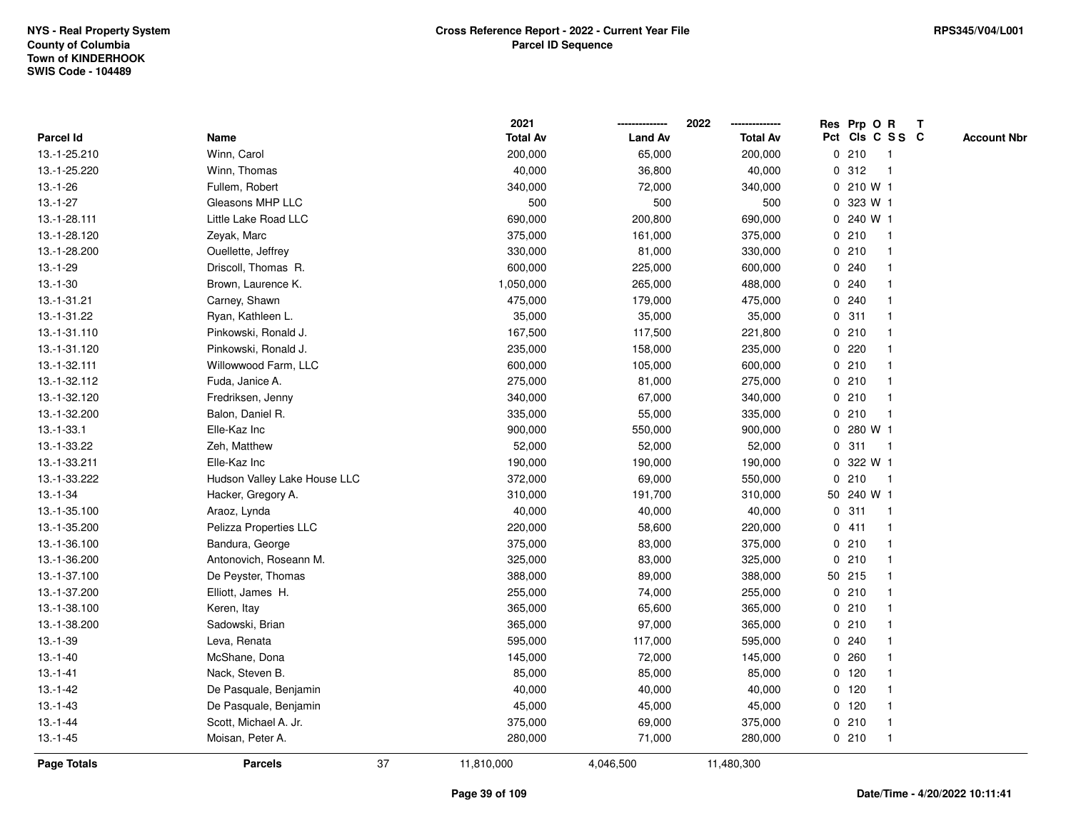NYS - Real Property System
County of Columbia
Town of KINDERHOOK
SWIS Code - 104489

**Cross Reference Report - 2022 - Current Year File**
**Parcel ID Sequence**

RPS345/V04/L001

| Parcel Id | Name | 2021 Total Av | 2022 Land Av | 2022 Total Av | Res Pct | Prp Cls | O C | R S S | T C | Account Nbr |
|---|---|---|---|---|---|---|---|---|---|---|
| 13.-1-25.210 | Winn, Carol | 200,000 | 65,000 | 200,000 | 0 | 210 | | 1 | | |
| 13.-1-25.220 | Winn, Thomas | 40,000 | 36,800 | 40,000 | 0 | 312 | | 1 | | |
| 13.-1-26 | Fullem, Robert | 340,000 | 72,000 | 340,000 | 0 | 210 | W | 1 | | |
| 13.-1-27 | Gleasons MHP LLC | 500 | 500 | 500 | 0 | 323 | W | 1 | | |
| 13.-1-28.111 | Little Lake Road LLC | 690,000 | 200,800 | 690,000 | 0 | 240 | W | 1 | | |
| 13.-1-28.120 | Zeyak, Marc | 375,000 | 161,000 | 375,000 | 0 | 210 | | 1 | | |
| 13.-1-28.200 | Ouellette, Jeffrey | 330,000 | 81,000 | 330,000 | 0 | 210 | | 1 | | |
| 13.-1-29 | Driscoll, Thomas R. | 600,000 | 225,000 | 600,000 | 0 | 240 | | 1 | | |
| 13.-1-30 | Brown, Laurence K. | 1,050,000 | 265,000 | 488,000 | 0 | 240 | | 1 | | |
| 13.-1-31.21 | Carney, Shawn | 475,000 | 179,000 | 475,000 | 0 | 240 | | 1 | | |
| 13.-1-31.22 | Ryan, Kathleen L. | 35,000 | 35,000 | 35,000 | 0 | 311 | | 1 | | |
| 13.-1-31.110 | Pinkowski, Ronald J. | 167,500 | 117,500 | 221,800 | 0 | 210 | | 1 | | |
| 13.-1-31.120 | Pinkowski, Ronald J. | 235,000 | 158,000 | 235,000 | 0 | 220 | | 1 | | |
| 13.-1-32.111 | Willowwood Farm, LLC | 600,000 | 105,000 | 600,000 | 0 | 210 | | 1 | | |
| 13.-1-32.112 | Fuda, Janice A. | 275,000 | 81,000 | 275,000 | 0 | 210 | | 1 | | |
| 13.-1-32.120 | Fredriksen, Jenny | 340,000 | 67,000 | 340,000 | 0 | 210 | | 1 | | |
| 13.-1-32.200 | Balon, Daniel R. | 335,000 | 55,000 | 335,000 | 0 | 210 | | 1 | | |
| 13.-1-33.1 | Elle-Kaz Inc | 900,000 | 550,000 | 900,000 | 0 | 280 | W | 1 | | |
| 13.-1-33.22 | Zeh, Matthew | 52,000 | 52,000 | 52,000 | 0 | 311 | | 1 | | |
| 13.-1-33.211 | Elle-Kaz Inc | 190,000 | 190,000 | 190,000 | 0 | 322 | W | 1 | | |
| 13.-1-33.222 | Hudson Valley Lake House LLC | 372,000 | 69,000 | 550,000 | 0 | 210 | | 1 | | |
| 13.-1-34 | Hacker, Gregory A. | 310,000 | 191,700 | 310,000 | 50 | 240 | W | 1 | | |
| 13.-1-35.100 | Araoz, Lynda | 40,000 | 40,000 | 40,000 | 0 | 311 | | 1 | | |
| 13.-1-35.200 | Pelizza Properties LLC | 220,000 | 58,600 | 220,000 | 0 | 411 | | 1 | | |
| 13.-1-36.100 | Bandura, George | 375,000 | 83,000 | 375,000 | 0 | 210 | | 1 | | |
| 13.-1-36.200 | Antonovich, Roseann M. | 325,000 | 83,000 | 325,000 | 0 | 210 | | 1 | | |
| 13.-1-37.100 | De Peyster, Thomas | 388,000 | 89,000 | 388,000 | 50 | 215 | | 1 | | |
| 13.-1-37.200 | Elliott, James H. | 255,000 | 74,000 | 255,000 | 0 | 210 | | 1 | | |
| 13.-1-38.100 | Keren, Itay | 365,000 | 65,600 | 365,000 | 0 | 210 | | 1 | | |
| 13.-1-38.200 | Sadowski, Brian | 365,000 | 97,000 | 365,000 | 0 | 210 | | 1 | | |
| 13.-1-39 | Leva, Renata | 595,000 | 117,000 | 595,000 | 0 | 240 | | 1 | | |
| 13.-1-40 | McShane, Dona | 145,000 | 72,000 | 145,000 | 0 | 260 | | 1 | | |
| 13.-1-41 | Nack, Steven B. | 85,000 | 85,000 | 85,000 | 0 | 120 | | 1 | | |
| 13.-1-42 | De Pasquale, Benjamin | 40,000 | 40,000 | 40,000 | 0 | 120 | | 1 | | |
| 13.-1-43 | De Pasquale, Benjamin | 45,000 | 45,000 | 45,000 | 0 | 120 | | 1 | | |
| 13.-1-44 | Scott, Michael A. Jr. | 375,000 | 69,000 | 375,000 | 0 | 210 | | 1 | | |
| 13.-1-45 | Moisan, Peter A. | 280,000 | 71,000 | 280,000 | 0 | 210 | | 1 | | |
| **Page Totals** | **Parcels** 37 | 11,810,000 | 4,046,500 | 11,480,300 | | | | | | |

Date/Time - 4/20/2022 10:11:41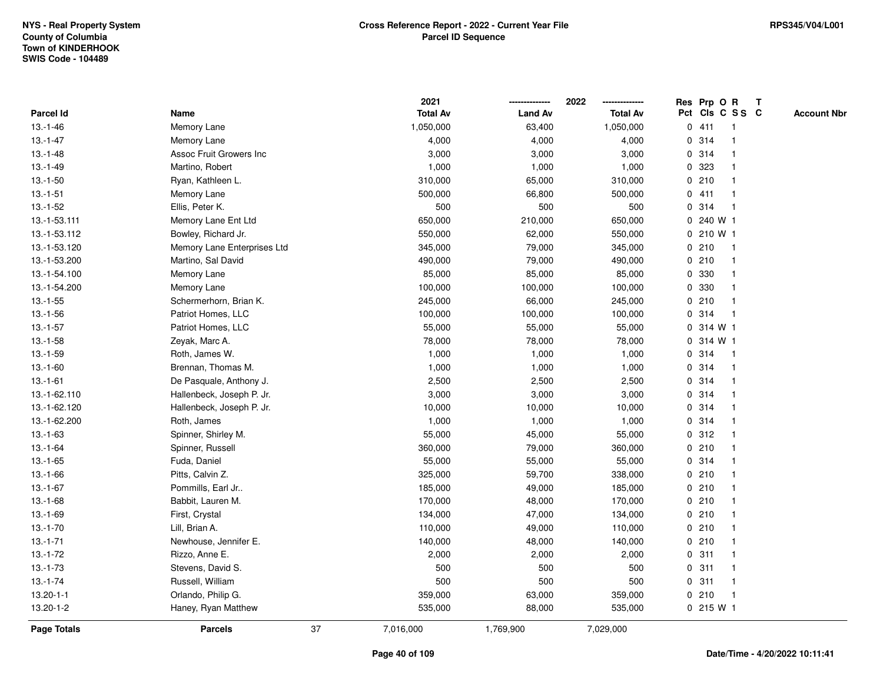NYS - Real Property System
County of Columbia
Town of KINDERHOOK
SWIS Code - 104489

**Cross Reference Report - 2022 - Current Year File**
**Parcel ID Sequence**

RPS345/V04/L001

| Parcel Id | Name | 2021 Total Av | 2022 Land Av | 2022 Total Av | Res Pct | Prp Cls | O C | R S S | T C | Account Nbr |
|---|---|---|---|---|---|---|---|---|---|---|
| 13.-1-46 | Memory Lane | 1,050,000 | 63,400 | 1,050,000 | 0 | 411 | | 1 | | |
| 13.-1-47 | Memory Lane | 4,000 | 4,000 | 4,000 | 0 | 314 | | 1 | | |
| 13.-1-48 | Assoc Fruit Growers Inc | 3,000 | 3,000 | 3,000 | 0 | 314 | | 1 | | |
| 13.-1-49 | Martino, Robert | 1,000 | 1,000 | 1,000 | 0 | 323 | | 1 | | |
| 13.-1-50 | Ryan, Kathleen L. | 310,000 | 65,000 | 310,000 | 0 | 210 | | 1 | | |
| 13.-1-51 | Memory Lane | 500,000 | 66,800 | 500,000 | 0 | 411 | | 1 | | |
| 13.-1-52 | Ellis, Peter K. | 500 | 500 | 500 | 0 | 314 | | 1 | | |
| 13.-1-53.111 | Memory Lane Ent Ltd | 650,000 | 210,000 | 650,000 | 0 | 240 | W | 1 | | |
| 13.-1-53.112 | Bowley, Richard Jr. | 550,000 | 62,000 | 550,000 | 0 | 210 | W | 1 | | |
| 13.-1-53.120 | Memory Lane Enterprises Ltd | 345,000 | 79,000 | 345,000 | 0 | 210 | | 1 | | |
| 13.-1-53.200 | Martino, Sal David | 490,000 | 79,000 | 490,000 | 0 | 210 | | 1 | | |
| 13.-1-54.100 | Memory Lane | 85,000 | 85,000 | 85,000 | 0 | 330 | | 1 | | |
| 13.-1-54.200 | Memory Lane | 100,000 | 100,000 | 100,000 | 0 | 330 | | 1 | | |
| 13.-1-55 | Schermerhorn, Brian K. | 245,000 | 66,000 | 245,000 | 0 | 210 | | 1 | | |
| 13.-1-56 | Patriot Homes, LLC | 100,000 | 100,000 | 100,000 | 0 | 314 | | 1 | | |
| 13.-1-57 | Patriot Homes, LLC | 55,000 | 55,000 | 55,000 | 0 | 314 | W | 1 | | |
| 13.-1-58 | Zeyak, Marc A. | 78,000 | 78,000 | 78,000 | 0 | 314 | W | 1 | | |
| 13.-1-59 | Roth, James W. | 1,000 | 1,000 | 1,000 | 0 | 314 | | 1 | | |
| 13.-1-60 | Brennan, Thomas M. | 1,000 | 1,000 | 1,000 | 0 | 314 | | 1 | | |
| 13.-1-61 | De Pasquale, Anthony J. | 2,500 | 2,500 | 2,500 | 0 | 314 | | 1 | | |
| 13.-1-62.110 | Hallenbeck, Joseph P. Jr. | 3,000 | 3,000 | 3,000 | 0 | 314 | | 1 | | |
| 13.-1-62.120 | Hallenbeck, Joseph P. Jr. | 10,000 | 10,000 | 10,000 | 0 | 314 | | 1 | | |
| 13.-1-62.200 | Roth, James | 1,000 | 1,000 | 1,000 | 0 | 314 | | 1 | | |
| 13.-1-63 | Spinner, Shirley M. | 55,000 | 45,000 | 55,000 | 0 | 312 | | 1 | | |
| 13.-1-64 | Spinner, Russell | 360,000 | 79,000 | 360,000 | 0 | 210 | | 1 | | |
| 13.-1-65 | Fuda, Daniel | 55,000 | 55,000 | 55,000 | 0 | 314 | | 1 | | |
| 13.-1-66 | Pitts, Calvin Z. | 325,000 | 59,700 | 338,000 | 0 | 210 | | 1 | | |
| 13.-1-67 | Pommills, Earl Jr.. | 185,000 | 49,000 | 185,000 | 0 | 210 | | 1 | | |
| 13.-1-68 | Babbit, Lauren M. | 170,000 | 48,000 | 170,000 | 0 | 210 | | 1 | | |
| 13.-1-69 | First, Crystal | 134,000 | 47,000 | 134,000 | 0 | 210 | | 1 | | |
| 13.-1-70 | Lill, Brian A. | 110,000 | 49,000 | 110,000 | 0 | 210 | | 1 | | |
| 13.-1-71 | Newhouse, Jennifer E. | 140,000 | 48,000 | 140,000 | 0 | 210 | | 1 | | |
| 13.-1-72 | Rizzo, Anne E. | 2,000 | 2,000 | 2,000 | 0 | 311 | | 1 | | |
| 13.-1-73 | Stevens, David S. | 500 | 500 | 500 | 0 | 311 | | 1 | | |
| 13.-1-74 | Russell, William | 500 | 500 | 500 | 0 | 311 | | 1 | | |
| 13.20-1-1 | Orlando, Philip G. | 359,000 | 63,000 | 359,000 | 0 | 210 | | 1 | | |
| 13.20-1-2 | Haney, Ryan Matthew | 535,000 | 88,000 | 535,000 | 0 | 215 | W | 1 | | |
| **Page Totals** | **Parcels** 37 | 7,016,000 | 1,769,900 | 7,029,000 | | | | | | |

Date/Time - 4/20/2022 10:11:41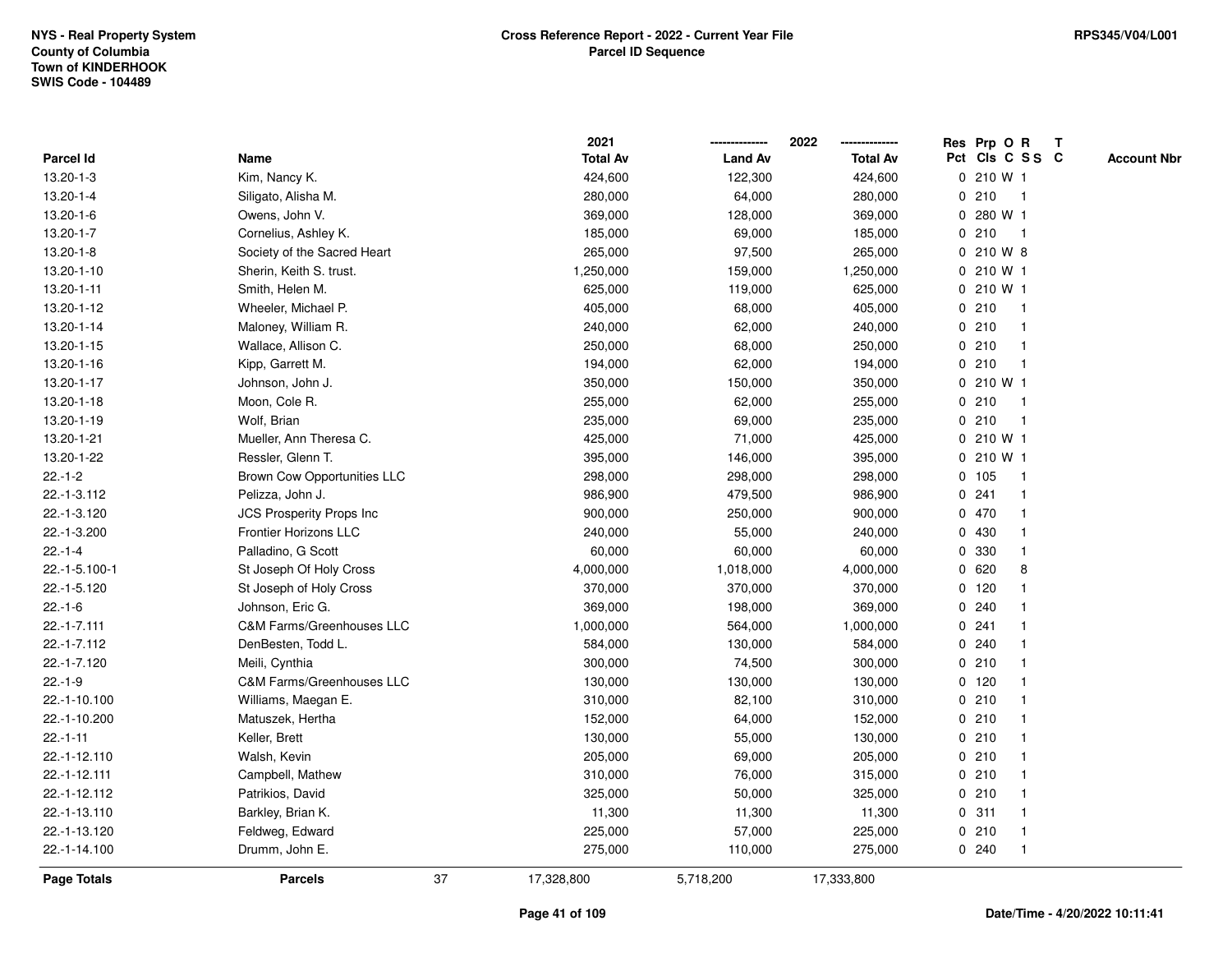NYS - Real Property System
County of Columbia
Town of KINDERHOOK
SWIS Code - 104489

**Cross Reference Report - 2022 - Current Year File**
**Parcel ID Sequence**

RPS345/V04/L001

| Parcel Id | Name | 2021 Total Av | 2022 Land Av | 2022 Total Av | Res Pct | Prp Cls | O C | R S S | T C | Account Nbr |
|---|---|---|---|---|---|---|---|---|---|---|
| 13.20-1-3 | Kim, Nancy K. | 424,600 | 122,300 | 424,600 | 0 | 210 | W | 1 | | |
| 13.20-1-4 | Siligato, Alisha M. | 280,000 | 64,000 | 280,000 | 0 | 210 | | 1 | | |
| 13.20-1-6 | Owens, John V. | 369,000 | 128,000 | 369,000 | 0 | 280 | W | 1 | | |
| 13.20-1-7 | Cornelius, Ashley K. | 185,000 | 69,000 | 185,000 | 0 | 210 | | 1 | | |
| 13.20-1-8 | Society of the Sacred Heart | 265,000 | 97,500 | 265,000 | 0 | 210 | W | 8 | | |
| 13.20-1-10 | Sherin, Keith S. trust. | 1,250,000 | 159,000 | 1,250,000 | 0 | 210 | W | 1 | | |
| 13.20-1-11 | Smith, Helen M. | 625,000 | 119,000 | 625,000 | 0 | 210 | W | 1 | | |
| 13.20-1-12 | Wheeler, Michael P. | 405,000 | 68,000 | 405,000 | 0 | 210 | | 1 | | |
| 13.20-1-14 | Maloney, William R. | 240,000 | 62,000 | 240,000 | 0 | 210 | | 1 | | |
| 13.20-1-15 | Wallace, Allison C. | 250,000 | 68,000 | 250,000 | 0 | 210 | | 1 | | |
| 13.20-1-16 | Kipp, Garrett M. | 194,000 | 62,000 | 194,000 | 0 | 210 | | 1 | | |
| 13.20-1-17 | Johnson, John J. | 350,000 | 150,000 | 350,000 | 0 | 210 | W | 1 | | |
| 13.20-1-18 | Moon, Cole R. | 255,000 | 62,000 | 255,000 | 0 | 210 | | 1 | | |
| 13.20-1-19 | Wolf, Brian | 235,000 | 69,000 | 235,000 | 0 | 210 | | 1 | | |
| 13.20-1-21 | Mueller, Ann Theresa C. | 425,000 | 71,000 | 425,000 | 0 | 210 | W | 1 | | |
| 13.20-1-22 | Ressler, Glenn T. | 395,000 | 146,000 | 395,000 | 0 | 210 | W | 1 | | |
| 22.-1-2 | Brown Cow Opportunities LLC | 298,000 | 298,000 | 298,000 | 0 | 105 | | 1 | | |
| 22.-1-3.112 | Pelizza, John J. | 986,900 | 479,500 | 986,900 | 0 | 241 | | 1 | | |
| 22.-1-3.120 | JCS Prosperity Props Inc | 900,000 | 250,000 | 900,000 | 0 | 470 | | 1 | | |
| 22.-1-3.200 | Frontier Horizons LLC | 240,000 | 55,000 | 240,000 | 0 | 430 | | 1 | | |
| 22.-1-4 | Palladino, G Scott | 60,000 | 60,000 | 60,000 | 0 | 330 | | 1 | | |
| 22.-1-5.100-1 | St Joseph Of Holy Cross | 4,000,000 | 1,018,000 | 4,000,000 | 0 | 620 | | 8 | | |
| 22.-1-5.120 | St Joseph of Holy Cross | 370,000 | 370,000 | 370,000 | 0 | 120 | | 1 | | |
| 22.-1-6 | Johnson, Eric G. | 369,000 | 198,000 | 369,000 | 0 | 240 | | 1 | | |
| 22.-1-7.111 | C&M Farms/Greenhouses LLC | 1,000,000 | 564,000 | 1,000,000 | 0 | 241 | | 1 | | |
| 22.-1-7.112 | DenBesten, Todd L. | 584,000 | 130,000 | 584,000 | 0 | 240 | | 1 | | |
| 22.-1-7.120 | Meili, Cynthia | 300,000 | 74,500 | 300,000 | 0 | 210 | | 1 | | |
| 22.-1-9 | C&M Farms/Greenhouses LLC | 130,000 | 130,000 | 130,000 | 0 | 120 | | 1 | | |
| 22.-1-10.100 | Williams, Maegan E. | 310,000 | 82,100 | 310,000 | 0 | 210 | | 1 | | |
| 22.-1-10.200 | Matuszek, Hertha | 152,000 | 64,000 | 152,000 | 0 | 210 | | 1 | | |
| 22.-1-11 | Keller, Brett | 130,000 | 55,000 | 130,000 | 0 | 210 | | 1 | | |
| 22.-1-12.110 | Walsh, Kevin | 205,000 | 69,000 | 205,000 | 0 | 210 | | 1 | | |
| 22.-1-12.111 | Campbell, Mathew | 310,000 | 76,000 | 315,000 | 0 | 210 | | 1 | | |
| 22.-1-12.112 | Patrikios, David | 325,000 | 50,000 | 325,000 | 0 | 210 | | 1 | | |
| 22.-1-13.110 | Barkley, Brian K. | 11,300 | 11,300 | 11,300 | 0 | 311 | | 1 | | |
| 22.-1-13.120 | Feldweg, Edward | 225,000 | 57,000 | 225,000 | 0 | 210 | | 1 | | |
| 22.-1-14.100 | Drumm, John E. | 275,000 | 110,000 | 275,000 | 0 | 240 | | 1 | | |
| **Page Totals** | **Parcels** 37 | 17,328,800 | 5,718,200 | 17,333,800 | | | | | | |

Date/Time - 4/20/2022 10:11:41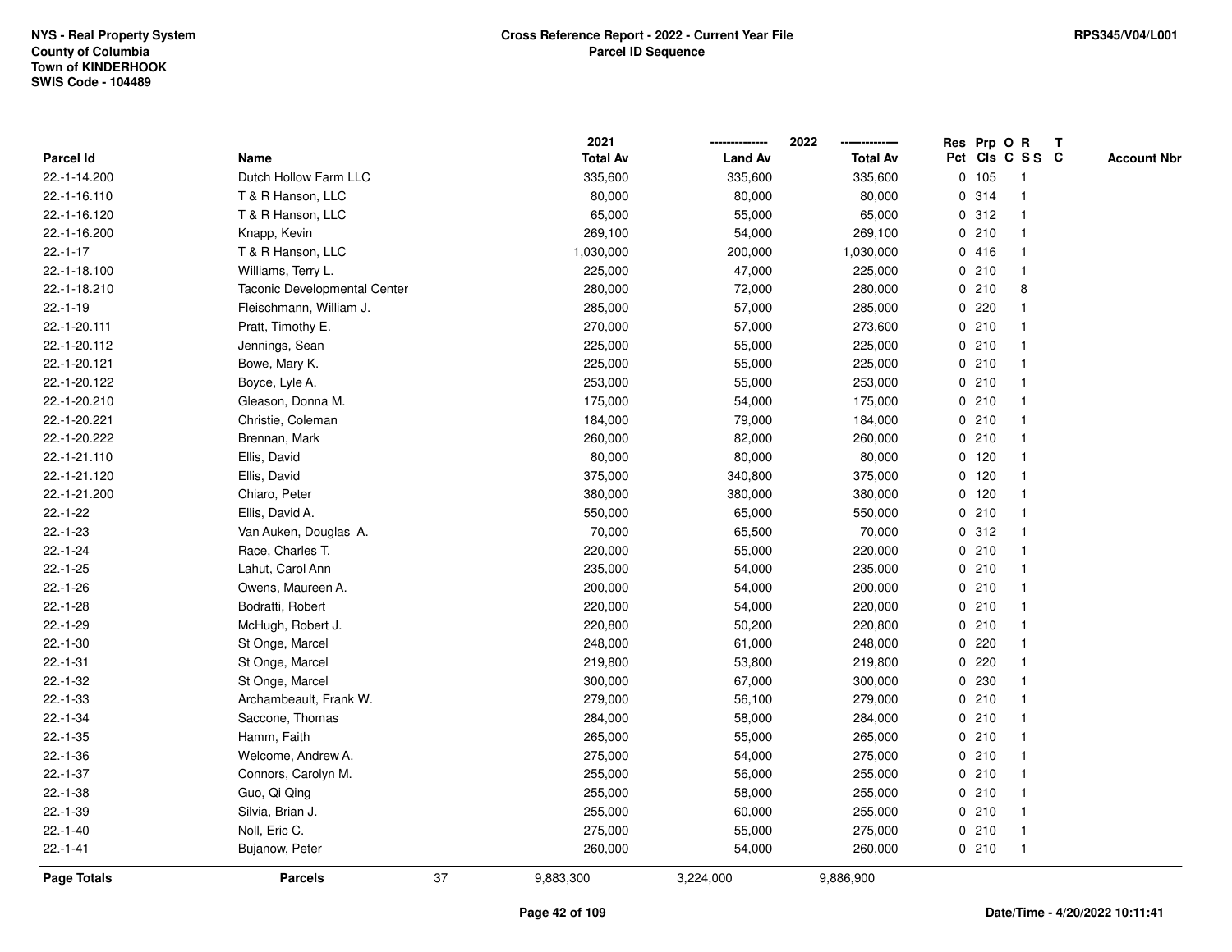NYS - Real Property System
County of Columbia
Town of KINDERHOOK
SWIS Code - 104489

**Cross Reference Report - 2022 - Current Year File**
**Parcel ID Sequence**

RPS345/V04/L001

| Parcel Id | Name | 2021 Total Av | 2022 Land Av | 2022 Total Av | Res Pct | Prp Cls | O C | R S S | T C | Account Nbr |
|---|---|---|---|---|---|---|---|---|---|---|
| 22.-1-14.200 | Dutch Hollow Farm LLC | 335,600 | 335,600 | 335,600 | 0 | 105 | | 1 | | |
| 22.-1-16.110 | T & R Hanson, LLC | 80,000 | 80,000 | 80,000 | 0 | 314 | | 1 | | |
| 22.-1-16.120 | T & R Hanson, LLC | 65,000 | 55,000 | 65,000 | 0 | 312 | | 1 | | |
| 22.-1-16.200 | Knapp, Kevin | 269,100 | 54,000 | 269,100 | 0 | 210 | | 1 | | |
| 22.-1-17 | T & R Hanson, LLC | 1,030,000 | 200,000 | 1,030,000 | 0 | 416 | | 1 | | |
| 22.-1-18.100 | Williams, Terry L. | 225,000 | 47,000 | 225,000 | 0 | 210 | | 1 | | |
| 22.-1-18.210 | Taconic Developmental Center | 280,000 | 72,000 | 280,000 | 0 | 210 | | 8 | | |
| 22.-1-19 | Fleischmann, William J. | 285,000 | 57,000 | 285,000 | 0 | 220 | | 1 | | |
| 22.-1-20.111 | Pratt, Timothy E. | 270,000 | 57,000 | 273,600 | 0 | 210 | | 1 | | |
| 22.-1-20.112 | Jennings, Sean | 225,000 | 55,000 | 225,000 | 0 | 210 | | 1 | | |
| 22.-1-20.121 | Bowe, Mary K. | 225,000 | 55,000 | 225,000 | 0 | 210 | | 1 | | |
| 22.-1-20.122 | Boyce, Lyle A. | 253,000 | 55,000 | 253,000 | 0 | 210 | | 1 | | |
| 22.-1-20.210 | Gleason, Donna M. | 175,000 | 54,000 | 175,000 | 0 | 210 | | 1 | | |
| 22.-1-20.221 | Christie, Coleman | 184,000 | 79,000 | 184,000 | 0 | 210 | | 1 | | |
| 22.-1-20.222 | Brennan, Mark | 260,000 | 82,000 | 260,000 | 0 | 210 | | 1 | | |
| 22.-1-21.110 | Ellis, David | 80,000 | 80,000 | 80,000 | 0 | 120 | | 1 | | |
| 22.-1-21.120 | Ellis, David | 375,000 | 340,800 | 375,000 | 0 | 120 | | 1 | | |
| 22.-1-21.200 | Chiaro, Peter | 380,000 | 380,000 | 380,000 | 0 | 120 | | 1 | | |
| 22.-1-22 | Ellis, David A. | 550,000 | 65,000 | 550,000 | 0 | 210 | | 1 | | |
| 22.-1-23 | Van Auken, Douglas A. | 70,000 | 65,500 | 70,000 | 0 | 312 | | 1 | | |
| 22.-1-24 | Race, Charles T. | 220,000 | 55,000 | 220,000 | 0 | 210 | | 1 | | |
| 22.-1-25 | Lahut, Carol Ann | 235,000 | 54,000 | 235,000 | 0 | 210 | | 1 | | |
| 22.-1-26 | Owens, Maureen A. | 200,000 | 54,000 | 200,000 | 0 | 210 | | 1 | | |
| 22.-1-28 | Bodratti, Robert | 220,000 | 54,000 | 220,000 | 0 | 210 | | 1 | | |
| 22.-1-29 | McHugh, Robert J. | 220,800 | 50,200 | 220,800 | 0 | 210 | | 1 | | |
| 22.-1-30 | St Onge, Marcel | 248,000 | 61,000 | 248,000 | 0 | 220 | | 1 | | |
| 22.-1-31 | St Onge, Marcel | 219,800 | 53,800 | 219,800 | 0 | 220 | | 1 | | |
| 22.-1-32 | St Onge, Marcel | 300,000 | 67,000 | 300,000 | 0 | 230 | | 1 | | |
| 22.-1-33 | Archambeault, Frank W. | 279,000 | 56,100 | 279,000 | 0 | 210 | | 1 | | |
| 22.-1-34 | Saccone, Thomas | 284,000 | 58,000 | 284,000 | 0 | 210 | | 1 | | |
| 22.-1-35 | Hamm, Faith | 265,000 | 55,000 | 265,000 | 0 | 210 | | 1 | | |
| 22.-1-36 | Welcome, Andrew A. | 275,000 | 54,000 | 275,000 | 0 | 210 | | 1 | | |
| 22.-1-37 | Connors, Carolyn M. | 255,000 | 56,000 | 255,000 | 0 | 210 | | 1 | | |
| 22.-1-38 | Guo, Qi Qing | 255,000 | 58,000 | 255,000 | 0 | 210 | | 1 | | |
| 22.-1-39 | Silvia, Brian J. | 255,000 | 60,000 | 255,000 | 0 | 210 | | 1 | | |
| 22.-1-40 | Noll, Eric C. | 275,000 | 55,000 | 275,000 | 0 | 210 | | 1 | | |
| 22.-1-41 | Bujanow, Peter | 260,000 | 54,000 | 260,000 | 0 | 210 | | 1 | | |
| **Page Totals** | **Parcels** 37 | 9,883,300 | 3,224,000 | 9,886,900 | | | | | | |

Date/Time - 4/20/2022 10:11:41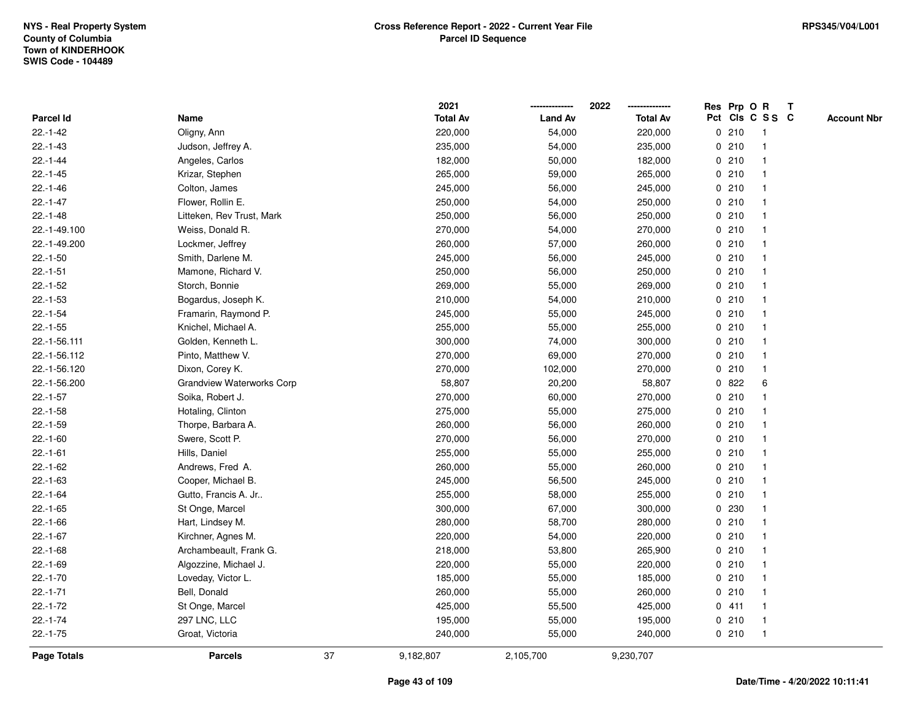NYS - Real Property System
County of Columbia
Town of KINDERHOOK
SWIS Code - 104489

**Cross Reference Report - 2022 - Current Year File**
**Parcel ID Sequence**

RPS345/V04/L001

| Parcel Id | Name | 2021 Total Av | 2022 Land Av | 2022 Total Av | Res Pct | Prp Cls | O C | R SS | T C | Account Nbr |
|---|---|---|---|---|---|---|---|---|---|---|
| 22.-1-42 | Oligny, Ann | 220,000 | 54,000 | 220,000 | 0 | 210 | | 1 | | |
| 22.-1-43 | Judson, Jeffrey A. | 235,000 | 54,000 | 235,000 | 0 | 210 | | 1 | | |
| 22.-1-44 | Angeles, Carlos | 182,000 | 50,000 | 182,000 | 0 | 210 | | 1 | | |
| 22.-1-45 | Krizar, Stephen | 265,000 | 59,000 | 265,000 | 0 | 210 | | 1 | | |
| 22.-1-46 | Colton, James | 245,000 | 56,000 | 245,000 | 0 | 210 | | 1 | | |
| 22.-1-47 | Flower, Rollin E. | 250,000 | 54,000 | 250,000 | 0 | 210 | | 1 | | |
| 22.-1-48 | Litteken, Rev Trust, Mark | 250,000 | 56,000 | 250,000 | 0 | 210 | | 1 | | |
| 22.-1-49.100 | Weiss, Donald R. | 270,000 | 54,000 | 270,000 | 0 | 210 | | 1 | | |
| 22.-1-49.200 | Lockmer, Jeffrey | 260,000 | 57,000 | 260,000 | 0 | 210 | | 1 | | |
| 22.-1-50 | Smith, Darlene M. | 245,000 | 56,000 | 245,000 | 0 | 210 | | 1 | | |
| 22.-1-51 | Mamone, Richard V. | 250,000 | 56,000 | 250,000 | 0 | 210 | | 1 | | |
| 22.-1-52 | Storch, Bonnie | 269,000 | 55,000 | 269,000 | 0 | 210 | | 1 | | |
| 22.-1-53 | Bogardus, Joseph K. | 210,000 | 54,000 | 210,000 | 0 | 210 | | 1 | | |
| 22.-1-54 | Framarin, Raymond P. | 245,000 | 55,000 | 245,000 | 0 | 210 | | 1 | | |
| 22.-1-55 | Knichel, Michael A. | 255,000 | 55,000 | 255,000 | 0 | 210 | | 1 | | |
| 22.-1-56.111 | Golden, Kenneth L. | 300,000 | 74,000 | 300,000 | 0 | 210 | | 1 | | |
| 22.-1-56.112 | Pinto, Matthew V. | 270,000 | 69,000 | 270,000 | 0 | 210 | | 1 | | |
| 22.-1-56.120 | Dixon, Corey K. | 270,000 | 102,000 | 270,000 | 0 | 210 | | 1 | | |
| 22.-1-56.200 | Grandview Waterworks Corp | 58,807 | 20,200 | 58,807 | 0 | 822 | | 6 | | |
| 22.-1-57 | Soika, Robert J. | 270,000 | 60,000 | 270,000 | 0 | 210 | | 1 | | |
| 22.-1-58 | Hotaling, Clinton | 275,000 | 55,000 | 275,000 | 0 | 210 | | 1 | | |
| 22.-1-59 | Thorpe, Barbara A. | 260,000 | 56,000 | 260,000 | 0 | 210 | | 1 | | |
| 22.-1-60 | Swere, Scott P. | 270,000 | 56,000 | 270,000 | 0 | 210 | | 1 | | |
| 22.-1-61 | Hills, Daniel | 255,000 | 55,000 | 255,000 | 0 | 210 | | 1 | | |
| 22.-1-62 | Andrews, Fred A. | 260,000 | 55,000 | 260,000 | 0 | 210 | | 1 | | |
| 22.-1-63 | Cooper, Michael B. | 245,000 | 56,500 | 245,000 | 0 | 210 | | 1 | | |
| 22.-1-64 | Gutto, Francis A. Jr.. | 255,000 | 58,000 | 255,000 | 0 | 210 | | 1 | | |
| 22.-1-65 | St Onge, Marcel | 300,000 | 67,000 | 300,000 | 0 | 230 | | 1 | | |
| 22.-1-66 | Hart, Lindsey M. | 280,000 | 58,700 | 280,000 | 0 | 210 | | 1 | | |
| 22.-1-67 | Kirchner, Agnes M. | 220,000 | 54,000 | 220,000 | 0 | 210 | | 1 | | |
| 22.-1-68 | Archambeault, Frank G. | 218,000 | 53,800 | 265,900 | 0 | 210 | | 1 | | |
| 22.-1-69 | Algozzine, Michael J. | 220,000 | 55,000 | 220,000 | 0 | 210 | | 1 | | |
| 22.-1-70 | Loveday, Victor L. | 185,000 | 55,000 | 185,000 | 0 | 210 | | 1 | | |
| 22.-1-71 | Bell, Donald | 260,000 | 55,000 | 260,000 | 0 | 210 | | 1 | | |
| 22.-1-72 | St Onge, Marcel | 425,000 | 55,500 | 425,000 | 0 | 411 | | 1 | | |
| 22.-1-74 | 297 LNC, LLC | 195,000 | 55,000 | 195,000 | 0 | 210 | | 1 | | |
| 22.-1-75 | Groat, Victoria | 240,000 | 55,000 | 240,000 | 0 | 210 | | 1 | | |
| **Page Totals** | **Parcels** 37 | 9,182,807 | 2,105,700 | 9,230,707 | | | | | | |

**Date/Time - 4/20/2022 10:11:41**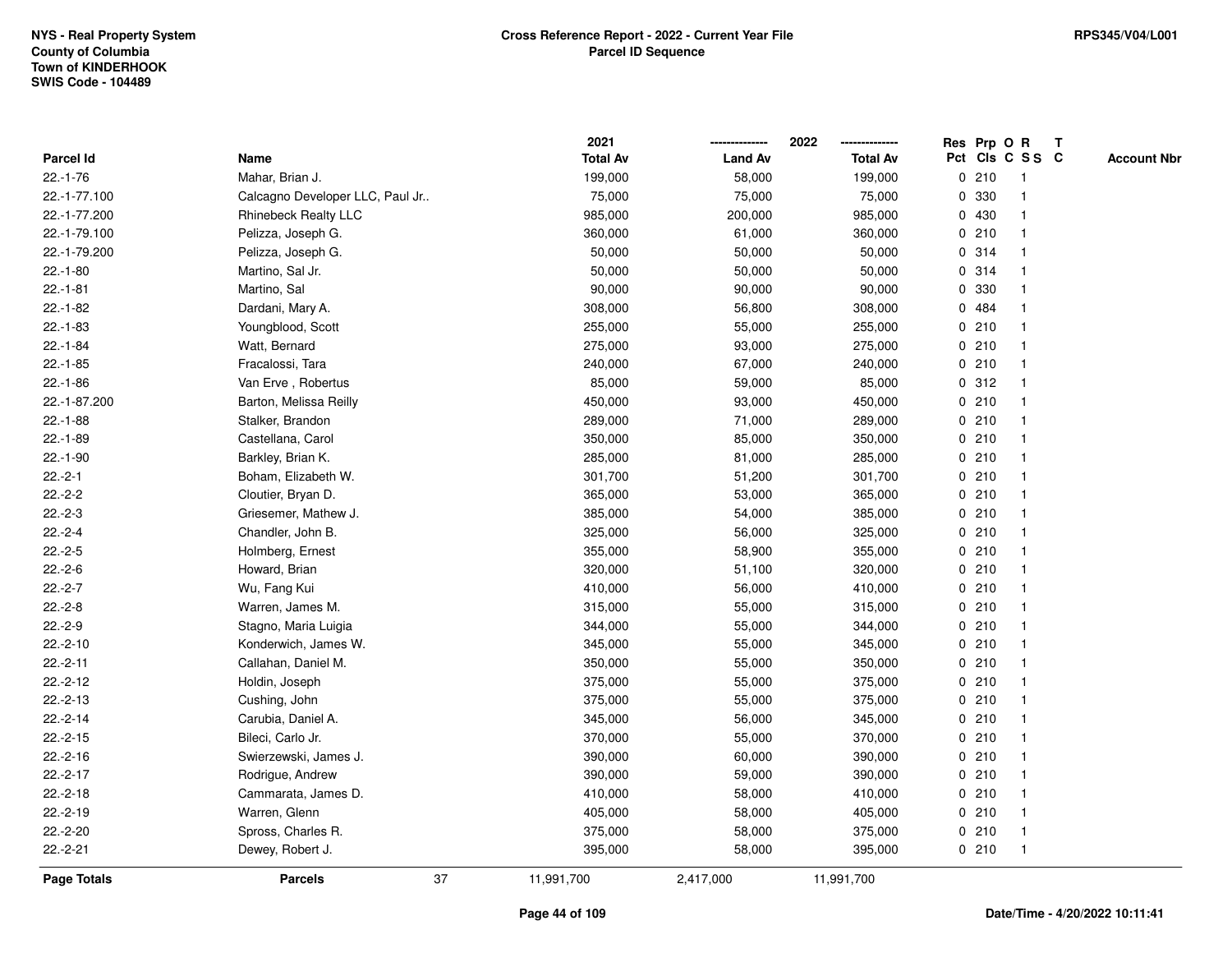NYS - Real Property System
County of Columbia
Town of KINDERHOOK
SWIS Code - 104489

**Cross Reference Report - 2022 - Current Year File**
**Parcel ID Sequence**

RPS345/V04/L001

| Parcel Id | Name | 2021 Total Av | 2022 Land Av | 2022 Total Av | Res Pct | Prp Cls | O C | R S S | T C | Account Nbr |
|---|---|---|---|---|---|---|---|---|---|---|
| 22.-1-76 | Mahar, Brian J. | 199,000 | 58,000 | 199,000 | 0 | 210 | | 1 | | |
| 22.-1-77.100 | Calcagno Developer LLC, Paul Jr.. | 75,000 | 75,000 | 75,000 | 0 | 330 | | 1 | | |
| 22.-1-77.200 | Rhinebeck Realty LLC | 985,000 | 200,000 | 985,000 | 0 | 430 | | 1 | | |
| 22.-1-79.100 | Pelizza, Joseph G. | 360,000 | 61,000 | 360,000 | 0 | 210 | | 1 | | |
| 22.-1-79.200 | Pelizza, Joseph G. | 50,000 | 50,000 | 50,000 | 0 | 314 | | 1 | | |
| 22.-1-80 | Martino, Sal Jr. | 50,000 | 50,000 | 50,000 | 0 | 314 | | 1 | | |
| 22.-1-81 | Martino, Sal | 90,000 | 90,000 | 90,000 | 0 | 330 | | 1 | | |
| 22.-1-82 | Dardani, Mary A. | 308,000 | 56,800 | 308,000 | 0 | 484 | | 1 | | |
| 22.-1-83 | Youngblood, Scott | 255,000 | 55,000 | 255,000 | 0 | 210 | | 1 | | |
| 22.-1-84 | Watt, Bernard | 275,000 | 93,000 | 275,000 | 0 | 210 | | 1 | | |
| 22.-1-85 | Fracalossi, Tara | 240,000 | 67,000 | 240,000 | 0 | 210 | | 1 | | |
| 22.-1-86 | Van Erve , Robertus | 85,000 | 59,000 | 85,000 | 0 | 312 | | 1 | | |
| 22.-1-87.200 | Barton, Melissa Reilly | 450,000 | 93,000 | 450,000 | 0 | 210 | | 1 | | |
| 22.-1-88 | Stalker, Brandon | 289,000 | 71,000 | 289,000 | 0 | 210 | | 1 | | |
| 22.-1-89 | Castellana, Carol | 350,000 | 85,000 | 350,000 | 0 | 210 | | 1 | | |
| 22.-1-90 | Barkley, Brian K. | 285,000 | 81,000 | 285,000 | 0 | 210 | | 1 | | |
| 22.-2-1 | Boham, Elizabeth W. | 301,700 | 51,200 | 301,700 | 0 | 210 | | 1 | | |
| 22.-2-2 | Cloutier, Bryan D. | 365,000 | 53,000 | 365,000 | 0 | 210 | | 1 | | |
| 22.-2-3 | Griesemer, Mathew J. | 385,000 | 54,000 | 385,000 | 0 | 210 | | 1 | | |
| 22.-2-4 | Chandler, John B. | 325,000 | 56,000 | 325,000 | 0 | 210 | | 1 | | |
| 22.-2-5 | Holmberg, Ernest | 355,000 | 58,900 | 355,000 | 0 | 210 | | 1 | | |
| 22.-2-6 | Howard, Brian | 320,000 | 51,100 | 320,000 | 0 | 210 | | 1 | | |
| 22.-2-7 | Wu, Fang Kui | 410,000 | 56,000 | 410,000 | 0 | 210 | | 1 | | |
| 22.-2-8 | Warren, James M. | 315,000 | 55,000 | 315,000 | 0 | 210 | | 1 | | |
| 22.-2-9 | Stagno, Maria Luigia | 344,000 | 55,000 | 344,000 | 0 | 210 | | 1 | | |
| 22.-2-10 | Konderwich, James W. | 345,000 | 55,000 | 345,000 | 0 | 210 | | 1 | | |
| 22.-2-11 | Callahan, Daniel M. | 350,000 | 55,000 | 350,000 | 0 | 210 | | 1 | | |
| 22.-2-12 | Holdin, Joseph | 375,000 | 55,000 | 375,000 | 0 | 210 | | 1 | | |
| 22.-2-13 | Cushing, John | 375,000 | 55,000 | 375,000 | 0 | 210 | | 1 | | |
| 22.-2-14 | Carubia, Daniel A. | 345,000 | 56,000 | 345,000 | 0 | 210 | | 1 | | |
| 22.-2-15 | Bileci, Carlo Jr. | 370,000 | 55,000 | 370,000 | 0 | 210 | | 1 | | |
| 22.-2-16 | Swierzewski, James J. | 390,000 | 60,000 | 390,000 | 0 | 210 | | 1 | | |
| 22.-2-17 | Rodrigue, Andrew | 390,000 | 59,000 | 390,000 | 0 | 210 | | 1 | | |
| 22.-2-18 | Cammarata, James D. | 410,000 | 58,000 | 410,000 | 0 | 210 | | 1 | | |
| 22.-2-19 | Warren, Glenn | 405,000 | 58,000 | 405,000 | 0 | 210 | | 1 | | |
| 22.-2-20 | Spross, Charles R. | 375,000 | 58,000 | 375,000 | 0 | 210 | | 1 | | |
| 22.-2-21 | Dewey, Robert J. | 395,000 | 58,000 | 395,000 | 0 | 210 | | 1 | | |
| **Page Totals** | **Parcels** 37 | 11,991,700 | 2,417,000 | 11,991,700 | | | | | | |

Date/Time - 4/20/2022 10:11:41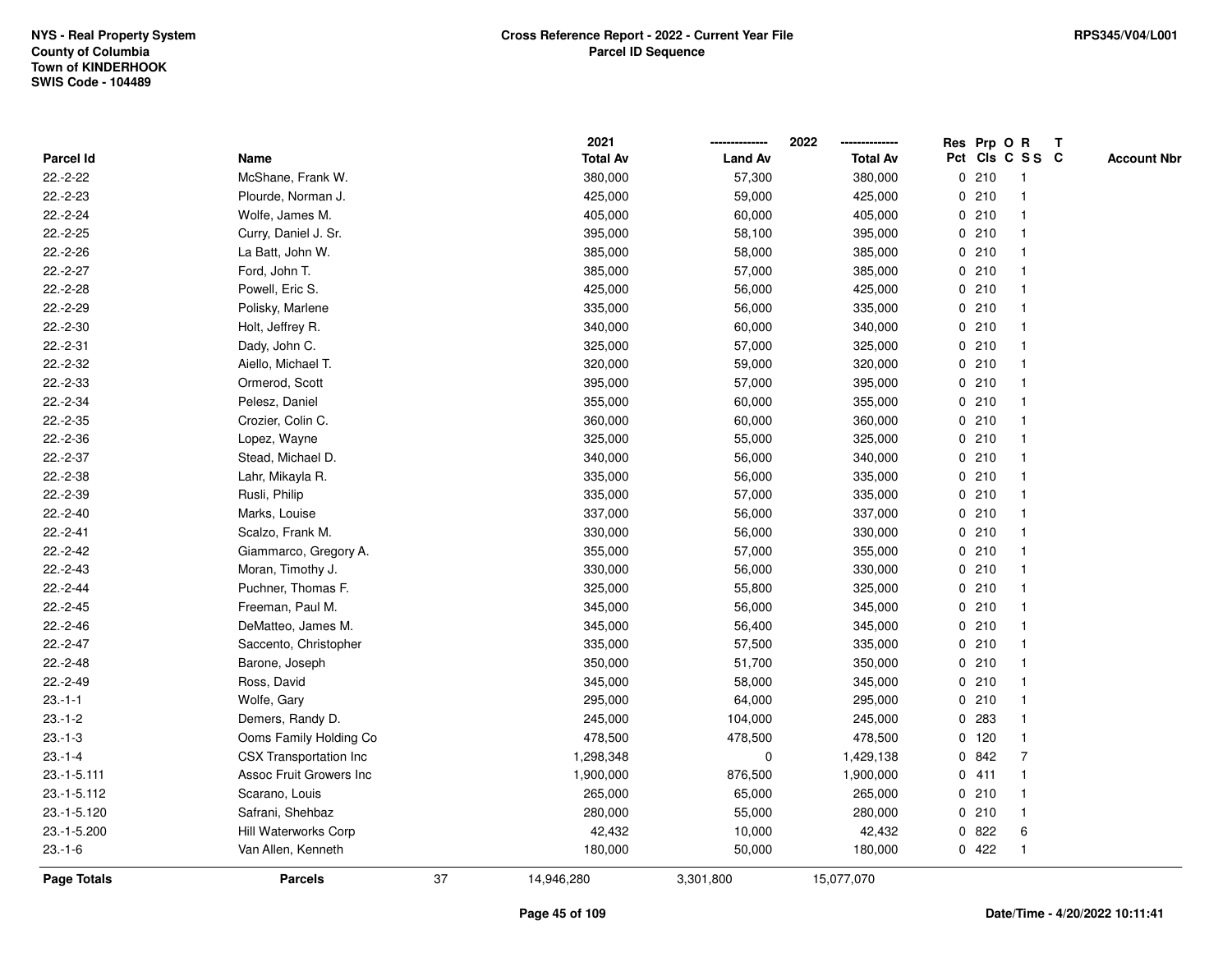NYS - Real Property System
County of Columbia
Town of KINDERHOOK
SWIS Code - 104489

**Cross Reference Report - 2022 - Current Year File**
**Parcel ID Sequence**

RPS345/V04/L001

| Parcel Id | Name | 2021 Total Av | 2022 Land Av | 2022 Total Av | Res Pct | Prp Cls | O C | R S S | T C | Account Nbr |
|---|---|---|---|---|---|---|---|---|---|---|
| 22.-2-22 | McShane, Frank W. | 380,000 | 57,300 | 380,000 | 0 | 210 | | 1 | | |
| 22.-2-23 | Plourde, Norman J. | 425,000 | 59,000 | 425,000 | 0 | 210 | | 1 | | |
| 22.-2-24 | Wolfe, James M. | 405,000 | 60,000 | 405,000 | 0 | 210 | | 1 | | |
| 22.-2-25 | Curry, Daniel J. Sr. | 395,000 | 58,100 | 395,000 | 0 | 210 | | 1 | | |
| 22.-2-26 | La Batt, John W. | 385,000 | 58,000 | 385,000 | 0 | 210 | | 1 | | |
| 22.-2-27 | Ford, John T. | 385,000 | 57,000 | 385,000 | 0 | 210 | | 1 | | |
| 22.-2-28 | Powell, Eric S. | 425,000 | 56,000 | 425,000 | 0 | 210 | | 1 | | |
| 22.-2-29 | Polisky, Marlene | 335,000 | 56,000 | 335,000 | 0 | 210 | | 1 | | |
| 22.-2-30 | Holt, Jeffrey R. | 340,000 | 60,000 | 340,000 | 0 | 210 | | 1 | | |
| 22.-2-31 | Dady, John C. | 325,000 | 57,000 | 325,000 | 0 | 210 | | 1 | | |
| 22.-2-32 | Aiello, Michael T. | 320,000 | 59,000 | 320,000 | 0 | 210 | | 1 | | |
| 22.-2-33 | Ormerod, Scott | 395,000 | 57,000 | 395,000 | 0 | 210 | | 1 | | |
| 22.-2-34 | Pelesz, Daniel | 355,000 | 60,000 | 355,000 | 0 | 210 | | 1 | | |
| 22.-2-35 | Crozier, Colin C. | 360,000 | 60,000 | 360,000 | 0 | 210 | | 1 | | |
| 22.-2-36 | Lopez, Wayne | 325,000 | 55,000 | 325,000 | 0 | 210 | | 1 | | |
| 22.-2-37 | Stead, Michael D. | 340,000 | 56,000 | 340,000 | 0 | 210 | | 1 | | |
| 22.-2-38 | Lahr, Mikayla R. | 335,000 | 56,000 | 335,000 | 0 | 210 | | 1 | | |
| 22.-2-39 | Rusli, Philip | 335,000 | 57,000 | 335,000 | 0 | 210 | | 1 | | |
| 22.-2-40 | Marks, Louise | 337,000 | 56,000 | 337,000 | 0 | 210 | | 1 | | |
| 22.-2-41 | Scalzo, Frank M. | 330,000 | 56,000 | 330,000 | 0 | 210 | | 1 | | |
| 22.-2-42 | Giammarco, Gregory A. | 355,000 | 57,000 | 355,000 | 0 | 210 | | 1 | | |
| 22.-2-43 | Moran, Timothy J. | 330,000 | 56,000 | 330,000 | 0 | 210 | | 1 | | |
| 22.-2-44 | Puchner, Thomas F. | 325,000 | 55,800 | 325,000 | 0 | 210 | | 1 | | |
| 22.-2-45 | Freeman, Paul M. | 345,000 | 56,000 | 345,000 | 0 | 210 | | 1 | | |
| 22.-2-46 | DeMatteo, James M. | 345,000 | 56,400 | 345,000 | 0 | 210 | | 1 | | |
| 22.-2-47 | Saccento, Christopher | 335,000 | 57,500 | 335,000 | 0 | 210 | | 1 | | |
| 22.-2-48 | Barone, Joseph | 350,000 | 51,700 | 350,000 | 0 | 210 | | 1 | | |
| 22.-2-49 | Ross, David | 345,000 | 58,000 | 345,000 | 0 | 210 | | 1 | | |
| 23.-1-1 | Wolfe, Gary | 295,000 | 64,000 | 295,000 | 0 | 210 | | 1 | | |
| 23.-1-2 | Demers, Randy D. | 245,000 | 104,000 | 245,000 | 0 | 283 | | 1 | | |
| 23.-1-3 | Ooms Family Holding Co | 478,500 | 478,500 | 478,500 | 0 | 120 | | 1 | | |
| 23.-1-4 | CSX Transportation Inc | 1,298,348 | 0 | 1,429,138 | 0 | 842 | | 7 | | |
| 23.-1-5.111 | Assoc Fruit Growers Inc | 1,900,000 | 876,500 | 1,900,000 | 0 | 411 | | 1 | | |
| 23.-1-5.112 | Scarano, Louis | 265,000 | 65,000 | 265,000 | 0 | 210 | | 1 | | |
| 23.-1-5.120 | Safrani, Shehbaz | 280,000 | 55,000 | 280,000 | 0 | 210 | | 1 | | |
| 23.-1-5.200 | Hill Waterworks Corp | 42,432 | 10,000 | 42,432 | 0 | 822 | | 6 | | |
| 23.-1-6 | Van Allen, Kenneth | 180,000 | 50,000 | 180,000 | 0 | 422 | | 1 | | |
| **Page Totals** | **Parcels** 37 | 14,946,280 | 3,301,800 | 15,077,070 | | | | | | |

Date/Time - 4/20/2022 10:11:41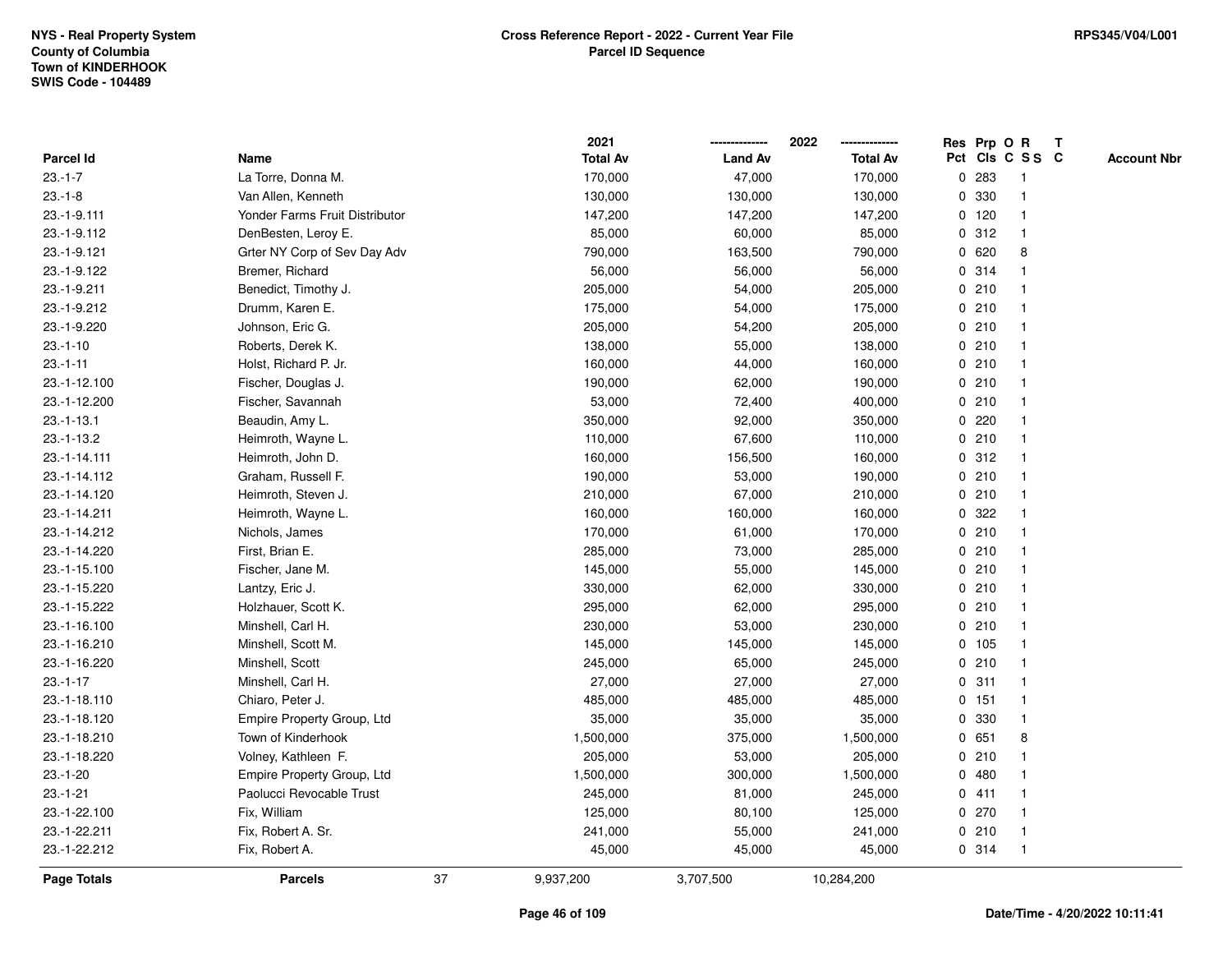NYS - Real Property System
County of Columbia
Town of KINDERHOOK
SWIS Code - 104489

# Cross Reference Report - 2022 - Current Year File
## Parcel ID Sequence

RPS345/V04/L001

| Parcel Id | Name | 2021 Total Av | 2022 Land Av | 2022 Total Av | Res Pct | Prp Cls | O C | R S S | T C | Account Nbr |
|---|---|---|---|---|---|---|---|---|---|---|
| 23.-1-7 | La Torre, Donna M. | 170,000 | 47,000 | 170,000 | 0 | 283 | | 1 | | |
| 23.-1-8 | Van Allen, Kenneth | 130,000 | 130,000 | 130,000 | 0 | 330 | | 1 | | |
| 23.-1-9.111 | Yonder Farms Fruit Distributor | 147,200 | 147,200 | 147,200 | 0 | 120 | | 1 | | |
| 23.-1-9.112 | DenBesten, Leroy E. | 85,000 | 60,000 | 85,000 | 0 | 312 | | 1 | | |
| 23.-1-9.121 | Grter NY Corp of Sev Day Adv | 790,000 | 163,500 | 790,000 | 0 | 620 | | 8 | | |
| 23.-1-9.122 | Bremer, Richard | 56,000 | 56,000 | 56,000 | 0 | 314 | | 1 | | |
| 23.-1-9.211 | Benedict, Timothy J. | 205,000 | 54,000 | 205,000 | 0 | 210 | | 1 | | |
| 23.-1-9.212 | Drumm, Karen E. | 175,000 | 54,000 | 175,000 | 0 | 210 | | 1 | | |
| 23.-1-9.220 | Johnson, Eric G. | 205,000 | 54,200 | 205,000 | 0 | 210 | | 1 | | |
| 23.-1-10 | Roberts, Derek K. | 138,000 | 55,000 | 138,000 | 0 | 210 | | 1 | | |
| 23.-1-11 | Holst, Richard P. Jr. | 160,000 | 44,000 | 160,000 | 0 | 210 | | 1 | | |
| 23.-1-12.100 | Fischer, Douglas J. | 190,000 | 62,000 | 190,000 | 0 | 210 | | 1 | | |
| 23.-1-12.200 | Fischer, Savannah | 53,000 | 72,400 | 400,000 | 0 | 210 | | 1 | | |
| 23.-1-13.1 | Beaudin, Amy L. | 350,000 | 92,000 | 350,000 | 0 | 220 | | 1 | | |
| 23.-1-13.2 | Heimroth, Wayne L. | 110,000 | 67,600 | 110,000 | 0 | 210 | | 1 | | |
| 23.-1-14.111 | Heimroth, John D. | 160,000 | 156,500 | 160,000 | 0 | 312 | | 1 | | |
| 23.-1-14.112 | Graham, Russell F. | 190,000 | 53,000 | 190,000 | 0 | 210 | | 1 | | |
| 23.-1-14.120 | Heimroth, Steven J. | 210,000 | 67,000 | 210,000 | 0 | 210 | | 1 | | |
| 23.-1-14.211 | Heimroth, Wayne L. | 160,000 | 160,000 | 160,000 | 0 | 322 | | 1 | | |
| 23.-1-14.212 | Nichols, James | 170,000 | 61,000 | 170,000 | 0 | 210 | | 1 | | |
| 23.-1-14.220 | First, Brian E. | 285,000 | 73,000 | 285,000 | 0 | 210 | | 1 | | |
| 23.-1-15.100 | Fischer, Jane M. | 145,000 | 55,000 | 145,000 | 0 | 210 | | 1 | | |
| 23.-1-15.220 | Lantzy, Eric J. | 330,000 | 62,000 | 330,000 | 0 | 210 | | 1 | | |
| 23.-1-15.222 | Holzhauer, Scott K. | 295,000 | 62,000 | 295,000 | 0 | 210 | | 1 | | |
| 23.-1-16.100 | Minshell, Carl H. | 230,000 | 53,000 | 230,000 | 0 | 210 | | 1 | | |
| 23.-1-16.210 | Minshell, Scott M. | 145,000 | 145,000 | 145,000 | 0 | 105 | | 1 | | |
| 23.-1-16.220 | Minshell, Scott | 245,000 | 65,000 | 245,000 | 0 | 210 | | 1 | | |
| 23.-1-17 | Minshell, Carl H. | 27,000 | 27,000 | 27,000 | 0 | 311 | | 1 | | |
| 23.-1-18.110 | Chiaro, Peter J. | 485,000 | 485,000 | 485,000 | 0 | 151 | | 1 | | |
| 23.-1-18.120 | Empire Property Group, Ltd | 35,000 | 35,000 | 35,000 | 0 | 330 | | 1 | | |
| 23.-1-18.210 | Town of Kinderhook | 1,500,000 | 375,000 | 1,500,000 | 0 | 651 | | 8 | | |
| 23.-1-18.220 | Volney, Kathleen F. | 205,000 | 53,000 | 205,000 | 0 | 210 | | 1 | | |
| 23.-1-20 | Empire Property Group, Ltd | 1,500,000 | 300,000 | 1,500,000 | 0 | 480 | | 1 | | |
| 23.-1-21 | Paolucci Revocable Trust | 245,000 | 81,000 | 245,000 | 0 | 411 | | 1 | | |
| 23.-1-22.100 | Fix, William | 125,000 | 80,100 | 125,000 | 0 | 270 | | 1 | | |
| 23.-1-22.211 | Fix, Robert A. Sr. | 241,000 | 55,000 | 241,000 | 0 | 210 | | 1 | | |
| 23.-1-22.212 | Fix, Robert A. | 45,000 | 45,000 | 45,000 | 0 | 314 | | 1 | | |
| **Page Totals** | **Parcels** 37 | 9,937,200 | 3,707,500 | 10,284,200 | | | | | | |

Date/Time - 4/20/2022 10:11:41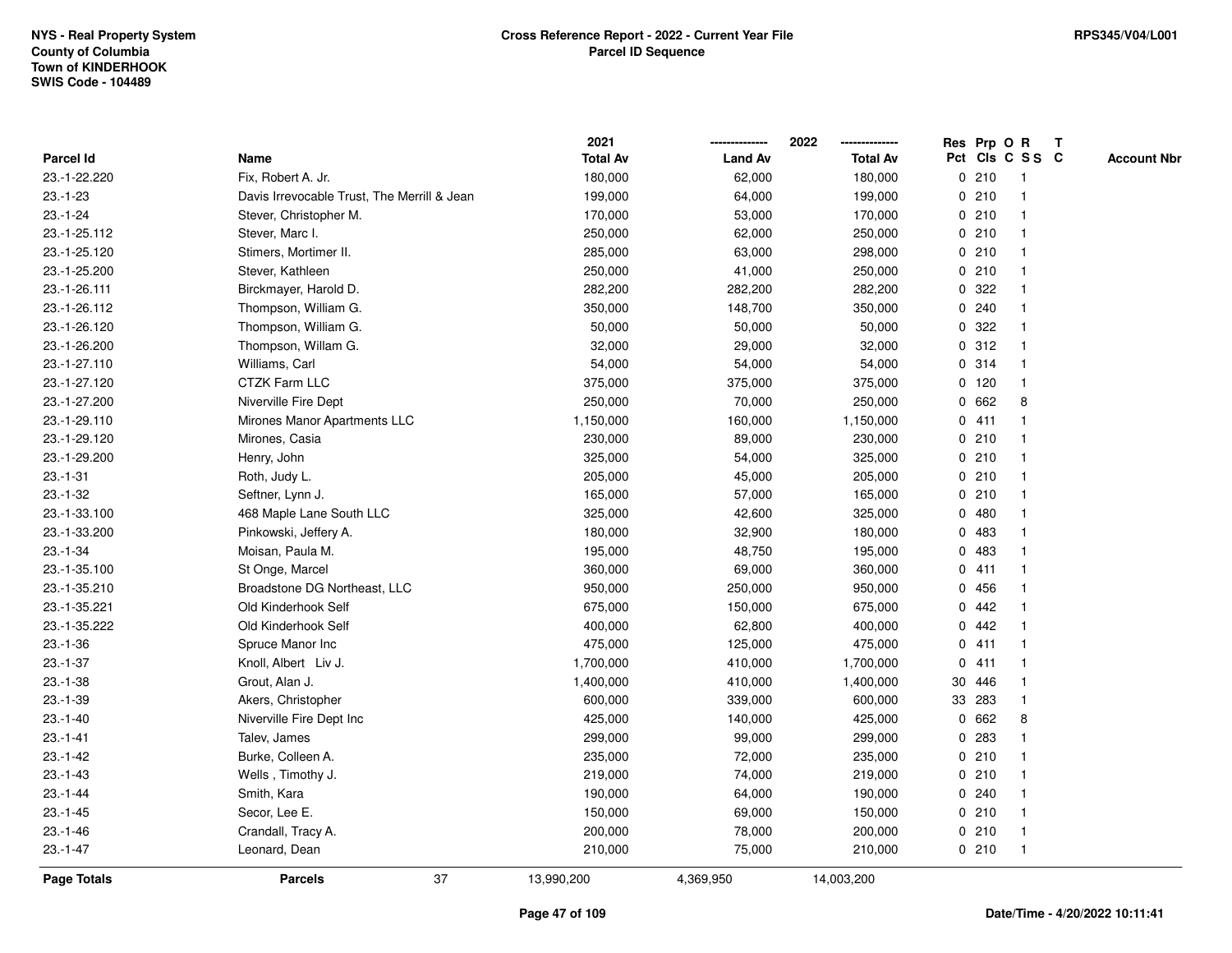NYS - Real Property System
County of Columbia
Town of KINDERHOOK
SWIS Code - 104489

# Cross Reference Report - 2022 - Current Year File
## Parcel ID Sequence

RPS345/V04/L001

| Parcel Id | Name | 2021 Total Av | 2022 Land Av | 2022 Total Av | Res Pct | Prp Cls | O C | R S S | T C | Account Nbr |
|---|---|---|---|---|---|---|---|---|---|---|
| 23.-1-22.220 | Fix, Robert A. Jr. | 180,000 | 62,000 | 180,000 | 0 | 210 | | 1 | | |
| 23.-1-23 | Davis Irrevocable Trust, The Merrill & Jean | 199,000 | 64,000 | 199,000 | 0 | 210 | | 1 | | |
| 23.-1-24 | Stever, Christopher M. | 170,000 | 53,000 | 170,000 | 0 | 210 | | 1 | | |
| 23.-1-25.112 | Stever, Marc I. | 250,000 | 62,000 | 250,000 | 0 | 210 | | 1 | | |
| 23.-1-25.120 | Stimers, Mortimer II. | 285,000 | 63,000 | 298,000 | 0 | 210 | | 1 | | |
| 23.-1-25.200 | Stever, Kathleen | 250,000 | 41,000 | 250,000 | 0 | 210 | | 1 | | |
| 23.-1-26.111 | Birckmayer, Harold D. | 282,200 | 282,200 | 282,200 | 0 | 322 | | 1 | | |
| 23.-1-26.112 | Thompson, William G. | 350,000 | 148,700 | 350,000 | 0 | 240 | | 1 | | |
| 23.-1-26.120 | Thompson, William G. | 50,000 | 50,000 | 50,000 | 0 | 322 | | 1 | | |
| 23.-1-26.200 | Thompson, Willam G. | 32,000 | 29,000 | 32,000 | 0 | 312 | | 1 | | |
| 23.-1-27.110 | Williams, Carl | 54,000 | 54,000 | 54,000 | 0 | 314 | | 1 | | |
| 23.-1-27.120 | CTZK Farm LLC | 375,000 | 375,000 | 375,000 | 0 | 120 | | 1 | | |
| 23.-1-27.200 | Niverville Fire Dept | 250,000 | 70,000 | 250,000 | 0 | 662 | | 8 | | |
| 23.-1-29.110 | Mirones Manor Apartments LLC | 1,150,000 | 160,000 | 1,150,000 | 0 | 411 | | 1 | | |
| 23.-1-29.120 | Mirones, Casia | 230,000 | 89,000 | 230,000 | 0 | 210 | | 1 | | |
| 23.-1-29.200 | Henry, John | 325,000 | 54,000 | 325,000 | 0 | 210 | | 1 | | |
| 23.-1-31 | Roth, Judy L. | 205,000 | 45,000 | 205,000 | 0 | 210 | | 1 | | |
| 23.-1-32 | Seftner, Lynn J. | 165,000 | 57,000 | 165,000 | 0 | 210 | | 1 | | |
| 23.-1-33.100 | 468 Maple Lane South LLC | 325,000 | 42,600 | 325,000 | 0 | 480 | | 1 | | |
| 23.-1-33.200 | Pinkowski, Jeffery A. | 180,000 | 32,900 | 180,000 | 0 | 483 | | 1 | | |
| 23.-1-34 | Moisan, Paula M. | 195,000 | 48,750 | 195,000 | 0 | 483 | | 1 | | |
| 23.-1-35.100 | St Onge, Marcel | 360,000 | 69,000 | 360,000 | 0 | 411 | | 1 | | |
| 23.-1-35.210 | Broadstone DG Northeast, LLC | 950,000 | 250,000 | 950,000 | 0 | 456 | | 1 | | |
| 23.-1-35.221 | Old Kinderhook Self | 675,000 | 150,000 | 675,000 | 0 | 442 | | 1 | | |
| 23.-1-35.222 | Old Kinderhook Self | 400,000 | 62,800 | 400,000 | 0 | 442 | | 1 | | |
| 23.-1-36 | Spruce Manor Inc | 475,000 | 125,000 | 475,000 | 0 | 411 | | 1 | | |
| 23.-1-37 | Knoll, Albert Liv J. | 1,700,000 | 410,000 | 1,700,000 | 0 | 411 | | 1 | | |
| 23.-1-38 | Grout, Alan J. | 1,400,000 | 410,000 | 1,400,000 | 30 | 446 | | 1 | | |
| 23.-1-39 | Akers, Christopher | 600,000 | 339,000 | 600,000 | 33 | 283 | | 1 | | |
| 23.-1-40 | Niverville Fire Dept Inc | 425,000 | 140,000 | 425,000 | 0 | 662 | | 8 | | |
| 23.-1-41 | Talev, James | 299,000 | 99,000 | 299,000 | 0 | 283 | | 1 | | |
| 23.-1-42 | Burke, Colleen A. | 235,000 | 72,000 | 235,000 | 0 | 210 | | 1 | | |
| 23.-1-43 | Wells , Timothy J. | 219,000 | 74,000 | 219,000 | 0 | 210 | | 1 | | |
| 23.-1-44 | Smith, Kara | 190,000 | 64,000 | 190,000 | 0 | 240 | | 1 | | |
| 23.-1-45 | Secor, Lee E. | 150,000 | 69,000 | 150,000 | 0 | 210 | | 1 | | |
| 23.-1-46 | Crandall, Tracy A. | 200,000 | 78,000 | 200,000 | 0 | 210 | | 1 | | |
| 23.-1-47 | Leonard, Dean | 210,000 | 75,000 | 210,000 | 0 | 210 | | 1 | | |
| **Page Totals** | **Parcels** 37 | 13,990,200 | 4,369,950 | 14,003,200 | | | | | | |

Date/Time - 4/20/2022 10:11:41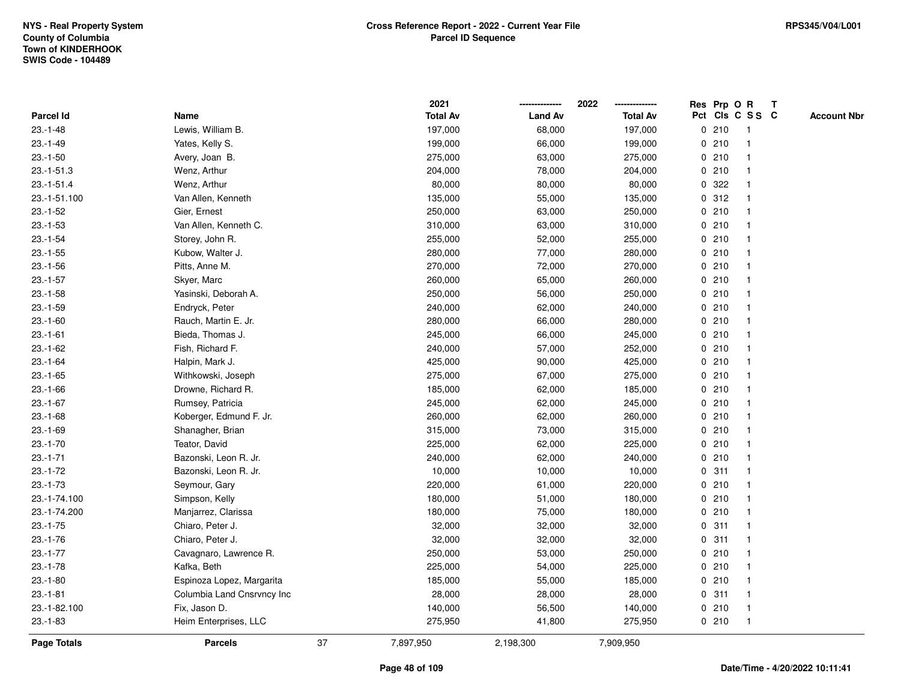NYS - Real Property System
County of Columbia
Town of KINDERHOOK
SWIS Code - 104489

**Cross Reference Report - 2022 - Current Year File**
**Parcel ID Sequence**

RPS345/V04/L001

| Parcel Id | Name | 2021 Total Av | 2022 Land Av | 2022 Total Av | Res Pct | Prp Cls | O C | R S S | T C | Account Nbr |
|---|---|---|---|---|---|---|---|---|---|---|
| 23.-1-48 | Lewis, William B. | 197,000 | 68,000 | 197,000 | 0 | 210 | | 1 | | |
| 23.-1-49 | Yates, Kelly S. | 199,000 | 66,000 | 199,000 | 0 | 210 | | 1 | | |
| 23.-1-50 | Avery, Joan B. | 275,000 | 63,000 | 275,000 | 0 | 210 | | 1 | | |
| 23.-1-51.3 | Wenz, Arthur | 204,000 | 78,000 | 204,000 | 0 | 210 | | 1 | | |
| 23.-1-51.4 | Wenz, Arthur | 80,000 | 80,000 | 80,000 | 0 | 322 | | 1 | | |
| 23.-1-51.100 | Van Allen, Kenneth | 135,000 | 55,000 | 135,000 | 0 | 312 | | 1 | | |
| 23.-1-52 | Gier, Ernest | 250,000 | 63,000 | 250,000 | 0 | 210 | | 1 | | |
| 23.-1-53 | Van Allen, Kenneth C. | 310,000 | 63,000 | 310,000 | 0 | 210 | | 1 | | |
| 23.-1-54 | Storey, John R. | 255,000 | 52,000 | 255,000 | 0 | 210 | | 1 | | |
| 23.-1-55 | Kubow, Walter J. | 280,000 | 77,000 | 280,000 | 0 | 210 | | 1 | | |
| 23.-1-56 | Pitts, Anne M. | 270,000 | 72,000 | 270,000 | 0 | 210 | | 1 | | |
| 23.-1-57 | Skyer, Marc | 260,000 | 65,000 | 260,000 | 0 | 210 | | 1 | | |
| 23.-1-58 | Yasinski, Deborah A. | 250,000 | 56,000 | 250,000 | 0 | 210 | | 1 | | |
| 23.-1-59 | Endryck, Peter | 240,000 | 62,000 | 240,000 | 0 | 210 | | 1 | | |
| 23.-1-60 | Rauch, Martin E. Jr. | 280,000 | 66,000 | 280,000 | 0 | 210 | | 1 | | |
| 23.-1-61 | Bieda, Thomas J. | 245,000 | 66,000 | 245,000 | 0 | 210 | | 1 | | |
| 23.-1-62 | Fish, Richard F. | 240,000 | 57,000 | 252,000 | 0 | 210 | | 1 | | |
| 23.-1-64 | Halpin, Mark J. | 425,000 | 90,000 | 425,000 | 0 | 210 | | 1 | | |
| 23.-1-65 | Withkowski, Joseph | 275,000 | 67,000 | 275,000 | 0 | 210 | | 1 | | |
| 23.-1-66 | Drowne, Richard R. | 185,000 | 62,000 | 185,000 | 0 | 210 | | 1 | | |
| 23.-1-67 | Rumsey, Patricia | 245,000 | 62,000 | 245,000 | 0 | 210 | | 1 | | |
| 23.-1-68 | Koberger, Edmund F. Jr. | 260,000 | 62,000 | 260,000 | 0 | 210 | | 1 | | |
| 23.-1-69 | Shanagher, Brian | 315,000 | 73,000 | 315,000 | 0 | 210 | | 1 | | |
| 23.-1-70 | Teator, David | 225,000 | 62,000 | 225,000 | 0 | 210 | | 1 | | |
| 23.-1-71 | Bazonski, Leon R. Jr. | 240,000 | 62,000 | 240,000 | 0 | 210 | | 1 | | |
| 23.-1-72 | Bazonski, Leon R. Jr. | 10,000 | 10,000 | 10,000 | 0 | 311 | | 1 | | |
| 23.-1-73 | Seymour, Gary | 220,000 | 61,000 | 220,000 | 0 | 210 | | 1 | | |
| 23.-1-74.100 | Simpson, Kelly | 180,000 | 51,000 | 180,000 | 0 | 210 | | 1 | | |
| 23.-1-74.200 | Manjarrez, Clarissa | 180,000 | 75,000 | 180,000 | 0 | 210 | | 1 | | |
| 23.-1-75 | Chiaro, Peter J. | 32,000 | 32,000 | 32,000 | 0 | 311 | | 1 | | |
| 23.-1-76 | Chiaro, Peter J. | 32,000 | 32,000 | 32,000 | 0 | 311 | | 1 | | |
| 23.-1-77 | Cavagnaro, Lawrence R. | 250,000 | 53,000 | 250,000 | 0 | 210 | | 1 | | |
| 23.-1-78 | Kafka, Beth | 225,000 | 54,000 | 225,000 | 0 | 210 | | 1 | | |
| 23.-1-80 | Espinoza Lopez, Margarita | 185,000 | 55,000 | 185,000 | 0 | 210 | | 1 | | |
| 23.-1-81 | Columbia Land Cnsrvncy Inc | 28,000 | 28,000 | 28,000 | 0 | 311 | | 1 | | |
| 23.-1-82.100 | Fix, Jason D. | 140,000 | 56,500 | 140,000 | 0 | 210 | | 1 | | |
| 23.-1-83 | Heim Enterprises, LLC | 275,950 | 41,800 | 275,950 | 0 | 210 | | 1 | | |
| **Page Totals** | **Parcels** 37 | 7,897,950 | 2,198,300 | 7,909,950 | | | | | | |

Date/Time - 4/20/2022 10:11:41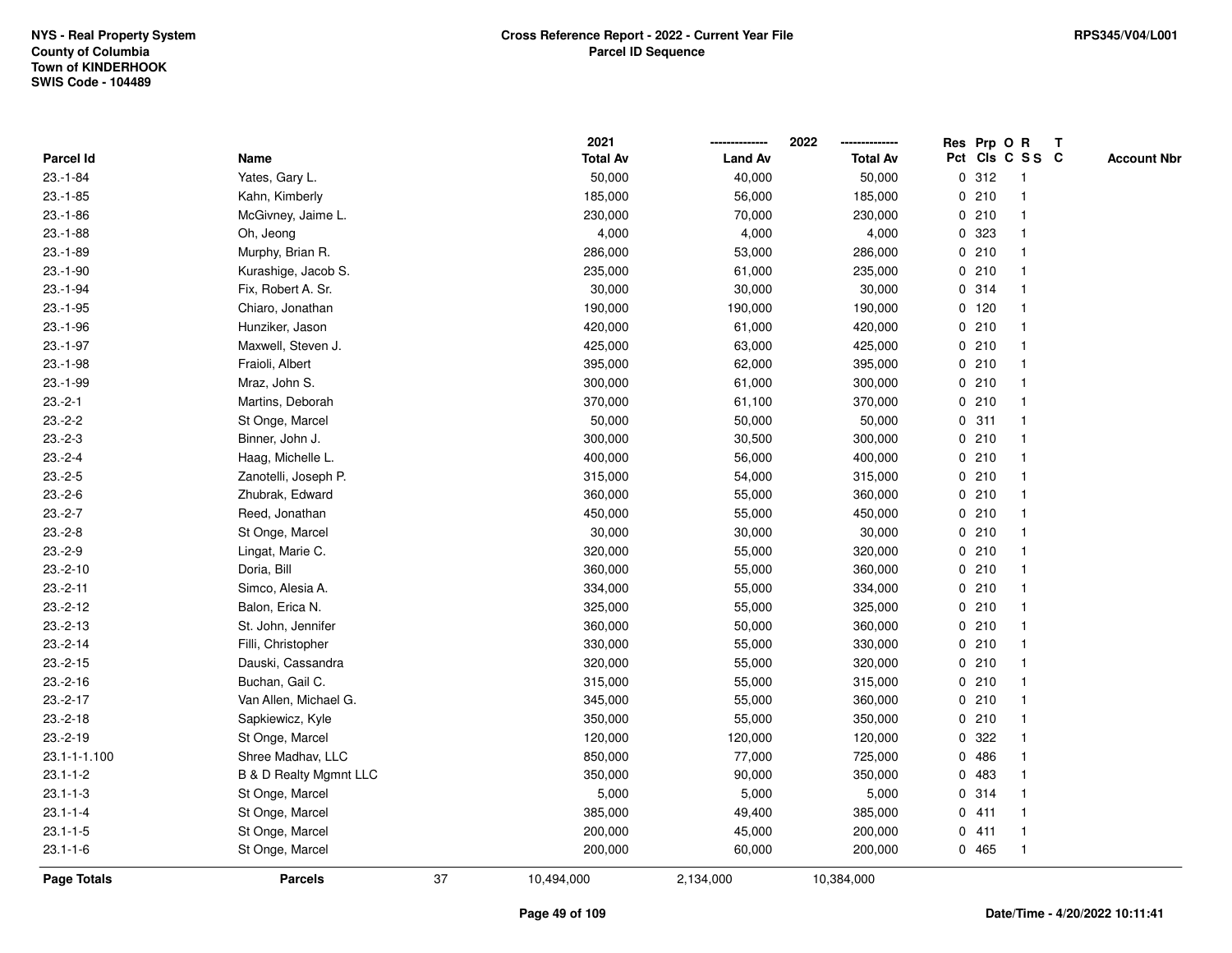NYS - Real Property System
County of Columbia
Town of KINDERHOOK
SWIS Code - 104489

**Cross Reference Report - 2022 - Current Year File**
**Parcel ID Sequence**

RPS345/V04/L001

| Parcel Id | Name | 2021 Total Av | 2022 Land Av | 2022 Total Av | Res Pct | Prp Cls | O C | R S S | T C | Account Nbr |
|---|---|---|---|---|---|---|---|---|---|---|
| 23.-1-84 | Yates, Gary L. | 50,000 | 40,000 | 50,000 | 0 | 312 | | 1 | | |
| 23.-1-85 | Kahn, Kimberly | 185,000 | 56,000 | 185,000 | 0 | 210 | | 1 | | |
| 23.-1-86 | McGivney, Jaime L. | 230,000 | 70,000 | 230,000 | 0 | 210 | | 1 | | |
| 23.-1-88 | Oh, Jeong | 4,000 | 4,000 | 4,000 | 0 | 323 | | 1 | | |
| 23.-1-89 | Murphy, Brian R. | 286,000 | 53,000 | 286,000 | 0 | 210 | | 1 | | |
| 23.-1-90 | Kurashige, Jacob S. | 235,000 | 61,000 | 235,000 | 0 | 210 | | 1 | | |
| 23.-1-94 | Fix, Robert A. Sr. | 30,000 | 30,000 | 30,000 | 0 | 314 | | 1 | | |
| 23.-1-95 | Chiaro, Jonathan | 190,000 | 190,000 | 190,000 | 0 | 120 | | 1 | | |
| 23.-1-96 | Hunziker, Jason | 420,000 | 61,000 | 420,000 | 0 | 210 | | 1 | | |
| 23.-1-97 | Maxwell, Steven J. | 425,000 | 63,000 | 425,000 | 0 | 210 | | 1 | | |
| 23.-1-98 | Fraioli, Albert | 395,000 | 62,000 | 395,000 | 0 | 210 | | 1 | | |
| 23.-1-99 | Mraz, John S. | 300,000 | 61,000 | 300,000 | 0 | 210 | | 1 | | |
| 23.-2-1 | Martins, Deborah | 370,000 | 61,100 | 370,000 | 0 | 210 | | 1 | | |
| 23.-2-2 | St Onge, Marcel | 50,000 | 50,000 | 50,000 | 0 | 311 | | 1 | | |
| 23.-2-3 | Binner, John J. | 300,000 | 30,500 | 300,000 | 0 | 210 | | 1 | | |
| 23.-2-4 | Haag, Michelle L. | 400,000 | 56,000 | 400,000 | 0 | 210 | | 1 | | |
| 23.-2-5 | Zanotelli, Joseph P. | 315,000 | 54,000 | 315,000 | 0 | 210 | | 1 | | |
| 23.-2-6 | Zhubrak, Edward | 360,000 | 55,000 | 360,000 | 0 | 210 | | 1 | | |
| 23.-2-7 | Reed, Jonathan | 450,000 | 55,000 | 450,000 | 0 | 210 | | 1 | | |
| 23.-2-8 | St Onge, Marcel | 30,000 | 30,000 | 30,000 | 0 | 210 | | 1 | | |
| 23.-2-9 | Lingat, Marie C. | 320,000 | 55,000 | 320,000 | 0 | 210 | | 1 | | |
| 23.-2-10 | Doria, Bill | 360,000 | 55,000 | 360,000 | 0 | 210 | | 1 | | |
| 23.-2-11 | Simco, Alesia A. | 334,000 | 55,000 | 334,000 | 0 | 210 | | 1 | | |
| 23.-2-12 | Balon, Erica N. | 325,000 | 55,000 | 325,000 | 0 | 210 | | 1 | | |
| 23.-2-13 | St. John, Jennifer | 360,000 | 50,000 | 360,000 | 0 | 210 | | 1 | | |
| 23.-2-14 | Filli, Christopher | 330,000 | 55,000 | 330,000 | 0 | 210 | | 1 | | |
| 23.-2-15 | Dauski, Cassandra | 320,000 | 55,000 | 320,000 | 0 | 210 | | 1 | | |
| 23.-2-16 | Buchan, Gail C. | 315,000 | 55,000 | 315,000 | 0 | 210 | | 1 | | |
| 23.-2-17 | Van Allen, Michael G. | 345,000 | 55,000 | 360,000 | 0 | 210 | | 1 | | |
| 23.-2-18 | Sapkiewicz, Kyle | 350,000 | 55,000 | 350,000 | 0 | 210 | | 1 | | |
| 23.-2-19 | St Onge, Marcel | 120,000 | 120,000 | 120,000 | 0 | 322 | | 1 | | |
| 23.1-1-1.100 | Shree Madhav, LLC | 850,000 | 77,000 | 725,000 | 0 | 486 | | 1 | | |
| 23.1-1-2 | B & D Realty Mgmnt LLC | 350,000 | 90,000 | 350,000 | 0 | 483 | | 1 | | |
| 23.1-1-3 | St Onge, Marcel | 5,000 | 5,000 | 5,000 | 0 | 314 | | 1 | | |
| 23.1-1-4 | St Onge, Marcel | 385,000 | 49,400 | 385,000 | 0 | 411 | | 1 | | |
| 23.1-1-5 | St Onge, Marcel | 200,000 | 45,000 | 200,000 | 0 | 411 | | 1 | | |
| 23.1-1-6 | St Onge, Marcel | 200,000 | 60,000 | 200,000 | 0 | 465 | | 1 | | |
| **Page Totals** | **Parcels** 37 | 10,494,000 | 2,134,000 | 10,384,000 | | | | | | |

Date/Time - 4/20/2022 10:11:41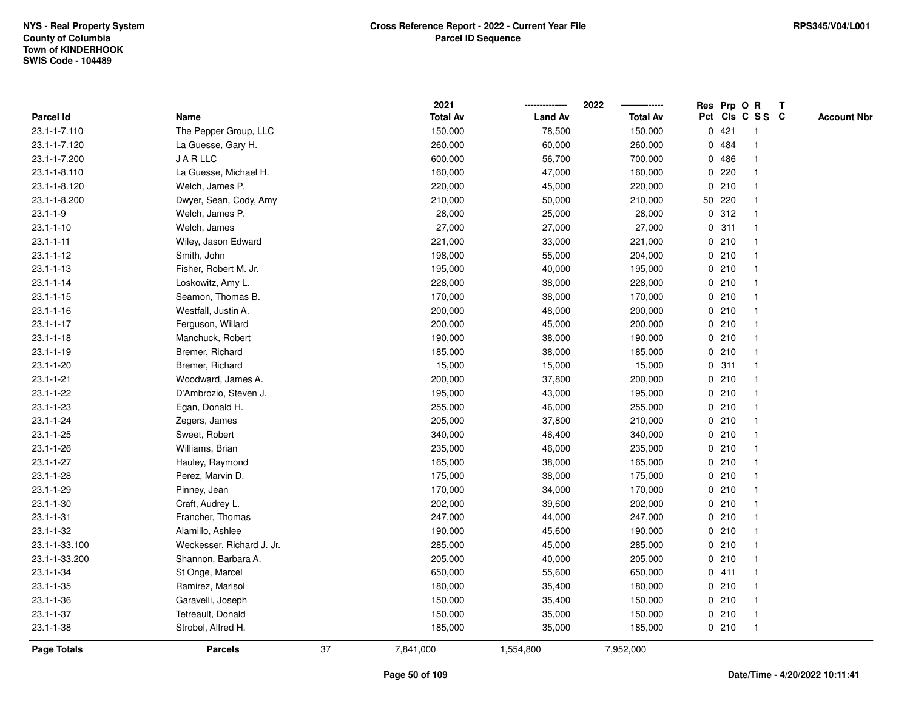NYS - Real Property System
County of Columbia
Town of KINDERHOOK
SWIS Code - 104489

**Cross Reference Report - 2022 - Current Year File**
**Parcel ID Sequence**

RPS345/V04/L001

| Parcel Id | Name | 2021 Total Av | 2022 Land Av | 2022 Total Av | Res Pct | Prp Cls | O C | R S S | T C | Account Nbr |
|---|---|---|---|---|---|---|---|---|---|---|
| 23.1-1-7.110 | The Pepper Group, LLC | 150,000 | 78,500 | 150,000 | 0 | 421 | | 1 | | |
| 23.1-1-7.120 | La Guesse, Gary H. | 260,000 | 60,000 | 260,000 | 0 | 484 | | 1 | | |
| 23.1-1-7.200 | J A R LLC | 600,000 | 56,700 | 700,000 | 0 | 486 | | 1 | | |
| 23.1-1-8.110 | La Guesse, Michael H. | 160,000 | 47,000 | 160,000 | 0 | 220 | | 1 | | |
| 23.1-1-8.120 | Welch, James P. | 220,000 | 45,000 | 220,000 | 0 | 210 | | 1 | | |
| 23.1-1-8.200 | Dwyer, Sean, Cody, Amy | 210,000 | 50,000 | 210,000 | 50 | 220 | | 1 | | |
| 23.1-1-9 | Welch, James P. | 28,000 | 25,000 | 28,000 | 0 | 312 | | 1 | | |
| 23.1-1-10 | Welch, James | 27,000 | 27,000 | 27,000 | 0 | 311 | | 1 | | |
| 23.1-1-11 | Wiley, Jason Edward | 221,000 | 33,000 | 221,000 | 0 | 210 | | 1 | | |
| 23.1-1-12 | Smith, John | 198,000 | 55,000 | 204,000 | 0 | 210 | | 1 | | |
| 23.1-1-13 | Fisher, Robert M. Jr. | 195,000 | 40,000 | 195,000 | 0 | 210 | | 1 | | |
| 23.1-1-14 | Loskowitz, Amy L. | 228,000 | 38,000 | 228,000 | 0 | 210 | | 1 | | |
| 23.1-1-15 | Seamon, Thomas B. | 170,000 | 38,000 | 170,000 | 0 | 210 | | 1 | | |
| 23.1-1-16 | Westfall, Justin A. | 200,000 | 48,000 | 200,000 | 0 | 210 | | 1 | | |
| 23.1-1-17 | Ferguson, Willard | 200,000 | 45,000 | 200,000 | 0 | 210 | | 1 | | |
| 23.1-1-18 | Manchuck, Robert | 190,000 | 38,000 | 190,000 | 0 | 210 | | 1 | | |
| 23.1-1-19 | Bremer, Richard | 185,000 | 38,000 | 185,000 | 0 | 210 | | 1 | | |
| 23.1-1-20 | Bremer, Richard | 15,000 | 15,000 | 15,000 | 0 | 311 | | 1 | | |
| 23.1-1-21 | Woodward, James A. | 200,000 | 37,800 | 200,000 | 0 | 210 | | 1 | | |
| 23.1-1-22 | D'Ambrozio, Steven J. | 195,000 | 43,000 | 195,000 | 0 | 210 | | 1 | | |
| 23.1-1-23 | Egan, Donald H. | 255,000 | 46,000 | 255,000 | 0 | 210 | | 1 | | |
| 23.1-1-24 | Zegers, James | 205,000 | 37,800 | 210,000 | 0 | 210 | | 1 | | |
| 23.1-1-25 | Sweet, Robert | 340,000 | 46,400 | 340,000 | 0 | 210 | | 1 | | |
| 23.1-1-26 | Williams, Brian | 235,000 | 46,000 | 235,000 | 0 | 210 | | 1 | | |
| 23.1-1-27 | Hauley, Raymond | 165,000 | 38,000 | 165,000 | 0 | 210 | | 1 | | |
| 23.1-1-28 | Perez, Marvin D. | 175,000 | 38,000 | 175,000 | 0 | 210 | | 1 | | |
| 23.1-1-29 | Pinney, Jean | 170,000 | 34,000 | 170,000 | 0 | 210 | | 1 | | |
| 23.1-1-30 | Craft, Audrey L. | 202,000 | 39,600 | 202,000 | 0 | 210 | | 1 | | |
| 23.1-1-31 | Francher, Thomas | 247,000 | 44,000 | 247,000 | 0 | 210 | | 1 | | |
| 23.1-1-32 | Alamillo, Ashlee | 190,000 | 45,600 | 190,000 | 0 | 210 | | 1 | | |
| 23.1-1-33.100 | Weckesser, Richard J. Jr. | 285,000 | 45,000 | 285,000 | 0 | 210 | | 1 | | |
| 23.1-1-33.200 | Shannon, Barbara A. | 205,000 | 40,000 | 205,000 | 0 | 210 | | 1 | | |
| 23.1-1-34 | St Onge, Marcel | 650,000 | 55,600 | 650,000 | 0 | 411 | | 1 | | |
| 23.1-1-35 | Ramirez, Marisol | 180,000 | 35,400 | 180,000 | 0 | 210 | | 1 | | |
| 23.1-1-36 | Garavelli, Joseph | 150,000 | 35,400 | 150,000 | 0 | 210 | | 1 | | |
| 23.1-1-37 | Tetreault, Donald | 150,000 | 35,000 | 150,000 | 0 | 210 | | 1 | | |
| 23.1-1-38 | Strobel, Alfred H. | 185,000 | 35,000 | 185,000 | 0 | 210 | | 1 | | |
| **Page Totals** | **Parcels** 37 | 7,841,000 | 1,554,800 | 7,952,000 | | | | | | |

Date/Time - 4/20/2022 10:11:41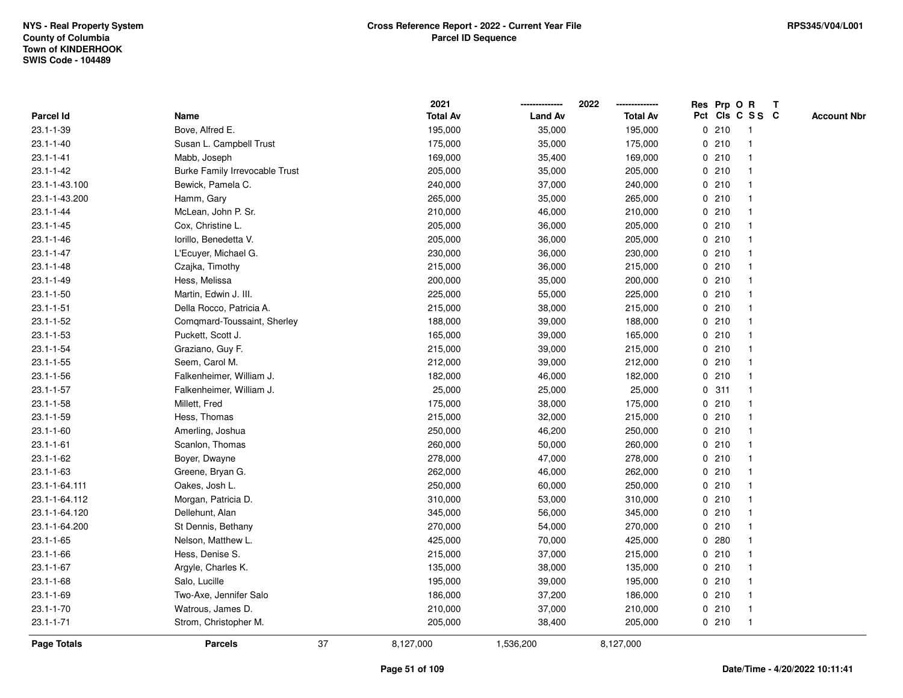NYS - Real Property System
County of Columbia
Town of KINDERHOOK
SWIS Code - 104489

**Cross Reference Report - 2022 - Current Year File**
**Parcel ID Sequence**

RPS345/V04/L001

| Parcel Id | Name | 2021 Total Av | 2022 Land Av | 2022 Total Av | Res Pct | Prp Cls | O C | R S S | T C | Account Nbr |
|---|---|---|---|---|---|---|---|---|---|---|
| 23.1-1-39 | Bove, Alfred E. | 195,000 | 35,000 | 195,000 | 0 | 210 | | 1 | | |
| 23.1-1-40 | Susan L. Campbell Trust | 175,000 | 35,000 | 175,000 | 0 | 210 | | 1 | | |
| 23.1-1-41 | Mabb, Joseph | 169,000 | 35,400 | 169,000 | 0 | 210 | | 1 | | |
| 23.1-1-42 | Burke Family Irrevocable Trust | 205,000 | 35,000 | 205,000 | 0 | 210 | | 1 | | |
| 23.1-1-43.100 | Bewick, Pamela C. | 240,000 | 37,000 | 240,000 | 0 | 210 | | 1 | | |
| 23.1-1-43.200 | Hamm, Gary | 265,000 | 35,000 | 265,000 | 0 | 210 | | 1 | | |
| 23.1-1-44 | McLean, John P. Sr. | 210,000 | 46,000 | 210,000 | 0 | 210 | | 1 | | |
| 23.1-1-45 | Cox, Christine L. | 205,000 | 36,000 | 205,000 | 0 | 210 | | 1 | | |
| 23.1-1-46 | Iorillo, Benedetta V. | 205,000 | 36,000 | 205,000 | 0 | 210 | | 1 | | |
| 23.1-1-47 | L'Ecuyer, Michael G. | 230,000 | 36,000 | 230,000 | 0 | 210 | | 1 | | |
| 23.1-1-48 | Czajka, Timothy | 215,000 | 36,000 | 215,000 | 0 | 210 | | 1 | | |
| 23.1-1-49 | Hess, Melissa | 200,000 | 35,000 | 200,000 | 0 | 210 | | 1 | | |
| 23.1-1-50 | Martin, Edwin J. III. | 225,000 | 55,000 | 225,000 | 0 | 210 | | 1 | | |
| 23.1-1-51 | Della Rocco, Patricia A. | 215,000 | 38,000 | 215,000 | 0 | 210 | | 1 | | |
| 23.1-1-52 | Comqmard-Toussaint, Sherley | 188,000 | 39,000 | 188,000 | 0 | 210 | | 1 | | |
| 23.1-1-53 | Puckett, Scott J. | 165,000 | 39,000 | 165,000 | 0 | 210 | | 1 | | |
| 23.1-1-54 | Graziano, Guy F. | 215,000 | 39,000 | 215,000 | 0 | 210 | | 1 | | |
| 23.1-1-55 | Seem, Carol M. | 212,000 | 39,000 | 212,000 | 0 | 210 | | 1 | | |
| 23.1-1-56 | Falkenheimer, William J. | 182,000 | 46,000 | 182,000 | 0 | 210 | | 1 | | |
| 23.1-1-57 | Falkenheimer, William J. | 25,000 | 25,000 | 25,000 | 0 | 311 | | 1 | | |
| 23.1-1-58 | Millett, Fred | 175,000 | 38,000 | 175,000 | 0 | 210 | | 1 | | |
| 23.1-1-59 | Hess, Thomas | 215,000 | 32,000 | 215,000 | 0 | 210 | | 1 | | |
| 23.1-1-60 | Amerling, Joshua | 250,000 | 46,200 | 250,000 | 0 | 210 | | 1 | | |
| 23.1-1-61 | Scanlon, Thomas | 260,000 | 50,000 | 260,000 | 0 | 210 | | 1 | | |
| 23.1-1-62 | Boyer, Dwayne | 278,000 | 47,000 | 278,000 | 0 | 210 | | 1 | | |
| 23.1-1-63 | Greene, Bryan G. | 262,000 | 46,000 | 262,000 | 0 | 210 | | 1 | | |
| 23.1-1-64.111 | Oakes, Josh L. | 250,000 | 60,000 | 250,000 | 0 | 210 | | 1 | | |
| 23.1-1-64.112 | Morgan, Patricia D. | 310,000 | 53,000 | 310,000 | 0 | 210 | | 1 | | |
| 23.1-1-64.120 | Dellehunt, Alan | 345,000 | 56,000 | 345,000 | 0 | 210 | | 1 | | |
| 23.1-1-64.200 | St Dennis, Bethany | 270,000 | 54,000 | 270,000 | 0 | 210 | | 1 | | |
| 23.1-1-65 | Nelson, Matthew L. | 425,000 | 70,000 | 425,000 | 0 | 280 | | 1 | | |
| 23.1-1-66 | Hess, Denise S. | 215,000 | 37,000 | 215,000 | 0 | 210 | | 1 | | |
| 23.1-1-67 | Argyle, Charles K. | 135,000 | 38,000 | 135,000 | 0 | 210 | | 1 | | |
| 23.1-1-68 | Salo, Lucille | 195,000 | 39,000 | 195,000 | 0 | 210 | | 1 | | |
| 23.1-1-69 | Two-Axe, Jennifer Salo | 186,000 | 37,200 | 186,000 | 0 | 210 | | 1 | | |
| 23.1-1-70 | Watrous, James D. | 210,000 | 37,000 | 210,000 | 0 | 210 | | 1 | | |
| 23.1-1-71 | Strom, Christopher M. | 205,000 | 38,400 | 205,000 | 0 | 210 | | 1 | | |
| **Page Totals** | **Parcels** 37 | 8,127,000 | 1,536,200 | 8,127,000 | | | | | | |

Date/Time - 4/20/2022 10:11:41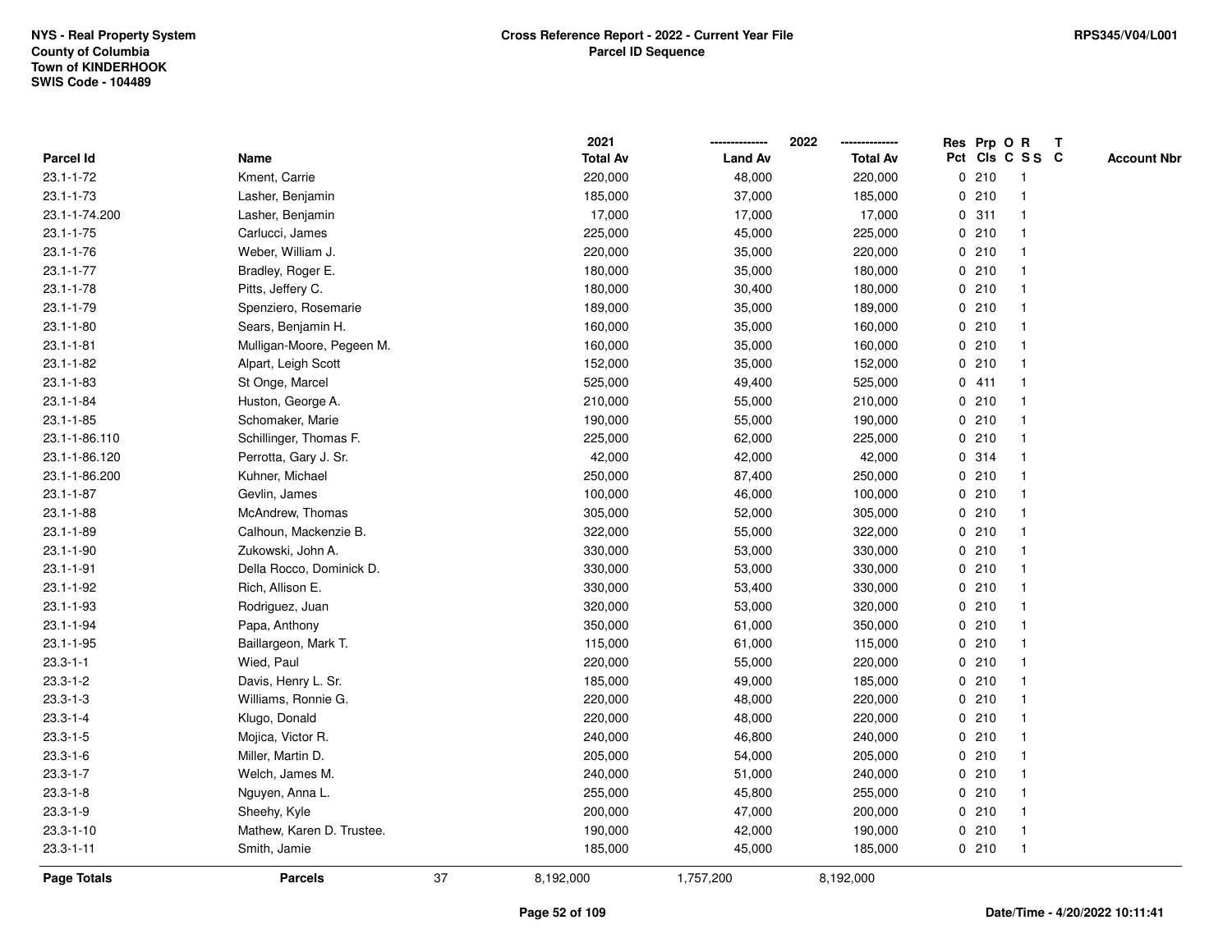NYS - Real Property System
County of Columbia
Town of KINDERHOOK
SWIS Code - 104489

**Cross Reference Report - 2022 - Current Year File**
**Parcel ID Sequence**

RPS345/V04/L001

| Parcel Id | Name | | 2021 Total Av | 2022 Land Av | 2022 Total Av | Res Pct | Prp Cls | O C | R S S | T C | Account Nbr |
|---|---|---|---|---|---|---|---|---|---|---|---|
| 23.1-1-72 | Kment, Carrie | | 220,000 | 48,000 | 220,000 | 0 | 210 | | 1 | | |
| 23.1-1-73 | Lasher, Benjamin | | 185,000 | 37,000 | 185,000 | 0 | 210 | | 1 | | |
| 23.1-1-74.200 | Lasher, Benjamin | | 17,000 | 17,000 | 17,000 | 0 | 311 | | 1 | | |
| 23.1-1-75 | Carlucci, James | | 225,000 | 45,000 | 225,000 | 0 | 210 | | 1 | | |
| 23.1-1-76 | Weber, William J. | | 220,000 | 35,000 | 220,000 | 0 | 210 | | 1 | | |
| 23.1-1-77 | Bradley, Roger E. | | 180,000 | 35,000 | 180,000 | 0 | 210 | | 1 | | |
| 23.1-1-78 | Pitts, Jeffery C. | | 180,000 | 30,400 | 180,000 | 0 | 210 | | 1 | | |
| 23.1-1-79 | Spenziero, Rosemarie | | 189,000 | 35,000 | 189,000 | 0 | 210 | | 1 | | |
| 23.1-1-80 | Sears, Benjamin H. | | 160,000 | 35,000 | 160,000 | 0 | 210 | | 1 | | |
| 23.1-1-81 | Mulligan-Moore, Pegeen M. | | 160,000 | 35,000 | 160,000 | 0 | 210 | | 1 | | |
| 23.1-1-82 | Alpart, Leigh Scott | | 152,000 | 35,000 | 152,000 | 0 | 210 | | 1 | | |
| 23.1-1-83 | St Onge, Marcel | | 525,000 | 49,400 | 525,000 | 0 | 411 | | 1 | | |
| 23.1-1-84 | Huston, George A. | | 210,000 | 55,000 | 210,000 | 0 | 210 | | 1 | | |
| 23.1-1-85 | Schomaker, Marie | | 190,000 | 55,000 | 190,000 | 0 | 210 | | 1 | | |
| 23.1-1-86.110 | Schillinger, Thomas F. | | 225,000 | 62,000 | 225,000 | 0 | 210 | | 1 | | |
| 23.1-1-86.120 | Perrotta, Gary J. Sr. | | 42,000 | 42,000 | 42,000 | 0 | 314 | | 1 | | |
| 23.1-1-86.200 | Kuhner, Michael | | 250,000 | 87,400 | 250,000 | 0 | 210 | | 1 | | |
| 23.1-1-87 | Gevlin, James | | 100,000 | 46,000 | 100,000 | 0 | 210 | | 1 | | |
| 23.1-1-88 | McAndrew, Thomas | | 305,000 | 52,000 | 305,000 | 0 | 210 | | 1 | | |
| 23.1-1-89 | Calhoun, Mackenzie B. | | 322,000 | 55,000 | 322,000 | 0 | 210 | | 1 | | |
| 23.1-1-90 | Zukowski, John A. | | 330,000 | 53,000 | 330,000 | 0 | 210 | | 1 | | |
| 23.1-1-91 | Della Rocco, Dominick D. | | 330,000 | 53,000 | 330,000 | 0 | 210 | | 1 | | |
| 23.1-1-92 | Rich, Allison E. | | 330,000 | 53,400 | 330,000 | 0 | 210 | | 1 | | |
| 23.1-1-93 | Rodriguez, Juan | | 320,000 | 53,000 | 320,000 | 0 | 210 | | 1 | | |
| 23.1-1-94 | Papa, Anthony | | 350,000 | 61,000 | 350,000 | 0 | 210 | | 1 | | |
| 23.1-1-95 | Baillargeon, Mark T. | | 115,000 | 61,000 | 115,000 | 0 | 210 | | 1 | | |
| 23.3-1-1 | Wied, Paul | | 220,000 | 55,000 | 220,000 | 0 | 210 | | 1 | | |
| 23.3-1-2 | Davis, Henry L. Sr. | | 185,000 | 49,000 | 185,000 | 0 | 210 | | 1 | | |
| 23.3-1-3 | Williams, Ronnie G. | | 220,000 | 48,000 | 220,000 | 0 | 210 | | 1 | | |
| 23.3-1-4 | Klugo, Donald | | 220,000 | 48,000 | 220,000 | 0 | 210 | | 1 | | |
| 23.3-1-5 | Mojica, Victor R. | | 240,000 | 46,800 | 240,000 | 0 | 210 | | 1 | | |
| 23.3-1-6 | Miller, Martin D. | | 205,000 | 54,000 | 205,000 | 0 | 210 | | 1 | | |
| 23.3-1-7 | Welch, James M. | | 240,000 | 51,000 | 240,000 | 0 | 210 | | 1 | | |
| 23.3-1-8 | Nguyen, Anna L. | | 255,000 | 45,800 | 255,000 | 0 | 210 | | 1 | | |
| 23.3-1-9 | Sheehy, Kyle | | 200,000 | 47,000 | 200,000 | 0 | 210 | | 1 | | |
| 23.3-1-10 | Mathew, Karen D. Trustee. | | 190,000 | 42,000 | 190,000 | 0 | 210 | | 1 | | |
| 23.3-1-11 | Smith, Jamie | | 185,000 | 45,000 | 185,000 | 0 | 210 | | 1 | | |
| **Page Totals** | **Parcels** | 37 | 8,192,000 | 1,757,200 | 8,192,000 | | | | | | |

Date/Time - 4/20/2022 10:11:41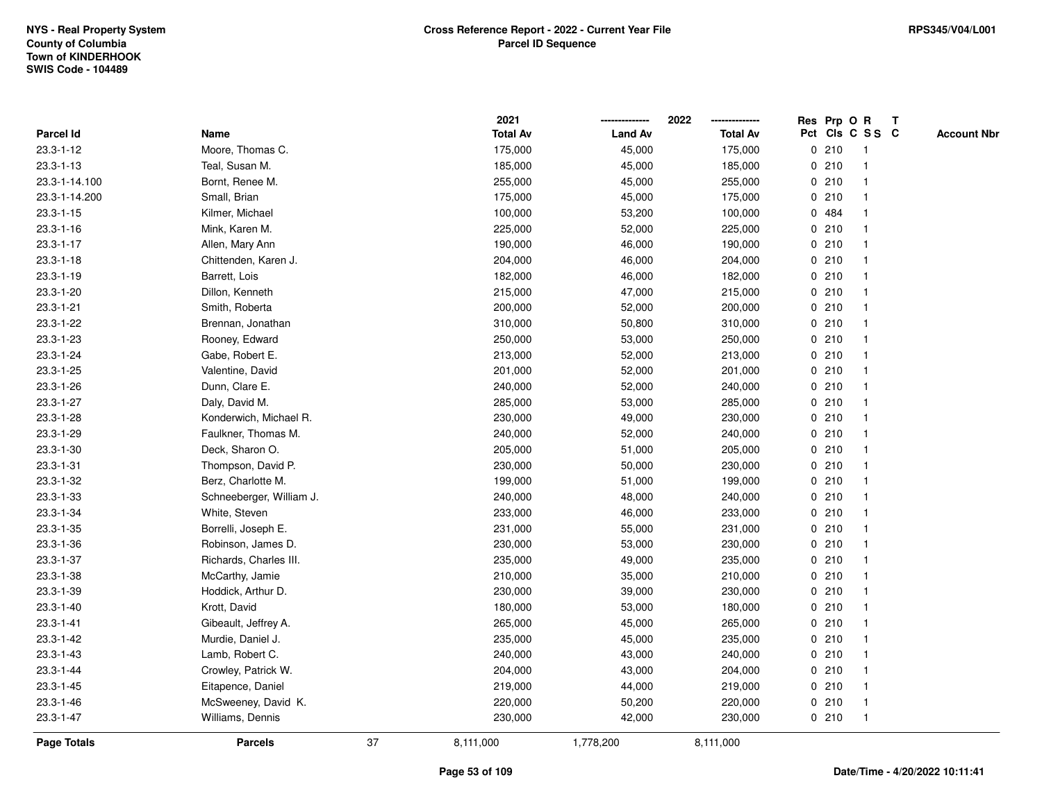NYS - Real Property System
County of Columbia
Town of KINDERHOOK
SWIS Code - 104489

**Cross Reference Report - 2022 - Current Year File**
**Parcel ID Sequence**

RPS345/V04/L001

| Parcel Id | Name | 2021 Total Av | 2022 Land Av | 2022 Total Av | Res Pct | Prp Cls | O C | R S S | T C | Account Nbr |
|---|---|---|---|---|---|---|---|---|---|---|
| 23.3-1-12 | Moore, Thomas C. | 175,000 | 45,000 | 175,000 | 0 | 210 | | 1 | | |
| 23.3-1-13 | Teal, Susan M. | 185,000 | 45,000 | 185,000 | 0 | 210 | | 1 | | |
| 23.3-1-14.100 | Bornt, Renee M. | 255,000 | 45,000 | 255,000 | 0 | 210 | | 1 | | |
| 23.3-1-14.200 | Small, Brian | 175,000 | 45,000 | 175,000 | 0 | 210 | | 1 | | |
| 23.3-1-15 | Kilmer, Michael | 100,000 | 53,200 | 100,000 | 0 | 484 | | 1 | | |
| 23.3-1-16 | Mink, Karen M. | 225,000 | 52,000 | 225,000 | 0 | 210 | | 1 | | |
| 23.3-1-17 | Allen, Mary Ann | 190,000 | 46,000 | 190,000 | 0 | 210 | | 1 | | |
| 23.3-1-18 | Chittenden, Karen J. | 204,000 | 46,000 | 204,000 | 0 | 210 | | 1 | | |
| 23.3-1-19 | Barrett, Lois | 182,000 | 46,000 | 182,000 | 0 | 210 | | 1 | | |
| 23.3-1-20 | Dillon, Kenneth | 215,000 | 47,000 | 215,000 | 0 | 210 | | 1 | | |
| 23.3-1-21 | Smith, Roberta | 200,000 | 52,000 | 200,000 | 0 | 210 | | 1 | | |
| 23.3-1-22 | Brennan, Jonathan | 310,000 | 50,800 | 310,000 | 0 | 210 | | 1 | | |
| 23.3-1-23 | Rooney, Edward | 250,000 | 53,000 | 250,000 | 0 | 210 | | 1 | | |
| 23.3-1-24 | Gabe, Robert E. | 213,000 | 52,000 | 213,000 | 0 | 210 | | 1 | | |
| 23.3-1-25 | Valentine, David | 201,000 | 52,000 | 201,000 | 0 | 210 | | 1 | | |
| 23.3-1-26 | Dunn, Clare E. | 240,000 | 52,000 | 240,000 | 0 | 210 | | 1 | | |
| 23.3-1-27 | Daly, David M. | 285,000 | 53,000 | 285,000 | 0 | 210 | | 1 | | |
| 23.3-1-28 | Konderwich, Michael R. | 230,000 | 49,000 | 230,000 | 0 | 210 | | 1 | | |
| 23.3-1-29 | Faulkner, Thomas M. | 240,000 | 52,000 | 240,000 | 0 | 210 | | 1 | | |
| 23.3-1-30 | Deck, Sharon O. | 205,000 | 51,000 | 205,000 | 0 | 210 | | 1 | | |
| 23.3-1-31 | Thompson, David P. | 230,000 | 50,000 | 230,000 | 0 | 210 | | 1 | | |
| 23.3-1-32 | Berz, Charlotte M. | 199,000 | 51,000 | 199,000 | 0 | 210 | | 1 | | |
| 23.3-1-33 | Schneeberger, William J. | 240,000 | 48,000 | 240,000 | 0 | 210 | | 1 | | |
| 23.3-1-34 | White, Steven | 233,000 | 46,000 | 233,000 | 0 | 210 | | 1 | | |
| 23.3-1-35 | Borrelli, Joseph E. | 231,000 | 55,000 | 231,000 | 0 | 210 | | 1 | | |
| 23.3-1-36 | Robinson, James D. | 230,000 | 53,000 | 230,000 | 0 | 210 | | 1 | | |
| 23.3-1-37 | Richards, Charles III. | 235,000 | 49,000 | 235,000 | 0 | 210 | | 1 | | |
| 23.3-1-38 | McCarthy, Jamie | 210,000 | 35,000 | 210,000 | 0 | 210 | | 1 | | |
| 23.3-1-39 | Hoddick, Arthur D. | 230,000 | 39,000 | 230,000 | 0 | 210 | | 1 | | |
| 23.3-1-40 | Krott, David | 180,000 | 53,000 | 180,000 | 0 | 210 | | 1 | | |
| 23.3-1-41 | Gibeault, Jeffrey A. | 265,000 | 45,000 | 265,000 | 0 | 210 | | 1 | | |
| 23.3-1-42 | Murdie, Daniel J. | 235,000 | 45,000 | 235,000 | 0 | 210 | | 1 | | |
| 23.3-1-43 | Lamb, Robert C. | 240,000 | 43,000 | 240,000 | 0 | 210 | | 1 | | |
| 23.3-1-44 | Crowley, Patrick W. | 204,000 | 43,000 | 204,000 | 0 | 210 | | 1 | | |
| 23.3-1-45 | Eitapence, Daniel | 219,000 | 44,000 | 219,000 | 0 | 210 | | 1 | | |
| 23.3-1-46 | McSweeney, David K. | 220,000 | 50,200 | 220,000 | 0 | 210 | | 1 | | |
| 23.3-1-47 | Williams, Dennis | 230,000 | 42,000 | 230,000 | 0 | 210 | | 1 | | |
| **Page Totals** | **Parcels** 37 | 8,111,000 | 1,778,200 | 8,111,000 | | | | | | |

Date/Time - 4/20/2022 10:11:41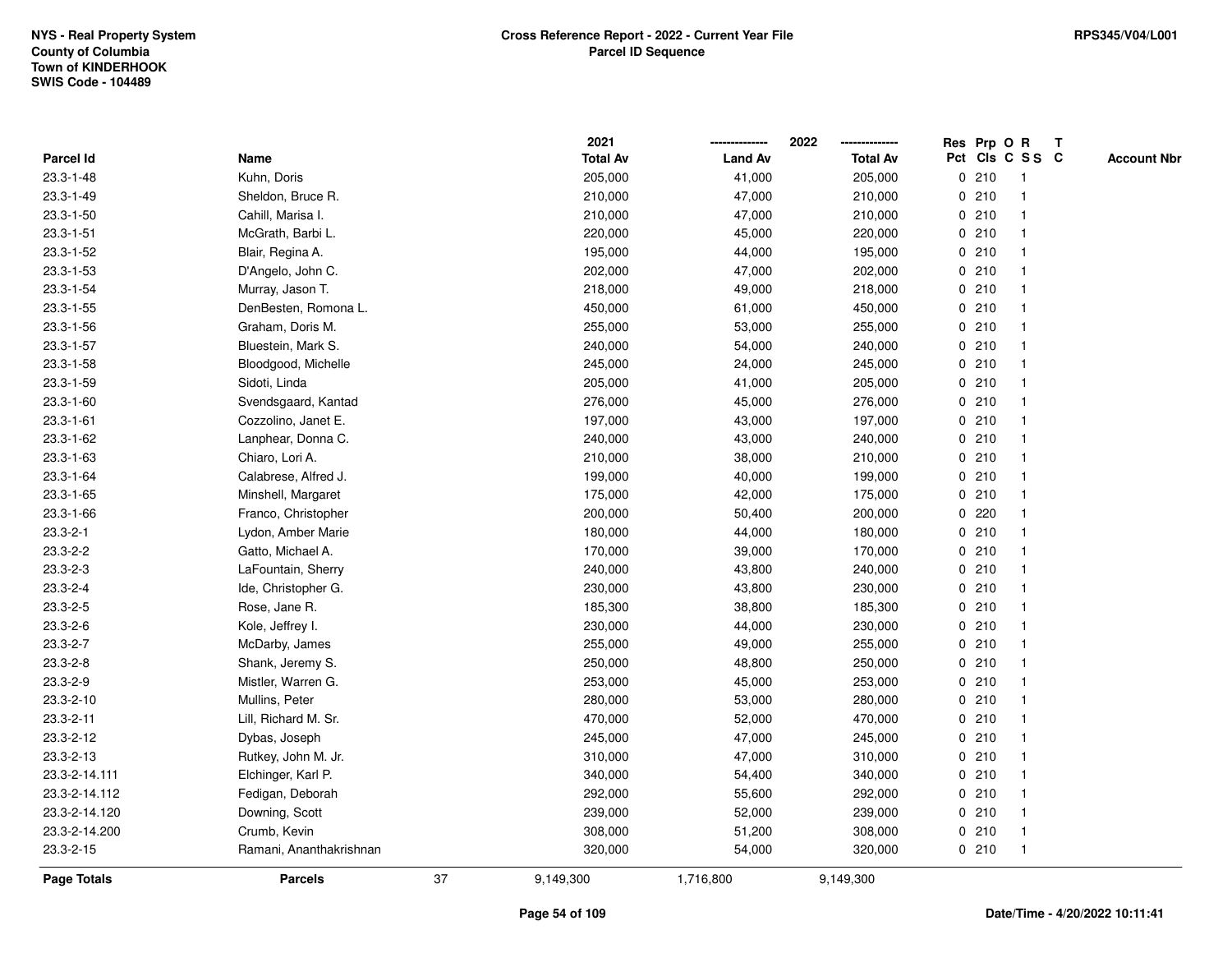NYS - Real Property System
County of Columbia
Town of KINDERHOOK
SWIS Code - 104489

**Cross Reference Report - 2022 - Current Year File**
**Parcel ID Sequence**

RPS345/V04/L001

| Parcel Id | Name | 2021 Total Av | 2022 Land Av | 2022 Total Av | Res Pct | Prp Cls | O C | R S S | T C | Account Nbr |
|---|---|---|---|---|---|---|---|---|---|---|
| 23.3-1-48 | Kuhn, Doris | 205,000 | 41,000 | 205,000 | 0 | 210 | | 1 | | |
| 23.3-1-49 | Sheldon, Bruce R. | 210,000 | 47,000 | 210,000 | 0 | 210 | | 1 | | |
| 23.3-1-50 | Cahill, Marisa I. | 210,000 | 47,000 | 210,000 | 0 | 210 | | 1 | | |
| 23.3-1-51 | McGrath, Barbi L. | 220,000 | 45,000 | 220,000 | 0 | 210 | | 1 | | |
| 23.3-1-52 | Blair, Regina A. | 195,000 | 44,000 | 195,000 | 0 | 210 | | 1 | | |
| 23.3-1-53 | D'Angelo, John C. | 202,000 | 47,000 | 202,000 | 0 | 210 | | 1 | | |
| 23.3-1-54 | Murray, Jason T. | 218,000 | 49,000 | 218,000 | 0 | 210 | | 1 | | |
| 23.3-1-55 | DenBesten, Romona L. | 450,000 | 61,000 | 450,000 | 0 | 210 | | 1 | | |
| 23.3-1-56 | Graham, Doris M. | 255,000 | 53,000 | 255,000 | 0 | 210 | | 1 | | |
| 23.3-1-57 | Bluestein, Mark S. | 240,000 | 54,000 | 240,000 | 0 | 210 | | 1 | | |
| 23.3-1-58 | Bloodgood, Michelle | 245,000 | 24,000 | 245,000 | 0 | 210 | | 1 | | |
| 23.3-1-59 | Sidoti, Linda | 205,000 | 41,000 | 205,000 | 0 | 210 | | 1 | | |
| 23.3-1-60 | Svendsgaard, Kantad | 276,000 | 45,000 | 276,000 | 0 | 210 | | 1 | | |
| 23.3-1-61 | Cozzolino, Janet E. | 197,000 | 43,000 | 197,000 | 0 | 210 | | 1 | | |
| 23.3-1-62 | Lanphear, Donna C. | 240,000 | 43,000 | 240,000 | 0 | 210 | | 1 | | |
| 23.3-1-63 | Chiaro, Lori A. | 210,000 | 38,000 | 210,000 | 0 | 210 | | 1 | | |
| 23.3-1-64 | Calabrese, Alfred J. | 199,000 | 40,000 | 199,000 | 0 | 210 | | 1 | | |
| 23.3-1-65 | Minshell, Margaret | 175,000 | 42,000 | 175,000 | 0 | 210 | | 1 | | |
| 23.3-1-66 | Franco, Christopher | 200,000 | 50,400 | 200,000 | 0 | 220 | | 1 | | |
| 23.3-2-1 | Lydon, Amber Marie | 180,000 | 44,000 | 180,000 | 0 | 210 | | 1 | | |
| 23.3-2-2 | Gatto, Michael A. | 170,000 | 39,000 | 170,000 | 0 | 210 | | 1 | | |
| 23.3-2-3 | LaFountain, Sherry | 240,000 | 43,800 | 240,000 | 0 | 210 | | 1 | | |
| 23.3-2-4 | Ide, Christopher G. | 230,000 | 43,800 | 230,000 | 0 | 210 | | 1 | | |
| 23.3-2-5 | Rose, Jane R. | 185,300 | 38,800 | 185,300 | 0 | 210 | | 1 | | |
| 23.3-2-6 | Kole, Jeffrey I. | 230,000 | 44,000 | 230,000 | 0 | 210 | | 1 | | |
| 23.3-2-7 | McDarby, James | 255,000 | 49,000 | 255,000 | 0 | 210 | | 1 | | |
| 23.3-2-8 | Shank, Jeremy S. | 250,000 | 48,800 | 250,000 | 0 | 210 | | 1 | | |
| 23.3-2-9 | Mistler, Warren G. | 253,000 | 45,000 | 253,000 | 0 | 210 | | 1 | | |
| 23.3-2-10 | Mullins, Peter | 280,000 | 53,000 | 280,000 | 0 | 210 | | 1 | | |
| 23.3-2-11 | Lill, Richard M. Sr. | 470,000 | 52,000 | 470,000 | 0 | 210 | | 1 | | |
| 23.3-2-12 | Dybas, Joseph | 245,000 | 47,000 | 245,000 | 0 | 210 | | 1 | | |
| 23.3-2-13 | Rutkey, John M. Jr. | 310,000 | 47,000 | 310,000 | 0 | 210 | | 1 | | |
| 23.3-2-14.111 | Elchinger, Karl P. | 340,000 | 54,400 | 340,000 | 0 | 210 | | 1 | | |
| 23.3-2-14.112 | Fedigan, Deborah | 292,000 | 55,600 | 292,000 | 0 | 210 | | 1 | | |
| 23.3-2-14.120 | Downing, Scott | 239,000 | 52,000 | 239,000 | 0 | 210 | | 1 | | |
| 23.3-2-14.200 | Crumb, Kevin | 308,000 | 51,200 | 308,000 | 0 | 210 | | 1 | | |
| 23.3-2-15 | Ramani, Ananthakrishnan | 320,000 | 54,000 | 320,000 | 0 | 210 | | 1 | | |
| **Page Totals** | **Parcels** 37 | 9,149,300 | 1,716,800 | 9,149,300 | | | | | | |

Date/Time - 4/20/2022 10:11:41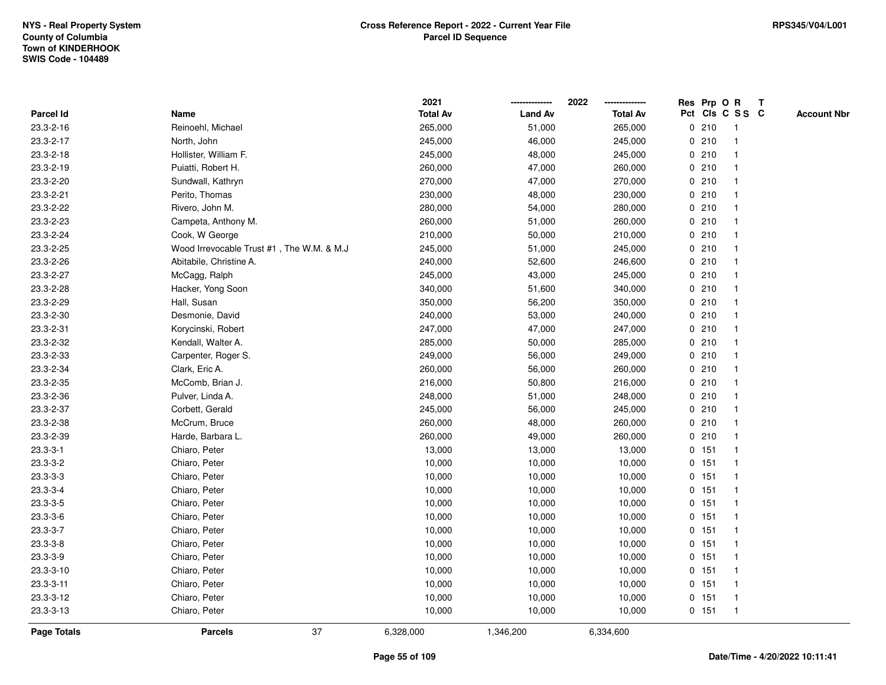NYS - Real Property System
County of Columbia
Town of KINDERHOOK
SWIS Code - 104489

# Cross Reference Report - 2022 - Current Year File
## Parcel ID Sequence

RPS345/V04/L001

| Parcel Id | Name | 2021 Total Av | 2022 Land Av | 2022 Total Av | Res Pct | Prp Cls | O C | R S S | T C | Account Nbr |
|---|---|---|---|---|---|---|---|---|---|---|
| 23.3-2-16 | Reinoehl, Michael | 265,000 | 51,000 | 265,000 | 0 | 210 | | 1 | | |
| 23.3-2-17 | North, John | 245,000 | 46,000 | 245,000 | 0 | 210 | | 1 | | |
| 23.3-2-18 | Hollister, William F. | 245,000 | 48,000 | 245,000 | 0 | 210 | | 1 | | |
| 23.3-2-19 | Puiatti, Robert H. | 260,000 | 47,000 | 260,000 | 0 | 210 | | 1 | | |
| 23.3-2-20 | Sundwall, Kathryn | 270,000 | 47,000 | 270,000 | 0 | 210 | | 1 | | |
| 23.3-2-21 | Perito, Thomas | 230,000 | 48,000 | 230,000 | 0 | 210 | | 1 | | |
| 23.3-2-22 | Rivero, John M. | 280,000 | 54,000 | 280,000 | 0 | 210 | | 1 | | |
| 23.3-2-23 | Campeta, Anthony M. | 260,000 | 51,000 | 260,000 | 0 | 210 | | 1 | | |
| 23.3-2-24 | Cook, W George | 210,000 | 50,000 | 210,000 | 0 | 210 | | 1 | | |
| 23.3-2-25 | Wood Irrevocable Trust #1 , The W.M. & M.J | 245,000 | 51,000 | 245,000 | 0 | 210 | | 1 | | |
| 23.3-2-26 | Abitabile, Christine A. | 240,000 | 52,600 | 246,600 | 0 | 210 | | 1 | | |
| 23.3-2-27 | McCagg, Ralph | 245,000 | 43,000 | 245,000 | 0 | 210 | | 1 | | |
| 23.3-2-28 | Hacker, Yong Soon | 340,000 | 51,600 | 340,000 | 0 | 210 | | 1 | | |
| 23.3-2-29 | Hall, Susan | 350,000 | 56,200 | 350,000 | 0 | 210 | | 1 | | |
| 23.3-2-30 | Desmonie, David | 240,000 | 53,000 | 240,000 | 0 | 210 | | 1 | | |
| 23.3-2-31 | Korycinski, Robert | 247,000 | 47,000 | 247,000 | 0 | 210 | | 1 | | |
| 23.3-2-32 | Kendall, Walter A. | 285,000 | 50,000 | 285,000 | 0 | 210 | | 1 | | |
| 23.3-2-33 | Carpenter, Roger S. | 249,000 | 56,000 | 249,000 | 0 | 210 | | 1 | | |
| 23.3-2-34 | Clark, Eric A. | 260,000 | 56,000 | 260,000 | 0 | 210 | | 1 | | |
| 23.3-2-35 | McComb, Brian J. | 216,000 | 50,800 | 216,000 | 0 | 210 | | 1 | | |
| 23.3-2-36 | Pulver, Linda A. | 248,000 | 51,000 | 248,000 | 0 | 210 | | 1 | | |
| 23.3-2-37 | Corbett, Gerald | 245,000 | 56,000 | 245,000 | 0 | 210 | | 1 | | |
| 23.3-2-38 | McCrum, Bruce | 260,000 | 48,000 | 260,000 | 0 | 210 | | 1 | | |
| 23.3-2-39 | Harde, Barbara L. | 260,000 | 49,000 | 260,000 | 0 | 210 | | 1 | | |
| 23.3-3-1 | Chiaro, Peter | 13,000 | 13,000 | 13,000 | 0 | 151 | | 1 | | |
| 23.3-3-2 | Chiaro, Peter | 10,000 | 10,000 | 10,000 | 0 | 151 | | 1 | | |
| 23.3-3-3 | Chiaro, Peter | 10,000 | 10,000 | 10,000 | 0 | 151 | | 1 | | |
| 23.3-3-4 | Chiaro, Peter | 10,000 | 10,000 | 10,000 | 0 | 151 | | 1 | | |
| 23.3-3-5 | Chiaro, Peter | 10,000 | 10,000 | 10,000 | 0 | 151 | | 1 | | |
| 23.3-3-6 | Chiaro, Peter | 10,000 | 10,000 | 10,000 | 0 | 151 | | 1 | | |
| 23.3-3-7 | Chiaro, Peter | 10,000 | 10,000 | 10,000 | 0 | 151 | | 1 | | |
| 23.3-3-8 | Chiaro, Peter | 10,000 | 10,000 | 10,000 | 0 | 151 | | 1 | | |
| 23.3-3-9 | Chiaro, Peter | 10,000 | 10,000 | 10,000 | 0 | 151 | | 1 | | |
| 23.3-3-10 | Chiaro, Peter | 10,000 | 10,000 | 10,000 | 0 | 151 | | 1 | | |
| 23.3-3-11 | Chiaro, Peter | 10,000 | 10,000 | 10,000 | 0 | 151 | | 1 | | |
| 23.3-3-12 | Chiaro, Peter | 10,000 | 10,000 | 10,000 | 0 | 151 | | 1 | | |
| 23.3-3-13 | Chiaro, Peter | 10,000 | 10,000 | 10,000 | 0 | 151 | | 1 | | |
| **Page Totals** | **Parcels** 37 | 6,328,000 | 1,346,200 | 6,334,600 | | | | | | |

Date/Time - 4/20/2022 10:11:41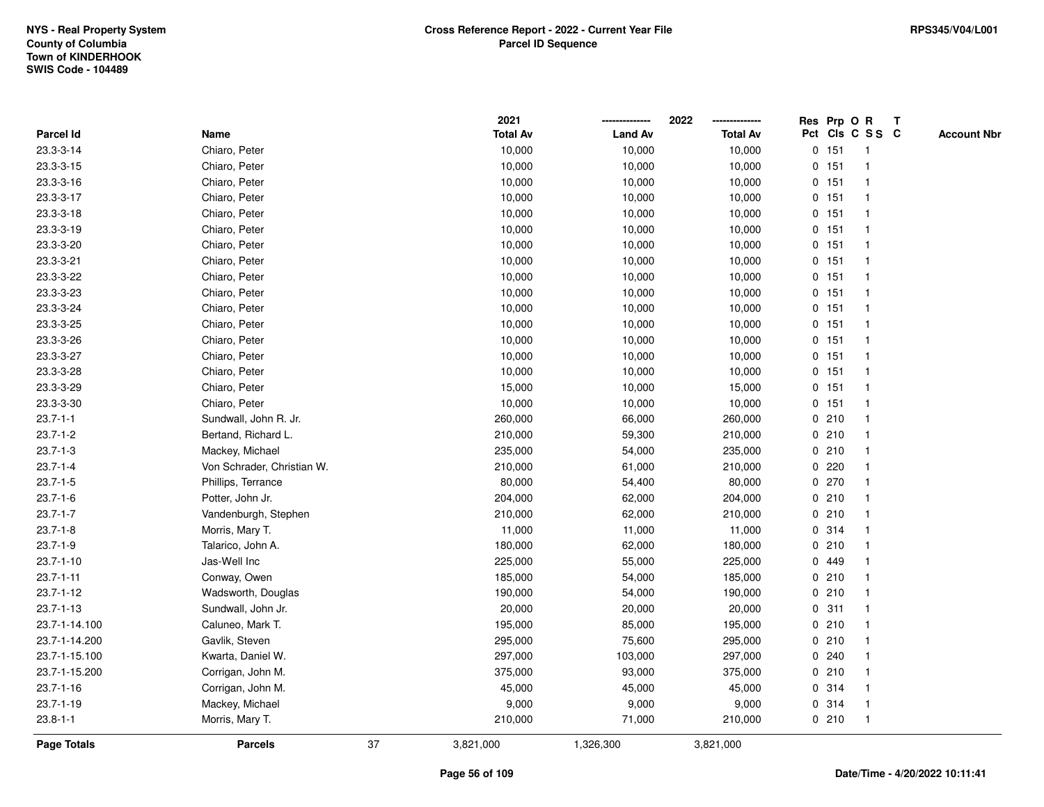NYS - Real Property System
County of Columbia
Town of KINDERHOOK
SWIS Code - 104489

**Cross Reference Report - 2022 - Current Year File**
**Parcel ID Sequence**

RPS345/V04/L001

| Parcel Id | Name | 2021 Total Av | 2022 Land Av | 2022 Total Av | Res Pct | Prp Cls | O C | R SS | T C | Account Nbr |
|---|---|---|---|---|---|---|---|---|---|---|
| 23.3-3-14 | Chiaro, Peter | 10,000 | 10,000 | 10,000 | 0 | 151 | | 1 | | |
| 23.3-3-15 | Chiaro, Peter | 10,000 | 10,000 | 10,000 | 0 | 151 | | 1 | | |
| 23.3-3-16 | Chiaro, Peter | 10,000 | 10,000 | 10,000 | 0 | 151 | | 1 | | |
| 23.3-3-17 | Chiaro, Peter | 10,000 | 10,000 | 10,000 | 0 | 151 | | 1 | | |
| 23.3-3-18 | Chiaro, Peter | 10,000 | 10,000 | 10,000 | 0 | 151 | | 1 | | |
| 23.3-3-19 | Chiaro, Peter | 10,000 | 10,000 | 10,000 | 0 | 151 | | 1 | | |
| 23.3-3-20 | Chiaro, Peter | 10,000 | 10,000 | 10,000 | 0 | 151 | | 1 | | |
| 23.3-3-21 | Chiaro, Peter | 10,000 | 10,000 | 10,000 | 0 | 151 | | 1 | | |
| 23.3-3-22 | Chiaro, Peter | 10,000 | 10,000 | 10,000 | 0 | 151 | | 1 | | |
| 23.3-3-23 | Chiaro, Peter | 10,000 | 10,000 | 10,000 | 0 | 151 | | 1 | | |
| 23.3-3-24 | Chiaro, Peter | 10,000 | 10,000 | 10,000 | 0 | 151 | | 1 | | |
| 23.3-3-25 | Chiaro, Peter | 10,000 | 10,000 | 10,000 | 0 | 151 | | 1 | | |
| 23.3-3-26 | Chiaro, Peter | 10,000 | 10,000 | 10,000 | 0 | 151 | | 1 | | |
| 23.3-3-27 | Chiaro, Peter | 10,000 | 10,000 | 10,000 | 0 | 151 | | 1 | | |
| 23.3-3-28 | Chiaro, Peter | 10,000 | 10,000 | 10,000 | 0 | 151 | | 1 | | |
| 23.3-3-29 | Chiaro, Peter | 15,000 | 10,000 | 15,000 | 0 | 151 | | 1 | | |
| 23.3-3-30 | Chiaro, Peter | 10,000 | 10,000 | 10,000 | 0 | 151 | | 1 | | |
| 23.7-1-1 | Sundwall, John R. Jr. | 260,000 | 66,000 | 260,000 | 0 | 210 | | 1 | | |
| 23.7-1-2 | Bertand, Richard L. | 210,000 | 59,300 | 210,000 | 0 | 210 | | 1 | | |
| 23.7-1-3 | Mackey, Michael | 235,000 | 54,000 | 235,000 | 0 | 210 | | 1 | | |
| 23.7-1-4 | Von Schrader, Christian W. | 210,000 | 61,000 | 210,000 | 0 | 220 | | 1 | | |
| 23.7-1-5 | Phillips, Terrance | 80,000 | 54,400 | 80,000 | 0 | 270 | | 1 | | |
| 23.7-1-6 | Potter, John Jr. | 204,000 | 62,000 | 204,000 | 0 | 210 | | 1 | | |
| 23.7-1-7 | Vandenburgh, Stephen | 210,000 | 62,000 | 210,000 | 0 | 210 | | 1 | | |
| 23.7-1-8 | Morris, Mary T. | 11,000 | 11,000 | 11,000 | 0 | 314 | | 1 | | |
| 23.7-1-9 | Talarico, John A. | 180,000 | 62,000 | 180,000 | 0 | 210 | | 1 | | |
| 23.7-1-10 | Jas-Well Inc | 225,000 | 55,000 | 225,000 | 0 | 449 | | 1 | | |
| 23.7-1-11 | Conway, Owen | 185,000 | 54,000 | 185,000 | 0 | 210 | | 1 | | |
| 23.7-1-12 | Wadsworth, Douglas | 190,000 | 54,000 | 190,000 | 0 | 210 | | 1 | | |
| 23.7-1-13 | Sundwall, John Jr. | 20,000 | 20,000 | 20,000 | 0 | 311 | | 1 | | |
| 23.7-1-14.100 | Caluneo, Mark T. | 195,000 | 85,000 | 195,000 | 0 | 210 | | 1 | | |
| 23.7-1-14.200 | Gavlik, Steven | 295,000 | 75,600 | 295,000 | 0 | 210 | | 1 | | |
| 23.7-1-15.100 | Kwarta, Daniel W. | 297,000 | 103,000 | 297,000 | 0 | 240 | | 1 | | |
| 23.7-1-15.200 | Corrigan, John M. | 375,000 | 93,000 | 375,000 | 0 | 210 | | 1 | | |
| 23.7-1-16 | Corrigan, John M. | 45,000 | 45,000 | 45,000 | 0 | 314 | | 1 | | |
| 23.7-1-19 | Mackey, Michael | 9,000 | 9,000 | 9,000 | 0 | 314 | | 1 | | |
| 23.8-1-1 | Morris, Mary T. | 210,000 | 71,000 | 210,000 | 0 | 210 | | 1 | | |
| **Page Totals** | **Parcels** 37 | 3,821,000 | 1,326,300 | 3,821,000 | | | | | | |

Date/Time - 4/20/2022 10:11:41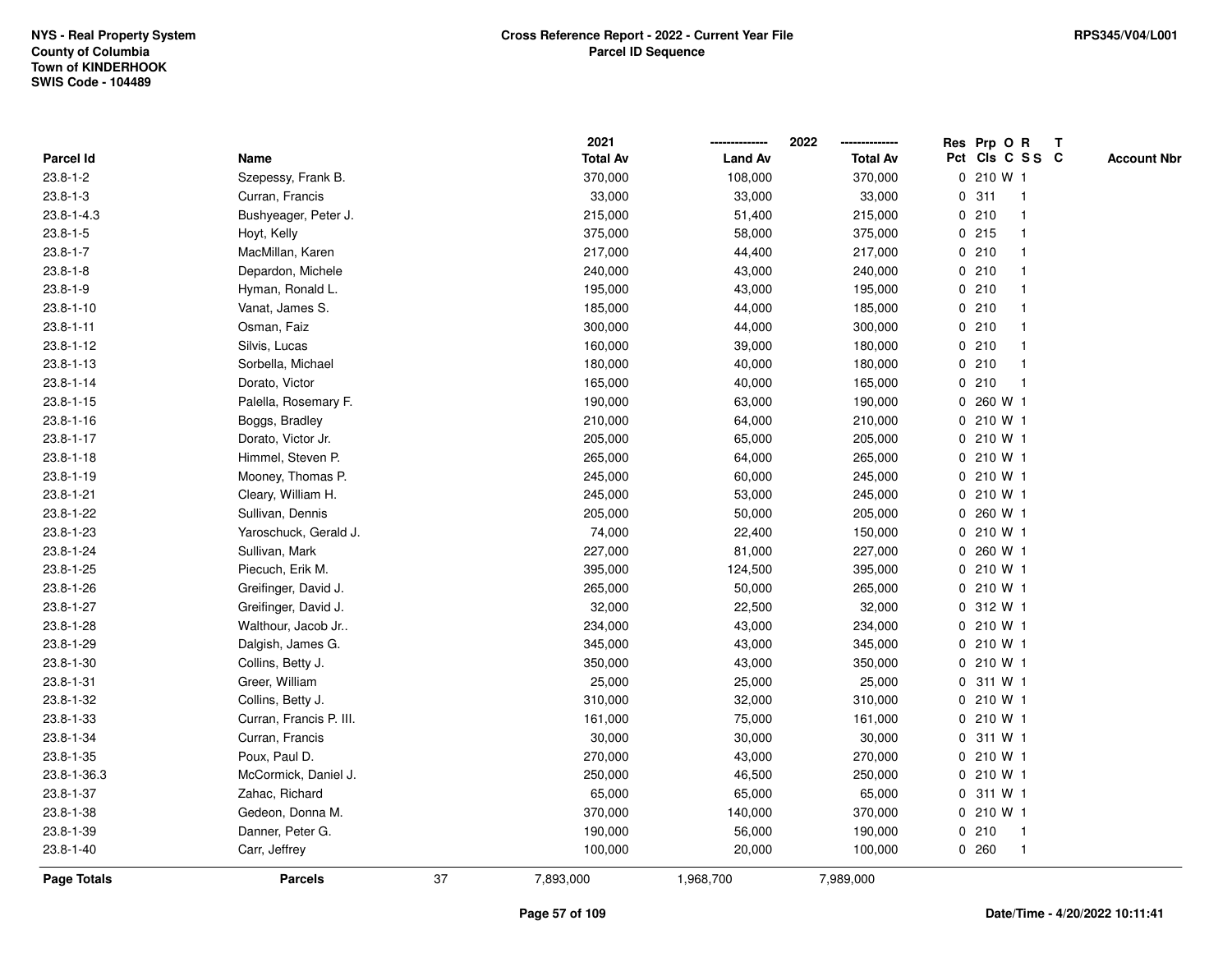NYS - Real Property System
County of Columbia
Town of KINDERHOOK
SWIS Code - 104489

**Cross Reference Report - 2022 - Current Year File**
**Parcel ID Sequence**

RPS345/V04/L001

| Parcel Id | Name | 2021 Total Av | 2022 Land Av | 2022 Total Av | Res Pct | Prp Cls | O C | R S S | T C | Account Nbr |
|---|---|---|---|---|---|---|---|---|---|---|
| 23.8-1-2 | Szepessy, Frank B. | 370,000 | 108,000 | 370,000 | 0 | 210 | W | 1 | | |
| 23.8-1-3 | Curran, Francis | 33,000 | 33,000 | 33,000 | 0 | 311 | | 1 | | |
| 23.8-1-4.3 | Bushyeager, Peter J. | 215,000 | 51,400 | 215,000 | 0 | 210 | | 1 | | |
| 23.8-1-5 | Hoyt, Kelly | 375,000 | 58,000 | 375,000 | 0 | 215 | | 1 | | |
| 23.8-1-7 | MacMillan, Karen | 217,000 | 44,400 | 217,000 | 0 | 210 | | 1 | | |
| 23.8-1-8 | Depardon, Michele | 240,000 | 43,000 | 240,000 | 0 | 210 | | 1 | | |
| 23.8-1-9 | Hyman, Ronald L. | 195,000 | 43,000 | 195,000 | 0 | 210 | | 1 | | |
| 23.8-1-10 | Vanat, James S. | 185,000 | 44,000 | 185,000 | 0 | 210 | | 1 | | |
| 23.8-1-11 | Osman, Faiz | 300,000 | 44,000 | 300,000 | 0 | 210 | | 1 | | |
| 23.8-1-12 | Silvis, Lucas | 160,000 | 39,000 | 180,000 | 0 | 210 | | 1 | | |
| 23.8-1-13 | Sorbella, Michael | 180,000 | 40,000 | 180,000 | 0 | 210 | | 1 | | |
| 23.8-1-14 | Dorato, Victor | 165,000 | 40,000 | 165,000 | 0 | 210 | | 1 | | |
| 23.8-1-15 | Palella, Rosemary F. | 190,000 | 63,000 | 190,000 | 0 | 260 | W | 1 | | |
| 23.8-1-16 | Boggs, Bradley | 210,000 | 64,000 | 210,000 | 0 | 210 | W | 1 | | |
| 23.8-1-17 | Dorato, Victor Jr. | 205,000 | 65,000 | 205,000 | 0 | 210 | W | 1 | | |
| 23.8-1-18 | Himmel, Steven P. | 265,000 | 64,000 | 265,000 | 0 | 210 | W | 1 | | |
| 23.8-1-19 | Mooney, Thomas P. | 245,000 | 60,000 | 245,000 | 0 | 210 | W | 1 | | |
| 23.8-1-21 | Cleary, William H. | 245,000 | 53,000 | 245,000 | 0 | 210 | W | 1 | | |
| 23.8-1-22 | Sullivan, Dennis | 205,000 | 50,000 | 205,000 | 0 | 260 | W | 1 | | |
| 23.8-1-23 | Yaroschuck, Gerald J. | 74,000 | 22,400 | 150,000 | 0 | 210 | W | 1 | | |
| 23.8-1-24 | Sullivan, Mark | 227,000 | 81,000 | 227,000 | 0 | 260 | W | 1 | | |
| 23.8-1-25 | Piecuch, Erik M. | 395,000 | 124,500 | 395,000 | 0 | 210 | W | 1 | | |
| 23.8-1-26 | Greifinger, David J. | 265,000 | 50,000 | 265,000 | 0 | 210 | W | 1 | | |
| 23.8-1-27 | Greifinger, David J. | 32,000 | 22,500 | 32,000 | 0 | 312 | W | 1 | | |
| 23.8-1-28 | Walthour, Jacob Jr.. | 234,000 | 43,000 | 234,000 | 0 | 210 | W | 1 | | |
| 23.8-1-29 | Dalgish, James G. | 345,000 | 43,000 | 345,000 | 0 | 210 | W | 1 | | |
| 23.8-1-30 | Collins, Betty J. | 350,000 | 43,000 | 350,000 | 0 | 210 | W | 1 | | |
| 23.8-1-31 | Greer, William | 25,000 | 25,000 | 25,000 | 0 | 311 | W | 1 | | |
| 23.8-1-32 | Collins, Betty J. | 310,000 | 32,000 | 310,000 | 0 | 210 | W | 1 | | |
| 23.8-1-33 | Curran, Francis P. III. | 161,000 | 75,000 | 161,000 | 0 | 210 | W | 1 | | |
| 23.8-1-34 | Curran, Francis | 30,000 | 30,000 | 30,000 | 0 | 311 | W | 1 | | |
| 23.8-1-35 | Poux, Paul D. | 270,000 | 43,000 | 270,000 | 0 | 210 | W | 1 | | |
| 23.8-1-36.3 | McCormick, Daniel J. | 250,000 | 46,500 | 250,000 | 0 | 210 | W | 1 | | |
| 23.8-1-37 | Zahac, Richard | 65,000 | 65,000 | 65,000 | 0 | 311 | W | 1 | | |
| 23.8-1-38 | Gedeon, Donna M. | 370,000 | 140,000 | 370,000 | 0 | 210 | W | 1 | | |
| 23.8-1-39 | Danner, Peter G. | 190,000 | 56,000 | 190,000 | 0 | 210 | | 1 | | |
| 23.8-1-40 | Carr, Jeffrey | 100,000 | 20,000 | 100,000 | 0 | 260 | | 1 | | |
| **Page Totals** | **Parcels** 37 | 7,893,000 | 1,968,700 | 7,989,000 | | | | | | |

Date/Time - 4/20/2022 10:11:41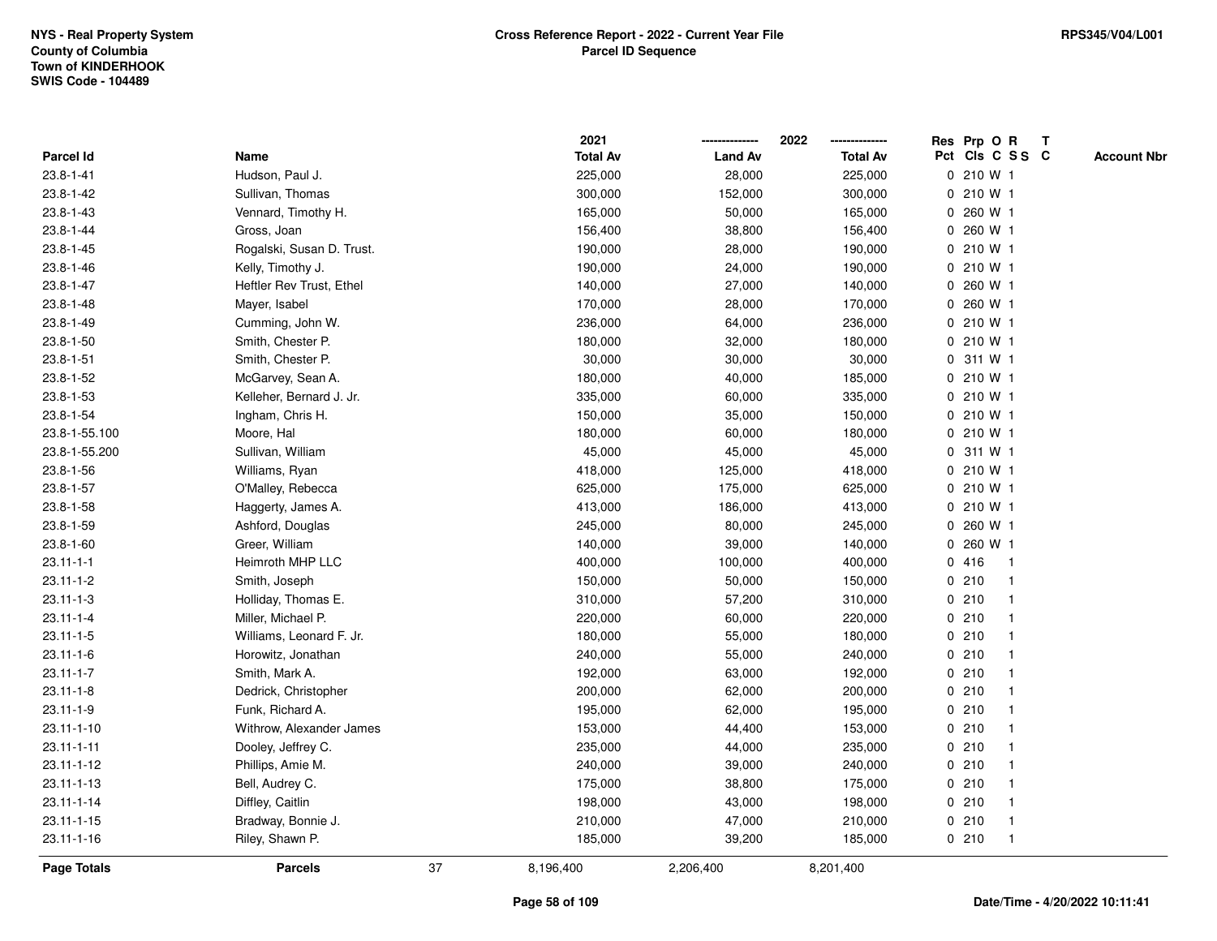NYS - Real Property System
County of Columbia
Town of KINDERHOOK
SWIS Code - 104489

**Cross Reference Report - 2022 - Current Year File**
**Parcel ID Sequence**

RPS345/V04/L001

| Parcel Id | Name | 2021 Total Av | 2022 Land Av | 2022 Total Av | Res Pct | Prp Cls | O C | R SS | T C | Account Nbr |
|---|---|---|---|---|---|---|---|---|---|---|
| 23.8-1-41 | Hudson, Paul J. | 225,000 | 28,000 | 225,000 | 0 | 210 | W | 1 | | |
| 23.8-1-42 | Sullivan, Thomas | 300,000 | 152,000 | 300,000 | 0 | 210 | W | 1 | | |
| 23.8-1-43 | Vennard, Timothy H. | 165,000 | 50,000 | 165,000 | 0 | 260 | W | 1 | | |
| 23.8-1-44 | Gross, Joan | 156,400 | 38,800 | 156,400 | 0 | 260 | W | 1 | | |
| 23.8-1-45 | Rogalski, Susan D. Trust. | 190,000 | 28,000 | 190,000 | 0 | 210 | W | 1 | | |
| 23.8-1-46 | Kelly, Timothy J. | 190,000 | 24,000 | 190,000 | 0 | 210 | W | 1 | | |
| 23.8-1-47 | Heftler Rev Trust, Ethel | 140,000 | 27,000 | 140,000 | 0 | 260 | W | 1 | | |
| 23.8-1-48 | Mayer, Isabel | 170,000 | 28,000 | 170,000 | 0 | 260 | W | 1 | | |
| 23.8-1-49 | Cumming, John W. | 236,000 | 64,000 | 236,000 | 0 | 210 | W | 1 | | |
| 23.8-1-50 | Smith, Chester P. | 180,000 | 32,000 | 180,000 | 0 | 210 | W | 1 | | |
| 23.8-1-51 | Smith, Chester P. | 30,000 | 30,000 | 30,000 | 0 | 311 | W | 1 | | |
| 23.8-1-52 | McGarvey, Sean A. | 180,000 | 40,000 | 185,000 | 0 | 210 | W | 1 | | |
| 23.8-1-53 | Kelleher, Bernard J. Jr. | 335,000 | 60,000 | 335,000 | 0 | 210 | W | 1 | | |
| 23.8-1-54 | Ingham, Chris H. | 150,000 | 35,000 | 150,000 | 0 | 210 | W | 1 | | |
| 23.8-1-55.100 | Moore, Hal | 180,000 | 60,000 | 180,000 | 0 | 210 | W | 1 | | |
| 23.8-1-55.200 | Sullivan, William | 45,000 | 45,000 | 45,000 | 0 | 311 | W | 1 | | |
| 23.8-1-56 | Williams, Ryan | 418,000 | 125,000 | 418,000 | 0 | 210 | W | 1 | | |
| 23.8-1-57 | O'Malley, Rebecca | 625,000 | 175,000 | 625,000 | 0 | 210 | W | 1 | | |
| 23.8-1-58 | Haggerty, James A. | 413,000 | 186,000 | 413,000 | 0 | 210 | W | 1 | | |
| 23.8-1-59 | Ashford, Douglas | 245,000 | 80,000 | 245,000 | 0 | 260 | W | 1 | | |
| 23.8-1-60 | Greer, William | 140,000 | 39,000 | 140,000 | 0 | 260 | W | 1 | | |
| 23.11-1-1 | Heimroth MHP LLC | 400,000 | 100,000 | 400,000 | 0 | 416 | | 1 | | |
| 23.11-1-2 | Smith, Joseph | 150,000 | 50,000 | 150,000 | 0 | 210 | | 1 | | |
| 23.11-1-3 | Holliday, Thomas E. | 310,000 | 57,200 | 310,000 | 0 | 210 | | 1 | | |
| 23.11-1-4 | Miller, Michael P. | 220,000 | 60,000 | 220,000 | 0 | 210 | | 1 | | |
| 23.11-1-5 | Williams, Leonard F. Jr. | 180,000 | 55,000 | 180,000 | 0 | 210 | | 1 | | |
| 23.11-1-6 | Horowitz, Jonathan | 240,000 | 55,000 | 240,000 | 0 | 210 | | 1 | | |
| 23.11-1-7 | Smith, Mark A. | 192,000 | 63,000 | 192,000 | 0 | 210 | | 1 | | |
| 23.11-1-8 | Dedrick, Christopher | 200,000 | 62,000 | 200,000 | 0 | 210 | | 1 | | |
| 23.11-1-9 | Funk, Richard A. | 195,000 | 62,000 | 195,000 | 0 | 210 | | 1 | | |
| 23.11-1-10 | Withrow, Alexander James | 153,000 | 44,400 | 153,000 | 0 | 210 | | 1 | | |
| 23.11-1-11 | Dooley, Jeffrey C. | 235,000 | 44,000 | 235,000 | 0 | 210 | | 1 | | |
| 23.11-1-12 | Phillips, Amie M. | 240,000 | 39,000 | 240,000 | 0 | 210 | | 1 | | |
| 23.11-1-13 | Bell, Audrey C. | 175,000 | 38,800 | 175,000 | 0 | 210 | | 1 | | |
| 23.11-1-14 | Diffley, Caitlin | 198,000 | 43,000 | 198,000 | 0 | 210 | | 1 | | |
| 23.11-1-15 | Bradway, Bonnie J. | 210,000 | 47,000 | 210,000 | 0 | 210 | | 1 | | |
| 23.11-1-16 | Riley, Shawn P. | 185,000 | 39,200 | 185,000 | 0 | 210 | | 1 | | |
| **Page Totals** | **Parcels** 37 | 8,196,400 | 2,206,400 | 8,201,400 | | | | | | |

Date/Time - 4/20/2022 10:11:41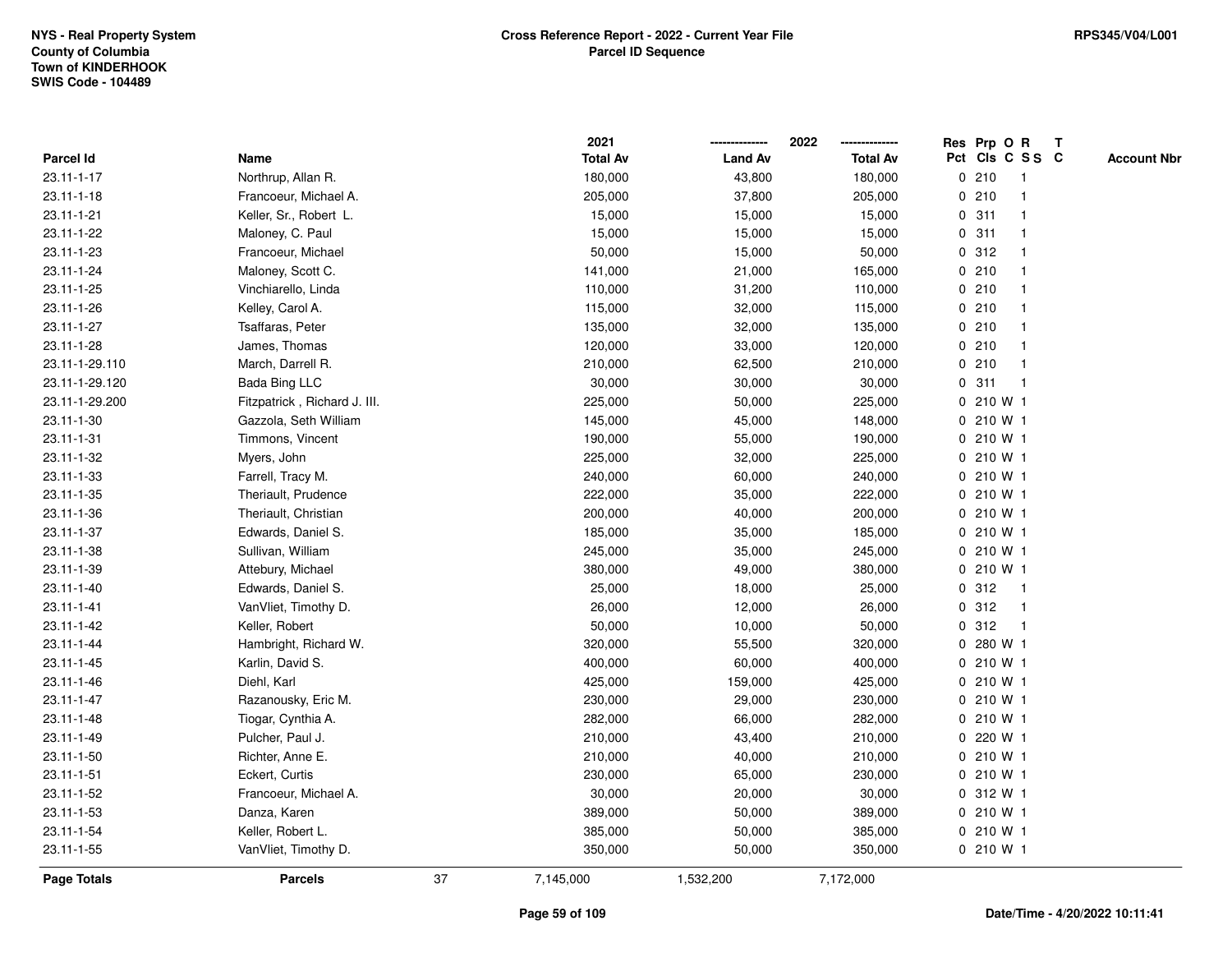NYS - Real Property System
County of Columbia
Town of KINDERHOOK
SWIS Code - 104489

**Cross Reference Report - 2022 - Current Year File**
**Parcel ID Sequence**

RPS345/V04/L001

| Parcel Id | Name | 2021 Total Av | 2022 Land Av | 2022 Total Av | Res Pct | Prp Cls | O C | R S S | T C | Account Nbr |
|---|---|---|---|---|---|---|---|---|---|---|
| 23.11-1-17 | Northrup, Allan R. | 180,000 | 43,800 | 180,000 | 0 | 210 | | 1 | | |
| 23.11-1-18 | Francoeur, Michael A. | 205,000 | 37,800 | 205,000 | 0 | 210 | | 1 | | |
| 23.11-1-21 | Keller, Sr., Robert L. | 15,000 | 15,000 | 15,000 | 0 | 311 | | 1 | | |
| 23.11-1-22 | Maloney, C. Paul | 15,000 | 15,000 | 15,000 | 0 | 311 | | 1 | | |
| 23.11-1-23 | Francoeur, Michael | 50,000 | 15,000 | 50,000 | 0 | 312 | | 1 | | |
| 23.11-1-24 | Maloney, Scott C. | 141,000 | 21,000 | 165,000 | 0 | 210 | | 1 | | |
| 23.11-1-25 | Vinchiarello, Linda | 110,000 | 31,200 | 110,000 | 0 | 210 | | 1 | | |
| 23.11-1-26 | Kelley, Carol A. | 115,000 | 32,000 | 115,000 | 0 | 210 | | 1 | | |
| 23.11-1-27 | Tsaffaras, Peter | 135,000 | 32,000 | 135,000 | 0 | 210 | | 1 | | |
| 23.11-1-28 | James, Thomas | 120,000 | 33,000 | 120,000 | 0 | 210 | | 1 | | |
| 23.11-1-29.110 | March, Darrell R. | 210,000 | 62,500 | 210,000 | 0 | 210 | | 1 | | |
| 23.11-1-29.120 | Bada Bing LLC | 30,000 | 30,000 | 30,000 | 0 | 311 | | 1 | | |
| 23.11-1-29.200 | Fitzpatrick , Richard J. III. | 225,000 | 50,000 | 225,000 | 0 | 210 | W | 1 | | |
| 23.11-1-30 | Gazzola, Seth William | 145,000 | 45,000 | 148,000 | 0 | 210 | W | 1 | | |
| 23.11-1-31 | Timmons, Vincent | 190,000 | 55,000 | 190,000 | 0 | 210 | W | 1 | | |
| 23.11-1-32 | Myers, John | 225,000 | 32,000 | 225,000 | 0 | 210 | W | 1 | | |
| 23.11-1-33 | Farrell, Tracy M. | 240,000 | 60,000 | 240,000 | 0 | 210 | W | 1 | | |
| 23.11-1-35 | Theriault, Prudence | 222,000 | 35,000 | 222,000 | 0 | 210 | W | 1 | | |
| 23.11-1-36 | Theriault, Christian | 200,000 | 40,000 | 200,000 | 0 | 210 | W | 1 | | |
| 23.11-1-37 | Edwards, Daniel S. | 185,000 | 35,000 | 185,000 | 0 | 210 | W | 1 | | |
| 23.11-1-38 | Sullivan, William | 245,000 | 35,000 | 245,000 | 0 | 210 | W | 1 | | |
| 23.11-1-39 | Attebury, Michael | 380,000 | 49,000 | 380,000 | 0 | 210 | W | 1 | | |
| 23.11-1-40 | Edwards, Daniel S. | 25,000 | 18,000 | 25,000 | 0 | 312 | | 1 | | |
| 23.11-1-41 | VanVliet, Timothy D. | 26,000 | 12,000 | 26,000 | 0 | 312 | | 1 | | |
| 23.11-1-42 | Keller, Robert | 50,000 | 10,000 | 50,000 | 0 | 312 | | 1 | | |
| 23.11-1-44 | Hambright, Richard W. | 320,000 | 55,500 | 320,000 | 0 | 280 | W | 1 | | |
| 23.11-1-45 | Karlin, David S. | 400,000 | 60,000 | 400,000 | 0 | 210 | W | 1 | | |
| 23.11-1-46 | Diehl, Karl | 425,000 | 159,000 | 425,000 | 0 | 210 | W | 1 | | |
| 23.11-1-47 | Razanousky, Eric M. | 230,000 | 29,000 | 230,000 | 0 | 210 | W | 1 | | |
| 23.11-1-48 | Tiogar, Cynthia A. | 282,000 | 66,000 | 282,000 | 0 | 210 | W | 1 | | |
| 23.11-1-49 | Pulcher, Paul J. | 210,000 | 43,400 | 210,000 | 0 | 220 | W | 1 | | |
| 23.11-1-50 | Richter, Anne E. | 210,000 | 40,000 | 210,000 | 0 | 210 | W | 1 | | |
| 23.11-1-51 | Eckert, Curtis | 230,000 | 65,000 | 230,000 | 0 | 210 | W | 1 | | |
| 23.11-1-52 | Francoeur, Michael A. | 30,000 | 20,000 | 30,000 | 0 | 312 | W | 1 | | |
| 23.11-1-53 | Danza, Karen | 389,000 | 50,000 | 389,000 | 0 | 210 | W | 1 | | |
| 23.11-1-54 | Keller, Robert L. | 385,000 | 50,000 | 385,000 | 0 | 210 | W | 1 | | |
| 23.11-1-55 | VanVliet, Timothy D. | 350,000 | 50,000 | 350,000 | 0 | 210 | W | 1 | | |
| **Page Totals** | **Parcels** 37 | 7,145,000 | 1,532,200 | 7,172,000 | | | | | | |

Date/Time - 4/20/2022 10:11:41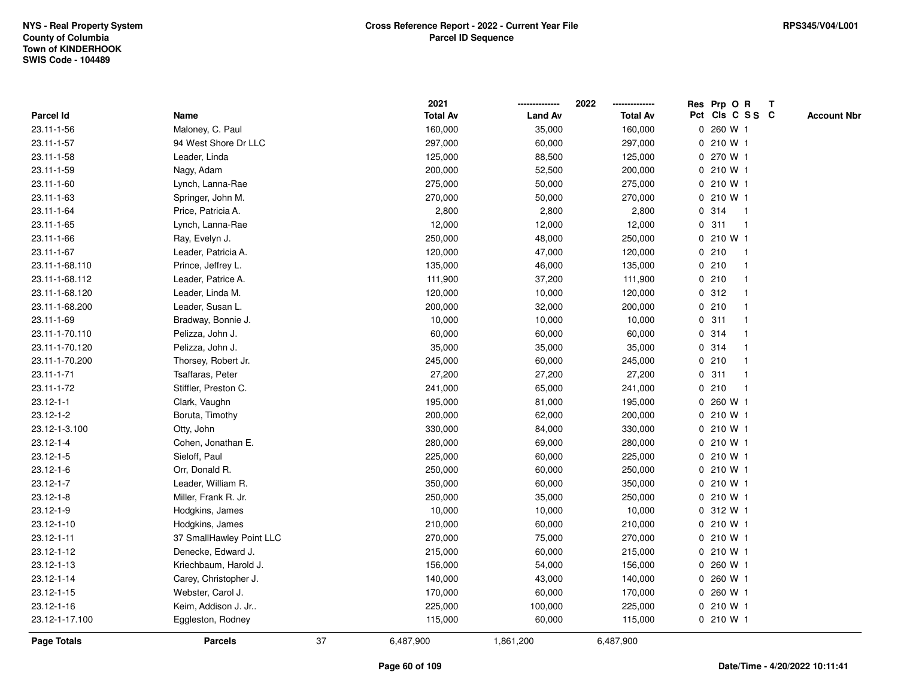NYS - Real Property System
County of Columbia
Town of KINDERHOOK
SWIS Code - 104489

**Cross Reference Report - 2022 - Current Year File**
**Parcel ID Sequence**

RPS345/V04/L001

| Parcel Id | Name | 2021 Total Av | 2022 Land Av | 2022 Total Av | Res Pct | Prp Cls | O C | R S S | T C | Account Nbr |
|---|---|---|---|---|---|---|---|---|---|---|
| 23.11-1-56 | Maloney, C. Paul | 160,000 | 35,000 | 160,000 | 0 | 260 | W | 1 | | |
| 23.11-1-57 | 94 West Shore Dr LLC | 297,000 | 60,000 | 297,000 | 0 | 210 | W | 1 | | |
| 23.11-1-58 | Leader, Linda | 125,000 | 88,500 | 125,000 | 0 | 270 | W | 1 | | |
| 23.11-1-59 | Nagy, Adam | 200,000 | 52,500 | 200,000 | 0 | 210 | W | 1 | | |
| 23.11-1-60 | Lynch, Lanna-Rae | 275,000 | 50,000 | 275,000 | 0 | 210 | W | 1 | | |
| 23.11-1-63 | Springer, John M. | 270,000 | 50,000 | 270,000 | 0 | 210 | W | 1 | | |
| 23.11-1-64 | Price, Patricia A. | 2,800 | 2,800 | 2,800 | 0 | 314 | | 1 | | |
| 23.11-1-65 | Lynch, Lanna-Rae | 12,000 | 12,000 | 12,000 | 0 | 311 | | 1 | | |
| 23.11-1-66 | Ray, Evelyn J. | 250,000 | 48,000 | 250,000 | 0 | 210 | W | 1 | | |
| 23.11-1-67 | Leader, Patricia A. | 120,000 | 47,000 | 120,000 | 0 | 210 | | 1 | | |
| 23.11-1-68.110 | Prince, Jeffrey L. | 135,000 | 46,000 | 135,000 | 0 | 210 | | 1 | | |
| 23.11-1-68.112 | Leader, Patrice A. | 111,900 | 37,200 | 111,900 | 0 | 210 | | 1 | | |
| 23.11-1-68.120 | Leader, Linda M. | 120,000 | 10,000 | 120,000 | 0 | 312 | | 1 | | |
| 23.11-1-68.200 | Leader, Susan L. | 200,000 | 32,000 | 200,000 | 0 | 210 | | 1 | | |
| 23.11-1-69 | Bradway, Bonnie J. | 10,000 | 10,000 | 10,000 | 0 | 311 | | 1 | | |
| 23.11-1-70.110 | Pelizza, John J. | 60,000 | 60,000 | 60,000 | 0 | 314 | | 1 | | |
| 23.11-1-70.120 | Pelizza, John J. | 35,000 | 35,000 | 35,000 | 0 | 314 | | 1 | | |
| 23.11-1-70.200 | Thorsey, Robert Jr. | 245,000 | 60,000 | 245,000 | 0 | 210 | | 1 | | |
| 23.11-1-71 | Tsaffaras, Peter | 27,200 | 27,200 | 27,200 | 0 | 311 | | 1 | | |
| 23.11-1-72 | Stiffler, Preston C. | 241,000 | 65,000 | 241,000 | 0 | 210 | | 1 | | |
| 23.12-1-1 | Clark, Vaughn | 195,000 | 81,000 | 195,000 | 0 | 260 | W | 1 | | |
| 23.12-1-2 | Boruta, Timothy | 200,000 | 62,000 | 200,000 | 0 | 210 | W | 1 | | |
| 23.12-1-3.100 | Otty, John | 330,000 | 84,000 | 330,000 | 0 | 210 | W | 1 | | |
| 23.12-1-4 | Cohen, Jonathan E. | 280,000 | 69,000 | 280,000 | 0 | 210 | W | 1 | | |
| 23.12-1-5 | Sieloff, Paul | 225,000 | 60,000 | 225,000 | 0 | 210 | W | 1 | | |
| 23.12-1-6 | Orr, Donald R. | 250,000 | 60,000 | 250,000 | 0 | 210 | W | 1 | | |
| 23.12-1-7 | Leader, William R. | 350,000 | 60,000 | 350,000 | 0 | 210 | W | 1 | | |
| 23.12-1-8 | Miller, Frank R. Jr. | 250,000 | 35,000 | 250,000 | 0 | 210 | W | 1 | | |
| 23.12-1-9 | Hodgkins, James | 10,000 | 10,000 | 10,000 | 0 | 312 | W | 1 | | |
| 23.12-1-10 | Hodgkins, James | 210,000 | 60,000 | 210,000 | 0 | 210 | W | 1 | | |
| 23.12-1-11 | 37 SmallHawley Point LLC | 270,000 | 75,000 | 270,000 | 0 | 210 | W | 1 | | |
| 23.12-1-12 | Denecke, Edward J. | 215,000 | 60,000 | 215,000 | 0 | 210 | W | 1 | | |
| 23.12-1-13 | Kriechbaum, Harold J. | 156,000 | 54,000 | 156,000 | 0 | 260 | W | 1 | | |
| 23.12-1-14 | Carey, Christopher J. | 140,000 | 43,000 | 140,000 | 0 | 260 | W | 1 | | |
| 23.12-1-15 | Webster, Carol J. | 170,000 | 60,000 | 170,000 | 0 | 260 | W | 1 | | |
| 23.12-1-16 | Keim, Addison J. Jr.. | 225,000 | 100,000 | 225,000 | 0 | 210 | W | 1 | | |
| 23.12-1-17.100 | Eggleston, Rodney | 115,000 | 60,000 | 115,000 | 0 | 210 | W | 1 | | |
| **Page Totals** | **Parcels** 37 | 6,487,900 | 1,861,200 | 6,487,900 | | | | | | |

Date/Time - 4/20/2022 10:11:41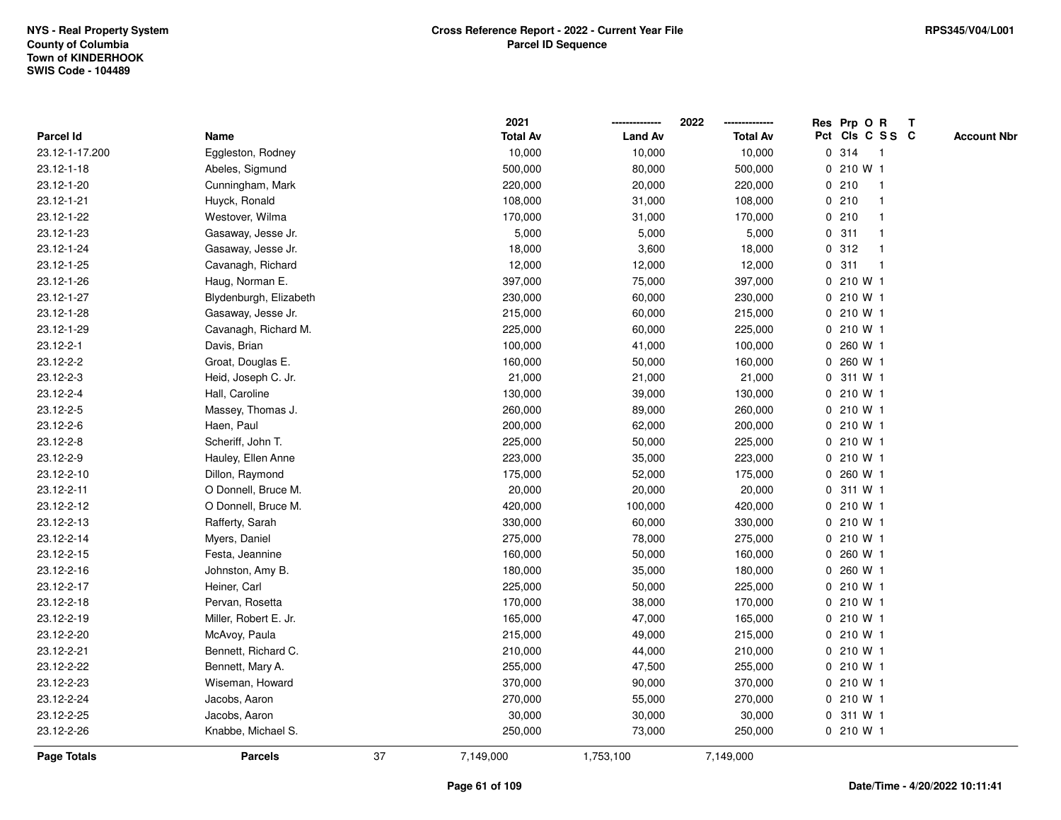NYS - Real Property System
County of Columbia
Town of KINDERHOOK
SWIS Code - 104489

**Cross Reference Report - 2022 - Current Year File**
**Parcel ID Sequence**

RPS345/V04/L001

| Parcel Id | Name | 2021 Total Av | 2022 Land Av | 2022 Total Av | Res Pct | Prp Cls | O C | R S S | T C | Account Nbr |
|---|---|---|---|---|---|---|---|---|---|---|
| 23.12-1-17.200 | Eggleston, Rodney | 10,000 | 10,000 | 10,000 | 0 | 314 | | 1 | | |
| 23.12-1-18 | Abeles, Sigmund | 500,000 | 80,000 | 500,000 | 0 | 210 | W | 1 | | |
| 23.12-1-20 | Cunningham, Mark | 220,000 | 20,000 | 220,000 | 0 | 210 | | 1 | | |
| 23.12-1-21 | Huyck, Ronald | 108,000 | 31,000 | 108,000 | 0 | 210 | | 1 | | |
| 23.12-1-22 | Westover, Wilma | 170,000 | 31,000 | 170,000 | 0 | 210 | | 1 | | |
| 23.12-1-23 | Gasaway, Jesse Jr. | 5,000 | 5,000 | 5,000 | 0 | 311 | | 1 | | |
| 23.12-1-24 | Gasaway, Jesse Jr. | 18,000 | 3,600 | 18,000 | 0 | 312 | | 1 | | |
| 23.12-1-25 | Cavanagh, Richard | 12,000 | 12,000 | 12,000 | 0 | 311 | | 1 | | |
| 23.12-1-26 | Haug, Norman E. | 397,000 | 75,000 | 397,000 | 0 | 210 | W | 1 | | |
| 23.12-1-27 | Blydenburgh, Elizabeth | 230,000 | 60,000 | 230,000 | 0 | 210 | W | 1 | | |
| 23.12-1-28 | Gasaway, Jesse Jr. | 215,000 | 60,000 | 215,000 | 0 | 210 | W | 1 | | |
| 23.12-1-29 | Cavanagh, Richard M. | 225,000 | 60,000 | 225,000 | 0 | 210 | W | 1 | | |
| 23.12-2-1 | Davis, Brian | 100,000 | 41,000 | 100,000 | 0 | 260 | W | 1 | | |
| 23.12-2-2 | Groat, Douglas E. | 160,000 | 50,000 | 160,000 | 0 | 260 | W | 1 | | |
| 23.12-2-3 | Heid, Joseph C. Jr. | 21,000 | 21,000 | 21,000 | 0 | 311 | W | 1 | | |
| 23.12-2-4 | Hall, Caroline | 130,000 | 39,000 | 130,000 | 0 | 210 | W | 1 | | |
| 23.12-2-5 | Massey, Thomas J. | 260,000 | 89,000 | 260,000 | 0 | 210 | W | 1 | | |
| 23.12-2-6 | Haen, Paul | 200,000 | 62,000 | 200,000 | 0 | 210 | W | 1 | | |
| 23.12-2-8 | Scheriff, John T. | 225,000 | 50,000 | 225,000 | 0 | 210 | W | 1 | | |
| 23.12-2-9 | Hauley, Ellen Anne | 223,000 | 35,000 | 223,000 | 0 | 210 | W | 1 | | |
| 23.12-2-10 | Dillon, Raymond | 175,000 | 52,000 | 175,000 | 0 | 260 | W | 1 | | |
| 23.12-2-11 | O Donnell, Bruce M. | 20,000 | 20,000 | 20,000 | 0 | 311 | W | 1 | | |
| 23.12-2-12 | O Donnell, Bruce M. | 420,000 | 100,000 | 420,000 | 0 | 210 | W | 1 | | |
| 23.12-2-13 | Rafferty, Sarah | 330,000 | 60,000 | 330,000 | 0 | 210 | W | 1 | | |
| 23.12-2-14 | Myers, Daniel | 275,000 | 78,000 | 275,000 | 0 | 210 | W | 1 | | |
| 23.12-2-15 | Festa, Jeannine | 160,000 | 50,000 | 160,000 | 0 | 260 | W | 1 | | |
| 23.12-2-16 | Johnston, Amy B. | 180,000 | 35,000 | 180,000 | 0 | 260 | W | 1 | | |
| 23.12-2-17 | Heiner, Carl | 225,000 | 50,000 | 225,000 | 0 | 210 | W | 1 | | |
| 23.12-2-18 | Pervan, Rosetta | 170,000 | 38,000 | 170,000 | 0 | 210 | W | 1 | | |
| 23.12-2-19 | Miller, Robert E. Jr. | 165,000 | 47,000 | 165,000 | 0 | 210 | W | 1 | | |
| 23.12-2-20 | McAvoy, Paula | 215,000 | 49,000 | 215,000 | 0 | 210 | W | 1 | | |
| 23.12-2-21 | Bennett, Richard C. | 210,000 | 44,000 | 210,000 | 0 | 210 | W | 1 | | |
| 23.12-2-22 | Bennett, Mary A. | 255,000 | 47,500 | 255,000 | 0 | 210 | W | 1 | | |
| 23.12-2-23 | Wiseman, Howard | 370,000 | 90,000 | 370,000 | 0 | 210 | W | 1 | | |
| 23.12-2-24 | Jacobs, Aaron | 270,000 | 55,000 | 270,000 | 0 | 210 | W | 1 | | |
| 23.12-2-25 | Jacobs, Aaron | 30,000 | 30,000 | 30,000 | 0 | 311 | W | 1 | | |
| 23.12-2-26 | Knabbe, Michael S. | 250,000 | 73,000 | 250,000 | 0 | 210 | W | 1 | | |
| **Page Totals** | **Parcels** 37 | 7,149,000 | 1,753,100 | 7,149,000 | | | | | | |

Date/Time - 4/20/2022 10:11:41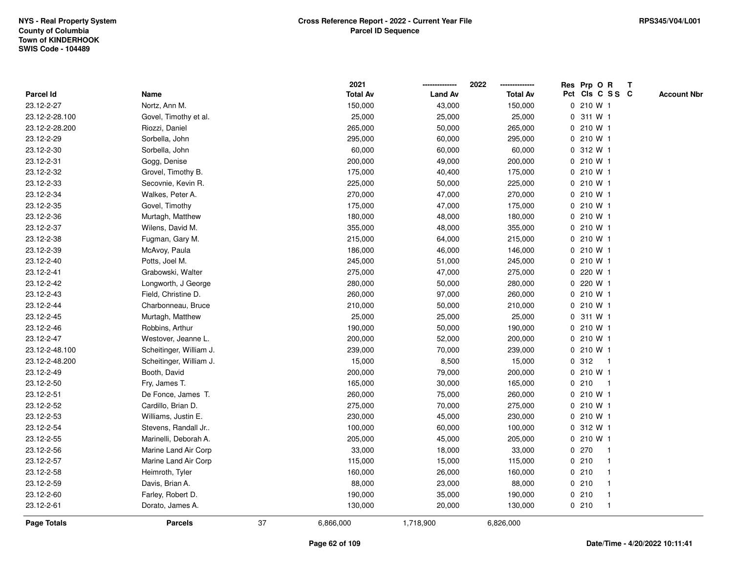NYS - Real Property System
County of Columbia
Town of KINDERHOOK
SWIS Code - 104489

**Cross Reference Report - 2022 - Current Year File**
**Parcel ID Sequence**

RPS345/V04/L001

| Parcel Id | Name | 2021 Total Av | 2022 Land Av | 2022 Total Av | Res Pct | Prp Cls | O C | R S S | T C | Account Nbr |
|---|---|---|---|---|---|---|---|---|---|---|
| 23.12-2-27 | Nortz, Ann M. | 150,000 | 43,000 | 150,000 | 0 | 210 | W | 1 | | |
| 23.12-2-28.100 | Govel, Timothy et al. | 25,000 | 25,000 | 25,000 | 0 | 311 | W | 1 | | |
| 23.12-2-28.200 | Riozzi, Daniel | 265,000 | 50,000 | 265,000 | 0 | 210 | W | 1 | | |
| 23.12-2-29 | Sorbella, John | 295,000 | 60,000 | 295,000 | 0 | 210 | W | 1 | | |
| 23.12-2-30 | Sorbella, John | 60,000 | 60,000 | 60,000 | 0 | 312 | W | 1 | | |
| 23.12-2-31 | Gogg, Denise | 200,000 | 49,000 | 200,000 | 0 | 210 | W | 1 | | |
| 23.12-2-32 | Grovel, Timothy B. | 175,000 | 40,400 | 175,000 | 0 | 210 | W | 1 | | |
| 23.12-2-33 | Secovnie, Kevin R. | 225,000 | 50,000 | 225,000 | 0 | 210 | W | 1 | | |
| 23.12-2-34 | Walkes, Peter A. | 270,000 | 47,000 | 270,000 | 0 | 210 | W | 1 | | |
| 23.12-2-35 | Govel, Timothy | 175,000 | 47,000 | 175,000 | 0 | 210 | W | 1 | | |
| 23.12-2-36 | Murtagh, Matthew | 180,000 | 48,000 | 180,000 | 0 | 210 | W | 1 | | |
| 23.12-2-37 | Wilens, David M. | 355,000 | 48,000 | 355,000 | 0 | 210 | W | 1 | | |
| 23.12-2-38 | Fugman, Gary M. | 215,000 | 64,000 | 215,000 | 0 | 210 | W | 1 | | |
| 23.12-2-39 | McAvoy, Paula | 186,000 | 46,000 | 146,000 | 0 | 210 | W | 1 | | |
| 23.12-2-40 | Potts, Joel M. | 245,000 | 51,000 | 245,000 | 0 | 210 | W | 1 | | |
| 23.12-2-41 | Grabowski, Walter | 275,000 | 47,000 | 275,000 | 0 | 220 | W | 1 | | |
| 23.12-2-42 | Longworth, J George | 280,000 | 50,000 | 280,000 | 0 | 220 | W | 1 | | |
| 23.12-2-43 | Field, Christine D. | 260,000 | 97,000 | 260,000 | 0 | 210 | W | 1 | | |
| 23.12-2-44 | Charbonneau, Bruce | 210,000 | 50,000 | 210,000 | 0 | 210 | W | 1 | | |
| 23.12-2-45 | Murtagh, Matthew | 25,000 | 25,000 | 25,000 | 0 | 311 | W | 1 | | |
| 23.12-2-46 | Robbins, Arthur | 190,000 | 50,000 | 190,000 | 0 | 210 | W | 1 | | |
| 23.12-2-47 | Westover, Jeanne L. | 200,000 | 52,000 | 200,000 | 0 | 210 | W | 1 | | |
| 23.12-2-48.100 | Scheitinger, William J. | 239,000 | 70,000 | 239,000 | 0 | 210 | W | 1 | | |
| 23.12-2-48.200 | Scheitinger, William J. | 15,000 | 8,500 | 15,000 | 0 | 312 | | 1 | | |
| 23.12-2-49 | Booth, David | 200,000 | 79,000 | 200,000 | 0 | 210 | W | 1 | | |
| 23.12-2-50 | Fry, James T. | 165,000 | 30,000 | 165,000 | 0 | 210 | | 1 | | |
| 23.12-2-51 | De Fonce, James T. | 260,000 | 75,000 | 260,000 | 0 | 210 | W | 1 | | |
| 23.12-2-52 | Cardillo, Brian D. | 275,000 | 70,000 | 275,000 | 0 | 210 | W | 1 | | |
| 23.12-2-53 | Williams, Justin E. | 230,000 | 45,000 | 230,000 | 0 | 210 | W | 1 | | |
| 23.12-2-54 | Stevens, Randall Jr.. | 100,000 | 60,000 | 100,000 | 0 | 312 | W | 1 | | |
| 23.12-2-55 | Marinelli, Deborah A. | 205,000 | 45,000 | 205,000 | 0 | 210 | W | 1 | | |
| 23.12-2-56 | Marine Land Air Corp | 33,000 | 18,000 | 33,000 | 0 | 270 | | 1 | | |
| 23.12-2-57 | Marine Land Air Corp | 115,000 | 15,000 | 115,000 | 0 | 210 | | 1 | | |
| 23.12-2-58 | Heimroth, Tyler | 160,000 | 26,000 | 160,000 | 0 | 210 | | 1 | | |
| 23.12-2-59 | Davis, Brian A. | 88,000 | 23,000 | 88,000 | 0 | 210 | | 1 | | |
| 23.12-2-60 | Farley, Robert D. | 190,000 | 35,000 | 190,000 | 0 | 210 | | 1 | | |
| 23.12-2-61 | Dorato, James A. | 130,000 | 20,000 | 130,000 | 0 | 210 | | 1 | | |
| **Page Totals** | **Parcels** 37 | 6,866,000 | 1,718,900 | 6,826,000 | | | | | | |

Date/Time - 4/20/2022 10:11:41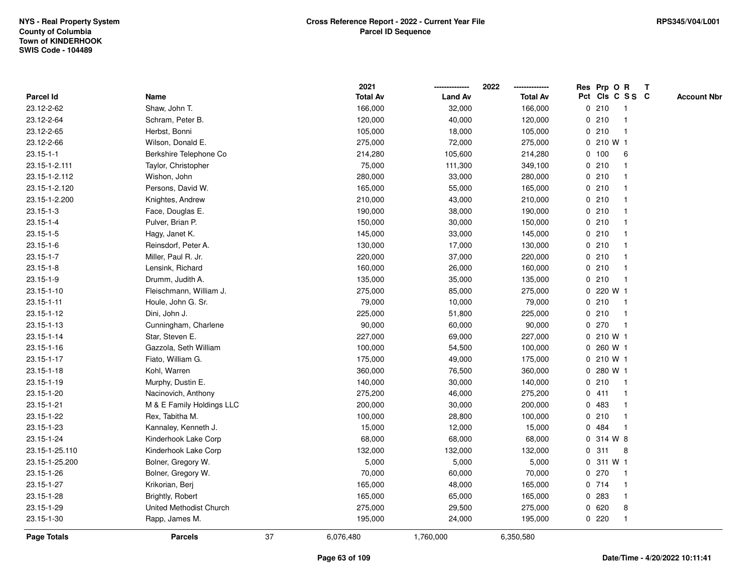NYS - Real Property System
County of Columbia
Town of KINDERHOOK
SWIS Code - 104489

**Cross Reference Report - 2022 - Current Year File**
**Parcel ID Sequence**

RPS345/V04/L001

| Parcel Id | Name | 2021 Total Av | 2022 Land Av | 2022 Total Av | Res Pct | Prp Cls | O C | R S S | T C | Account Nbr |
|---|---|---|---|---|---|---|---|---|---|---|
| 23.12-2-62 | Shaw, John T. | 166,000 | 32,000 | 166,000 | 0 | 210 | | 1 | | |
| 23.12-2-64 | Schram, Peter B. | 120,000 | 40,000 | 120,000 | 0 | 210 | | 1 | | |
| 23.12-2-65 | Herbst, Bonni | 105,000 | 18,000 | 105,000 | 0 | 210 | | 1 | | |
| 23.12-2-66 | Wilson, Donald E. | 275,000 | 72,000 | 275,000 | 0 | 210 | W | 1 | | |
| 23.15-1-1 | Berkshire Telephone Co | 214,280 | 105,600 | 214,280 | 0 | 100 | | 6 | | |
| 23.15-1-2.111 | Taylor, Christopher | 75,000 | 111,300 | 349,100 | 0 | 210 | | 1 | | |
| 23.15-1-2.112 | Wishon, John | 280,000 | 33,000 | 280,000 | 0 | 210 | | 1 | | |
| 23.15-1-2.120 | Persons, David W. | 165,000 | 55,000 | 165,000 | 0 | 210 | | 1 | | |
| 23.15-1-2.200 | Knightes, Andrew | 210,000 | 43,000 | 210,000 | 0 | 210 | | 1 | | |
| 23.15-1-3 | Face, Douglas E. | 190,000 | 38,000 | 190,000 | 0 | 210 | | 1 | | |
| 23.15-1-4 | Pulver, Brian P. | 150,000 | 30,000 | 150,000 | 0 | 210 | | 1 | | |
| 23.15-1-5 | Hagy, Janet K. | 145,000 | 33,000 | 145,000 | 0 | 210 | | 1 | | |
| 23.15-1-6 | Reinsdorf, Peter A. | 130,000 | 17,000 | 130,000 | 0 | 210 | | 1 | | |
| 23.15-1-7 | Miller, Paul R. Jr. | 220,000 | 37,000 | 220,000 | 0 | 210 | | 1 | | |
| 23.15-1-8 | Lensink, Richard | 160,000 | 26,000 | 160,000 | 0 | 210 | | 1 | | |
| 23.15-1-9 | Drumm, Judith A. | 135,000 | 35,000 | 135,000 | 0 | 210 | | 1 | | |
| 23.15-1-10 | Fleischmann, William J. | 275,000 | 85,000 | 275,000 | 0 | 220 | W | 1 | | |
| 23.15-1-11 | Houle, John G. Sr. | 79,000 | 10,000 | 79,000 | 0 | 210 | | 1 | | |
| 23.15-1-12 | Dini, John J. | 225,000 | 51,800 | 225,000 | 0 | 210 | | 1 | | |
| 23.15-1-13 | Cunningham, Charlene | 90,000 | 60,000 | 90,000 | 0 | 270 | | 1 | | |
| 23.15-1-14 | Star, Steven E. | 227,000 | 69,000 | 227,000 | 0 | 210 | W | 1 | | |
| 23.15-1-16 | Gazzola, Seth William | 100,000 | 54,500 | 100,000 | 0 | 260 | W | 1 | | |
| 23.15-1-17 | Fiato, William G. | 175,000 | 49,000 | 175,000 | 0 | 210 | W | 1 | | |
| 23.15-1-18 | Kohl, Warren | 360,000 | 76,500 | 360,000 | 0 | 280 | W | 1 | | |
| 23.15-1-19 | Murphy, Dustin E. | 140,000 | 30,000 | 140,000 | 0 | 210 | | 1 | | |
| 23.15-1-20 | Nacinovich, Anthony | 275,200 | 46,000 | 275,200 | 0 | 411 | | 1 | | |
| 23.15-1-21 | M & E Family Holdings LLC | 200,000 | 30,000 | 200,000 | 0 | 483 | | 1 | | |
| 23.15-1-22 | Rex, Tabitha M. | 100,000 | 28,800 | 100,000 | 0 | 210 | | 1 | | |
| 23.15-1-23 | Kannaley, Kenneth J. | 15,000 | 12,000 | 15,000 | 0 | 484 | | 1 | | |
| 23.15-1-24 | Kinderhook Lake Corp | 68,000 | 68,000 | 68,000 | 0 | 314 | W | 8 | | |
| 23.15-1-25.110 | Kinderhook Lake Corp | 132,000 | 132,000 | 132,000 | 0 | 311 | | 8 | | |
| 23.15-1-25.200 | Bolner, Gregory W. | 5,000 | 5,000 | 5,000 | 0 | 311 | W | 1 | | |
| 23.15-1-26 | Bolner, Gregory W. | 70,000 | 60,000 | 70,000 | 0 | 270 | | 1 | | |
| 23.15-1-27 | Krikorian, Berj | 165,000 | 48,000 | 165,000 | 0 | 714 | | 1 | | |
| 23.15-1-28 | Brightly, Robert | 165,000 | 65,000 | 165,000 | 0 | 283 | | 1 | | |
| 23.15-1-29 | United Methodist Church | 275,000 | 29,500 | 275,000 | 0 | 620 | | 8 | | |
| 23.15-1-30 | Rapp, James M. | 195,000 | 24,000 | 195,000 | 0 | 220 | | 1 | | |
| **Page Totals** | **Parcels** 37 | 6,076,480 | 1,760,000 | 6,350,580 | | | | | | |

Date/Time - 4/20/2022 10:11:41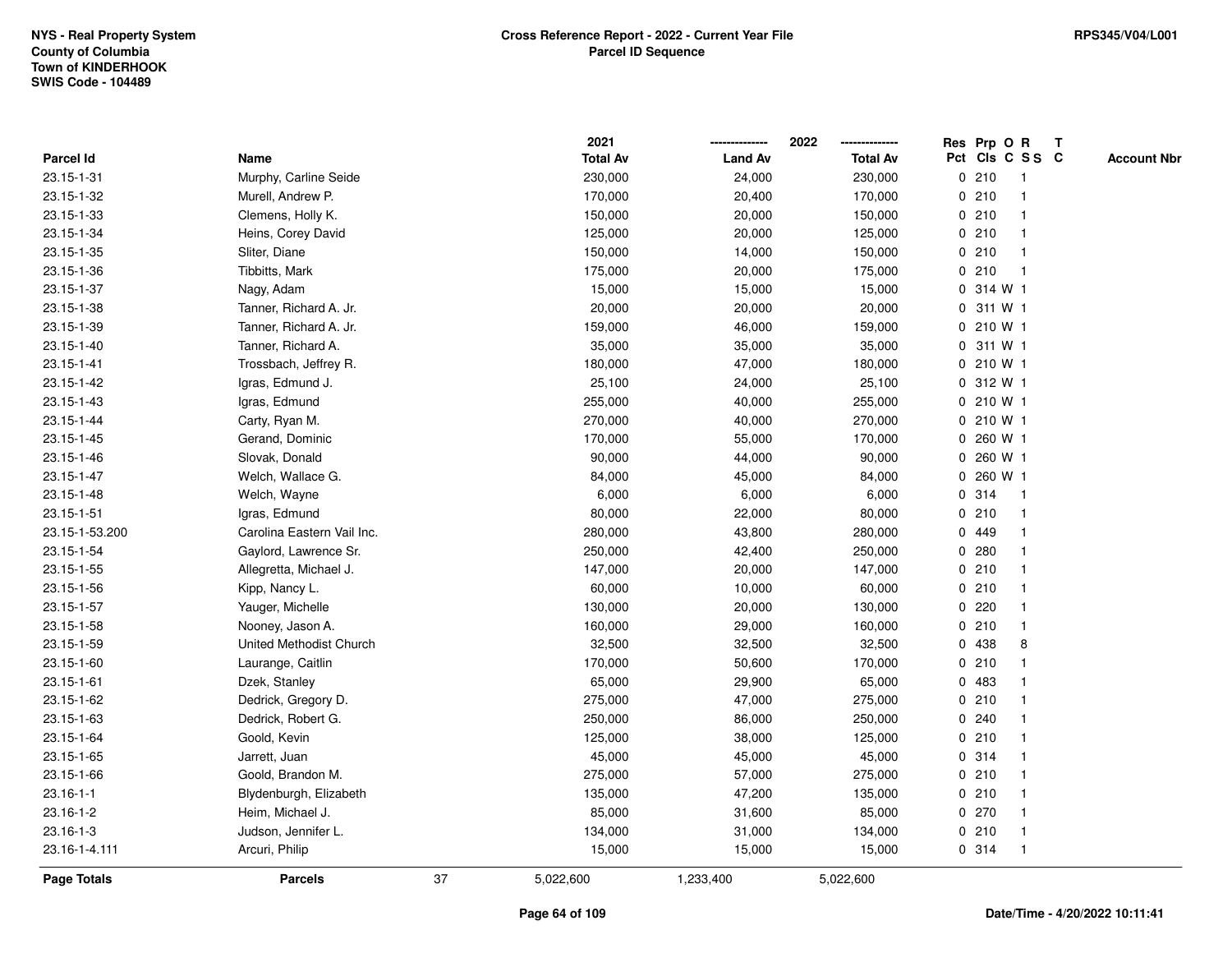NYS - Real Property System
County of Columbia
Town of KINDERHOOK
SWIS Code - 104489

**Cross Reference Report - 2022 - Current Year File**
**Parcel ID Sequence**

RPS345/V04/L001

| Parcel Id | Name | 2021 Total Av | 2022 Land Av | 2022 Total Av | Res Pct | Prp Cls | O C | R SS | T C | Account Nbr |
|---|---|---|---|---|---|---|---|---|---|---|
| 23.15-1-31 | Murphy, Carline Seide | 230,000 | 24,000 | 230,000 | 0 | 210 | | 1 | | |
| 23.15-1-32 | Murell, Andrew P. | 170,000 | 20,400 | 170,000 | 0 | 210 | | 1 | | |
| 23.15-1-33 | Clemens, Holly K. | 150,000 | 20,000 | 150,000 | 0 | 210 | | 1 | | |
| 23.15-1-34 | Heins, Corey David | 125,000 | 20,000 | 125,000 | 0 | 210 | | 1 | | |
| 23.15-1-35 | Sliter, Diane | 150,000 | 14,000 | 150,000 | 0 | 210 | | 1 | | |
| 23.15-1-36 | Tibbitts, Mark | 175,000 | 20,000 | 175,000 | 0 | 210 | | 1 | | |
| 23.15-1-37 | Nagy, Adam | 15,000 | 15,000 | 15,000 | 0 | 314 | W | 1 | | |
| 23.15-1-38 | Tanner, Richard A. Jr. | 20,000 | 20,000 | 20,000 | 0 | 311 | W | 1 | | |
| 23.15-1-39 | Tanner, Richard A. Jr. | 159,000 | 46,000 | 159,000 | 0 | 210 | W | 1 | | |
| 23.15-1-40 | Tanner, Richard A. | 35,000 | 35,000 | 35,000 | 0 | 311 | W | 1 | | |
| 23.15-1-41 | Trossbach, Jeffrey R. | 180,000 | 47,000 | 180,000 | 0 | 210 | W | 1 | | |
| 23.15-1-42 | Igras, Edmund J. | 25,100 | 24,000 | 25,100 | 0 | 312 | W | 1 | | |
| 23.15-1-43 | Igras, Edmund | 255,000 | 40,000 | 255,000 | 0 | 210 | W | 1 | | |
| 23.15-1-44 | Carty, Ryan M. | 270,000 | 40,000 | 270,000 | 0 | 210 | W | 1 | | |
| 23.15-1-45 | Gerand, Dominic | 170,000 | 55,000 | 170,000 | 0 | 260 | W | 1 | | |
| 23.15-1-46 | Slovak, Donald | 90,000 | 44,000 | 90,000 | 0 | 260 | W | 1 | | |
| 23.15-1-47 | Welch, Wallace G. | 84,000 | 45,000 | 84,000 | 0 | 260 | W | 1 | | |
| 23.15-1-48 | Welch, Wayne | 6,000 | 6,000 | 6,000 | 0 | 314 | | 1 | | |
| 23.15-1-51 | Igras, Edmund | 80,000 | 22,000 | 80,000 | 0 | 210 | | 1 | | |
| 23.15-1-53.200 | Carolina Eastern Vail Inc. | 280,000 | 43,800 | 280,000 | 0 | 449 | | 1 | | |
| 23.15-1-54 | Gaylord, Lawrence Sr. | 250,000 | 42,400 | 250,000 | 0 | 280 | | 1 | | |
| 23.15-1-55 | Allegretta, Michael J. | 147,000 | 20,000 | 147,000 | 0 | 210 | | 1 | | |
| 23.15-1-56 | Kipp, Nancy L. | 60,000 | 10,000 | 60,000 | 0 | 210 | | 1 | | |
| 23.15-1-57 | Yauger, Michelle | 130,000 | 20,000 | 130,000 | 0 | 220 | | 1 | | |
| 23.15-1-58 | Nooney, Jason A. | 160,000 | 29,000 | 160,000 | 0 | 210 | | 1 | | |
| 23.15-1-59 | United Methodist Church | 32,500 | 32,500 | 32,500 | 0 | 438 | | 8 | | |
| 23.15-1-60 | Laurange, Caitlin | 170,000 | 50,600 | 170,000 | 0 | 210 | | 1 | | |
| 23.15-1-61 | Dzek, Stanley | 65,000 | 29,900 | 65,000 | 0 | 483 | | 1 | | |
| 23.15-1-62 | Dedrick, Gregory D. | 275,000 | 47,000 | 275,000 | 0 | 210 | | 1 | | |
| 23.15-1-63 | Dedrick, Robert G. | 250,000 | 86,000 | 250,000 | 0 | 240 | | 1 | | |
| 23.15-1-64 | Goold, Kevin | 125,000 | 38,000 | 125,000 | 0 | 210 | | 1 | | |
| 23.15-1-65 | Jarrett, Juan | 45,000 | 45,000 | 45,000 | 0 | 314 | | 1 | | |
| 23.15-1-66 | Goold, Brandon M. | 275,000 | 57,000 | 275,000 | 0 | 210 | | 1 | | |
| 23.16-1-1 | Blydenburgh, Elizabeth | 135,000 | 47,200 | 135,000 | 0 | 210 | | 1 | | |
| 23.16-1-2 | Heim, Michael J. | 85,000 | 31,600 | 85,000 | 0 | 270 | | 1 | | |
| 23.16-1-3 | Judson, Jennifer L. | 134,000 | 31,000 | 134,000 | 0 | 210 | | 1 | | |
| 23.16-1-4.111 | Arcuri, Philip | 15,000 | 15,000 | 15,000 | 0 | 314 | | 1 | | |
| **Page Totals** | **Parcels** 37 | 5,022,600 | 1,233,400 | 5,022,600 | | | | | | |

**Date/Time - 4/20/2022 10:11:41**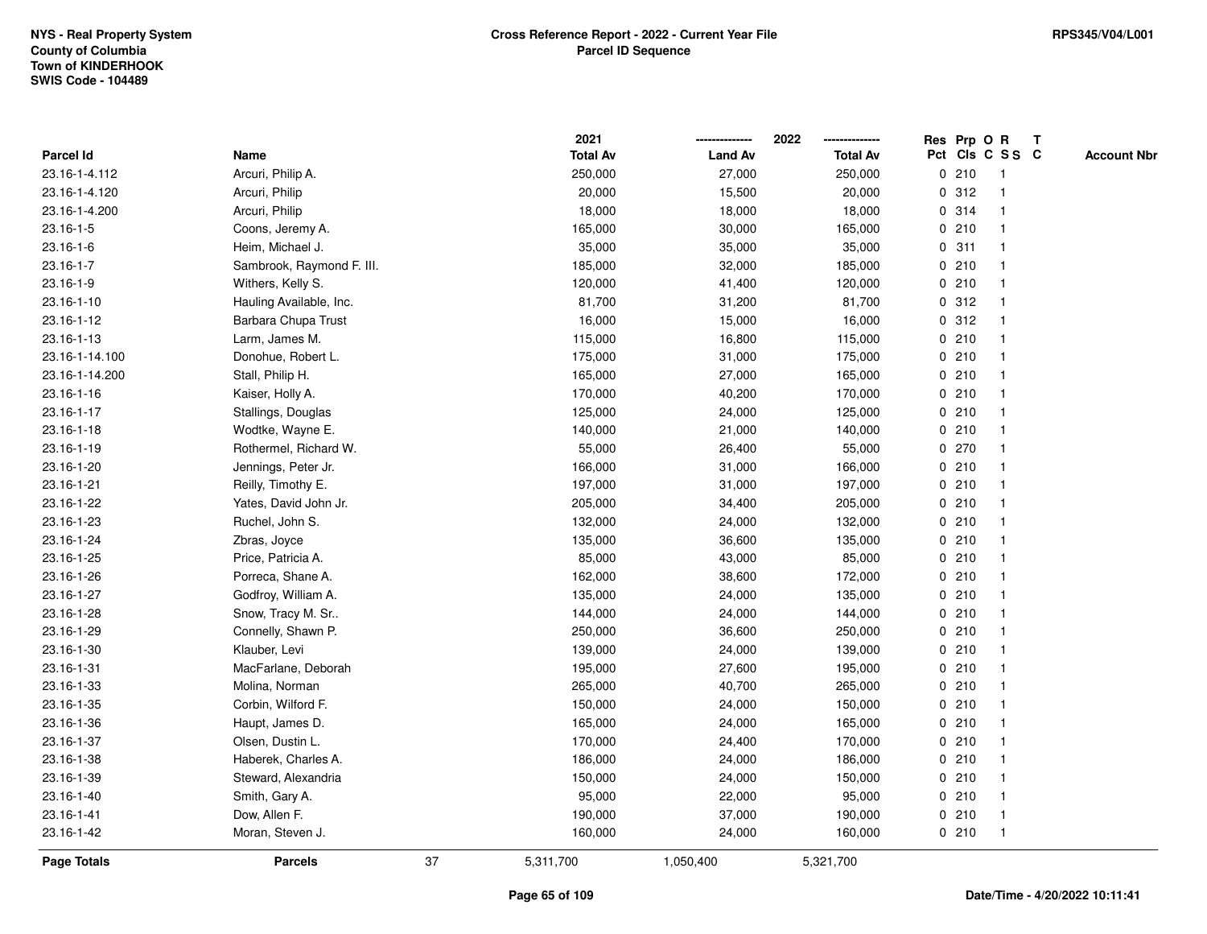NYS - Real Property System
County of Columbia
Town of KINDERHOOK
SWIS Code - 104489

**Cross Reference Report - 2022 - Current Year File**
**Parcel ID Sequence**

RPS345/V04/L001

| Parcel Id | Name | 2021 Total Av | 2022 Land Av | 2022 Total Av | Res Pct | Prp Cls | O C | R S S | T C | Account Nbr |
|---|---|---|---|---|---|---|---|---|---|---|
| 23.16-1-4.112 | Arcuri, Philip A. | 250,000 | 27,000 | 250,000 | 0 | 210 | | 1 | | |
| 23.16-1-4.120 | Arcuri, Philip | 20,000 | 15,500 | 20,000 | 0 | 312 | | 1 | | |
| 23.16-1-4.200 | Arcuri, Philip | 18,000 | 18,000 | 18,000 | 0 | 314 | | 1 | | |
| 23.16-1-5 | Coons, Jeremy A. | 165,000 | 30,000 | 165,000 | 0 | 210 | | 1 | | |
| 23.16-1-6 | Heim, Michael J. | 35,000 | 35,000 | 35,000 | 0 | 311 | | 1 | | |
| 23.16-1-7 | Sambrook, Raymond F. III. | 185,000 | 32,000 | 185,000 | 0 | 210 | | 1 | | |
| 23.16-1-9 | Withers, Kelly S. | 120,000 | 41,400 | 120,000 | 0 | 210 | | 1 | | |
| 23.16-1-10 | Hauling Available, Inc. | 81,700 | 31,200 | 81,700 | 0 | 312 | | 1 | | |
| 23.16-1-12 | Barbara Chupa Trust | 16,000 | 15,000 | 16,000 | 0 | 312 | | 1 | | |
| 23.16-1-13 | Larm, James M. | 115,000 | 16,800 | 115,000 | 0 | 210 | | 1 | | |
| 23.16-1-14.100 | Donohue, Robert L. | 175,000 | 31,000 | 175,000 | 0 | 210 | | 1 | | |
| 23.16-1-14.200 | Stall, Philip H. | 165,000 | 27,000 | 165,000 | 0 | 210 | | 1 | | |
| 23.16-1-16 | Kaiser, Holly A. | 170,000 | 40,200 | 170,000 | 0 | 210 | | 1 | | |
| 23.16-1-17 | Stallings, Douglas | 125,000 | 24,000 | 125,000 | 0 | 210 | | 1 | | |
| 23.16-1-18 | Wodtke, Wayne E. | 140,000 | 21,000 | 140,000 | 0 | 210 | | 1 | | |
| 23.16-1-19 | Rothermel, Richard W. | 55,000 | 26,400 | 55,000 | 0 | 270 | | 1 | | |
| 23.16-1-20 | Jennings, Peter Jr. | 166,000 | 31,000 | 166,000 | 0 | 210 | | 1 | | |
| 23.16-1-21 | Reilly, Timothy E. | 197,000 | 31,000 | 197,000 | 0 | 210 | | 1 | | |
| 23.16-1-22 | Yates, David John Jr. | 205,000 | 34,400 | 205,000 | 0 | 210 | | 1 | | |
| 23.16-1-23 | Ruchel, John S. | 132,000 | 24,000 | 132,000 | 0 | 210 | | 1 | | |
| 23.16-1-24 | Zbras, Joyce | 135,000 | 36,600 | 135,000 | 0 | 210 | | 1 | | |
| 23.16-1-25 | Price, Patricia A. | 85,000 | 43,000 | 85,000 | 0 | 210 | | 1 | | |
| 23.16-1-26 | Porreca, Shane A. | 162,000 | 38,600 | 172,000 | 0 | 210 | | 1 | | |
| 23.16-1-27 | Godfroy, William A. | 135,000 | 24,000 | 135,000 | 0 | 210 | | 1 | | |
| 23.16-1-28 | Snow, Tracy M. Sr.. | 144,000 | 24,000 | 144,000 | 0 | 210 | | 1 | | |
| 23.16-1-29 | Connelly, Shawn P. | 250,000 | 36,600 | 250,000 | 0 | 210 | | 1 | | |
| 23.16-1-30 | Klauber, Levi | 139,000 | 24,000 | 139,000 | 0 | 210 | | 1 | | |
| 23.16-1-31 | MacFarlane, Deborah | 195,000 | 27,600 | 195,000 | 0 | 210 | | 1 | | |
| 23.16-1-33 | Molina, Norman | 265,000 | 40,700 | 265,000 | 0 | 210 | | 1 | | |
| 23.16-1-35 | Corbin, Wilford F. | 150,000 | 24,000 | 150,000 | 0 | 210 | | 1 | | |
| 23.16-1-36 | Haupt, James D. | 165,000 | 24,000 | 165,000 | 0 | 210 | | 1 | | |
| 23.16-1-37 | Olsen, Dustin L. | 170,000 | 24,400 | 170,000 | 0 | 210 | | 1 | | |
| 23.16-1-38 | Haberek, Charles A. | 186,000 | 24,000 | 186,000 | 0 | 210 | | 1 | | |
| 23.16-1-39 | Steward, Alexandria | 150,000 | 24,000 | 150,000 | 0 | 210 | | 1 | | |
| 23.16-1-40 | Smith, Gary A. | 95,000 | 22,000 | 95,000 | 0 | 210 | | 1 | | |
| 23.16-1-41 | Dow, Allen F. | 190,000 | 37,000 | 190,000 | 0 | 210 | | 1 | | |
| 23.16-1-42 | Moran, Steven J. | 160,000 | 24,000 | 160,000 | 0 | 210 | | 1 | | |
| **Page Totals** | **Parcels** 37 | 5,311,700 | 1,050,400 | 5,321,700 | | | | | | |

Date/Time - 4/20/2022 10:11:41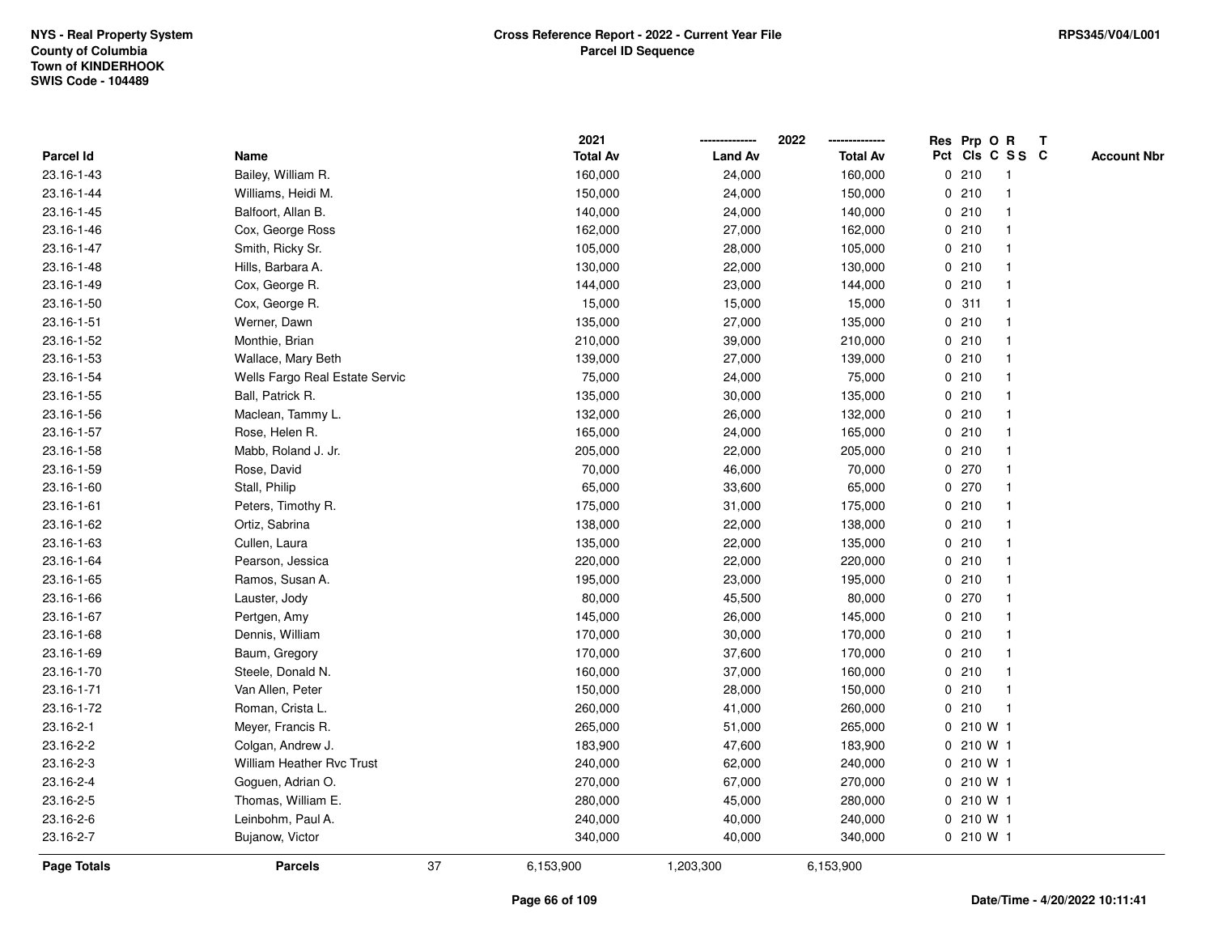NYS - Real Property System
County of Columbia
Town of KINDERHOOK
SWIS Code - 104489

**Cross Reference Report - 2022 - Current Year File**
**Parcel ID Sequence**

RPS345/V04/L001

| Parcel Id | Name | 2021 Total Av | 2022 Land Av | 2022 Total Av | Res Pct | Prp Cls | O C | R S S | T C | Account Nbr |
|---|---|---|---|---|---|---|---|---|---|---|
| 23.16-1-43 | Bailey, William R. | 160,000 | 24,000 | 160,000 | 0 | 210 | | 1 | | |
| 23.16-1-44 | Williams, Heidi M. | 150,000 | 24,000 | 150,000 | 0 | 210 | | 1 | | |
| 23.16-1-45 | Balfoort, Allan B. | 140,000 | 24,000 | 140,000 | 0 | 210 | | 1 | | |
| 23.16-1-46 | Cox, George Ross | 162,000 | 27,000 | 162,000 | 0 | 210 | | 1 | | |
| 23.16-1-47 | Smith, Ricky Sr. | 105,000 | 28,000 | 105,000 | 0 | 210 | | 1 | | |
| 23.16-1-48 | Hills, Barbara A. | 130,000 | 22,000 | 130,000 | 0 | 210 | | 1 | | |
| 23.16-1-49 | Cox, George R. | 144,000 | 23,000 | 144,000 | 0 | 210 | | 1 | | |
| 23.16-1-50 | Cox, George R. | 15,000 | 15,000 | 15,000 | 0 | 311 | | 1 | | |
| 23.16-1-51 | Werner, Dawn | 135,000 | 27,000 | 135,000 | 0 | 210 | | 1 | | |
| 23.16-1-52 | Monthie, Brian | 210,000 | 39,000 | 210,000 | 0 | 210 | | 1 | | |
| 23.16-1-53 | Wallace, Mary Beth | 139,000 | 27,000 | 139,000 | 0 | 210 | | 1 | | |
| 23.16-1-54 | Wells Fargo Real Estate Servic | 75,000 | 24,000 | 75,000 | 0 | 210 | | 1 | | |
| 23.16-1-55 | Ball, Patrick R. | 135,000 | 30,000 | 135,000 | 0 | 210 | | 1 | | |
| 23.16-1-56 | Maclean, Tammy L. | 132,000 | 26,000 | 132,000 | 0 | 210 | | 1 | | |
| 23.16-1-57 | Rose, Helen R. | 165,000 | 24,000 | 165,000 | 0 | 210 | | 1 | | |
| 23.16-1-58 | Mabb, Roland J. Jr. | 205,000 | 22,000 | 205,000 | 0 | 210 | | 1 | | |
| 23.16-1-59 | Rose, David | 70,000 | 46,000 | 70,000 | 0 | 270 | | 1 | | |
| 23.16-1-60 | Stall, Philip | 65,000 | 33,600 | 65,000 | 0 | 270 | | 1 | | |
| 23.16-1-61 | Peters, Timothy R. | 175,000 | 31,000 | 175,000 | 0 | 210 | | 1 | | |
| 23.16-1-62 | Ortiz, Sabrina | 138,000 | 22,000 | 138,000 | 0 | 210 | | 1 | | |
| 23.16-1-63 | Cullen, Laura | 135,000 | 22,000 | 135,000 | 0 | 210 | | 1 | | |
| 23.16-1-64 | Pearson, Jessica | 220,000 | 22,000 | 220,000 | 0 | 210 | | 1 | | |
| 23.16-1-65 | Ramos, Susan A. | 195,000 | 23,000 | 195,000 | 0 | 210 | | 1 | | |
| 23.16-1-66 | Lauster, Jody | 80,000 | 45,500 | 80,000 | 0 | 270 | | 1 | | |
| 23.16-1-67 | Pertgen, Amy | 145,000 | 26,000 | 145,000 | 0 | 210 | | 1 | | |
| 23.16-1-68 | Dennis, William | 170,000 | 30,000 | 170,000 | 0 | 210 | | 1 | | |
| 23.16-1-69 | Baum, Gregory | 170,000 | 37,600 | 170,000 | 0 | 210 | | 1 | | |
| 23.16-1-70 | Steele, Donald N. | 160,000 | 37,000 | 160,000 | 0 | 210 | | 1 | | |
| 23.16-1-71 | Van Allen, Peter | 150,000 | 28,000 | 150,000 | 0 | 210 | | 1 | | |
| 23.16-1-72 | Roman, Crista L. | 260,000 | 41,000 | 260,000 | 0 | 210 | | 1 | | |
| 23.16-2-1 | Meyer, Francis R. | 265,000 | 51,000 | 265,000 | 0 | 210 | W | 1 | | |
| 23.16-2-2 | Colgan, Andrew J. | 183,900 | 47,600 | 183,900 | 0 | 210 | W | 1 | | |
| 23.16-2-3 | William Heather Rvc Trust | 240,000 | 62,000 | 240,000 | 0 | 210 | W | 1 | | |
| 23.16-2-4 | Goguen, Adrian O. | 270,000 | 67,000 | 270,000 | 0 | 210 | W | 1 | | |
| 23.16-2-5 | Thomas, William E. | 280,000 | 45,000 | 280,000 | 0 | 210 | W | 1 | | |
| 23.16-2-6 | Leinbohm, Paul A. | 240,000 | 40,000 | 240,000 | 0 | 210 | W | 1 | | |
| 23.16-2-7 | Bujanow, Victor | 340,000 | 40,000 | 340,000 | 0 | 210 | W | 1 | | |
| **Page Totals** | **Parcels** 37 | 6,153,900 | 1,203,300 | 6,153,900 | | | | | | |

Date/Time - 4/20/2022 10:11:41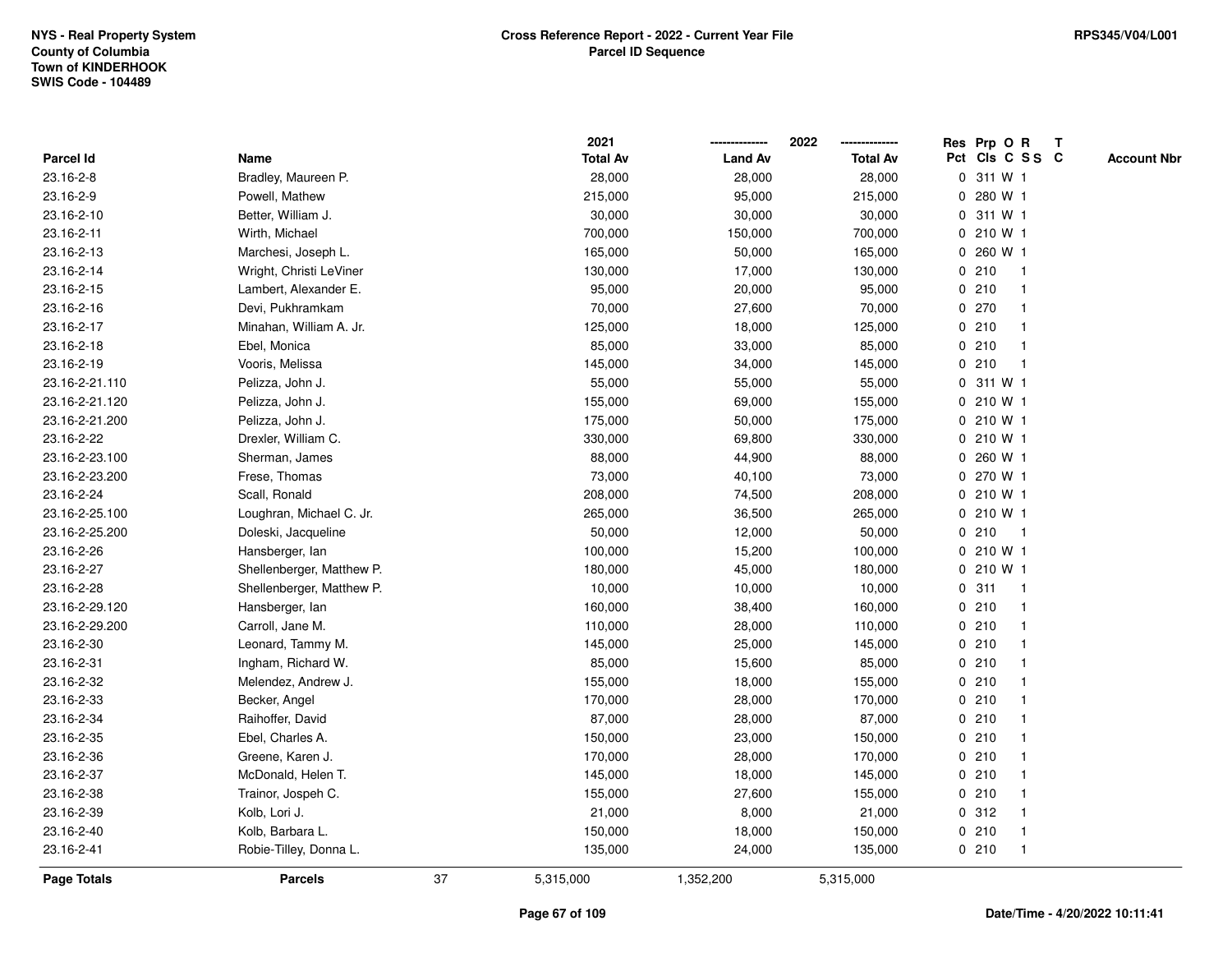NYS - Real Property System
County of Columbia
Town of KINDERHOOK
SWIS Code - 104489

**Cross Reference Report - 2022 - Current Year File**
**Parcel ID Sequence**

RPS345/V04/L001

| Parcel Id | Name | 2021 Total Av | 2022 Land Av | 2022 Total Av | Res Pct | Prp Cls | O C | R S S | T C | Account Nbr |
|---|---|---|---|---|---|---|---|---|---|---|
| 23.16-2-8 | Bradley, Maureen P. | 28,000 | 28,000 | 28,000 | 0 | 311 | W | 1 | | |
| 23.16-2-9 | Powell, Mathew | 215,000 | 95,000 | 215,000 | 0 | 280 | W | 1 | | |
| 23.16-2-10 | Better, William J. | 30,000 | 30,000 | 30,000 | 0 | 311 | W | 1 | | |
| 23.16-2-11 | Wirth, Michael | 700,000 | 150,000 | 700,000 | 0 | 210 | W | 1 | | |
| 23.16-2-13 | Marchesi, Joseph L. | 165,000 | 50,000 | 165,000 | 0 | 260 | W | 1 | | |
| 23.16-2-14 | Wright, Christi LeViner | 130,000 | 17,000 | 130,000 | 0 | 210 | | 1 | | |
| 23.16-2-15 | Lambert, Alexander E. | 95,000 | 20,000 | 95,000 | 0 | 210 | | 1 | | |
| 23.16-2-16 | Devi, Pukhramkam | 70,000 | 27,600 | 70,000 | 0 | 270 | | 1 | | |
| 23.16-2-17 | Minahan, William A. Jr. | 125,000 | 18,000 | 125,000 | 0 | 210 | | 1 | | |
| 23.16-2-18 | Ebel, Monica | 85,000 | 33,000 | 85,000 | 0 | 210 | | 1 | | |
| 23.16-2-19 | Vooris, Melissa | 145,000 | 34,000 | 145,000 | 0 | 210 | | 1 | | |
| 23.16-2-21.110 | Pelizza, John J. | 55,000 | 55,000 | 55,000 | 0 | 311 | W | 1 | | |
| 23.16-2-21.120 | Pelizza, John J. | 155,000 | 69,000 | 155,000 | 0 | 210 | W | 1 | | |
| 23.16-2-21.200 | Pelizza, John J. | 175,000 | 50,000 | 175,000 | 0 | 210 | W | 1 | | |
| 23.16-2-22 | Drexler, William C. | 330,000 | 69,800 | 330,000 | 0 | 210 | W | 1 | | |
| 23.16-2-23.100 | Sherman, James | 88,000 | 44,900 | 88,000 | 0 | 260 | W | 1 | | |
| 23.16-2-23.200 | Frese, Thomas | 73,000 | 40,100 | 73,000 | 0 | 270 | W | 1 | | |
| 23.16-2-24 | Scall, Ronald | 208,000 | 74,500 | 208,000 | 0 | 210 | W | 1 | | |
| 23.16-2-25.100 | Loughran, Michael C. Jr. | 265,000 | 36,500 | 265,000 | 0 | 210 | W | 1 | | |
| 23.16-2-25.200 | Doleski, Jacqueline | 50,000 | 12,000 | 50,000 | 0 | 210 | | 1 | | |
| 23.16-2-26 | Hansberger, Ian | 100,000 | 15,200 | 100,000 | 0 | 210 | W | 1 | | |
| 23.16-2-27 | Shellenberger, Matthew P. | 180,000 | 45,000 | 180,000 | 0 | 210 | W | 1 | | |
| 23.16-2-28 | Shellenberger, Matthew P. | 10,000 | 10,000 | 10,000 | 0 | 311 | | 1 | | |
| 23.16-2-29.120 | Hansberger, Ian | 160,000 | 38,400 | 160,000 | 0 | 210 | | 1 | | |
| 23.16-2-29.200 | Carroll, Jane M. | 110,000 | 28,000 | 110,000 | 0 | 210 | | 1 | | |
| 23.16-2-30 | Leonard, Tammy M. | 145,000 | 25,000 | 145,000 | 0 | 210 | | 1 | | |
| 23.16-2-31 | Ingham, Richard W. | 85,000 | 15,600 | 85,000 | 0 | 210 | | 1 | | |
| 23.16-2-32 | Melendez, Andrew J. | 155,000 | 18,000 | 155,000 | 0 | 210 | | 1 | | |
| 23.16-2-33 | Becker, Angel | 170,000 | 28,000 | 170,000 | 0 | 210 | | 1 | | |
| 23.16-2-34 | Raihoffer, David | 87,000 | 28,000 | 87,000 | 0 | 210 | | 1 | | |
| 23.16-2-35 | Ebel, Charles A. | 150,000 | 23,000 | 150,000 | 0 | 210 | | 1 | | |
| 23.16-2-36 | Greene, Karen J. | 170,000 | 28,000 | 170,000 | 0 | 210 | | 1 | | |
| 23.16-2-37 | McDonald, Helen T. | 145,000 | 18,000 | 145,000 | 0 | 210 | | 1 | | |
| 23.16-2-38 | Trainor, Jospeh C. | 155,000 | 27,600 | 155,000 | 0 | 210 | | 1 | | |
| 23.16-2-39 | Kolb, Lori J. | 21,000 | 8,000 | 21,000 | 0 | 312 | | 1 | | |
| 23.16-2-40 | Kolb, Barbara L. | 150,000 | 18,000 | 150,000 | 0 | 210 | | 1 | | |
| 23.16-2-41 | Robie-Tilley, Donna L. | 135,000 | 24,000 | 135,000 | 0 | 210 | | 1 | | |
| **Page Totals** | **Parcels** 37 | 5,315,000 | 1,352,200 | 5,315,000 | | | | | | |

Date/Time - 4/20/2022 10:11:41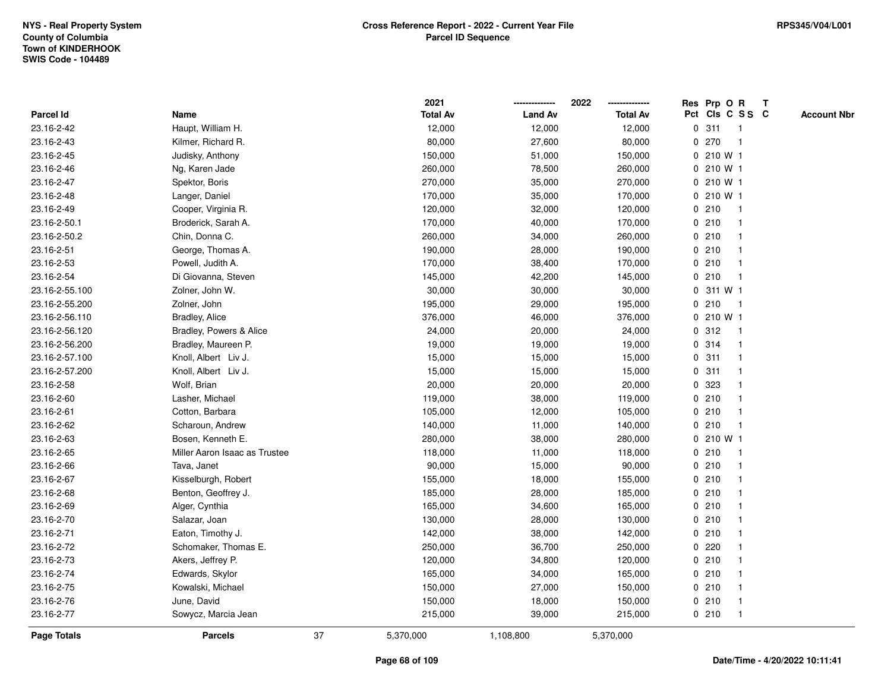NYS - Real Property System
County of Columbia
Town of KINDERHOOK
SWIS Code - 104489

**Cross Reference Report - 2022 - Current Year File**
**Parcel ID Sequence**

RPS345/V04/L001

| Parcel Id | Name | 2021 Total Av | 2022 Land Av | 2022 Total Av | Res Pct | Prp Cls | O C | R S S | T C | Account Nbr |
|---|---|---|---|---|---|---|---|---|---|---|
| 23.16-2-42 | Haupt, William H. | 12,000 | 12,000 | 12,000 | 0 | 311 | | 1 | | |
| 23.16-2-43 | Kilmer, Richard R. | 80,000 | 27,600 | 80,000 | 0 | 270 | | 1 | | |
| 23.16-2-45 | Judisky, Anthony | 150,000 | 51,000 | 150,000 | 0 | 210 | W | 1 | | |
| 23.16-2-46 | Ng, Karen Jade | 260,000 | 78,500 | 260,000 | 0 | 210 | W | 1 | | |
| 23.16-2-47 | Spektor, Boris | 270,000 | 35,000 | 270,000 | 0 | 210 | W | 1 | | |
| 23.16-2-48 | Langer, Daniel | 170,000 | 35,000 | 170,000 | 0 | 210 | W | 1 | | |
| 23.16-2-49 | Cooper, Virginia R. | 120,000 | 32,000 | 120,000 | 0 | 210 | | 1 | | |
| 23.16-2-50.1 | Broderick, Sarah A. | 170,000 | 40,000 | 170,000 | 0 | 210 | | 1 | | |
| 23.16-2-50.2 | Chin, Donna C. | 260,000 | 34,000 | 260,000 | 0 | 210 | | 1 | | |
| 23.16-2-51 | George, Thomas A. | 190,000 | 28,000 | 190,000 | 0 | 210 | | 1 | | |
| 23.16-2-53 | Powell, Judith A. | 170,000 | 38,400 | 170,000 | 0 | 210 | | 1 | | |
| 23.16-2-54 | Di Giovanna, Steven | 145,000 | 42,200 | 145,000 | 0 | 210 | | 1 | | |
| 23.16-2-55.100 | Zolner, John W. | 30,000 | 30,000 | 30,000 | 0 | 311 | W | 1 | | |
| 23.16-2-55.200 | Zolner, John | 195,000 | 29,000 | 195,000 | 0 | 210 | | 1 | | |
| 23.16-2-56.110 | Bradley, Alice | 376,000 | 46,000 | 376,000 | 0 | 210 | W | 1 | | |
| 23.16-2-56.120 | Bradley, Powers & Alice | 24,000 | 20,000 | 24,000 | 0 | 312 | | 1 | | |
| 23.16-2-56.200 | Bradley, Maureen P. | 19,000 | 19,000 | 19,000 | 0 | 314 | | 1 | | |
| 23.16-2-57.100 | Knoll, Albert Liv J. | 15,000 | 15,000 | 15,000 | 0 | 311 | | 1 | | |
| 23.16-2-57.200 | Knoll, Albert Liv J. | 15,000 | 15,000 | 15,000 | 0 | 311 | | 1 | | |
| 23.16-2-58 | Wolf, Brian | 20,000 | 20,000 | 20,000 | 0 | 323 | | 1 | | |
| 23.16-2-60 | Lasher, Michael | 119,000 | 38,000 | 119,000 | 0 | 210 | | 1 | | |
| 23.16-2-61 | Cotton, Barbara | 105,000 | 12,000 | 105,000 | 0 | 210 | | 1 | | |
| 23.16-2-62 | Scharoun, Andrew | 140,000 | 11,000 | 140,000 | 0 | 210 | | 1 | | |
| 23.16-2-63 | Bosen, Kenneth E. | 280,000 | 38,000 | 280,000 | 0 | 210 | W | 1 | | |
| 23.16-2-65 | Miller Aaron Isaac as Trustee | 118,000 | 11,000 | 118,000 | 0 | 210 | | 1 | | |
| 23.16-2-66 | Tava, Janet | 90,000 | 15,000 | 90,000 | 0 | 210 | | 1 | | |
| 23.16-2-67 | Kisselburgh, Robert | 155,000 | 18,000 | 155,000 | 0 | 210 | | 1 | | |
| 23.16-2-68 | Benton, Geoffrey J. | 185,000 | 28,000 | 185,000 | 0 | 210 | | 1 | | |
| 23.16-2-69 | Alger, Cynthia | 165,000 | 34,600 | 165,000 | 0 | 210 | | 1 | | |
| 23.16-2-70 | Salazar, Joan | 130,000 | 28,000 | 130,000 | 0 | 210 | | 1 | | |
| 23.16-2-71 | Eaton, Timothy J. | 142,000 | 38,000 | 142,000 | 0 | 210 | | 1 | | |
| 23.16-2-72 | Schomaker, Thomas E. | 250,000 | 36,700 | 250,000 | 0 | 220 | | 1 | | |
| 23.16-2-73 | Akers, Jeffrey P. | 120,000 | 34,800 | 120,000 | 0 | 210 | | 1 | | |
| 23.16-2-74 | Edwards, Skylor | 165,000 | 34,000 | 165,000 | 0 | 210 | | 1 | | |
| 23.16-2-75 | Kowalski, Michael | 150,000 | 27,000 | 150,000 | 0 | 210 | | 1 | | |
| 23.16-2-76 | June, David | 150,000 | 18,000 | 150,000 | 0 | 210 | | 1 | | |
| 23.16-2-77 | Sowycz, Marcia Jean | 215,000 | 39,000 | 215,000 | 0 | 210 | | 1 | | |
| **Page Totals** | **Parcels** 37 | 5,370,000 | 1,108,800 | 5,370,000 | | | | | | |

Date/Time - 4/20/2022 10:11:41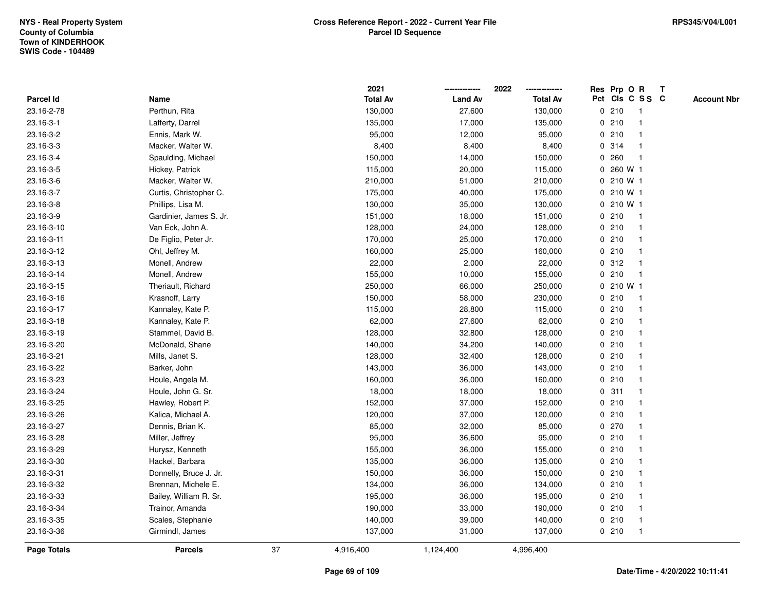NYS - Real Property System
County of Columbia
Town of KINDERHOOK
SWIS Code - 104489

**Cross Reference Report - 2022 - Current Year File**
**Parcel ID Sequence**

RPS345/V04/L001

| Parcel Id | Name | 2021 Total Av | 2022 Land Av | 2022 Total Av | Res Pct | Prp Cls | O C | R S S | T C | Account Nbr |
|---|---|---|---|---|---|---|---|---|---|---|
| 23.16-2-78 | Perthun, Rita | 130,000 | 27,600 | 130,000 | 0 | 210 | | 1 | | |
| 23.16-3-1 | Lafferty, Darrel | 135,000 | 17,000 | 135,000 | 0 | 210 | | 1 | | |
| 23.16-3-2 | Ennis, Mark W. | 95,000 | 12,000 | 95,000 | 0 | 210 | | 1 | | |
| 23.16-3-3 | Macker, Walter W. | 8,400 | 8,400 | 8,400 | 0 | 314 | | 1 | | |
| 23.16-3-4 | Spaulding, Michael | 150,000 | 14,000 | 150,000 | 0 | 260 | | 1 | | |
| 23.16-3-5 | Hickey, Patrick | 115,000 | 20,000 | 115,000 | 0 | 260 | W | 1 | | |
| 23.16-3-6 | Macker, Walter W. | 210,000 | 51,000 | 210,000 | 0 | 210 | W | 1 | | |
| 23.16-3-7 | Curtis, Christopher C. | 175,000 | 40,000 | 175,000 | 0 | 210 | W | 1 | | |
| 23.16-3-8 | Phillips, Lisa M. | 130,000 | 35,000 | 130,000 | 0 | 210 | W | 1 | | |
| 23.16-3-9 | Gardinier, James S. Jr. | 151,000 | 18,000 | 151,000 | 0 | 210 | | 1 | | |
| 23.16-3-10 | Van Eck, John A. | 128,000 | 24,000 | 128,000 | 0 | 210 | | 1 | | |
| 23.16-3-11 | De Figlio, Peter Jr. | 170,000 | 25,000 | 170,000 | 0 | 210 | | 1 | | |
| 23.16-3-12 | Ohl, Jeffrey M. | 160,000 | 25,000 | 160,000 | 0 | 210 | | 1 | | |
| 23.16-3-13 | Monell, Andrew | 22,000 | 2,000 | 22,000 | 0 | 312 | | 1 | | |
| 23.16-3-14 | Monell, Andrew | 155,000 | 10,000 | 155,000 | 0 | 210 | | 1 | | |
| 23.16-3-15 | Theriault, Richard | 250,000 | 66,000 | 250,000 | 0 | 210 | W | 1 | | |
| 23.16-3-16 | Krasnoff, Larry | 150,000 | 58,000 | 230,000 | 0 | 210 | | 1 | | |
| 23.16-3-17 | Kannaley, Kate P. | 115,000 | 28,800 | 115,000 | 0 | 210 | | 1 | | |
| 23.16-3-18 | Kannaley, Kate P. | 62,000 | 27,600 | 62,000 | 0 | 210 | | 1 | | |
| 23.16-3-19 | Stammel, David B. | 128,000 | 32,800 | 128,000 | 0 | 210 | | 1 | | |
| 23.16-3-20 | McDonald, Shane | 140,000 | 34,200 | 140,000 | 0 | 210 | | 1 | | |
| 23.16-3-21 | Mills, Janet S. | 128,000 | 32,400 | 128,000 | 0 | 210 | | 1 | | |
| 23.16-3-22 | Barker, John | 143,000 | 36,000 | 143,000 | 0 | 210 | | 1 | | |
| 23.16-3-23 | Houle, Angela M. | 160,000 | 36,000 | 160,000 | 0 | 210 | | 1 | | |
| 23.16-3-24 | Houle, John G. Sr. | 18,000 | 18,000 | 18,000 | 0 | 311 | | 1 | | |
| 23.16-3-25 | Hawley, Robert P. | 152,000 | 37,000 | 152,000 | 0 | 210 | | 1 | | |
| 23.16-3-26 | Kalica, Michael A. | 120,000 | 37,000 | 120,000 | 0 | 210 | | 1 | | |
| 23.16-3-27 | Dennis, Brian K. | 85,000 | 32,000 | 85,000 | 0 | 270 | | 1 | | |
| 23.16-3-28 | Miller, Jeffrey | 95,000 | 36,600 | 95,000 | 0 | 210 | | 1 | | |
| 23.16-3-29 | Hurysz, Kenneth | 155,000 | 36,000 | 155,000 | 0 | 210 | | 1 | | |
| 23.16-3-30 | Hackel, Barbara | 135,000 | 36,000 | 135,000 | 0 | 210 | | 1 | | |
| 23.16-3-31 | Donnelly, Bruce J. Jr. | 150,000 | 36,000 | 150,000 | 0 | 210 | | 1 | | |
| 23.16-3-32 | Brennan, Michele E. | 134,000 | 36,000 | 134,000 | 0 | 210 | | 1 | | |
| 23.16-3-33 | Bailey, William R. Sr. | 195,000 | 36,000 | 195,000 | 0 | 210 | | 1 | | |
| 23.16-3-34 | Trainor, Amanda | 190,000 | 33,000 | 190,000 | 0 | 210 | | 1 | | |
| 23.16-3-35 | Scales, Stephanie | 140,000 | 39,000 | 140,000 | 0 | 210 | | 1 | | |
| 23.16-3-36 | Girmindl, James | 137,000 | 31,000 | 137,000 | 0 | 210 | | 1 | | |
| **Page Totals** | **Parcels** 37 | 4,916,400 | 1,124,400 | 4,996,400 | | | | | | |

Date/Time - 4/20/2022 10:11:41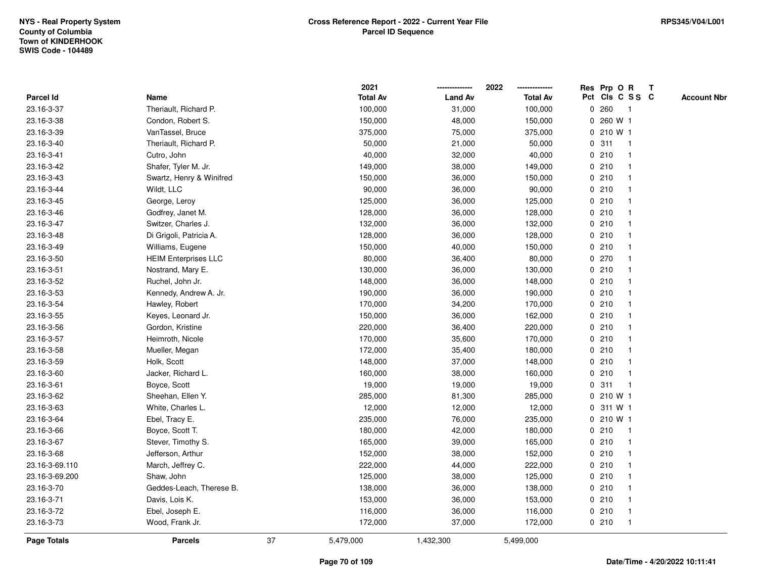NYS - Real Property System
County of Columbia
Town of KINDERHOOK
SWIS Code - 104489

**Cross Reference Report - 2022 - Current Year File**
**Parcel ID Sequence**

RPS345/V04/L001

| Parcel Id | Name | 2021 Total Av | 2022 Land Av | 2022 Total Av | Res Pct | Prp Cls | O C | R SS | T C | Account Nbr |
|---|---|---|---|---|---|---|---|---|---|---|
| 23.16-3-37 | Theriault, Richard P. | 100,000 | 31,000 | 100,000 | 0 | 260 | | 1 | | |
| 23.16-3-38 | Condon, Robert S. | 150,000 | 48,000 | 150,000 | 0 | 260 | W | 1 | | |
| 23.16-3-39 | VanTassel, Bruce | 375,000 | 75,000 | 375,000 | 0 | 210 | W | 1 | | |
| 23.16-3-40 | Theriault, Richard P. | 50,000 | 21,000 | 50,000 | 0 | 311 | | 1 | | |
| 23.16-3-41 | Cutro, John | 40,000 | 32,000 | 40,000 | 0 | 210 | | 1 | | |
| 23.16-3-42 | Shafer, Tyler M. Jr. | 149,000 | 38,000 | 149,000 | 0 | 210 | | 1 | | |
| 23.16-3-43 | Swartz, Henry & Winifred | 150,000 | 36,000 | 150,000 | 0 | 210 | | 1 | | |
| 23.16-3-44 | Wildt, LLC | 90,000 | 36,000 | 90,000 | 0 | 210 | | 1 | | |
| 23.16-3-45 | George, Leroy | 125,000 | 36,000 | 125,000 | 0 | 210 | | 1 | | |
| 23.16-3-46 | Godfrey, Janet M. | 128,000 | 36,000 | 128,000 | 0 | 210 | | 1 | | |
| 23.16-3-47 | Switzer, Charles J. | 132,000 | 36,000 | 132,000 | 0 | 210 | | 1 | | |
| 23.16-3-48 | Di Grigoli, Patricia A. | 128,000 | 36,000 | 128,000 | 0 | 210 | | 1 | | |
| 23.16-3-49 | Williams, Eugene | 150,000 | 40,000 | 150,000 | 0 | 210 | | 1 | | |
| 23.16-3-50 | HEIM Enterprises LLC | 80,000 | 36,400 | 80,000 | 0 | 270 | | 1 | | |
| 23.16-3-51 | Nostrand, Mary E. | 130,000 | 36,000 | 130,000 | 0 | 210 | | 1 | | |
| 23.16-3-52 | Ruchel, John Jr. | 148,000 | 36,000 | 148,000 | 0 | 210 | | 1 | | |
| 23.16-3-53 | Kennedy, Andrew A. Jr. | 190,000 | 36,000 | 190,000 | 0 | 210 | | 1 | | |
| 23.16-3-54 | Hawley, Robert | 170,000 | 34,200 | 170,000 | 0 | 210 | | 1 | | |
| 23.16-3-55 | Keyes, Leonard Jr. | 150,000 | 36,000 | 162,000 | 0 | 210 | | 1 | | |
| 23.16-3-56 | Gordon, Kristine | 220,000 | 36,400 | 220,000 | 0 | 210 | | 1 | | |
| 23.16-3-57 | Heimroth, Nicole | 170,000 | 35,600 | 170,000 | 0 | 210 | | 1 | | |
| 23.16-3-58 | Mueller, Megan | 172,000 | 35,400 | 180,000 | 0 | 210 | | 1 | | |
| 23.16-3-59 | Holk, Scott | 148,000 | 37,000 | 148,000 | 0 | 210 | | 1 | | |
| 23.16-3-60 | Jacker, Richard L. | 160,000 | 38,000 | 160,000 | 0 | 210 | | 1 | | |
| 23.16-3-61 | Boyce, Scott | 19,000 | 19,000 | 19,000 | 0 | 311 | | 1 | | |
| 23.16-3-62 | Sheehan, Ellen Y. | 285,000 | 81,300 | 285,000 | 0 | 210 | W | 1 | | |
| 23.16-3-63 | White, Charles L. | 12,000 | 12,000 | 12,000 | 0 | 311 | W | 1 | | |
| 23.16-3-64 | Ebel, Tracy E. | 235,000 | 76,000 | 235,000 | 0 | 210 | W | 1 | | |
| 23.16-3-66 | Boyce, Scott T. | 180,000 | 42,000 | 180,000 | 0 | 210 | | 1 | | |
| 23.16-3-67 | Stever, Timothy S. | 165,000 | 39,000 | 165,000 | 0 | 210 | | 1 | | |
| 23.16-3-68 | Jefferson, Arthur | 152,000 | 38,000 | 152,000 | 0 | 210 | | 1 | | |
| 23.16-3-69.110 | March, Jeffrey C. | 222,000 | 44,000 | 222,000 | 0 | 210 | | 1 | | |
| 23.16-3-69.200 | Shaw, John | 125,000 | 38,000 | 125,000 | 0 | 210 | | 1 | | |
| 23.16-3-70 | Geddes-Leach, Therese B. | 138,000 | 36,000 | 138,000 | 0 | 210 | | 1 | | |
| 23.16-3-71 | Davis, Lois K. | 153,000 | 36,000 | 153,000 | 0 | 210 | | 1 | | |
| 23.16-3-72 | Ebel, Joseph E. | 116,000 | 36,000 | 116,000 | 0 | 210 | | 1 | | |
| 23.16-3-73 | Wood, Frank Jr. | 172,000 | 37,000 | 172,000 | 0 | 210 | | 1 | | |
| **Page Totals** | **Parcels** 37 | 5,479,000 | 1,432,300 | 5,499,000 | | | | | | |

Date/Time - 4/20/2022 10:11:41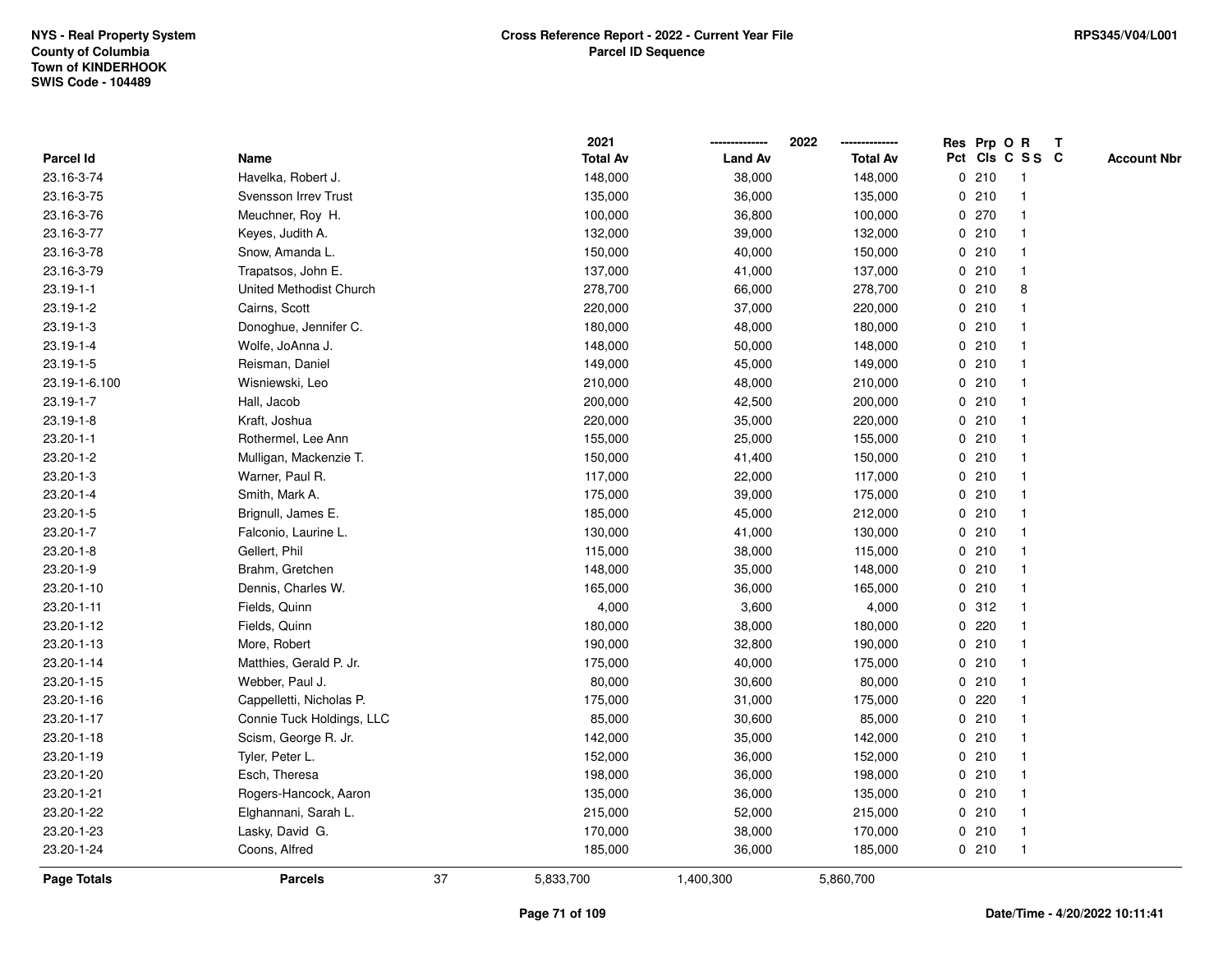NYS - Real Property System
County of Columbia
Town of KINDERHOOK
SWIS Code - 104489

**Cross Reference Report - 2022 - Current Year File**
**Parcel ID Sequence**

RPS345/V04/L001

| Parcel Id | Name | 2021 Total Av | 2022 Land Av | 2022 Total Av | Res Pct | Prp Cls | O C | R S S | T C | Account Nbr |
|---|---|---|---|---|---|---|---|---|---|---|
| 23.16-3-74 | Havelka, Robert J. | 148,000 | 38,000 | 148,000 | 0 | 210 | | 1 | | |
| 23.16-3-75 | Svensson Irrev Trust | 135,000 | 36,000 | 135,000 | 0 | 210 | | 1 | | |
| 23.16-3-76 | Meuchner, Roy H. | 100,000 | 36,800 | 100,000 | 0 | 270 | | 1 | | |
| 23.16-3-77 | Keyes, Judith A. | 132,000 | 39,000 | 132,000 | 0 | 210 | | 1 | | |
| 23.16-3-78 | Snow, Amanda L. | 150,000 | 40,000 | 150,000 | 0 | 210 | | 1 | | |
| 23.16-3-79 | Trapatsos, John E. | 137,000 | 41,000 | 137,000 | 0 | 210 | | 1 | | |
| 23.19-1-1 | United Methodist Church | 278,700 | 66,000 | 278,700 | 0 | 210 | | 8 | | |
| 23.19-1-2 | Cairns, Scott | 220,000 | 37,000 | 220,000 | 0 | 210 | | 1 | | |
| 23.19-1-3 | Donoghue, Jennifer C. | 180,000 | 48,000 | 180,000 | 0 | 210 | | 1 | | |
| 23.19-1-4 | Wolfe, JoAnna J. | 148,000 | 50,000 | 148,000 | 0 | 210 | | 1 | | |
| 23.19-1-5 | Reisman, Daniel | 149,000 | 45,000 | 149,000 | 0 | 210 | | 1 | | |
| 23.19-1-6.100 | Wisniewski, Leo | 210,000 | 48,000 | 210,000 | 0 | 210 | | 1 | | |
| 23.19-1-7 | Hall, Jacob | 200,000 | 42,500 | 200,000 | 0 | 210 | | 1 | | |
| 23.19-1-8 | Kraft, Joshua | 220,000 | 35,000 | 220,000 | 0 | 210 | | 1 | | |
| 23.20-1-1 | Rothermel, Lee Ann | 155,000 | 25,000 | 155,000 | 0 | 210 | | 1 | | |
| 23.20-1-2 | Mulligan, Mackenzie T. | 150,000 | 41,400 | 150,000 | 0 | 210 | | 1 | | |
| 23.20-1-3 | Warner, Paul R. | 117,000 | 22,000 | 117,000 | 0 | 210 | | 1 | | |
| 23.20-1-4 | Smith, Mark A. | 175,000 | 39,000 | 175,000 | 0 | 210 | | 1 | | |
| 23.20-1-5 | Brignull, James E. | 185,000 | 45,000 | 212,000 | 0 | 210 | | 1 | | |
| 23.20-1-7 | Falconio, Laurine L. | 130,000 | 41,000 | 130,000 | 0 | 210 | | 1 | | |
| 23.20-1-8 | Gellert, Phil | 115,000 | 38,000 | 115,000 | 0 | 210 | | 1 | | |
| 23.20-1-9 | Brahm, Gretchen | 148,000 | 35,000 | 148,000 | 0 | 210 | | 1 | | |
| 23.20-1-10 | Dennis, Charles W. | 165,000 | 36,000 | 165,000 | 0 | 210 | | 1 | | |
| 23.20-1-11 | Fields, Quinn | 4,000 | 3,600 | 4,000 | 0 | 312 | | 1 | | |
| 23.20-1-12 | Fields, Quinn | 180,000 | 38,000 | 180,000 | 0 | 220 | | 1 | | |
| 23.20-1-13 | More, Robert | 190,000 | 32,800 | 190,000 | 0 | 210 | | 1 | | |
| 23.20-1-14 | Matthies, Gerald P. Jr. | 175,000 | 40,000 | 175,000 | 0 | 210 | | 1 | | |
| 23.20-1-15 | Webber, Paul J. | 80,000 | 30,600 | 80,000 | 0 | 210 | | 1 | | |
| 23.20-1-16 | Cappelletti, Nicholas P. | 175,000 | 31,000 | 175,000 | 0 | 220 | | 1 | | |
| 23.20-1-17 | Connie Tuck Holdings, LLC | 85,000 | 30,600 | 85,000 | 0 | 210 | | 1 | | |
| 23.20-1-18 | Scism, George R. Jr. | 142,000 | 35,000 | 142,000 | 0 | 210 | | 1 | | |
| 23.20-1-19 | Tyler, Peter L. | 152,000 | 36,000 | 152,000 | 0 | 210 | | 1 | | |
| 23.20-1-20 | Esch, Theresa | 198,000 | 36,000 | 198,000 | 0 | 210 | | 1 | | |
| 23.20-1-21 | Rogers-Hancock, Aaron | 135,000 | 36,000 | 135,000 | 0 | 210 | | 1 | | |
| 23.20-1-22 | Elghannani, Sarah L. | 215,000 | 52,000 | 215,000 | 0 | 210 | | 1 | | |
| 23.20-1-23 | Lasky, David G. | 170,000 | 38,000 | 170,000 | 0 | 210 | | 1 | | |
| 23.20-1-24 | Coons, Alfred | 185,000 | 36,000 | 185,000 | 0 | 210 | | 1 | | |
| **Page Totals** | **Parcels** 37 | 5,833,700 | 1,400,300 | 5,860,700 | | | | | | |

Date/Time - 4/20/2022 10:11:41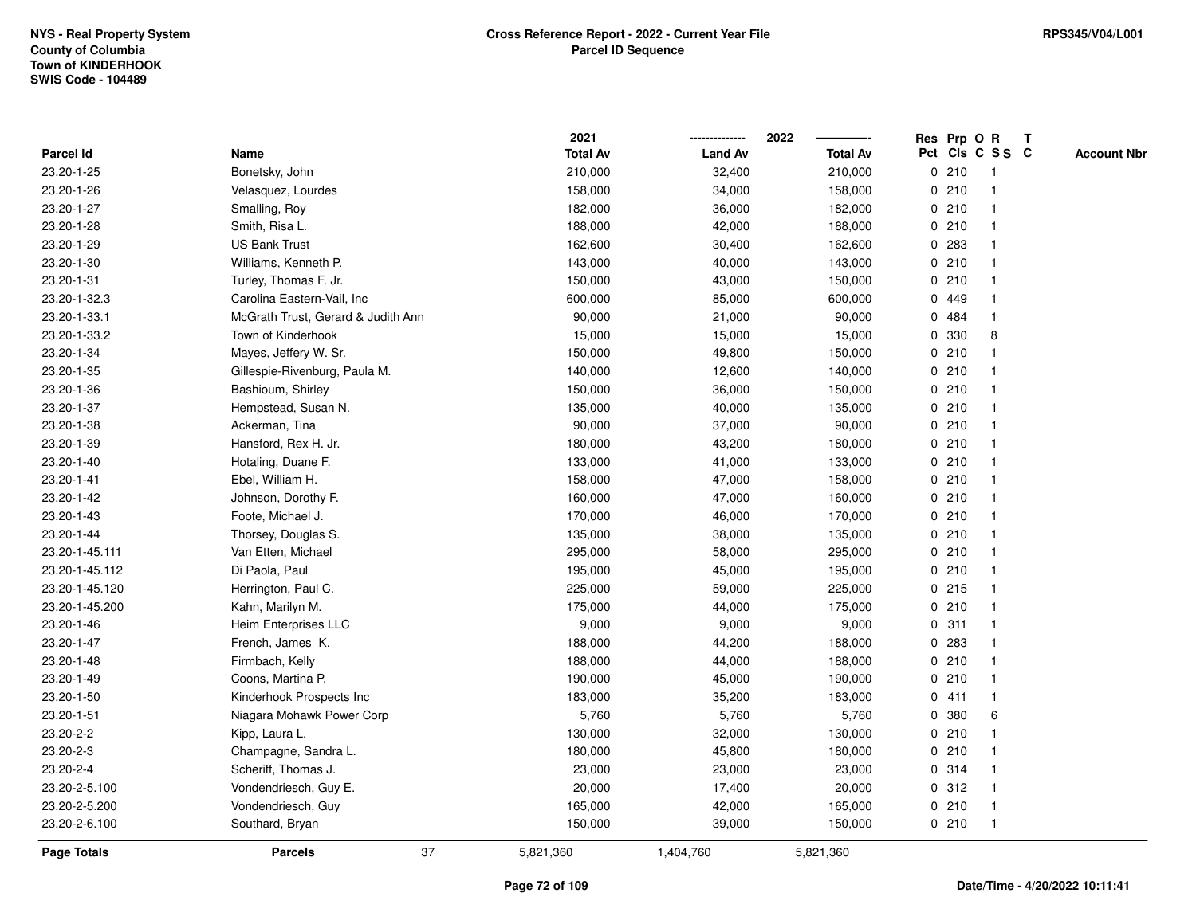NYS - Real Property System
County of Columbia
Town of KINDERHOOK
SWIS Code - 104489

**Cross Reference Report - 2022 - Current Year File**
**Parcel ID Sequence**

RPS345/V04/L001

| Parcel Id | Name | 2021 Total Av | 2022 Land Av | 2022 Total Av | Res Pct | Prp Cls | O C | R SS | T C | Account Nbr |
|---|---|---|---|---|---|---|---|---|---|---|
| 23.20-1-25 | Bonetsky, John | 210,000 | 32,400 | 210,000 | 0 | 210 | | 1 | | |
| 23.20-1-26 | Velasquez, Lourdes | 158,000 | 34,000 | 158,000 | 0 | 210 | | 1 | | |
| 23.20-1-27 | Smalling, Roy | 182,000 | 36,000 | 182,000 | 0 | 210 | | 1 | | |
| 23.20-1-28 | Smith, Risa L. | 188,000 | 42,000 | 188,000 | 0 | 210 | | 1 | | |
| 23.20-1-29 | US Bank Trust | 162,600 | 30,400 | 162,600 | 0 | 283 | | 1 | | |
| 23.20-1-30 | Williams, Kenneth P. | 143,000 | 40,000 | 143,000 | 0 | 210 | | 1 | | |
| 23.20-1-31 | Turley, Thomas F. Jr. | 150,000 | 43,000 | 150,000 | 0 | 210 | | 1 | | |
| 23.20-1-32.3 | Carolina Eastern-Vail, Inc | 600,000 | 85,000 | 600,000 | 0 | 449 | | 1 | | |
| 23.20-1-33.1 | McGrath Trust, Gerard & Judith Ann | 90,000 | 21,000 | 90,000 | 0 | 484 | | 1 | | |
| 23.20-1-33.2 | Town of Kinderhook | 15,000 | 15,000 | 15,000 | 0 | 330 | | 8 | | |
| 23.20-1-34 | Mayes, Jeffery W. Sr. | 150,000 | 49,800 | 150,000 | 0 | 210 | | 1 | | |
| 23.20-1-35 | Gillespie-Rivenburg, Paula M. | 140,000 | 12,600 | 140,000 | 0 | 210 | | 1 | | |
| 23.20-1-36 | Bashioum, Shirley | 150,000 | 36,000 | 150,000 | 0 | 210 | | 1 | | |
| 23.20-1-37 | Hempstead, Susan N. | 135,000 | 40,000 | 135,000 | 0 | 210 | | 1 | | |
| 23.20-1-38 | Ackerman, Tina | 90,000 | 37,000 | 90,000 | 0 | 210 | | 1 | | |
| 23.20-1-39 | Hansford, Rex H. Jr. | 180,000 | 43,200 | 180,000 | 0 | 210 | | 1 | | |
| 23.20-1-40 | Hotaling, Duane F. | 133,000 | 41,000 | 133,000 | 0 | 210 | | 1 | | |
| 23.20-1-41 | Ebel, William H. | 158,000 | 47,000 | 158,000 | 0 | 210 | | 1 | | |
| 23.20-1-42 | Johnson, Dorothy F. | 160,000 | 47,000 | 160,000 | 0 | 210 | | 1 | | |
| 23.20-1-43 | Foote, Michael J. | 170,000 | 46,000 | 170,000 | 0 | 210 | | 1 | | |
| 23.20-1-44 | Thorsey, Douglas S. | 135,000 | 38,000 | 135,000 | 0 | 210 | | 1 | | |
| 23.20-1-45.111 | Van Etten, Michael | 295,000 | 58,000 | 295,000 | 0 | 210 | | 1 | | |
| 23.20-1-45.112 | Di Paola, Paul | 195,000 | 45,000 | 195,000 | 0 | 210 | | 1 | | |
| 23.20-1-45.120 | Herrington, Paul C. | 225,000 | 59,000 | 225,000 | 0 | 215 | | 1 | | |
| 23.20-1-45.200 | Kahn, Marilyn M. | 175,000 | 44,000 | 175,000 | 0 | 210 | | 1 | | |
| 23.20-1-46 | Heim Enterprises LLC | 9,000 | 9,000 | 9,000 | 0 | 311 | | 1 | | |
| 23.20-1-47 | French, James K. | 188,000 | 44,200 | 188,000 | 0 | 283 | | 1 | | |
| 23.20-1-48 | Firmbach, Kelly | 188,000 | 44,000 | 188,000 | 0 | 210 | | 1 | | |
| 23.20-1-49 | Coons, Martina P. | 190,000 | 45,000 | 190,000 | 0 | 210 | | 1 | | |
| 23.20-1-50 | Kinderhook Prospects Inc | 183,000 | 35,200 | 183,000 | 0 | 411 | | 1 | | |
| 23.20-1-51 | Niagara Mohawk Power Corp | 5,760 | 5,760 | 5,760 | 0 | 380 | | 6 | | |
| 23.20-2-2 | Kipp, Laura L. | 130,000 | 32,000 | 130,000 | 0 | 210 | | 1 | | |
| 23.20-2-3 | Champagne, Sandra L. | 180,000 | 45,800 | 180,000 | 0 | 210 | | 1 | | |
| 23.20-2-4 | Scheriff, Thomas J. | 23,000 | 23,000 | 23,000 | 0 | 314 | | 1 | | |
| 23.20-2-5.100 | Vondendriesch, Guy E. | 20,000 | 17,400 | 20,000 | 0 | 312 | | 1 | | |
| 23.20-2-5.200 | Vondendriesch, Guy | 165,000 | 42,000 | 165,000 | 0 | 210 | | 1 | | |
| 23.20-2-6.100 | Southard, Bryan | 150,000 | 39,000 | 150,000 | 0 | 210 | | 1 | | |
| **Page Totals** | **Parcels** 37 | 5,821,360 | 1,404,760 | 5,821,360 | | | | | | |

Date/Time - 4/20/2022 10:11:41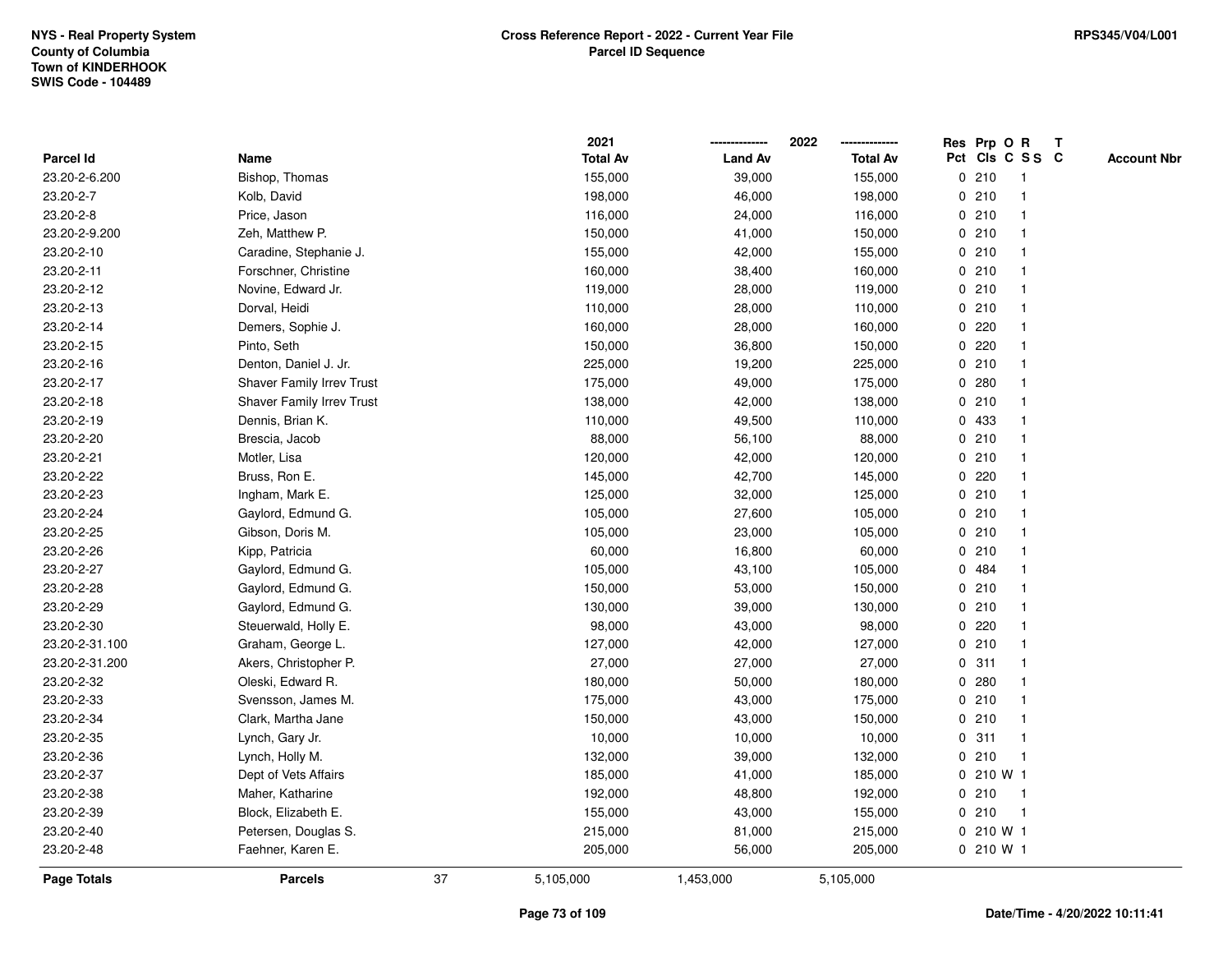NYS - Real Property System
County of Columbia
Town of KINDERHOOK
SWIS Code - 104489

**Cross Reference Report - 2022 - Current Year File**
**Parcel ID Sequence**

RPS345/V04/L001

| Parcel Id | Name | 2021 Total Av | 2022 Land Av | 2022 Total Av | Res Pct | Prp Cls | O C | R S S | T C | Account Nbr |
|---|---|---|---|---|---|---|---|---|---|---|
| 23.20-2-6.200 | Bishop, Thomas | 155,000 | 39,000 | 155,000 | 0 | 210 | | 1 | | |
| 23.20-2-7 | Kolb, David | 198,000 | 46,000 | 198,000 | 0 | 210 | | 1 | | |
| 23.20-2-8 | Price, Jason | 116,000 | 24,000 | 116,000 | 0 | 210 | | 1 | | |
| 23.20-2-9.200 | Zeh, Matthew P. | 150,000 | 41,000 | 150,000 | 0 | 210 | | 1 | | |
| 23.20-2-10 | Caradine, Stephanie J. | 155,000 | 42,000 | 155,000 | 0 | 210 | | 1 | | |
| 23.20-2-11 | Forschner, Christine | 160,000 | 38,400 | 160,000 | 0 | 210 | | 1 | | |
| 23.20-2-12 | Novine, Edward Jr. | 119,000 | 28,000 | 119,000 | 0 | 210 | | 1 | | |
| 23.20-2-13 | Dorval, Heidi | 110,000 | 28,000 | 110,000 | 0 | 210 | | 1 | | |
| 23.20-2-14 | Demers, Sophie J. | 160,000 | 28,000 | 160,000 | 0 | 220 | | 1 | | |
| 23.20-2-15 | Pinto, Seth | 150,000 | 36,800 | 150,000 | 0 | 220 | | 1 | | |
| 23.20-2-16 | Denton, Daniel J. Jr. | 225,000 | 19,200 | 225,000 | 0 | 210 | | 1 | | |
| 23.20-2-17 | Shaver Family Irrev Trust | 175,000 | 49,000 | 175,000 | 0 | 280 | | 1 | | |
| 23.20-2-18 | Shaver Family Irrev Trust | 138,000 | 42,000 | 138,000 | 0 | 210 | | 1 | | |
| 23.20-2-19 | Dennis, Brian K. | 110,000 | 49,500 | 110,000 | 0 | 433 | | 1 | | |
| 23.20-2-20 | Brescia, Jacob | 88,000 | 56,100 | 88,000 | 0 | 210 | | 1 | | |
| 23.20-2-21 | Motler, Lisa | 120,000 | 42,000 | 120,000 | 0 | 210 | | 1 | | |
| 23.20-2-22 | Bruss, Ron E. | 145,000 | 42,700 | 145,000 | 0 | 220 | | 1 | | |
| 23.20-2-23 | Ingham, Mark E. | 125,000 | 32,000 | 125,000 | 0 | 210 | | 1 | | |
| 23.20-2-24 | Gaylord, Edmund G. | 105,000 | 27,600 | 105,000 | 0 | 210 | | 1 | | |
| 23.20-2-25 | Gibson, Doris M. | 105,000 | 23,000 | 105,000 | 0 | 210 | | 1 | | |
| 23.20-2-26 | Kipp, Patricia | 60,000 | 16,800 | 60,000 | 0 | 210 | | 1 | | |
| 23.20-2-27 | Gaylord, Edmund G. | 105,000 | 43,100 | 105,000 | 0 | 484 | | 1 | | |
| 23.20-2-28 | Gaylord, Edmund G. | 150,000 | 53,000 | 150,000 | 0 | 210 | | 1 | | |
| 23.20-2-29 | Gaylord, Edmund G. | 130,000 | 39,000 | 130,000 | 0 | 210 | | 1 | | |
| 23.20-2-30 | Steuerwald, Holly E. | 98,000 | 43,000 | 98,000 | 0 | 220 | | 1 | | |
| 23.20-2-31.100 | Graham, George L. | 127,000 | 42,000 | 127,000 | 0 | 210 | | 1 | | |
| 23.20-2-31.200 | Akers, Christopher P. | 27,000 | 27,000 | 27,000 | 0 | 311 | | 1 | | |
| 23.20-2-32 | Oleski, Edward R. | 180,000 | 50,000 | 180,000 | 0 | 280 | | 1 | | |
| 23.20-2-33 | Svensson, James M. | 175,000 | 43,000 | 175,000 | 0 | 210 | | 1 | | |
| 23.20-2-34 | Clark, Martha Jane | 150,000 | 43,000 | 150,000 | 0 | 210 | | 1 | | |
| 23.20-2-35 | Lynch, Gary Jr. | 10,000 | 10,000 | 10,000 | 0 | 311 | | 1 | | |
| 23.20-2-36 | Lynch, Holly M. | 132,000 | 39,000 | 132,000 | 0 | 210 | | 1 | | |
| 23.20-2-37 | Dept of Vets Affairs | 185,000 | 41,000 | 185,000 | 0 | 210 | W | 1 | | |
| 23.20-2-38 | Maher, Katharine | 192,000 | 48,800 | 192,000 | 0 | 210 | | 1 | | |
| 23.20-2-39 | Block, Elizabeth E. | 155,000 | 43,000 | 155,000 | 0 | 210 | | 1 | | |
| 23.20-2-40 | Petersen, Douglas S. | 215,000 | 81,000 | 215,000 | 0 | 210 | W | 1 | | |
| 23.20-2-48 | Faehner, Karen E. | 205,000 | 56,000 | 205,000 | 0 | 210 | W | 1 | | |
| **Page Totals** | **Parcels** 37 | 5,105,000 | 1,453,000 | 5,105,000 | | | | | | |

Date/Time - 4/20/2022 10:11:41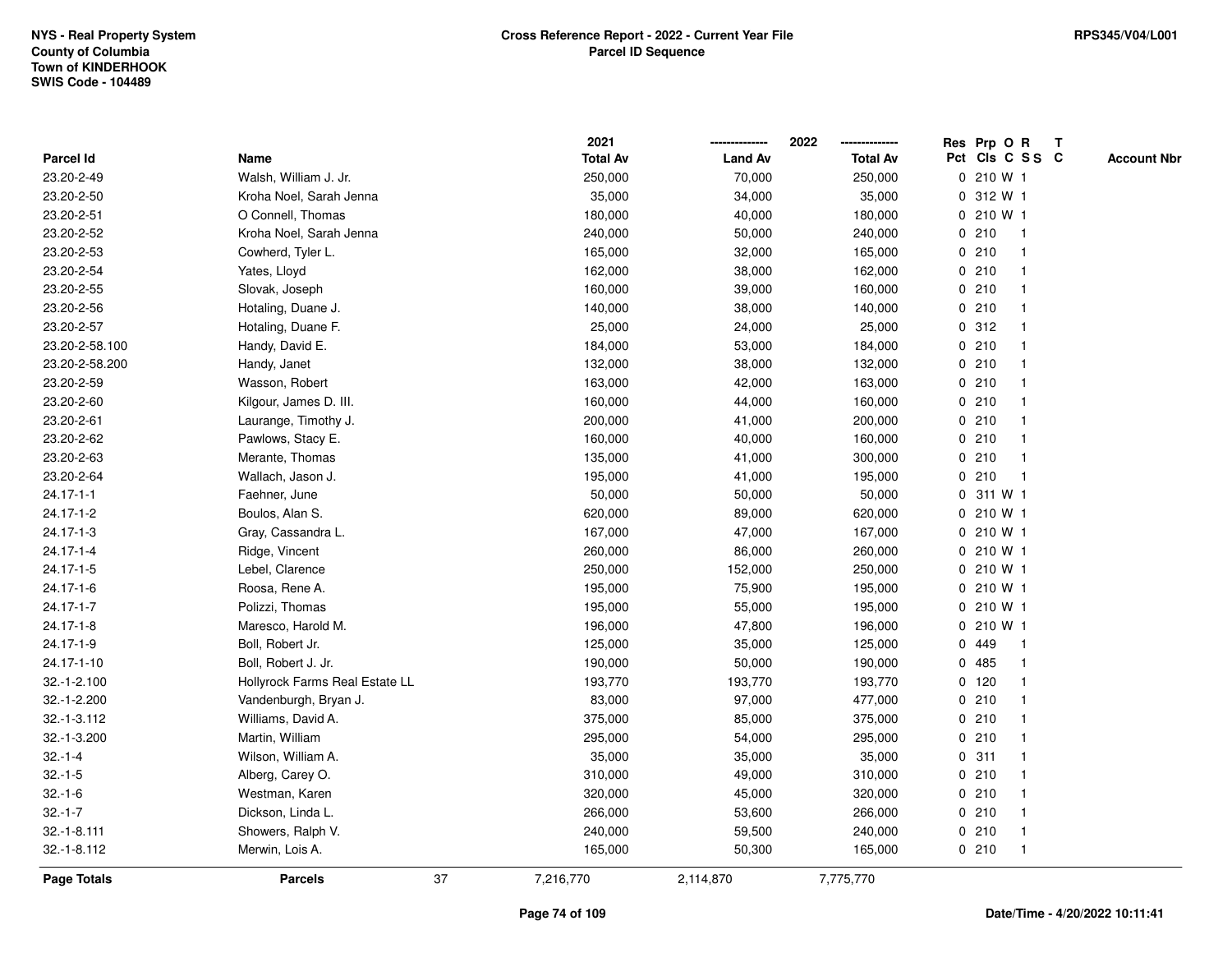NYS - Real Property System
County of Columbia
Town of KINDERHOOK
SWIS Code - 104489

**Cross Reference Report - 2022 - Current Year File**
**Parcel ID Sequence**

RPS345/V04/L001

| Parcel Id | Name | 2021 Total Av | 2022 Land Av | 2022 Total Av | Res Pct | Prp Cls | O C | R S S | T C | Account Nbr |
|---|---|---|---|---|---|---|---|---|---|---|
| 23.20-2-49 | Walsh, William J. Jr. | 250,000 | 70,000 | 250,000 | 0 | 210 | W | 1 | | |
| 23.20-2-50 | Kroha Noel, Sarah Jenna | 35,000 | 34,000 | 35,000 | 0 | 312 | W | 1 | | |
| 23.20-2-51 | O Connell, Thomas | 180,000 | 40,000 | 180,000 | 0 | 210 | W | 1 | | |
| 23.20-2-52 | Kroha Noel, Sarah Jenna | 240,000 | 50,000 | 240,000 | 0 | 210 | | 1 | | |
| 23.20-2-53 | Cowherd, Tyler L. | 165,000 | 32,000 | 165,000 | 0 | 210 | | 1 | | |
| 23.20-2-54 | Yates, Lloyd | 162,000 | 38,000 | 162,000 | 0 | 210 | | 1 | | |
| 23.20-2-55 | Slovak, Joseph | 160,000 | 39,000 | 160,000 | 0 | 210 | | 1 | | |
| 23.20-2-56 | Hotaling, Duane J. | 140,000 | 38,000 | 140,000 | 0 | 210 | | 1 | | |
| 23.20-2-57 | Hotaling, Duane F. | 25,000 | 24,000 | 25,000 | 0 | 312 | | 1 | | |
| 23.20-2-58.100 | Handy, David E. | 184,000 | 53,000 | 184,000 | 0 | 210 | | 1 | | |
| 23.20-2-58.200 | Handy, Janet | 132,000 | 38,000 | 132,000 | 0 | 210 | | 1 | | |
| 23.20-2-59 | Wasson, Robert | 163,000 | 42,000 | 163,000 | 0 | 210 | | 1 | | |
| 23.20-2-60 | Kilgour, James D. III. | 160,000 | 44,000 | 160,000 | 0 | 210 | | 1 | | |
| 23.20-2-61 | Laurange, Timothy J. | 200,000 | 41,000 | 200,000 | 0 | 210 | | 1 | | |
| 23.20-2-62 | Pawlows, Stacy E. | 160,000 | 40,000 | 160,000 | 0 | 210 | | 1 | | |
| 23.20-2-63 | Merante, Thomas | 135,000 | 41,000 | 300,000 | 0 | 210 | | 1 | | |
| 23.20-2-64 | Wallach, Jason J. | 195,000 | 41,000 | 195,000 | 0 | 210 | | 1 | | |
| 24.17-1-1 | Faehner, June | 50,000 | 50,000 | 50,000 | 0 | 311 | W | 1 | | |
| 24.17-1-2 | Boulos, Alan S. | 620,000 | 89,000 | 620,000 | 0 | 210 | W | 1 | | |
| 24.17-1-3 | Gray, Cassandra L. | 167,000 | 47,000 | 167,000 | 0 | 210 | W | 1 | | |
| 24.17-1-4 | Ridge, Vincent | 260,000 | 86,000 | 260,000 | 0 | 210 | W | 1 | | |
| 24.17-1-5 | Lebel, Clarence | 250,000 | 152,000 | 250,000 | 0 | 210 | W | 1 | | |
| 24.17-1-6 | Roosa, Rene A. | 195,000 | 75,900 | 195,000 | 0 | 210 | W | 1 | | |
| 24.17-1-7 | Polizzi, Thomas | 195,000 | 55,000 | 195,000 | 0 | 210 | W | 1 | | |
| 24.17-1-8 | Maresco, Harold M. | 196,000 | 47,800 | 196,000 | 0 | 210 | W | 1 | | |
| 24.17-1-9 | Boll, Robert Jr. | 125,000 | 35,000 | 125,000 | 0 | 449 | | 1 | | |
| 24.17-1-10 | Boll, Robert J. Jr. | 190,000 | 50,000 | 190,000 | 0 | 485 | | 1 | | |
| 32.-1-2.100 | Hollyrock Farms Real Estate LL | 193,770 | 193,770 | 193,770 | 0 | 120 | | 1 | | |
| 32.-1-2.200 | Vandenburgh, Bryan J. | 83,000 | 97,000 | 477,000 | 0 | 210 | | 1 | | |
| 32.-1-3.112 | Williams, David A. | 375,000 | 85,000 | 375,000 | 0 | 210 | | 1 | | |
| 32.-1-3.200 | Martin, William | 295,000 | 54,000 | 295,000 | 0 | 210 | | 1 | | |
| 32.-1-4 | Wilson, William A. | 35,000 | 35,000 | 35,000 | 0 | 311 | | 1 | | |
| 32.-1-5 | Alberg, Carey O. | 310,000 | 49,000 | 310,000 | 0 | 210 | | 1 | | |
| 32.-1-6 | Westman, Karen | 320,000 | 45,000 | 320,000 | 0 | 210 | | 1 | | |
| 32.-1-7 | Dickson, Linda L. | 266,000 | 53,600 | 266,000 | 0 | 210 | | 1 | | |
| 32.-1-8.111 | Showers, Ralph V. | 240,000 | 59,500 | 240,000 | 0 | 210 | | 1 | | |
| 32.-1-8.112 | Merwin, Lois A. | 165,000 | 50,300 | 165,000 | 0 | 210 | | 1 | | |
| **Page Totals** | **Parcels** 37 | 7,216,770 | 2,114,870 | 7,775,770 | | | | | | |

Date/Time - 4/20/2022 10:11:41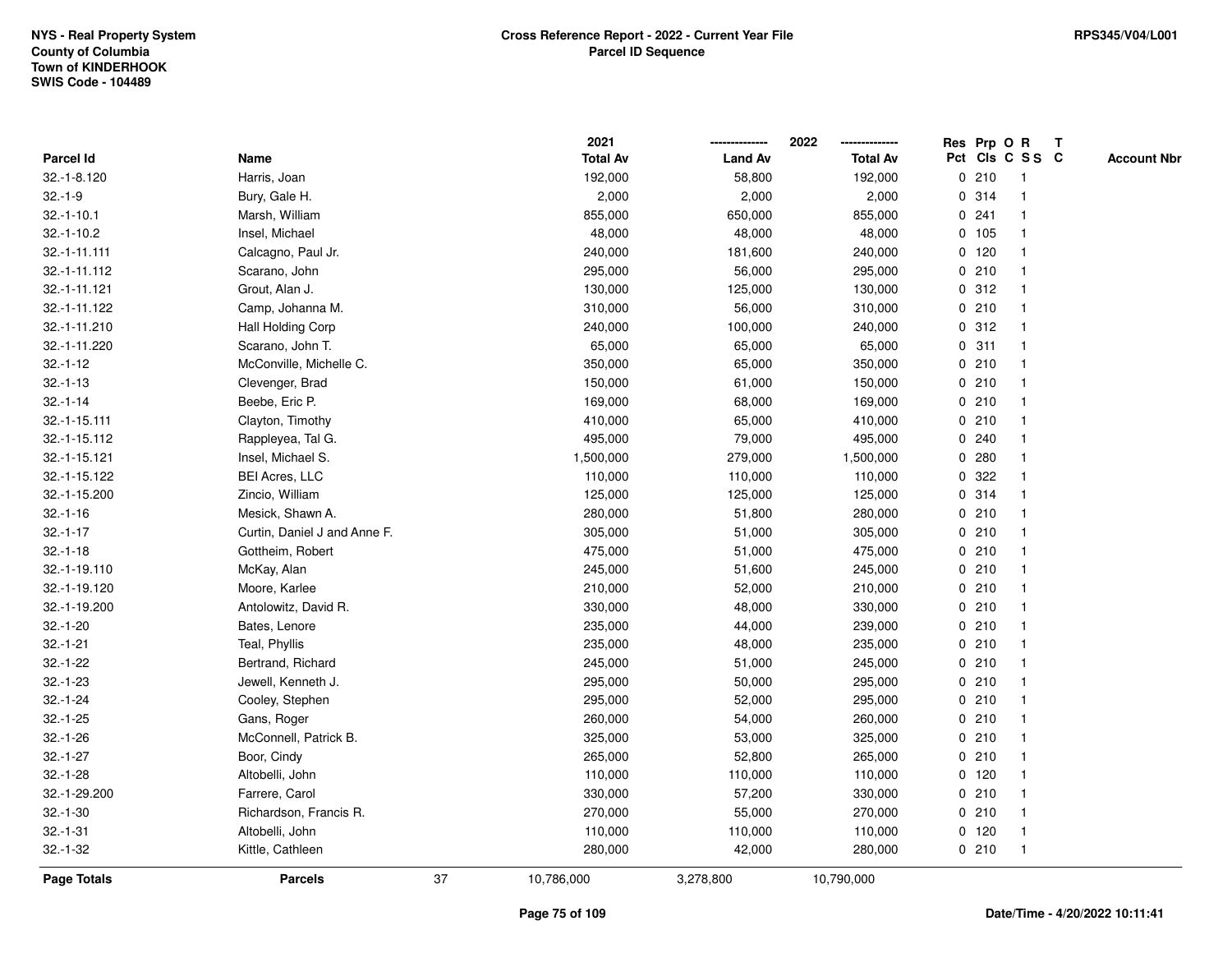NYS - Real Property System
County of Columbia
Town of KINDERHOOK
SWIS Code - 104489

# Cross Reference Report - 2022 - Current Year File
## Parcel ID Sequence

RPS345/V04/L001

| Parcel Id | Name | 2021 Total Av | 2022 Land Av | 2022 Total Av | Res Pct | Prp Cls | O C | R S S | T C | Account Nbr |
|---|---|---|---|---|---|---|---|---|---|---|
| 32.-1-8.120 | Harris, Joan | 192,000 | 58,800 | 192,000 | 0 | 210 | | 1 | | |
| 32.-1-9 | Bury, Gale H. | 2,000 | 2,000 | 2,000 | 0 | 314 | | 1 | | |
| 32.-1-10.1 | Marsh, William | 855,000 | 650,000 | 855,000 | 0 | 241 | | 1 | | |
| 32.-1-10.2 | Insel, Michael | 48,000 | 48,000 | 48,000 | 0 | 105 | | 1 | | |
| 32.-1-11.111 | Calcagno, Paul Jr. | 240,000 | 181,600 | 240,000 | 0 | 120 | | 1 | | |
| 32.-1-11.112 | Scarano, John | 295,000 | 56,000 | 295,000 | 0 | 210 | | 1 | | |
| 32.-1-11.121 | Grout, Alan J. | 130,000 | 125,000 | 130,000 | 0 | 312 | | 1 | | |
| 32.-1-11.122 | Camp, Johanna M. | 310,000 | 56,000 | 310,000 | 0 | 210 | | 1 | | |
| 32.-1-11.210 | Hall Holding Corp | 240,000 | 100,000 | 240,000 | 0 | 312 | | 1 | | |
| 32.-1-11.220 | Scarano, John T. | 65,000 | 65,000 | 65,000 | 0 | 311 | | 1 | | |
| 32.-1-12 | McConville, Michelle C. | 350,000 | 65,000 | 350,000 | 0 | 210 | | 1 | | |
| 32.-1-13 | Clevenger, Brad | 150,000 | 61,000 | 150,000 | 0 | 210 | | 1 | | |
| 32.-1-14 | Beebe, Eric P. | 169,000 | 68,000 | 169,000 | 0 | 210 | | 1 | | |
| 32.-1-15.111 | Clayton, Timothy | 410,000 | 65,000 | 410,000 | 0 | 210 | | 1 | | |
| 32.-1-15.112 | Rappleyea, Tal G. | 495,000 | 79,000 | 495,000 | 0 | 240 | | 1 | | |
| 32.-1-15.121 | Insel, Michael S. | 1,500,000 | 279,000 | 1,500,000 | 0 | 280 | | 1 | | |
| 32.-1-15.122 | BEI Acres, LLC | 110,000 | 110,000 | 110,000 | 0 | 322 | | 1 | | |
| 32.-1-15.200 | Zincio, William | 125,000 | 125,000 | 125,000 | 0 | 314 | | 1 | | |
| 32.-1-16 | Mesick, Shawn A. | 280,000 | 51,800 | 280,000 | 0 | 210 | | 1 | | |
| 32.-1-17 | Curtin, Daniel J and Anne F. | 305,000 | 51,000 | 305,000 | 0 | 210 | | 1 | | |
| 32.-1-18 | Gottheim, Robert | 475,000 | 51,000 | 475,000 | 0 | 210 | | 1 | | |
| 32.-1-19.110 | McKay, Alan | 245,000 | 51,600 | 245,000 | 0 | 210 | | 1 | | |
| 32.-1-19.120 | Moore, Karlee | 210,000 | 52,000 | 210,000 | 0 | 210 | | 1 | | |
| 32.-1-19.200 | Antolowitz, David R. | 330,000 | 48,000 | 330,000 | 0 | 210 | | 1 | | |
| 32.-1-20 | Bates, Lenore | 235,000 | 44,000 | 239,000 | 0 | 210 | | 1 | | |
| 32.-1-21 | Teal, Phyllis | 235,000 | 48,000 | 235,000 | 0 | 210 | | 1 | | |
| 32.-1-22 | Bertrand, Richard | 245,000 | 51,000 | 245,000 | 0 | 210 | | 1 | | |
| 32.-1-23 | Jewell, Kenneth J. | 295,000 | 50,000 | 295,000 | 0 | 210 | | 1 | | |
| 32.-1-24 | Cooley, Stephen | 295,000 | 52,000 | 295,000 | 0 | 210 | | 1 | | |
| 32.-1-25 | Gans, Roger | 260,000 | 54,000 | 260,000 | 0 | 210 | | 1 | | |
| 32.-1-26 | McConnell, Patrick B. | 325,000 | 53,000 | 325,000 | 0 | 210 | | 1 | | |
| 32.-1-27 | Boor, Cindy | 265,000 | 52,800 | 265,000 | 0 | 210 | | 1 | | |
| 32.-1-28 | Altobelli, John | 110,000 | 110,000 | 110,000 | 0 | 120 | | 1 | | |
| 32.-1-29.200 | Farrere, Carol | 330,000 | 57,200 | 330,000 | 0 | 210 | | 1 | | |
| 32.-1-30 | Richardson, Francis R. | 270,000 | 55,000 | 270,000 | 0 | 210 | | 1 | | |
| 32.-1-31 | Altobelli, John | 110,000 | 110,000 | 110,000 | 0 | 120 | | 1 | | |
| 32.-1-32 | Kittle, Cathleen | 280,000 | 42,000 | 280,000 | 0 | 210 | | 1 | | |
| **Page Totals** | **Parcels** 37 | 10,786,000 | 3,278,800 | 10,790,000 | | | | | | |

Date/Time - 4/20/2022 10:11:41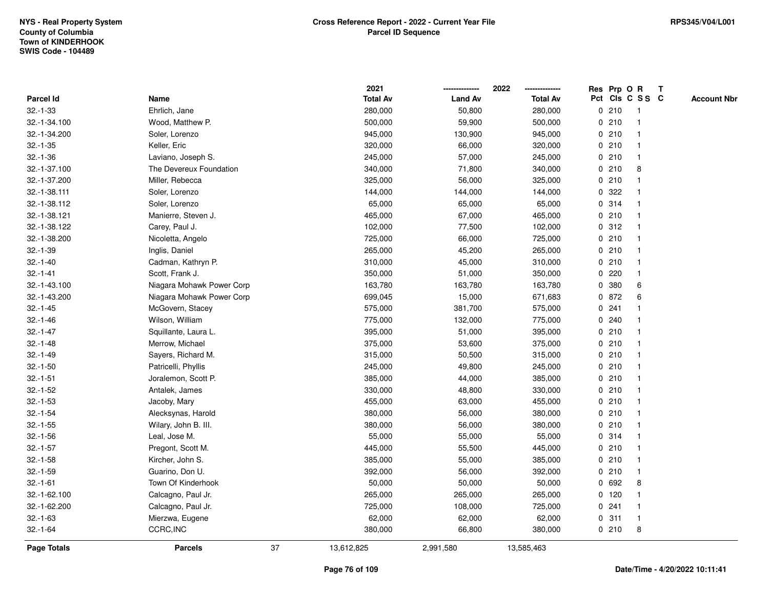NYS - Real Property System
County of Columbia
Town of KINDERHOOK
SWIS Code - 104489

**Cross Reference Report - 2022 - Current Year File**
**Parcel ID Sequence**

RPS345/V04/L001

| Parcel Id | Name | 2021 Total Av | 2022 Land Av | 2022 Total Av | Res Pct | Prp Cls | O C | R SS | T C | Account Nbr |
|---|---|---|---|---|---|---|---|---|---|---|
| 32.-1-33 | Ehrlich, Jane | 280,000 | 50,800 | 280,000 | 0 | 210 | | 1 | | |
| 32.-1-34.100 | Wood, Matthew P. | 500,000 | 59,900 | 500,000 | 0 | 210 | | 1 | | |
| 32.-1-34.200 | Soler, Lorenzo | 945,000 | 130,900 | 945,000 | 0 | 210 | | 1 | | |
| 32.-1-35 | Keller, Eric | 320,000 | 66,000 | 320,000 | 0 | 210 | | 1 | | |
| 32.-1-36 | Laviano, Joseph S. | 245,000 | 57,000 | 245,000 | 0 | 210 | | 1 | | |
| 32.-1-37.100 | The Devereux Foundation | 340,000 | 71,800 | 340,000 | 0 | 210 | | 8 | | |
| 32.-1-37.200 | Miller, Rebecca | 325,000 | 56,000 | 325,000 | 0 | 210 | | 1 | | |
| 32.-1-38.111 | Soler, Lorenzo | 144,000 | 144,000 | 144,000 | 0 | 322 | | 1 | | |
| 32.-1-38.112 | Soler, Lorenzo | 65,000 | 65,000 | 65,000 | 0 | 314 | | 1 | | |
| 32.-1-38.121 | Manierre, Steven J. | 465,000 | 67,000 | 465,000 | 0 | 210 | | 1 | | |
| 32.-1-38.122 | Carey, Paul J. | 102,000 | 77,500 | 102,000 | 0 | 312 | | 1 | | |
| 32.-1-38.200 | Nicoletta, Angelo | 725,000 | 66,000 | 725,000 | 0 | 210 | | 1 | | |
| 32.-1-39 | Inglis, Daniel | 265,000 | 45,200 | 265,000 | 0 | 210 | | 1 | | |
| 32.-1-40 | Cadman, Kathryn P. | 310,000 | 45,000 | 310,000 | 0 | 210 | | 1 | | |
| 32.-1-41 | Scott, Frank J. | 350,000 | 51,000 | 350,000 | 0 | 220 | | 1 | | |
| 32.-1-43.100 | Niagara Mohawk Power Corp | 163,780 | 163,780 | 163,780 | 0 | 380 | | 6 | | |
| 32.-1-43.200 | Niagara Mohawk Power Corp | 699,045 | 15,000 | 671,683 | 0 | 872 | | 6 | | |
| 32.-1-45 | McGovern, Stacey | 575,000 | 381,700 | 575,000 | 0 | 241 | | 1 | | |
| 32.-1-46 | Wilson, William | 775,000 | 132,000 | 775,000 | 0 | 240 | | 1 | | |
| 32.-1-47 | Squillante, Laura L. | 395,000 | 51,000 | 395,000 | 0 | 210 | | 1 | | |
| 32.-1-48 | Merrow, Michael | 375,000 | 53,600 | 375,000 | 0 | 210 | | 1 | | |
| 32.-1-49 | Sayers, Richard M. | 315,000 | 50,500 | 315,000 | 0 | 210 | | 1 | | |
| 32.-1-50 | Patricelli, Phyllis | 245,000 | 49,800 | 245,000 | 0 | 210 | | 1 | | |
| 32.-1-51 | Joralemon, Scott P. | 385,000 | 44,000 | 385,000 | 0 | 210 | | 1 | | |
| 32.-1-52 | Antalek, James | 330,000 | 48,800 | 330,000 | 0 | 210 | | 1 | | |
| 32.-1-53 | Jacoby, Mary | 455,000 | 63,000 | 455,000 | 0 | 210 | | 1 | | |
| 32.-1-54 | Alecksynas, Harold | 380,000 | 56,000 | 380,000 | 0 | 210 | | 1 | | |
| 32.-1-55 | Wilary, John B. III. | 380,000 | 56,000 | 380,000 | 0 | 210 | | 1 | | |
| 32.-1-56 | Leal, Jose M. | 55,000 | 55,000 | 55,000 | 0 | 314 | | 1 | | |
| 32.-1-57 | Pregont, Scott M. | 445,000 | 55,500 | 445,000 | 0 | 210 | | 1 | | |
| 32.-1-58 | Kircher, John S. | 385,000 | 55,000 | 385,000 | 0 | 210 | | 1 | | |
| 32.-1-59 | Guarino, Don U. | 392,000 | 56,000 | 392,000 | 0 | 210 | | 1 | | |
| 32.-1-61 | Town Of Kinderhook | 50,000 | 50,000 | 50,000 | 0 | 692 | | 8 | | |
| 32.-1-62.100 | Calcagno, Paul Jr. | 265,000 | 265,000 | 265,000 | 0 | 120 | | 1 | | |
| 32.-1-62.200 | Calcagno, Paul Jr. | 725,000 | 108,000 | 725,000 | 0 | 241 | | 1 | | |
| 32.-1-63 | Mierzwa, Eugene | 62,000 | 62,000 | 62,000 | 0 | 311 | | 1 | | |
| 32.-1-64 | CCRC,INC | 380,000 | 66,800 | 380,000 | 0 | 210 | | 8 | | |
| **Page Totals** | **Parcels** 37 | 13,612,825 | 2,991,580 | 13,585,463 | | | | | | |

Date/Time - 4/20/2022 10:11:41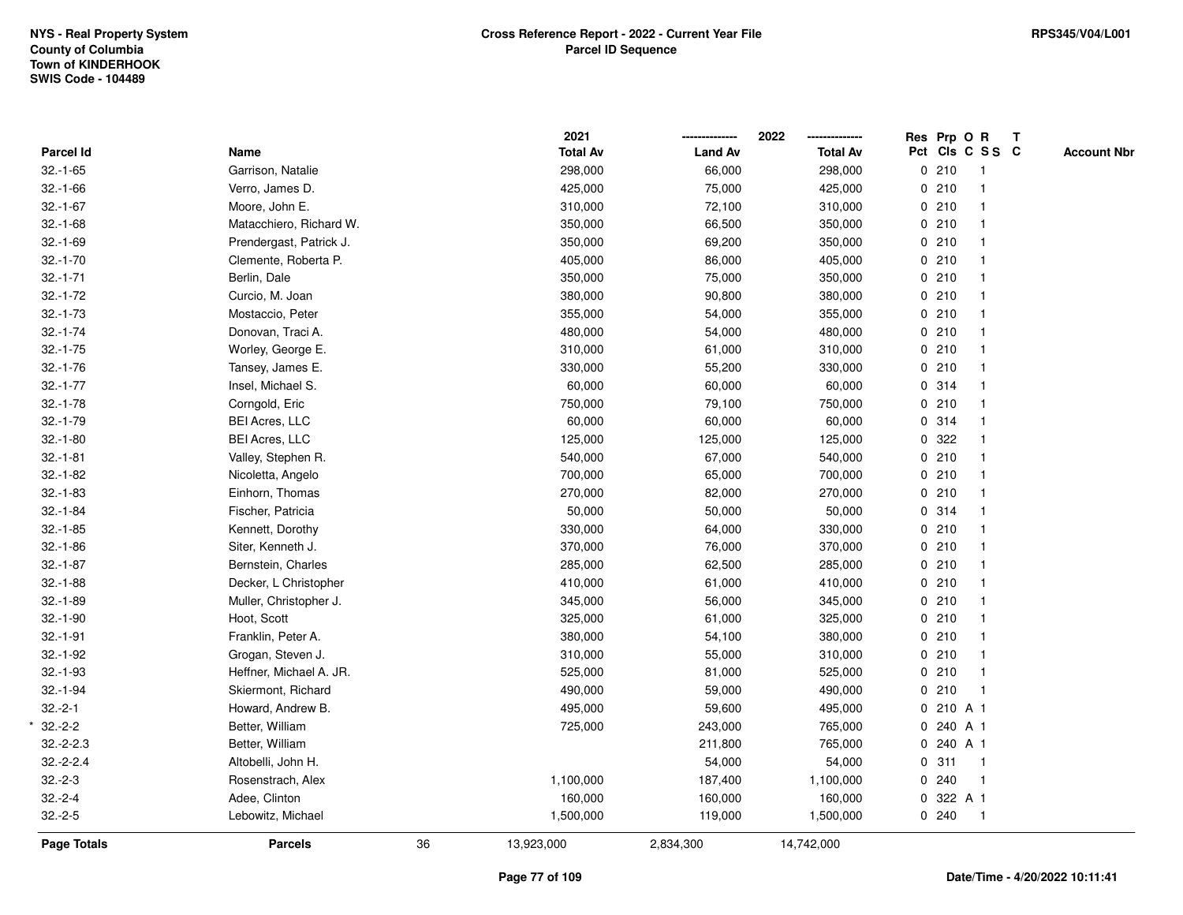NYS - Real Property System
County of Columbia
Town of KINDERHOOK
SWIS Code - 104489

**Cross Reference Report - 2022 - Current Year File**
**Parcel ID Sequence**

RPS345/V04/L001

| Parcel Id | Name | 2021 Total Av | 2022 Land Av | 2022 Total Av | Res Pct | Prp Cls | O C | R S S | T C | Account Nbr |
|---|---|---|---|---|---|---|---|---|---|---|
| 32.-1-65 | Garrison, Natalie | 298,000 | 66,000 | 298,000 | 0 | 210 | | 1 | | |
| 32.-1-66 | Verro, James D. | 425,000 | 75,000 | 425,000 | 0 | 210 | | 1 | | |
| 32.-1-67 | Moore, John E. | 310,000 | 72,100 | 310,000 | 0 | 210 | | 1 | | |
| 32.-1-68 | Matacchiero, Richard W. | 350,000 | 66,500 | 350,000 | 0 | 210 | | 1 | | |
| 32.-1-69 | Prendergast, Patrick J. | 350,000 | 69,200 | 350,000 | 0 | 210 | | 1 | | |
| 32.-1-70 | Clemente, Roberta P. | 405,000 | 86,000 | 405,000 | 0 | 210 | | 1 | | |
| 32.-1-71 | Berlin, Dale | 350,000 | 75,000 | 350,000 | 0 | 210 | | 1 | | |
| 32.-1-72 | Curcio, M. Joan | 380,000 | 90,800 | 380,000 | 0 | 210 | | 1 | | |
| 32.-1-73 | Mostaccio, Peter | 355,000 | 54,000 | 355,000 | 0 | 210 | | 1 | | |
| 32.-1-74 | Donovan, Traci A. | 480,000 | 54,000 | 480,000 | 0 | 210 | | 1 | | |
| 32.-1-75 | Worley, George E. | 310,000 | 61,000 | 310,000 | 0 | 210 | | 1 | | |
| 32.-1-76 | Tansey, James E. | 330,000 | 55,200 | 330,000 | 0 | 210 | | 1 | | |
| 32.-1-77 | Insel, Michael S. | 60,000 | 60,000 | 60,000 | 0 | 314 | | 1 | | |
| 32.-1-78 | Corngold, Eric | 750,000 | 79,100 | 750,000 | 0 | 210 | | 1 | | |
| 32.-1-79 | BEI Acres, LLC | 60,000 | 60,000 | 60,000 | 0 | 314 | | 1 | | |
| 32.-1-80 | BEI Acres, LLC | 125,000 | 125,000 | 125,000 | 0 | 322 | | 1 | | |
| 32.-1-81 | Valley, Stephen R. | 540,000 | 67,000 | 540,000 | 0 | 210 | | 1 | | |
| 32.-1-82 | Nicoletta, Angelo | 700,000 | 65,000 | 700,000 | 0 | 210 | | 1 | | |
| 32.-1-83 | Einhorn, Thomas | 270,000 | 82,000 | 270,000 | 0 | 210 | | 1 | | |
| 32.-1-84 | Fischer, Patricia | 50,000 | 50,000 | 50,000 | 0 | 314 | | 1 | | |
| 32.-1-85 | Kennett, Dorothy | 330,000 | 64,000 | 330,000 | 0 | 210 | | 1 | | |
| 32.-1-86 | Siter, Kenneth J. | 370,000 | 76,000 | 370,000 | 0 | 210 | | 1 | | |
| 32.-1-87 | Bernstein, Charles | 285,000 | 62,500 | 285,000 | 0 | 210 | | 1 | | |
| 32.-1-88 | Decker, L Christopher | 410,000 | 61,000 | 410,000 | 0 | 210 | | 1 | | |
| 32.-1-89 | Muller, Christopher J. | 345,000 | 56,000 | 345,000 | 0 | 210 | | 1 | | |
| 32.-1-90 | Hoot, Scott | 325,000 | 61,000 | 325,000 | 0 | 210 | | 1 | | |
| 32.-1-91 | Franklin, Peter A. | 380,000 | 54,100 | 380,000 | 0 | 210 | | 1 | | |
| 32.-1-92 | Grogan, Steven J. | 310,000 | 55,000 | 310,000 | 0 | 210 | | 1 | | |
| 32.-1-93 | Heffner, Michael A. JR. | 525,000 | 81,000 | 525,000 | 0 | 210 | | 1 | | |
| 32.-1-94 | Skiermont, Richard | 490,000 | 59,000 | 490,000 | 0 | 210 | | 1 | | |
| 32.-2-1 | Howard, Andrew B. | 495,000 | 59,600 | 495,000 | 0 | 210 | A | 1 | | |
| * 32.-2-2 | Better, William | 725,000 | 243,000 | 765,000 | 0 | 240 | A | 1 | | |
| 32.-2-2.3 | Better, William | | 211,800 | 765,000 | 0 | 240 | A | 1 | | |
| 32.-2-2.4 | Altobelli, John H. | | 54,000 | 54,000 | 0 | 311 | | 1 | | |
| 32.-2-3 | Rosenstrach, Alex | 1,100,000 | 187,400 | 1,100,000 | 0 | 240 | | 1 | | |
| 32.-2-4 | Adee, Clinton | 160,000 | 160,000 | 160,000 | 0 | 322 | A | 1 | | |
| 32.-2-5 | Lebowitz, Michael | 1,500,000 | 119,000 | 1,500,000 | 0 | 240 | | 1 | | |
| **Page Totals** | **Parcels** 36 | 13,923,000 | 2,834,300 | 14,742,000 | | | | | | |

Date/Time - 4/20/2022 10:11:41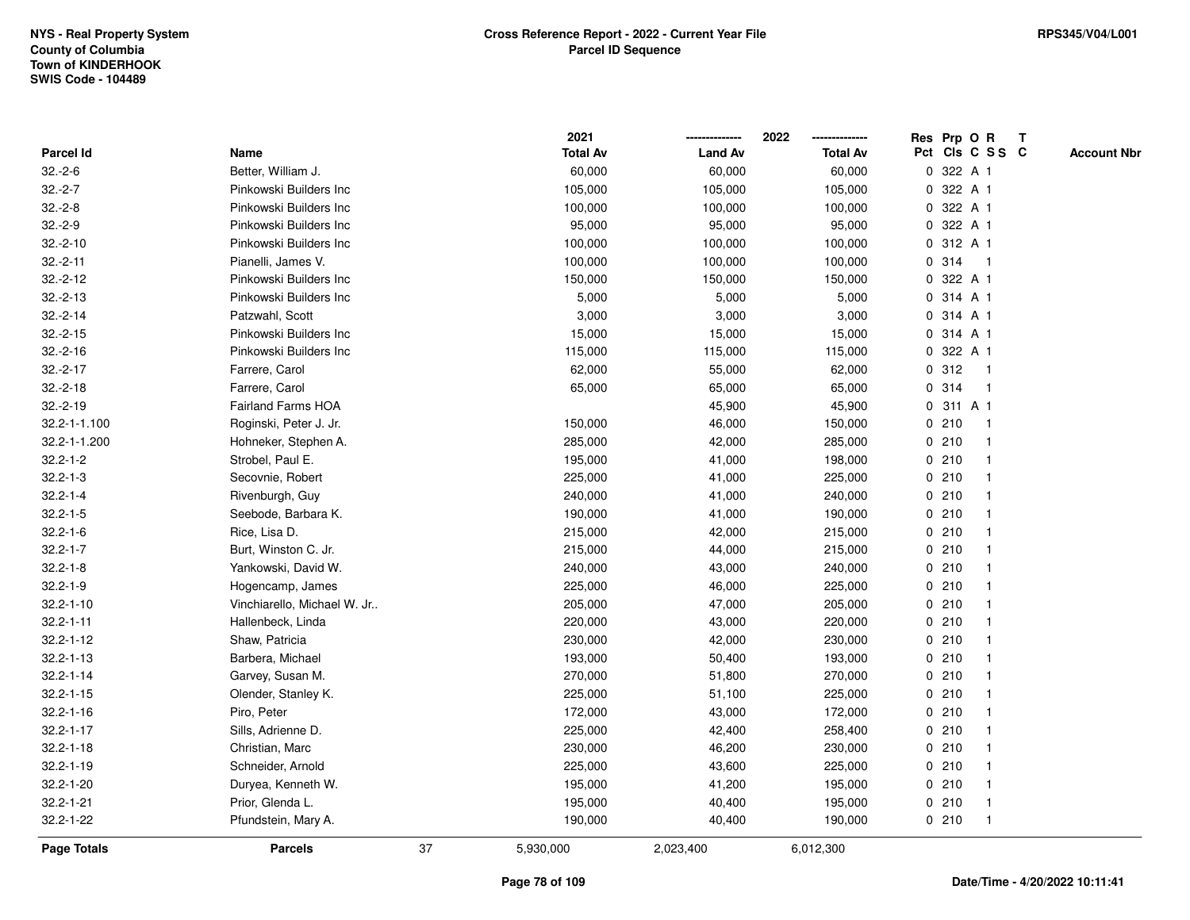NYS - Real Property System
County of Columbia
Town of KINDERHOOK
SWIS Code - 104489

**Cross Reference Report - 2022 - Current Year File**
**Parcel ID Sequence**

RPS345/V04/L001

| Parcel Id | Name | 2021 Total Av | 2022 Land Av | 2022 Total Av | Res Pct | Prp Cls | O C | R S S | T C | Account Nbr |
|---|---|---|---|---|---|---|---|---|---|---|
| 32.-2-6 | Better, William J. | 60,000 | 60,000 | 60,000 | 0 | 322 | A | 1 | | |
| 32.-2-7 | Pinkowski Builders Inc | 105,000 | 105,000 | 105,000 | 0 | 322 | A | 1 | | |
| 32.-2-8 | Pinkowski Builders Inc | 100,000 | 100,000 | 100,000 | 0 | 322 | A | 1 | | |
| 32.-2-9 | Pinkowski Builders Inc | 95,000 | 95,000 | 95,000 | 0 | 322 | A | 1 | | |
| 32.-2-10 | Pinkowski Builders Inc | 100,000 | 100,000 | 100,000 | 0 | 312 | A | 1 | | |
| 32.-2-11 | Pianelli, James V. | 100,000 | 100,000 | 100,000 | 0 | 314 | | 1 | | |
| 32.-2-12 | Pinkowski Builders Inc | 150,000 | 150,000 | 150,000 | 0 | 322 | A | 1 | | |
| 32.-2-13 | Pinkowski Builders Inc | 5,000 | 5,000 | 5,000 | 0 | 314 | A | 1 | | |
| 32.-2-14 | Patzwahl, Scott | 3,000 | 3,000 | 3,000 | 0 | 314 | A | 1 | | |
| 32.-2-15 | Pinkowski Builders Inc | 15,000 | 15,000 | 15,000 | 0 | 314 | A | 1 | | |
| 32.-2-16 | Pinkowski Builders Inc | 115,000 | 115,000 | 115,000 | 0 | 322 | A | 1 | | |
| 32.-2-17 | Farrere, Carol | 62,000 | 55,000 | 62,000 | 0 | 312 | | 1 | | |
| 32.-2-18 | Farrere, Carol | 65,000 | 65,000 | 65,000 | 0 | 314 | | 1 | | |
| 32.-2-19 | Fairland Farms HOA | | 45,900 | 45,900 | 0 | 311 | A | 1 | | |
| 32.2-1-1.100 | Roginski, Peter J. Jr. | 150,000 | 46,000 | 150,000 | 0 | 210 | | 1 | | |
| 32.2-1-1.200 | Hohneker, Stephen A. | 285,000 | 42,000 | 285,000 | 0 | 210 | | 1 | | |
| 32.2-1-2 | Strobel, Paul E. | 195,000 | 41,000 | 198,000 | 0 | 210 | | 1 | | |
| 32.2-1-3 | Secovnie, Robert | 225,000 | 41,000 | 225,000 | 0 | 210 | | 1 | | |
| 32.2-1-4 | Rivenburgh, Guy | 240,000 | 41,000 | 240,000 | 0 | 210 | | 1 | | |
| 32.2-1-5 | Seebode, Barbara K. | 190,000 | 41,000 | 190,000 | 0 | 210 | | 1 | | |
| 32.2-1-6 | Rice, Lisa D. | 215,000 | 42,000 | 215,000 | 0 | 210 | | 1 | | |
| 32.2-1-7 | Burt, Winston C. Jr. | 215,000 | 44,000 | 215,000 | 0 | 210 | | 1 | | |
| 32.2-1-8 | Yankowski, David W. | 240,000 | 43,000 | 240,000 | 0 | 210 | | 1 | | |
| 32.2-1-9 | Hogencamp, James | 225,000 | 46,000 | 225,000 | 0 | 210 | | 1 | | |
| 32.2-1-10 | Vinchiarello, Michael W. Jr.. | 205,000 | 47,000 | 205,000 | 0 | 210 | | 1 | | |
| 32.2-1-11 | Hallenbeck, Linda | 220,000 | 43,000 | 220,000 | 0 | 210 | | 1 | | |
| 32.2-1-12 | Shaw, Patricia | 230,000 | 42,000 | 230,000 | 0 | 210 | | 1 | | |
| 32.2-1-13 | Barbera, Michael | 193,000 | 50,400 | 193,000 | 0 | 210 | | 1 | | |
| 32.2-1-14 | Garvey, Susan M. | 270,000 | 51,800 | 270,000 | 0 | 210 | | 1 | | |
| 32.2-1-15 | Olender, Stanley K. | 225,000 | 51,100 | 225,000 | 0 | 210 | | 1 | | |
| 32.2-1-16 | Piro, Peter | 172,000 | 43,000 | 172,000 | 0 | 210 | | 1 | | |
| 32.2-1-17 | Sills, Adrienne D. | 225,000 | 42,400 | 258,400 | 0 | 210 | | 1 | | |
| 32.2-1-18 | Christian, Marc | 230,000 | 46,200 | 230,000 | 0 | 210 | | 1 | | |
| 32.2-1-19 | Schneider, Arnold | 225,000 | 43,600 | 225,000 | 0 | 210 | | 1 | | |
| 32.2-1-20 | Duryea, Kenneth W. | 195,000 | 41,200 | 195,000 | 0 | 210 | | 1 | | |
| 32.2-1-21 | Prior, Glenda L. | 195,000 | 40,400 | 195,000 | 0 | 210 | | 1 | | |
| 32.2-1-22 | Pfundstein, Mary A. | 190,000 | 40,400 | 190,000 | 0 | 210 | | 1 | | |
| **Page Totals** | **Parcels** 37 | 5,930,000 | 2,023,400 | 6,012,300 | | | | | | |

Date/Time - 4/20/2022 10:11:41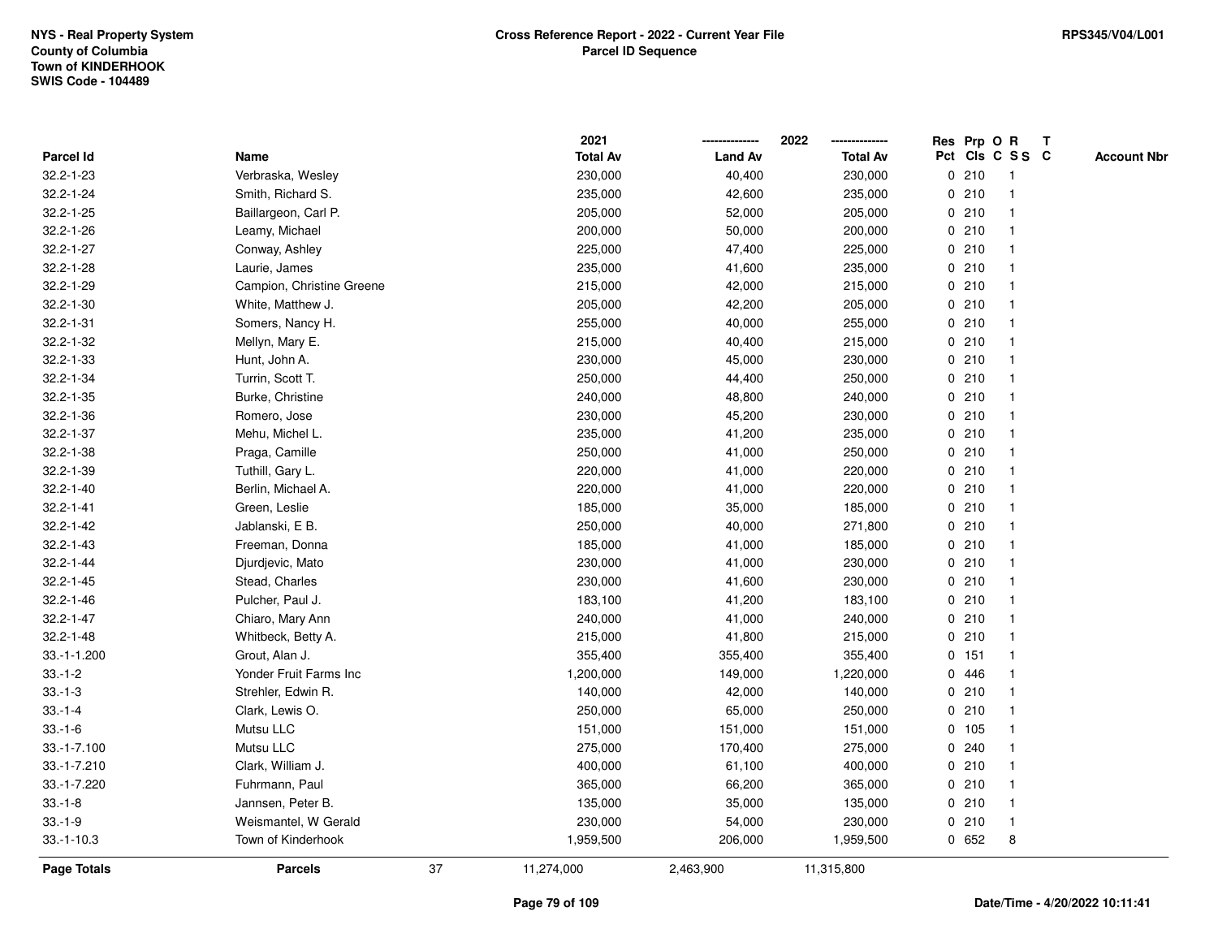NYS - Real Property System
County of Columbia
Town of KINDERHOOK
SWIS Code - 104489

**Cross Reference Report - 2022 - Current Year File**
**Parcel ID Sequence**

RPS345/V04/L001

| Parcel Id | Name | | 2021 Total Av | 2022 Land Av | 2022 Total Av | Res Pct | Prp Cls | O C | R S S | T C | Account Nbr |
|---|---|---|---|---|---|---|---|---|---|---|---|
| 32.2-1-23 | Verbraska, Wesley | | 230,000 | 40,400 | 230,000 | 0 | 210 | | 1 | | |
| 32.2-1-24 | Smith, Richard S. | | 235,000 | 42,600 | 235,000 | 0 | 210 | | 1 | | |
| 32.2-1-25 | Baillargeon, Carl P. | | 205,000 | 52,000 | 205,000 | 0 | 210 | | 1 | | |
| 32.2-1-26 | Leamy, Michael | | 200,000 | 50,000 | 200,000 | 0 | 210 | | 1 | | |
| 32.2-1-27 | Conway, Ashley | | 225,000 | 47,400 | 225,000 | 0 | 210 | | 1 | | |
| 32.2-1-28 | Laurie, James | | 235,000 | 41,600 | 235,000 | 0 | 210 | | 1 | | |
| 32.2-1-29 | Campion, Christine Greene | | 215,000 | 42,000 | 215,000 | 0 | 210 | | 1 | | |
| 32.2-1-30 | White, Matthew J. | | 205,000 | 42,200 | 205,000 | 0 | 210 | | 1 | | |
| 32.2-1-31 | Somers, Nancy H. | | 255,000 | 40,000 | 255,000 | 0 | 210 | | 1 | | |
| 32.2-1-32 | Mellyn, Mary E. | | 215,000 | 40,400 | 215,000 | 0 | 210 | | 1 | | |
| 32.2-1-33 | Hunt, John A. | | 230,000 | 45,000 | 230,000 | 0 | 210 | | 1 | | |
| 32.2-1-34 | Turrin, Scott T. | | 250,000 | 44,400 | 250,000 | 0 | 210 | | 1 | | |
| 32.2-1-35 | Burke, Christine | | 240,000 | 48,800 | 240,000 | 0 | 210 | | 1 | | |
| 32.2-1-36 | Romero, Jose | | 230,000 | 45,200 | 230,000 | 0 | 210 | | 1 | | |
| 32.2-1-37 | Mehu, Michel L. | | 235,000 | 41,200 | 235,000 | 0 | 210 | | 1 | | |
| 32.2-1-38 | Praga, Camille | | 250,000 | 41,000 | 250,000 | 0 | 210 | | 1 | | |
| 32.2-1-39 | Tuthill, Gary L. | | 220,000 | 41,000 | 220,000 | 0 | 210 | | 1 | | |
| 32.2-1-40 | Berlin, Michael A. | | 220,000 | 41,000 | 220,000 | 0 | 210 | | 1 | | |
| 32.2-1-41 | Green, Leslie | | 185,000 | 35,000 | 185,000 | 0 | 210 | | 1 | | |
| 32.2-1-42 | Jablanski, E B. | | 250,000 | 40,000 | 271,800 | 0 | 210 | | 1 | | |
| 32.2-1-43 | Freeman, Donna | | 185,000 | 41,000 | 185,000 | 0 | 210 | | 1 | | |
| 32.2-1-44 | Djurdjevic, Mato | | 230,000 | 41,000 | 230,000 | 0 | 210 | | 1 | | |
| 32.2-1-45 | Stead, Charles | | 230,000 | 41,600 | 230,000 | 0 | 210 | | 1 | | |
| 32.2-1-46 | Pulcher, Paul J. | | 183,100 | 41,200 | 183,100 | 0 | 210 | | 1 | | |
| 32.2-1-47 | Chiaro, Mary Ann | | 240,000 | 41,000 | 240,000 | 0 | 210 | | 1 | | |
| 32.2-1-48 | Whitbeck, Betty A. | | 215,000 | 41,800 | 215,000 | 0 | 210 | | 1 | | |
| 33.-1-1.200 | Grout, Alan J. | | 355,400 | 355,400 | 355,400 | 0 | 151 | | 1 | | |
| 33.-1-2 | Yonder Fruit Farms Inc | | 1,200,000 | 149,000 | 1,220,000 | 0 | 446 | | 1 | | |
| 33.-1-3 | Strehler, Edwin R. | | 140,000 | 42,000 | 140,000 | 0 | 210 | | 1 | | |
| 33.-1-4 | Clark, Lewis O. | | 250,000 | 65,000 | 250,000 | 0 | 210 | | 1 | | |
| 33.-1-6 | Mutsu LLC | | 151,000 | 151,000 | 151,000 | 0 | 105 | | 1 | | |
| 33.-1-7.100 | Mutsu LLC | | 275,000 | 170,400 | 275,000 | 0 | 240 | | 1 | | |
| 33.-1-7.210 | Clark, William J. | | 400,000 | 61,100 | 400,000 | 0 | 210 | | 1 | | |
| 33.-1-7.220 | Fuhrmann, Paul | | 365,000 | 66,200 | 365,000 | 0 | 210 | | 1 | | |
| 33.-1-8 | Jannsen, Peter B. | | 135,000 | 35,000 | 135,000 | 0 | 210 | | 1 | | |
| 33.-1-9 | Weismantel, W Gerald | | 230,000 | 54,000 | 230,000 | 0 | 210 | | 1 | | |
| 33.-1-10.3 | Town of Kinderhook | | 1,959,500 | 206,000 | 1,959,500 | 0 | 652 | | 8 | | |
| **Page Totals** | **Parcels** | 37 | 11,274,000 | 2,463,900 | 11,315,800 | | | | | | |

Date/Time - 4/20/2022 10:11:41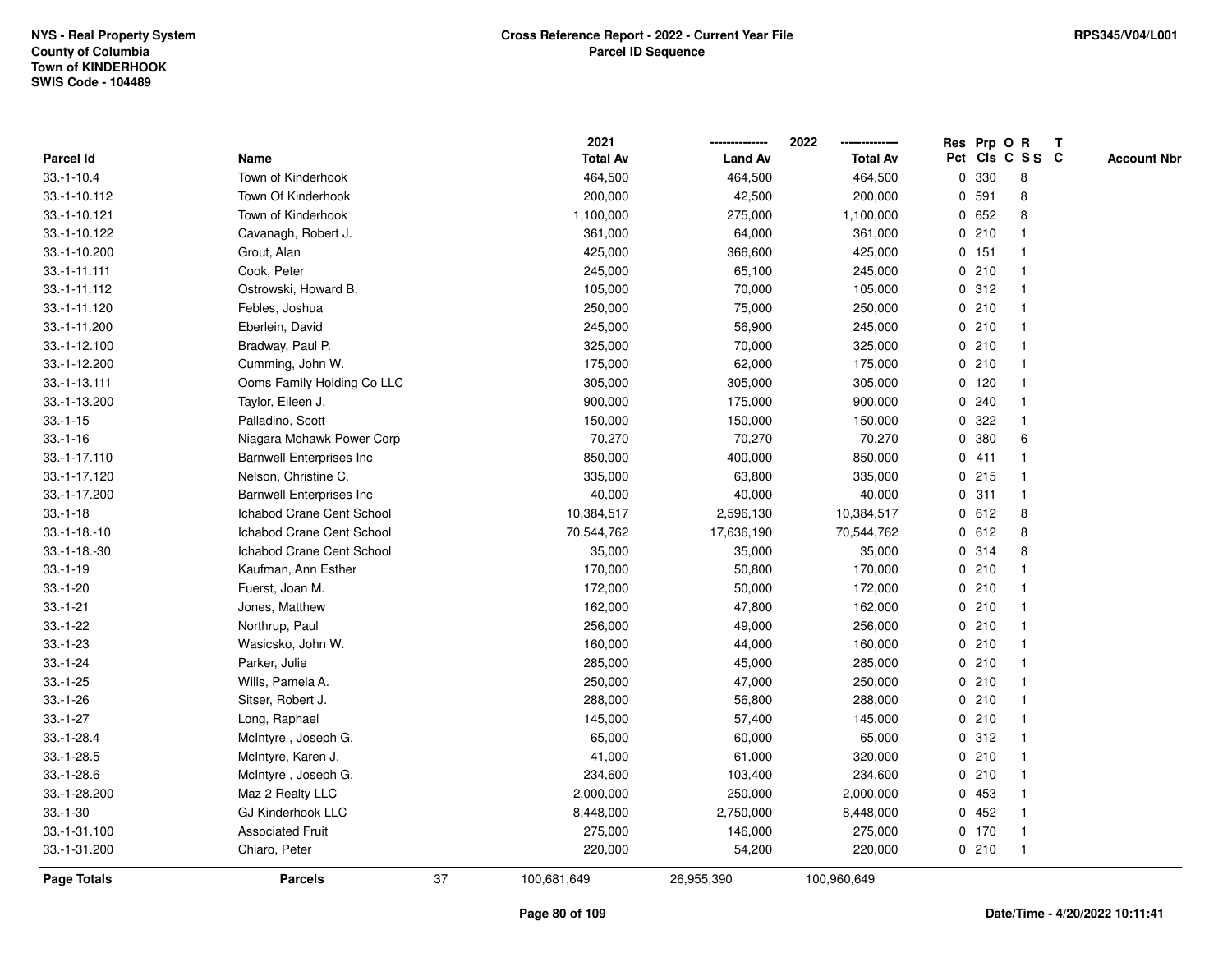NYS - Real Property System
County of Columbia
Town of KINDERHOOK
SWIS Code - 104489

**Cross Reference Report - 2022 - Current Year File**
**Parcel ID Sequence**

RPS345/V04/L001

| Parcel Id | Name | 2021 Total Av | 2022 Land Av | 2022 Total Av | Res Pct | Prp Cls | O C | R S S | T C | Account Nbr |
|---|---|---|---|---|---|---|---|---|---|---|
| 33.-1-10.4 | Town of Kinderhook | 464,500 | 464,500 | 464,500 | 0 | 330 | | 8 | | |
| 33.-1-10.112 | Town Of Kinderhook | 200,000 | 42,500 | 200,000 | 0 | 591 | | 8 | | |
| 33.-1-10.121 | Town of Kinderhook | 1,100,000 | 275,000 | 1,100,000 | 0 | 652 | | 8 | | |
| 33.-1-10.122 | Cavanagh, Robert J. | 361,000 | 64,000 | 361,000 | 0 | 210 | | 1 | | |
| 33.-1-10.200 | Grout, Alan | 425,000 | 366,600 | 425,000 | 0 | 151 | | 1 | | |
| 33.-1-11.111 | Cook, Peter | 245,000 | 65,100 | 245,000 | 0 | 210 | | 1 | | |
| 33.-1-11.112 | Ostrowski, Howard B. | 105,000 | 70,000 | 105,000 | 0 | 312 | | 1 | | |
| 33.-1-11.120 | Febles, Joshua | 250,000 | 75,000 | 250,000 | 0 | 210 | | 1 | | |
| 33.-1-11.200 | Eberlein, David | 245,000 | 56,900 | 245,000 | 0 | 210 | | 1 | | |
| 33.-1-12.100 | Bradway, Paul P. | 325,000 | 70,000 | 325,000 | 0 | 210 | | 1 | | |
| 33.-1-12.200 | Cumming, John W. | 175,000 | 62,000 | 175,000 | 0 | 210 | | 1 | | |
| 33.-1-13.111 | Ooms Family Holding Co LLC | 305,000 | 305,000 | 305,000 | 0 | 120 | | 1 | | |
| 33.-1-13.200 | Taylor, Eileen J. | 900,000 | 175,000 | 900,000 | 0 | 240 | | 1 | | |
| 33.-1-15 | Palladino, Scott | 150,000 | 150,000 | 150,000 | 0 | 322 | | 1 | | |
| 33.-1-16 | Niagara Mohawk Power Corp | 70,270 | 70,270 | 70,270 | 0 | 380 | | 6 | | |
| 33.-1-17.110 | Barnwell Enterprises Inc | 850,000 | 400,000 | 850,000 | 0 | 411 | | 1 | | |
| 33.-1-17.120 | Nelson, Christine C. | 335,000 | 63,800 | 335,000 | 0 | 215 | | 1 | | |
| 33.-1-17.200 | Barnwell Enterprises Inc | 40,000 | 40,000 | 40,000 | 0 | 311 | | 1 | | |
| 33.-1-18 | Ichabod Crane Cent School | 10,384,517 | 2,596,130 | 10,384,517 | 0 | 612 | | 8 | | |
| 33.-1-18.-10 | Ichabod Crane Cent School | 70,544,762 | 17,636,190 | 70,544,762 | 0 | 612 | | 8 | | |
| 33.-1-18.-30 | Ichabod Crane Cent School | 35,000 | 35,000 | 35,000 | 0 | 314 | | 8 | | |
| 33.-1-19 | Kaufman, Ann Esther | 170,000 | 50,800 | 170,000 | 0 | 210 | | 1 | | |
| 33.-1-20 | Fuerst, Joan M. | 172,000 | 50,000 | 172,000 | 0 | 210 | | 1 | | |
| 33.-1-21 | Jones, Matthew | 162,000 | 47,800 | 162,000 | 0 | 210 | | 1 | | |
| 33.-1-22 | Northrup, Paul | 256,000 | 49,000 | 256,000 | 0 | 210 | | 1 | | |
| 33.-1-23 | Wasicsko, John W. | 160,000 | 44,000 | 160,000 | 0 | 210 | | 1 | | |
| 33.-1-24 | Parker, Julie | 285,000 | 45,000 | 285,000 | 0 | 210 | | 1 | | |
| 33.-1-25 | Wills, Pamela A. | 250,000 | 47,000 | 250,000 | 0 | 210 | | 1 | | |
| 33.-1-26 | Sitser, Robert J. | 288,000 | 56,800 | 288,000 | 0 | 210 | | 1 | | |
| 33.-1-27 | Long, Raphael | 145,000 | 57,400 | 145,000 | 0 | 210 | | 1 | | |
| 33.-1-28.4 | McIntyre , Joseph G. | 65,000 | 60,000 | 65,000 | 0 | 312 | | 1 | | |
| 33.-1-28.5 | McIntyre, Karen J. | 41,000 | 61,000 | 320,000 | 0 | 210 | | 1 | | |
| 33.-1-28.6 | McIntyre , Joseph G. | 234,600 | 103,400 | 234,600 | 0 | 210 | | 1 | | |
| 33.-1-28.200 | Maz 2 Realty LLC | 2,000,000 | 250,000 | 2,000,000 | 0 | 453 | | 1 | | |
| 33.-1-30 | GJ Kinderhook LLC | 8,448,000 | 2,750,000 | 8,448,000 | 0 | 452 | | 1 | | |
| 33.-1-31.100 | Associated Fruit | 275,000 | 146,000 | 275,000 | 0 | 170 | | 1 | | |
| 33.-1-31.200 | Chiaro, Peter | 220,000 | 54,200 | 220,000 | 0 | 210 | | 1 | | |
| **Page Totals** | **Parcels** 37 | 100,681,649 | 26,955,390 | 100,960,649 | | | | | | |

Date/Time - 4/20/2022 10:11:41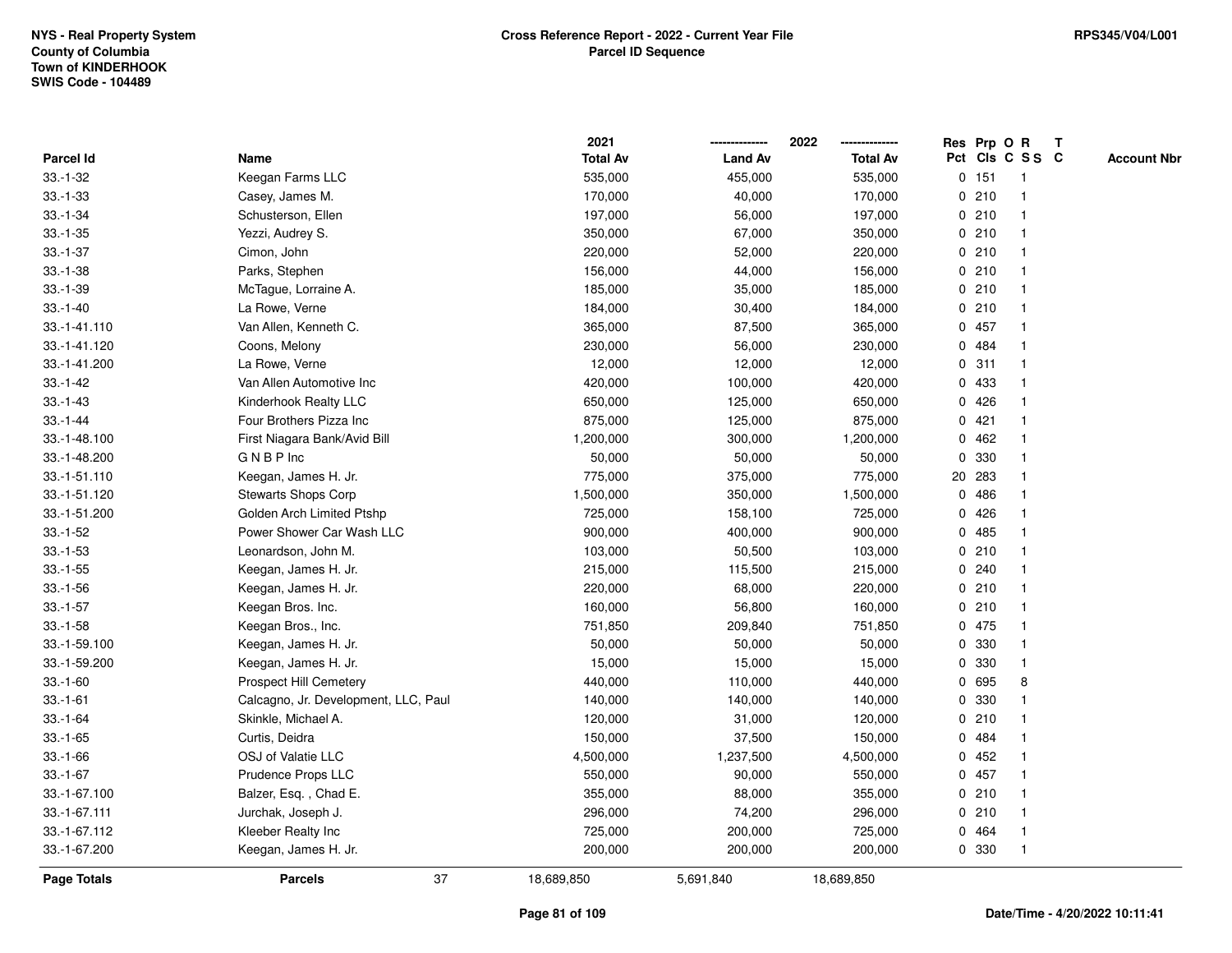NYS - Real Property System
County of Columbia
Town of KINDERHOOK
SWIS Code - 104489

**Cross Reference Report - 2022 - Current Year File**
**Parcel ID Sequence**

RPS345/V04/L001

| Parcel Id | Name | 2021 Total Av | 2022 Land Av | 2022 Total Av | Res Pct | Prp Cls | O C | R S S | T C | Account Nbr |
|---|---|---|---|---|---|---|---|---|---|---|
| 33.-1-32 | Keegan Farms LLC | 535,000 | 455,000 | 535,000 | 0 | 151 | | 1 | | |
| 33.-1-33 | Casey, James M. | 170,000 | 40,000 | 170,000 | 0 | 210 | | 1 | | |
| 33.-1-34 | Schusterson, Ellen | 197,000 | 56,000 | 197,000 | 0 | 210 | | 1 | | |
| 33.-1-35 | Yezzi, Audrey S. | 350,000 | 67,000 | 350,000 | 0 | 210 | | 1 | | |
| 33.-1-37 | Cimon, John | 220,000 | 52,000 | 220,000 | 0 | 210 | | 1 | | |
| 33.-1-38 | Parks, Stephen | 156,000 | 44,000 | 156,000 | 0 | 210 | | 1 | | |
| 33.-1-39 | McTague, Lorraine A. | 185,000 | 35,000 | 185,000 | 0 | 210 | | 1 | | |
| 33.-1-40 | La Rowe, Verne | 184,000 | 30,400 | 184,000 | 0 | 210 | | 1 | | |
| 33.-1-41.110 | Van Allen, Kenneth C. | 365,000 | 87,500 | 365,000 | 0 | 457 | | 1 | | |
| 33.-1-41.120 | Coons, Melony | 230,000 | 56,000 | 230,000 | 0 | 484 | | 1 | | |
| 33.-1-41.200 | La Rowe, Verne | 12,000 | 12,000 | 12,000 | 0 | 311 | | 1 | | |
| 33.-1-42 | Van Allen Automotive Inc | 420,000 | 100,000 | 420,000 | 0 | 433 | | 1 | | |
| 33.-1-43 | Kinderhook Realty LLC | 650,000 | 125,000 | 650,000 | 0 | 426 | | 1 | | |
| 33.-1-44 | Four Brothers Pizza Inc | 875,000 | 125,000 | 875,000 | 0 | 421 | | 1 | | |
| 33.-1-48.100 | First Niagara Bank/Avid Bill | 1,200,000 | 300,000 | 1,200,000 | 0 | 462 | | 1 | | |
| 33.-1-48.200 | G N B P Inc | 50,000 | 50,000 | 50,000 | 0 | 330 | | 1 | | |
| 33.-1-51.110 | Keegan, James H. Jr. | 775,000 | 375,000 | 775,000 | 20 | 283 | | 1 | | |
| 33.-1-51.120 | Stewarts Shops Corp | 1,500,000 | 350,000 | 1,500,000 | 0 | 486 | | 1 | | |
| 33.-1-51.200 | Golden Arch Limited Ptshp | 725,000 | 158,100 | 725,000 | 0 | 426 | | 1 | | |
| 33.-1-52 | Power Shower Car Wash LLC | 900,000 | 400,000 | 900,000 | 0 | 485 | | 1 | | |
| 33.-1-53 | Leonardson, John M. | 103,000 | 50,500 | 103,000 | 0 | 210 | | 1 | | |
| 33.-1-55 | Keegan, James H. Jr. | 215,000 | 115,500 | 215,000 | 0 | 240 | | 1 | | |
| 33.-1-56 | Keegan, James H. Jr. | 220,000 | 68,000 | 220,000 | 0 | 210 | | 1 | | |
| 33.-1-57 | Keegan Bros. Inc. | 160,000 | 56,800 | 160,000 | 0 | 210 | | 1 | | |
| 33.-1-58 | Keegan Bros., Inc. | 751,850 | 209,840 | 751,850 | 0 | 475 | | 1 | | |
| 33.-1-59.100 | Keegan, James H. Jr. | 50,000 | 50,000 | 50,000 | 0 | 330 | | 1 | | |
| 33.-1-59.200 | Keegan, James H. Jr. | 15,000 | 15,000 | 15,000 | 0 | 330 | | 1 | | |
| 33.-1-60 | Prospect Hill Cemetery | 440,000 | 110,000 | 440,000 | 0 | 695 | | 8 | | |
| 33.-1-61 | Calcagno, Jr. Development, LLC, Paul | 140,000 | 140,000 | 140,000 | 0 | 330 | | 1 | | |
| 33.-1-64 | Skinkle, Michael A. | 120,000 | 31,000 | 120,000 | 0 | 210 | | 1 | | |
| 33.-1-65 | Curtis, Deidra | 150,000 | 37,500 | 150,000 | 0 | 484 | | 1 | | |
| 33.-1-66 | OSJ of Valatie LLC | 4,500,000 | 1,237,500 | 4,500,000 | 0 | 452 | | 1 | | |
| 33.-1-67 | Prudence Props LLC | 550,000 | 90,000 | 550,000 | 0 | 457 | | 1 | | |
| 33.-1-67.100 | Balzer, Esq. , Chad E. | 355,000 | 88,000 | 355,000 | 0 | 210 | | 1 | | |
| 33.-1-67.111 | Jurchak, Joseph J. | 296,000 | 74,200 | 296,000 | 0 | 210 | | 1 | | |
| 33.-1-67.112 | Kleeber Realty Inc | 725,000 | 200,000 | 725,000 | 0 | 464 | | 1 | | |
| 33.-1-67.200 | Keegan, James H. Jr. | 200,000 | 200,000 | 200,000 | 0 | 330 | | 1 | | |
| **Page Totals** | **Parcels** 37 | 18,689,850 | 5,691,840 | 18,689,850 | | | | | | |

Date/Time - 4/20/2022 10:11:41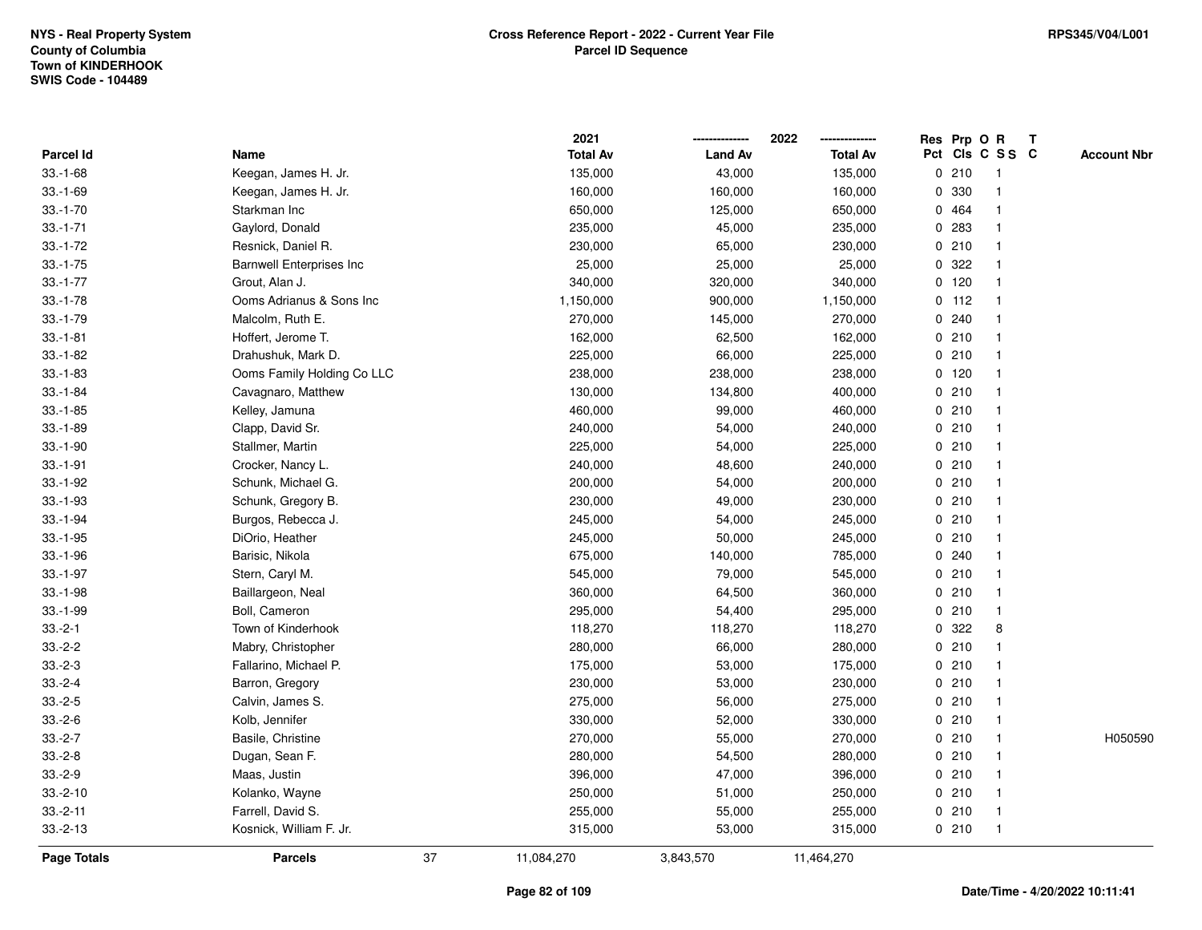NYS - Real Property System
County of Columbia
Town of KINDERHOOK
SWIS Code - 104489

**Cross Reference Report - 2022 - Current Year File**
**Parcel ID Sequence**

RPS345/V04/L001

| Parcel Id | Name | 2021 Total Av | 2022 Land Av | 2022 Total Av | Res Pct | Prp Cls | O C | R S S | T C | Account Nbr |
|---|---|---|---|---|---|---|---|---|---|---|
| 33.-1-68 | Keegan, James H. Jr. | 135,000 | 43,000 | 135,000 | 0 | 210 | | 1 | | |
| 33.-1-69 | Keegan, James H. Jr. | 160,000 | 160,000 | 160,000 | 0 | 330 | | 1 | | |
| 33.-1-70 | Starkman Inc | 650,000 | 125,000 | 650,000 | 0 | 464 | | 1 | | |
| 33.-1-71 | Gaylord, Donald | 235,000 | 45,000 | 235,000 | 0 | 283 | | 1 | | |
| 33.-1-72 | Resnick, Daniel R. | 230,000 | 65,000 | 230,000 | 0 | 210 | | 1 | | |
| 33.-1-75 | Barnwell Enterprises Inc | 25,000 | 25,000 | 25,000 | 0 | 322 | | 1 | | |
| 33.-1-77 | Grout, Alan J. | 340,000 | 320,000 | 340,000 | 0 | 120 | | 1 | | |
| 33.-1-78 | Ooms Adrianus & Sons Inc | 1,150,000 | 900,000 | 1,150,000 | 0 | 112 | | 1 | | |
| 33.-1-79 | Malcolm, Ruth E. | 270,000 | 145,000 | 270,000 | 0 | 240 | | 1 | | |
| 33.-1-81 | Hoffert, Jerome T. | 162,000 | 62,500 | 162,000 | 0 | 210 | | 1 | | |
| 33.-1-82 | Drahushuk, Mark D. | 225,000 | 66,000 | 225,000 | 0 | 210 | | 1 | | |
| 33.-1-83 | Ooms Family Holding Co LLC | 238,000 | 238,000 | 238,000 | 0 | 120 | | 1 | | |
| 33.-1-84 | Cavagnaro, Matthew | 130,000 | 134,800 | 400,000 | 0 | 210 | | 1 | | |
| 33.-1-85 | Kelley, Jamuna | 460,000 | 99,000 | 460,000 | 0 | 210 | | 1 | | |
| 33.-1-89 | Clapp, David Sr. | 240,000 | 54,000 | 240,000 | 0 | 210 | | 1 | | |
| 33.-1-90 | Stallmer, Martin | 225,000 | 54,000 | 225,000 | 0 | 210 | | 1 | | |
| 33.-1-91 | Crocker, Nancy L. | 240,000 | 48,600 | 240,000 | 0 | 210 | | 1 | | |
| 33.-1-92 | Schunk, Michael G. | 200,000 | 54,000 | 200,000 | 0 | 210 | | 1 | | |
| 33.-1-93 | Schunk, Gregory B. | 230,000 | 49,000 | 230,000 | 0 | 210 | | 1 | | |
| 33.-1-94 | Burgos, Rebecca J. | 245,000 | 54,000 | 245,000 | 0 | 210 | | 1 | | |
| 33.-1-95 | DiOrio, Heather | 245,000 | 50,000 | 245,000 | 0 | 210 | | 1 | | |
| 33.-1-96 | Barisic, Nikola | 675,000 | 140,000 | 785,000 | 0 | 240 | | 1 | | |
| 33.-1-97 | Stern, Caryl M. | 545,000 | 79,000 | 545,000 | 0 | 210 | | 1 | | |
| 33.-1-98 | Baillargeon, Neal | 360,000 | 64,500 | 360,000 | 0 | 210 | | 1 | | |
| 33.-1-99 | Boll, Cameron | 295,000 | 54,400 | 295,000 | 0 | 210 | | 1 | | |
| 33.-2-1 | Town of Kinderhook | 118,270 | 118,270 | 118,270 | 0 | 322 | | 8 | | |
| 33.-2-2 | Mabry, Christopher | 280,000 | 66,000 | 280,000 | 0 | 210 | | 1 | | |
| 33.-2-3 | Fallarino, Michael P. | 175,000 | 53,000 | 175,000 | 0 | 210 | | 1 | | |
| 33.-2-4 | Barron, Gregory | 230,000 | 53,000 | 230,000 | 0 | 210 | | 1 | | |
| 33.-2-5 | Calvin, James S. | 275,000 | 56,000 | 275,000 | 0 | 210 | | 1 | | |
| 33.-2-6 | Kolb, Jennifer | 330,000 | 52,000 | 330,000 | 0 | 210 | | 1 | | |
| 33.-2-7 | Basile, Christine | 270,000 | 55,000 | 270,000 | 0 | 210 | | 1 | | H050590 |
| 33.-2-8 | Dugan, Sean F. | 280,000 | 54,500 | 280,000 | 0 | 210 | | 1 | | |
| 33.-2-9 | Maas, Justin | 396,000 | 47,000 | 396,000 | 0 | 210 | | 1 | | |
| 33.-2-10 | Kolanko, Wayne | 250,000 | 51,000 | 250,000 | 0 | 210 | | 1 | | |
| 33.-2-11 | Farrell, David S. | 255,000 | 55,000 | 255,000 | 0 | 210 | | 1 | | |
| 33.-2-13 | Kosnick, William F. Jr. | 315,000 | 53,000 | 315,000 | 0 | 210 | | 1 | | |
| **Page Totals** | **Parcels** 37 | 11,084,270 | 3,843,570 | 11,464,270 | | | | | | |

Date/Time - 4/20/2022 10:11:41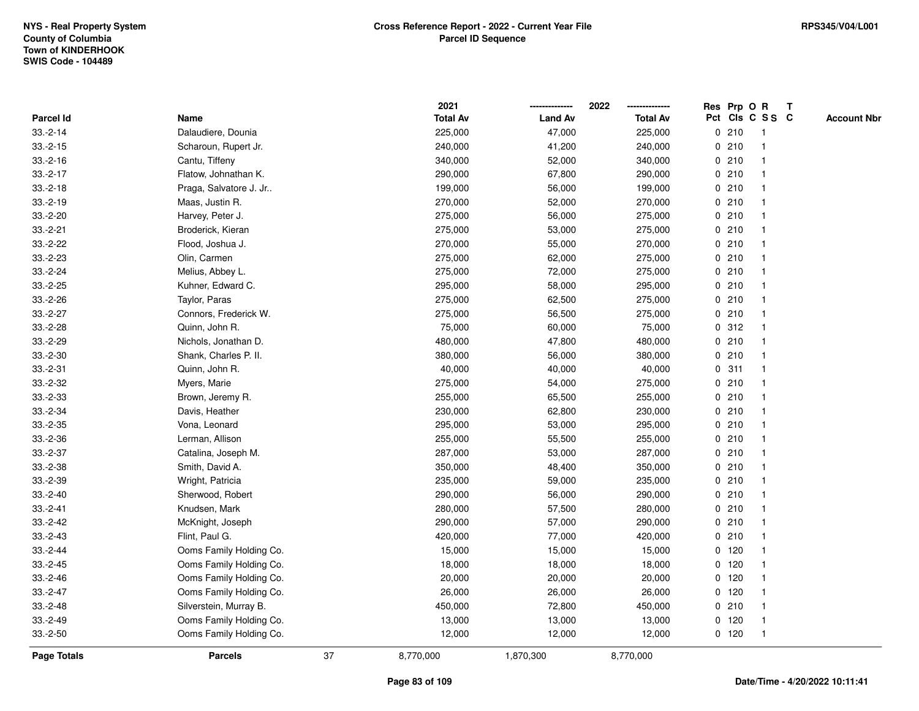NYS - Real Property System
County of Columbia
Town of KINDERHOOK
SWIS Code - 104489

**Cross Reference Report - 2022 - Current Year File**
**Parcel ID Sequence**

RPS345/V04/L001

| Parcel Id | Name | 2021 Total Av | 2022 Land Av | 2022 Total Av | Res Pct | Prp Cls | O C | R S S | T C | Account Nbr |
|---|---|---|---|---|---|---|---|---|---|---|
| 33.-2-14 | Dalaudiere, Dounia | 225,000 | 47,000 | 225,000 | 0 | 210 | | 1 | | |
| 33.-2-15 | Scharoun, Rupert Jr. | 240,000 | 41,200 | 240,000 | 0 | 210 | | 1 | | |
| 33.-2-16 | Cantu, Tiffeny | 340,000 | 52,000 | 340,000 | 0 | 210 | | 1 | | |
| 33.-2-17 | Flatow, Johnathan K. | 290,000 | 67,800 | 290,000 | 0 | 210 | | 1 | | |
| 33.-2-18 | Praga, Salvatore J. Jr.. | 199,000 | 56,000 | 199,000 | 0 | 210 | | 1 | | |
| 33.-2-19 | Maas, Justin R. | 270,000 | 52,000 | 270,000 | 0 | 210 | | 1 | | |
| 33.-2-20 | Harvey, Peter J. | 275,000 | 56,000 | 275,000 | 0 | 210 | | 1 | | |
| 33.-2-21 | Broderick, Kieran | 275,000 | 53,000 | 275,000 | 0 | 210 | | 1 | | |
| 33.-2-22 | Flood, Joshua J. | 270,000 | 55,000 | 270,000 | 0 | 210 | | 1 | | |
| 33.-2-23 | Olin, Carmen | 275,000 | 62,000 | 275,000 | 0 | 210 | | 1 | | |
| 33.-2-24 | Melius, Abbey L. | 275,000 | 72,000 | 275,000 | 0 | 210 | | 1 | | |
| 33.-2-25 | Kuhner, Edward C. | 295,000 | 58,000 | 295,000 | 0 | 210 | | 1 | | |
| 33.-2-26 | Taylor, Paras | 275,000 | 62,500 | 275,000 | 0 | 210 | | 1 | | |
| 33.-2-27 | Connors, Frederick W. | 275,000 | 56,500 | 275,000 | 0 | 210 | | 1 | | |
| 33.-2-28 | Quinn, John R. | 75,000 | 60,000 | 75,000 | 0 | 312 | | 1 | | |
| 33.-2-29 | Nichols, Jonathan D. | 480,000 | 47,800 | 480,000 | 0 | 210 | | 1 | | |
| 33.-2-30 | Shank, Charles P. II. | 380,000 | 56,000 | 380,000 | 0 | 210 | | 1 | | |
| 33.-2-31 | Quinn, John R. | 40,000 | 40,000 | 40,000 | 0 | 311 | | 1 | | |
| 33.-2-32 | Myers, Marie | 275,000 | 54,000 | 275,000 | 0 | 210 | | 1 | | |
| 33.-2-33 | Brown, Jeremy R. | 255,000 | 65,500 | 255,000 | 0 | 210 | | 1 | | |
| 33.-2-34 | Davis, Heather | 230,000 | 62,800 | 230,000 | 0 | 210 | | 1 | | |
| 33.-2-35 | Vona, Leonard | 295,000 | 53,000 | 295,000 | 0 | 210 | | 1 | | |
| 33.-2-36 | Lerman, Allison | 255,000 | 55,500 | 255,000 | 0 | 210 | | 1 | | |
| 33.-2-37 | Catalina, Joseph M. | 287,000 | 53,000 | 287,000 | 0 | 210 | | 1 | | |
| 33.-2-38 | Smith, David A. | 350,000 | 48,400 | 350,000 | 0 | 210 | | 1 | | |
| 33.-2-39 | Wright, Patricia | 235,000 | 59,000 | 235,000 | 0 | 210 | | 1 | | |
| 33.-2-40 | Sherwood, Robert | 290,000 | 56,000 | 290,000 | 0 | 210 | | 1 | | |
| 33.-2-41 | Knudsen, Mark | 280,000 | 57,500 | 280,000 | 0 | 210 | | 1 | | |
| 33.-2-42 | McKnight, Joseph | 290,000 | 57,000 | 290,000 | 0 | 210 | | 1 | | |
| 33.-2-43 | Flint, Paul G. | 420,000 | 77,000 | 420,000 | 0 | 210 | | 1 | | |
| 33.-2-44 | Ooms Family Holding Co. | 15,000 | 15,000 | 15,000 | 0 | 120 | | 1 | | |
| 33.-2-45 | Ooms Family Holding Co. | 18,000 | 18,000 | 18,000 | 0 | 120 | | 1 | | |
| 33.-2-46 | Ooms Family Holding Co. | 20,000 | 20,000 | 20,000 | 0 | 120 | | 1 | | |
| 33.-2-47 | Ooms Family Holding Co. | 26,000 | 26,000 | 26,000 | 0 | 120 | | 1 | | |
| 33.-2-48 | Silverstein, Murray B. | 450,000 | 72,800 | 450,000 | 0 | 210 | | 1 | | |
| 33.-2-49 | Ooms Family Holding Co. | 13,000 | 13,000 | 13,000 | 0 | 120 | | 1 | | |
| 33.-2-50 | Ooms Family Holding Co. | 12,000 | 12,000 | 12,000 | 0 | 120 | | 1 | | |
| **Page Totals** | **Parcels** 37 | 8,770,000 | 1,870,300 | 8,770,000 | | | | | | |

Date/Time - 4/20/2022 10:11:41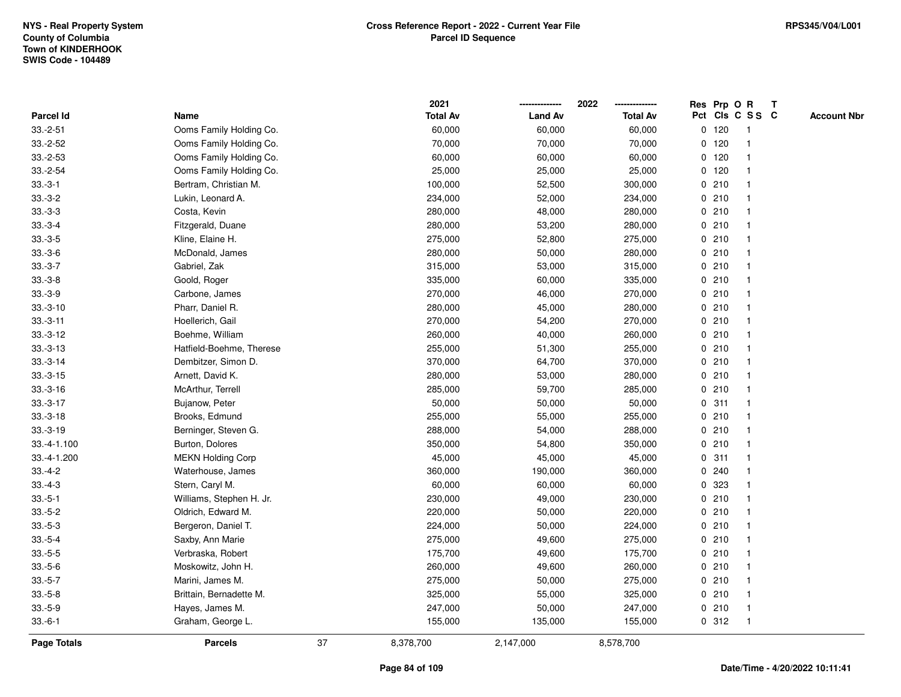NYS - Real Property System
County of Columbia
Town of KINDERHOOK
SWIS Code - 104489

**Cross Reference Report - 2022 - Current Year File**
**Parcel ID Sequence**

RPS345/V04/L001

| Parcel Id | Name | 2021 Total Av | 2022 Land Av | 2022 Total Av | Res Pct | Prp Cls | O C | R S S | T C | Account Nbr |
|---|---|---|---|---|---|---|---|---|---|---|
| 33.-2-51 | Ooms Family Holding Co. | 60,000 | 60,000 | 60,000 | 0 | 120 | | 1 | | |
| 33.-2-52 | Ooms Family Holding Co. | 70,000 | 70,000 | 70,000 | 0 | 120 | | 1 | | |
| 33.-2-53 | Ooms Family Holding Co. | 60,000 | 60,000 | 60,000 | 0 | 120 | | 1 | | |
| 33.-2-54 | Ooms Family Holding Co. | 25,000 | 25,000 | 25,000 | 0 | 120 | | 1 | | |
| 33.-3-1 | Bertram, Christian M. | 100,000 | 52,500 | 300,000 | 0 | 210 | | 1 | | |
| 33.-3-2 | Lukin, Leonard A. | 234,000 | 52,000 | 234,000 | 0 | 210 | | 1 | | |
| 33.-3-3 | Costa, Kevin | 280,000 | 48,000 | 280,000 | 0 | 210 | | 1 | | |
| 33.-3-4 | Fitzgerald, Duane | 280,000 | 53,200 | 280,000 | 0 | 210 | | 1 | | |
| 33.-3-5 | Kline, Elaine H. | 275,000 | 52,800 | 275,000 | 0 | 210 | | 1 | | |
| 33.-3-6 | McDonald, James | 280,000 | 50,000 | 280,000 | 0 | 210 | | 1 | | |
| 33.-3-7 | Gabriel, Zak | 315,000 | 53,000 | 315,000 | 0 | 210 | | 1 | | |
| 33.-3-8 | Goold, Roger | 335,000 | 60,000 | 335,000 | 0 | 210 | | 1 | | |
| 33.-3-9 | Carbone, James | 270,000 | 46,000 | 270,000 | 0 | 210 | | 1 | | |
| 33.-3-10 | Pharr, Daniel R. | 280,000 | 45,000 | 280,000 | 0 | 210 | | 1 | | |
| 33.-3-11 | Hoellerich, Gail | 270,000 | 54,200 | 270,000 | 0 | 210 | | 1 | | |
| 33.-3-12 | Boehme, William | 260,000 | 40,000 | 260,000 | 0 | 210 | | 1 | | |
| 33.-3-13 | Hatfield-Boehme, Therese | 255,000 | 51,300 | 255,000 | 0 | 210 | | 1 | | |
| 33.-3-14 | Dembitzer, Simon D. | 370,000 | 64,700 | 370,000 | 0 | 210 | | 1 | | |
| 33.-3-15 | Arnett, David K. | 280,000 | 53,000 | 280,000 | 0 | 210 | | 1 | | |
| 33.-3-16 | McArthur, Terrell | 285,000 | 59,700 | 285,000 | 0 | 210 | | 1 | | |
| 33.-3-17 | Bujanow, Peter | 50,000 | 50,000 | 50,000 | 0 | 311 | | 1 | | |
| 33.-3-18 | Brooks, Edmund | 255,000 | 55,000 | 255,000 | 0 | 210 | | 1 | | |
| 33.-3-19 | Berninger, Steven G. | 288,000 | 54,000 | 288,000 | 0 | 210 | | 1 | | |
| 33.-4-1.100 | Burton, Dolores | 350,000 | 54,800 | 350,000 | 0 | 210 | | 1 | | |
| 33.-4-1.200 | MEKN Holding Corp | 45,000 | 45,000 | 45,000 | 0 | 311 | | 1 | | |
| 33.-4-2 | Waterhouse, James | 360,000 | 190,000 | 360,000 | 0 | 240 | | 1 | | |
| 33.-4-3 | Stern, Caryl M. | 60,000 | 60,000 | 60,000 | 0 | 323 | | 1 | | |
| 33.-5-1 | Williams, Stephen H. Jr. | 230,000 | 49,000 | 230,000 | 0 | 210 | | 1 | | |
| 33.-5-2 | Oldrich, Edward M. | 220,000 | 50,000 | 220,000 | 0 | 210 | | 1 | | |
| 33.-5-3 | Bergeron, Daniel T. | 224,000 | 50,000 | 224,000 | 0 | 210 | | 1 | | |
| 33.-5-4 | Saxby, Ann Marie | 275,000 | 49,600 | 275,000 | 0 | 210 | | 1 | | |
| 33.-5-5 | Verbraska, Robert | 175,700 | 49,600 | 175,700 | 0 | 210 | | 1 | | |
| 33.-5-6 | Moskowitz, John H. | 260,000 | 49,600 | 260,000 | 0 | 210 | | 1 | | |
| 33.-5-7 | Marini, James M. | 275,000 | 50,000 | 275,000 | 0 | 210 | | 1 | | |
| 33.-5-8 | Brittain, Bernadette M. | 325,000 | 55,000 | 325,000 | 0 | 210 | | 1 | | |
| 33.-5-9 | Hayes, James M. | 247,000 | 50,000 | 247,000 | 0 | 210 | | 1 | | |
| 33.-6-1 | Graham, George L. | 155,000 | 135,000 | 155,000 | 0 | 312 | | 1 | | |
| **Page Totals** | **Parcels** 37 | 8,378,700 | 2,147,000 | 8,578,700 | | | | | | |

Date/Time - 4/20/2022 10:11:41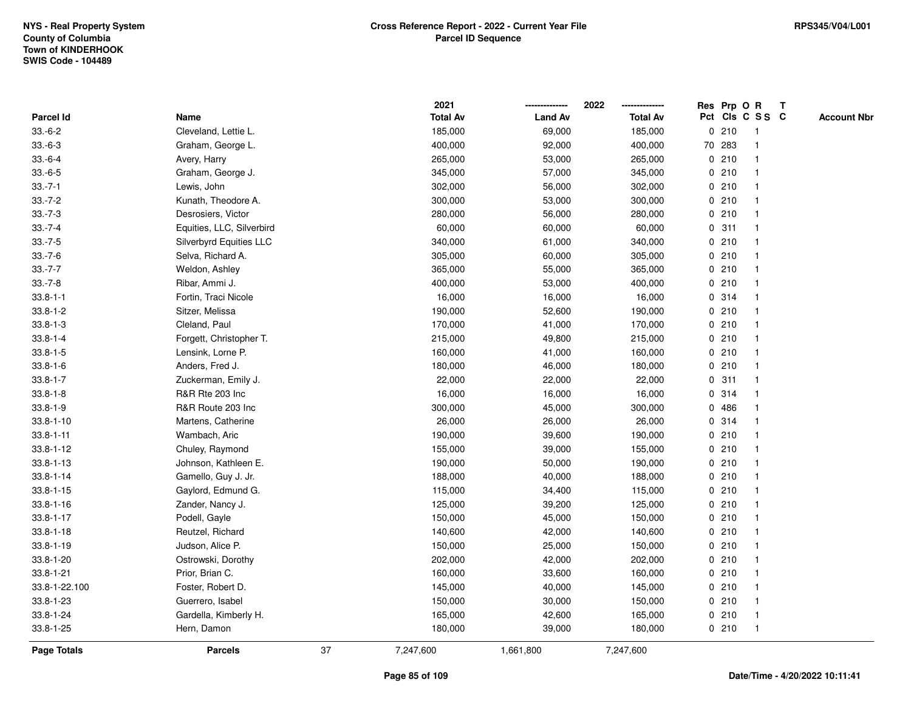NYS - Real Property System
County of Columbia
Town of KINDERHOOK
SWIS Code - 104489

**Cross Reference Report - 2022 - Current Year File**
**Parcel ID Sequence**

RPS345/V04/L001

| Parcel Id | Name | 2021 Total Av | 2022 Land Av | 2022 Total Av | Res Pct | Prp Cls | O C | R SS | T C | Account Nbr |
|---|---|---|---|---|---|---|---|---|---|---|
| 33.-6-2 | Cleveland, Lettie L. | 185,000 | 69,000 | 185,000 | 0 | 210 | | 1 | | |
| 33.-6-3 | Graham, George L. | 400,000 | 92,000 | 400,000 | 70 | 283 | | 1 | | |
| 33.-6-4 | Avery, Harry | 265,000 | 53,000 | 265,000 | 0 | 210 | | 1 | | |
| 33.-6-5 | Graham, George J. | 345,000 | 57,000 | 345,000 | 0 | 210 | | 1 | | |
| 33.-7-1 | Lewis, John | 302,000 | 56,000 | 302,000 | 0 | 210 | | 1 | | |
| 33.-7-2 | Kunath, Theodore A. | 300,000 | 53,000 | 300,000 | 0 | 210 | | 1 | | |
| 33.-7-3 | Desrosiers, Victor | 280,000 | 56,000 | 280,000 | 0 | 210 | | 1 | | |
| 33.-7-4 | Equities, LLC, Silverbird | 60,000 | 60,000 | 60,000 | 0 | 311 | | 1 | | |
| 33.-7-5 | Silverbyrd Equities LLC | 340,000 | 61,000 | 340,000 | 0 | 210 | | 1 | | |
| 33.-7-6 | Selva, Richard A. | 305,000 | 60,000 | 305,000 | 0 | 210 | | 1 | | |
| 33.-7-7 | Weldon, Ashley | 365,000 | 55,000 | 365,000 | 0 | 210 | | 1 | | |
| 33.-7-8 | Ribar, Ammi J. | 400,000 | 53,000 | 400,000 | 0 | 210 | | 1 | | |
| 33.8-1-1 | Fortin, Traci Nicole | 16,000 | 16,000 | 16,000 | 0 | 314 | | 1 | | |
| 33.8-1-2 | Sitzer, Melissa | 190,000 | 52,600 | 190,000 | 0 | 210 | | 1 | | |
| 33.8-1-3 | Cleland, Paul | 170,000 | 41,000 | 170,000 | 0 | 210 | | 1 | | |
| 33.8-1-4 | Forgett, Christopher T. | 215,000 | 49,800 | 215,000 | 0 | 210 | | 1 | | |
| 33.8-1-5 | Lensink, Lorne P. | 160,000 | 41,000 | 160,000 | 0 | 210 | | 1 | | |
| 33.8-1-6 | Anders, Fred J. | 180,000 | 46,000 | 180,000 | 0 | 210 | | 1 | | |
| 33.8-1-7 | Zuckerman, Emily J. | 22,000 | 22,000 | 22,000 | 0 | 311 | | 1 | | |
| 33.8-1-8 | R&R Rte 203 Inc | 16,000 | 16,000 | 16,000 | 0 | 314 | | 1 | | |
| 33.8-1-9 | R&R Route 203 Inc | 300,000 | 45,000 | 300,000 | 0 | 486 | | 1 | | |
| 33.8-1-10 | Martens, Catherine | 26,000 | 26,000 | 26,000 | 0 | 314 | | 1 | | |
| 33.8-1-11 | Wambach, Aric | 190,000 | 39,600 | 190,000 | 0 | 210 | | 1 | | |
| 33.8-1-12 | Chuley, Raymond | 155,000 | 39,000 | 155,000 | 0 | 210 | | 1 | | |
| 33.8-1-13 | Johnson, Kathleen E. | 190,000 | 50,000 | 190,000 | 0 | 210 | | 1 | | |
| 33.8-1-14 | Gamello, Guy J. Jr. | 188,000 | 40,000 | 188,000 | 0 | 210 | | 1 | | |
| 33.8-1-15 | Gaylord, Edmund G. | 115,000 | 34,400 | 115,000 | 0 | 210 | | 1 | | |
| 33.8-1-16 | Zander, Nancy J. | 125,000 | 39,200 | 125,000 | 0 | 210 | | 1 | | |
| 33.8-1-17 | Podell, Gayle | 150,000 | 45,000 | 150,000 | 0 | 210 | | 1 | | |
| 33.8-1-18 | Reutzel, Richard | 140,600 | 42,000 | 140,600 | 0 | 210 | | 1 | | |
| 33.8-1-19 | Judson, Alice P. | 150,000 | 25,000 | 150,000 | 0 | 210 | | 1 | | |
| 33.8-1-20 | Ostrowski, Dorothy | 202,000 | 42,000 | 202,000 | 0 | 210 | | 1 | | |
| 33.8-1-21 | Prior, Brian C. | 160,000 | 33,600 | 160,000 | 0 | 210 | | 1 | | |
| 33.8-1-22.100 | Foster, Robert D. | 145,000 | 40,000 | 145,000 | 0 | 210 | | 1 | | |
| 33.8-1-23 | Guerrero, Isabel | 150,000 | 30,000 | 150,000 | 0 | 210 | | 1 | | |
| 33.8-1-24 | Gardella, Kimberly H. | 165,000 | 42,600 | 165,000 | 0 | 210 | | 1 | | |
| 33.8-1-25 | Hern, Damon | 180,000 | 39,000 | 180,000 | 0 | 210 | | 1 | | |
| **Page Totals** | **Parcels** 37 | 7,247,600 | 1,661,800 | 7,247,600 | | | | | | |

Date/Time - 4/20/2022 10:11:41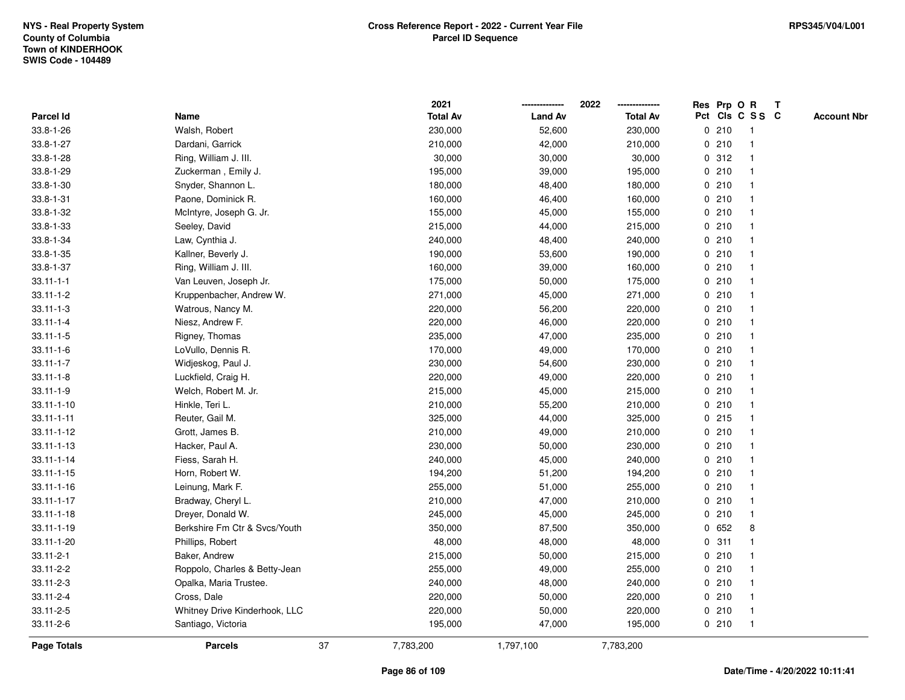NYS - Real Property System
County of Columbia
Town of KINDERHOOK
SWIS Code - 104489

**Cross Reference Report - 2022 - Current Year File**
**Parcel ID Sequence**

RPS345/V04/L001

| Parcel Id | Name | 2021 Total Av | 2022 Land Av | 2022 Total Av | Res Pct | Prp Cls | O C | R S S | T C | Account Nbr |
|---|---|---|---|---|---|---|---|---|---|---|
| 33.8-1-26 | Walsh, Robert | 230,000 | 52,600 | 230,000 | 0 | 210 | | 1 | | |
| 33.8-1-27 | Dardani, Garrick | 210,000 | 42,000 | 210,000 | 0 | 210 | | 1 | | |
| 33.8-1-28 | Ring, William J. III. | 30,000 | 30,000 | 30,000 | 0 | 312 | | 1 | | |
| 33.8-1-29 | Zuckerman , Emily J. | 195,000 | 39,000 | 195,000 | 0 | 210 | | 1 | | |
| 33.8-1-30 | Snyder, Shannon L. | 180,000 | 48,400 | 180,000 | 0 | 210 | | 1 | | |
| 33.8-1-31 | Paone, Dominick R. | 160,000 | 46,400 | 160,000 | 0 | 210 | | 1 | | |
| 33.8-1-32 | McIntyre, Joseph G. Jr. | 155,000 | 45,000 | 155,000 | 0 | 210 | | 1 | | |
| 33.8-1-33 | Seeley, David | 215,000 | 44,000 | 215,000 | 0 | 210 | | 1 | | |
| 33.8-1-34 | Law, Cynthia J. | 240,000 | 48,400 | 240,000 | 0 | 210 | | 1 | | |
| 33.8-1-35 | Kallner, Beverly J. | 190,000 | 53,600 | 190,000 | 0 | 210 | | 1 | | |
| 33.8-1-37 | Ring, William J. III. | 160,000 | 39,000 | 160,000 | 0 | 210 | | 1 | | |
| 33.11-1-1 | Van Leuven, Joseph Jr. | 175,000 | 50,000 | 175,000 | 0 | 210 | | 1 | | |
| 33.11-1-2 | Kruppenbacher, Andrew W. | 271,000 | 45,000 | 271,000 | 0 | 210 | | 1 | | |
| 33.11-1-3 | Watrous, Nancy M. | 220,000 | 56,200 | 220,000 | 0 | 210 | | 1 | | |
| 33.11-1-4 | Niesz, Andrew F. | 220,000 | 46,000 | 220,000 | 0 | 210 | | 1 | | |
| 33.11-1-5 | Rigney, Thomas | 235,000 | 47,000 | 235,000 | 0 | 210 | | 1 | | |
| 33.11-1-6 | LoVullo, Dennis R. | 170,000 | 49,000 | 170,000 | 0 | 210 | | 1 | | |
| 33.11-1-7 | Widjeskog, Paul J. | 230,000 | 54,600 | 230,000 | 0 | 210 | | 1 | | |
| 33.11-1-8 | Luckfield, Craig H. | 220,000 | 49,000 | 220,000 | 0 | 210 | | 1 | | |
| 33.11-1-9 | Welch, Robert M. Jr. | 215,000 | 45,000 | 215,000 | 0 | 210 | | 1 | | |
| 33.11-1-10 | Hinkle, Teri L. | 210,000 | 55,200 | 210,000 | 0 | 210 | | 1 | | |
| 33.11-1-11 | Reuter, Gail M. | 325,000 | 44,000 | 325,000 | 0 | 215 | | 1 | | |
| 33.11-1-12 | Grott, James B. | 210,000 | 49,000 | 210,000 | 0 | 210 | | 1 | | |
| 33.11-1-13 | Hacker, Paul A. | 230,000 | 50,000 | 230,000 | 0 | 210 | | 1 | | |
| 33.11-1-14 | Fiess, Sarah H. | 240,000 | 45,000 | 240,000 | 0 | 210 | | 1 | | |
| 33.11-1-15 | Horn, Robert W. | 194,200 | 51,200 | 194,200 | 0 | 210 | | 1 | | |
| 33.11-1-16 | Leinung, Mark F. | 255,000 | 51,000 | 255,000 | 0 | 210 | | 1 | | |
| 33.11-1-17 | Bradway, Cheryl L. | 210,000 | 47,000 | 210,000 | 0 | 210 | | 1 | | |
| 33.11-1-18 | Dreyer, Donald W. | 245,000 | 45,000 | 245,000 | 0 | 210 | | 1 | | |
| 33.11-1-19 | Berkshire Fm Ctr & Svcs/Youth | 350,000 | 87,500 | 350,000 | 0 | 652 | | 8 | | |
| 33.11-1-20 | Phillips, Robert | 48,000 | 48,000 | 48,000 | 0 | 311 | | 1 | | |
| 33.11-2-1 | Baker, Andrew | 215,000 | 50,000 | 215,000 | 0 | 210 | | 1 | | |
| 33.11-2-2 | Roppolo, Charles & Betty-Jean | 255,000 | 49,000 | 255,000 | 0 | 210 | | 1 | | |
| 33.11-2-3 | Opalka, Maria Trustee. | 240,000 | 48,000 | 240,000 | 0 | 210 | | 1 | | |
| 33.11-2-4 | Cross, Dale | 220,000 | 50,000 | 220,000 | 0 | 210 | | 1 | | |
| 33.11-2-5 | Whitney Drive Kinderhook, LLC | 220,000 | 50,000 | 220,000 | 0 | 210 | | 1 | | |
| 33.11-2-6 | Santiago, Victoria | 195,000 | 47,000 | 195,000 | 0 | 210 | | 1 | | |
| **Page Totals** | **Parcels** 37 | 7,783,200 | 1,797,100 | 7,783,200 | | | | | | |

Date/Time - 4/20/2022 10:11:41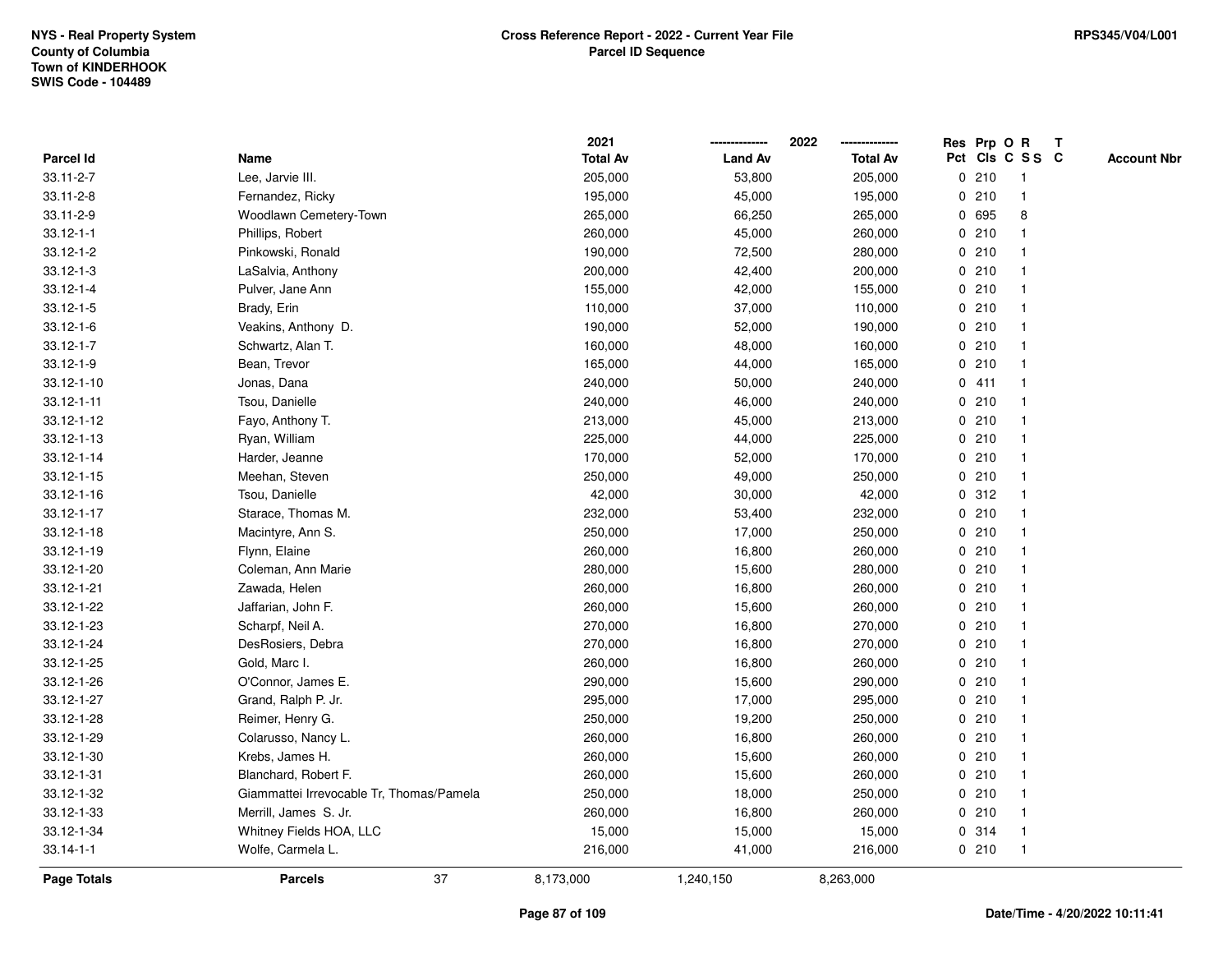NYS - Real Property System
County of Columbia
Town of KINDERHOOK
SWIS Code - 104489

**Cross Reference Report - 2022 - Current Year File**
**Parcel ID Sequence**

RPS345/V04/L001

| Parcel Id | Name | 2021 Total Av | 2022 Land Av | 2022 Total Av | Res Pct | Prp Cls | O C | R S S | T C | Account Nbr |
|---|---|---|---|---|---|---|---|---|---|---|
| 33.11-2-7 | Lee, Jarvie III. | 205,000 | 53,800 | 205,000 | 0 | 210 | | 1 | | |
| 33.11-2-8 | Fernandez, Ricky | 195,000 | 45,000 | 195,000 | 0 | 210 | | 1 | | |
| 33.11-2-9 | Woodlawn Cemetery-Town | 265,000 | 66,250 | 265,000 | 0 | 695 | | 8 | | |
| 33.12-1-1 | Phillips, Robert | 260,000 | 45,000 | 260,000 | 0 | 210 | | 1 | | |
| 33.12-1-2 | Pinkowski, Ronald | 190,000 | 72,500 | 280,000 | 0 | 210 | | 1 | | |
| 33.12-1-3 | LaSalvia, Anthony | 200,000 | 42,400 | 200,000 | 0 | 210 | | 1 | | |
| 33.12-1-4 | Pulver, Jane Ann | 155,000 | 42,000 | 155,000 | 0 | 210 | | 1 | | |
| 33.12-1-5 | Brady, Erin | 110,000 | 37,000 | 110,000 | 0 | 210 | | 1 | | |
| 33.12-1-6 | Veakins, Anthony D. | 190,000 | 52,000 | 190,000 | 0 | 210 | | 1 | | |
| 33.12-1-7 | Schwartz, Alan T. | 160,000 | 48,000 | 160,000 | 0 | 210 | | 1 | | |
| 33.12-1-9 | Bean, Trevor | 165,000 | 44,000 | 165,000 | 0 | 210 | | 1 | | |
| 33.12-1-10 | Jonas, Dana | 240,000 | 50,000 | 240,000 | 0 | 411 | | 1 | | |
| 33.12-1-11 | Tsou, Danielle | 240,000 | 46,000 | 240,000 | 0 | 210 | | 1 | | |
| 33.12-1-12 | Fayo, Anthony T. | 213,000 | 45,000 | 213,000 | 0 | 210 | | 1 | | |
| 33.12-1-13 | Ryan, William | 225,000 | 44,000 | 225,000 | 0 | 210 | | 1 | | |
| 33.12-1-14 | Harder, Jeanne | 170,000 | 52,000 | 170,000 | 0 | 210 | | 1 | | |
| 33.12-1-15 | Meehan, Steven | 250,000 | 49,000 | 250,000 | 0 | 210 | | 1 | | |
| 33.12-1-16 | Tsou, Danielle | 42,000 | 30,000 | 42,000 | 0 | 312 | | 1 | | |
| 33.12-1-17 | Starace, Thomas M. | 232,000 | 53,400 | 232,000 | 0 | 210 | | 1 | | |
| 33.12-1-18 | Macintyre, Ann S. | 250,000 | 17,000 | 250,000 | 0 | 210 | | 1 | | |
| 33.12-1-19 | Flynn, Elaine | 260,000 | 16,800 | 260,000 | 0 | 210 | | 1 | | |
| 33.12-1-20 | Coleman, Ann Marie | 280,000 | 15,600 | 280,000 | 0 | 210 | | 1 | | |
| 33.12-1-21 | Zawada, Helen | 260,000 | 16,800 | 260,000 | 0 | 210 | | 1 | | |
| 33.12-1-22 | Jaffarian, John F. | 260,000 | 15,600 | 260,000 | 0 | 210 | | 1 | | |
| 33.12-1-23 | Scharpf, Neil A. | 270,000 | 16,800 | 270,000 | 0 | 210 | | 1 | | |
| 33.12-1-24 | DesRosiers, Debra | 270,000 | 16,800 | 270,000 | 0 | 210 | | 1 | | |
| 33.12-1-25 | Gold, Marc I. | 260,000 | 16,800 | 260,000 | 0 | 210 | | 1 | | |
| 33.12-1-26 | O'Connor, James E. | 290,000 | 15,600 | 290,000 | 0 | 210 | | 1 | | |
| 33.12-1-27 | Grand, Ralph P. Jr. | 295,000 | 17,000 | 295,000 | 0 | 210 | | 1 | | |
| 33.12-1-28 | Reimer, Henry G. | 250,000 | 19,200 | 250,000 | 0 | 210 | | 1 | | |
| 33.12-1-29 | Colarusso, Nancy L. | 260,000 | 16,800 | 260,000 | 0 | 210 | | 1 | | |
| 33.12-1-30 | Krebs, James H. | 260,000 | 15,600 | 260,000 | 0 | 210 | | 1 | | |
| 33.12-1-31 | Blanchard, Robert F. | 260,000 | 15,600 | 260,000 | 0 | 210 | | 1 | | |
| 33.12-1-32 | Giammattei Irrevocable Tr, Thomas/Pamela | 250,000 | 18,000 | 250,000 | 0 | 210 | | 1 | | |
| 33.12-1-33 | Merrill, James S. Jr. | 260,000 | 16,800 | 260,000 | 0 | 210 | | 1 | | |
| 33.12-1-34 | Whitney Fields HOA, LLC | 15,000 | 15,000 | 15,000 | 0 | 314 | | 1 | | |
| 33.14-1-1 | Wolfe, Carmela L. | 216,000 | 41,000 | 216,000 | 0 | 210 | | 1 | | |
| **Page Totals** | **Parcels** 37 | 8,173,000 | 1,240,150 | 8,263,000 | | | | | | |

Date/Time - 4/20/2022 10:11:41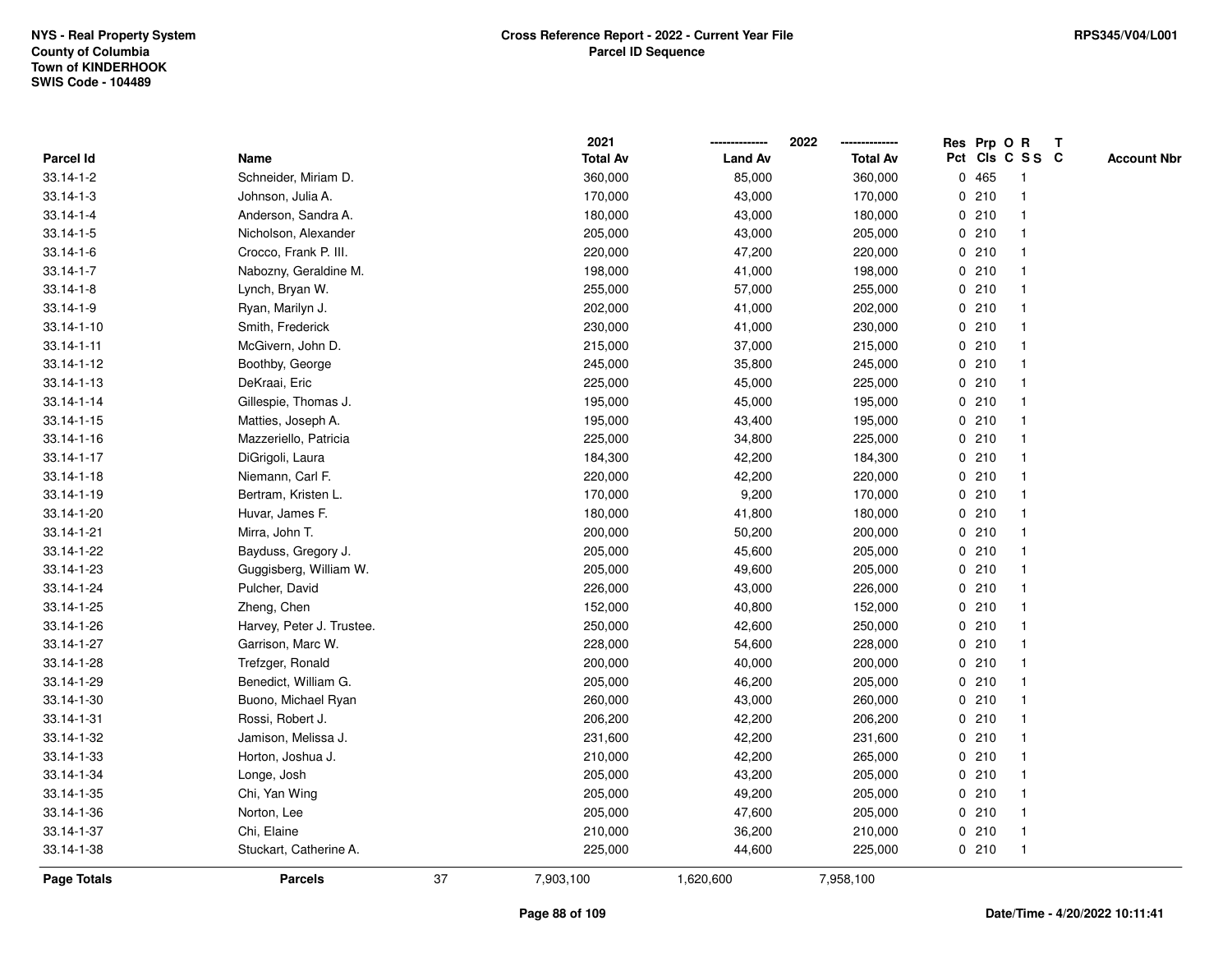NYS - Real Property System
County of Columbia
Town of KINDERHOOK
SWIS Code - 104489

## Cross Reference Report - 2022 - Current Year File
## Parcel ID Sequence

RPS345/V04/L001

| Parcel Id | Name | 2021 Total Av | 2022 Land Av | 2022 Total Av | Res Pct | Prp Cls | O C | R S S | T C | Account Nbr |
|---|---|---|---|---|---|---|---|---|---|---|
| 33.14-1-2 | Schneider, Miriam D. | 360,000 | 85,000 | 360,000 | 0 | 465 | | 1 | | |
| 33.14-1-3 | Johnson, Julia A. | 170,000 | 43,000 | 170,000 | 0 | 210 | | 1 | | |
| 33.14-1-4 | Anderson, Sandra A. | 180,000 | 43,000 | 180,000 | 0 | 210 | | 1 | | |
| 33.14-1-5 | Nicholson, Alexander | 205,000 | 43,000 | 205,000 | 0 | 210 | | 1 | | |
| 33.14-1-6 | Crocco, Frank P. III. | 220,000 | 47,200 | 220,000 | 0 | 210 | | 1 | | |
| 33.14-1-7 | Nabozny, Geraldine M. | 198,000 | 41,000 | 198,000 | 0 | 210 | | 1 | | |
| 33.14-1-8 | Lynch, Bryan W. | 255,000 | 57,000 | 255,000 | 0 | 210 | | 1 | | |
| 33.14-1-9 | Ryan, Marilyn J. | 202,000 | 41,000 | 202,000 | 0 | 210 | | 1 | | |
| 33.14-1-10 | Smith, Frederick | 230,000 | 41,000 | 230,000 | 0 | 210 | | 1 | | |
| 33.14-1-11 | McGivern, John D. | 215,000 | 37,000 | 215,000 | 0 | 210 | | 1 | | |
| 33.14-1-12 | Boothby, George | 245,000 | 35,800 | 245,000 | 0 | 210 | | 1 | | |
| 33.14-1-13 | DeKraai, Eric | 225,000 | 45,000 | 225,000 | 0 | 210 | | 1 | | |
| 33.14-1-14 | Gillespie, Thomas J. | 195,000 | 45,000 | 195,000 | 0 | 210 | | 1 | | |
| 33.14-1-15 | Matties, Joseph A. | 195,000 | 43,400 | 195,000 | 0 | 210 | | 1 | | |
| 33.14-1-16 | Mazzeriello, Patricia | 225,000 | 34,800 | 225,000 | 0 | 210 | | 1 | | |
| 33.14-1-17 | DiGrigoli, Laura | 184,300 | 42,200 | 184,300 | 0 | 210 | | 1 | | |
| 33.14-1-18 | Niemann, Carl F. | 220,000 | 42,200 | 220,000 | 0 | 210 | | 1 | | |
| 33.14-1-19 | Bertram, Kristen L. | 170,000 | 9,200 | 170,000 | 0 | 210 | | 1 | | |
| 33.14-1-20 | Huvar, James F. | 180,000 | 41,800 | 180,000 | 0 | 210 | | 1 | | |
| 33.14-1-21 | Mirra, John T. | 200,000 | 50,200 | 200,000 | 0 | 210 | | 1 | | |
| 33.14-1-22 | Bayduss, Gregory J. | 205,000 | 45,600 | 205,000 | 0 | 210 | | 1 | | |
| 33.14-1-23 | Guggisberg, William W. | 205,000 | 49,600 | 205,000 | 0 | 210 | | 1 | | |
| 33.14-1-24 | Pulcher, David | 226,000 | 43,000 | 226,000 | 0 | 210 | | 1 | | |
| 33.14-1-25 | Zheng, Chen | 152,000 | 40,800 | 152,000 | 0 | 210 | | 1 | | |
| 33.14-1-26 | Harvey, Peter J. Trustee. | 250,000 | 42,600 | 250,000 | 0 | 210 | | 1 | | |
| 33.14-1-27 | Garrison, Marc W. | 228,000 | 54,600 | 228,000 | 0 | 210 | | 1 | | |
| 33.14-1-28 | Trefzger, Ronald | 200,000 | 40,000 | 200,000 | 0 | 210 | | 1 | | |
| 33.14-1-29 | Benedict, William G. | 205,000 | 46,200 | 205,000 | 0 | 210 | | 1 | | |
| 33.14-1-30 | Buono, Michael Ryan | 260,000 | 43,000 | 260,000 | 0 | 210 | | 1 | | |
| 33.14-1-31 | Rossi, Robert J. | 206,200 | 42,200 | 206,200 | 0 | 210 | | 1 | | |
| 33.14-1-32 | Jamison, Melissa J. | 231,600 | 42,200 | 231,600 | 0 | 210 | | 1 | | |
| 33.14-1-33 | Horton, Joshua J. | 210,000 | 42,200 | 265,000 | 0 | 210 | | 1 | | |
| 33.14-1-34 | Longe, Josh | 205,000 | 43,200 | 205,000 | 0 | 210 | | 1 | | |
| 33.14-1-35 | Chi, Yan Wing | 205,000 | 49,200 | 205,000 | 0 | 210 | | 1 | | |
| 33.14-1-36 | Norton, Lee | 205,000 | 47,600 | 205,000 | 0 | 210 | | 1 | | |
| 33.14-1-37 | Chi, Elaine | 210,000 | 36,200 | 210,000 | 0 | 210 | | 1 | | |
| 33.14-1-38 | Stuckart, Catherine A. | 225,000 | 44,600 | 225,000 | 0 | 210 | | 1 | | |
| **Page Totals** | **Parcels** 37 | 7,903,100 | 1,620,600 | 7,958,100 | | | | | | |

Date/Time - 4/20/2022 10:11:41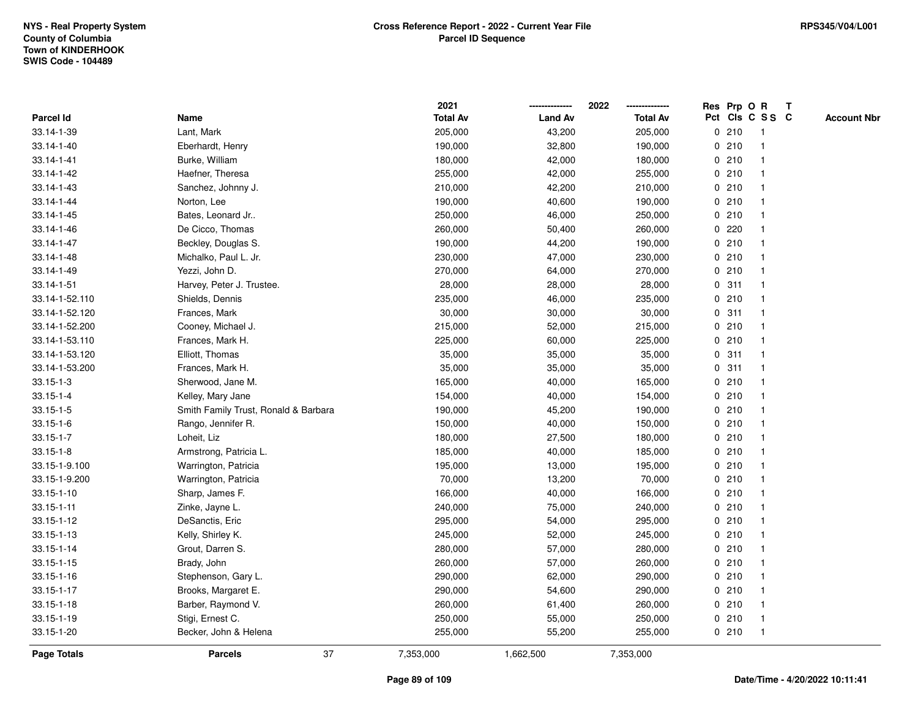NYS - Real Property System
County of Columbia
Town of KINDERHOOK
SWIS Code - 104489

**Cross Reference Report - 2022 - Current Year File**
**Parcel ID Sequence**

RPS345/V04/L001

| Parcel Id | Name | 2021 Total Av | 2022 Land Av | 2022 Total Av | Res Pct | Prp Cls | O C | R SS | T C | Account Nbr |
|---|---|---|---|---|---|---|---|---|---|---|
| 33.14-1-39 | Lant, Mark | 205,000 | 43,200 | 205,000 | 0 | 210 | | 1 | | |
| 33.14-1-40 | Eberhardt, Henry | 190,000 | 32,800 | 190,000 | 0 | 210 | | 1 | | |
| 33.14-1-41 | Burke, William | 180,000 | 42,000 | 180,000 | 0 | 210 | | 1 | | |
| 33.14-1-42 | Haefner, Theresa | 255,000 | 42,000 | 255,000 | 0 | 210 | | 1 | | |
| 33.14-1-43 | Sanchez, Johnny J. | 210,000 | 42,200 | 210,000 | 0 | 210 | | 1 | | |
| 33.14-1-44 | Norton, Lee | 190,000 | 40,600 | 190,000 | 0 | 210 | | 1 | | |
| 33.14-1-45 | Bates, Leonard Jr.. | 250,000 | 46,000 | 250,000 | 0 | 210 | | 1 | | |
| 33.14-1-46 | De Cicco, Thomas | 260,000 | 50,400 | 260,000 | 0 | 220 | | 1 | | |
| 33.14-1-47 | Beckley, Douglas S. | 190,000 | 44,200 | 190,000 | 0 | 210 | | 1 | | |
| 33.14-1-48 | Michalko, Paul L. Jr. | 230,000 | 47,000 | 230,000 | 0 | 210 | | 1 | | |
| 33.14-1-49 | Yezzi, John D. | 270,000 | 64,000 | 270,000 | 0 | 210 | | 1 | | |
| 33.14-1-51 | Harvey, Peter J. Trustee. | 28,000 | 28,000 | 28,000 | 0 | 311 | | 1 | | |
| 33.14-1-52.110 | Shields, Dennis | 235,000 | 46,000 | 235,000 | 0 | 210 | | 1 | | |
| 33.14-1-52.120 | Frances, Mark | 30,000 | 30,000 | 30,000 | 0 | 311 | | 1 | | |
| 33.14-1-52.200 | Cooney, Michael J. | 215,000 | 52,000 | 215,000 | 0 | 210 | | 1 | | |
| 33.14-1-53.110 | Frances, Mark H. | 225,000 | 60,000 | 225,000 | 0 | 210 | | 1 | | |
| 33.14-1-53.120 | Elliott, Thomas | 35,000 | 35,000 | 35,000 | 0 | 311 | | 1 | | |
| 33.14-1-53.200 | Frances, Mark H. | 35,000 | 35,000 | 35,000 | 0 | 311 | | 1 | | |
| 33.15-1-3 | Sherwood, Jane M. | 165,000 | 40,000 | 165,000 | 0 | 210 | | 1 | | |
| 33.15-1-4 | Kelley, Mary Jane | 154,000 | 40,000 | 154,000 | 0 | 210 | | 1 | | |
| 33.15-1-5 | Smith Family Trust, Ronald & Barbara | 190,000 | 45,200 | 190,000 | 0 | 210 | | 1 | | |
| 33.15-1-6 | Rango, Jennifer R. | 150,000 | 40,000 | 150,000 | 0 | 210 | | 1 | | |
| 33.15-1-7 | Loheit, Liz | 180,000 | 27,500 | 180,000 | 0 | 210 | | 1 | | |
| 33.15-1-8 | Armstrong, Patricia L. | 185,000 | 40,000 | 185,000 | 0 | 210 | | 1 | | |
| 33.15-1-9.100 | Warrington, Patricia | 195,000 | 13,000 | 195,000 | 0 | 210 | | 1 | | |
| 33.15-1-9.200 | Warrington, Patricia | 70,000 | 13,200 | 70,000 | 0 | 210 | | 1 | | |
| 33.15-1-10 | Sharp, James F. | 166,000 | 40,000 | 166,000 | 0 | 210 | | 1 | | |
| 33.15-1-11 | Zinke, Jayne L. | 240,000 | 75,000 | 240,000 | 0 | 210 | | 1 | | |
| 33.15-1-12 | DeSanctis, Eric | 295,000 | 54,000 | 295,000 | 0 | 210 | | 1 | | |
| 33.15-1-13 | Kelly, Shirley K. | 245,000 | 52,000 | 245,000 | 0 | 210 | | 1 | | |
| 33.15-1-14 | Grout, Darren S. | 280,000 | 57,000 | 280,000 | 0 | 210 | | 1 | | |
| 33.15-1-15 | Brady, John | 260,000 | 57,000 | 260,000 | 0 | 210 | | 1 | | |
| 33.15-1-16 | Stephenson, Gary L. | 290,000 | 62,000 | 290,000 | 0 | 210 | | 1 | | |
| 33.15-1-17 | Brooks, Margaret E. | 290,000 | 54,600 | 290,000 | 0 | 210 | | 1 | | |
| 33.15-1-18 | Barber, Raymond V. | 260,000 | 61,400 | 260,000 | 0 | 210 | | 1 | | |
| 33.15-1-19 | Stigi, Ernest C. | 250,000 | 55,000 | 250,000 | 0 | 210 | | 1 | | |
| 33.15-1-20 | Becker, John & Helena | 255,000 | 55,200 | 255,000 | 0 | 210 | | 1 | | |
| **Page Totals** | **Parcels** 37 | 7,353,000 | 1,662,500 | 7,353,000 | | | | | | |

Date/Time - 4/20/2022 10:11:41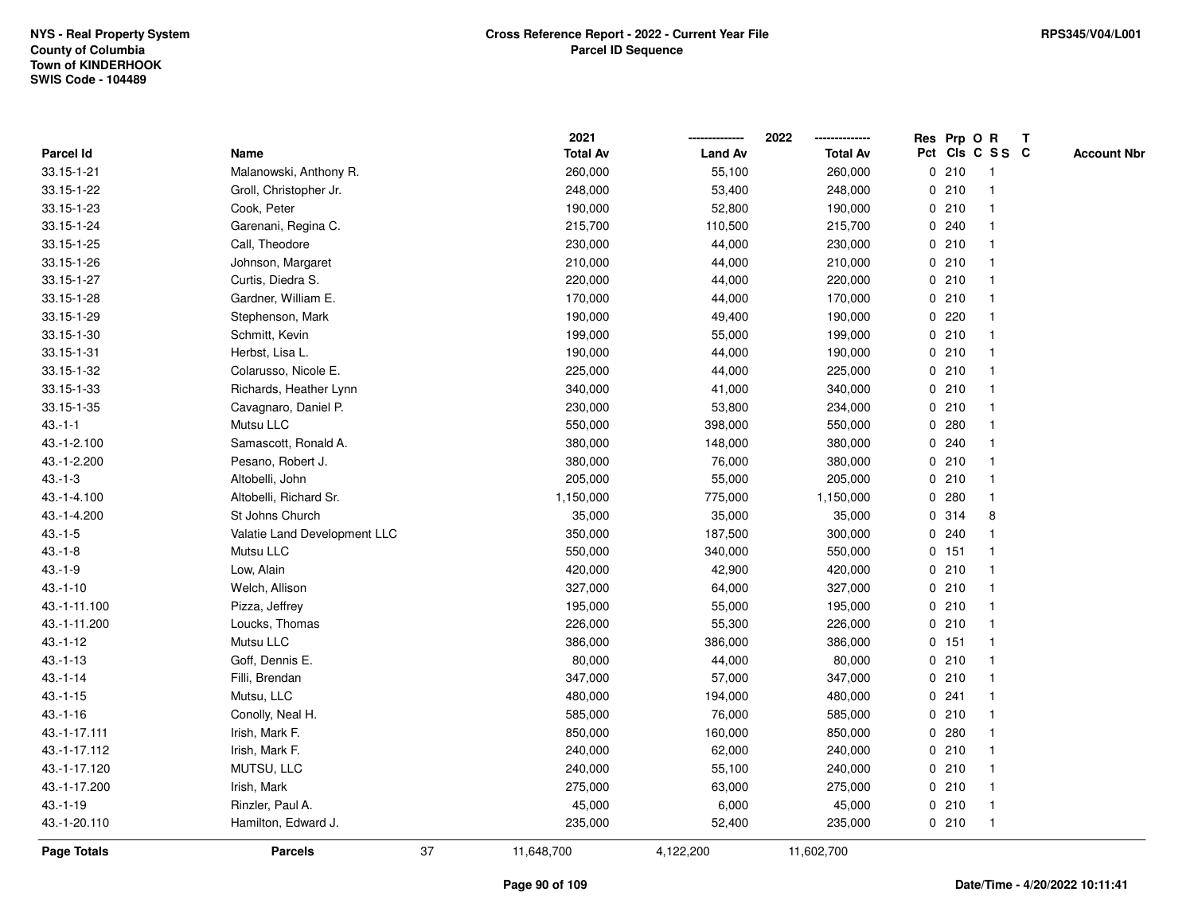NYS - Real Property System
County of Columbia
Town of KINDERHOOK
SWIS Code - 104489

**Cross Reference Report - 2022 - Current Year File**
**Parcel ID Sequence**

RPS345/V04/L001

| Parcel Id | Name | 2021 Total Av | 2022 Land Av | 2022 Total Av | Res Pct | Prp Cls | O C | R S S | T C | Account Nbr |
|---|---|---|---|---|---|---|---|---|---|---|
| 33.15-1-21 | Malanowski, Anthony R. | 260,000 | 55,100 | 260,000 | 0 | 210 | | 1 | | |
| 33.15-1-22 | Groll, Christopher Jr. | 248,000 | 53,400 | 248,000 | 0 | 210 | | 1 | | |
| 33.15-1-23 | Cook, Peter | 190,000 | 52,800 | 190,000 | 0 | 210 | | 1 | | |
| 33.15-1-24 | Garenani, Regina C. | 215,700 | 110,500 | 215,700 | 0 | 240 | | 1 | | |
| 33.15-1-25 | Call, Theodore | 230,000 | 44,000 | 230,000 | 0 | 210 | | 1 | | |
| 33.15-1-26 | Johnson, Margaret | 210,000 | 44,000 | 210,000 | 0 | 210 | | 1 | | |
| 33.15-1-27 | Curtis, Diedra S. | 220,000 | 44,000 | 220,000 | 0 | 210 | | 1 | | |
| 33.15-1-28 | Gardner, William E. | 170,000 | 44,000 | 170,000 | 0 | 210 | | 1 | | |
| 33.15-1-29 | Stephenson, Mark | 190,000 | 49,400 | 190,000 | 0 | 220 | | 1 | | |
| 33.15-1-30 | Schmitt, Kevin | 199,000 | 55,000 | 199,000 | 0 | 210 | | 1 | | |
| 33.15-1-31 | Herbst, Lisa L. | 190,000 | 44,000 | 190,000 | 0 | 210 | | 1 | | |
| 33.15-1-32 | Colarusso, Nicole E. | 225,000 | 44,000 | 225,000 | 0 | 210 | | 1 | | |
| 33.15-1-33 | Richards, Heather Lynn | 340,000 | 41,000 | 340,000 | 0 | 210 | | 1 | | |
| 33.15-1-35 | Cavagnaro, Daniel P. | 230,000 | 53,800 | 234,000 | 0 | 210 | | 1 | | |
| 43.-1-1 | Mutsu LLC | 550,000 | 398,000 | 550,000 | 0 | 280 | | 1 | | |
| 43.-1-2.100 | Samascott, Ronald A. | 380,000 | 148,000 | 380,000 | 0 | 240 | | 1 | | |
| 43.-1-2.200 | Pesano, Robert J. | 380,000 | 76,000 | 380,000 | 0 | 210 | | 1 | | |
| 43.-1-3 | Altobelli, John | 205,000 | 55,000 | 205,000 | 0 | 210 | | 1 | | |
| 43.-1-4.100 | Altobelli, Richard Sr. | 1,150,000 | 775,000 | 1,150,000 | 0 | 280 | | 1 | | |
| 43.-1-4.200 | St Johns Church | 35,000 | 35,000 | 35,000 | 0 | 314 | | 8 | | |
| 43.-1-5 | Valatie Land Development LLC | 350,000 | 187,500 | 300,000 | 0 | 240 | | 1 | | |
| 43.-1-8 | Mutsu LLC | 550,000 | 340,000 | 550,000 | 0 | 151 | | 1 | | |
| 43.-1-9 | Low, Alain | 420,000 | 42,900 | 420,000 | 0 | 210 | | 1 | | |
| 43.-1-10 | Welch, Allison | 327,000 | 64,000 | 327,000 | 0 | 210 | | 1 | | |
| 43.-1-11.100 | Pizza, Jeffrey | 195,000 | 55,000 | 195,000 | 0 | 210 | | 1 | | |
| 43.-1-11.200 | Loucks, Thomas | 226,000 | 55,300 | 226,000 | 0 | 210 | | 1 | | |
| 43.-1-12 | Mutsu LLC | 386,000 | 386,000 | 386,000 | 0 | 151 | | 1 | | |
| 43.-1-13 | Goff, Dennis E. | 80,000 | 44,000 | 80,000 | 0 | 210 | | 1 | | |
| 43.-1-14 | Filli, Brendan | 347,000 | 57,000 | 347,000 | 0 | 210 | | 1 | | |
| 43.-1-15 | Mutsu, LLC | 480,000 | 194,000 | 480,000 | 0 | 241 | | 1 | | |
| 43.-1-16 | Conolly, Neal H. | 585,000 | 76,000 | 585,000 | 0 | 210 | | 1 | | |
| 43.-1-17.111 | Irish, Mark F. | 850,000 | 160,000 | 850,000 | 0 | 280 | | 1 | | |
| 43.-1-17.112 | Irish, Mark F. | 240,000 | 62,000 | 240,000 | 0 | 210 | | 1 | | |
| 43.-1-17.120 | MUTSU, LLC | 240,000 | 55,100 | 240,000 | 0 | 210 | | 1 | | |
| 43.-1-17.200 | Irish, Mark | 275,000 | 63,000 | 275,000 | 0 | 210 | | 1 | | |
| 43.-1-19 | Rinzler, Paul A. | 45,000 | 6,000 | 45,000 | 0 | 210 | | 1 | | |
| 43.-1-20.110 | Hamilton, Edward J. | 235,000 | 52,400 | 235,000 | 0 | 210 | | 1 | | |
| **Page Totals** | **Parcels** 37 | 11,648,700 | 4,122,200 | 11,602,700 | | | | | | |

Date/Time - 4/20/2022 10:11:41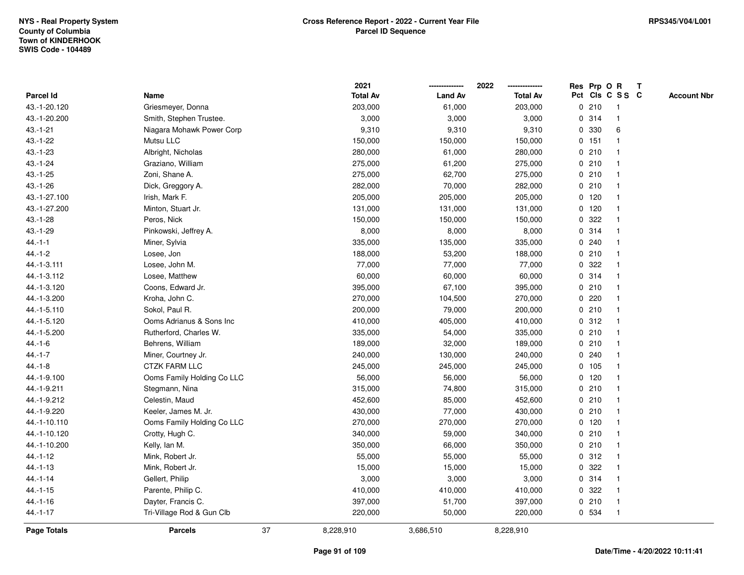NYS - Real Property System
County of Columbia
Town of KINDERHOOK
SWIS Code - 104489

**Cross Reference Report - 2022 - Current Year File**
**Parcel ID Sequence**

RPS345/V04/L001

| Parcel Id | Name | | 2021 Total Av | 2022 Land Av | 2022 Total Av | Res Pct | Prp Cls | O C | R S S | T C | Account Nbr |
|---|---|---|---|---|---|---|---|---|---|---|---|
| 43.-1-20.120 | Griesmeyer, Donna | | 203,000 | 61,000 | 203,000 | 0 | 210 | | 1 | | |
| 43.-1-20.200 | Smith, Stephen Trustee. | | 3,000 | 3,000 | 3,000 | 0 | 314 | | 1 | | |
| 43.-1-21 | Niagara Mohawk Power Corp | | 9,310 | 9,310 | 9,310 | 0 | 330 | | 6 | | |
| 43.-1-22 | Mutsu LLC | | 150,000 | 150,000 | 150,000 | 0 | 151 | | 1 | | |
| 43.-1-23 | Albright, Nicholas | | 280,000 | 61,000 | 280,000 | 0 | 210 | | 1 | | |
| 43.-1-24 | Graziano, William | | 275,000 | 61,200 | 275,000 | 0 | 210 | | 1 | | |
| 43.-1-25 | Zoni, Shane A. | | 275,000 | 62,700 | 275,000 | 0 | 210 | | 1 | | |
| 43.-1-26 | Dick, Greggory A. | | 282,000 | 70,000 | 282,000 | 0 | 210 | | 1 | | |
| 43.-1-27.100 | Irish, Mark F. | | 205,000 | 205,000 | 205,000 | 0 | 120 | | 1 | | |
| 43.-1-27.200 | Minton, Stuart Jr. | | 131,000 | 131,000 | 131,000 | 0 | 120 | | 1 | | |
| 43.-1-28 | Peros, Nick | | 150,000 | 150,000 | 150,000 | 0 | 322 | | 1 | | |
| 43.-1-29 | Pinkowski, Jeffrey A. | | 8,000 | 8,000 | 8,000 | 0 | 314 | | 1 | | |
| 44.-1-1 | Miner, Sylvia | | 335,000 | 135,000 | 335,000 | 0 | 240 | | 1 | | |
| 44.-1-2 | Losee, Jon | | 188,000 | 53,200 | 188,000 | 0 | 210 | | 1 | | |
| 44.-1-3.111 | Losee, John M. | | 77,000 | 77,000 | 77,000 | 0 | 322 | | 1 | | |
| 44.-1-3.112 | Losee, Matthew | | 60,000 | 60,000 | 60,000 | 0 | 314 | | 1 | | |
| 44.-1-3.120 | Coons, Edward Jr. | | 395,000 | 67,100 | 395,000 | 0 | 210 | | 1 | | |
| 44.-1-3.200 | Kroha, John C. | | 270,000 | 104,500 | 270,000 | 0 | 220 | | 1 | | |
| 44.-1-5.110 | Sokol, Paul R. | | 200,000 | 79,000 | 200,000 | 0 | 210 | | 1 | | |
| 44.-1-5.120 | Ooms Adrianus & Sons Inc | | 410,000 | 405,000 | 410,000 | 0 | 312 | | 1 | | |
| 44.-1-5.200 | Rutherford, Charles W. | | 335,000 | 54,000 | 335,000 | 0 | 210 | | 1 | | |
| 44.-1-6 | Behrens, William | | 189,000 | 32,000 | 189,000 | 0 | 210 | | 1 | | |
| 44.-1-7 | Miner, Courtney Jr. | | 240,000 | 130,000 | 240,000 | 0 | 240 | | 1 | | |
| 44.-1-8 | CTZK FARM LLC | | 245,000 | 245,000 | 245,000 | 0 | 105 | | 1 | | |
| 44.-1-9.100 | Ooms Family Holding Co LLC | | 56,000 | 56,000 | 56,000 | 0 | 120 | | 1 | | |
| 44.-1-9.211 | Stegmann, Nina | | 315,000 | 74,800 | 315,000 | 0 | 210 | | 1 | | |
| 44.-1-9.212 | Celestin, Maud | | 452,600 | 85,000 | 452,600 | 0 | 210 | | 1 | | |
| 44.-1-9.220 | Keeler, James M. Jr. | | 430,000 | 77,000 | 430,000 | 0 | 210 | | 1 | | |
| 44.-1-10.110 | Ooms Family Holding Co LLC | | 270,000 | 270,000 | 270,000 | 0 | 120 | | 1 | | |
| 44.-1-10.120 | Crotty, Hugh C. | | 340,000 | 59,000 | 340,000 | 0 | 210 | | 1 | | |
| 44.-1-10.200 | Kelly, Ian M. | | 350,000 | 66,000 | 350,000 | 0 | 210 | | 1 | | |
| 44.-1-12 | Mink, Robert Jr. | | 55,000 | 55,000 | 55,000 | 0 | 312 | | 1 | | |
| 44.-1-13 | Mink, Robert Jr. | | 15,000 | 15,000 | 15,000 | 0 | 322 | | 1 | | |
| 44.-1-14 | Gellert, Philip | | 3,000 | 3,000 | 3,000 | 0 | 314 | | 1 | | |
| 44.-1-15 | Parente, Philip C. | | 410,000 | 410,000 | 410,000 | 0 | 322 | | 1 | | |
| 44.-1-16 | Dayter, Francis C. | | 397,000 | 51,700 | 397,000 | 0 | 210 | | 1 | | |
| 44.-1-17 | Tri-Village Rod & Gun Clb | | 220,000 | 50,000 | 220,000 | 0 | 534 | | 1 | | |
| **Page Totals** | **Parcels** | 37 | 8,228,910 | 3,686,510 | 8,228,910 | | | | | | |

**Date/Time - 4/20/2022 10:11:41**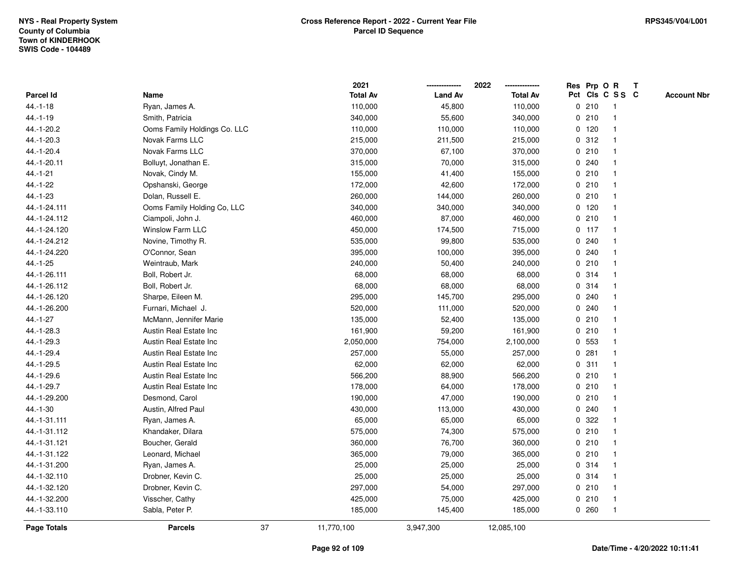NYS - Real Property System
County of Columbia
Town of KINDERHOOK
SWIS Code - 104489

**Cross Reference Report - 2022 - Current Year File**
**Parcel ID Sequence**

RPS345/V04/L001

| Parcel Id | Name | 2021 Total Av | 2022 Land Av | 2022 Total Av | Res Pct | Prp Cls | O C | R S S | T C | Account Nbr |
|---|---|---|---|---|---|---|---|---|---|---|
| 44.-1-18 | Ryan, James A. | 110,000 | 45,800 | 110,000 | 0 | 210 | | 1 | | |
| 44.-1-19 | Smith, Patricia | 340,000 | 55,600 | 340,000 | 0 | 210 | | 1 | | |
| 44.-1-20.2 | Ooms Family Holdings Co. LLC | 110,000 | 110,000 | 110,000 | 0 | 120 | | 1 | | |
| 44.-1-20.3 | Novak Farms LLC | 215,000 | 211,500 | 215,000 | 0 | 312 | | 1 | | |
| 44.-1-20.4 | Novak Farms LLC | 370,000 | 67,100 | 370,000 | 0 | 210 | | 1 | | |
| 44.-1-20.11 | Bolluyt, Jonathan E. | 315,000 | 70,000 | 315,000 | 0 | 240 | | 1 | | |
| 44.-1-21 | Novak, Cindy M. | 155,000 | 41,400 | 155,000 | 0 | 210 | | 1 | | |
| 44.-1-22 | Opshanski, George | 172,000 | 42,600 | 172,000 | 0 | 210 | | 1 | | |
| 44.-1-23 | Dolan, Russell E. | 260,000 | 144,000 | 260,000 | 0 | 210 | | 1 | | |
| 44.-1-24.111 | Ooms Family Holding Co, LLC | 340,000 | 340,000 | 340,000 | 0 | 120 | | 1 | | |
| 44.-1-24.112 | Ciampoli, John J. | 460,000 | 87,000 | 460,000 | 0 | 210 | | 1 | | |
| 44.-1-24.120 | Winslow Farm LLC | 450,000 | 174,500 | 715,000 | 0 | 117 | | 1 | | |
| 44.-1-24.212 | Novine, Timothy R. | 535,000 | 99,800 | 535,000 | 0 | 240 | | 1 | | |
| 44.-1-24.220 | O'Connor, Sean | 395,000 | 100,000 | 395,000 | 0 | 240 | | 1 | | |
| 44.-1-25 | Weintraub, Mark | 240,000 | 50,400 | 240,000 | 0 | 210 | | 1 | | |
| 44.-1-26.111 | Boll, Robert Jr. | 68,000 | 68,000 | 68,000 | 0 | 314 | | 1 | | |
| 44.-1-26.112 | Boll, Robert Jr. | 68,000 | 68,000 | 68,000 | 0 | 314 | | 1 | | |
| 44.-1-26.120 | Sharpe, Eileen M. | 295,000 | 145,700 | 295,000 | 0 | 240 | | 1 | | |
| 44.-1-26.200 | Furnari, Michael J. | 520,000 | 111,000 | 520,000 | 0 | 240 | | 1 | | |
| 44.-1-27 | McMann, Jennifer Marie | 135,000 | 52,400 | 135,000 | 0 | 210 | | 1 | | |
| 44.-1-28.3 | Austin Real Estate Inc | 161,900 | 59,200 | 161,900 | 0 | 210 | | 1 | | |
| 44.-1-29.3 | Austin Real Estate Inc | 2,050,000 | 754,000 | 2,100,000 | 0 | 553 | | 1 | | |
| 44.-1-29.4 | Austin Real Estate Inc | 257,000 | 55,000 | 257,000 | 0 | 281 | | 1 | | |
| 44.-1-29.5 | Austin Real Estate Inc | 62,000 | 62,000 | 62,000 | 0 | 311 | | 1 | | |
| 44.-1-29.6 | Austin Real Estate Inc | 566,200 | 88,900 | 566,200 | 0 | 210 | | 1 | | |
| 44.-1-29.7 | Austin Real Estate Inc | 178,000 | 64,000 | 178,000 | 0 | 210 | | 1 | | |
| 44.-1-29.200 | Desmond, Carol | 190,000 | 47,000 | 190,000 | 0 | 210 | | 1 | | |
| 44.-1-30 | Austin, Alfred Paul | 430,000 | 113,000 | 430,000 | 0 | 240 | | 1 | | |
| 44.-1-31.111 | Ryan, James A. | 65,000 | 65,000 | 65,000 | 0 | 322 | | 1 | | |
| 44.-1-31.112 | Khandaker, Dilara | 575,000 | 74,300 | 575,000 | 0 | 210 | | 1 | | |
| 44.-1-31.121 | Boucher, Gerald | 360,000 | 76,700 | 360,000 | 0 | 210 | | 1 | | |
| 44.-1-31.122 | Leonard, Michael | 365,000 | 79,000 | 365,000 | 0 | 210 | | 1 | | |
| 44.-1-31.200 | Ryan, James A. | 25,000 | 25,000 | 25,000 | 0 | 314 | | 1 | | |
| 44.-1-32.110 | Drobner, Kevin C. | 25,000 | 25,000 | 25,000 | 0 | 314 | | 1 | | |
| 44.-1-32.120 | Drobner, Kevin C. | 297,000 | 54,000 | 297,000 | 0 | 210 | | 1 | | |
| 44.-1-32.200 | Visscher, Cathy | 425,000 | 75,000 | 425,000 | 0 | 210 | | 1 | | |
| 44.-1-33.110 | Sabla, Peter P. | 185,000 | 145,400 | 185,000 | 0 | 260 | | 1 | | |
| **Page Totals** | **Parcels** 37 | 11,770,100 | 3,947,300 | 12,085,100 | | | | | | |

Date/Time - 4/20/2022 10:11:41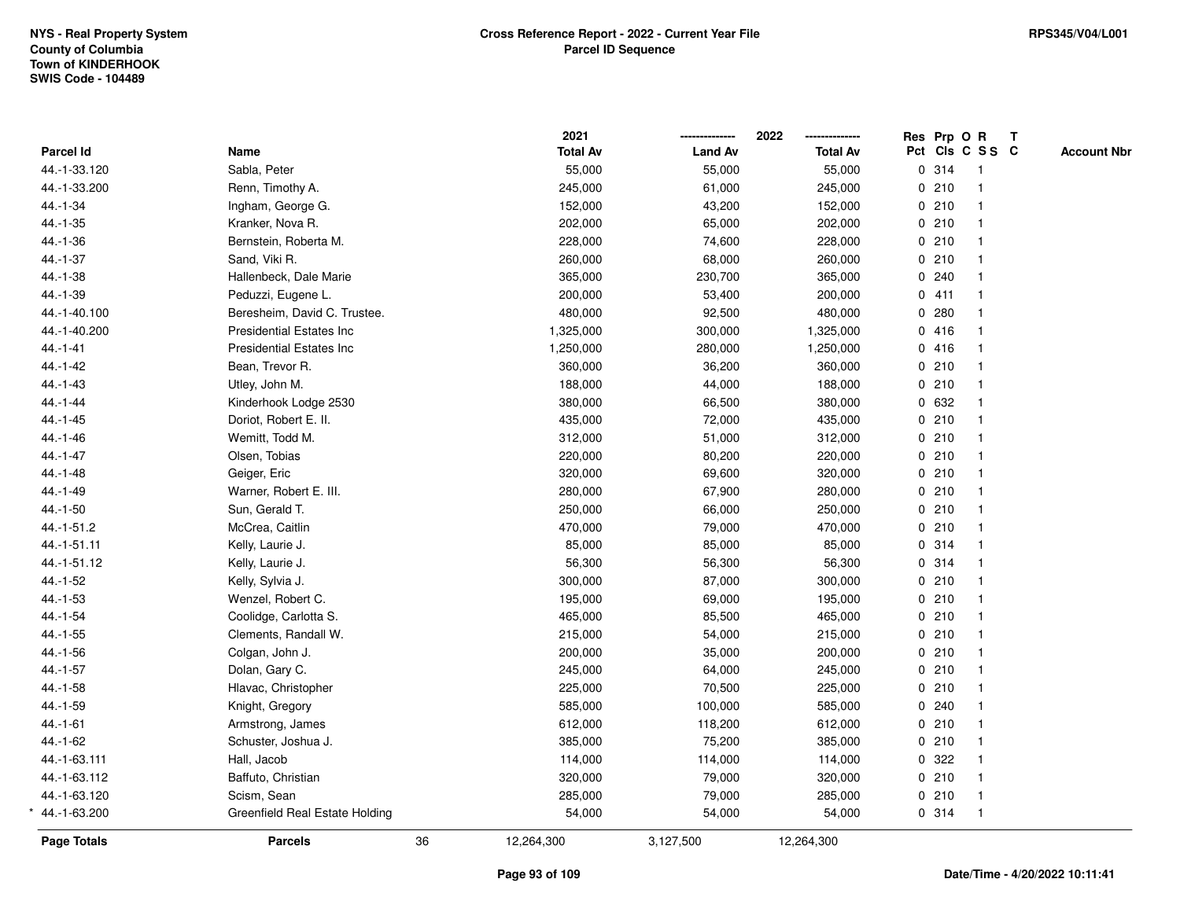NYS - Real Property System
County of Columbia
Town of KINDERHOOK
SWIS Code - 104489

**Cross Reference Report - 2022 - Current Year File**
**Parcel ID Sequence**

RPS345/V04/L001

| Parcel Id | Name | 2021 Total Av | 2022 Land Av | 2022 Total Av | Res Pct | Prp Cls | O C | R S S | T C | Account Nbr |
|---|---|---|---|---|---|---|---|---|---|---|
| 44.-1-33.120 | Sabla, Peter | 55,000 | 55,000 | 55,000 | 0 | 314 | | 1 | | |
| 44.-1-33.200 | Renn, Timothy A. | 245,000 | 61,000 | 245,000 | 0 | 210 | | 1 | | |
| 44.-1-34 | Ingham, George G. | 152,000 | 43,200 | 152,000 | 0 | 210 | | 1 | | |
| 44.-1-35 | Kranker, Nova R. | 202,000 | 65,000 | 202,000 | 0 | 210 | | 1 | | |
| 44.-1-36 | Bernstein, Roberta M. | 228,000 | 74,600 | 228,000 | 0 | 210 | | 1 | | |
| 44.-1-37 | Sand, Viki R. | 260,000 | 68,000 | 260,000 | 0 | 210 | | 1 | | |
| 44.-1-38 | Hallenbeck, Dale Marie | 365,000 | 230,700 | 365,000 | 0 | 240 | | 1 | | |
| 44.-1-39 | Peduzzi, Eugene L. | 200,000 | 53,400 | 200,000 | 0 | 411 | | 1 | | |
| 44.-1-40.100 | Beresheim, David C. Trustee. | 480,000 | 92,500 | 480,000 | 0 | 280 | | 1 | | |
| 44.-1-40.200 | Presidential Estates Inc | 1,325,000 | 300,000 | 1,325,000 | 0 | 416 | | 1 | | |
| 44.-1-41 | Presidential Estates Inc | 1,250,000 | 280,000 | 1,250,000 | 0 | 416 | | 1 | | |
| 44.-1-42 | Bean, Trevor R. | 360,000 | 36,200 | 360,000 | 0 | 210 | | 1 | | |
| 44.-1-43 | Utley, John M. | 188,000 | 44,000 | 188,000 | 0 | 210 | | 1 | | |
| 44.-1-44 | Kinderhook Lodge 2530 | 380,000 | 66,500 | 380,000 | 0 | 632 | | 1 | | |
| 44.-1-45 | Doriot, Robert E. II. | 435,000 | 72,000 | 435,000 | 0 | 210 | | 1 | | |
| 44.-1-46 | Wemitt, Todd M. | 312,000 | 51,000 | 312,000 | 0 | 210 | | 1 | | |
| 44.-1-47 | Olsen, Tobias | 220,000 | 80,200 | 220,000 | 0 | 210 | | 1 | | |
| 44.-1-48 | Geiger, Eric | 320,000 | 69,600 | 320,000 | 0 | 210 | | 1 | | |
| 44.-1-49 | Warner, Robert E. III. | 280,000 | 67,900 | 280,000 | 0 | 210 | | 1 | | |
| 44.-1-50 | Sun, Gerald T. | 250,000 | 66,000 | 250,000 | 0 | 210 | | 1 | | |
| 44.-1-51.2 | McCrea, Caitlin | 470,000 | 79,000 | 470,000 | 0 | 210 | | 1 | | |
| 44.-1-51.11 | Kelly, Laurie J. | 85,000 | 85,000 | 85,000 | 0 | 314 | | 1 | | |
| 44.-1-51.12 | Kelly, Laurie J. | 56,300 | 56,300 | 56,300 | 0 | 314 | | 1 | | |
| 44.-1-52 | Kelly, Sylvia J. | 300,000 | 87,000 | 300,000 | 0 | 210 | | 1 | | |
| 44.-1-53 | Wenzel, Robert C. | 195,000 | 69,000 | 195,000 | 0 | 210 | | 1 | | |
| 44.-1-54 | Coolidge, Carlotta S. | 465,000 | 85,500 | 465,000 | 0 | 210 | | 1 | | |
| 44.-1-55 | Clements, Randall W. | 215,000 | 54,000 | 215,000 | 0 | 210 | | 1 | | |
| 44.-1-56 | Colgan, John J. | 200,000 | 35,000 | 200,000 | 0 | 210 | | 1 | | |
| 44.-1-57 | Dolan, Gary C. | 245,000 | 64,000 | 245,000 | 0 | 210 | | 1 | | |
| 44.-1-58 | Hlavac, Christopher | 225,000 | 70,500 | 225,000 | 0 | 210 | | 1 | | |
| 44.-1-59 | Knight, Gregory | 585,000 | 100,000 | 585,000 | 0 | 240 | | 1 | | |
| 44.-1-61 | Armstrong, James | 612,000 | 118,200 | 612,000 | 0 | 210 | | 1 | | |
| 44.-1-62 | Schuster, Joshua J. | 385,000 | 75,200 | 385,000 | 0 | 210 | | 1 | | |
| 44.-1-63.111 | Hall, Jacob | 114,000 | 114,000 | 114,000 | 0 | 322 | | 1 | | |
| 44.-1-63.112 | Baffuto, Christian | 320,000 | 79,000 | 320,000 | 0 | 210 | | 1 | | |
| 44.-1-63.120 | Scism, Sean | 285,000 | 79,000 | 285,000 | 0 | 210 | | 1 | | |
| * 44.-1-63.200 | Greenfield Real Estate Holding | 54,000 | 54,000 | 54,000 | 0 | 314 | | 1 | | |
| **Page Totals** | **Parcels** 36 | 12,264,300 | 3,127,500 | 12,264,300 | | | | | | |

**Date/Time - 4/20/2022 10:11:41**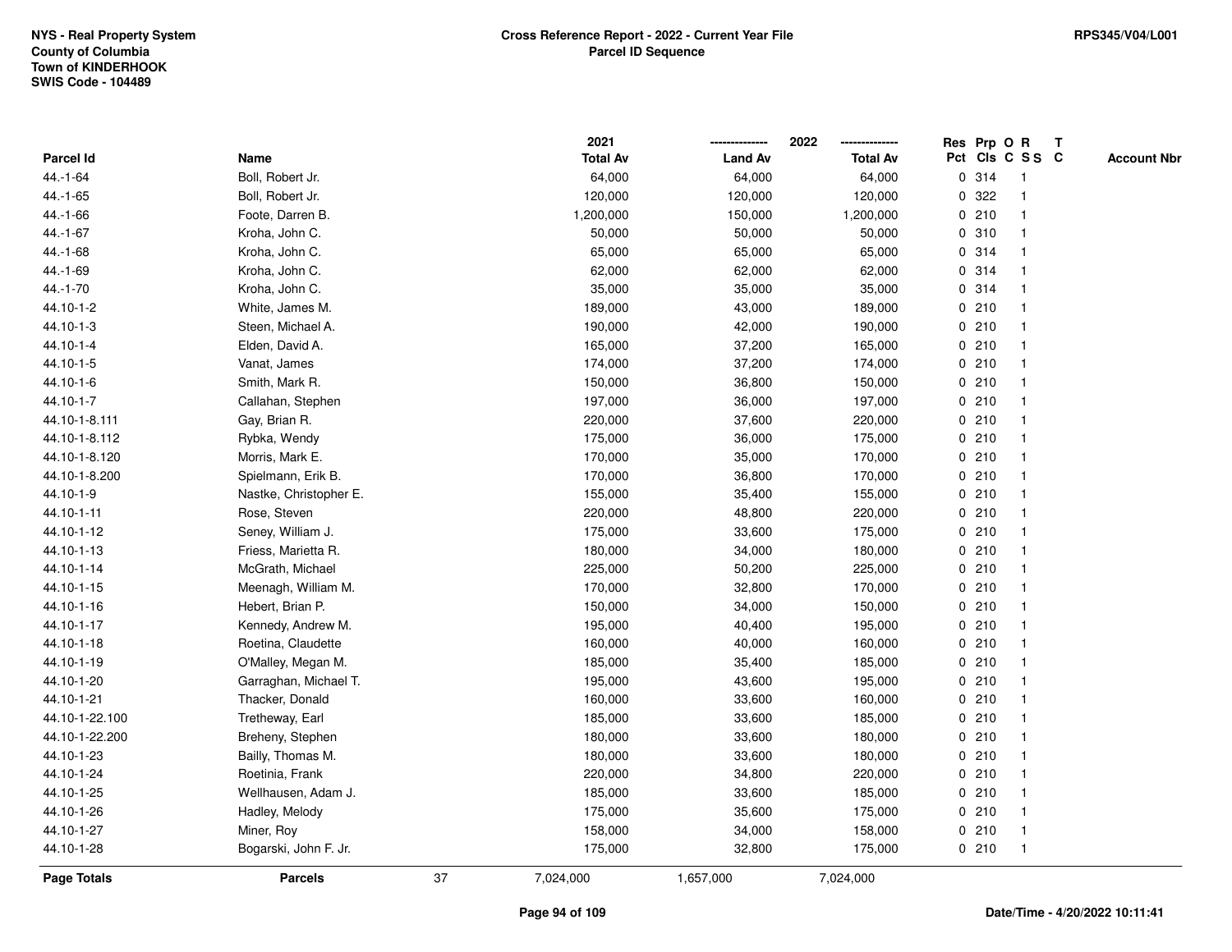NYS - Real Property System
County of Columbia
Town of KINDERHOOK
SWIS Code - 104489

**Cross Reference Report - 2022 - Current Year File**
**Parcel ID Sequence**

RPS345/V04/L001

| Parcel Id | Name | 2021 Total Av | 2022 Land Av | 2022 Total Av | Res Pct | Prp Cls | O C | R S S | T C | Account Nbr |
|---|---|---|---|---|---|---|---|---|---|---|
| 44.-1-64 | Boll, Robert Jr. | 64,000 | 64,000 | 64,000 | 0 | 314 | | 1 | | |
| 44.-1-65 | Boll, Robert Jr. | 120,000 | 120,000 | 120,000 | 0 | 322 | | 1 | | |
| 44.-1-66 | Foote, Darren B. | 1,200,000 | 150,000 | 1,200,000 | 0 | 210 | | 1 | | |
| 44.-1-67 | Kroha, John C. | 50,000 | 50,000 | 50,000 | 0 | 310 | | 1 | | |
| 44.-1-68 | Kroha, John C. | 65,000 | 65,000 | 65,000 | 0 | 314 | | 1 | | |
| 44.-1-69 | Kroha, John C. | 62,000 | 62,000 | 62,000 | 0 | 314 | | 1 | | |
| 44.-1-70 | Kroha, John C. | 35,000 | 35,000 | 35,000 | 0 | 314 | | 1 | | |
| 44.10-1-2 | White, James M. | 189,000 | 43,000 | 189,000 | 0 | 210 | | 1 | | |
| 44.10-1-3 | Steen, Michael A. | 190,000 | 42,000 | 190,000 | 0 | 210 | | 1 | | |
| 44.10-1-4 | Elden, David A. | 165,000 | 37,200 | 165,000 | 0 | 210 | | 1 | | |
| 44.10-1-5 | Vanat, James | 174,000 | 37,200 | 174,000 | 0 | 210 | | 1 | | |
| 44.10-1-6 | Smith, Mark R. | 150,000 | 36,800 | 150,000 | 0 | 210 | | 1 | | |
| 44.10-1-7 | Callahan, Stephen | 197,000 | 36,000 | 197,000 | 0 | 210 | | 1 | | |
| 44.10-1-8.111 | Gay, Brian R. | 220,000 | 37,600 | 220,000 | 0 | 210 | | 1 | | |
| 44.10-1-8.112 | Rybka, Wendy | 175,000 | 36,000 | 175,000 | 0 | 210 | | 1 | | |
| 44.10-1-8.120 | Morris, Mark E. | 170,000 | 35,000 | 170,000 | 0 | 210 | | 1 | | |
| 44.10-1-8.200 | Spielmann, Erik B. | 170,000 | 36,800 | 170,000 | 0 | 210 | | 1 | | |
| 44.10-1-9 | Nastke, Christopher E. | 155,000 | 35,400 | 155,000 | 0 | 210 | | 1 | | |
| 44.10-1-11 | Rose, Steven | 220,000 | 48,800 | 220,000 | 0 | 210 | | 1 | | |
| 44.10-1-12 | Seney, William J. | 175,000 | 33,600 | 175,000 | 0 | 210 | | 1 | | |
| 44.10-1-13 | Friess, Marietta R. | 180,000 | 34,000 | 180,000 | 0 | 210 | | 1 | | |
| 44.10-1-14 | McGrath, Michael | 225,000 | 50,200 | 225,000 | 0 | 210 | | 1 | | |
| 44.10-1-15 | Meenagh, William M. | 170,000 | 32,800 | 170,000 | 0 | 210 | | 1 | | |
| 44.10-1-16 | Hebert, Brian P. | 150,000 | 34,000 | 150,000 | 0 | 210 | | 1 | | |
| 44.10-1-17 | Kennedy, Andrew M. | 195,000 | 40,400 | 195,000 | 0 | 210 | | 1 | | |
| 44.10-1-18 | Roetina, Claudette | 160,000 | 40,000 | 160,000 | 0 | 210 | | 1 | | |
| 44.10-1-19 | O'Malley, Megan M. | 185,000 | 35,400 | 185,000 | 0 | 210 | | 1 | | |
| 44.10-1-20 | Garraghan, Michael T. | 195,000 | 43,600 | 195,000 | 0 | 210 | | 1 | | |
| 44.10-1-21 | Thacker, Donald | 160,000 | 33,600 | 160,000 | 0 | 210 | | 1 | | |
| 44.10-1-22.100 | Tretheway, Earl | 185,000 | 33,600 | 185,000 | 0 | 210 | | 1 | | |
| 44.10-1-22.200 | Breheny, Stephen | 180,000 | 33,600 | 180,000 | 0 | 210 | | 1 | | |
| 44.10-1-23 | Bailly, Thomas M. | 180,000 | 33,600 | 180,000 | 0 | 210 | | 1 | | |
| 44.10-1-24 | Roetinia, Frank | 220,000 | 34,800 | 220,000 | 0 | 210 | | 1 | | |
| 44.10-1-25 | Wellhausen, Adam J. | 185,000 | 33,600 | 185,000 | 0 | 210 | | 1 | | |
| 44.10-1-26 | Hadley, Melody | 175,000 | 35,600 | 175,000 | 0 | 210 | | 1 | | |
| 44.10-1-27 | Miner, Roy | 158,000 | 34,000 | 158,000 | 0 | 210 | | 1 | | |
| 44.10-1-28 | Bogarski, John F. Jr. | 175,000 | 32,800 | 175,000 | 0 | 210 | | 1 | | |
| **Page Totals** | **Parcels** 37 | 7,024,000 | 1,657,000 | 7,024,000 | | | | | | |

Date/Time - 4/20/2022 10:11:41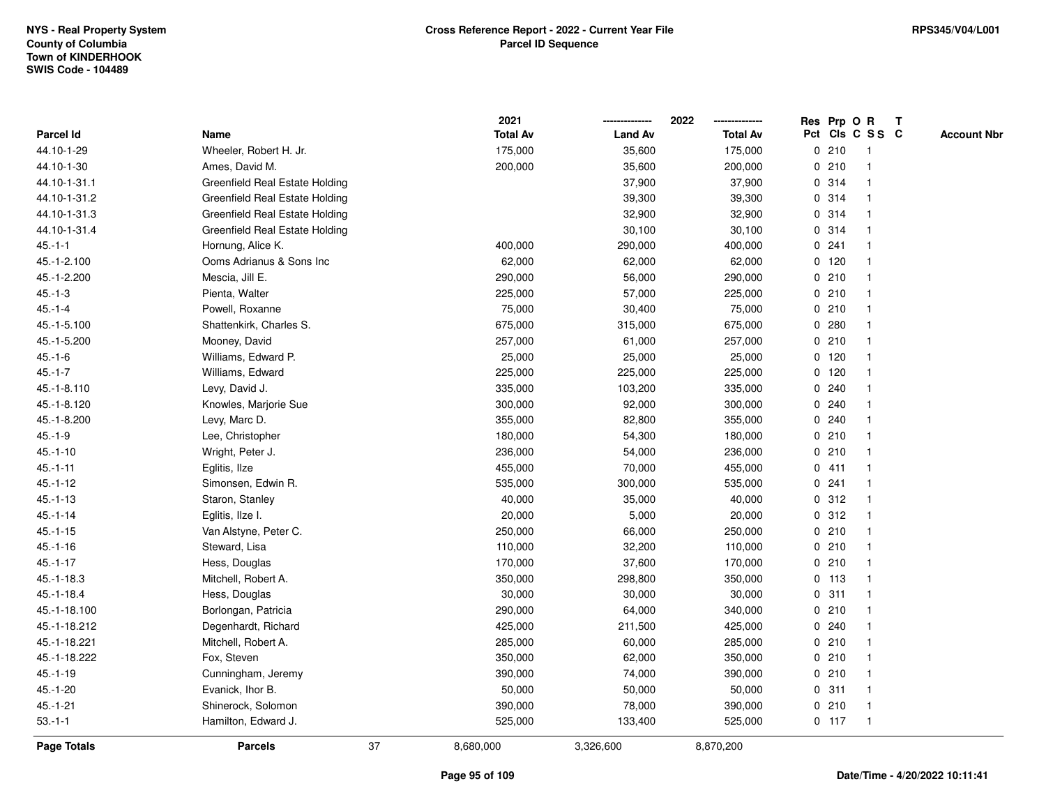NYS - Real Property System
County of Columbia
Town of KINDERHOOK
SWIS Code - 104489

**Cross Reference Report - 2022 - Current Year File**
**Parcel ID Sequence**

RPS345/V04/L001

| Parcel Id | Name | 2021 Total Av | 2022 Land Av | 2022 Total Av | Res Pct | Prp Cls | O C | R S S | T C | Account Nbr |
|---|---|---|---|---|---|---|---|---|---|---|
| 44.10-1-29 | Wheeler, Robert H. Jr. | 175,000 | 35,600 | 175,000 | 0 | 210 | | 1 | | |
| 44.10-1-30 | Ames, David M. | 200,000 | 35,600 | 200,000 | 0 | 210 | | 1 | | |
| 44.10-1-31.1 | Greenfield Real Estate Holding | | 37,900 | 37,900 | 0 | 314 | | 1 | | |
| 44.10-1-31.2 | Greenfield Real Estate Holding | | 39,300 | 39,300 | 0 | 314 | | 1 | | |
| 44.10-1-31.3 | Greenfield Real Estate Holding | | 32,900 | 32,900 | 0 | 314 | | 1 | | |
| 44.10-1-31.4 | Greenfield Real Estate Holding | | 30,100 | 30,100 | 0 | 314 | | 1 | | |
| 45.-1-1 | Hornung, Alice K. | 400,000 | 290,000 | 400,000 | 0 | 241 | | 1 | | |
| 45.-1-2.100 | Ooms Adrianus & Sons Inc | 62,000 | 62,000 | 62,000 | 0 | 120 | | 1 | | |
| 45.-1-2.200 | Mescia, Jill E. | 290,000 | 56,000 | 290,000 | 0 | 210 | | 1 | | |
| 45.-1-3 | Pienta, Walter | 225,000 | 57,000 | 225,000 | 0 | 210 | | 1 | | |
| 45.-1-4 | Powell, Roxanne | 75,000 | 30,400 | 75,000 | 0 | 210 | | 1 | | |
| 45.-1-5.100 | Shattenkirk, Charles S. | 675,000 | 315,000 | 675,000 | 0 | 280 | | 1 | | |
| 45.-1-5.200 | Mooney, David | 257,000 | 61,000 | 257,000 | 0 | 210 | | 1 | | |
| 45.-1-6 | Williams, Edward P. | 25,000 | 25,000 | 25,000 | 0 | 120 | | 1 | | |
| 45.-1-7 | Williams, Edward | 225,000 | 225,000 | 225,000 | 0 | 120 | | 1 | | |
| 45.-1-8.110 | Levy, David J. | 335,000 | 103,200 | 335,000 | 0 | 240 | | 1 | | |
| 45.-1-8.120 | Knowles, Marjorie Sue | 300,000 | 92,000 | 300,000 | 0 | 240 | | 1 | | |
| 45.-1-8.200 | Levy, Marc D. | 355,000 | 82,800 | 355,000 | 0 | 240 | | 1 | | |
| 45.-1-9 | Lee, Christopher | 180,000 | 54,300 | 180,000 | 0 | 210 | | 1 | | |
| 45.-1-10 | Wright, Peter J. | 236,000 | 54,000 | 236,000 | 0 | 210 | | 1 | | |
| 45.-1-11 | Eglitis, Ilze | 455,000 | 70,000 | 455,000 | 0 | 411 | | 1 | | |
| 45.-1-12 | Simonsen, Edwin R. | 535,000 | 300,000 | 535,000 | 0 | 241 | | 1 | | |
| 45.-1-13 | Staron, Stanley | 40,000 | 35,000 | 40,000 | 0 | 312 | | 1 | | |
| 45.-1-14 | Eglitis, Ilze I. | 20,000 | 5,000 | 20,000 | 0 | 312 | | 1 | | |
| 45.-1-15 | Van Alstyne, Peter C. | 250,000 | 66,000 | 250,000 | 0 | 210 | | 1 | | |
| 45.-1-16 | Steward, Lisa | 110,000 | 32,200 | 110,000 | 0 | 210 | | 1 | | |
| 45.-1-17 | Hess, Douglas | 170,000 | 37,600 | 170,000 | 0 | 210 | | 1 | | |
| 45.-1-18.3 | Mitchell, Robert A. | 350,000 | 298,800 | 350,000 | 0 | 113 | | 1 | | |
| 45.-1-18.4 | Hess, Douglas | 30,000 | 30,000 | 30,000 | 0 | 311 | | 1 | | |
| 45.-1-18.100 | Borlongan, Patricia | 290,000 | 64,000 | 340,000 | 0 | 210 | | 1 | | |
| 45.-1-18.212 | Degenhardt, Richard | 425,000 | 211,500 | 425,000 | 0 | 240 | | 1 | | |
| 45.-1-18.221 | Mitchell, Robert A. | 285,000 | 60,000 | 285,000 | 0 | 210 | | 1 | | |
| 45.-1-18.222 | Fox, Steven | 350,000 | 62,000 | 350,000 | 0 | 210 | | 1 | | |
| 45.-1-19 | Cunningham, Jeremy | 390,000 | 74,000 | 390,000 | 0 | 210 | | 1 | | |
| 45.-1-20 | Evanick, Ihor B. | 50,000 | 50,000 | 50,000 | 0 | 311 | | 1 | | |
| 45.-1-21 | Shinerock, Solomon | 390,000 | 78,000 | 390,000 | 0 | 210 | | 1 | | |
| 53.-1-1 | Hamilton, Edward J. | 525,000 | 133,400 | 525,000 | 0 | 117 | | 1 | | |
| **Page Totals** | **Parcels** 37 | 8,680,000 | 3,326,600 | 8,870,200 | | | | | | |

Date/Time - 4/20/2022 10:11:41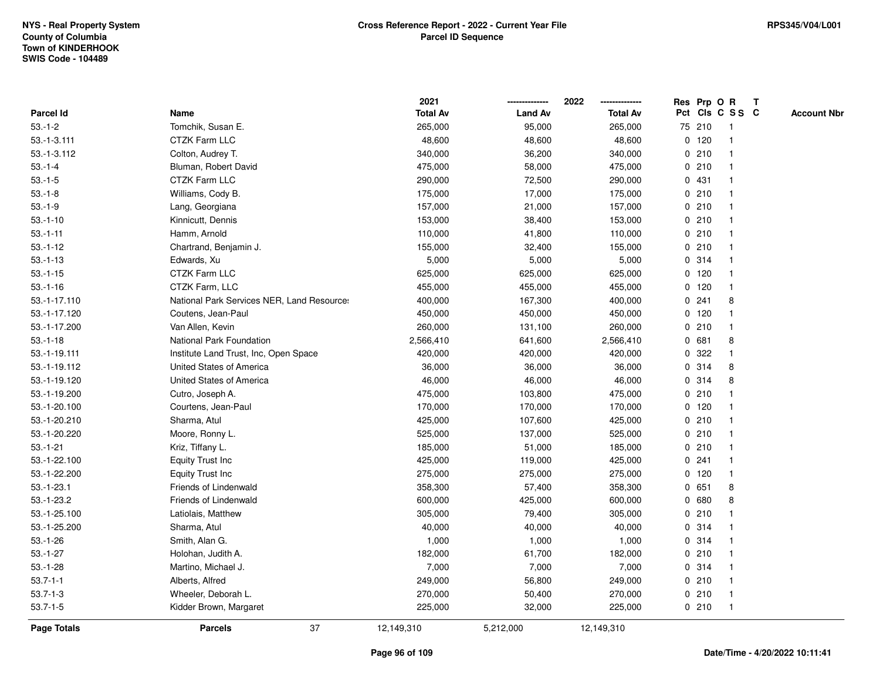NYS - Real Property System
County of Columbia
Town of KINDERHOOK
SWIS Code - 104489

# Cross Reference Report - 2022 - Current Year File
## Parcel ID Sequence

RPS345/V04/L001

| Parcel Id | Name | 2021 Total Av | 2022 Land Av | 2022 Total Av | Res Pct | Prp Cls | O C | R S S | T C | Account Nbr |
|---|---|---|---|---|---|---|---|---|---|---|
| 53.-1-2 | Tomchik, Susan E. | 265,000 | 95,000 | 265,000 | 75 | 210 | | 1 | | |
| 53.-1-3.111 | CTZK Farm LLC | 48,600 | 48,600 | 48,600 | 0 | 120 | | 1 | | |
| 53.-1-3.112 | Colton, Audrey T. | 340,000 | 36,200 | 340,000 | 0 | 210 | | 1 | | |
| 53.-1-4 | Bluman, Robert David | 475,000 | 58,000 | 475,000 | 0 | 210 | | 1 | | |
| 53.-1-5 | CTZK Farm LLC | 290,000 | 72,500 | 290,000 | 0 | 431 | | 1 | | |
| 53.-1-8 | Williams, Cody B. | 175,000 | 17,000 | 175,000 | 0 | 210 | | 1 | | |
| 53.-1-9 | Lang, Georgiana | 157,000 | 21,000 | 157,000 | 0 | 210 | | 1 | | |
| 53.-1-10 | Kinnicutt, Dennis | 153,000 | 38,400 | 153,000 | 0 | 210 | | 1 | | |
| 53.-1-11 | Hamm, Arnold | 110,000 | 41,800 | 110,000 | 0 | 210 | | 1 | | |
| 53.-1-12 | Chartrand, Benjamin J. | 155,000 | 32,400 | 155,000 | 0 | 210 | | 1 | | |
| 53.-1-13 | Edwards, Xu | 5,000 | 5,000 | 5,000 | 0 | 314 | | 1 | | |
| 53.-1-15 | CTZK Farm LLC | 625,000 | 625,000 | 625,000 | 0 | 120 | | 1 | | |
| 53.-1-16 | CTZK Farm, LLC | 455,000 | 455,000 | 455,000 | 0 | 120 | | 1 | | |
| 53.-1-17.110 | National Park Services NER, Land Resources | 400,000 | 167,300 | 400,000 | 0 | 241 | | 8 | | |
| 53.-1-17.120 | Coutens, Jean-Paul | 450,000 | 450,000 | 450,000 | 0 | 120 | | 1 | | |
| 53.-1-17.200 | Van Allen, Kevin | 260,000 | 131,100 | 260,000 | 0 | 210 | | 1 | | |
| 53.-1-18 | National Park Foundation | 2,566,410 | 641,600 | 2,566,410 | 0 | 681 | | 8 | | |
| 53.-1-19.111 | Institute Land Trust, Inc, Open Space | 420,000 | 420,000 | 420,000 | 0 | 322 | | 1 | | |
| 53.-1-19.112 | United States of America | 36,000 | 36,000 | 36,000 | 0 | 314 | | 8 | | |
| 53.-1-19.120 | United States of America | 46,000 | 46,000 | 46,000 | 0 | 314 | | 8 | | |
| 53.-1-19.200 | Cutro, Joseph A. | 475,000 | 103,800 | 475,000 | 0 | 210 | | 1 | | |
| 53.-1-20.100 | Courtens, Jean-Paul | 170,000 | 170,000 | 170,000 | 0 | 120 | | 1 | | |
| 53.-1-20.210 | Sharma, Atul | 425,000 | 107,600 | 425,000 | 0 | 210 | | 1 | | |
| 53.-1-20.220 | Moore, Ronny L. | 525,000 | 137,000 | 525,000 | 0 | 210 | | 1 | | |
| 53.-1-21 | Kriz, Tiffany L. | 185,000 | 51,000 | 185,000 | 0 | 210 | | 1 | | |
| 53.-1-22.100 | Equity Trust Inc | 425,000 | 119,000 | 425,000 | 0 | 241 | | 1 | | |
| 53.-1-22.200 | Equity Trust Inc | 275,000 | 275,000 | 275,000 | 0 | 120 | | 1 | | |
| 53.-1-23.1 | Friends of Lindenwald | 358,300 | 57,400 | 358,300 | 0 | 651 | | 8 | | |
| 53.-1-23.2 | Friends of Lindenwald | 600,000 | 425,000 | 600,000 | 0 | 680 | | 8 | | |
| 53.-1-25.100 | Latiolais, Matthew | 305,000 | 79,400 | 305,000 | 0 | 210 | | 1 | | |
| 53.-1-25.200 | Sharma, Atul | 40,000 | 40,000 | 40,000 | 0 | 314 | | 1 | | |
| 53.-1-26 | Smith, Alan G. | 1,000 | 1,000 | 1,000 | 0 | 314 | | 1 | | |
| 53.-1-27 | Holohan, Judith A. | 182,000 | 61,700 | 182,000 | 0 | 210 | | 1 | | |
| 53.-1-28 | Martino, Michael J. | 7,000 | 7,000 | 7,000 | 0 | 314 | | 1 | | |
| 53.7-1-1 | Alberts, Alfred | 249,000 | 56,800 | 249,000 | 0 | 210 | | 1 | | |
| 53.7-1-3 | Wheeler, Deborah L. | 270,000 | 50,400 | 270,000 | 0 | 210 | | 1 | | |
| 53.7-1-5 | Kidder Brown, Margaret | 225,000 | 32,000 | 225,000 | 0 | 210 | | 1 | | |
| **Page Totals** | **Parcels** 37 | 12,149,310 | 5,212,000 | 12,149,310 | | | | | | |

Date/Time - 4/20/2022 10:11:41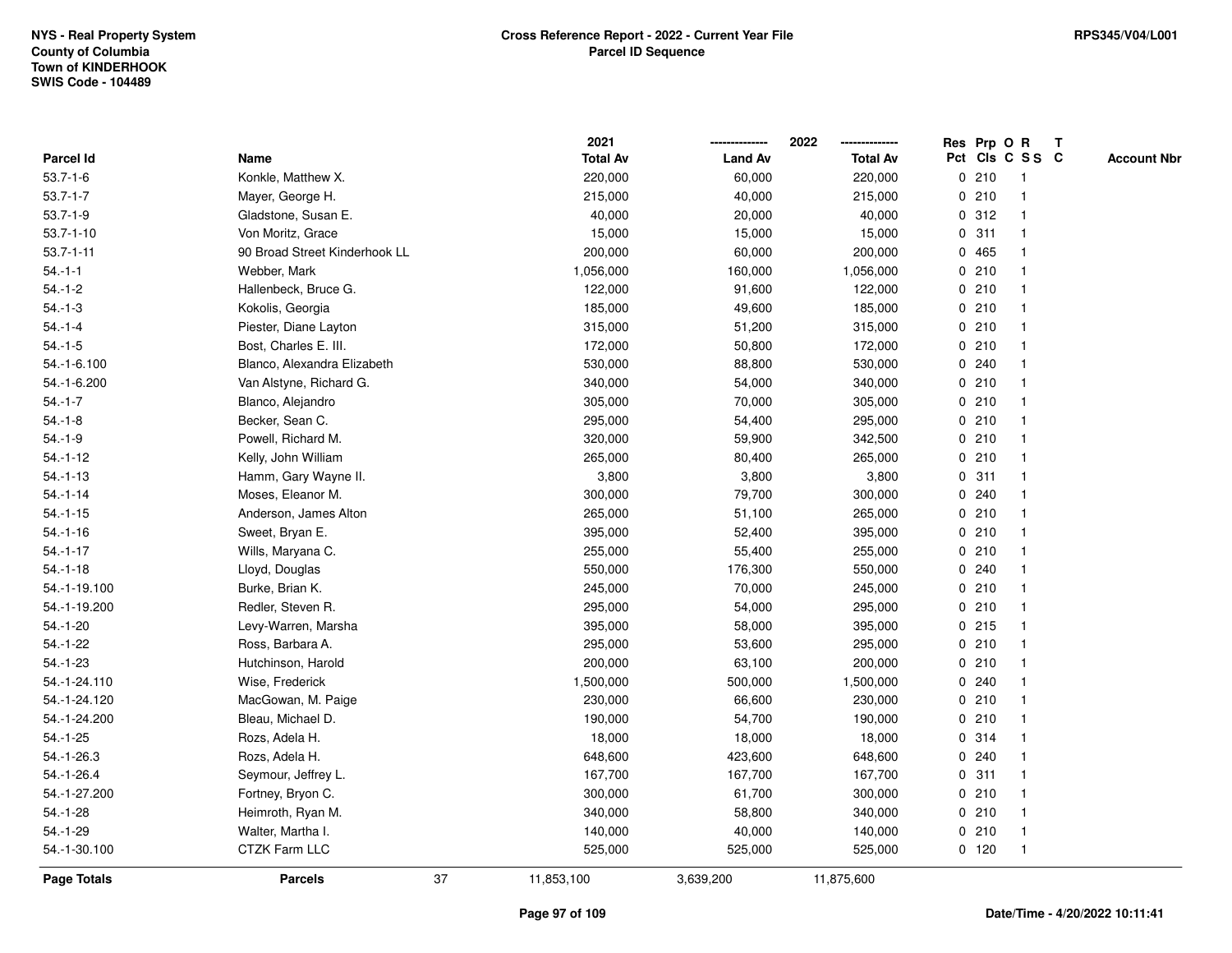NYS - Real Property System
County of Columbia
Town of KINDERHOOK
SWIS Code - 104489

# Cross Reference Report - 2022 - Current Year File
## Parcel ID Sequence

RPS345/V04/L001

| Parcel Id | Name | 2021 Total Av | 2022 Land Av | 2022 Total Av | Res Pct | Prp Cls | O C | R S S | T C | Account Nbr |
|---|---|---|---|---|---|---|---|---|---|---|
| 53.7-1-6 | Konkle, Matthew X. | 220,000 | 60,000 | 220,000 | 0 | 210 | | 1 | | |
| 53.7-1-7 | Mayer, George H. | 215,000 | 40,000 | 215,000 | 0 | 210 | | 1 | | |
| 53.7-1-9 | Gladstone, Susan E. | 40,000 | 20,000 | 40,000 | 0 | 312 | | 1 | | |
| 53.7-1-10 | Von Moritz, Grace | 15,000 | 15,000 | 15,000 | 0 | 311 | | 1 | | |
| 53.7-1-11 | 90 Broad Street Kinderhook LL | 200,000 | 60,000 | 200,000 | 0 | 465 | | 1 | | |
| 54.-1-1 | Webber, Mark | 1,056,000 | 160,000 | 1,056,000 | 0 | 210 | | 1 | | |
| 54.-1-2 | Hallenbeck, Bruce G. | 122,000 | 91,600 | 122,000 | 0 | 210 | | 1 | | |
| 54.-1-3 | Kokolis, Georgia | 185,000 | 49,600 | 185,000 | 0 | 210 | | 1 | | |
| 54.-1-4 | Piester, Diane Layton | 315,000 | 51,200 | 315,000 | 0 | 210 | | 1 | | |
| 54.-1-5 | Bost, Charles E. III. | 172,000 | 50,800 | 172,000 | 0 | 210 | | 1 | | |
| 54.-1-6.100 | Blanco, Alexandra Elizabeth | 530,000 | 88,800 | 530,000 | 0 | 240 | | 1 | | |
| 54.-1-6.200 | Van Alstyne, Richard G. | 340,000 | 54,000 | 340,000 | 0 | 210 | | 1 | | |
| 54.-1-7 | Blanco, Alejandro | 305,000 | 70,000 | 305,000 | 0 | 210 | | 1 | | |
| 54.-1-8 | Becker, Sean C. | 295,000 | 54,400 | 295,000 | 0 | 210 | | 1 | | |
| 54.-1-9 | Powell, Richard M. | 320,000 | 59,900 | 342,500 | 0 | 210 | | 1 | | |
| 54.-1-12 | Kelly, John William | 265,000 | 80,400 | 265,000 | 0 | 210 | | 1 | | |
| 54.-1-13 | Hamm, Gary Wayne II. | 3,800 | 3,800 | 3,800 | 0 | 311 | | 1 | | |
| 54.-1-14 | Moses, Eleanor M. | 300,000 | 79,700 | 300,000 | 0 | 240 | | 1 | | |
| 54.-1-15 | Anderson, James Alton | 265,000 | 51,100 | 265,000 | 0 | 210 | | 1 | | |
| 54.-1-16 | Sweet, Bryan E. | 395,000 | 52,400 | 395,000 | 0 | 210 | | 1 | | |
| 54.-1-17 | Wills, Maryana C. | 255,000 | 55,400 | 255,000 | 0 | 210 | | 1 | | |
| 54.-1-18 | Lloyd, Douglas | 550,000 | 176,300 | 550,000 | 0 | 240 | | 1 | | |
| 54.-1-19.100 | Burke, Brian K. | 245,000 | 70,000 | 245,000 | 0 | 210 | | 1 | | |
| 54.-1-19.200 | Redler, Steven R. | 295,000 | 54,000 | 295,000 | 0 | 210 | | 1 | | |
| 54.-1-20 | Levy-Warren, Marsha | 395,000 | 58,000 | 395,000 | 0 | 215 | | 1 | | |
| 54.-1-22 | Ross, Barbara A. | 295,000 | 53,600 | 295,000 | 0 | 210 | | 1 | | |
| 54.-1-23 | Hutchinson, Harold | 200,000 | 63,100 | 200,000 | 0 | 210 | | 1 | | |
| 54.-1-24.110 | Wise, Frederick | 1,500,000 | 500,000 | 1,500,000 | 0 | 240 | | 1 | | |
| 54.-1-24.120 | MacGowan, M. Paige | 230,000 | 66,600 | 230,000 | 0 | 210 | | 1 | | |
| 54.-1-24.200 | Bleau, Michael D. | 190,000 | 54,700 | 190,000 | 0 | 210 | | 1 | | |
| 54.-1-25 | Rozs, Adela H. | 18,000 | 18,000 | 18,000 | 0 | 314 | | 1 | | |
| 54.-1-26.3 | Rozs, Adela H. | 648,600 | 423,600 | 648,600 | 0 | 240 | | 1 | | |
| 54.-1-26.4 | Seymour, Jeffrey L. | 167,700 | 167,700 | 167,700 | 0 | 311 | | 1 | | |
| 54.-1-27.200 | Fortney, Bryon C. | 300,000 | 61,700 | 300,000 | 0 | 210 | | 1 | | |
| 54.-1-28 | Heimroth, Ryan M. | 340,000 | 58,800 | 340,000 | 0 | 210 | | 1 | | |
| 54.-1-29 | Walter, Martha I. | 140,000 | 40,000 | 140,000 | 0 | 210 | | 1 | | |
| 54.-1-30.100 | CTZK Farm LLC | 525,000 | 525,000 | 525,000 | 0 | 120 | | 1 | | |
| **Page Totals** | **Parcels** 37 | 11,853,100 | 3,639,200 | 11,875,600 | | | | | | |

Date/Time - 4/20/2022 10:11:41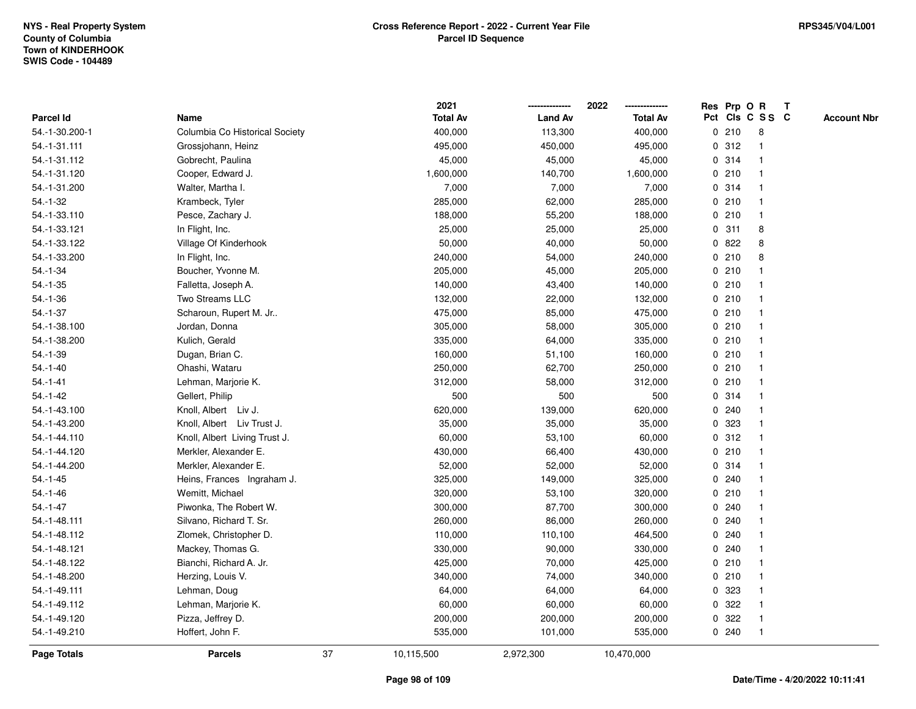NYS - Real Property System
County of Columbia
Town of KINDERHOOK
SWIS Code - 104489

**Cross Reference Report - 2022 - Current Year File**
**Parcel ID Sequence**

RPS345/V04/L001

| Parcel Id | Name | 2021 Total Av | 2022 Land Av | 2022 Total Av | Res Pct | Prp Cls | O C | R S S | T C | Account Nbr |
|---|---|---|---|---|---|---|---|---|---|---|
| 54.-1-30.200-1 | Columbia Co Historical Society | 400,000 | 113,300 | 400,000 | 0 | 210 | | 8 | | |
| 54.-1-31.111 | Grossjohann, Heinz | 495,000 | 450,000 | 495,000 | 0 | 312 | | 1 | | |
| 54.-1-31.112 | Gobrecht, Paulina | 45,000 | 45,000 | 45,000 | 0 | 314 | | 1 | | |
| 54.-1-31.120 | Cooper, Edward J. | 1,600,000 | 140,700 | 1,600,000 | 0 | 210 | | 1 | | |
| 54.-1-31.200 | Walter, Martha I. | 7,000 | 7,000 | 7,000 | 0 | 314 | | 1 | | |
| 54.-1-32 | Krambeck, Tyler | 285,000 | 62,000 | 285,000 | 0 | 210 | | 1 | | |
| 54.-1-33.110 | Pesce, Zachary J. | 188,000 | 55,200 | 188,000 | 0 | 210 | | 1 | | |
| 54.-1-33.121 | In Flight, Inc. | 25,000 | 25,000 | 25,000 | 0 | 311 | | 8 | | |
| 54.-1-33.122 | Village Of Kinderhook | 50,000 | 40,000 | 50,000 | 0 | 822 | | 8 | | |
| 54.-1-33.200 | In Flight, Inc. | 240,000 | 54,000 | 240,000 | 0 | 210 | | 8 | | |
| 54.-1-34 | Boucher, Yvonne M. | 205,000 | 45,000 | 205,000 | 0 | 210 | | 1 | | |
| 54.-1-35 | Falletta, Joseph A. | 140,000 | 43,400 | 140,000 | 0 | 210 | | 1 | | |
| 54.-1-36 | Two Streams LLC | 132,000 | 22,000 | 132,000 | 0 | 210 | | 1 | | |
| 54.-1-37 | Scharoun, Rupert M. Jr.. | 475,000 | 85,000 | 475,000 | 0 | 210 | | 1 | | |
| 54.-1-38.100 | Jordan, Donna | 305,000 | 58,000 | 305,000 | 0 | 210 | | 1 | | |
| 54.-1-38.200 | Kulich, Gerald | 335,000 | 64,000 | 335,000 | 0 | 210 | | 1 | | |
| 54.-1-39 | Dugan, Brian C. | 160,000 | 51,100 | 160,000 | 0 | 210 | | 1 | | |
| 54.-1-40 | Ohashi, Wataru | 250,000 | 62,700 | 250,000 | 0 | 210 | | 1 | | |
| 54.-1-41 | Lehman, Marjorie K. | 312,000 | 58,000 | 312,000 | 0 | 210 | | 1 | | |
| 54.-1-42 | Gellert, Philip | 500 | 500 | 500 | 0 | 314 | | 1 | | |
| 54.-1-43.100 | Knoll, Albert Liv J. | 620,000 | 139,000 | 620,000 | 0 | 240 | | 1 | | |
| 54.-1-43.200 | Knoll, Albert Liv Trust J. | 35,000 | 35,000 | 35,000 | 0 | 323 | | 1 | | |
| 54.-1-44.110 | Knoll, Albert Living Trust J. | 60,000 | 53,100 | 60,000 | 0 | 312 | | 1 | | |
| 54.-1-44.120 | Merkler, Alexander E. | 430,000 | 66,400 | 430,000 | 0 | 210 | | 1 | | |
| 54.-1-44.200 | Merkler, Alexander E. | 52,000 | 52,000 | 52,000 | 0 | 314 | | 1 | | |
| 54.-1-45 | Heins, Frances Ingraham J. | 325,000 | 149,000 | 325,000 | 0 | 240 | | 1 | | |
| 54.-1-46 | Wemitt, Michael | 320,000 | 53,100 | 320,000 | 0 | 210 | | 1 | | |
| 54.-1-47 | Piwonka, The Robert W. | 300,000 | 87,700 | 300,000 | 0 | 240 | | 1 | | |
| 54.-1-48.111 | Silvano, Richard T. Sr. | 260,000 | 86,000 | 260,000 | 0 | 240 | | 1 | | |
| 54.-1-48.112 | Zlomek, Christopher D. | 110,000 | 110,100 | 464,500 | 0 | 240 | | 1 | | |
| 54.-1-48.121 | Mackey, Thomas G. | 330,000 | 90,000 | 330,000 | 0 | 240 | | 1 | | |
| 54.-1-48.122 | Bianchi, Richard A. Jr. | 425,000 | 70,000 | 425,000 | 0 | 210 | | 1 | | |
| 54.-1-48.200 | Herzing, Louis V. | 340,000 | 74,000 | 340,000 | 0 | 210 | | 1 | | |
| 54.-1-49.111 | Lehman, Doug | 64,000 | 64,000 | 64,000 | 0 | 323 | | 1 | | |
| 54.-1-49.112 | Lehman, Marjorie K. | 60,000 | 60,000 | 60,000 | 0 | 322 | | 1 | | |
| 54.-1-49.120 | Pizza, Jeffrey D. | 200,000 | 200,000 | 200,000 | 0 | 322 | | 1 | | |
| 54.-1-49.210 | Hoffert, John F. | 535,000 | 101,000 | 535,000 | 0 | 240 | | 1 | | |
| **Page Totals** | **Parcels** 37 | 10,115,500 | 2,972,300 | 10,470,000 | | | | | | |

Date/Time - 4/20/2022 10:11:41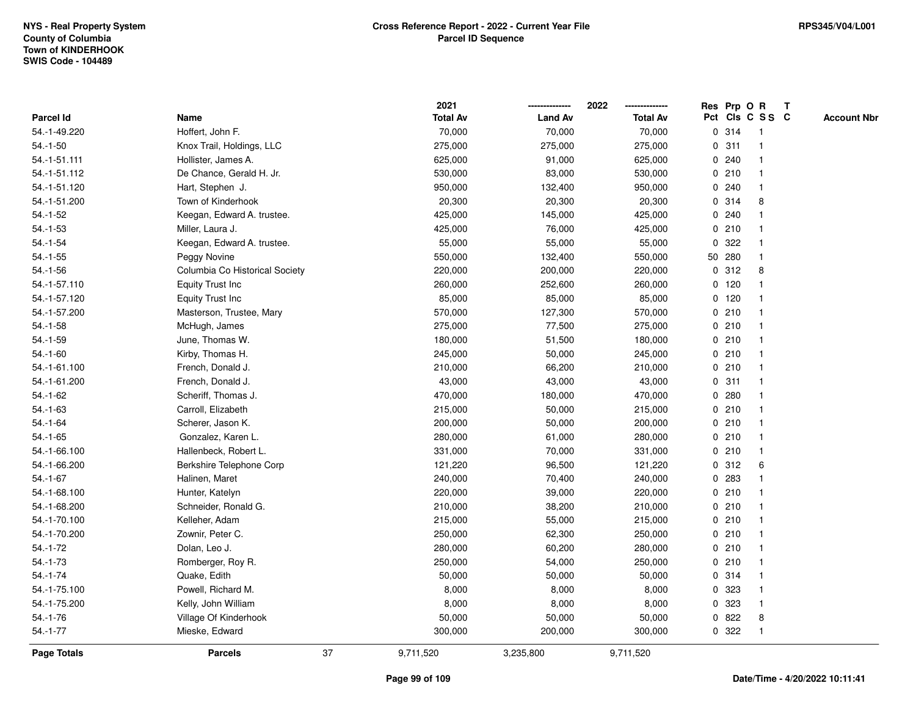NYS - Real Property System
County of Columbia
Town of KINDERHOOK
SWIS Code - 104489

# Cross Reference Report - 2022 - Current Year File
## Parcel ID Sequence

RPS345/V04/L001

| Parcel Id | Name | 2021 Total Av | 2022 Land Av | 2022 Total Av | Res Pct | Prp Cls | O C | R S S | T C | Account Nbr |
|---|---|---|---|---|---|---|---|---|---|---|
| 54.-1-49.220 | Hoffert, John F. | 70,000 | 70,000 | 70,000 | 0 | 314 | | 1 | | |
| 54.-1-50 | Knox Trail, Holdings, LLC | 275,000 | 275,000 | 275,000 | 0 | 311 | | 1 | | |
| 54.-1-51.111 | Hollister, James A. | 625,000 | 91,000 | 625,000 | 0 | 240 | | 1 | | |
| 54.-1-51.112 | De Chance, Gerald H. Jr. | 530,000 | 83,000 | 530,000 | 0 | 210 | | 1 | | |
| 54.-1-51.120 | Hart, Stephen J. | 950,000 | 132,400 | 950,000 | 0 | 240 | | 1 | | |
| 54.-1-51.200 | Town of Kinderhook | 20,300 | 20,300 | 20,300 | 0 | 314 | | 8 | | |
| 54.-1-52 | Keegan, Edward A. trustee. | 425,000 | 145,000 | 425,000 | 0 | 240 | | 1 | | |
| 54.-1-53 | Miller, Laura J. | 425,000 | 76,000 | 425,000 | 0 | 210 | | 1 | | |
| 54.-1-54 | Keegan, Edward A. trustee. | 55,000 | 55,000 | 55,000 | 0 | 322 | | 1 | | |
| 54.-1-55 | Peggy Novine | 550,000 | 132,400 | 550,000 | 50 | 280 | | 1 | | |
| 54.-1-56 | Columbia Co Historical Society | 220,000 | 200,000 | 220,000 | 0 | 312 | | 8 | | |
| 54.-1-57.110 | Equity Trust Inc | 260,000 | 252,600 | 260,000 | 0 | 120 | | 1 | | |
| 54.-1-57.120 | Equity Trust Inc | 85,000 | 85,000 | 85,000 | 0 | 120 | | 1 | | |
| 54.-1-57.200 | Masterson, Trustee, Mary | 570,000 | 127,300 | 570,000 | 0 | 210 | | 1 | | |
| 54.-1-58 | McHugh, James | 275,000 | 77,500 | 275,000 | 0 | 210 | | 1 | | |
| 54.-1-59 | June, Thomas W. | 180,000 | 51,500 | 180,000 | 0 | 210 | | 1 | | |
| 54.-1-60 | Kirby, Thomas H. | 245,000 | 50,000 | 245,000 | 0 | 210 | | 1 | | |
| 54.-1-61.100 | French, Donald J. | 210,000 | 66,200 | 210,000 | 0 | 210 | | 1 | | |
| 54.-1-61.200 | French, Donald J. | 43,000 | 43,000 | 43,000 | 0 | 311 | | 1 | | |
| 54.-1-62 | Scheriff, Thomas J. | 470,000 | 180,000 | 470,000 | 0 | 280 | | 1 | | |
| 54.-1-63 | Carroll, Elizabeth | 215,000 | 50,000 | 215,000 | 0 | 210 | | 1 | | |
| 54.-1-64 | Scherer, Jason K. | 200,000 | 50,000 | 200,000 | 0 | 210 | | 1 | | |
| 54.-1-65 | Gonzalez, Karen L. | 280,000 | 61,000 | 280,000 | 0 | 210 | | 1 | | |
| 54.-1-66.100 | Hallenbeck, Robert L. | 331,000 | 70,000 | 331,000 | 0 | 210 | | 1 | | |
| 54.-1-66.200 | Berkshire Telephone Corp | 121,220 | 96,500 | 121,220 | 0 | 312 | | 6 | | |
| 54.-1-67 | Halinen, Maret | 240,000 | 70,400 | 240,000 | 0 | 283 | | 1 | | |
| 54.-1-68.100 | Hunter, Katelyn | 220,000 | 39,000 | 220,000 | 0 | 210 | | 1 | | |
| 54.-1-68.200 | Schneider, Ronald G. | 210,000 | 38,200 | 210,000 | 0 | 210 | | 1 | | |
| 54.-1-70.100 | Kelleher, Adam | 215,000 | 55,000 | 215,000 | 0 | 210 | | 1 | | |
| 54.-1-70.200 | Zownir, Peter C. | 250,000 | 62,300 | 250,000 | 0 | 210 | | 1 | | |
| 54.-1-72 | Dolan, Leo J. | 280,000 | 60,200 | 280,000 | 0 | 210 | | 1 | | |
| 54.-1-73 | Romberger, Roy R. | 250,000 | 54,000 | 250,000 | 0 | 210 | | 1 | | |
| 54.-1-74 | Quake, Edith | 50,000 | 50,000 | 50,000 | 0 | 314 | | 1 | | |
| 54.-1-75.100 | Powell, Richard M. | 8,000 | 8,000 | 8,000 | 0 | 323 | | 1 | | |
| 54.-1-75.200 | Kelly, John William | 8,000 | 8,000 | 8,000 | 0 | 323 | | 1 | | |
| 54.-1-76 | Village Of Kinderhook | 50,000 | 50,000 | 50,000 | 0 | 822 | | 8 | | |
| 54.-1-77 | Mieske, Edward | 300,000 | 200,000 | 300,000 | 0 | 322 | | 1 | | |
| **Page Totals** | **Parcels** 37 | 9,711,520 | 3,235,800 | 9,711,520 | | | | | | |

Date/Time - 4/20/2022 10:11:41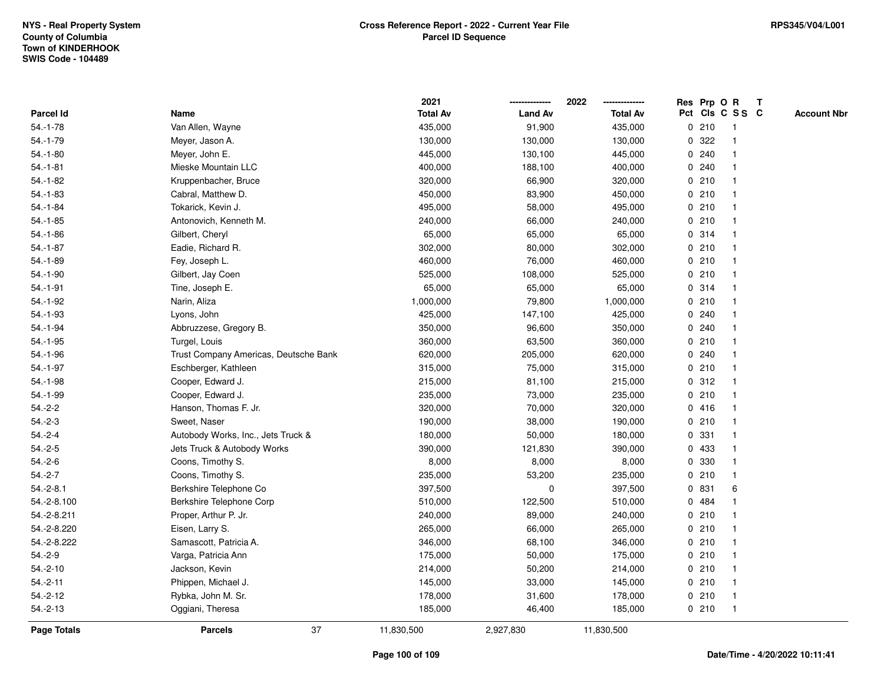NYS - Real Property System
County of Columbia
Town of KINDERHOOK
SWIS Code - 104489

**Cross Reference Report - 2022 - Current Year File**
**Parcel ID Sequence**

RPS345/V04/L001

| Parcel Id | Name | 2021 Total Av | 2022 Land Av | 2022 Total Av | Res Pct | Prp Cls | O C | R S S | T C | Account Nbr |
|---|---|---|---|---|---|---|---|---|---|---|
| 54.-1-78 | Van Allen, Wayne | 435,000 | 91,900 | 435,000 | 0 | 210 | | 1 | | |
| 54.-1-79 | Meyer, Jason A. | 130,000 | 130,000 | 130,000 | 0 | 322 | | 1 | | |
| 54.-1-80 | Meyer, John E. | 445,000 | 130,100 | 445,000 | 0 | 240 | | 1 | | |
| 54.-1-81 | Mieske Mountain LLC | 400,000 | 188,100 | 400,000 | 0 | 240 | | 1 | | |
| 54.-1-82 | Kruppenbacher, Bruce | 320,000 | 66,900 | 320,000 | 0 | 210 | | 1 | | |
| 54.-1-83 | Cabral, Matthew D. | 450,000 | 83,900 | 450,000 | 0 | 210 | | 1 | | |
| 54.-1-84 | Tokarick, Kevin J. | 495,000 | 58,000 | 495,000 | 0 | 210 | | 1 | | |
| 54.-1-85 | Antonovich, Kenneth M. | 240,000 | 66,000 | 240,000 | 0 | 210 | | 1 | | |
| 54.-1-86 | Gilbert, Cheryl | 65,000 | 65,000 | 65,000 | 0 | 314 | | 1 | | |
| 54.-1-87 | Eadie, Richard R. | 302,000 | 80,000 | 302,000 | 0 | 210 | | 1 | | |
| 54.-1-89 | Fey, Joseph L. | 460,000 | 76,000 | 460,000 | 0 | 210 | | 1 | | |
| 54.-1-90 | Gilbert, Jay Coen | 525,000 | 108,000 | 525,000 | 0 | 210 | | 1 | | |
| 54.-1-91 | Tine, Joseph E. | 65,000 | 65,000 | 65,000 | 0 | 314 | | 1 | | |
| 54.-1-92 | Narin, Aliza | 1,000,000 | 79,800 | 1,000,000 | 0 | 210 | | 1 | | |
| 54.-1-93 | Lyons, John | 425,000 | 147,100 | 425,000 | 0 | 240 | | 1 | | |
| 54.-1-94 | Abbruzzese, Gregory B. | 350,000 | 96,600 | 350,000 | 0 | 240 | | 1 | | |
| 54.-1-95 | Turgel, Louis | 360,000 | 63,500 | 360,000 | 0 | 210 | | 1 | | |
| 54.-1-96 | Trust Company Americas, Deutsche Bank | 620,000 | 205,000 | 620,000 | 0 | 240 | | 1 | | |
| 54.-1-97 | Eschberger, Kathleen | 315,000 | 75,000 | 315,000 | 0 | 210 | | 1 | | |
| 54.-1-98 | Cooper, Edward J. | 215,000 | 81,100 | 215,000 | 0 | 312 | | 1 | | |
| 54.-1-99 | Cooper, Edward J. | 235,000 | 73,000 | 235,000 | 0 | 210 | | 1 | | |
| 54.-2-2 | Hanson, Thomas F. Jr. | 320,000 | 70,000 | 320,000 | 0 | 416 | | 1 | | |
| 54.-2-3 | Sweet, Naser | 190,000 | 38,000 | 190,000 | 0 | 210 | | 1 | | |
| 54.-2-4 | Autobody Works, Inc., Jets Truck & | 180,000 | 50,000 | 180,000 | 0 | 331 | | 1 | | |
| 54.-2-5 | Jets Truck & Autobody Works | 390,000 | 121,830 | 390,000 | 0 | 433 | | 1 | | |
| 54.-2-6 | Coons, Timothy S. | 8,000 | 8,000 | 8,000 | 0 | 330 | | 1 | | |
| 54.-2-7 | Coons, Timothy S. | 235,000 | 53,200 | 235,000 | 0 | 210 | | 1 | | |
| 54.-2-8.1 | Berkshire Telephone Co | 397,500 | 0 | 397,500 | 0 | 831 | | 6 | | |
| 54.-2-8.100 | Berkshire Telephone Corp | 510,000 | 122,500 | 510,000 | 0 | 484 | | 1 | | |
| 54.-2-8.211 | Proper, Arthur P. Jr. | 240,000 | 89,000 | 240,000 | 0 | 210 | | 1 | | |
| 54.-2-8.220 | Eisen, Larry S. | 265,000 | 66,000 | 265,000 | 0 | 210 | | 1 | | |
| 54.-2-8.222 | Samascott, Patricia A. | 346,000 | 68,100 | 346,000 | 0 | 210 | | 1 | | |
| 54.-2-9 | Varga, Patricia Ann | 175,000 | 50,000 | 175,000 | 0 | 210 | | 1 | | |
| 54.-2-10 | Jackson, Kevin | 214,000 | 50,200 | 214,000 | 0 | 210 | | 1 | | |
| 54.-2-11 | Phippen, Michael J. | 145,000 | 33,000 | 145,000 | 0 | 210 | | 1 | | |
| 54.-2-12 | Rybka, John M. Sr. | 178,000 | 31,600 | 178,000 | 0 | 210 | | 1 | | |
| 54.-2-13 | Oggiani, Theresa | 185,000 | 46,400 | 185,000 | 0 | 210 | | 1 | | |
| **Page Totals** | **Parcels** 37 | 11,830,500 | 2,927,830 | 11,830,500 | | | | | | |

Date/Time - 4/20/2022 10:11:41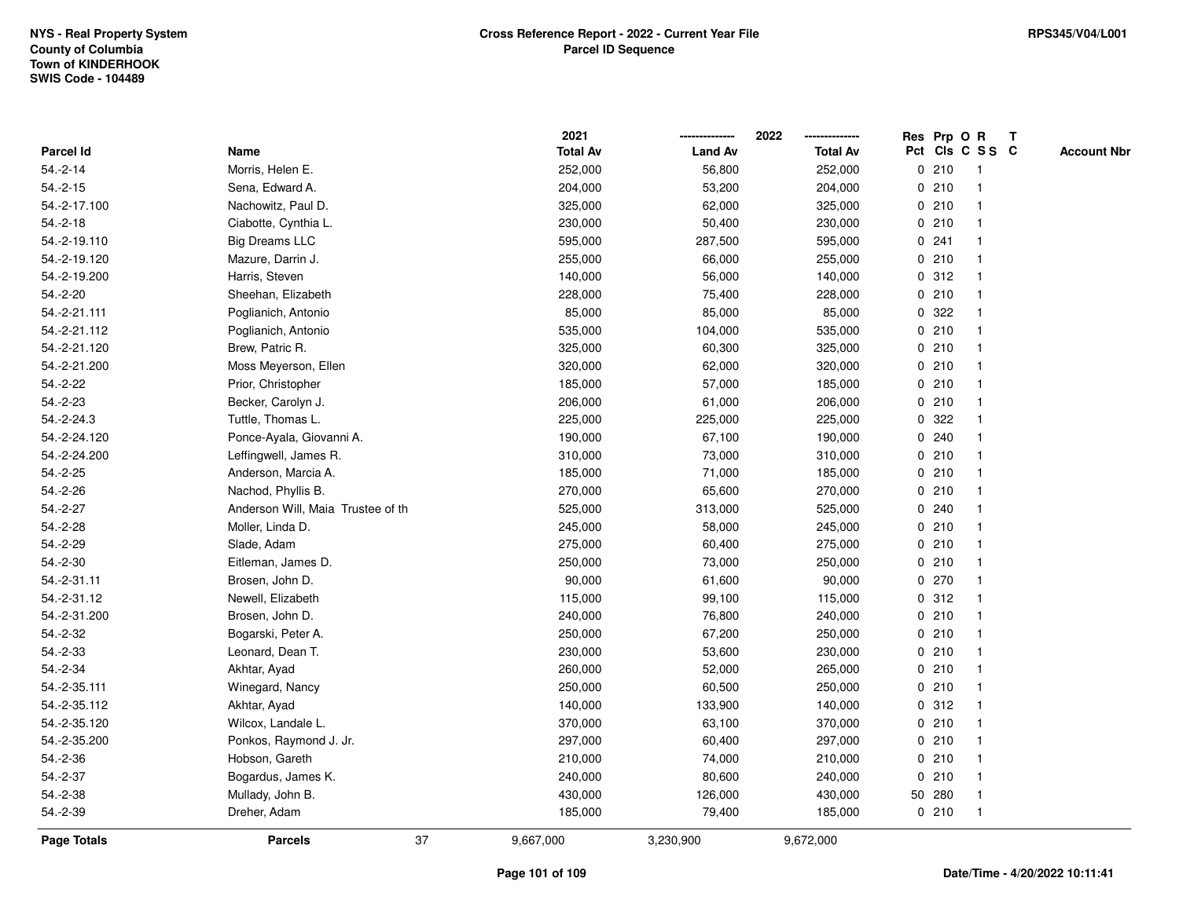NYS - Real Property System
County of Columbia
Town of KINDERHOOK
SWIS Code - 104489

**Cross Reference Report - 2022 - Current Year File**
**Parcel ID Sequence**

RPS345/V04/L001

| Parcel Id | Name | 2021 Total Av | 2022 Land Av | 2022 Total Av | Res Pct | Prp Cls | O C | R SS | T C | Account Nbr |
|---|---|---|---|---|---|---|---|---|---|---|
| 54.-2-14 | Morris, Helen E. | 252,000 | 56,800 | 252,000 | 0 | 210 | | 1 | | |
| 54.-2-15 | Sena, Edward A. | 204,000 | 53,200 | 204,000 | 0 | 210 | | 1 | | |
| 54.-2-17.100 | Nachowitz, Paul D. | 325,000 | 62,000 | 325,000 | 0 | 210 | | 1 | | |
| 54.-2-18 | Ciabotte, Cynthia L. | 230,000 | 50,400 | 230,000 | 0 | 210 | | 1 | | |
| 54.-2-19.110 | Big Dreams LLC | 595,000 | 287,500 | 595,000 | 0 | 241 | | 1 | | |
| 54.-2-19.120 | Mazure, Darrin J. | 255,000 | 66,000 | 255,000 | 0 | 210 | | 1 | | |
| 54.-2-19.200 | Harris, Steven | 140,000 | 56,000 | 140,000 | 0 | 312 | | 1 | | |
| 54.-2-20 | Sheehan, Elizabeth | 228,000 | 75,400 | 228,000 | 0 | 210 | | 1 | | |
| 54.-2-21.111 | Poglianich, Antonio | 85,000 | 85,000 | 85,000 | 0 | 322 | | 1 | | |
| 54.-2-21.112 | Poglianich, Antonio | 535,000 | 104,000 | 535,000 | 0 | 210 | | 1 | | |
| 54.-2-21.120 | Brew, Patric R. | 325,000 | 60,300 | 325,000 | 0 | 210 | | 1 | | |
| 54.-2-21.200 | Moss Meyerson, Ellen | 320,000 | 62,000 | 320,000 | 0 | 210 | | 1 | | |
| 54.-2-22 | Prior, Christopher | 185,000 | 57,000 | 185,000 | 0 | 210 | | 1 | | |
| 54.-2-23 | Becker, Carolyn J. | 206,000 | 61,000 | 206,000 | 0 | 210 | | 1 | | |
| 54.-2-24.3 | Tuttle, Thomas L. | 225,000 | 225,000 | 225,000 | 0 | 322 | | 1 | | |
| 54.-2-24.120 | Ponce-Ayala, Giovanni A. | 190,000 | 67,100 | 190,000 | 0 | 240 | | 1 | | |
| 54.-2-24.200 | Leffingwell, James R. | 310,000 | 73,000 | 310,000 | 0 | 210 | | 1 | | |
| 54.-2-25 | Anderson, Marcia A. | 185,000 | 71,000 | 185,000 | 0 | 210 | | 1 | | |
| 54.-2-26 | Nachod, Phyllis B. | 270,000 | 65,600 | 270,000 | 0 | 210 | | 1 | | |
| 54.-2-27 | Anderson Will, Maia Trustee of th | 525,000 | 313,000 | 525,000 | 0 | 240 | | 1 | | |
| 54.-2-28 | Moller, Linda D. | 245,000 | 58,000 | 245,000 | 0 | 210 | | 1 | | |
| 54.-2-29 | Slade, Adam | 275,000 | 60,400 | 275,000 | 0 | 210 | | 1 | | |
| 54.-2-30 | Eitleman, James D. | 250,000 | 73,000 | 250,000 | 0 | 210 | | 1 | | |
| 54.-2-31.11 | Brosen, John D. | 90,000 | 61,600 | 90,000 | 0 | 270 | | 1 | | |
| 54.-2-31.12 | Newell, Elizabeth | 115,000 | 99,100 | 115,000 | 0 | 312 | | 1 | | |
| 54.-2-31.200 | Brosen, John D. | 240,000 | 76,800 | 240,000 | 0 | 210 | | 1 | | |
| 54.-2-32 | Bogarski, Peter A. | 250,000 | 67,200 | 250,000 | 0 | 210 | | 1 | | |
| 54.-2-33 | Leonard, Dean T. | 230,000 | 53,600 | 230,000 | 0 | 210 | | 1 | | |
| 54.-2-34 | Akhtar, Ayad | 260,000 | 52,000 | 265,000 | 0 | 210 | | 1 | | |
| 54.-2-35.111 | Winegard, Nancy | 250,000 | 60,500 | 250,000 | 0 | 210 | | 1 | | |
| 54.-2-35.112 | Akhtar, Ayad | 140,000 | 133,900 | 140,000 | 0 | 312 | | 1 | | |
| 54.-2-35.120 | Wilcox, Landale L. | 370,000 | 63,100 | 370,000 | 0 | 210 | | 1 | | |
| 54.-2-35.200 | Ponkos, Raymond J. Jr. | 297,000 | 60,400 | 297,000 | 0 | 210 | | 1 | | |
| 54.-2-36 | Hobson, Gareth | 210,000 | 74,000 | 210,000 | 0 | 210 | | 1 | | |
| 54.-2-37 | Bogardus, James K. | 240,000 | 80,600 | 240,000 | 0 | 210 | | 1 | | |
| 54.-2-38 | Mullady, John B. | 430,000 | 126,000 | 430,000 | 50 | 280 | | 1 | | |
| 54.-2-39 | Dreher, Adam | 185,000 | 79,400 | 185,000 | 0 | 210 | | 1 | | |
| **Page Totals** | **Parcels** 37 | 9,667,000 | 3,230,900 | 9,672,000 | | | | | | |

Date/Time - 4/20/2022 10:11:41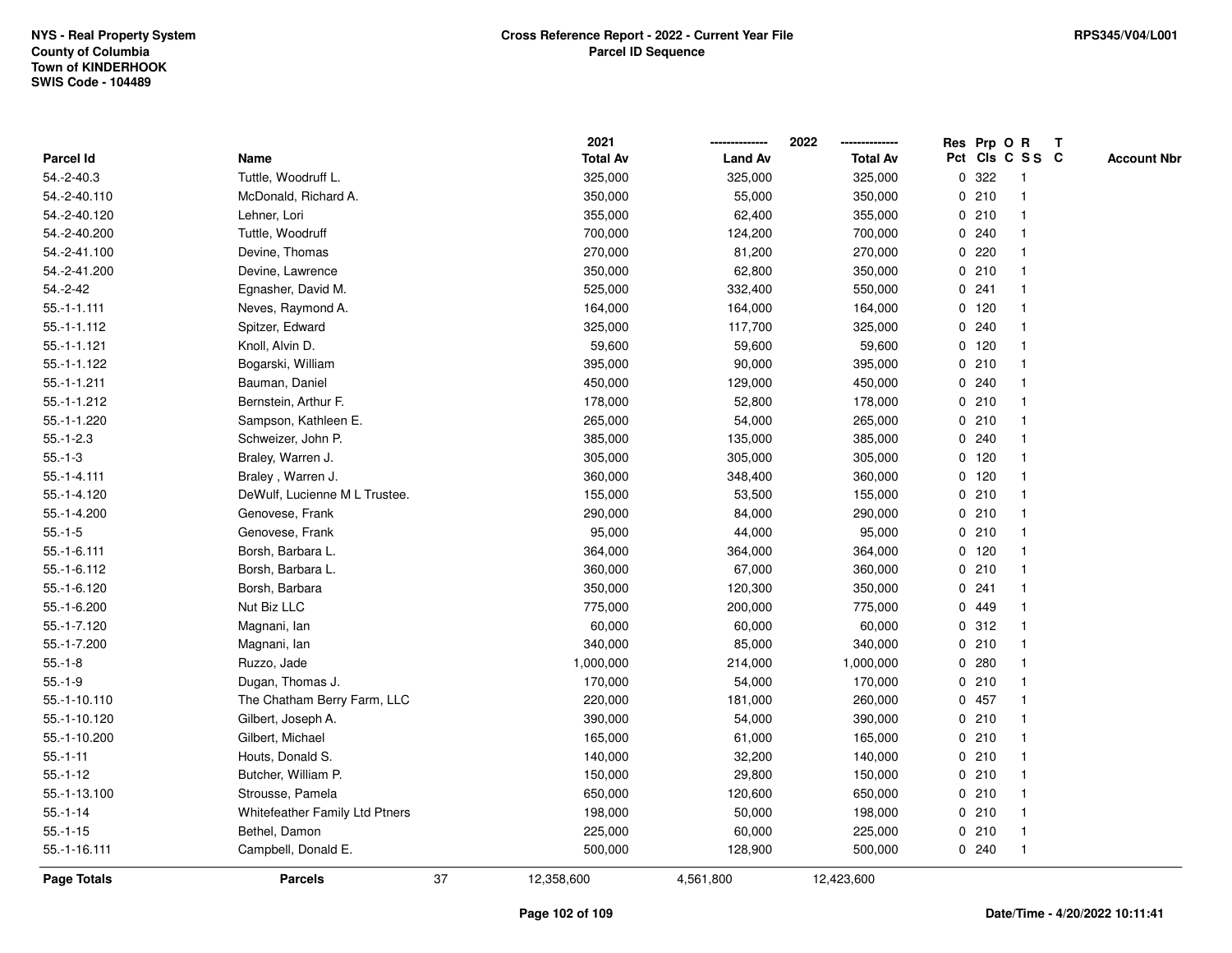NYS - Real Property System
County of Columbia
Town of KINDERHOOK
SWIS Code - 104489

**Cross Reference Report - 2022 - Current Year File**
**Parcel ID Sequence**

RPS345/V04/L001

| Parcel Id | Name | | 2021 Total Av | 2022 Land Av | 2022 Total Av | Res Pct | Prp Cls | O C | R S S | T C | Account Nbr |
|---|---|---|---|---|---|---|---|---|---|---|---|
| 54.-2-40.3 | Tuttle, Woodruff L. | | 325,000 | 325,000 | 325,000 | 0 | 322 | | 1 | | |
| 54.-2-40.110 | McDonald, Richard A. | | 350,000 | 55,000 | 350,000 | 0 | 210 | | 1 | | |
| 54.-2-40.120 | Lehner, Lori | | 355,000 | 62,400 | 355,000 | 0 | 210 | | 1 | | |
| 54.-2-40.200 | Tuttle, Woodruff | | 700,000 | 124,200 | 700,000 | 0 | 240 | | 1 | | |
| 54.-2-41.100 | Devine, Thomas | | 270,000 | 81,200 | 270,000 | 0 | 220 | | 1 | | |
| 54.-2-41.200 | Devine, Lawrence | | 350,000 | 62,800 | 350,000 | 0 | 210 | | 1 | | |
| 54.-2-42 | Egnasher, David M. | | 525,000 | 332,400 | 550,000 | 0 | 241 | | 1 | | |
| 55.-1-1.111 | Neves, Raymond A. | | 164,000 | 164,000 | 164,000 | 0 | 120 | | 1 | | |
| 55.-1-1.112 | Spitzer, Edward | | 325,000 | 117,700 | 325,000 | 0 | 240 | | 1 | | |
| 55.-1-1.121 | Knoll, Alvin D. | | 59,600 | 59,600 | 59,600 | 0 | 120 | | 1 | | |
| 55.-1-1.122 | Bogarski, William | | 395,000 | 90,000 | 395,000 | 0 | 210 | | 1 | | |
| 55.-1-1.211 | Bauman, Daniel | | 450,000 | 129,000 | 450,000 | 0 | 240 | | 1 | | |
| 55.-1-1.212 | Bernstein, Arthur F. | | 178,000 | 52,800 | 178,000 | 0 | 210 | | 1 | | |
| 55.-1-1.220 | Sampson, Kathleen E. | | 265,000 | 54,000 | 265,000 | 0 | 210 | | 1 | | |
| 55.-1-2.3 | Schweizer, John P. | | 385,000 | 135,000 | 385,000 | 0 | 240 | | 1 | | |
| 55.-1-3 | Braley, Warren J. | | 305,000 | 305,000 | 305,000 | 0 | 120 | | 1 | | |
| 55.-1-4.111 | Braley , Warren J. | | 360,000 | 348,400 | 360,000 | 0 | 120 | | 1 | | |
| 55.-1-4.120 | DeWulf, Lucienne M L Trustee. | | 155,000 | 53,500 | 155,000 | 0 | 210 | | 1 | | |
| 55.-1-4.200 | Genovese, Frank | | 290,000 | 84,000 | 290,000 | 0 | 210 | | 1 | | |
| 55.-1-5 | Genovese, Frank | | 95,000 | 44,000 | 95,000 | 0 | 210 | | 1 | | |
| 55.-1-6.111 | Borsh, Barbara L. | | 364,000 | 364,000 | 364,000 | 0 | 120 | | 1 | | |
| 55.-1-6.112 | Borsh, Barbara L. | | 360,000 | 67,000 | 360,000 | 0 | 210 | | 1 | | |
| 55.-1-6.120 | Borsh, Barbara | | 350,000 | 120,300 | 350,000 | 0 | 241 | | 1 | | |
| 55.-1-6.200 | Nut Biz LLC | | 775,000 | 200,000 | 775,000 | 0 | 449 | | 1 | | |
| 55.-1-7.120 | Magnani, Ian | | 60,000 | 60,000 | 60,000 | 0 | 312 | | 1 | | |
| 55.-1-7.200 | Magnani, Ian | | 340,000 | 85,000 | 340,000 | 0 | 210 | | 1 | | |
| 55.-1-8 | Ruzzo, Jade | | 1,000,000 | 214,000 | 1,000,000 | 0 | 280 | | 1 | | |
| 55.-1-9 | Dugan, Thomas J. | | 170,000 | 54,000 | 170,000 | 0 | 210 | | 1 | | |
| 55.-1-10.110 | The Chatham Berry Farm, LLC | | 220,000 | 181,000 | 260,000 | 0 | 457 | | 1 | | |
| 55.-1-10.120 | Gilbert, Joseph A. | | 390,000 | 54,000 | 390,000 | 0 | 210 | | 1 | | |
| 55.-1-10.200 | Gilbert, Michael | | 165,000 | 61,000 | 165,000 | 0 | 210 | | 1 | | |
| 55.-1-11 | Houts, Donald S. | | 140,000 | 32,200 | 140,000 | 0 | 210 | | 1 | | |
| 55.-1-12 | Butcher, William P. | | 150,000 | 29,800 | 150,000 | 0 | 210 | | 1 | | |
| 55.-1-13.100 | Strousse, Pamela | | 650,000 | 120,600 | 650,000 | 0 | 210 | | 1 | | |
| 55.-1-14 | Whitefeather Family Ltd Ptners | | 198,000 | 50,000 | 198,000 | 0 | 210 | | 1 | | |
| 55.-1-15 | Bethel, Damon | | 225,000 | 60,000 | 225,000 | 0 | 210 | | 1 | | |
| 55.-1-16.111 | Campbell, Donald E. | | 500,000 | 128,900 | 500,000 | 0 | 240 | | 1 | | |
| **Page Totals** | **Parcels** | 37 | 12,358,600 | 4,561,800 | 12,423,600 | | | | | | |

Date/Time - 4/20/2022 10:11:41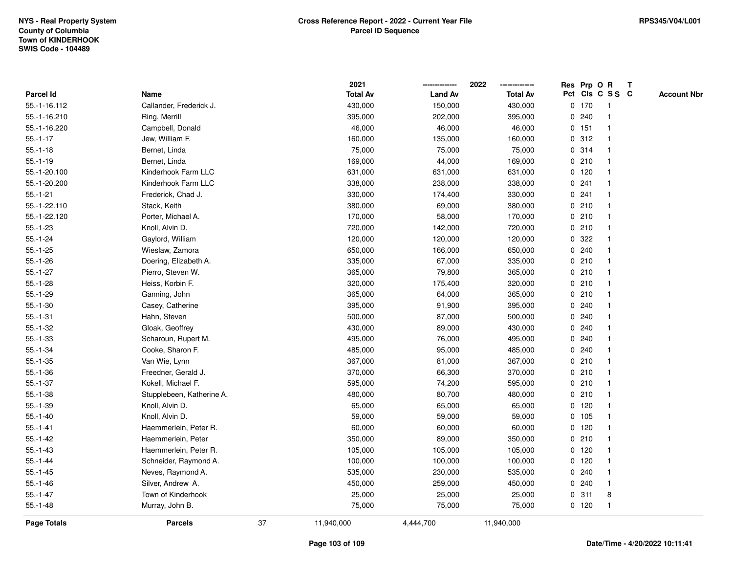NYS - Real Property System
County of Columbia
Town of KINDERHOOK
SWIS Code - 104489

**Cross Reference Report - 2022 - Current Year File**
**Parcel ID Sequence**

RPS345/V04/L001

| Parcel Id | Name | 2021 Total Av | 2022 Land Av | 2022 Total Av | Res Pct | Prp Cls | O C | R S S | T C | Account Nbr |
|---|---|---|---|---|---|---|---|---|---|---|
| 55.-1-16.112 | Callander, Frederick J. | 430,000 | 150,000 | 430,000 | 0 | 170 | | 1 | | |
| 55.-1-16.210 | Ring, Merrill | 395,000 | 202,000 | 395,000 | 0 | 240 | | 1 | | |
| 55.-1-16.220 | Campbell, Donald | 46,000 | 46,000 | 46,000 | 0 | 151 | | 1 | | |
| 55.-1-17 | Jew, William F. | 160,000 | 135,000 | 160,000 | 0 | 312 | | 1 | | |
| 55.-1-18 | Bernet, Linda | 75,000 | 75,000 | 75,000 | 0 | 314 | | 1 | | |
| 55.-1-19 | Bernet, Linda | 169,000 | 44,000 | 169,000 | 0 | 210 | | 1 | | |
| 55.-1-20.100 | Kinderhook Farm LLC | 631,000 | 631,000 | 631,000 | 0 | 120 | | 1 | | |
| 55.-1-20.200 | Kinderhook Farm LLC | 338,000 | 238,000 | 338,000 | 0 | 241 | | 1 | | |
| 55.-1-21 | Frederick, Chad J. | 330,000 | 174,400 | 330,000 | 0 | 241 | | 1 | | |
| 55.-1-22.110 | Stack, Keith | 380,000 | 69,000 | 380,000 | 0 | 210 | | 1 | | |
| 55.-1-22.120 | Porter, Michael A. | 170,000 | 58,000 | 170,000 | 0 | 210 | | 1 | | |
| 55.-1-23 | Knoll, Alvin D. | 720,000 | 142,000 | 720,000 | 0 | 210 | | 1 | | |
| 55.-1-24 | Gaylord, William | 120,000 | 120,000 | 120,000 | 0 | 322 | | 1 | | |
| 55.-1-25 | Wieslaw, Zamora | 650,000 | 166,000 | 650,000 | 0 | 240 | | 1 | | |
| 55.-1-26 | Doering, Elizabeth A. | 335,000 | 67,000 | 335,000 | 0 | 210 | | 1 | | |
| 55.-1-27 | Pierro, Steven W. | 365,000 | 79,800 | 365,000 | 0 | 210 | | 1 | | |
| 55.-1-28 | Heiss, Korbin F. | 320,000 | 175,400 | 320,000 | 0 | 210 | | 1 | | |
| 55.-1-29 | Ganning, John | 365,000 | 64,000 | 365,000 | 0 | 210 | | 1 | | |
| 55.-1-30 | Casey, Catherine | 395,000 | 91,900 | 395,000 | 0 | 240 | | 1 | | |
| 55.-1-31 | Hahn, Steven | 500,000 | 87,000 | 500,000 | 0 | 240 | | 1 | | |
| 55.-1-32 | Gloak, Geoffrey | 430,000 | 89,000 | 430,000 | 0 | 240 | | 1 | | |
| 55.-1-33 | Scharoun, Rupert M. | 495,000 | 76,000 | 495,000 | 0 | 240 | | 1 | | |
| 55.-1-34 | Cooke, Sharon F. | 485,000 | 95,000 | 485,000 | 0 | 240 | | 1 | | |
| 55.-1-35 | Van Wie, Lynn | 367,000 | 81,000 | 367,000 | 0 | 210 | | 1 | | |
| 55.-1-36 | Freedner, Gerald J. | 370,000 | 66,300 | 370,000 | 0 | 210 | | 1 | | |
| 55.-1-37 | Kokell, Michael F. | 595,000 | 74,200 | 595,000 | 0 | 210 | | 1 | | |
| 55.-1-38 | Stupplebeen, Katherine A. | 480,000 | 80,700 | 480,000 | 0 | 210 | | 1 | | |
| 55.-1-39 | Knoll, Alvin D. | 65,000 | 65,000 | 65,000 | 0 | 120 | | 1 | | |
| 55.-1-40 | Knoll, Alvin D. | 59,000 | 59,000 | 59,000 | 0 | 105 | | 1 | | |
| 55.-1-41 | Haemmerlein, Peter R. | 60,000 | 60,000 | 60,000 | 0 | 120 | | 1 | | |
| 55.-1-42 | Haemmerlein, Peter | 350,000 | 89,000 | 350,000 | 0 | 210 | | 1 | | |
| 55.-1-43 | Haemmerlein, Peter R. | 105,000 | 105,000 | 105,000 | 0 | 120 | | 1 | | |
| 55.-1-44 | Schneider, Raymond A. | 100,000 | 100,000 | 100,000 | 0 | 120 | | 1 | | |
| 55.-1-45 | Neves, Raymond A. | 535,000 | 230,000 | 535,000 | 0 | 240 | | 1 | | |
| 55.-1-46 | Silver, Andrew A. | 450,000 | 259,000 | 450,000 | 0 | 240 | | 1 | | |
| 55.-1-47 | Town of Kinderhook | 25,000 | 25,000 | 25,000 | 0 | 311 | | 8 | | |
| 55.-1-48 | Murray, John B. | 75,000 | 75,000 | 75,000 | 0 | 120 | | 1 | | |
| **Page Totals** | **Parcels** 37 | 11,940,000 | 4,444,700 | 11,940,000 | | | | | | |

Date/Time - 4/20/2022 10:11:41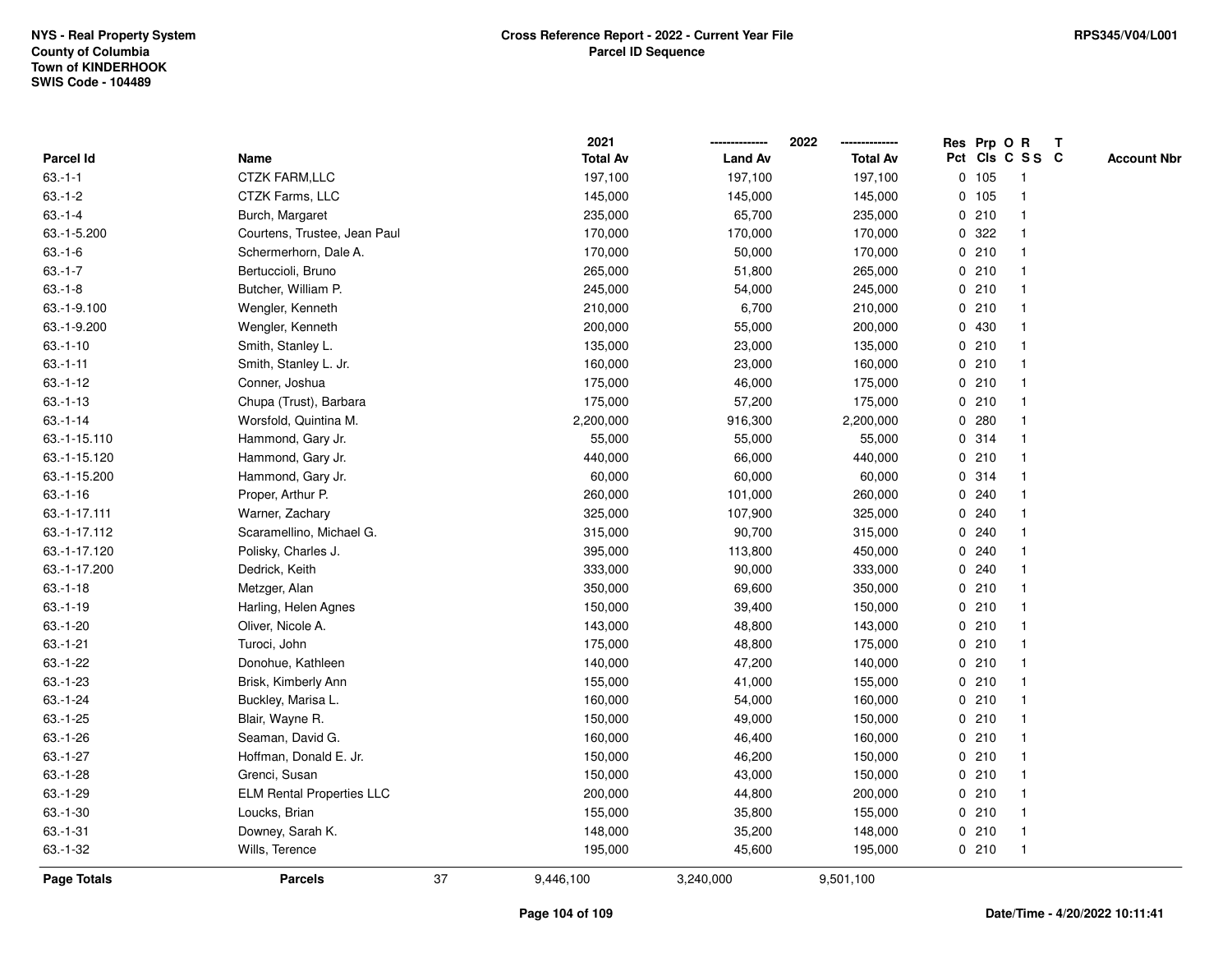NYS - Real Property System
County of Columbia
Town of KINDERHOOK
SWIS Code - 104489

**Cross Reference Report - 2022 - Current Year File**
**Parcel ID Sequence**

RPS345/V04/L001

| Parcel Id | Name | 2021 Total Av | 2022 Land Av | 2022 Total Av | Res Pct | Prp Cls | O C | R S S | T C | Account Nbr |
|---|---|---|---|---|---|---|---|---|---|---|
| 63.-1-1 | CTZK FARM,LLC | 197,100 | 197,100 | 197,100 | 0 | 105 | | 1 | | |
| 63.-1-2 | CTZK Farms, LLC | 145,000 | 145,000 | 145,000 | 0 | 105 | | 1 | | |
| 63.-1-4 | Burch, Margaret | 235,000 | 65,700 | 235,000 | 0 | 210 | | 1 | | |
| 63.-1-5.200 | Courtens, Trustee, Jean Paul | 170,000 | 170,000 | 170,000 | 0 | 322 | | 1 | | |
| 63.-1-6 | Schermerhorn, Dale A. | 170,000 | 50,000 | 170,000 | 0 | 210 | | 1 | | |
| 63.-1-7 | Bertuccioli, Bruno | 265,000 | 51,800 | 265,000 | 0 | 210 | | 1 | | |
| 63.-1-8 | Butcher, William P. | 245,000 | 54,000 | 245,000 | 0 | 210 | | 1 | | |
| 63.-1-9.100 | Wengler, Kenneth | 210,000 | 6,700 | 210,000 | 0 | 210 | | 1 | | |
| 63.-1-9.200 | Wengler, Kenneth | 200,000 | 55,000 | 200,000 | 0 | 430 | | 1 | | |
| 63.-1-10 | Smith, Stanley L. | 135,000 | 23,000 | 135,000 | 0 | 210 | | 1 | | |
| 63.-1-11 | Smith, Stanley L. Jr. | 160,000 | 23,000 | 160,000 | 0 | 210 | | 1 | | |
| 63.-1-12 | Conner, Joshua | 175,000 | 46,000 | 175,000 | 0 | 210 | | 1 | | |
| 63.-1-13 | Chupa (Trust), Barbara | 175,000 | 57,200 | 175,000 | 0 | 210 | | 1 | | |
| 63.-1-14 | Worsfold, Quintina M. | 2,200,000 | 916,300 | 2,200,000 | 0 | 280 | | 1 | | |
| 63.-1-15.110 | Hammond, Gary Jr. | 55,000 | 55,000 | 55,000 | 0 | 314 | | 1 | | |
| 63.-1-15.120 | Hammond, Gary Jr. | 440,000 | 66,000 | 440,000 | 0 | 210 | | 1 | | |
| 63.-1-15.200 | Hammond, Gary Jr. | 60,000 | 60,000 | 60,000 | 0 | 314 | | 1 | | |
| 63.-1-16 | Proper, Arthur P. | 260,000 | 101,000 | 260,000 | 0 | 240 | | 1 | | |
| 63.-1-17.111 | Warner, Zachary | 325,000 | 107,900 | 325,000 | 0 | 240 | | 1 | | |
| 63.-1-17.112 | Scaramellino, Michael G. | 315,000 | 90,700 | 315,000 | 0 | 240 | | 1 | | |
| 63.-1-17.120 | Polisky, Charles J. | 395,000 | 113,800 | 450,000 | 0 | 240 | | 1 | | |
| 63.-1-17.200 | Dedrick, Keith | 333,000 | 90,000 | 333,000 | 0 | 240 | | 1 | | |
| 63.-1-18 | Metzger, Alan | 350,000 | 69,600 | 350,000 | 0 | 210 | | 1 | | |
| 63.-1-19 | Harling, Helen Agnes | 150,000 | 39,400 | 150,000 | 0 | 210 | | 1 | | |
| 63.-1-20 | Oliver, Nicole A. | 143,000 | 48,800 | 143,000 | 0 | 210 | | 1 | | |
| 63.-1-21 | Turoci, John | 175,000 | 48,800 | 175,000 | 0 | 210 | | 1 | | |
| 63.-1-22 | Donohue, Kathleen | 140,000 | 47,200 | 140,000 | 0 | 210 | | 1 | | |
| 63.-1-23 | Brisk, Kimberly Ann | 155,000 | 41,000 | 155,000 | 0 | 210 | | 1 | | |
| 63.-1-24 | Buckley, Marisa L. | 160,000 | 54,000 | 160,000 | 0 | 210 | | 1 | | |
| 63.-1-25 | Blair, Wayne R. | 150,000 | 49,000 | 150,000 | 0 | 210 | | 1 | | |
| 63.-1-26 | Seaman, David G. | 160,000 | 46,400 | 160,000 | 0 | 210 | | 1 | | |
| 63.-1-27 | Hoffman, Donald E. Jr. | 150,000 | 46,200 | 150,000 | 0 | 210 | | 1 | | |
| 63.-1-28 | Grenci, Susan | 150,000 | 43,000 | 150,000 | 0 | 210 | | 1 | | |
| 63.-1-29 | ELM Rental Properties LLC | 200,000 | 44,800 | 200,000 | 0 | 210 | | 1 | | |
| 63.-1-30 | Loucks, Brian | 155,000 | 35,800 | 155,000 | 0 | 210 | | 1 | | |
| 63.-1-31 | Downey, Sarah K. | 148,000 | 35,200 | 148,000 | 0 | 210 | | 1 | | |
| 63.-1-32 | Wills, Terence | 195,000 | 45,600 | 195,000 | 0 | 210 | | 1 | | |
| **Page Totals** | **Parcels** 37 | 9,446,100 | 3,240,000 | 9,501,100 | | | | | | |

Date/Time - 4/20/2022 10:11:41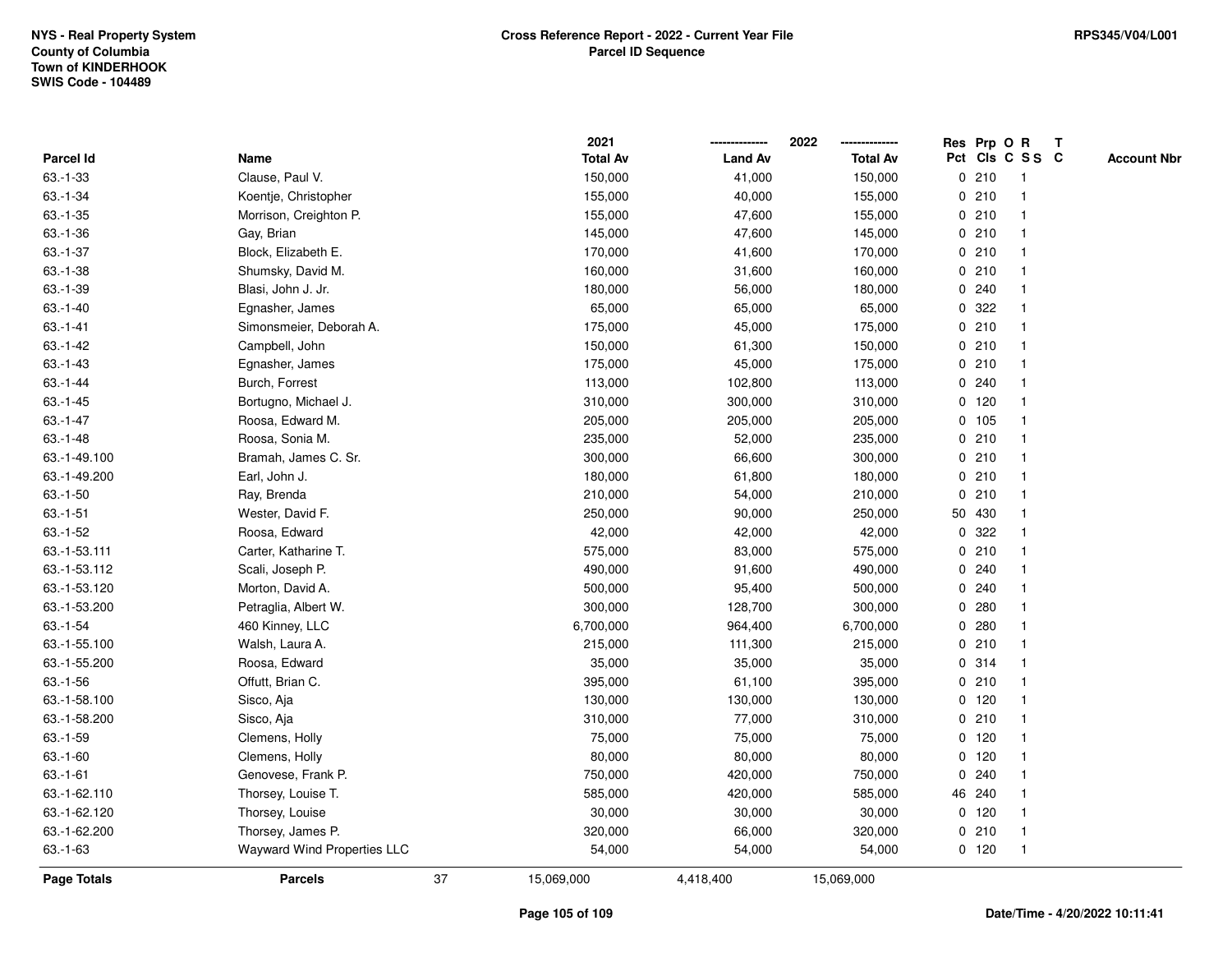NYS - Real Property System
County of Columbia
Town of KINDERHOOK
SWIS Code - 104489

**Cross Reference Report - 2022 - Current Year File**
**Parcel ID Sequence**

RPS345/V04/L001

| Parcel Id | Name | 2021 Total Av | 2022 Land Av | 2022 Total Av | Res Pct | Prp Cls | O C | R S S | T C | Account Nbr |
|---|---|---|---|---|---|---|---|---|---|---|
| 63.-1-33 | Clause, Paul V. | 150,000 | 41,000 | 150,000 | 0 | 210 | | 1 | | |
| 63.-1-34 | Koentje, Christopher | 155,000 | 40,000 | 155,000 | 0 | 210 | | 1 | | |
| 63.-1-35 | Morrison, Creighton P. | 155,000 | 47,600 | 155,000 | 0 | 210 | | 1 | | |
| 63.-1-36 | Gay, Brian | 145,000 | 47,600 | 145,000 | 0 | 210 | | 1 | | |
| 63.-1-37 | Block, Elizabeth E. | 170,000 | 41,600 | 170,000 | 0 | 210 | | 1 | | |
| 63.-1-38 | Shumsky, David M. | 160,000 | 31,600 | 160,000 | 0 | 210 | | 1 | | |
| 63.-1-39 | Blasi, John J. Jr. | 180,000 | 56,000 | 180,000 | 0 | 240 | | 1 | | |
| 63.-1-40 | Egnasher, James | 65,000 | 65,000 | 65,000 | 0 | 322 | | 1 | | |
| 63.-1-41 | Simonsmeier, Deborah A. | 175,000 | 45,000 | 175,000 | 0 | 210 | | 1 | | |
| 63.-1-42 | Campbell, John | 150,000 | 61,300 | 150,000 | 0 | 210 | | 1 | | |
| 63.-1-43 | Egnasher, James | 175,000 | 45,000 | 175,000 | 0 | 210 | | 1 | | |
| 63.-1-44 | Burch, Forrest | 113,000 | 102,800 | 113,000 | 0 | 240 | | 1 | | |
| 63.-1-45 | Bortugno, Michael J. | 310,000 | 300,000 | 310,000 | 0 | 120 | | 1 | | |
| 63.-1-47 | Roosa, Edward M. | 205,000 | 205,000 | 205,000 | 0 | 105 | | 1 | | |
| 63.-1-48 | Roosa, Sonia M. | 235,000 | 52,000 | 235,000 | 0 | 210 | | 1 | | |
| 63.-1-49.100 | Bramah, James C. Sr. | 300,000 | 66,600 | 300,000 | 0 | 210 | | 1 | | |
| 63.-1-49.200 | Earl, John J. | 180,000 | 61,800 | 180,000 | 0 | 210 | | 1 | | |
| 63.-1-50 | Ray, Brenda | 210,000 | 54,000 | 210,000 | 0 | 210 | | 1 | | |
| 63.-1-51 | Wester, David F. | 250,000 | 90,000 | 250,000 | 50 | 430 | | 1 | | |
| 63.-1-52 | Roosa, Edward | 42,000 | 42,000 | 42,000 | 0 | 322 | | 1 | | |
| 63.-1-53.111 | Carter, Katharine T. | 575,000 | 83,000 | 575,000 | 0 | 210 | | 1 | | |
| 63.-1-53.112 | Scali, Joseph P. | 490,000 | 91,600 | 490,000 | 0 | 240 | | 1 | | |
| 63.-1-53.120 | Morton, David A. | 500,000 | 95,400 | 500,000 | 0 | 240 | | 1 | | |
| 63.-1-53.200 | Petraglia, Albert W. | 300,000 | 128,700 | 300,000 | 0 | 280 | | 1 | | |
| 63.-1-54 | 460 Kinney, LLC | 6,700,000 | 964,400 | 6,700,000 | 0 | 280 | | 1 | | |
| 63.-1-55.100 | Walsh, Laura A. | 215,000 | 111,300 | 215,000 | 0 | 210 | | 1 | | |
| 63.-1-55.200 | Roosa, Edward | 35,000 | 35,000 | 35,000 | 0 | 314 | | 1 | | |
| 63.-1-56 | Offutt, Brian C. | 395,000 | 61,100 | 395,000 | 0 | 210 | | 1 | | |
| 63.-1-58.100 | Sisco, Aja | 130,000 | 130,000 | 130,000 | 0 | 120 | | 1 | | |
| 63.-1-58.200 | Sisco, Aja | 310,000 | 77,000 | 310,000 | 0 | 210 | | 1 | | |
| 63.-1-59 | Clemens, Holly | 75,000 | 75,000 | 75,000 | 0 | 120 | | 1 | | |
| 63.-1-60 | Clemens, Holly | 80,000 | 80,000 | 80,000 | 0 | 120 | | 1 | | |
| 63.-1-61 | Genovese, Frank P. | 750,000 | 420,000 | 750,000 | 0 | 240 | | 1 | | |
| 63.-1-62.110 | Thorsey, Louise T. | 585,000 | 420,000 | 585,000 | 46 | 240 | | 1 | | |
| 63.-1-62.120 | Thorsey, Louise | 30,000 | 30,000 | 30,000 | 0 | 120 | | 1 | | |
| 63.-1-62.200 | Thorsey, James P. | 320,000 | 66,000 | 320,000 | 0 | 210 | | 1 | | |
| 63.-1-63 | Wayward Wind Properties LLC | 54,000 | 54,000 | 54,000 | 0 | 120 | | 1 | | |
| **Page Totals** | **Parcels** 37 | 15,069,000 | 4,418,400 | 15,069,000 | | | | | | |

Date/Time - 4/20/2022 10:11:41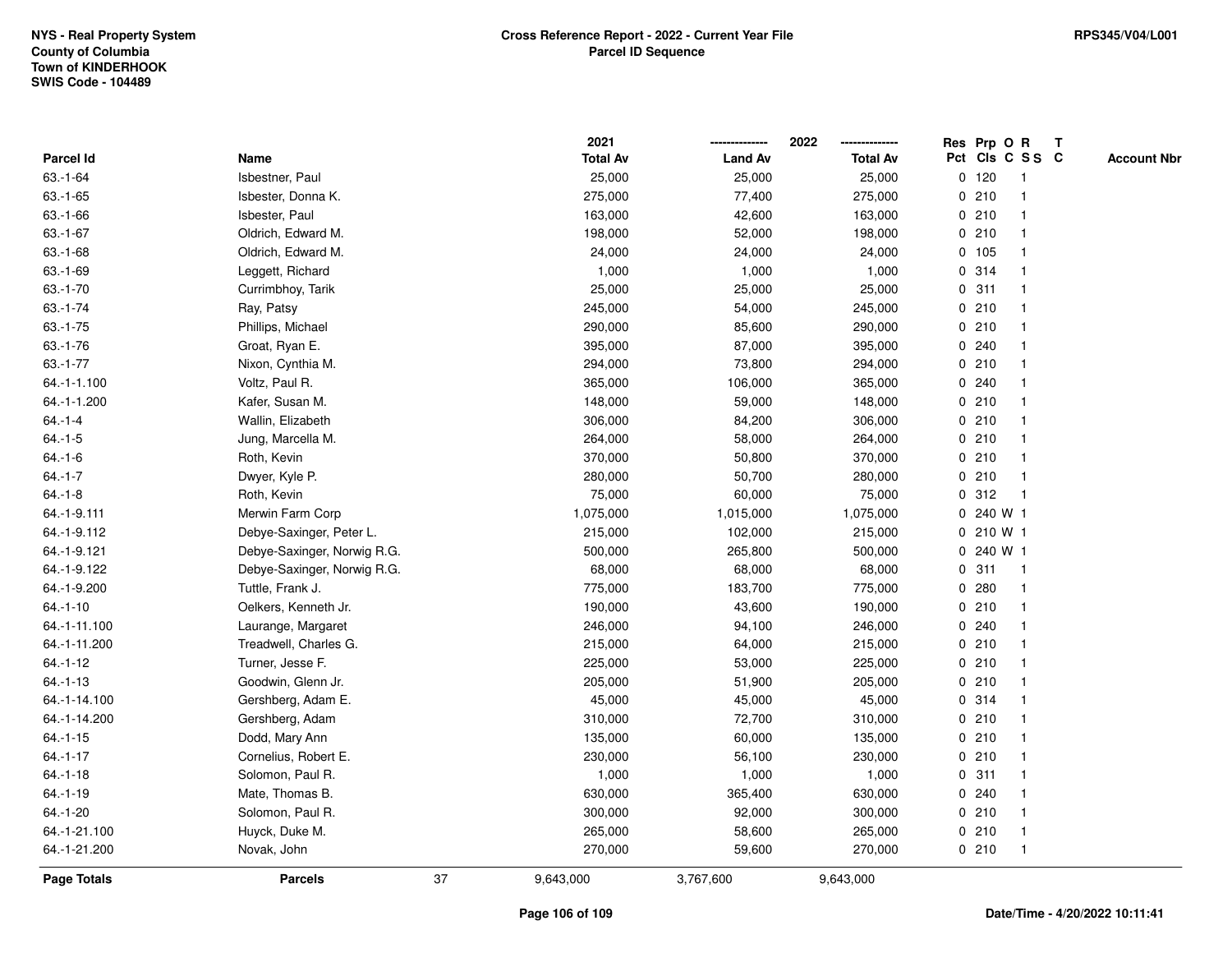NYS - Real Property System
County of Columbia
Town of KINDERHOOK
SWIS Code - 104489

**Cross Reference Report - 2022 - Current Year File**
**Parcel ID Sequence**

RPS345/V04/L001

| Parcel Id | Name | 2021 Total Av | 2022 Land Av | 2022 Total Av | Res Pct | Prp Cls | O C | R SS | T C | Account Nbr |
|---|---|---|---|---|---|---|---|---|---|---|
| 63.-1-64 | Isbestner, Paul | 25,000 | 25,000 | 25,000 | 0 | 120 | | 1 | | |
| 63.-1-65 | Isbester, Donna K. | 275,000 | 77,400 | 275,000 | 0 | 210 | | 1 | | |
| 63.-1-66 | Isbester, Paul | 163,000 | 42,600 | 163,000 | 0 | 210 | | 1 | | |
| 63.-1-67 | Oldrich, Edward M. | 198,000 | 52,000 | 198,000 | 0 | 210 | | 1 | | |
| 63.-1-68 | Oldrich, Edward M. | 24,000 | 24,000 | 24,000 | 0 | 105 | | 1 | | |
| 63.-1-69 | Leggett, Richard | 1,000 | 1,000 | 1,000 | 0 | 314 | | 1 | | |
| 63.-1-70 | Currimbhoy, Tarik | 25,000 | 25,000 | 25,000 | 0 | 311 | | 1 | | |
| 63.-1-74 | Ray, Patsy | 245,000 | 54,000 | 245,000 | 0 | 210 | | 1 | | |
| 63.-1-75 | Phillips, Michael | 290,000 | 85,600 | 290,000 | 0 | 210 | | 1 | | |
| 63.-1-76 | Groat, Ryan E. | 395,000 | 87,000 | 395,000 | 0 | 240 | | 1 | | |
| 63.-1-77 | Nixon, Cynthia M. | 294,000 | 73,800 | 294,000 | 0 | 210 | | 1 | | |
| 64.-1-1.100 | Voltz, Paul R. | 365,000 | 106,000 | 365,000 | 0 | 240 | | 1 | | |
| 64.-1-1.200 | Kafer, Susan M. | 148,000 | 59,000 | 148,000 | 0 | 210 | | 1 | | |
| 64.-1-4 | Wallin, Elizabeth | 306,000 | 84,200 | 306,000 | 0 | 210 | | 1 | | |
| 64.-1-5 | Jung, Marcella M. | 264,000 | 58,000 | 264,000 | 0 | 210 | | 1 | | |
| 64.-1-6 | Roth, Kevin | 370,000 | 50,800 | 370,000 | 0 | 210 | | 1 | | |
| 64.-1-7 | Dwyer, Kyle P. | 280,000 | 50,700 | 280,000 | 0 | 210 | | 1 | | |
| 64.-1-8 | Roth, Kevin | 75,000 | 60,000 | 75,000 | 0 | 312 | | 1 | | |
| 64.-1-9.111 | Merwin Farm Corp | 1,075,000 | 1,015,000 | 1,075,000 | 0 | 240 | W | 1 | | |
| 64.-1-9.112 | Debye-Saxinger, Peter L. | 215,000 | 102,000 | 215,000 | 0 | 210 | W | 1 | | |
| 64.-1-9.121 | Debye-Saxinger, Norwig R.G. | 500,000 | 265,800 | 500,000 | 0 | 240 | W | 1 | | |
| 64.-1-9.122 | Debye-Saxinger, Norwig R.G. | 68,000 | 68,000 | 68,000 | 0 | 311 | | 1 | | |
| 64.-1-9.200 | Tuttle, Frank J. | 775,000 | 183,700 | 775,000 | 0 | 280 | | 1 | | |
| 64.-1-10 | Oelkers, Kenneth Jr. | 190,000 | 43,600 | 190,000 | 0 | 210 | | 1 | | |
| 64.-1-11.100 | Laurange, Margaret | 246,000 | 94,100 | 246,000 | 0 | 240 | | 1 | | |
| 64.-1-11.200 | Treadwell, Charles G. | 215,000 | 64,000 | 215,000 | 0 | 210 | | 1 | | |
| 64.-1-12 | Turner, Jesse F. | 225,000 | 53,000 | 225,000 | 0 | 210 | | 1 | | |
| 64.-1-13 | Goodwin, Glenn Jr. | 205,000 | 51,900 | 205,000 | 0 | 210 | | 1 | | |
| 64.-1-14.100 | Gershberg, Adam E. | 45,000 | 45,000 | 45,000 | 0 | 314 | | 1 | | |
| 64.-1-14.200 | Gershberg, Adam | 310,000 | 72,700 | 310,000 | 0 | 210 | | 1 | | |
| 64.-1-15 | Dodd, Mary Ann | 135,000 | 60,000 | 135,000 | 0 | 210 | | 1 | | |
| 64.-1-17 | Cornelius, Robert E. | 230,000 | 56,100 | 230,000 | 0 | 210 | | 1 | | |
| 64.-1-18 | Solomon, Paul R. | 1,000 | 1,000 | 1,000 | 0 | 311 | | 1 | | |
| 64.-1-19 | Mate, Thomas B. | 630,000 | 365,400 | 630,000 | 0 | 240 | | 1 | | |
| 64.-1-20 | Solomon, Paul R. | 300,000 | 92,000 | 300,000 | 0 | 210 | | 1 | | |
| 64.-1-21.100 | Huyck, Duke M. | 265,000 | 58,600 | 265,000 | 0 | 210 | | 1 | | |
| 64.-1-21.200 | Novak, John | 270,000 | 59,600 | 270,000 | 0 | 210 | | 1 | | |
| **Page Totals** | **Parcels** 37 | 9,643,000 | 3,767,600 | 9,643,000 | | | | | | |

Date/Time - 4/20/2022 10:11:41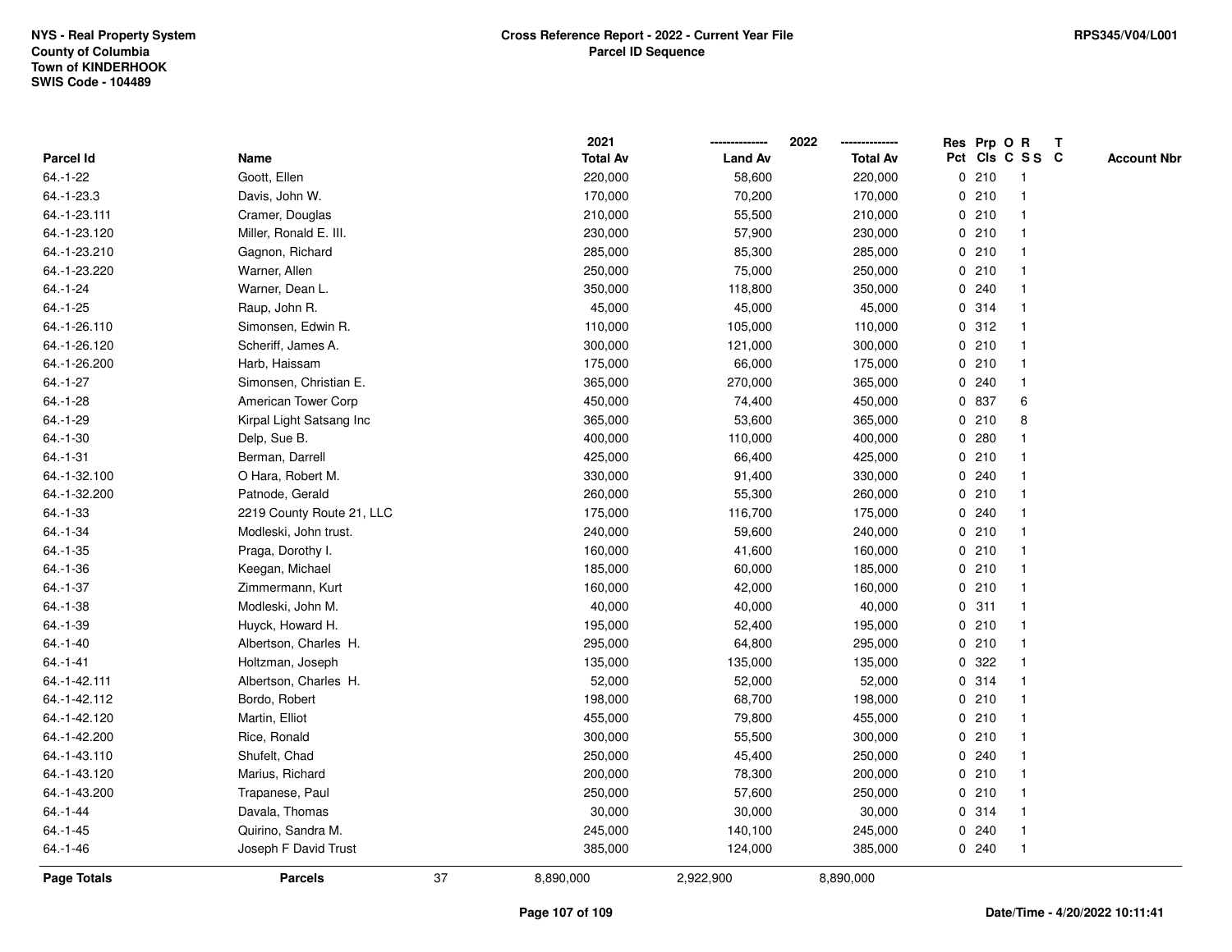NYS - Real Property System
County of Columbia
Town of KINDERHOOK
SWIS Code - 104489

**Cross Reference Report - 2022 - Current Year File**
**Parcel ID Sequence**

RPS345/V04/L001

| Parcel Id | Name | 2021 Total Av | 2022 Land Av | 2022 Total Av | Res Pct | Prp Cls | O C | R S S | T C | Account Nbr |
|---|---|---|---|---|---|---|---|---|---|---|
| 64.-1-22 | Goott, Ellen | 220,000 | 58,600 | 220,000 | 0 | 210 | | 1 | | |
| 64.-1-23.3 | Davis, John W. | 170,000 | 70,200 | 170,000 | 0 | 210 | | 1 | | |
| 64.-1-23.111 | Cramer, Douglas | 210,000 | 55,500 | 210,000 | 0 | 210 | | 1 | | |
| 64.-1-23.120 | Miller, Ronald E. III. | 230,000 | 57,900 | 230,000 | 0 | 210 | | 1 | | |
| 64.-1-23.210 | Gagnon, Richard | 285,000 | 85,300 | 285,000 | 0 | 210 | | 1 | | |
| 64.-1-23.220 | Warner, Allen | 250,000 | 75,000 | 250,000 | 0 | 210 | | 1 | | |
| 64.-1-24 | Warner, Dean L. | 350,000 | 118,800 | 350,000 | 0 | 240 | | 1 | | |
| 64.-1-25 | Raup, John R. | 45,000 | 45,000 | 45,000 | 0 | 314 | | 1 | | |
| 64.-1-26.110 | Simonsen, Edwin R. | 110,000 | 105,000 | 110,000 | 0 | 312 | | 1 | | |
| 64.-1-26.120 | Scheriff, James A. | 300,000 | 121,000 | 300,000 | 0 | 210 | | 1 | | |
| 64.-1-26.200 | Harb, Haissam | 175,000 | 66,000 | 175,000 | 0 | 210 | | 1 | | |
| 64.-1-27 | Simonsen, Christian E. | 365,000 | 270,000 | 365,000 | 0 | 240 | | 1 | | |
| 64.-1-28 | American Tower Corp | 450,000 | 74,400 | 450,000 | 0 | 837 | | 6 | | |
| 64.-1-29 | Kirpal Light Satsang Inc | 365,000 | 53,600 | 365,000 | 0 | 210 | | 8 | | |
| 64.-1-30 | Delp, Sue B. | 400,000 | 110,000 | 400,000 | 0 | 280 | | 1 | | |
| 64.-1-31 | Berman, Darrell | 425,000 | 66,400 | 425,000 | 0 | 210 | | 1 | | |
| 64.-1-32.100 | O Hara, Robert M. | 330,000 | 91,400 | 330,000 | 0 | 240 | | 1 | | |
| 64.-1-32.200 | Patnode, Gerald | 260,000 | 55,300 | 260,000 | 0 | 210 | | 1 | | |
| 64.-1-33 | 2219 County Route 21, LLC | 175,000 | 116,700 | 175,000 | 0 | 240 | | 1 | | |
| 64.-1-34 | Modleski, John trust. | 240,000 | 59,600 | 240,000 | 0 | 210 | | 1 | | |
| 64.-1-35 | Praga, Dorothy I. | 160,000 | 41,600 | 160,000 | 0 | 210 | | 1 | | |
| 64.-1-36 | Keegan, Michael | 185,000 | 60,000 | 185,000 | 0 | 210 | | 1 | | |
| 64.-1-37 | Zimmermann, Kurt | 160,000 | 42,000 | 160,000 | 0 | 210 | | 1 | | |
| 64.-1-38 | Modleski, John M. | 40,000 | 40,000 | 40,000 | 0 | 311 | | 1 | | |
| 64.-1-39 | Huyck, Howard H. | 195,000 | 52,400 | 195,000 | 0 | 210 | | 1 | | |
| 64.-1-40 | Albertson, Charles H. | 295,000 | 64,800 | 295,000 | 0 | 210 | | 1 | | |
| 64.-1-41 | Holtzman, Joseph | 135,000 | 135,000 | 135,000 | 0 | 322 | | 1 | | |
| 64.-1-42.111 | Albertson, Charles H. | 52,000 | 52,000 | 52,000 | 0 | 314 | | 1 | | |
| 64.-1-42.112 | Bordo, Robert | 198,000 | 68,700 | 198,000 | 0 | 210 | | 1 | | |
| 64.-1-42.120 | Martin, Elliot | 455,000 | 79,800 | 455,000 | 0 | 210 | | 1 | | |
| 64.-1-42.200 | Rice, Ronald | 300,000 | 55,500 | 300,000 | 0 | 210 | | 1 | | |
| 64.-1-43.110 | Shufelt, Chad | 250,000 | 45,400 | 250,000 | 0 | 240 | | 1 | | |
| 64.-1-43.120 | Marius, Richard | 200,000 | 78,300 | 200,000 | 0 | 210 | | 1 | | |
| 64.-1-43.200 | Trapanese, Paul | 250,000 | 57,600 | 250,000 | 0 | 210 | | 1 | | |
| 64.-1-44 | Davala, Thomas | 30,000 | 30,000 | 30,000 | 0 | 314 | | 1 | | |
| 64.-1-45 | Quirino, Sandra M. | 245,000 | 140,100 | 245,000 | 0 | 240 | | 1 | | |
| 64.-1-46 | Joseph F David Trust | 385,000 | 124,000 | 385,000 | 0 | 240 | | 1 | | |
| **Page Totals** | **Parcels** 37 | 8,890,000 | 2,922,900 | 8,890,000 | | | | | | |

Date/Time - 4/20/2022 10:11:41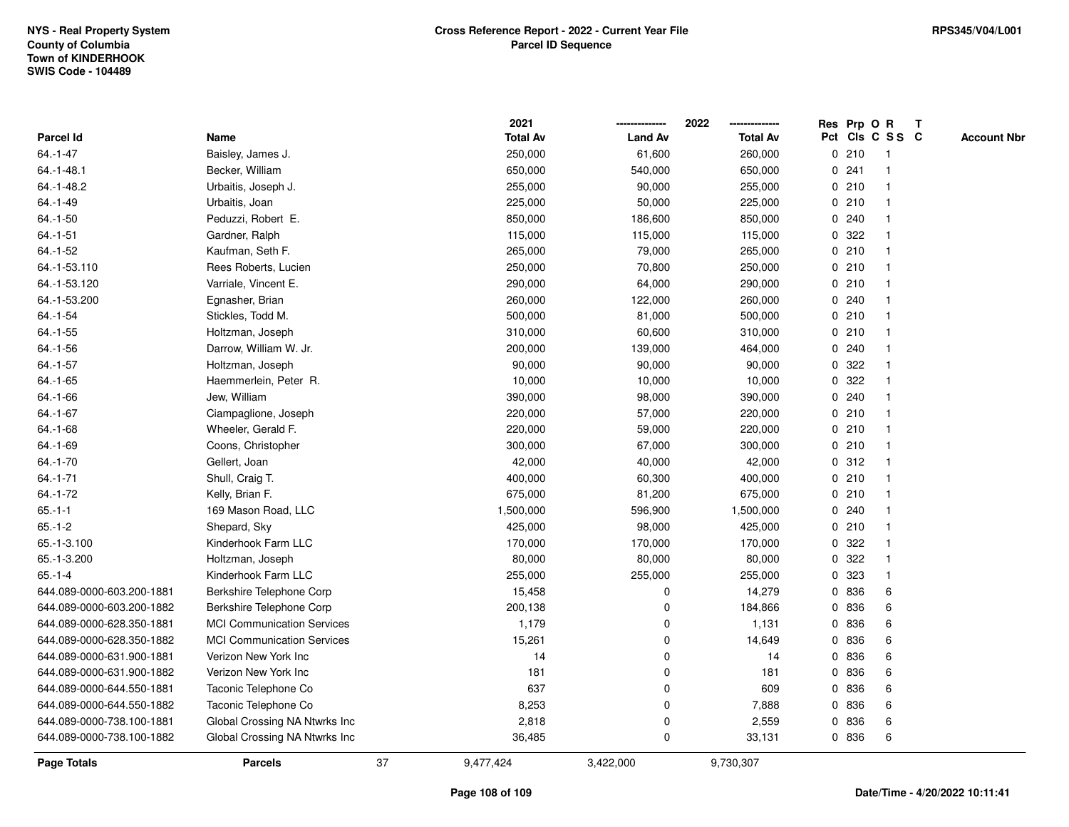NYS - Real Property System
County of Columbia
Town of KINDERHOOK
SWIS Code - 104489

**Cross Reference Report - 2022 - Current Year File**
**Parcel ID Sequence**

RPS345/V04/L001

| Parcel Id | Name | 2021 Total Av | 2022 Land Av | 2022 Total Av | Res Pct | Prp Cls | O C | R S S | T C | Account Nbr |
|---|---|---|---|---|---|---|---|---|---|---|
| 64.-1-47 | Baisley, James J. | 250,000 | 61,600 | 260,000 | 0 | 210 | | 1 | | |
| 64.-1-48.1 | Becker, William | 650,000 | 540,000 | 650,000 | 0 | 241 | | 1 | | |
| 64.-1-48.2 | Urbaitis, Joseph J. | 255,000 | 90,000 | 255,000 | 0 | 210 | | 1 | | |
| 64.-1-49 | Urbaitis, Joan | 225,000 | 50,000 | 225,000 | 0 | 210 | | 1 | | |
| 64.-1-50 | Peduzzi, Robert E. | 850,000 | 186,600 | 850,000 | 0 | 240 | | 1 | | |
| 64.-1-51 | Gardner, Ralph | 115,000 | 115,000 | 115,000 | 0 | 322 | | 1 | | |
| 64.-1-52 | Kaufman, Seth F. | 265,000 | 79,000 | 265,000 | 0 | 210 | | 1 | | |
| 64.-1-53.110 | Rees Roberts, Lucien | 250,000 | 70,800 | 250,000 | 0 | 210 | | 1 | | |
| 64.-1-53.120 | Varriale, Vincent E. | 290,000 | 64,000 | 290,000 | 0 | 210 | | 1 | | |
| 64.-1-53.200 | Egnasher, Brian | 260,000 | 122,000 | 260,000 | 0 | 240 | | 1 | | |
| 64.-1-54 | Stickles, Todd M. | 500,000 | 81,000 | 500,000 | 0 | 210 | | 1 | | |
| 64.-1-55 | Holtzman, Joseph | 310,000 | 60,600 | 310,000 | 0 | 210 | | 1 | | |
| 64.-1-56 | Darrow, William W. Jr. | 200,000 | 139,000 | 464,000 | 0 | 240 | | 1 | | |
| 64.-1-57 | Holtzman, Joseph | 90,000 | 90,000 | 90,000 | 0 | 322 | | 1 | | |
| 64.-1-65 | Haemmerlein, Peter R. | 10,000 | 10,000 | 10,000 | 0 | 322 | | 1 | | |
| 64.-1-66 | Jew, William | 390,000 | 98,000 | 390,000 | 0 | 240 | | 1 | | |
| 64.-1-67 | Ciampaglione, Joseph | 220,000 | 57,000 | 220,000 | 0 | 210 | | 1 | | |
| 64.-1-68 | Wheeler, Gerald F. | 220,000 | 59,000 | 220,000 | 0 | 210 | | 1 | | |
| 64.-1-69 | Coons, Christopher | 300,000 | 67,000 | 300,000 | 0 | 210 | | 1 | | |
| 64.-1-70 | Gellert, Joan | 42,000 | 40,000 | 42,000 | 0 | 312 | | 1 | | |
| 64.-1-71 | Shull, Craig T. | 400,000 | 60,300 | 400,000 | 0 | 210 | | 1 | | |
| 64.-1-72 | Kelly, Brian F. | 675,000 | 81,200 | 675,000 | 0 | 210 | | 1 | | |
| 65.-1-1 | 169 Mason Road, LLC | 1,500,000 | 596,900 | 1,500,000 | 0 | 240 | | 1 | | |
| 65.-1-2 | Shepard, Sky | 425,000 | 98,000 | 425,000 | 0 | 210 | | 1 | | |
| 65.-1-3.100 | Kinderhook Farm LLC | 170,000 | 170,000 | 170,000 | 0 | 322 | | 1 | | |
| 65.-1-3.200 | Holtzman, Joseph | 80,000 | 80,000 | 80,000 | 0 | 322 | | 1 | | |
| 65.-1-4 | Kinderhook Farm LLC | 255,000 | 255,000 | 255,000 | 0 | 323 | | 1 | | |
| 644.089-0000-603.200-1881 | Berkshire Telephone Corp | 15,458 | 0 | 14,279 | 0 | 836 | | 6 | | |
| 644.089-0000-603.200-1882 | Berkshire Telephone Corp | 200,138 | 0 | 184,866 | 0 | 836 | | 6 | | |
| 644.089-0000-628.350-1881 | MCI Communication Services | 1,179 | 0 | 1,131 | 0 | 836 | | 6 | | |
| 644.089-0000-628.350-1882 | MCI Communication Services | 15,261 | 0 | 14,649 | 0 | 836 | | 6 | | |
| 644.089-0000-631.900-1881 | Verizon New York Inc | 14 | 0 | 14 | 0 | 836 | | 6 | | |
| 644.089-0000-631.900-1882 | Verizon New York Inc | 181 | 0 | 181 | 0 | 836 | | 6 | | |
| 644.089-0000-644.550-1881 | Taconic Telephone Co | 637 | 0 | 609 | 0 | 836 | | 6 | | |
| 644.089-0000-644.550-1882 | Taconic Telephone Co | 8,253 | 0 | 7,888 | 0 | 836 | | 6 | | |
| 644.089-0000-738.100-1881 | Global Crossing NA Ntwrks Inc | 2,818 | 0 | 2,559 | 0 | 836 | | 6 | | |
| 644.089-0000-738.100-1882 | Global Crossing NA Ntwrks Inc | 36,485 | 0 | 33,131 | 0 | 836 | | 6 | | |
| **Page Totals** | **Parcels** 37 | 9,477,424 | 3,422,000 | 9,730,307 | | | | | | |

Date/Time - 4/20/2022 10:11:41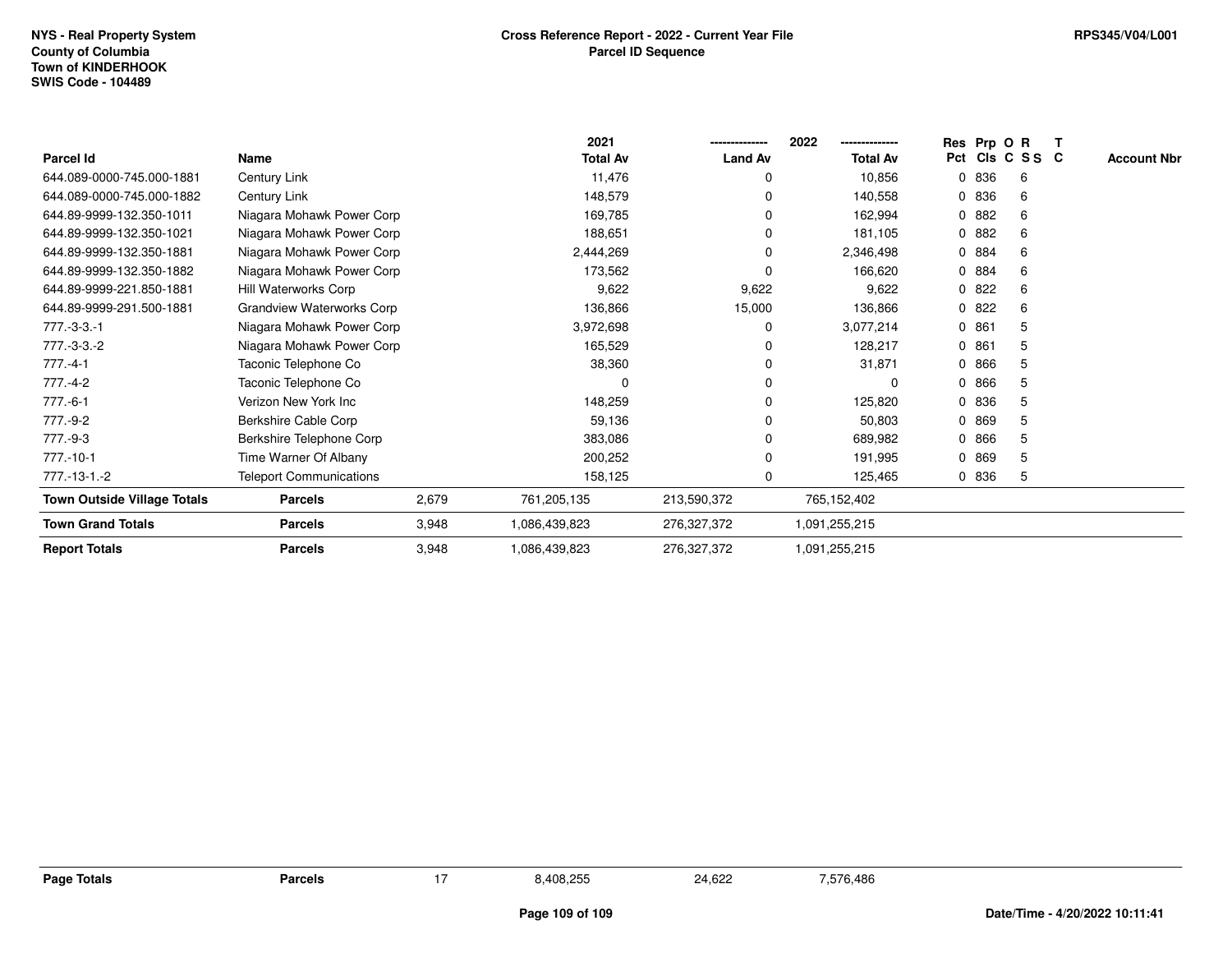NYS - Real Property System
County of Columbia
Town of KINDERHOOK
SWIS Code - 104489

# Cross Reference Report - 2022 - Current Year File
## Parcel ID Sequence

RPS345/V04/L001

| Parcel Id | Name | | 2021 Total Av | 2022 Land Av | 2022 Total Av | Res Pct | Prp Cls | O C | R S S | T C | Account Nbr |
|---|---|---|---|---|---|---|---|---|---|---|---|
| 644.089-0000-745.000-1881 | Century Link | | 11,476 | 0 | 10,856 | 0 | 836 | | 6 | | |
| 644.089-0000-745.000-1882 | Century Link | | 148,579 | 0 | 140,558 | 0 | 836 | | 6 | | |
| 644.89-9999-132.350-1011 | Niagara Mohawk Power Corp | | 169,785 | 0 | 162,994 | 0 | 882 | | 6 | | |
| 644.89-9999-132.350-1021 | Niagara Mohawk Power Corp | | 188,651 | 0 | 181,105 | 0 | 882 | | 6 | | |
| 644.89-9999-132.350-1881 | Niagara Mohawk Power Corp | | 2,444,269 | 0 | 2,346,498 | 0 | 884 | | 6 | | |
| 644.89-9999-132.350-1882 | Niagara Mohawk Power Corp | | 173,562 | 0 | 166,620 | 0 | 884 | | 6 | | |
| 644.89-9999-221.850-1881 | Hill Waterworks Corp | | 9,622 | 9,622 | 9,622 | 0 | 822 | | 6 | | |
| 644.89-9999-291.500-1881 | Grandview Waterworks Corp | | 136,866 | 15,000 | 136,866 | 0 | 822 | | 6 | | |
| 777.-3-3.-1 | Niagara Mohawk Power Corp | | 3,972,698 | 0 | 3,077,214 | 0 | 861 | | 5 | | |
| 777.-3-3.-2 | Niagara Mohawk Power Corp | | 165,529 | 0 | 128,217 | 0 | 861 | | 5 | | |
| 777.-4-1 | Taconic Telephone Co | | 38,360 | 0 | 31,871 | 0 | 866 | | 5 | | |
| 777.-4-2 | Taconic Telephone Co | | 0 | 0 | 0 | 0 | 866 | | 5 | | |
| 777.-6-1 | Verizon New York Inc | | 148,259 | 0 | 125,820 | 0 | 836 | | 5 | | |
| 777.-9-2 | Berkshire Cable Corp | | 59,136 | 0 | 50,803 | 0 | 869 | | 5 | | |
| 777.-9-3 | Berkshire Telephone Corp | | 383,086 | 0 | 689,982 | 0 | 866 | | 5 | | |
| 777.-10-1 | Time Warner Of Albany | | 200,252 | 0 | 191,995 | 0 | 869 | | 5 | | |
| 777.-13-1.-2 | Teleport Communications | | 158,125 | 0 | 125,465 | 0 | 836 | | 5 | | |
| **Town Outside Village Totals** | **Parcels** | 2,679 | 761,205,135 | 213,590,372 | 765,152,402 | | | | | | |
| **Town Grand Totals** | **Parcels** | 3,948 | 1,086,439,823 | 276,327,372 | 1,091,255,215 | | | | | | |
| **Report Totals** | **Parcels** | 3,948 | 1,086,439,823 | 276,327,372 | 1,091,255,215 | | | | | | |

| | | | | | |
|---|---|---|---|---|---|
| **Page Totals** | **Parcels** | 17 | 8,408,255 | 24,622 | 7,576,486 |

Date/Time - 4/20/2022 10:11:41